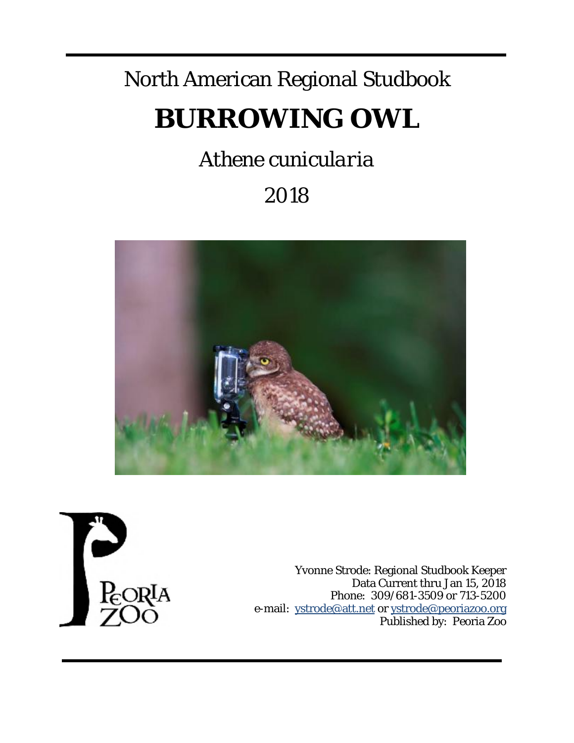North American Regional Studbook

# BURROWING OWL

*Athene cunicularia*

2018

Yvonne Strode: Regional Studbook Keeper
Data Current thru Jan 15, 2018
Phone: 309/681-3509 or 713-5200
e-mail: ystrode@att.net or ystrode@peoriazoo.org
Published by: Peoria Zoo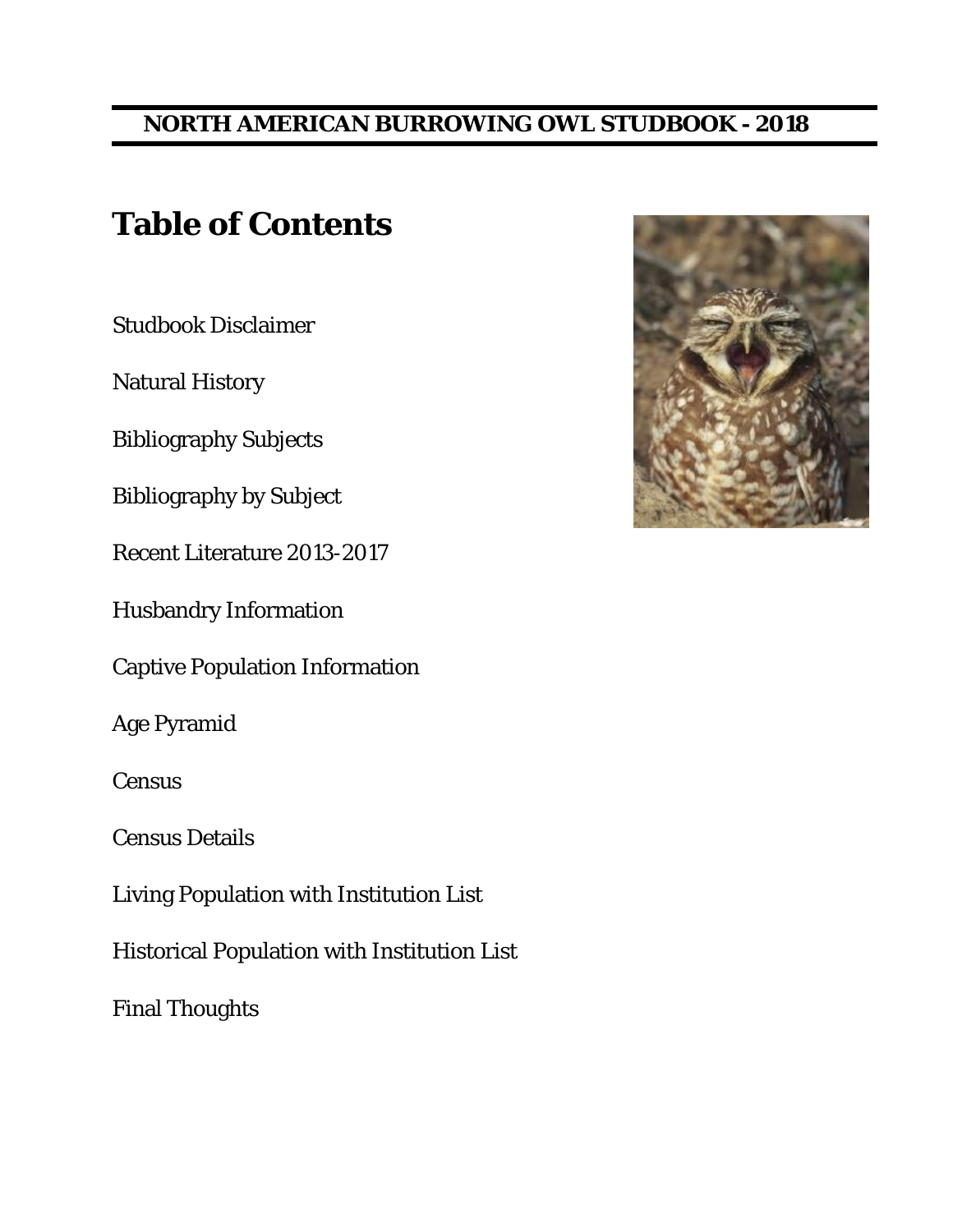# NORTH AMERICAN BURROWING OWL STUDBOOK - 2018

## Table of Contents

Studbook Disclaimer

Natural History

Bibliography Subjects

Bibliography by Subject

Recent Literature 2013-2017

Husbandry Information

Captive Population Information

Age Pyramid

Census

Census Details

Living Population with Institution List

Historical Population with Institution List

Final Thoughts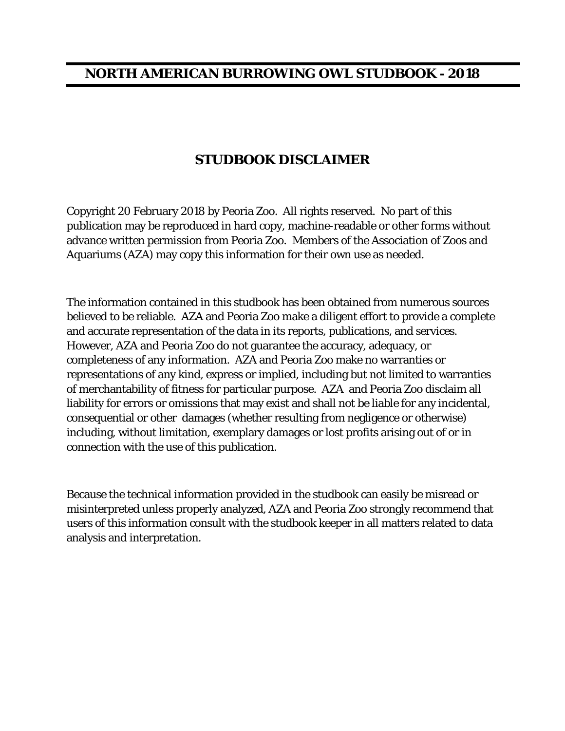# NORTH AMERICAN BURROWING OWL STUDBOOK - 2018

## STUDBOOK DISCLAIMER

Copyright 20 February 2018 by Peoria Zoo. All rights reserved. No part of this publication may be reproduced in hard copy, machine-readable or other forms without advance written permission from Peoria Zoo. Members of the Association of Zoos and Aquariums (AZA) may copy this information for their own use as needed.

The information contained in this studbook has been obtained from numerous sources believed to be reliable. AZA and Peoria Zoo make a diligent effort to provide a complete and accurate representation of the data in its reports, publications, and services. However, AZA and Peoria Zoo do not guarantee the accuracy, adequacy, or completeness of any information. AZA and Peoria Zoo make no warranties or representations of any kind, express or implied, including but not limited to warranties of merchantability of fitness for particular purpose. AZA and Peoria Zoo disclaim all liability for errors or omissions that may exist and shall not be liable for any incidental, consequential or other damages (whether resulting from negligence or otherwise) including, without limitation, exemplary damages or lost profits arising out of or in connection with the use of this publication.

Because the technical information provided in the studbook can easily be misread or misinterpreted unless properly analyzed, AZA and Peoria Zoo strongly recommend that users of this information consult with the studbook keeper in all matters related to data analysis and interpretation.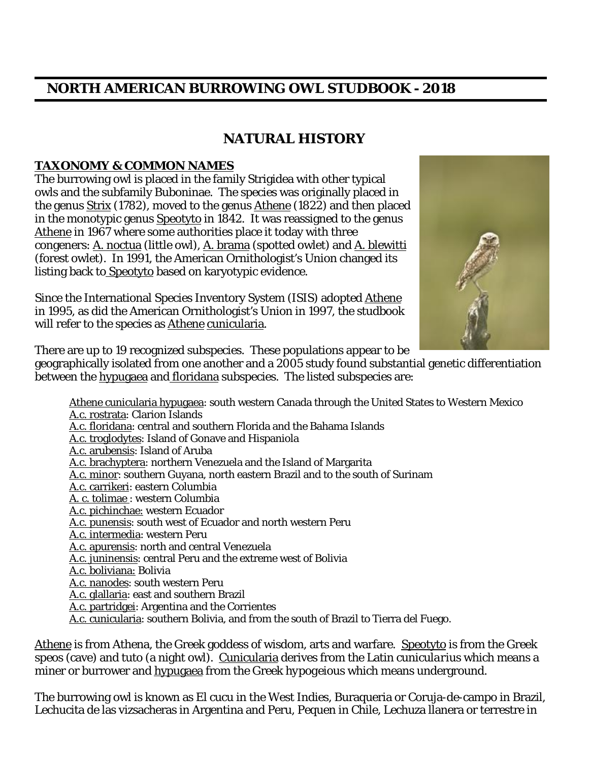# NORTH AMERICAN BURROWING OWL STUDBOOK - 2018

## NATURAL HISTORY

### TAXONOMY & COMMON NAMES

The burrowing owl is placed in the family Strigidea with other typical owls and the subfamily Buboninae. The species was originally placed in the genus Strix (1782), moved to the genus Athene (1822) and then placed in the monotypic genus Speotyto in 1842. It was reassigned to the genus Athene in 1967 where some authorities place it today with three congeners: A. noctua (little owl), A. brama (spotted owlet) and A. blewitti (forest owlet). In 1991, the American Ornithologist's Union changed its listing back to Speotyto based on karyotypic evidence.

Since the International Species Inventory System (ISIS) adopted Athene in 1995, as did the American Ornithologist's Union in 1997, the studbook will refer to the species as Athene cunicularia.

There are up to 19 recognized subspecies. These populations appear to be geographically isolated from one another and a 2005 study found substantial genetic differentiation between the hypugaea and floridana subspecies. The listed subspecies are:

- Athene cunicularia hypugaea: south western Canada through the United States to Western Mexico
- A.c. rostrata: Clarion Islands
- A.c. floridana: central and southern Florida and the Bahama Islands
- A.c. troglodytes: Island of Gonave and Hispaniola
- A.c. arubensis: Island of Aruba
- A.c. brachyptera: northern Venezuela and the Island of Margarita
- A.c. minor: southern Guyana, north eastern Brazil and to the south of Surinam
- A.c. carrikeri: eastern Columbia
- A. c. tolimae : western Columbia
- A.c. pichinchae: western Ecuador
- A.c. punensis: south west of Ecuador and north western Peru
- A.c. intermedia: western Peru
- A.c. apurensis: north and central Venezuela
- A.c. juninensis: central Peru and the extreme west of Bolivia
- A.c. boliviana: Bolivia
- A.c. nanodes: south western Peru
- A.c. glallaria: east and southern Brazil
- A.c. partridgei: Argentina and the Corrientes
- A.c. cunicularia: southern Bolivia, and from the south of Brazil to Tierra del Fuego.

Athene is from Athena, the Greek goddess of wisdom, arts and warfare. Speotyto is from the Greek speos (cave) and tuto (a night owl). Cunicularia derives from the Latin *cunicularius* which means a miner or burrower and hypugaea from the Greek hypogeious which means underground.

The burrowing owl is known as El cucu in the West Indies, Buraqueria or Coruja-de-campo in Brazil, Lechucita de las vizsacheras in Argentina and Peru, Pequen in Chile, Lechuza llanera or terrestre in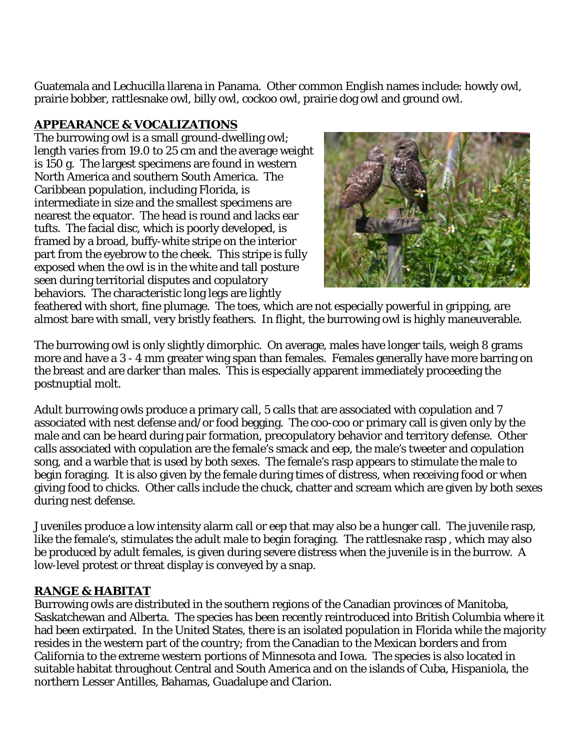Guatemala and Lechucilla llarena in Panama. Other common English names include: howdy owl, prairie bobber, rattlesnake owl, billy owl, cockoo owl, prairie dog owl and ground owl.

## APPEARANCE & VOCALIZATIONS

The burrowing owl is a small ground-dwelling owl; length varies from 19.0 to 25 cm and the average weight is 150 g. The largest specimens are found in western North America and southern South America. The Caribbean population, including Florida, is intermediate in size and the smallest specimens are nearest the equator. The head is round and lacks ear tufts. The facial disc, which is poorly developed, is framed by a broad, buffy-white stripe on the interior part from the eyebrow to the cheek. This stripe is fully exposed when the owl is in the white and tall posture seen during territorial disputes and copulatory behaviors. The characteristic long legs are lightly feathered with short, fine plumage. The toes, which are not especially powerful in gripping, are almost bare with small, very bristly feathers. In flight, the burrowing owl is highly maneuverable.

The burrowing owl is only slightly dimorphic. On average, males have longer tails, weigh 8 grams more and have a 3 - 4 mm greater wing span than females. Females generally have more barring on the breast and are darker than males. This is especially apparent immediately proceeding the postnuptial molt.

Adult burrowing owls produce a primary call, 5 calls that are associated with copulation and 7 associated with nest defense and/or food begging. The coo-coo or primary call is given only by the male and can be heard during pair formation, precopulatory behavior and territory defense. Other calls associated with copulation are the female's smack and eep, the male's tweeter and copulation song, and a warble that is used by both sexes. The female's rasp appears to stimulate the male to begin foraging. It is also given by the female during times of distress, when receiving food or when giving food to chicks. Other calls include the chuck, chatter and scream which are given by both sexes during nest defense.

Juveniles produce a low intensity alarm call or eep that may also be a hunger call. The juvenile rasp, like the female's, stimulates the adult male to begin foraging. The rattlesnake rasp , which may also be produced by adult females, is given during severe distress when the juvenile is in the burrow. A low-level protest or threat display is conveyed by a snap.

## RANGE & HABITAT

Burrowing owls are distributed in the southern regions of the Canadian provinces of Manitoba, Saskatchewan and Alberta. The species has been recently reintroduced into British Columbia where it had been extirpated. In the United States, there is an isolated population in Florida while the majority resides in the western part of the country; from the Canadian to the Mexican borders and from California to the extreme western portions of Minnesota and Iowa. The species is also located in suitable habitat throughout Central and South America and on the islands of Cuba, Hispaniola, the northern Lesser Antilles, Bahamas, Guadalupe and Clarion.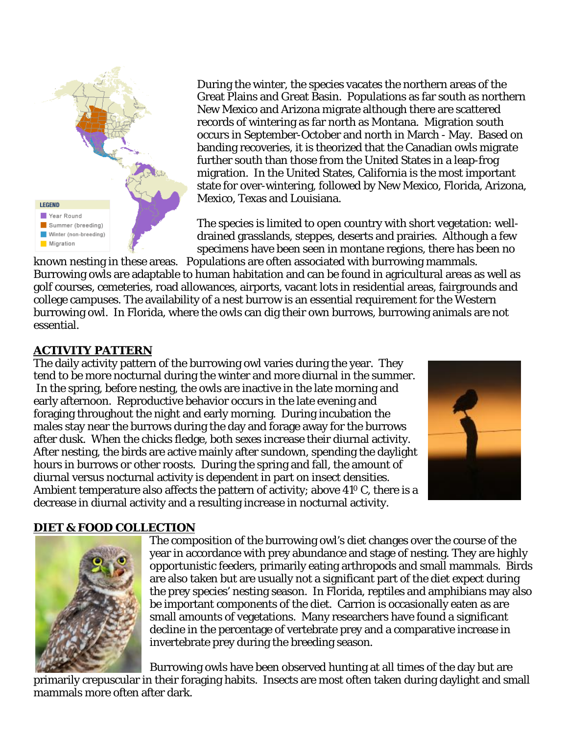LEGEND

Year Round

Summer (breeding)

Winter (non-breeding)

Migration

During the winter, the species vacates the northern areas of the Great Plains and Great Basin. Populations as far south as northern New Mexico and Arizona migrate although there are scattered records of wintering as far north as Montana. Migration south occurs in September-October and north in March - May. Based on banding recoveries, it is theorized that the Canadian owls migrate further south than those from the United States in a leap-frog migration. In the United States, California is the most important state for over-wintering, followed by New Mexico, Florida, Arizona, Mexico, Texas and Louisiana.

The species is limited to open country with short vegetation: well-drained grasslands, steppes, deserts and prairies. Although a few specimens have been seen in montane regions, there has been no known nesting in these areas. Populations are often associated with burrowing mammals. Burrowing owls are adaptable to human habitation and can be found in agricultural areas as well as golf courses, cemeteries, road allowances, airports, vacant lots in residential areas, fairgrounds and college campuses. The availability of a nest burrow is an essential requirement for the Western burrowing owl. In Florida, where the owls can dig their own burrows, burrowing animals are not essential.

## ACTIVITY PATTERN

The daily activity pattern of the burrowing owl varies during the year. They tend to be more nocturnal during the winter and more diurnal in the summer. In the spring, before nesting, the owls are inactive in the late morning and early afternoon. Reproductive behavior occurs in the late evening and foraging throughout the night and early morning. During incubation the males stay near the burrows during the day and forage away for the burrows after dusk. When the chicks fledge, both sexes increase their diurnal activity. After nesting, the birds are active mainly after sundown, spending the daylight hours in burrows or other roosts. During the spring and fall, the amount of diurnal versus nocturnal activity is dependent in part on insect densities. Ambient temperature also affects the pattern of activity; above 41$^{0}$ C, there is a decrease in diurnal activity and a resulting increase in nocturnal activity.

## DIET & FOOD COLLECTION

The composition of the burrowing owl's diet changes over the course of the year in accordance with prey abundance and stage of nesting. They are highly opportunistic feeders, primarily eating arthropods and small mammals. Birds are also taken but are usually not a significant part of the diet expect during the prey species' nesting season. In Florida, reptiles and amphibians may also be important components of the diet. Carrion is occasionally eaten as are small amounts of vegetations. Many researchers have found a significant decline in the percentage of vertebrate prey and a comparative increase in invertebrate prey during the breeding season.

Burrowing owls have been observed hunting at all times of the day but are primarily crepuscular in their foraging habits. Insects are most often taken during daylight and small mammals more often after dark.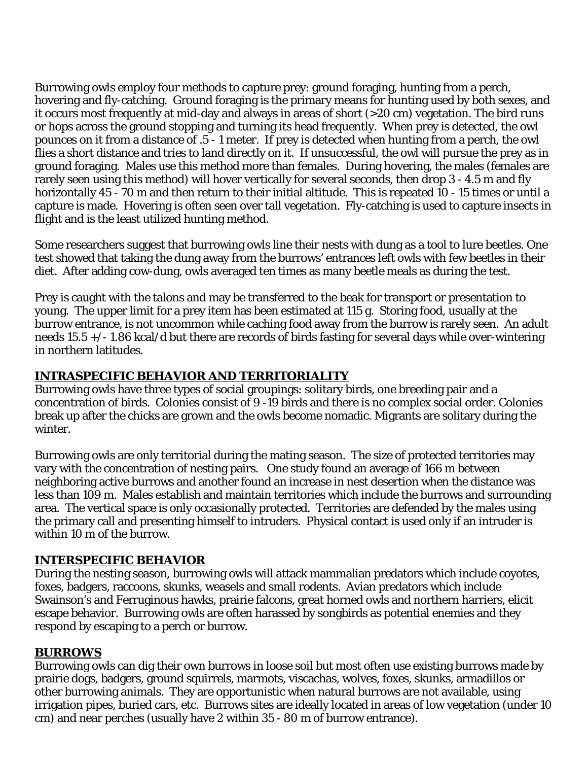Burrowing owls employ four methods to capture prey: ground foraging, hunting from a perch, hovering and fly-catching. Ground foraging is the primary means for hunting used by both sexes, and it occurs most frequently at mid-day and always in areas of short (>20 cm) vegetation. The bird runs or hops across the ground stopping and turning its head frequently. When prey is detected, the owl pounces on it from a distance of .5 - 1 meter. If prey is detected when hunting from a perch, the owl flies a short distance and tries to land directly on it. If unsuccessful, the owl will pursue the prey as in ground foraging. Males use this method more than females. During hovering, the males (females are rarely seen using this method) will hover vertically for several seconds, then drop 3 - 4.5 m and fly horizontally 45 - 70 m and then return to their initial altitude. This is repeated 10 - 15 times or until a capture is made. Hovering is often seen over tall vegetation. Fly-catching is used to capture insects in flight and is the least utilized hunting method.

Some researchers suggest that burrowing owls line their nests with dung as a tool to lure beetles. One test showed that taking the dung away from the burrows' entrances left owls with few beetles in their diet. After adding cow-dung, owls averaged ten times as many beetle meals as during the test.

Prey is caught with the talons and may be transferred to the beak for transport or presentation to young. The upper limit for a prey item has been estimated at 115 g. Storing food, usually at the burrow entrance, is not uncommon while caching food away from the burrow is rarely seen. An adult needs 15.5 +/- 1.86 kcal/d but there are records of birds fasting for several days while over-wintering in northern latitudes.

## INTRASPECIFIC BEHAVIOR AND TERRITORIALITY

Burrowing owls have three types of social groupings: solitary birds, one breeding pair and a concentration of birds. Colonies consist of 9 -19 birds and there is no complex social order. Colonies break up after the chicks are grown and the owls become nomadic. Migrants are solitary during the winter.

Burrowing owls are only territorial during the mating season. The size of protected territories may vary with the concentration of nesting pairs. One study found an average of 166 m between neighboring active burrows and another found an increase in nest desertion when the distance was less than 109 m. Males establish and maintain territories which include the burrows and surrounding area. The vertical space is only occasionally protected. Territories are defended by the males using the primary call and presenting himself to intruders. Physical contact is used only if an intruder is within 10 m of the burrow.

## INTERSPECIFIC BEHAVIOR

During the nesting season, burrowing owls will attack mammalian predators which include coyotes, foxes, badgers, raccoons, skunks, weasels and small rodents. Avian predators which include Swainson's and Ferruginous hawks, prairie falcons, great horned owls and northern harriers, elicit escape behavior. Burrowing owls are often harassed by songbirds as potential enemies and they respond by escaping to a perch or burrow.

## BURROWS

Burrowing owls can dig their own burrows in loose soil but most often use existing burrows made by prairie dogs, badgers, ground squirrels, marmots, viscachas, wolves, foxes, skunks, armadillos or other burrowing animals. They are opportunistic when natural burrows are not available, using irrigation pipes, buried cars, etc. Burrows sites are ideally located in areas of low vegetation (under 10 cm) and near perches (usually have 2 within 35 - 80 m of burrow entrance).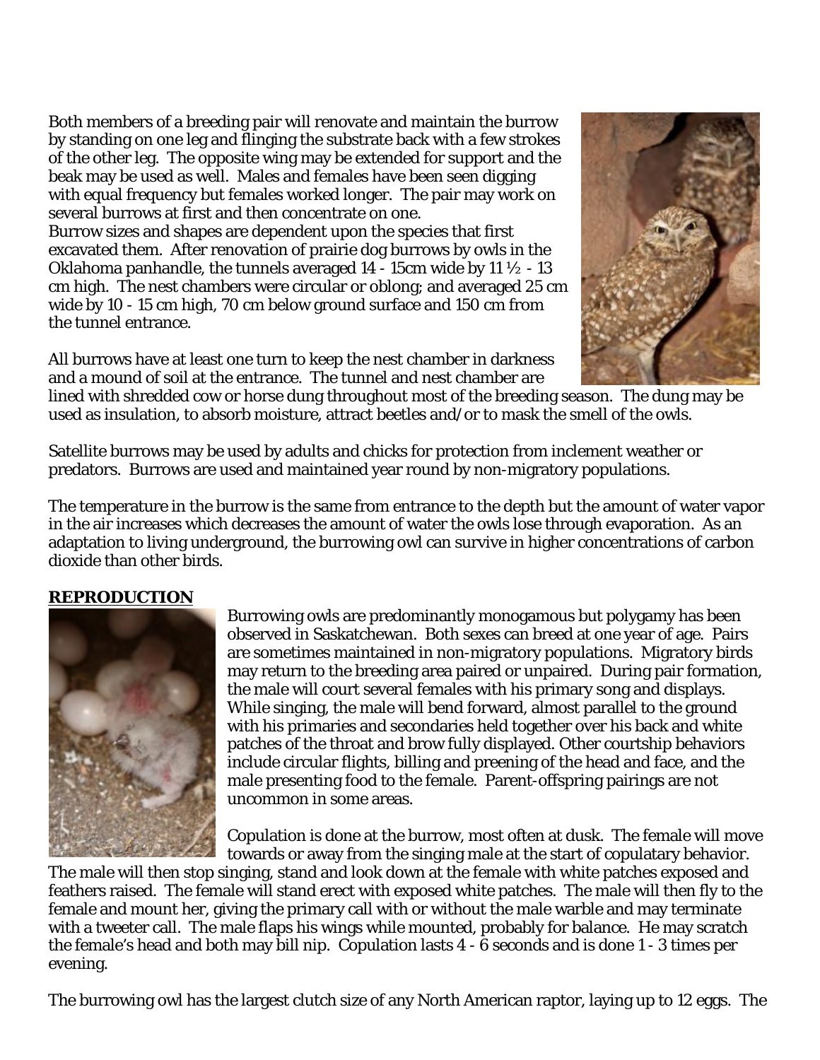Both members of a breeding pair will renovate and maintain the burrow by standing on one leg and flinging the substrate back with a few strokes of the other leg. The opposite wing may be extended for support and the beak may be used as well. Males and females have been seen digging with equal frequency but females worked longer. The pair may work on several burrows at first and then concentrate on one.
Burrow sizes and shapes are dependent upon the species that first excavated them. After renovation of prairie dog burrows by owls in the Oklahoma panhandle, the tunnels averaged 14 - 15cm wide by 11 ½ - 13 cm high. The nest chambers were circular or oblong; and averaged 25 cm wide by 10 - 15 cm high, 70 cm below ground surface and 150 cm from the tunnel entrance.

All burrows have at least one turn to keep the nest chamber in darkness and a mound of soil at the entrance. The tunnel and nest chamber are lined with shredded cow or horse dung throughout most of the breeding season. The dung may be used as insulation, to absorb moisture, attract beetles and/or to mask the smell of the owls.

Satellite burrows may be used by adults and chicks for protection from inclement weather or predators. Burrows are used and maintained year round by non-migratory populations.

The temperature in the burrow is the same from entrance to the depth but the amount of water vapor in the air increases which decreases the amount of water the owls lose through evaporation. As an adaptation to living underground, the burrowing owl can survive in higher concentrations of carbon dioxide than other birds.

## REPRODUCTION

Burrowing owls are predominantly monogamous but polygamy has been observed in Saskatchewan. Both sexes can breed at one year of age. Pairs are sometimes maintained in non-migratory populations. Migratory birds may return to the breeding area paired or unpaired. During pair formation, the male will court several females with his primary song and displays. While singing, the male will bend forward, almost parallel to the ground with his primaries and secondaries held together over his back and white patches of the throat and brow fully displayed. Other courtship behaviors include circular flights, billing and preening of the head and face, and the male presenting food to the female. Parent-offspring pairings are not uncommon in some areas.

Copulation is done at the burrow, most often at dusk. The female will move towards or away from the singing male at the start of copulatary behavior. The male will then stop singing, stand and look down at the female with white patches exposed and feathers raised. The female will stand erect with exposed white patches. The male will then fly to the female and mount her, giving the primary call with or without the male warble and may terminate with a tweeter call. The male flaps his wings while mounted, probably for balance. He may scratch the female's head and both may bill nip. Copulation lasts 4 - 6 seconds and is done 1 - 3 times per evening.

The burrowing owl has the largest clutch size of any North American raptor, laying up to 12 eggs. The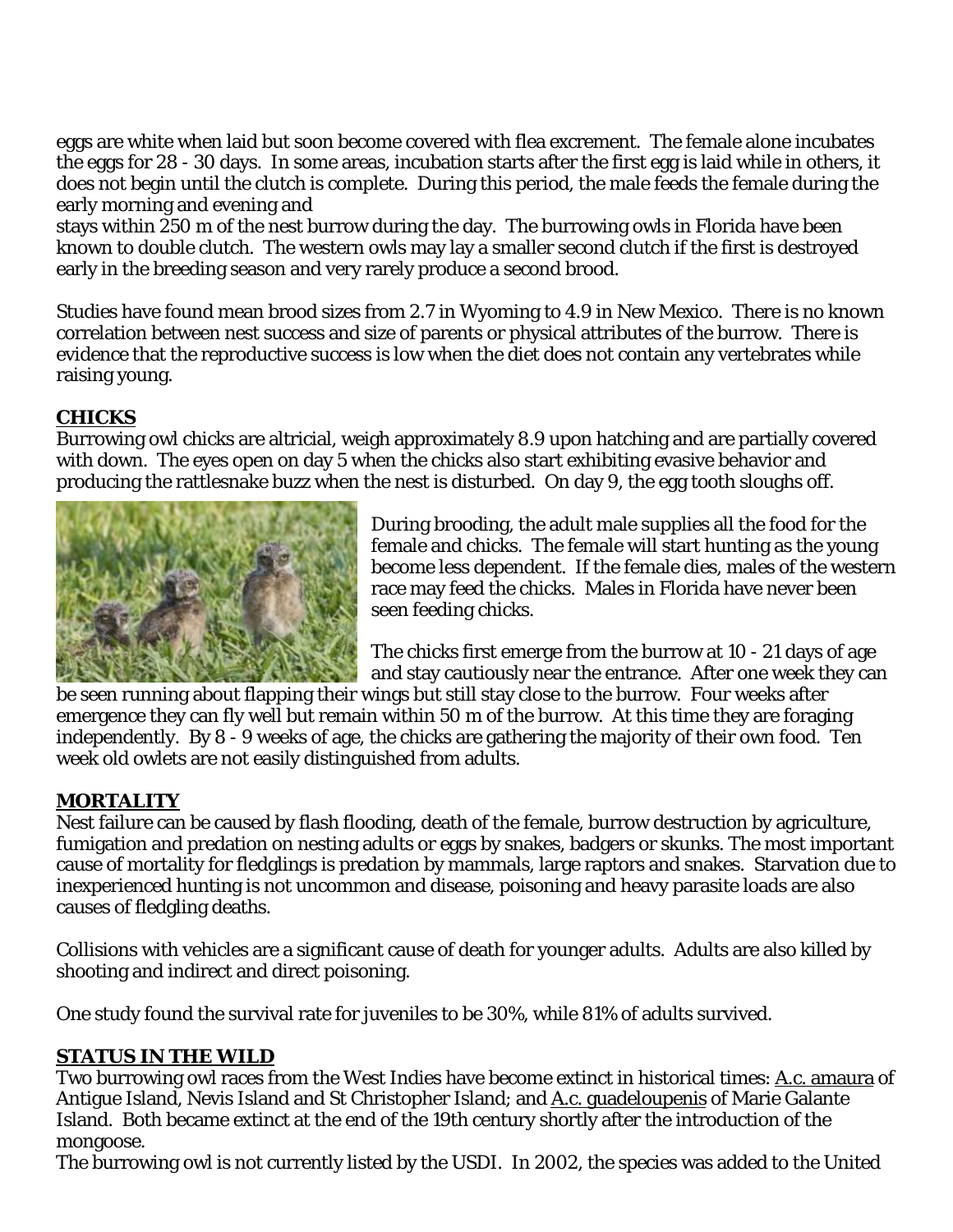eggs are white when laid but soon become covered with flea excrement. The female alone incubates the eggs for 28 - 30 days. In some areas, incubation starts after the first egg is laid while in others, it does not begin until the clutch is complete. During this period, the male feeds the female during the early morning and evening and
stays within 250 m of the nest burrow during the day. The burrowing owls in Florida have been known to double clutch. The western owls may lay a smaller second clutch if the first is destroyed early in the breeding season and very rarely produce a second brood.

Studies have found mean brood sizes from 2.7 in Wyoming to 4.9 in New Mexico. There is no known correlation between nest success and size of parents or physical attributes of the burrow. There is evidence that the reproductive success is low when the diet does not contain any vertebrates while raising young.

## CHICKS

Burrowing owl chicks are altricial, weigh approximately 8.9 upon hatching and are partially covered with down. The eyes open on day 5 when the chicks also start exhibiting evasive behavior and producing the rattlesnake buzz when the nest is disturbed. On day 9, the egg tooth sloughs off.

During brooding, the adult male supplies all the food for the female and chicks. The female will start hunting as the young become less dependent. If the female dies, males of the western race may feed the chicks. Males in Florida have never been seen feeding chicks.

The chicks first emerge from the burrow at 10 - 21 days of age and stay cautiously near the entrance. After one week they can be seen running about flapping their wings but still stay close to the burrow. Four weeks after emergence they can fly well but remain within 50 m of the burrow. At this time they are foraging independently. By 8 - 9 weeks of age, the chicks are gathering the majority of their own food. Ten week old owlets are not easily distinguished from adults.

## MORTALITY

Nest failure can be caused by flash flooding, death of the female, burrow destruction by agriculture, fumigation and predation on nesting adults or eggs by snakes, badgers or skunks. The most important cause of mortality for fledglings is predation by mammals, large raptors and snakes. Starvation due to inexperienced hunting is not uncommon and disease, poisoning and heavy parasite loads are also causes of fledgling deaths.

Collisions with vehicles are a significant cause of death for younger adults. Adults are also killed by shooting and indirect and direct poisoning.

One study found the survival rate for juveniles to be 30%, while 81% of adults survived.

## STATUS IN THE WILD

Two burrowing owl races from the West Indies have become extinct in historical times: A.c. amaura of Antigue Island, Nevis Island and St Christopher Island; and A.c. guadeloupenis of Marie Galante Island. Both became extinct at the end of the 19th century shortly after the introduction of the mongoose.
The burrowing owl is not currently listed by the USDI. In 2002, the species was added to the United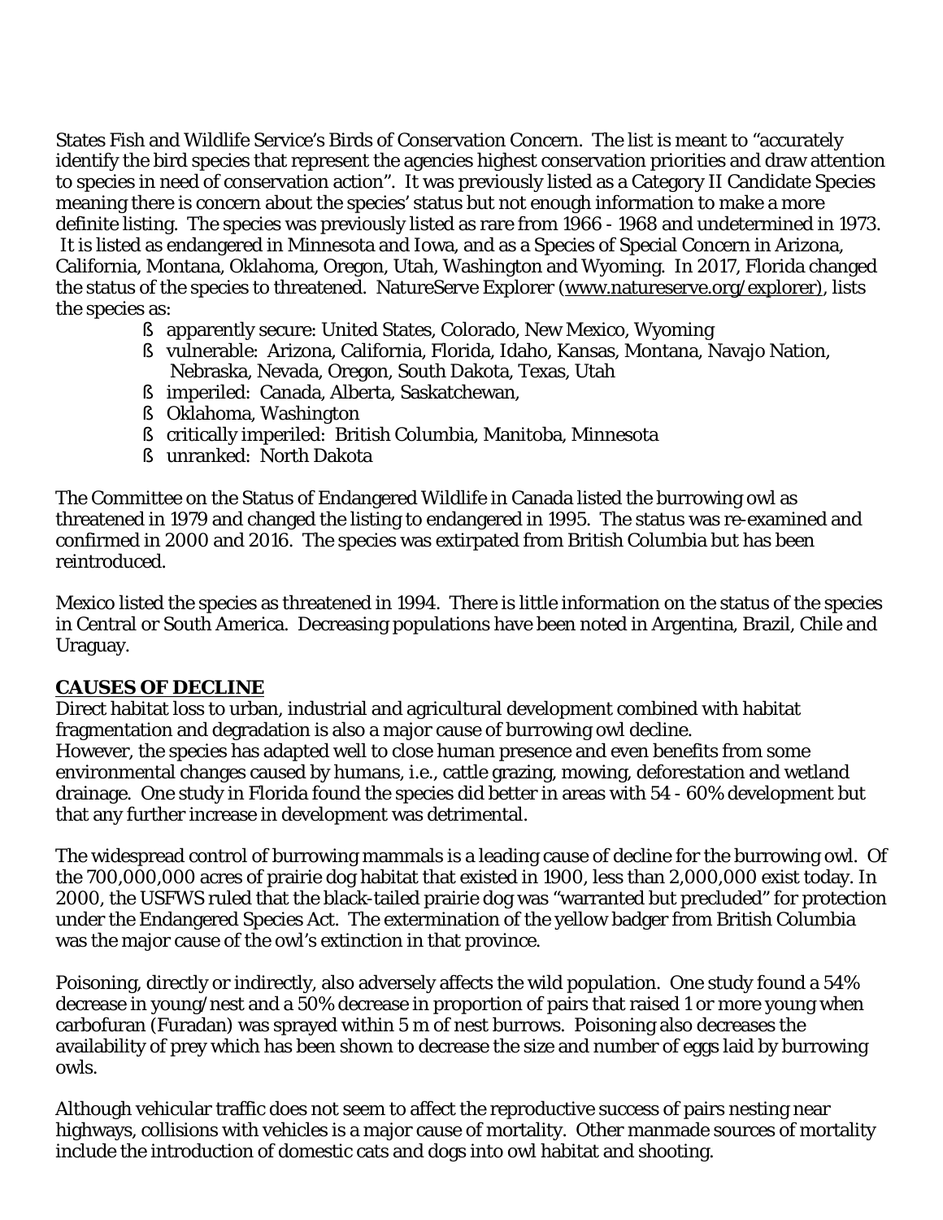States Fish and Wildlife Service's Birds of Conservation Concern. The list is meant to "accurately identify the bird species that represent the agencies highest conservation priorities and draw attention to species in need of conservation action". It was previously listed as a Category II Candidate Species meaning there is concern about the species' status but not enough information to make a more definite listing. The species was previously listed as rare from 1966 - 1968 and undetermined in 1973. It is listed as endangered in Minnesota and Iowa, and as a Species of Special Concern in Arizona, California, Montana, Oklahoma, Oregon, Utah, Washington and Wyoming. In 2017, Florida changed the status of the species to threatened. NatureServe Explorer (www.natureserve.org/explorer), lists the species as:

- apparently secure: United States, Colorado, New Mexico, Wyoming
- vulnerable: Arizona, California, Florida, Idaho, Kansas, Montana, Navajo Nation, Nebraska, Nevada, Oregon, South Dakota, Texas, Utah
- imperiled: Canada, Alberta, Saskatchewan,
- Oklahoma, Washington
- critically imperiled: British Columbia, Manitoba, Minnesota
- unranked: North Dakota

The Committee on the Status of Endangered Wildlife in Canada listed the burrowing owl as threatened in 1979 and changed the listing to endangered in 1995. The status was re-examined and confirmed in 2000 and 2016. The species was extirpated from British Columbia but has been reintroduced.

Mexico listed the species as threatened in 1994. There is little information on the status of the species in Central or South America. Decreasing populations have been noted in Argentina, Brazil, Chile and Uraguay.

## CAUSES OF DECLINE

Direct habitat loss to urban, industrial and agricultural development combined with habitat fragmentation and degradation is also a major cause of burrowing owl decline.
However, the species has adapted well to close human presence and even benefits from some environmental changes caused by humans, i.e., cattle grazing, mowing, deforestation and wetland drainage. One study in Florida found the species did better in areas with 54 - 60% development but that any further increase in development was detrimental.

The widespread control of burrowing mammals is a leading cause of decline for the burrowing owl. Of the 700,000,000 acres of prairie dog habitat that existed in 1900, less than 2,000,000 exist today. In 2000, the USFWS ruled that the black-tailed prairie dog was "warranted but precluded" for protection under the Endangered Species Act. The extermination of the yellow badger from British Columbia was the major cause of the owl's extinction in that province.

Poisoning, directly or indirectly, also adversely affects the wild population. One study found a 54% decrease in young/nest and a 50% decrease in proportion of pairs that raised 1 or more young when carbofuran (Furadan) was sprayed within 5 m of nest burrows. Poisoning also decreases the availability of prey which has been shown to decrease the size and number of eggs laid by burrowing owls.

Although vehicular traffic does not seem to affect the reproductive success of pairs nesting near highways, collisions with vehicles is a major cause of mortality. Other manmade sources of mortality include the introduction of domestic cats and dogs into owl habitat and shooting.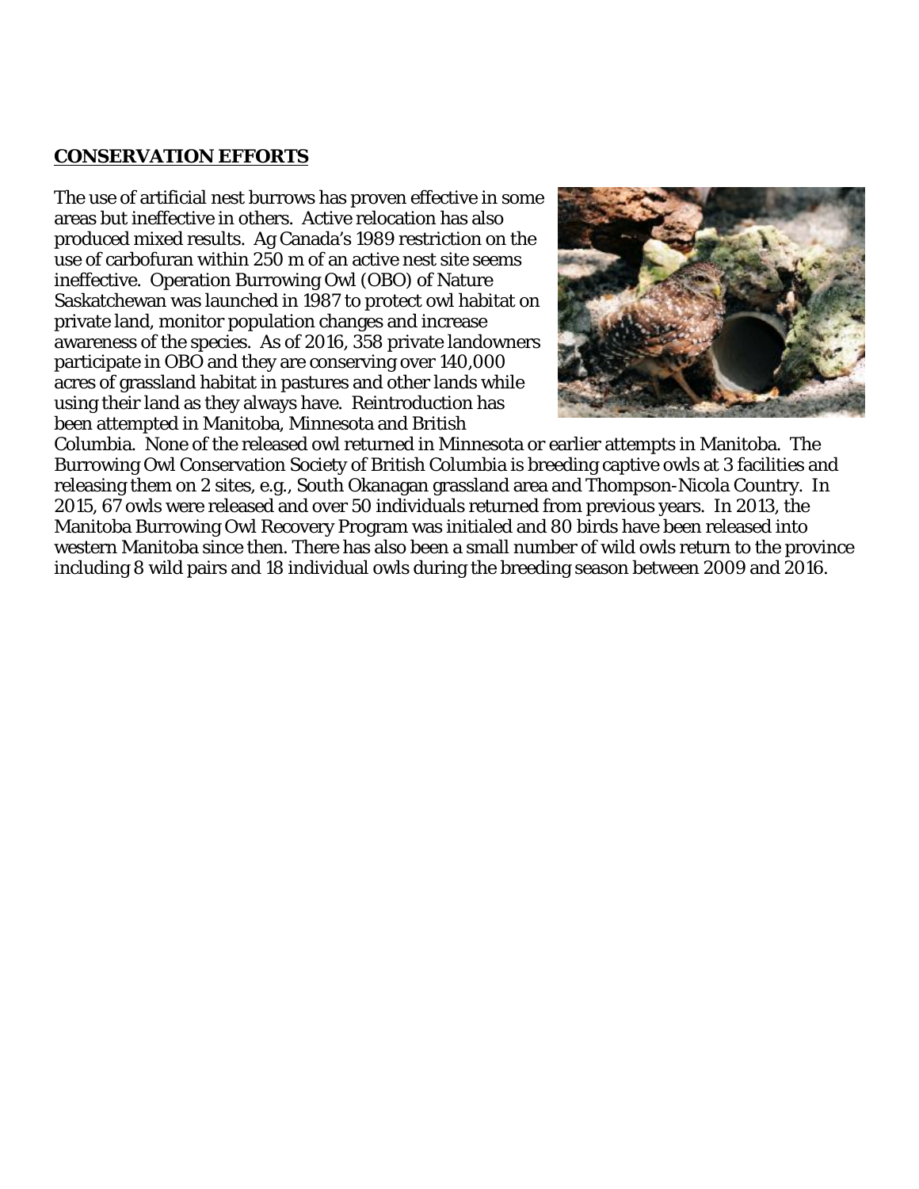**CONSERVATION EFFORTS**

The use of artificial nest burrows has proven effective in some areas but ineffective in others. Active relocation has also produced mixed results. Ag Canada's 1989 restriction on the use of carbofuran within 250 m of an active nest site seems ineffective. Operation Burrowing Owl (OBO) of Nature Saskatchewan was launched in 1987 to protect owl habitat on private land, monitor population changes and increase awareness of the species. As of 2016, 358 private landowners participate in OBO and they are conserving over 140,000 acres of grassland habitat in pastures and other lands while using their land as they always have. Reintroduction has been attempted in Manitoba, Minnesota and British Columbia. None of the released owl returned in Minnesota or earlier attempts in Manitoba. The Burrowing Owl Conservation Society of British Columbia is breeding captive owls at 3 facilities and releasing them on 2 sites, e.g., South Okanagan grassland area and Thompson-Nicola Country. In 2015, 67 owls were released and over 50 individuals returned from previous years. In 2013, the Manitoba Burrowing Owl Recovery Program was initialed and 80 birds have been released into western Manitoba since then. There has also been a small number of wild owls return to the province including 8 wild pairs and 18 individual owls during the breeding season between 2009 and 2016.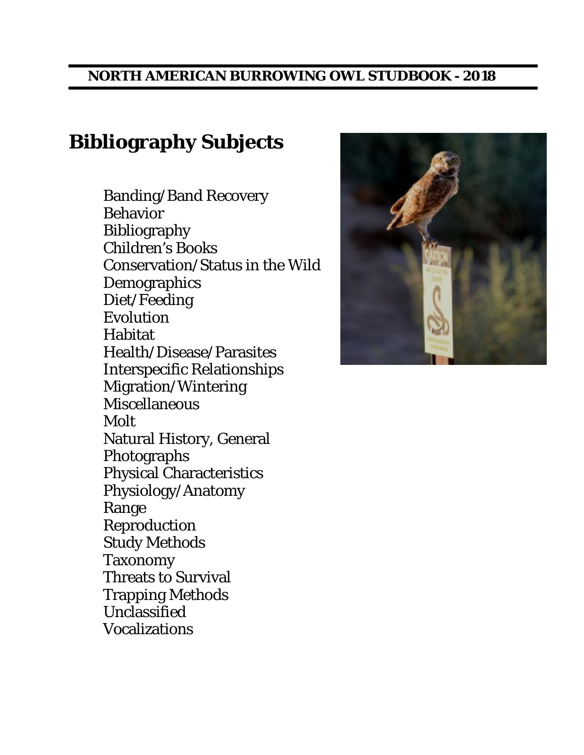# Bibliography Subjects

- Banding/Band Recovery
- Behavior
- Bibliography
- Children's Books
- Conservation/Status in the Wild
- Demographics
- Diet/Feeding
- Evolution
- Habitat
- Health/Disease/Parasites
- Interspecific Relationships
- Migration/Wintering
- Miscellaneous
- Molt
- Natural History, General
- Photographs
- Physical Characteristics
- Physiology/Anatomy
- Range
- Reproduction
- Study Methods
- Taxonomy
- Threats to Survival
- Trapping Methods
- Unclassified
- Vocalizations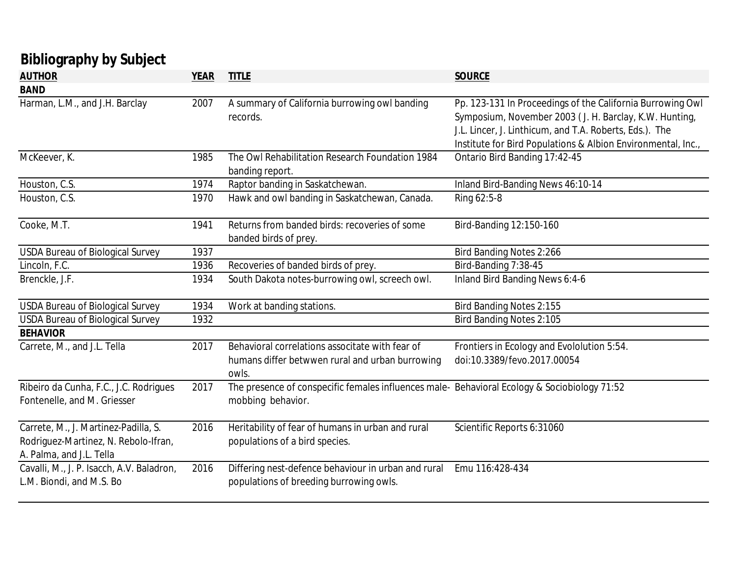## Bibliography by Subject

| AUTHOR | YEAR | TITLE | SOURCE |
|---|---|---|---|
| **BAND** | | | |
| Harman, L.M., and J.H. Barclay | 2007 | A summary of California burrowing owl banding records. | Pp. 123-131 In Proceedings of the California Burrowing Owl Symposium, November 2003 ( J. H. Barclay, K.W. Hunting, J.L. Lincer, J. Linthicum, and T.A. Roberts, Eds.). The Institute for Bird Populations & Albion Environmental, Inc., |
| McKeever, K. | 1985 | The Owl Rehabilitation Research Foundation 1984 banding report. | Ontario Bird Banding 17:42-45 |
| Houston, C.S. | 1974 | Raptor banding in Saskatchewan. | Inland Bird-Banding News 46:10-14 |
| Houston, C.S. | 1970 | Hawk and owl banding in Saskatchewan, Canada. | Ring 62:5-8 |
| Cooke, M.T. | 1941 | Returns from banded birds: recoveries of some banded birds of prey. | Bird-Banding 12:150-160 |
| USDA Bureau of Biological Survey | 1937 | | Bird Banding Notes 2:266 |
| Lincoln, F.C. | 1936 | Recoveries of banded birds of prey. | Bird-Banding 7:38-45 |
| Brenckle, J.F. | 1934 | South Dakota notes-burrowing owl, screech owl. | Inland Bird Banding News 6:4-6 |
| USDA Bureau of Biological Survey | 1934 | Work at banding stations. | Bird Banding Notes 2:155 |
| USDA Bureau of Biological Survey | 1932 | | Bird Banding Notes 2:105 |
| **BEHAVIOR** | | | |
| Carrete, M., and J.L. Tella | 2017 | Behavioral correlations associtate with fear of humans differ betwwen rural and urban burrowing owls. | Frontiers in Ecology and Evololution 5:54. doi:10.3389/fevo.2017.00054 |
| Ribeiro da Cunha, F.C., J.C. Rodrigues Fontenelle, and M. Griesser | 2017 | The presence of conspecific females influences male-mobbing behavior. | Behavioral Ecology & Sociobiology 71:52 |
| Carrete, M., J. Martinez-Padilla, S. Rodriguez-Martinez, N. Rebolo-Ifran, A. Palma, and J.L. Tella | 2016 | Heritability of fear of humans in urban and rural populations of a bird species. | Scientific Reports 6:31060 |
| Cavalli, M., J. P. Isacch, A.V. Baladron, L.M. Biondi, and M.S. Bo | 2016 | Differing nest-defence behaviour in urban and rural populations of breeding burrowing owls. | Emu 116:428-434 |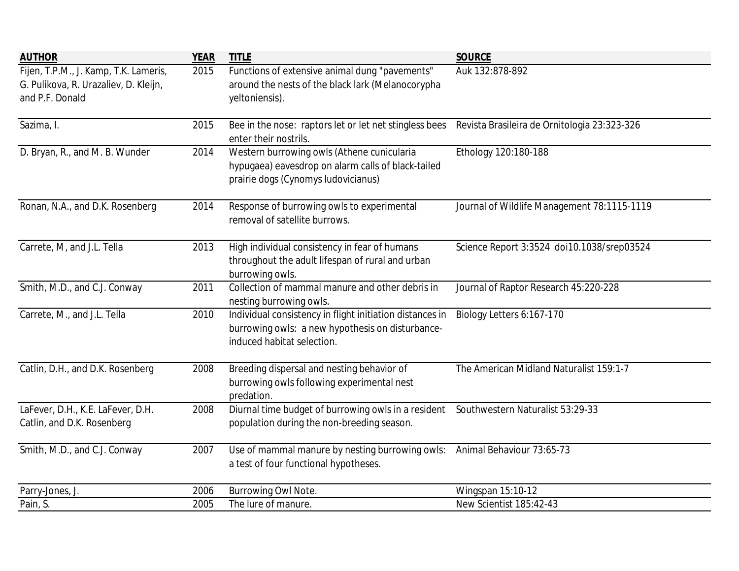| AUTHOR | YEAR | TITLE | SOURCE |
|---|---|---|---|
| Fijen, T.P.M., J. Kamp, T.K. Lameris, G. Pulikova, R. Urazaliev, D. Kleijn, and P.F. Donald | 2015 | Functions of extensive animal dung "pavements" around the nests of the black lark (Melanocorypha yeltoniensis). | Auk 132:878-892 |
| Sazima, I. | 2015 | Bee in the nose: raptors let or let net stingless bees enter their nostrils. | Revista Brasileira de Ornitologia 23:323-326 |
| D. Bryan, R., and M. B. Wunder | 2014 | Western burrowing owls (Athene cunicularia hypugaea) eavesdrop on alarm calls of black-tailed prairie dogs (Cynomys ludovicianus) | Ethology 120:180-188 |
| Ronan, N.A., and D.K. Rosenberg | 2014 | Response of burrowing owls to experimental removal of satellite burrows. | Journal of Wildlife Management 78:1115-1119 |
| Carrete, M, and J.L. Tella | 2013 | High individual consistency in fear of humans throughout the adult lifespan of rural and urban burrowing owls. | Science Report 3:3524 doi10.1038/srep03524 |
| Smith, M.D., and C.J. Conway | 2011 | Collection of mammal manure and other debris in nesting burrowing owls. | Journal of Raptor Research 45:220-228 |
| Carrete, M., and J.L. Tella | 2010 | Individual consistency in flight initiation distances in burrowing owls: a new hypothesis on disturbance-induced habitat selection. | Biology Letters 6:167-170 |
| Catlin, D.H., and D.K. Rosenberg | 2008 | Breeding dispersal and nesting behavior of burrowing owls following experimental nest predation. | The American Midland Naturalist 159:1-7 |
| LaFever, D.H., K.E. LaFever, D.H. Catlin, and D.K. Rosenberg | 2008 | Diurnal time budget of burrowing owls in a resident population during the non-breeding season. | Southwestern Naturalist 53:29-33 |
| Smith, M.D., and C.J. Conway | 2007 | Use of mammal manure by nesting burrowing owls: a test of four functional hypotheses. | Animal Behaviour 73:65-73 |
| Parry-Jones, J. | 2006 | Burrowing Owl Note. | Wingspan 15:10-12 |
| Pain, S. | 2005 | The lure of manure. | New Scientist 185:42-43 |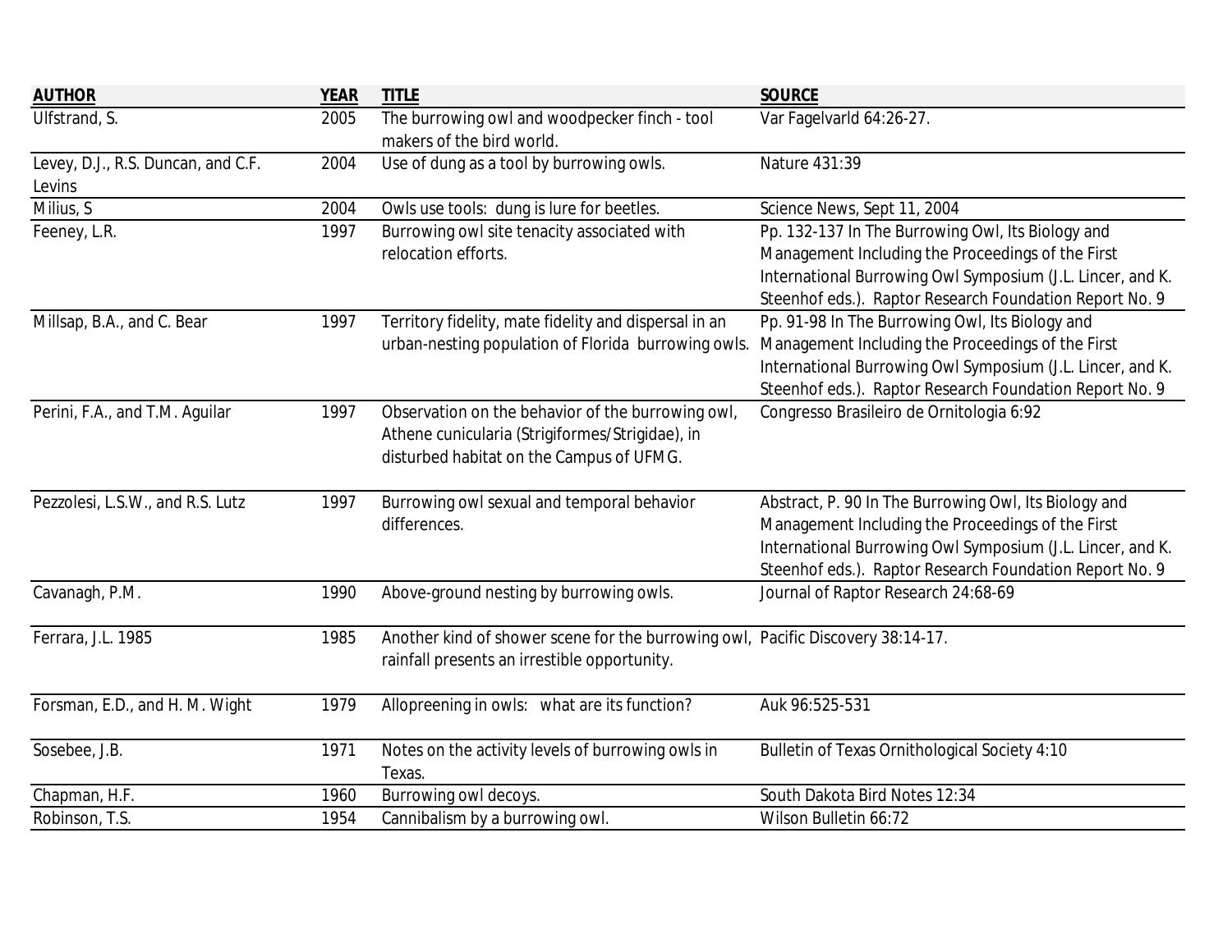| AUTHOR | YEAR | TITLE | SOURCE |
|---|---|---|---|
| Ulfstrand, S. | 2005 | The burrowing owl and woodpecker finch - tool makers of the bird world. | Var Fagelvarld 64:26-27. |
| Levey, D.J., R.S. Duncan, and C.F. Levins | 2004 | Use of dung as a tool by burrowing owls. | Nature 431:39 |
| Milius, S | 2004 | Owls use tools: dung is lure for beetles. | Science News, Sept 11, 2004 |
| Feeney, L.R. | 1997 | Burrowing owl site tenacity associated with relocation efforts. | Pp. 132-137 In The Burrowing Owl, Its Biology and Management Including the Proceedings of the First International Burrowing Owl Symposium (J.L. Lincer, and K. Steenhof eds.). Raptor Research Foundation Report No. 9 |
| Millsap, B.A., and C. Bear | 1997 | Territory fidelity, mate fidelity and dispersal in an urban-nesting population of Florida burrowing owls. | Pp. 91-98 In The Burrowing Owl, Its Biology and Management Including the Proceedings of the First International Burrowing Owl Symposium (J.L. Lincer, and K. Steenhof eds.). Raptor Research Foundation Report No. 9 |
| Perini, F.A., and T.M. Aguilar | 1997 | Observation on the behavior of the burrowing owl, Athene cunicularia (Strigiformes/Strigidae), in disturbed habitat on the Campus of UFMG. | Congresso Brasileiro de Ornitologia 6:92 |
| Pezzolesi, L.S.W., and R.S. Lutz | 1997 | Burrowing owl sexual and temporal behavior differences. | Abstract, P. 90 In The Burrowing Owl, Its Biology and Management Including the Proceedings of the First International Burrowing Owl Symposium (J.L. Lincer, and K. Steenhof eds.). Raptor Research Foundation Report No. 9 |
| Cavanagh, P.M. | 1990 | Above-ground nesting by burrowing owls. | Journal of Raptor Research 24:68-69 |
| Ferrara, J.L. 1985 | 1985 | Another kind of shower scene for the burrowing owl, rainfall presents an irrestible opportunity. | Pacific Discovery 38:14-17. |
| Forsman, E.D., and H. M. Wight | 1979 | Allopreening in owls: what are its function? | Auk 96:525-531 |
| Sosebee, J.B. | 1971 | Notes on the activity levels of burrowing owls in Texas. | Bulletin of Texas Ornithological Society 4:10 |
| Chapman, H.F. | 1960 | Burrowing owl decoys. | South Dakota Bird Notes 12:34 |
| Robinson, T.S. | 1954 | Cannibalism by a burrowing owl. | Wilson Bulletin 66:72 |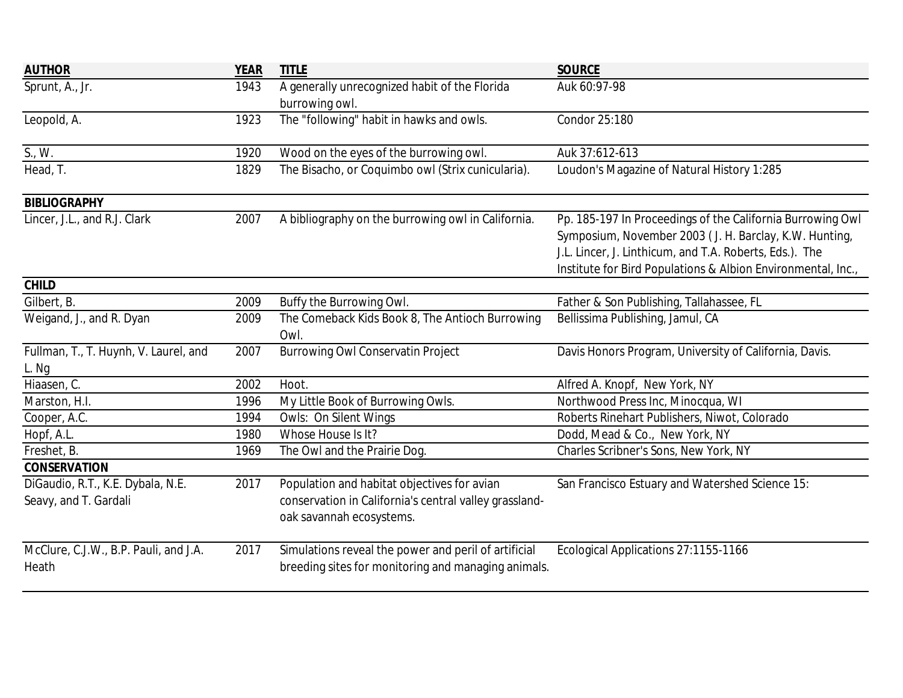| AUTHOR | YEAR | TITLE | SOURCE |
|---|---|---|---|
| Sprunt, A., Jr. | 1943 | A generally unrecognized habit of the Florida burrowing owl. | Auk 60:97-98 |
| Leopold, A. | 1923 | The "following" habit in hawks and owls. | Condor 25:180 |
| S., W. | 1920 | Wood on the eyes of the burrowing owl. | Auk 37:612-613 |
| Head, T. | 1829 | The Bisacho, or Coquimbo owl (Strix cunicularia). | Loudon's Magazine of Natural History 1:285 |
| **BIBLIOGRAPHY** | | | |
| Lincer, J.L., and R.J. Clark | 2007 | A bibliography on the burrowing owl in California. | Pp. 185-197 In Proceedings of the California Burrowing Owl Symposium, November 2003 ( J. H. Barclay, K.W. Hunting, J.L. Lincer, J. Linthicum, and T.A. Roberts, Eds.). The Institute for Bird Populations & Albion Environmental, Inc., |
| **CHILD** | | | |
| Gilbert, B. | 2009 | Buffy the Burrowing Owl. | Father & Son Publishing, Tallahassee, FL |
| Weigand, J., and R. Dyan | 2009 | The Comeback Kids Book 8, The Antioch Burrowing Owl. | Bellissima Publishing, Jamul, CA |
| Fullman, T., T. Huynh, V. Laurel, and L. Ng | 2007 | Burrowing Owl Conservatin Project | Davis Honors Program, University of California, Davis. |
| Hiaasen, C. | 2002 | Hoot. | Alfred A. Knopf, New York, NY |
| Marston, H.I. | 1996 | My Little Book of Burrowing Owls. | Northwood Press Inc, Minocqua, WI |
| Cooper, A.C. | 1994 | Owls: On Silent Wings | Roberts Rinehart Publishers, Niwot, Colorado |
| Hopf, A.L. | 1980 | Whose House Is It? | Dodd, Mead & Co., New York, NY |
| Freshet, B. | 1969 | The Owl and the Prairie Dog. | Charles Scribner's Sons, New York, NY |
| **CONSERVATION** | | | |
| DiGaudio, R.T., K.E. Dybala, N.E. Seavy, and T. Gardali | 2017 | Population and habitat objectives for avian conservation in California's central valley grassland-oak savannah ecosystems. | San Francisco Estuary and Watershed Science 15: |
| McClure, C.J.W., B.P. Pauli, and J.A. Heath | 2017 | Simulations reveal the power and peril of artificial breeding sites for monitoring and managing animals. | Ecological Applications 27:1155-1166 |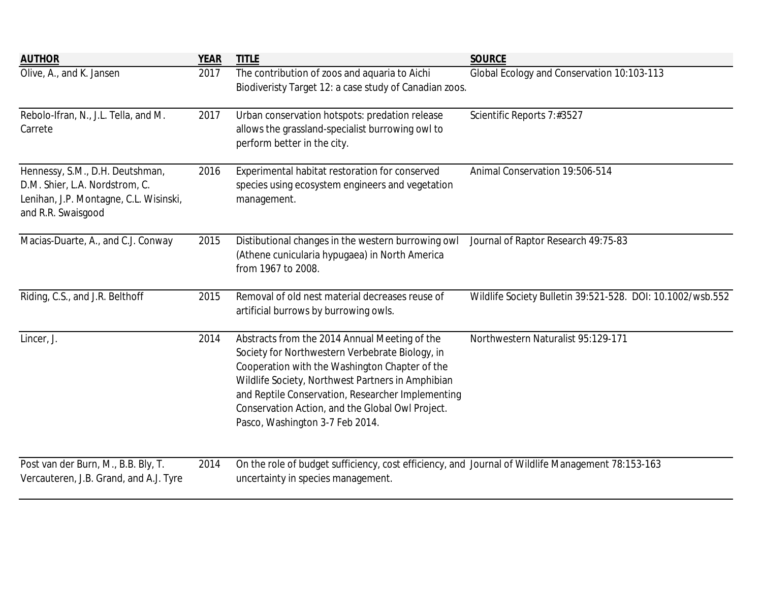| AUTHOR | YEAR | TITLE | SOURCE |
| --- | --- | --- | --- |
| Olive, A., and K. Jansen | 2017 | The contribution of zoos and aquaria to Aichi Biodiveristy Target 12: a case study of Canadian zoos. | Global Ecology and Conservation 10:103-113 |
| Rebolo-Ifran, N., J.L. Tella, and M. Carrete | 2017 | Urban conservation hotspots: predation release allows the grassland-specialist burrowing owl to perform better in the city. | Scientific Reports 7:#3527 |
| Hennessy, S.M., D.H. Deutshman, D.M. Shier, L.A. Nordstrom, C. Lenihan, J.P. Montagne, C.L. Wisinski, and R.R. Swaisgood | 2016 | Experimental habitat restoration for conserved species using ecosystem engineers and vegetation management. | Animal Conservation 19:506-514 |
| Macias-Duarte, A., and C.J. Conway | 2015 | Distibutional changes in the western burrowing owl (Athene cunicularia hypugaea) in North America from 1967 to 2008. | Journal of Raptor Research 49:75-83 |
| Riding, C.S., and J.R. Belthoff | 2015 | Removal of old nest material decreases reuse of artificial burrows by burrowing owls. | Wildlife Society Bulletin 39:521-528. DOI: 10.1002/wsb.552 |
| Lincer, J. | 2014 | Abstracts from the 2014 Annual Meeting of the Society for Northwestern Verbebrate Biology, in Cooperation with the Washington Chapter of the Wildlife Society, Northwest Partners in Amphibian and Reptile Conservation, Researcher Implementing Conservation Action, and the Global Owl Project. Pasco, Washington 3-7 Feb 2014. | Northwestern Naturalist 95:129-171 |
| Post van der Burn, M., B.B. Bly, T. Vercauteren, J.B. Grand, and A.J. Tyre | 2014 | On the role of budget sufficiency, cost efficiency, and uncertainty in species management. | Journal of Wildlife Management 78:153-163 |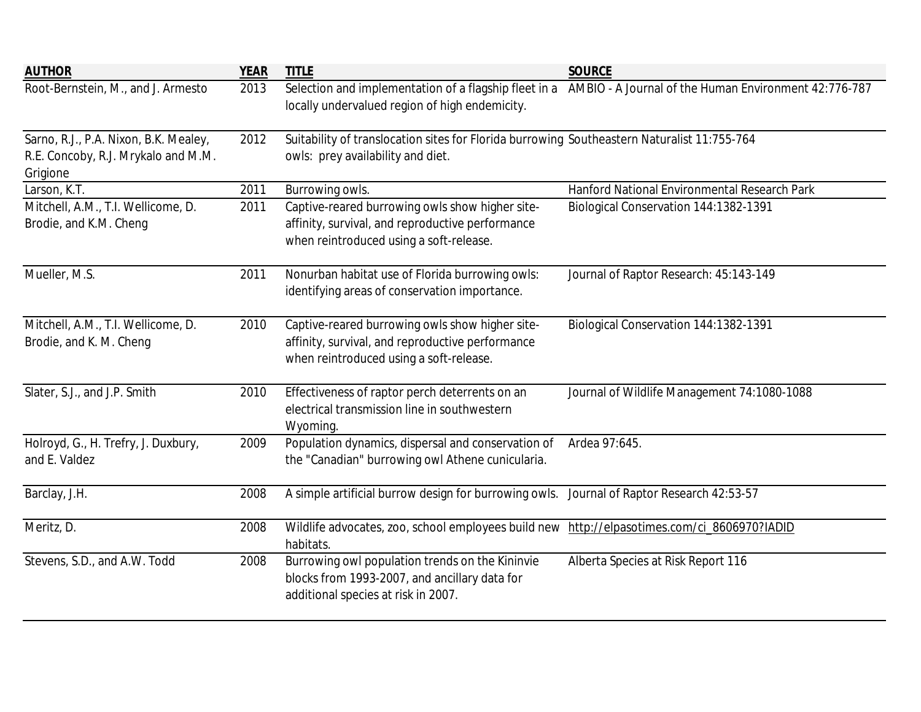| AUTHOR | YEAR | TITLE | SOURCE |
|---|---|---|---|
| Root-Bernstein, M., and J. Armesto | 2013 | Selection and implementation of a flagship fleet in a locally undervalued region of high endemicity. | AMBIO - A Journal of the Human Environment 42:776-787 |
| Sarno, R.J., P.A. Nixon, B.K. Mealey, R.E. Concoby, R.J. Mrykalo and M.M. Grigione | 2012 | Suitability of translocation sites for Florida burrowing owls: prey availability and diet. | Southeastern Naturalist 11:755-764 |
| Larson, K.T. | 2011 | Burrowing owls. | Hanford National Environmental Research Park |
| Mitchell, A.M., T.I. Wellicome, D. Brodie, and K.M. Cheng | 2011 | Captive-reared burrowing owls show higher site-affinity, survival, and reproductive performance when reintroduced using a soft-release. | Biological Conservation 144:1382-1391 |
| Mueller, M.S. | 2011 | Nonurban habitat use of Florida burrowing owls: identifying areas of conservation importance. | Journal of Raptor Research: 45:143-149 |
| Mitchell, A.M., T.I. Wellicome, D. Brodie, and K. M. Cheng | 2010 | Captive-reared burrowing owls show higher site-affinity, survival, and reproductive performance when reintroduced using a soft-release. | Biological Conservation 144:1382-1391 |
| Slater, S.J., and J.P. Smith | 2010 | Effectiveness of raptor perch deterrents on an electrical transmission line in southwestern Wyoming. | Journal of Wildlife Management 74:1080-1088 |
| Holroyd, G., H. Trefry, J. Duxbury, and E. Valdez | 2009 | Population dynamics, dispersal and conservation of the "Canadian" burrowing owl Athene cunicularia. | Ardea 97:645. |
| Barclay, J.H. | 2008 | A simple artificial burrow design for burrowing owls. | Journal of Raptor Research 42:53-57 |
| Meritz, D. | 2008 | Wildlife advocates, zoo, school employees build new habitats. | http://elpasotimes.com/ci_8606970?IADID |
| Stevens, S.D., and A.W. Todd | 2008 | Burrowing owl population trends on the Kininvie blocks from 1993-2007, and ancillary data for additional species at risk in 2007. | Alberta Species at Risk Report 116 |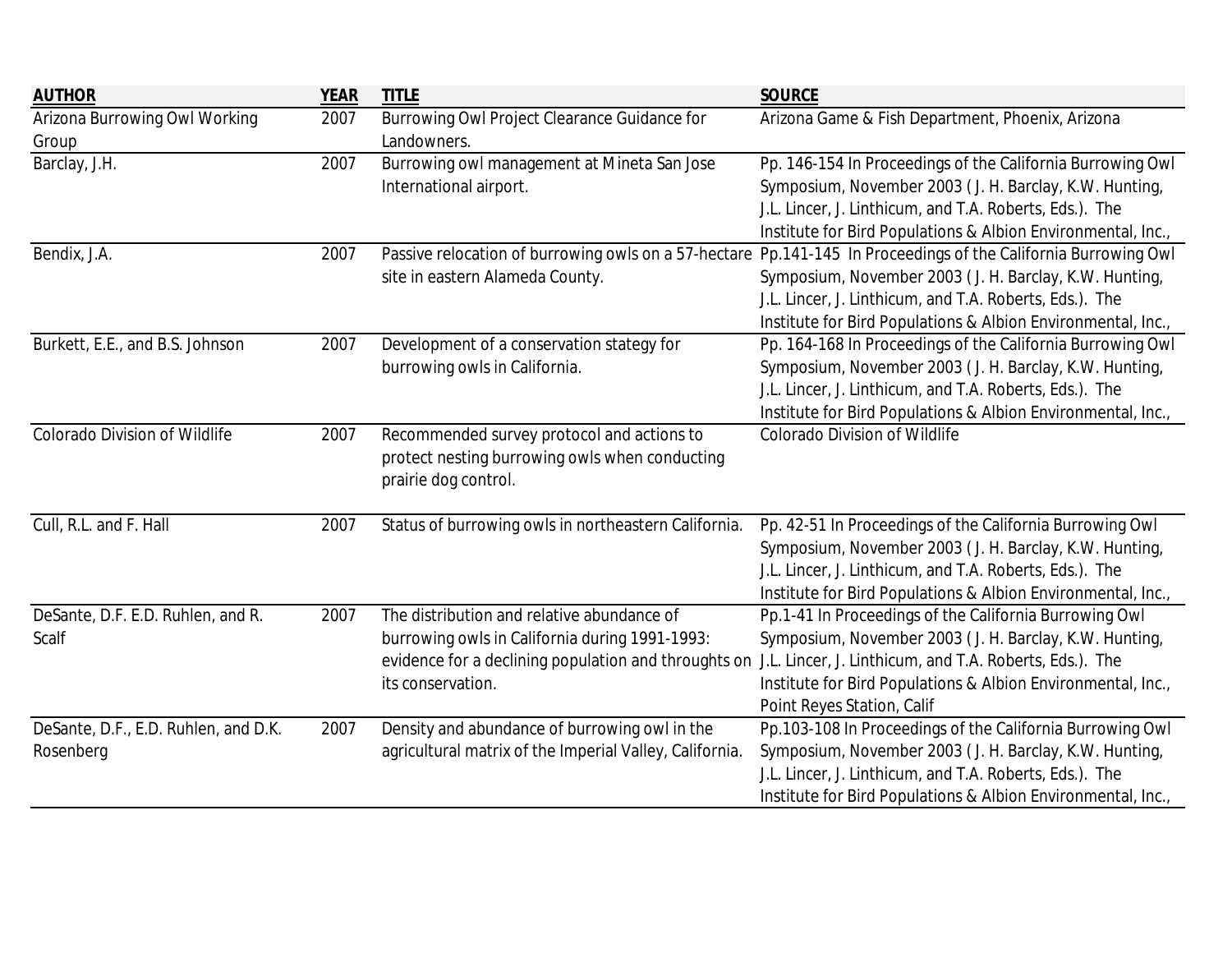| AUTHOR | YEAR | TITLE | SOURCE |
|---|---|---|---|
| Arizona Burrowing Owl Working Group | 2007 | Burrowing Owl Project Clearance Guidance for Landowners. | Arizona Game & Fish Department, Phoenix, Arizona |
| Barclay, J.H. | 2007 | Burrowing owl management at Mineta San Jose International airport. | Pp. 146-154 In Proceedings of the California Burrowing Owl Symposium, November 2003 ( J. H. Barclay, K.W. Hunting, J.L. Lincer, J. Linthicum, and T.A. Roberts, Eds.). The Institute for Bird Populations & Albion Environmental, Inc., |
| Bendix, J.A. | 2007 | Passive relocation of burrowing owls on a 57-hectare site in eastern Alameda County. | Pp.141-145 In Proceedings of the California Burrowing Owl Symposium, November 2003 ( J. H. Barclay, K.W. Hunting, J.L. Lincer, J. Linthicum, and T.A. Roberts, Eds.). The Institute for Bird Populations & Albion Environmental, Inc., |
| Burkett, E.E., and B.S. Johnson | 2007 | Development of a conservation stategy for burrowing owls in California. | Pp. 164-168 In Proceedings of the California Burrowing Owl Symposium, November 2003 ( J. H. Barclay, K.W. Hunting, J.L. Lincer, J. Linthicum, and T.A. Roberts, Eds.). The Institute for Bird Populations & Albion Environmental, Inc., |
| Colorado Division of Wildlife | 2007 | Recommended survey protocol and actions to protect nesting burrowing owls when conducting prairie dog control. | Colorado Division of Wildlife |
| Cull, R.L. and F. Hall | 2007 | Status of burrowing owls in northeastern California. | Pp. 42-51 In Proceedings of the California Burrowing Owl Symposium, November 2003 ( J. H. Barclay, K.W. Hunting, J.L. Lincer, J. Linthicum, and T.A. Roberts, Eds.). The Institute for Bird Populations & Albion Environmental, Inc., |
| DeSante, D.F. E.D. Ruhlen, and R. Scalf | 2007 | The distribution and relative abundance of burrowing owls in California during 1991-1993: evidence for a declining population and throughts on its conservation. | Pp.1-41 In Proceedings of the California Burrowing Owl Symposium, November 2003 ( J. H. Barclay, K.W. Hunting, J.L. Lincer, J. Linthicum, and T.A. Roberts, Eds.). The Institute for Bird Populations & Albion Environmental, Inc., Point Reyes Station, Calif |
| DeSante, D.F., E.D. Ruhlen, and D.K. Rosenberg | 2007 | Density and abundance of burrowing owl in the agricultural matrix of the Imperial Valley, California. | Pp.103-108 In Proceedings of the California Burrowing Owl Symposium, November 2003 ( J. H. Barclay, K.W. Hunting, J.L. Lincer, J. Linthicum, and T.A. Roberts, Eds.). The Institute for Bird Populations & Albion Environmental, Inc., |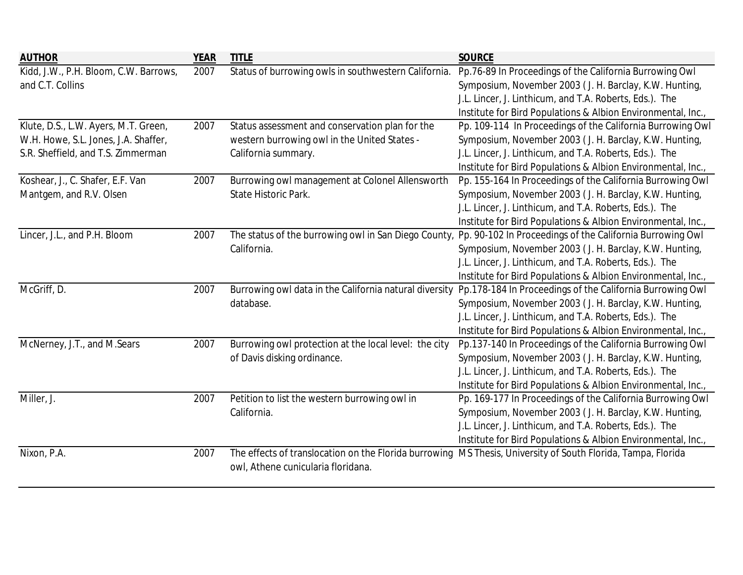| AUTHOR | YEAR | TITLE | SOURCE |
|---|---|---|---|
| Kidd, J.W., P.H. Bloom, C.W. Barrows, and C.T. Collins | 2007 | Status of burrowing owls in southwestern California. | Pp.76-89 In Proceedings of the California Burrowing Owl Symposium, November 2003 ( J. H. Barclay, K.W. Hunting, J.L. Lincer, J. Linthicum, and T.A. Roberts, Eds.). The Institute for Bird Populations & Albion Environmental, Inc., |
| Klute, D.S., L.W. Ayers, M.T. Green, W.H. Howe, S.L. Jones, J.A. Shaffer, S.R. Sheffield, and T.S. Zimmerman | 2007 | Status assessment and conservation plan for the western burrowing owl in the United States - California summary. | Pp. 109-114 In Proceedings of the California Burrowing Owl Symposium, November 2003 ( J. H. Barclay, K.W. Hunting, J.L. Lincer, J. Linthicum, and T.A. Roberts, Eds.). The Institute for Bird Populations & Albion Environmental, Inc., |
| Koshear, J., C. Shafer, E.F. Van Mantgem, and R.V. Olsen | 2007 | Burrowing owl management at Colonel Allensworth State Historic Park. | Pp. 155-164 In Proceedings of the California Burrowing Owl Symposium, November 2003 ( J. H. Barclay, K.W. Hunting, J.L. Lincer, J. Linthicum, and T.A. Roberts, Eds.). The Institute for Bird Populations & Albion Environmental, Inc., |
| Lincer, J.L., and P.H. Bloom | 2007 | The status of the burrowing owl in San Diego County, California. | Pp. 90-102 In Proceedings of the California Burrowing Owl Symposium, November 2003 ( J. H. Barclay, K.W. Hunting, J.L. Lincer, J. Linthicum, and T.A. Roberts, Eds.). The Institute for Bird Populations & Albion Environmental, Inc., |
| McGriff, D. | 2007 | Burrowing owl data in the California natural diversity database. | Pp.178-184 In Proceedings of the California Burrowing Owl Symposium, November 2003 ( J. H. Barclay, K.W. Hunting, J.L. Lincer, J. Linthicum, and T.A. Roberts, Eds.). The Institute for Bird Populations & Albion Environmental, Inc., |
| McNerney, J.T., and M.Sears | 2007 | Burrowing owl protection at the local level: the city of Davis disking ordinance. | Pp.137-140 In Proceedings of the California Burrowing Owl Symposium, November 2003 ( J. H. Barclay, K.W. Hunting, J.L. Lincer, J. Linthicum, and T.A. Roberts, Eds.). The Institute for Bird Populations & Albion Environmental, Inc., |
| Miller, J. | 2007 | Petition to list the western burrowing owl in California. | Pp. 169-177 In Proceedings of the California Burrowing Owl Symposium, November 2003 ( J. H. Barclay, K.W. Hunting, J.L. Lincer, J. Linthicum, and T.A. Roberts, Eds.). The Institute for Bird Populations & Albion Environmental, Inc., |
| Nixon, P.A. | 2007 | The effects of translocation on the Florida burrowing owl, Athene cunicularia floridana. | MS Thesis, University of South Florida, Tampa, Florida |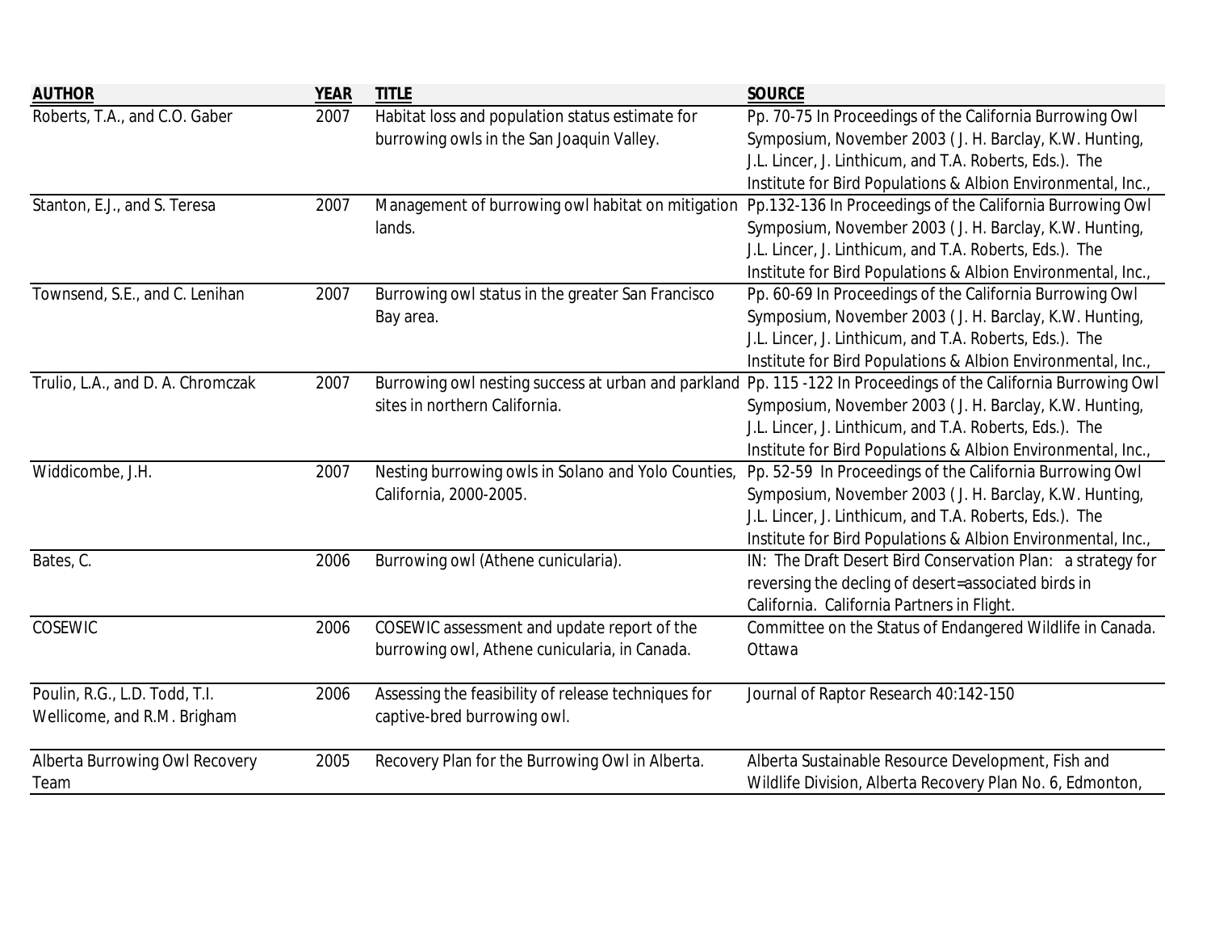| AUTHOR | YEAR | TITLE | SOURCE |
|---|---|---|---|
| Roberts, T.A., and C.O. Gaber | 2007 | Habitat loss and population status estimate for burrowing owls in the San Joaquin Valley. | Pp. 70-75 In Proceedings of the California Burrowing Owl Symposium, November 2003 ( J. H. Barclay, K.W. Hunting, J.L. Lincer, J. Linthicum, and T.A. Roberts, Eds.). The Institute for Bird Populations & Albion Environmental, Inc., |
| Stanton, E.J., and S. Teresa | 2007 | Management of burrowing owl habitat on mitigation lands. | Pp.132-136 In Proceedings of the California Burrowing Owl Symposium, November 2003 ( J. H. Barclay, K.W. Hunting, J.L. Lincer, J. Linthicum, and T.A. Roberts, Eds.). The Institute for Bird Populations & Albion Environmental, Inc., |
| Townsend, S.E., and C. Lenihan | 2007 | Burrowing owl status in the greater San Francisco Bay area. | Pp. 60-69 In Proceedings of the California Burrowing Owl Symposium, November 2003 ( J. H. Barclay, K.W. Hunting, J.L. Lincer, J. Linthicum, and T.A. Roberts, Eds.). The Institute for Bird Populations & Albion Environmental, Inc., |
| Trulio, L.A., and D. A. Chromczak | 2007 | Burrowing owl nesting success at urban and parkland sites in northern California. | Pp. 115 -122 In Proceedings of the California Burrowing Owl Symposium, November 2003 ( J. H. Barclay, K.W. Hunting, J.L. Lincer, J. Linthicum, and T.A. Roberts, Eds.). The Institute for Bird Populations & Albion Environmental, Inc., |
| Widdicombe, J.H. | 2007 | Nesting burrowing owls in Solano and Yolo Counties, California, 2000-2005. | Pp. 52-59 In Proceedings of the California Burrowing Owl Symposium, November 2003 ( J. H. Barclay, K.W. Hunting, J.L. Lincer, J. Linthicum, and T.A. Roberts, Eds.). The Institute for Bird Populations & Albion Environmental, Inc., |
| Bates, C. | 2006 | Burrowing owl (Athene cunicularia). | IN: The Draft Desert Bird Conservation Plan: a strategy for reversing the decling of desert=associated birds in California. California Partners in Flight. |
| COSEWIC | 2006 | COSEWIC assessment and update report of the burrowing owl, Athene cunicularia, in Canada. | Committee on the Status of Endangered Wildlife in Canada. Ottawa |
| Poulin, R.G., L.D. Todd, T.I. Wellicome, and R.M. Brigham | 2006 | Assessing the feasibility of release techniques for captive-bred burrowing owl. | Journal of Raptor Research 40:142-150 |
| Alberta Burrowing Owl Recovery Team | 2005 | Recovery Plan for the Burrowing Owl in Alberta. | Alberta Sustainable Resource Development, Fish and Wildlife Division, Alberta Recovery Plan No. 6, Edmonton, |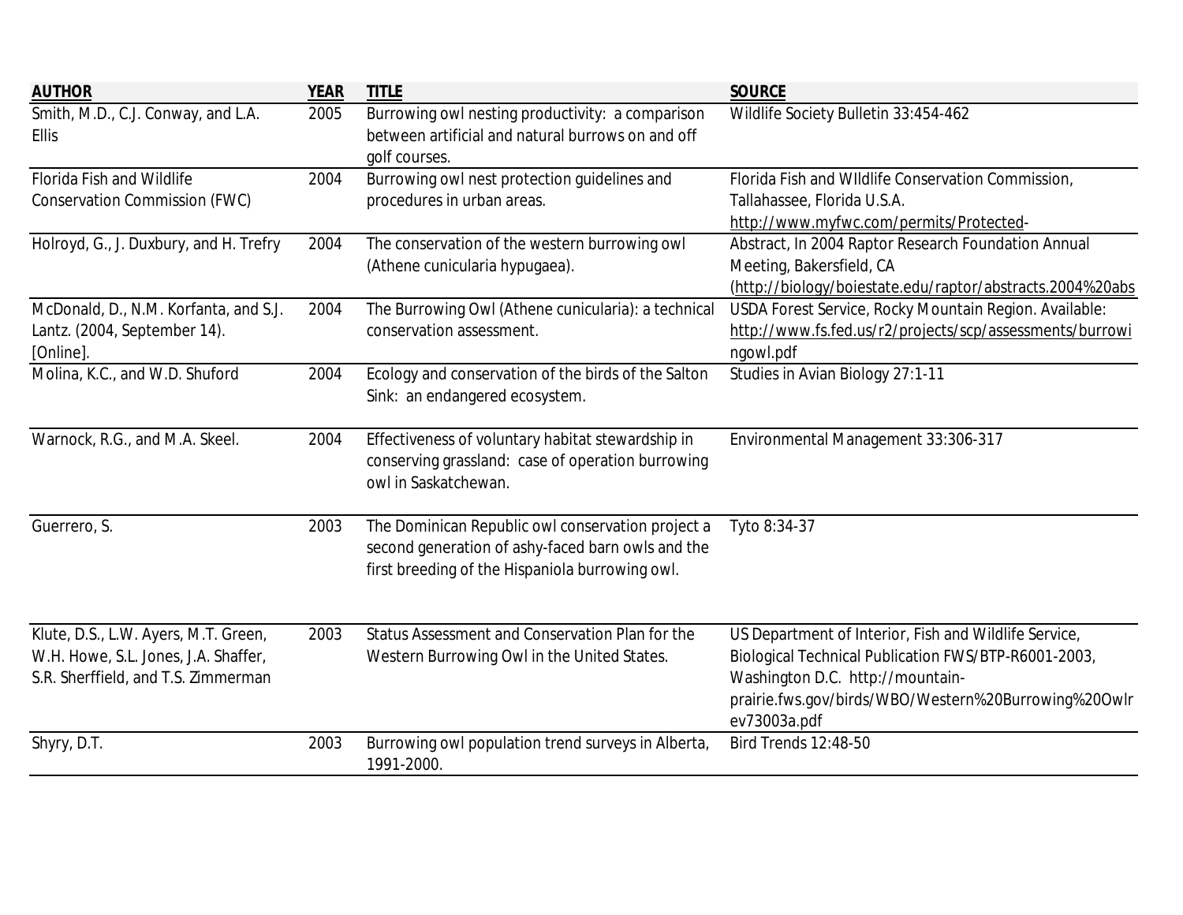| AUTHOR | YEAR | TITLE | SOURCE |
|---|---|---|---|
| Smith, M.D., C.J. Conway, and L.A. Ellis | 2005 | Burrowing owl nesting productivity: a comparison between artificial and natural burrows on and off golf courses. | Wildlife Society Bulletin 33:454-462 |
| Florida Fish and Wildlife Conservation Commission (FWC) | 2004 | Burrowing owl nest protection guidelines and procedures in urban areas. | Florida Fish and WIldlife Conservation Commission, Tallahassee, Florida U.S.A. http://www.myfwc.com/permits/Protected- |
| Holroyd, G., J. Duxbury, and H. Trefry | 2004 | The conservation of the western burrowing owl (Athene cunicularia hypugaea). | Abstract, In 2004 Raptor Research Foundation Annual Meeting, Bakersfield, CA (http://biology/boiestate.edu/raptor/abstracts.2004%20abs |
| McDonald, D., N.M. Korfanta, and S.J. Lantz. (2004, September 14). [Online]. | 2004 | The Burrowing Owl (Athene cunicularia): a technical conservation assessment. | USDA Forest Service, Rocky Mountain Region. Available: http://www.fs.fed.us/r2/projects/scp/assessments/burrowingowl.pdf |
| Molina, K.C., and W.D. Shuford | 2004 | Ecology and conservation of the birds of the Salton Sink: an endangered ecosystem. | Studies in Avian Biology 27:1-11 |
| Warnock, R.G., and M.A. Skeel. | 2004 | Effectiveness of voluntary habitat stewardship in conserving grassland: case of operation burrowing owl in Saskatchewan. | Environmental Management 33:306-317 |
| Guerrero, S. | 2003 | The Dominican Republic owl conservation project a second generation of ashy-faced barn owls and the first breeding of the Hispaniola burrowing owl. | Tyto 8:34-37 |
| Klute, D.S., L.W. Ayers, M.T. Green, W.H. Howe, S.L. Jones, J.A. Shaffer, S.R. Sherffield, and T.S. Zimmerman | 2003 | Status Assessment and Conservation Plan for the Western Burrowing Owl in the United States. | US Department of Interior, Fish and Wildlife Service, Biological Technical Publication FWS/BTP-R6001-2003, Washington D.C. http://mountain-prairie.fws.gov/birds/WBO/Western%20Burrowing%20Owlrev73003a.pdf |
| Shyry, D.T. | 2003 | Burrowing owl population trend surveys in Alberta, 1991-2000. | Bird Trends 12:48-50 |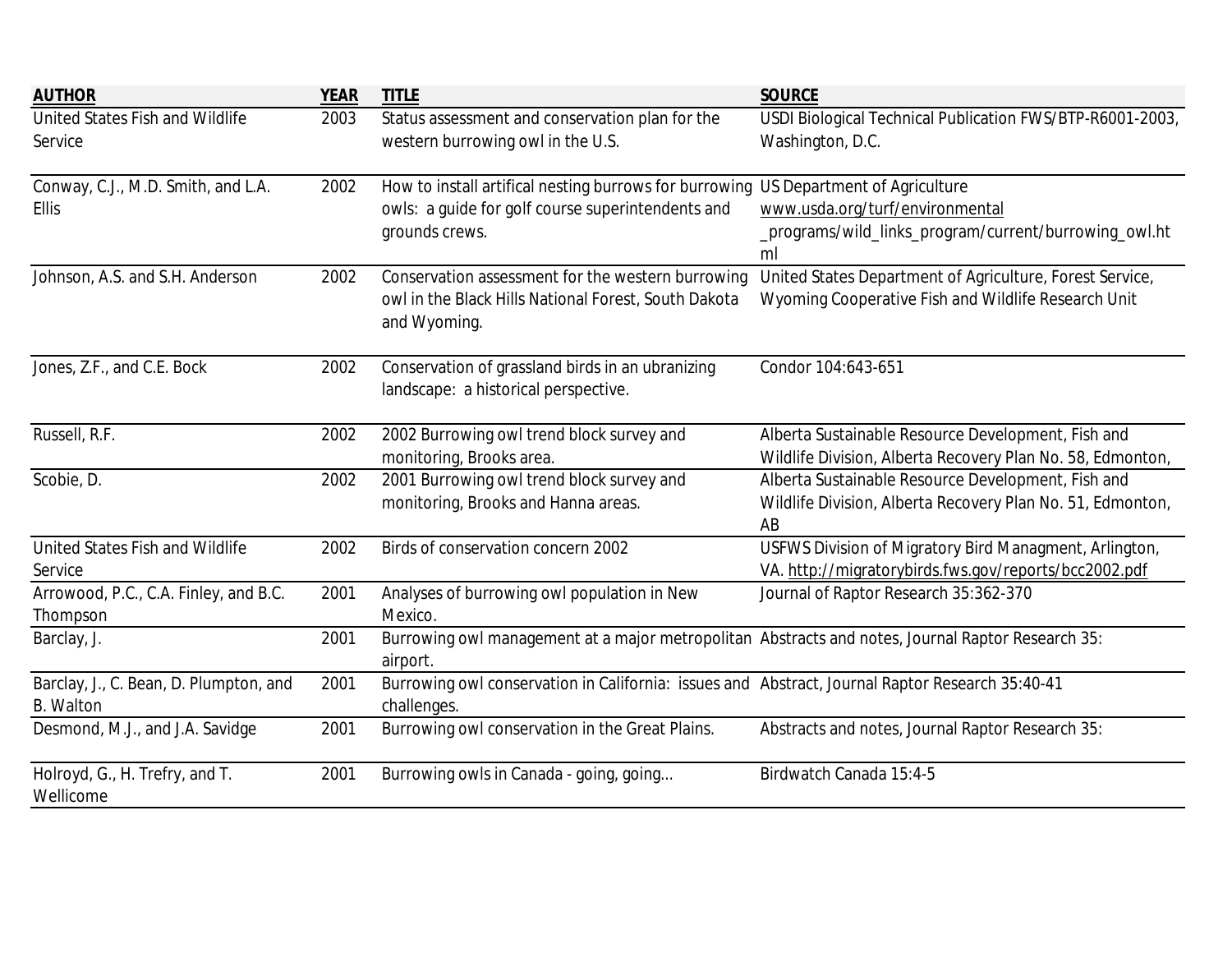| AUTHOR | YEAR | TITLE | SOURCE |
|---|---|---|---|
| United States Fish and Wildlife Service | 2003 | Status assessment and conservation plan for the western burrowing owl in the U.S. | USDI Biological Technical Publication FWS/BTP-R6001-2003, Washington, D.C. |
| Conway, C.J., M.D. Smith, and L.A. Ellis | 2002 | How to install artifical nesting burrows for burrowing owls: a guide for golf course superintendents and grounds crews. | US Department of Agriculture www.usda.org/turf/environmental _programs/wild_links_program/current/burrowing_owl.html |
| Johnson, A.S. and S.H. Anderson | 2002 | Conservation assessment for the western burrowing owl in the Black Hills National Forest, South Dakota and Wyoming. | United States Department of Agriculture, Forest Service, Wyoming Cooperative Fish and Wildlife Research Unit |
| Jones, Z.F., and C.E. Bock | 2002 | Conservation of grassland birds in an ubranizing landscape: a historical perspective. | Condor 104:643-651 |
| Russell, R.F. | 2002 | 2002 Burrowing owl trend block survey and monitoring, Brooks area. | Alberta Sustainable Resource Development, Fish and Wildlife Division, Alberta Recovery Plan No. 58, Edmonton, |
| Scobie, D. | 2002 | 2001 Burrowing owl trend block survey and monitoring, Brooks and Hanna areas. | Alberta Sustainable Resource Development, Fish and Wildlife Division, Alberta Recovery Plan No. 51, Edmonton, AB |
| United States Fish and Wildlife Service | 2002 | Birds of conservation concern 2002 | USFWS Division of Migratory Bird Managment, Arlington, VA. http://migratorybirds.fws.gov/reports/bcc2002.pdf |
| Arrowood, P.C., C.A. Finley, and B.C. Thompson | 2001 | Analyses of burrowing owl population in New Mexico. | Journal of Raptor Research 35:362-370 |
| Barclay, J. | 2001 | Burrowing owl management at a major metropolitan airport. | Abstracts and notes, Journal Raptor Research 35: |
| Barclay, J., C. Bean, D. Plumpton, and B. Walton | 2001 | Burrowing owl conservation in California: issues and challenges. | Abstract, Journal Raptor Research 35:40-41 |
| Desmond, M.J., and J.A. Savidge | 2001 | Burrowing owl conservation in the Great Plains. | Abstracts and notes, Journal Raptor Research 35: |
| Holroyd, G., H. Trefry, and T. Wellicome | 2001 | Burrowing owls in Canada - going, going... | Birdwatch Canada 15:4-5 |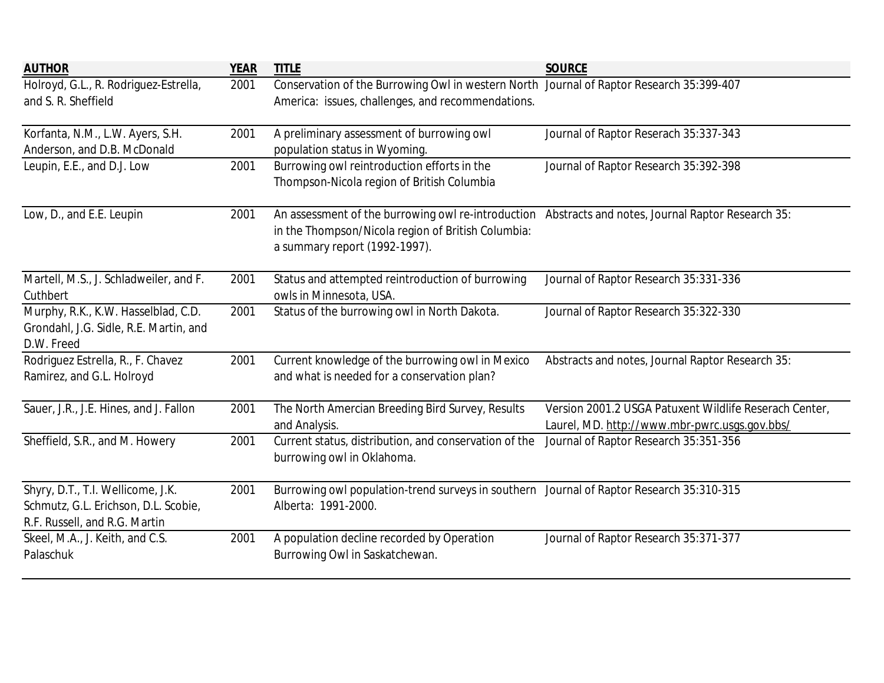| AUTHOR | YEAR | TITLE | SOURCE |
|---|---|---|---|
| Holroyd, G.L., R. Rodriguez-Estrella, and S. R. Sheffield | 2001 | Conservation of the Burrowing Owl in western North America: issues, challenges, and recommendations. | Journal of Raptor Research 35:399-407 |
| Korfanta, N.M., L.W. Ayers, S.H. Anderson, and D.B. McDonald | 2001 | A preliminary assessment of burrowing owl population status in Wyoming. | Journal of Raptor Reserach 35:337-343 |
| Leupin, E.E., and D.J. Low | 2001 | Burrowing owl reintroduction efforts in the Thompson-Nicola region of British Columbia | Journal of Raptor Research 35:392-398 |
| Low, D., and E.E. Leupin | 2001 | An assessment of the burrowing owl re-introduction in the Thompson/Nicola region of British Columbia: a summary report (1992-1997). | Abstracts and notes, Journal Raptor Research 35: |
| Martell, M.S., J. Schladweiler, and F. Cuthbert | 2001 | Status and attempted reintroduction of burrowing owls in Minnesota, USA. | Journal of Raptor Research 35:331-336 |
| Murphy, R.K., K.W. Hasselblad, C.D. Grondahl, J.G. Sidle, R.E. Martin, and D.W. Freed | 2001 | Status of the burrowing owl in North Dakota. | Journal of Raptor Research 35:322-330 |
| Rodriguez Estrella, R., F. Chavez Ramirez, and G.L. Holroyd | 2001 | Current knowledge of the burrowing owl in Mexico and what is needed for a conservation plan? | Abstracts and notes, Journal Raptor Research 35: |
| Sauer, J.R., J.E. Hines, and J. Fallon | 2001 | The North Amercian Breeding Bird Survey, Results and Analysis. | Version 2001.2 USGA Patuxent Wildlife Reserach Center, Laurel, MD. http://www.mbr-pwrc.usgs.gov.bbs/ |
| Sheffield, S.R., and M. Howery | 2001 | Current status, distribution, and conservation of the burrowing owl in Oklahoma. | Journal of Raptor Research 35:351-356 |
| Shyry, D.T., T.I. Wellicome, J.K. Schmutz, G.L. Erichson, D.L. Scobie, R.F. Russell, and R.G. Martin | 2001 | Burrowing owl population-trend surveys in southern Alberta: 1991-2000. | Journal of Raptor Research 35:310-315 |
| Skeel, M.A., J. Keith, and C.S. Palaschuk | 2001 | A population decline recorded by Operation Burrowing Owl in Saskatchewan. | Journal of Raptor Research 35:371-377 |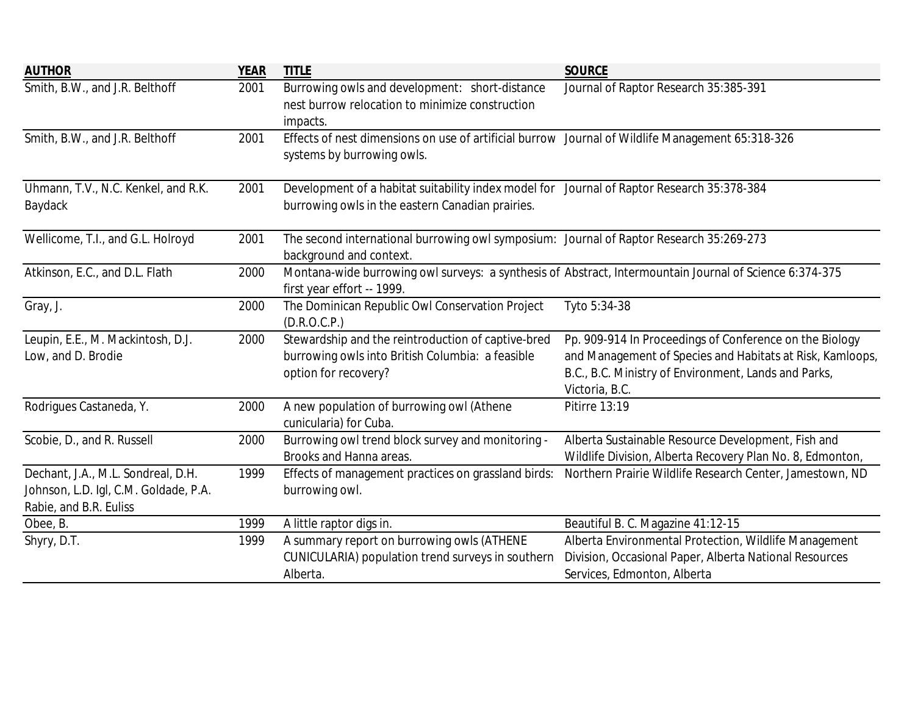| AUTHOR | YEAR | TITLE | SOURCE |
|---|---|---|---|
| Smith, B.W., and J.R. Belthoff | 2001 | Burrowing owls and development: short-distance nest burrow relocation to minimize construction impacts. | Journal of Raptor Research 35:385-391 |
| Smith, B.W., and J.R. Belthoff | 2001 | Effects of nest dimensions on use of artificial burrow systems by burrowing owls. | Journal of Wildlife Management 65:318-326 |
| Uhmann, T.V., N.C. Kenkel, and R.K. Baydack | 2001 | Development of a habitat suitability index model for burrowing owls in the eastern Canadian prairies. | Journal of Raptor Research 35:378-384 |
| Wellicome, T.I., and G.L. Holroyd | 2001 | The second international burrowing owl symposium: background and context. | Journal of Raptor Research 35:269-273 |
| Atkinson, E.C., and D.L. Flath | 2000 | Montana-wide burrowing owl surveys: a synthesis of first year effort -- 1999. | Abstract, Intermountain Journal of Science 6:374-375 |
| Gray, J. | 2000 | The Dominican Republic Owl Conservation Project (D.R.O.C.P.) | Tyto 5:34-38 |
| Leupin, E.E., M. Mackintosh, D.J. Low, and D. Brodie | 2000 | Stewardship and the reintroduction of captive-bred burrowing owls into British Columbia: a feasible option for recovery? | Pp. 909-914 In Proceedings of Conference on the Biology and Management of Species and Habitats at Risk, Kamloops, B.C., B.C. Ministry of Environment, Lands and Parks, Victoria, B.C. |
| Rodrigues Castaneda, Y. | 2000 | A new population of burrowing owl (Athene cunicularia) for Cuba. | Pitirre 13:19 |
| Scobie, D., and R. Russell | 2000 | Burrowing owl trend block survey and monitoring - Brooks and Hanna areas. | Alberta Sustainable Resource Development, Fish and Wildlife Division, Alberta Recovery Plan No. 8, Edmonton, |
| Dechant, J.A., M.L. Sondreal, D.H. Johnson, L.D. Igl, C.M. Goldade, P.A. Rabie, and B.R. Euliss | 1999 | Effects of management practices on grassland birds: burrowing owl. | Northern Prairie Wildlife Research Center, Jamestown, ND |
| Obee, B. | 1999 | A little raptor digs in. | Beautiful B. C. Magazine 41:12-15 |
| Shyry, D.T. | 1999 | A summary report on burrowing owls (ATHENE CUNICULARIA) population trend surveys in southern Alberta. | Alberta Environmental Protection, Wildlife Management Division, Occasional Paper, Alberta National Resources Services, Edmonton, Alberta |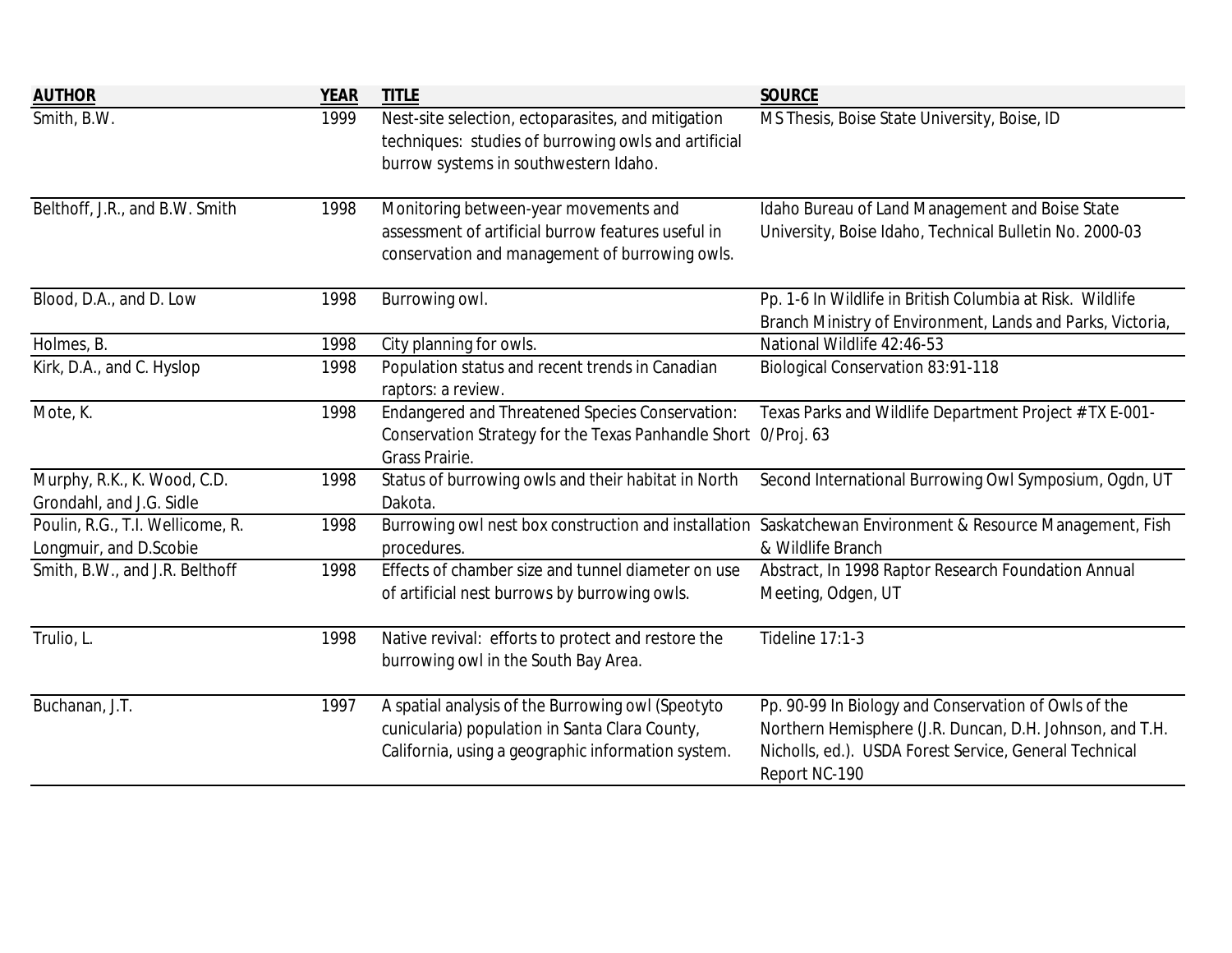| AUTHOR | YEAR | TITLE | SOURCE |
| --- | --- | --- | --- |
| Smith, B.W. | 1999 | Nest-site selection, ectoparasites, and mitigation techniques: studies of burrowing owls and artificial burrow systems in southwestern Idaho. | MS Thesis, Boise State University, Boise, ID |
| Belthoff, J.R., and B.W. Smith | 1998 | Monitoring between-year movements and assessment of artificial burrow features useful in conservation and management of burrowing owls. | Idaho Bureau of Land Management and Boise State University, Boise Idaho, Technical Bulletin No. 2000-03 |
| Blood, D.A., and D. Low | 1998 | Burrowing owl. | Pp. 1-6 In Wildlife in British Columbia at Risk. Wildlife Branch Ministry of Environment, Lands and Parks, Victoria, |
| Holmes, B. | 1998 | City planning for owls. | National Wildlife 42:46-53 |
| Kirk, D.A., and C. Hyslop | 1998 | Population status and recent trends in Canadian raptors: a review. | Biological Conservation 83:91-118 |
| Mote, K. | 1998 | Endangered and Threatened Species Conservation: Conservation Strategy for the Texas Panhandle Short Grass Prairie. | Texas Parks and Wildlife Department Project # TX E-001-0/Proj. 63 |
| Murphy, R.K., K. Wood, C.D. Grondahl, and J.G. Sidle | 1998 | Status of burrowing owls and their habitat in North Dakota. | Second International Burrowing Owl Symposium, Ogdn, UT |
| Poulin, R.G., T.I. Wellicome, R. Longmuir, and D.Scobie | 1998 | Burrowing owl nest box construction and installation procedures. | Saskatchewan Environment & Resource Management, Fish & Wildlife Branch |
| Smith, B.W., and J.R. Belthoff | 1998 | Effects of chamber size and tunnel diameter on use of artificial nest burrows by burrowing owls. | Abstract, In 1998 Raptor Research Foundation Annual Meeting, Odgen, UT |
| Trulio, L. | 1998 | Native revival: efforts to protect and restore the burrowing owl in the South Bay Area. | Tideline 17:1-3 |
| Buchanan, J.T. | 1997 | A spatial analysis of the Burrowing owl (Speotyto cunicularia) population in Santa Clara County, California, using a geographic information system. | Pp. 90-99 In Biology and Conservation of Owls of the Northern Hemisphere (J.R. Duncan, D.H. Johnson, and T.H. Nicholls, ed.). USDA Forest Service, General Technical Report NC-190 |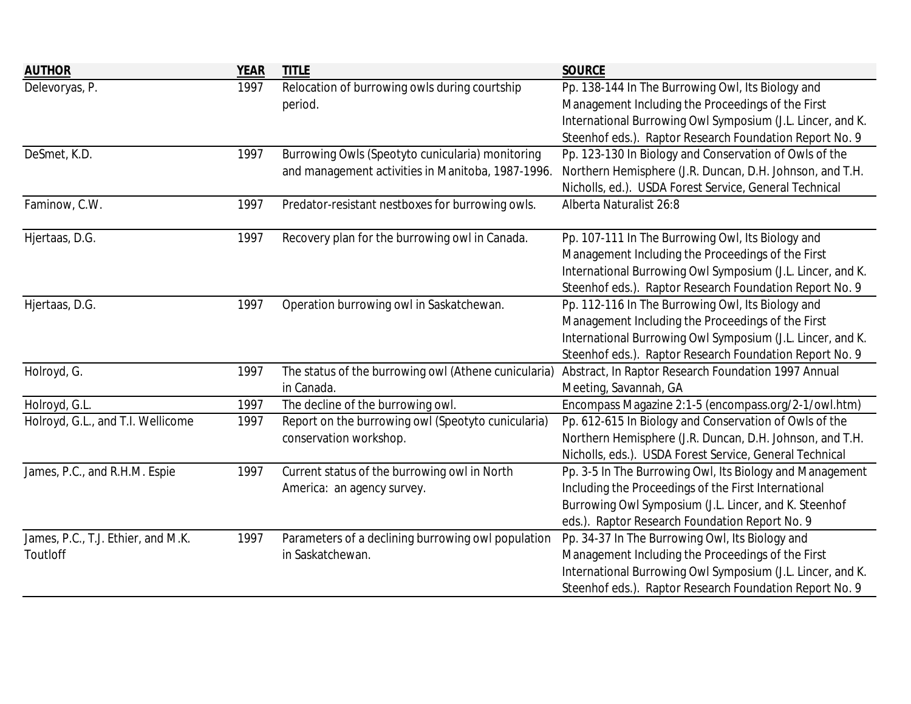| AUTHOR | YEAR | TITLE | SOURCE |
|---|---|---|---|
| Delevoryas, P. | 1997 | Relocation of burrowing owls during courtship period. | Pp. 138-144 In The Burrowing Owl, Its Biology and Management Including the Proceedings of the First International Burrowing Owl Symposium (J.L. Lincer, and K. Steenhof eds.). Raptor Research Foundation Report No. 9 |
| DeSmet, K.D. | 1997 | Burrowing Owls (Speotyto cunicularia) monitoring and management activities in Manitoba, 1987-1996. | Pp. 123-130 In Biology and Conservation of Owls of the Northern Hemisphere (J.R. Duncan, D.H. Johnson, and T.H. Nicholls, ed.). USDA Forest Service, General Technical |
| Faminow, C.W. | 1997 | Predator-resistant nestboxes for burrowing owls. | Alberta Naturalist 26:8 |
| Hjertaas, D.G. | 1997 | Recovery plan for the burrowing owl in Canada. | Pp. 107-111 In The Burrowing Owl, Its Biology and Management Including the Proceedings of the First International Burrowing Owl Symposium (J.L. Lincer, and K. Steenhof eds.). Raptor Research Foundation Report No. 9 |
| Hjertaas, D.G. | 1997 | Operation burrowing owl in Saskatchewan. | Pp. 112-116 In The Burrowing Owl, Its Biology and Management Including the Proceedings of the First International Burrowing Owl Symposium (J.L. Lincer, and K. Steenhof eds.). Raptor Research Foundation Report No. 9 |
| Holroyd, G. | 1997 | The status of the burrowing owl (Athene cunicularia) in Canada. | Abstract, In Raptor Research Foundation 1997 Annual Meeting, Savannah, GA |
| Holroyd, G.L. | 1997 | The decline of the burrowing owl. | Encompass Magazine 2:1-5 (encompass.org/2-1/owl.htm) |
| Holroyd, G.L., and T.I. Wellicome | 1997 | Report on the burrowing owl (Speotyto cunicularia) conservation workshop. | Pp. 612-615 In Biology and Conservation of Owls of the Northern Hemisphere (J.R. Duncan, D.H. Johnson, and T.H. Nicholls, eds.). USDA Forest Service, General Technical |
| James, P.C., and R.H.M. Espie | 1997 | Current status of the burrowing owl in North America: an agency survey. | Pp. 3-5 In The Burrowing Owl, Its Biology and Management Including the Proceedings of the First International Burrowing Owl Symposium (J.L. Lincer, and K. Steenhof eds.). Raptor Research Foundation Report No. 9 |
| James, P.C., T.J. Ethier, and M.K. Toutloff | 1997 | Parameters of a declining burrowing owl population in Saskatchewan. | Pp. 34-37 In The Burrowing Owl, Its Biology and Management Including the Proceedings of the First International Burrowing Owl Symposium (J.L. Lincer, and K. Steenhof eds.). Raptor Research Foundation Report No. 9 |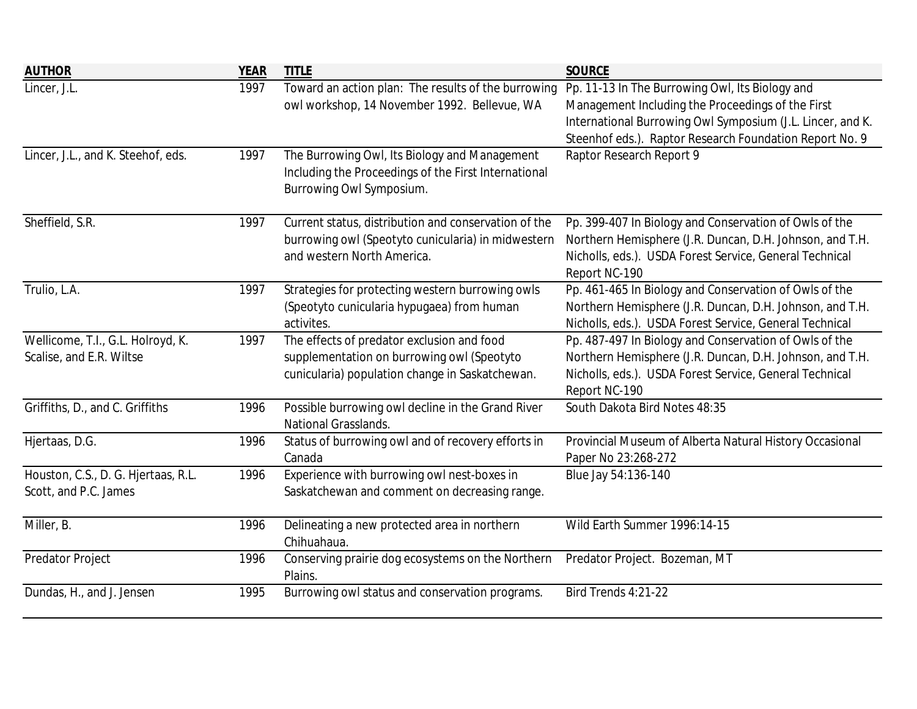| AUTHOR | YEAR | TITLE | SOURCE |
|---|---|---|---|
| Lincer, J.L. | 1997 | Toward an action plan: The results of the burrowing owl workshop, 14 November 1992. Bellevue, WA | Pp. 11-13 In The Burrowing Owl, Its Biology and Management Including the Proceedings of the First International Burrowing Owl Symposium (J.L. Lincer, and K. Steenhof eds.). Raptor Research Foundation Report No. 9 |
| Lincer, J.L., and K. Steehof, eds. | 1997 | The Burrowing Owl, Its Biology and Management Including the Proceedings of the First International Burrowing Owl Symposium. | Raptor Research Report 9 |
| Sheffield, S.R. | 1997 | Current status, distribution and conservation of the burrowing owl (Speotyto cunicularia) in midwestern and western North America. | Pp. 399-407 In Biology and Conservation of Owls of the Northern Hemisphere (J.R. Duncan, D.H. Johnson, and T.H. Nicholls, eds.). USDA Forest Service, General Technical Report NC-190 |
| Trulio, L.A. | 1997 | Strategies for protecting western burrowing owls (Speotyto cunicularia hypugaea) from human activites. | Pp. 461-465 In Biology and Conservation of Owls of the Northern Hemisphere (J.R. Duncan, D.H. Johnson, and T.H. Nicholls, eds.). USDA Forest Service, General Technical |
| Wellicome, T.I., G.L. Holroyd, K. Scalise, and E.R. Wiltse | 1997 | The effects of predator exclusion and food supplementation on burrowing owl (Speotyto cunicularia) population change in Saskatchewan. | Pp. 487-497 In Biology and Conservation of Owls of the Northern Hemisphere (J.R. Duncan, D.H. Johnson, and T.H. Nicholls, eds.). USDA Forest Service, General Technical Report NC-190 |
| Griffiths, D., and C. Griffiths | 1996 | Possible burrowing owl decline in the Grand River National Grasslands. | South Dakota Bird Notes 48:35 |
| Hjertaas, D.G. | 1996 | Status of burrowing owl and of recovery efforts in Canada | Provincial Museum of Alberta Natural History Occasional Paper No 23:268-272 |
| Houston, C.S., D. G. Hjertaas, R.L. Scott, and P.C. James | 1996 | Experience with burrowing owl nest-boxes in Saskatchewan and comment on decreasing range. | Blue Jay 54:136-140 |
| Miller, B. | 1996 | Delineating a new protected area in northern Chihuahaua. | Wild Earth Summer 1996:14-15 |
| Predator Project | 1996 | Conserving prairie dog ecosystems on the Northern Plains. | Predator Project. Bozeman, MT |
| Dundas, H., and J. Jensen | 1995 | Burrowing owl status and conservation programs. | Bird Trends 4:21-22 |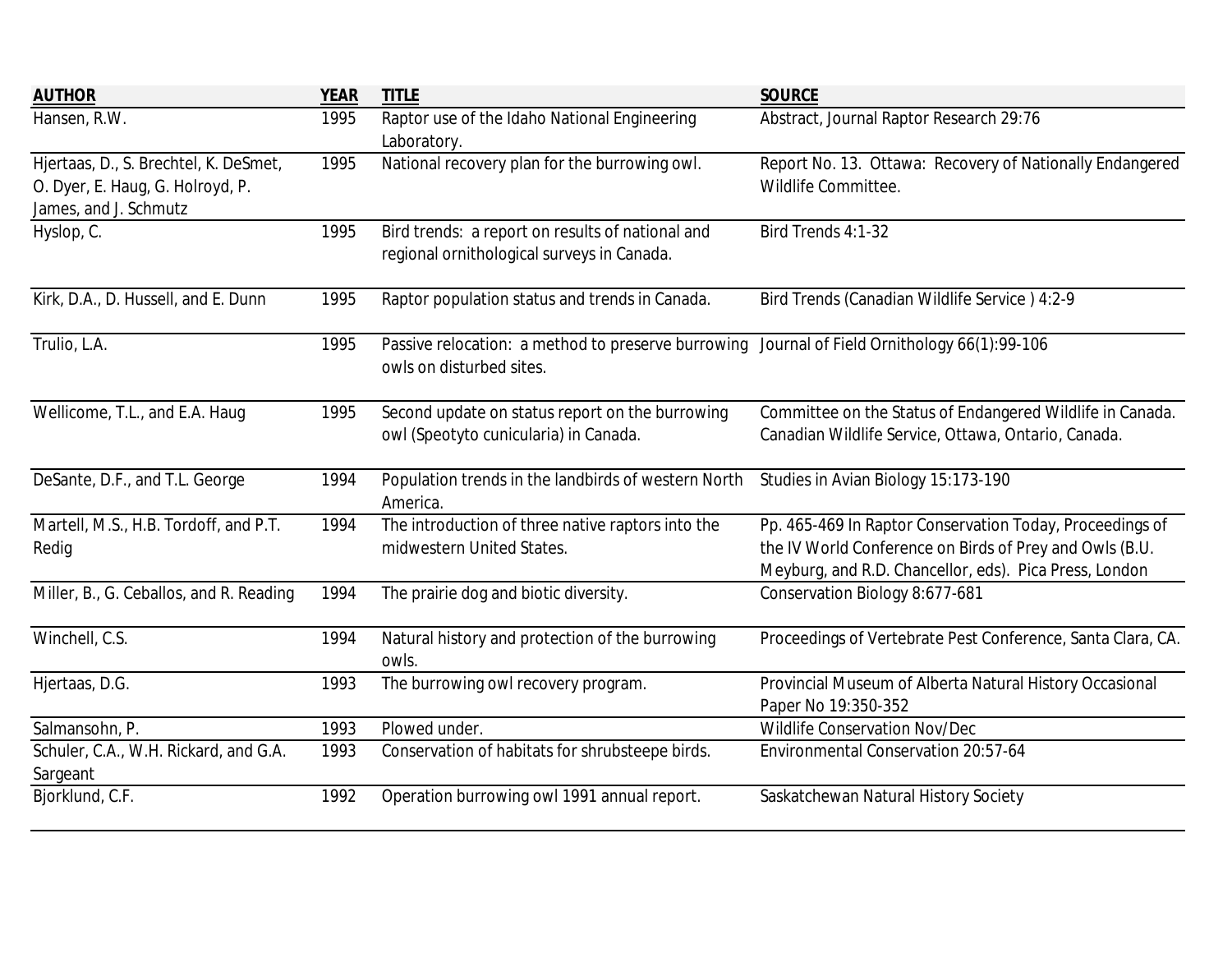| AUTHOR | YEAR | TITLE | SOURCE |
|---|---|---|---|
| Hansen, R.W. | 1995 | Raptor use of the Idaho National Engineering Laboratory. | Abstract, Journal Raptor Research 29:76 |
| Hjertaas, D., S. Brechtel, K. DeSmet, O. Dyer, E. Haug, G. Holroyd, P. James, and J. Schmutz | 1995 | National recovery plan for the burrowing owl. | Report No. 13. Ottawa: Recovery of Nationally Endangered Wildlife Committee. |
| Hyslop, C. | 1995 | Bird trends: a report on results of national and regional ornithological surveys in Canada. | Bird Trends 4:1-32 |
| Kirk, D.A., D. Hussell, and E. Dunn | 1995 | Raptor population status and trends in Canada. | Bird Trends (Canadian Wildlife Service ) 4:2-9 |
| Trulio, L.A. | 1995 | Passive relocation: a method to preserve burrowing owls on disturbed sites. | Journal of Field Ornithology 66(1):99-106 |
| Wellicome, T.L., and E.A. Haug | 1995 | Second update on status report on the burrowing owl (Speotyto cunicularia) in Canada. | Committee on the Status of Endangered Wildlife in Canada. Canadian Wildlife Service, Ottawa, Ontario, Canada. |
| DeSante, D.F., and T.L. George | 1994 | Population trends in the landbirds of western North America. | Studies in Avian Biology 15:173-190 |
| Martell, M.S., H.B. Tordoff, and P.T. Redig | 1994 | The introduction of three native raptors into the midwestern United States. | Pp. 465-469 In Raptor Conservation Today, Proceedings of the IV World Conference on Birds of Prey and Owls (B.U. Meyburg, and R.D. Chancellor, eds). Pica Press, London |
| Miller, B., G. Ceballos, and R. Reading | 1994 | The prairie dog and biotic diversity. | Conservation Biology 8:677-681 |
| Winchell, C.S. | 1994 | Natural history and protection of the burrowing owls. | Proceedings of Vertebrate Pest Conference, Santa Clara, CA. |
| Hjertaas, D.G. | 1993 | The burrowing owl recovery program. | Provincial Museum of Alberta Natural History Occasional Paper No 19:350-352 |
| Salmansohn, P. | 1993 | Plowed under. | Wildlife Conservation Nov/Dec |
| Schuler, C.A., W.H. Rickard, and G.A. Sargeant | 1993 | Conservation of habitats for shrubsteepe birds. | Environmental Conservation 20:57-64 |
| Bjorklund, C.F. | 1992 | Operation burrowing owl 1991 annual report. | Saskatchewan Natural History Society |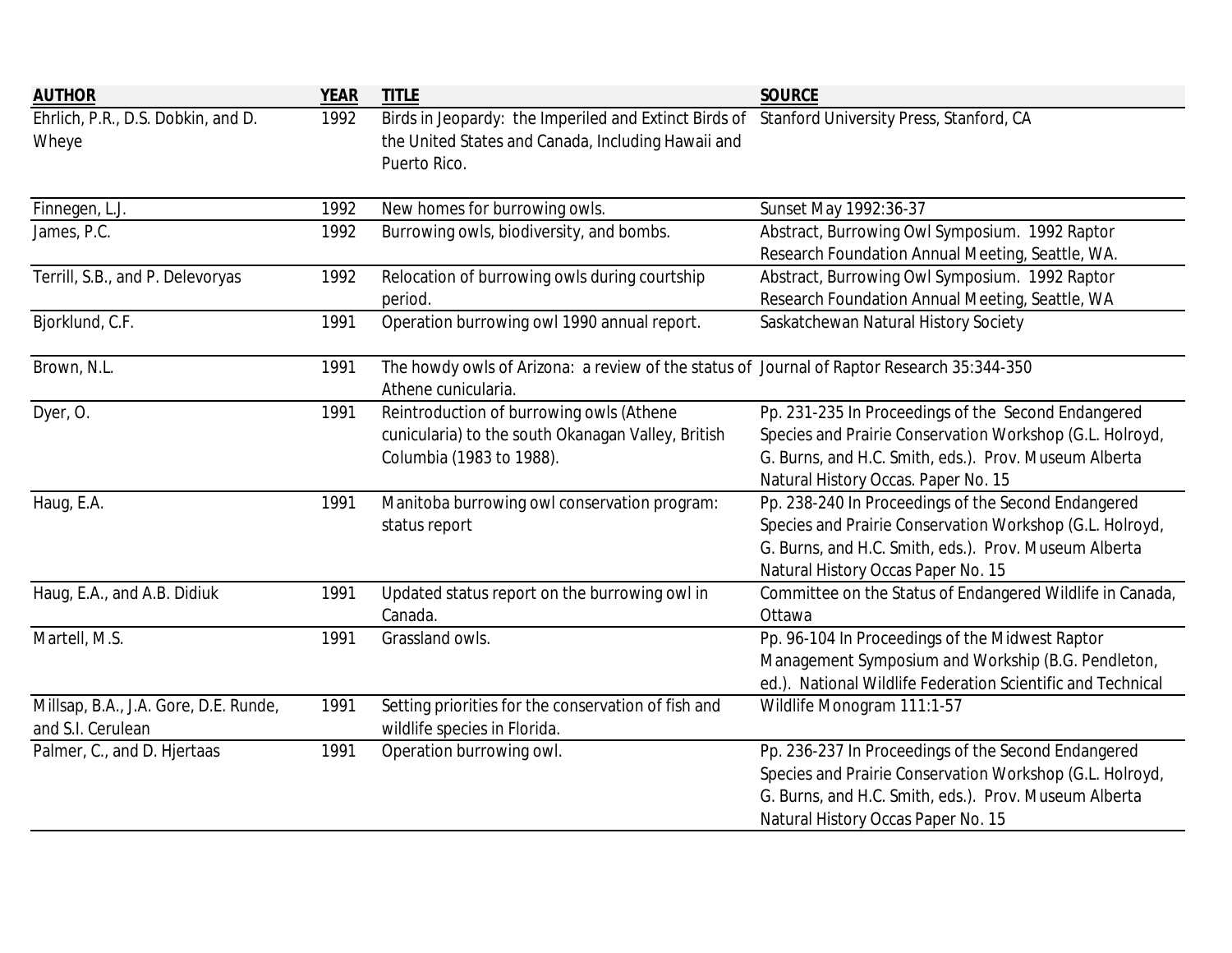| AUTHOR | YEAR | TITLE | SOURCE |
|---|---|---|---|
| Ehrlich, P.R., D.S. Dobkin, and D. Wheye | 1992 | Birds in Jeopardy: the Imperiled and Extinct Birds of the United States and Canada, Including Hawaii and Puerto Rico. | Stanford University Press, Stanford, CA |
| Finnegen, L.J. | 1992 | New homes for burrowing owls. | Sunset May 1992:36-37 |
| James, P.C. | 1992 | Burrowing owls, biodiversity, and bombs. | Abstract, Burrowing Owl Symposium. 1992 Raptor Research Foundation Annual Meeting, Seattle, WA. |
| Terrill, S.B., and P. Delevoryas | 1992 | Relocation of burrowing owls during courtship period. | Abstract, Burrowing Owl Symposium. 1992 Raptor Research Foundation Annual Meeting, Seattle, WA |
| Bjorklund, C.F. | 1991 | Operation burrowing owl 1990 annual report. | Saskatchewan Natural History Society |
| Brown, N.L. | 1991 | The howdy owls of Arizona: a review of the status of Athene cunicularia. | Journal of Raptor Research 35:344-350 |
| Dyer, O. | 1991 | Reintroduction of burrowing owls (Athene cunicularia) to the south Okanagan Valley, British Columbia (1983 to 1988). | Pp. 231-235 In Proceedings of the Second Endangered Species and Prairie Conservation Workshop (G.L. Holroyd, G. Burns, and H.C. Smith, eds.). Prov. Museum Alberta Natural History Occas. Paper No. 15 |
| Haug, E.A. | 1991 | Manitoba burrowing owl conservation program: status report | Pp. 238-240 In Proceedings of the Second Endangered Species and Prairie Conservation Workshop (G.L. Holroyd, G. Burns, and H.C. Smith, eds.). Prov. Museum Alberta Natural History Occas Paper No. 15 |
| Haug, E.A., and A.B. Didiuk | 1991 | Updated status report on the burrowing owl in Canada. | Committee on the Status of Endangered Wildlife in Canada, Ottawa |
| Martell, M.S. | 1991 | Grassland owls. | Pp. 96-104 In Proceedings of the Midwest Raptor Management Symposium and Workship (B.G. Pendleton, ed.). National Wildlife Federation Scientific and Technical |
| Millsap, B.A., J.A. Gore, D.E. Runde, and S.I. Cerulean | 1991 | Setting priorities for the conservation of fish and wildlife species in Florida. | Wildlife Monogram 111:1-57 |
| Palmer, C., and D. Hjertaas | 1991 | Operation burrowing owl. | Pp. 236-237 In Proceedings of the Second Endangered Species and Prairie Conservation Workshop (G.L. Holroyd, G. Burns, and H.C. Smith, eds.). Prov. Museum Alberta Natural History Occas Paper No. 15 |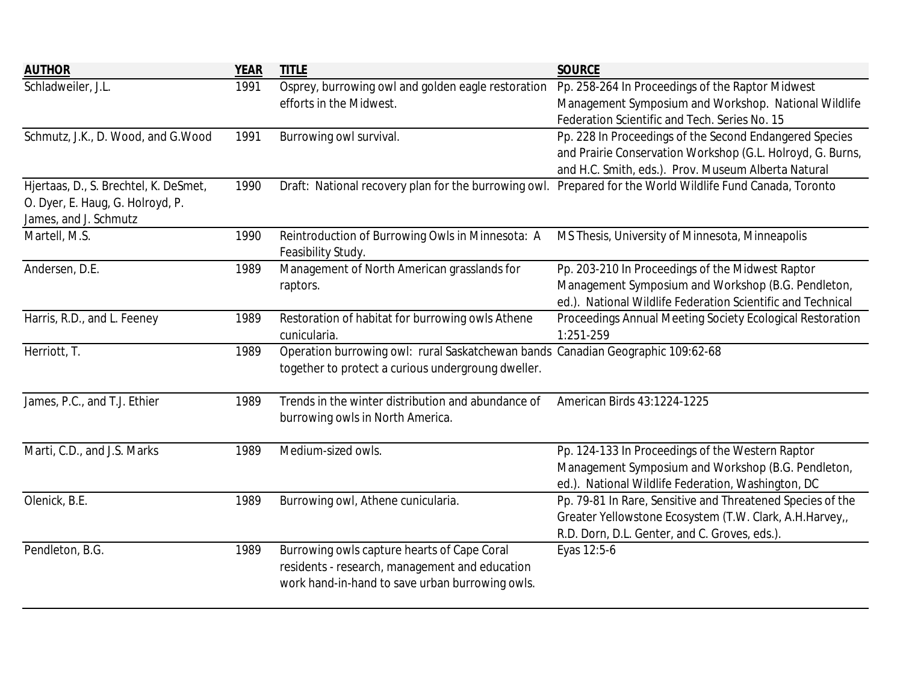| AUTHOR | YEAR | TITLE | SOURCE |
|---|---|---|---|
| Schladweiler, J.L. | 1991 | Osprey, burrowing owl and golden eagle restoration efforts in the Midwest. | Pp. 258-264 In Proceedings of the Raptor Midwest Management Symposium and Workshop. National Wildlife Federation Scientific and Tech. Series No. 15 |
| Schmutz, J.K., D. Wood, and G.Wood | 1991 | Burrowing owl survival. | Pp. 228 In Proceedings of the Second Endangered Species and Prairie Conservation Workshop (G.L. Holroyd, G. Burns, and H.C. Smith, eds.). Prov. Museum Alberta Natural |
| Hjertaas, D., S. Brechtel, K. DeSmet, O. Dyer, E. Haug, G. Holroyd, P. James, and J. Schmutz | 1990 | Draft: National recovery plan for the burrowing owl. | Prepared for the World Wildlife Fund Canada, Toronto |
| Martell, M.S. | 1990 | Reintroduction of Burrowing Owls in Minnesota: A Feasibility Study. | MS Thesis, University of Minnesota, Minneapolis |
| Andersen, D.E. | 1989 | Management of North American grasslands for raptors. | Pp. 203-210 In Proceedings of the Midwest Raptor Management Symposium and Workshop (B.G. Pendleton, ed.). National Wildlife Federation Scientific and Technical |
| Harris, R.D., and L. Feeney | 1989 | Restoration of habitat for burrowing owls Athene cunicularia. | Proceedings Annual Meeting Society Ecological Restoration 1:251-259 |
| Herriott, T. | 1989 | Operation burrowing owl: rural Saskatchewan bands together to protect a curious undergroung dweller. | Canadian Geographic 109:62-68 |
| James, P.C., and T.J. Ethier | 1989 | Trends in the winter distribution and abundance of burrowing owls in North America. | American Birds 43:1224-1225 |
| Marti, C.D., and J.S. Marks | 1989 | Medium-sized owls. | Pp. 124-133 In Proceedings of the Western Raptor Management Symposium and Workshop (B.G. Pendleton, ed.). National Wildlife Federation, Washington, DC |
| Olenick, B.E. | 1989 | Burrowing owl, Athene cunicularia. | Pp. 79-81 In Rare, Sensitive and Threatened Species of the Greater Yellowstone Ecosystem (T.W. Clark, A.H.Harvey,, R.D. Dorn, D.L. Genter, and C. Groves, eds.). |
| Pendleton, B.G. | 1989 | Burrowing owls capture hearts of Cape Coral residents - research, management and education work hand-in-hand to save urban burrowing owls. | Eyas 12:5-6 |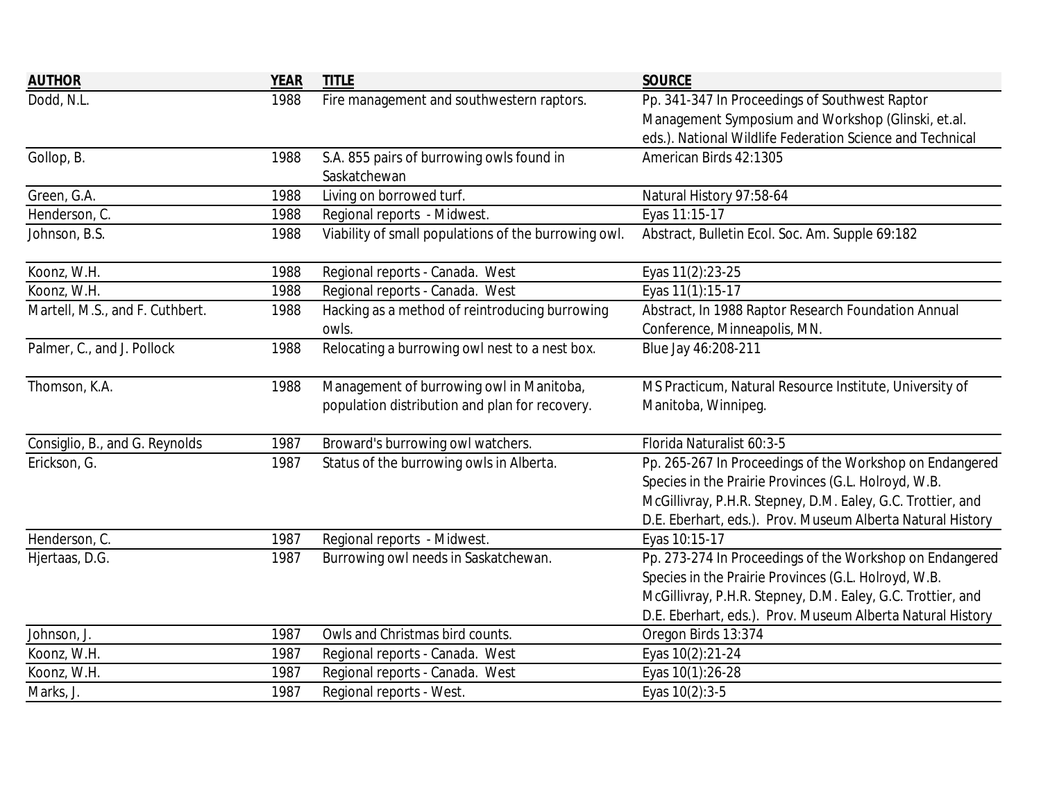| AUTHOR | YEAR | TITLE | SOURCE |
|---|---|---|---|
| Dodd, N.L. | 1988 | Fire management and southwestern raptors. | Pp. 341-347 In Proceedings of Southwest Raptor Management Symposium and Workshop (Glinski, et.al. eds.). National Wildlife Federation Science and Technical |
| Gollop, B. | 1988 | S.A. 855 pairs of burrowing owls found in Saskatchewan | American Birds 42:1305 |
| Green, G.A. | 1988 | Living on borrowed turf. | Natural History 97:58-64 |
| Henderson, C. | 1988 | Regional reports - Midwest. | Eyas 11:15-17 |
| Johnson, B.S. | 1988 | Viability of small populations of the burrowing owl. | Abstract, Bulletin Ecol. Soc. Am. Supple 69:182 |
| Koonz, W.H. | 1988 | Regional reports - Canada. West | Eyas 11(2):23-25 |
| Koonz, W.H. | 1988 | Regional reports - Canada. West | Eyas 11(1):15-17 |
| Martell, M.S., and F. Cuthbert. | 1988 | Hacking as a method of reintroducing burrowing owls. | Abstract, In 1988 Raptor Research Foundation Annual Conference, Minneapolis, MN. |
| Palmer, C., and J. Pollock | 1988 | Relocating a burrowing owl nest to a nest box. | Blue Jay 46:208-211 |
| Thomson, K.A. | 1988 | Management of burrowing owl in Manitoba, population distribution and plan for recovery. | MS Practicum, Natural Resource Institute, University of Manitoba, Winnipeg. |
| Consiglio, B., and G. Reynolds | 1987 | Broward's burrowing owl watchers. | Florida Naturalist 60:3-5 |
| Erickson, G. | 1987 | Status of the burrowing owls in Alberta. | Pp. 265-267 In Proceedings of the Workshop on Endangered Species in the Prairie Provinces (G.L. Holroyd, W.B. McGillivray, P.H.R. Stepney, D.M. Ealey, G.C. Trottier, and D.E. Eberhart, eds.). Prov. Museum Alberta Natural History |
| Henderson, C. | 1987 | Regional reports - Midwest. | Eyas 10:15-17 |
| Hjertaas, D.G. | 1987 | Burrowing owl needs in Saskatchewan. | Pp. 273-274 In Proceedings of the Workshop on Endangered Species in the Prairie Provinces (G.L. Holroyd, W.B. McGillivray, P.H.R. Stepney, D.M. Ealey, G.C. Trottier, and D.E. Eberhart, eds.). Prov. Museum Alberta Natural History |
| Johnson, J. | 1987 | Owls and Christmas bird counts. | Oregon Birds 13:374 |
| Koonz, W.H. | 1987 | Regional reports - Canada. West | Eyas 10(2):21-24 |
| Koonz, W.H. | 1987 | Regional reports - Canada. West | Eyas 10(1):26-28 |
| Marks, J. | 1987 | Regional reports - West. | Eyas 10(2):3-5 |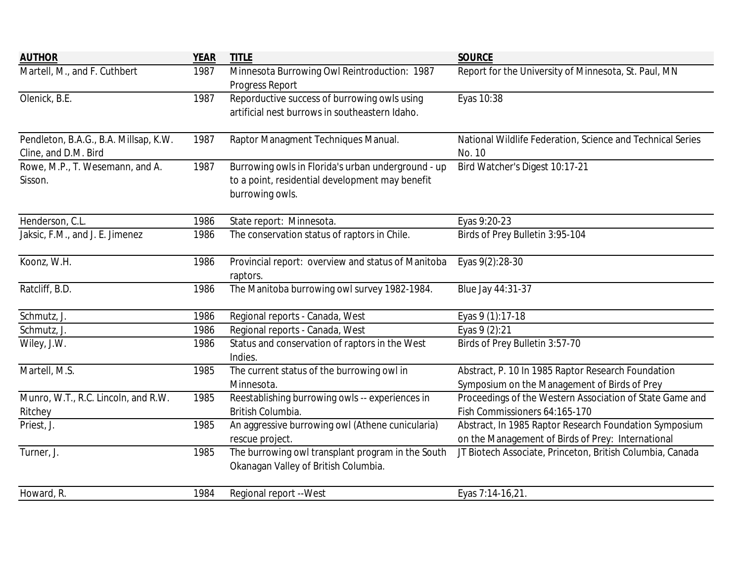| AUTHOR | YEAR | TITLE | SOURCE |
| --- | --- | --- | --- |
| Martell, M., and F. Cuthbert | 1987 | Minnesota Burrowing Owl Reintroduction: 1987 Progress Report | Report for the University of Minnesota, St. Paul, MN |
| Olenick, B.E. | 1987 | Reporductive success of burrowing owls using artificial nest burrows in southeastern Idaho. | Eyas 10:38 |
| Pendleton, B.A.G., B.A. Millsap, K.W. Cline, and D.M. Bird | 1987 | Raptor Managment Techniques Manual. | National Wildlife Federation, Science and Technical Series No. 10 |
| Rowe, M.P., T. Wesemann, and A. Sisson. | 1987 | Burrowing owls in Florida's urban underground - up to a point, residential development may benefit burrowing owls. | Bird Watcher's Digest 10:17-21 |
| Henderson, C.L. | 1986 | State report: Minnesota. | Eyas 9:20-23 |
| Jaksic, F.M., and J. E. Jimenez | 1986 | The conservation status of raptors in Chile. | Birds of Prey Bulletin 3:95-104 |
| Koonz, W.H. | 1986 | Provincial report: overview and status of Manitoba raptors. | Eyas 9(2):28-30 |
| Ratcliff, B.D. | 1986 | The Manitoba burrowing owl survey 1982-1984. | Blue Jay 44:31-37 |
| Schmutz, J. | 1986 | Regional reports - Canada, West | Eyas 9 (1):17-18 |
| Schmutz, J. | 1986 | Regional reports - Canada, West | Eyas 9 (2):21 |
| Wiley, J.W. | 1986 | Status and conservation of raptors in the West Indies. | Birds of Prey Bulletin 3:57-70 |
| Martell, M.S. | 1985 | The current status of the burrowing owl in Minnesota. | Abstract, P. 10 In 1985 Raptor Research Foundation Symposium on the Management of Birds of Prey |
| Munro, W.T., R.C. Lincoln, and R.W. Ritchey | 1985 | Reestablishing burrowing owls -- experiences in British Columbia. | Proceedings of the Western Association of State Game and Fish Commissioners 64:165-170 |
| Priest, J. | 1985 | An aggressive burrowing owl (Athene cunicularia) rescue project. | Abstract, In 1985 Raptor Research Foundation Symposium on the Management of Birds of Prey: International |
| Turner, J. | 1985 | The burrowing owl transplant program in the South Okanagan Valley of British Columbia. | JT Biotech Associate, Princeton, British Columbia, Canada |
| Howard, R. | 1984 | Regional report --West | Eyas 7:14-16,21. |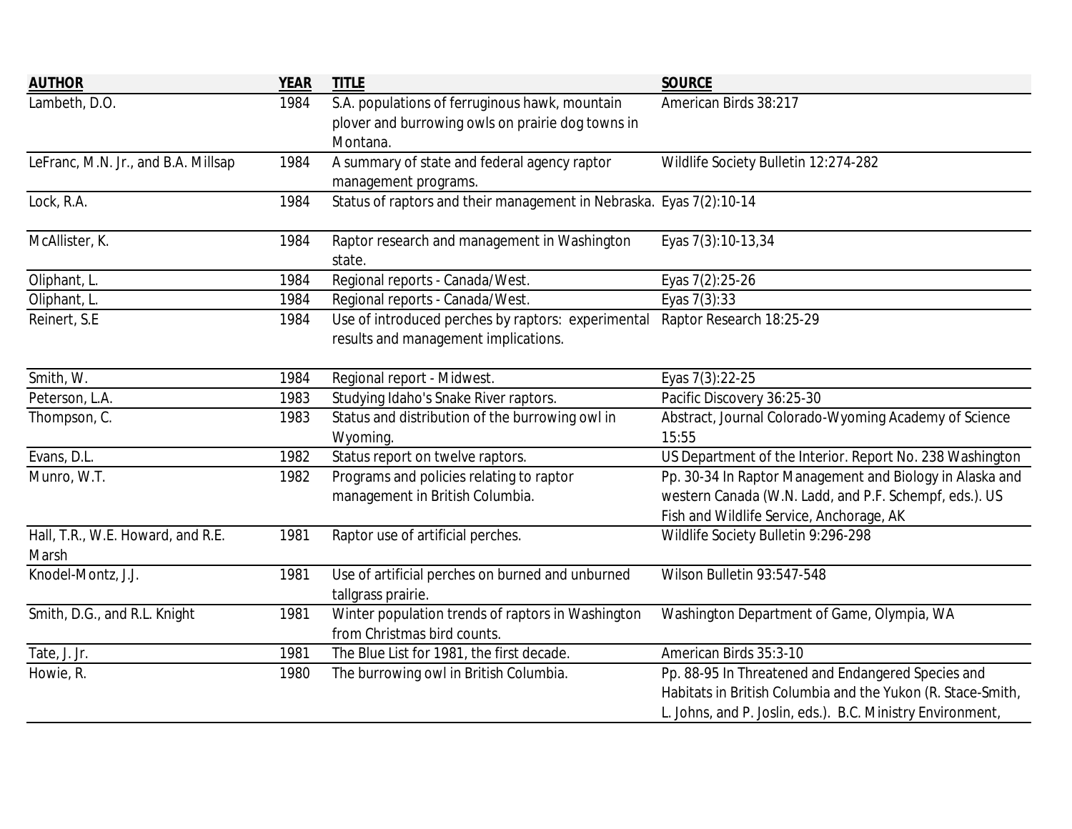| AUTHOR | YEAR | TITLE | SOURCE |
|---|---|---|---|
| Lambeth, D.O. | 1984 | S.A. populations of ferruginous hawk, mountain plover and burrowing owls on prairie dog towns in Montana. | American Birds 38:217 |
| LeFranc, M.N. Jr., and B.A. Millsap | 1984 | A summary of state and federal agency raptor management programs. | Wildlife Society Bulletin 12:274-282 |
| Lock, R.A. | 1984 | Status of raptors and their management in Nebraska. | Eyas 7(2):10-14 |
| McAllister, K. | 1984 | Raptor research and management in Washington state. | Eyas 7(3):10-13,34 |
| Oliphant, L. | 1984 | Regional reports - Canada/West. | Eyas 7(2):25-26 |
| Oliphant, L. | 1984 | Regional reports - Canada/West. | Eyas 7(3):33 |
| Reinert, S.E | 1984 | Use of introduced perches by raptors: experimental results and management implications. | Raptor Research 18:25-29 |
| Smith, W. | 1984 | Regional report - Midwest. | Eyas 7(3):22-25 |
| Peterson, L.A. | 1983 | Studying Idaho's Snake River raptors. | Pacific Discovery 36:25-30 |
| Thompson, C. | 1983 | Status and distribution of the burrowing owl in Wyoming. | Abstract, Journal Colorado-Wyoming Academy of Science 15:55 |
| Evans, D.L. | 1982 | Status report on twelve raptors. | US Department of the Interior. Report No. 238 Washington |
| Munro, W.T. | 1982 | Programs and policies relating to raptor management in British Columbia. | Pp. 30-34 In Raptor Management and Biology in Alaska and western Canada (W.N. Ladd, and P.F. Schempf, eds.). US Fish and Wildlife Service, Anchorage, AK |
| Hall, T.R., W.E. Howard, and R.E. Marsh | 1981 | Raptor use of artificial perches. | Wildlife Society Bulletin 9:296-298 |
| Knodel-Montz, J.J. | 1981 | Use of artificial perches on burned and unburned tallgrass prairie. | Wilson Bulletin 93:547-548 |
| Smith, D.G., and R.L. Knight | 1981 | Winter population trends of raptors in Washington from Christmas bird counts. | Washington Department of Game, Olympia, WA |
| Tate, J. Jr. | 1981 | The Blue List for 1981, the first decade. | American Birds 35:3-10 |
| Howie, R. | 1980 | The burrowing owl in British Columbia. | Pp. 88-95 In Threatened and Endangered Species and Habitats in British Columbia and the Yukon (R. Stace-Smith, L. Johns, and P. Joslin, eds.). B.C. Ministry Environment, |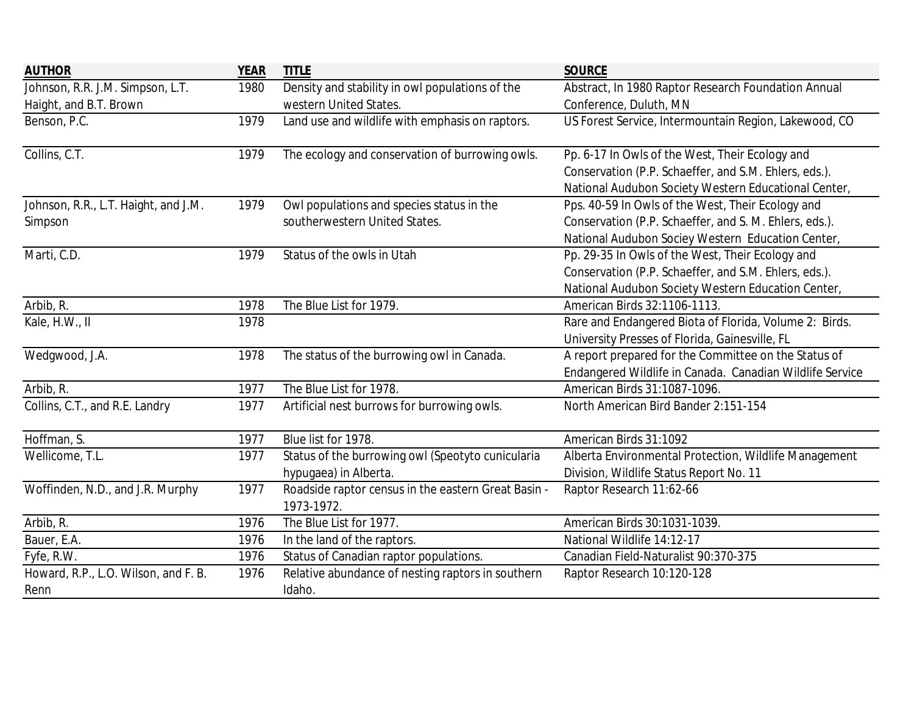| AUTHOR | YEAR | TITLE | SOURCE |
| --- | --- | --- | --- |
| Johnson, R.R. J.M. Simpson, L.T. Haight, and B.T. Brown | 1980 | Density and stability in owl populations of the western United States. | Abstract, In 1980 Raptor Research Foundation Annual Conference, Duluth, MN |
| Benson, P.C. | 1979 | Land use and wildlife with emphasis on raptors. | US Forest Service, Intermountain Region, Lakewood, CO |
| Collins, C.T. | 1979 | The ecology and conservation of burrowing owls. | Pp. 6-17 In Owls of the West, Their Ecology and Conservation (P.P. Schaeffer, and S.M. Ehlers, eds.). National Audubon Society Western Educational Center, |
| Johnson, R.R., L.T. Haight, and J.M. Simpson | 1979 | Owl populations and species status in the southerwestern United States. | Pps. 40-59 In Owls of the West, Their Ecology and Conservation (P.P. Schaeffer, and S. M. Ehlers, eds.). National Audubon Sociey Western Education Center, |
| Marti, C.D. | 1979 | Status of the owls in Utah | Pp. 29-35 In Owls of the West, Their Ecology and Conservation (P.P. Schaeffer, and S.M. Ehlers, eds.). National Audubon Society Western Education Center, |
| Arbib, R. | 1978 | The Blue List for 1979. | American Birds 32:1106-1113. |
| Kale, H.W., II | 1978 | | Rare and Endangered Biota of Florida, Volume 2: Birds. University Presses of Florida, Gainesville, FL |
| Wedgwood, J.A. | 1978 | The status of the burrowing owl in Canada. | A report prepared for the Committee on the Status of Endangered Wildlife in Canada. Canadian Wildlife Service |
| Arbib, R. | 1977 | The Blue List for 1978. | American Birds 31:1087-1096. |
| Collins, C.T., and R.E. Landry | 1977 | Artificial nest burrows for burrowing owls. | North American Bird Bander 2:151-154 |
| Hoffman, S. | 1977 | Blue list for 1978. | American Birds 31:1092 |
| Wellicome, T.L. | 1977 | Status of the burrowing owl (Speotyto cunicularia hypugaea) in Alberta. | Alberta Environmental Protection, Wildlife Management Division, Wildlife Status Report No. 11 |
| Woffinden, N.D., and J.R. Murphy | 1977 | Roadside raptor census in the eastern Great Basin - 1973-1972. | Raptor Research 11:62-66 |
| Arbib, R. | 1976 | The Blue List for 1977. | American Birds 30:1031-1039. |
| Bauer, E.A. | 1976 | In the land of the raptors. | National Wildlife 14:12-17 |
| Fyfe, R.W. | 1976 | Status of Canadian raptor populations. | Canadian Field-Naturalist 90:370-375 |
| Howard, R.P., L.O. Wilson, and F. B. Renn | 1976 | Relative abundance of nesting raptors in southern Idaho. | Raptor Research 10:120-128 |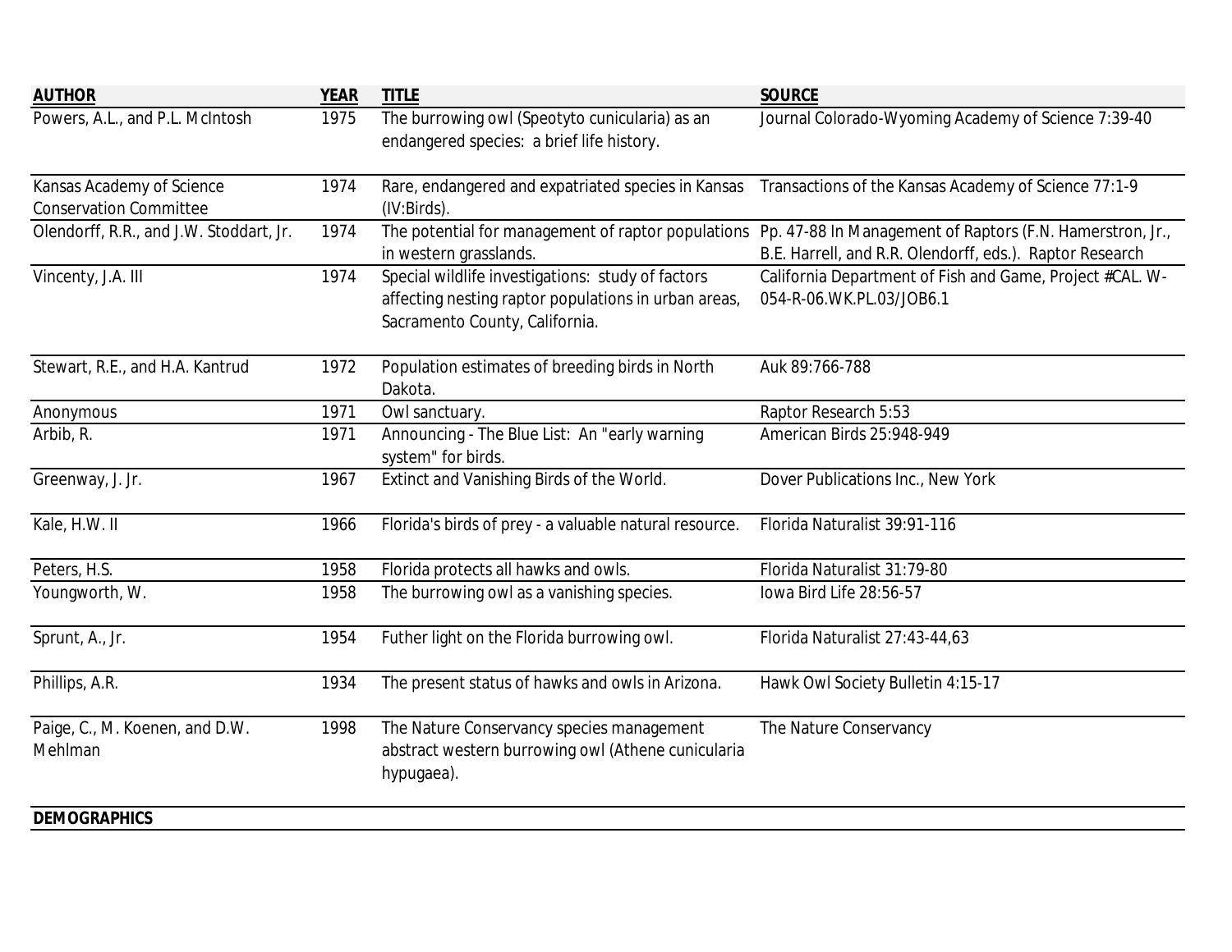| AUTHOR | YEAR | TITLE | SOURCE |
|---|---|---|---|
| Powers, A.L., and P.L. McIntosh | 1975 | The burrowing owl (Speotyto cunicularia) as an endangered species: a brief life history. | Journal Colorado-Wyoming Academy of Science 7:39-40 |
| Kansas Academy of Science Conservation Committee | 1974 | Rare, endangered and expatriated species in Kansas (IV:Birds). | Transactions of the Kansas Academy of Science 77:1-9 |
| Olendorff, R.R., and J.W. Stoddart, Jr. | 1974 | The potential for management of raptor populations in western grasslands. | Pp. 47-88 In Management of Raptors (F.N. Hamerstron, Jr., B.E. Harrell, and R.R. Olendorff, eds.). Raptor Research |
| Vincenty, J.A. III | 1974 | Special wildlife investigations: study of factors affecting nesting raptor populations in urban areas, Sacramento County, California. | California Department of Fish and Game, Project #CAL. W-054-R-06.WK.PL.03/JOB6.1 |
| Stewart, R.E., and H.A. Kantrud | 1972 | Population estimates of breeding birds in North Dakota. | Auk 89:766-788 |
| Anonymous | 1971 | Owl sanctuary. | Raptor Research 5:53 |
| Arbib, R. | 1971 | Announcing - The Blue List: An "early warning system" for birds. | American Birds 25:948-949 |
| Greenway, J. Jr. | 1967 | Extinct and Vanishing Birds of the World. | Dover Publications Inc., New York |
| Kale, H.W. II | 1966 | Florida's birds of prey - a valuable natural resource. | Florida Naturalist 39:91-116 |
| Peters, H.S. | 1958 | Florida protects all hawks and owls. | Florida Naturalist 31:79-80 |
| Youngworth, W. | 1958 | The burrowing owl as a vanishing species. | Iowa Bird Life 28:56-57 |
| Sprunt, A., Jr. | 1954 | Futher light on the Florida burrowing owl. | Florida Naturalist 27:43-44,63 |
| Phillips, A.R. | 1934 | The present status of hawks and owls in Arizona. | Hawk Owl Society Bulletin 4:15-17 |
| Paige, C., M. Koenen, and D.W. Mehlman | 1998 | The Nature Conservancy species management abstract western burrowing owl (Athene cunicularia hypugaea). | The Nature Conservancy |
| **DEMOGRAPHICS** | | | |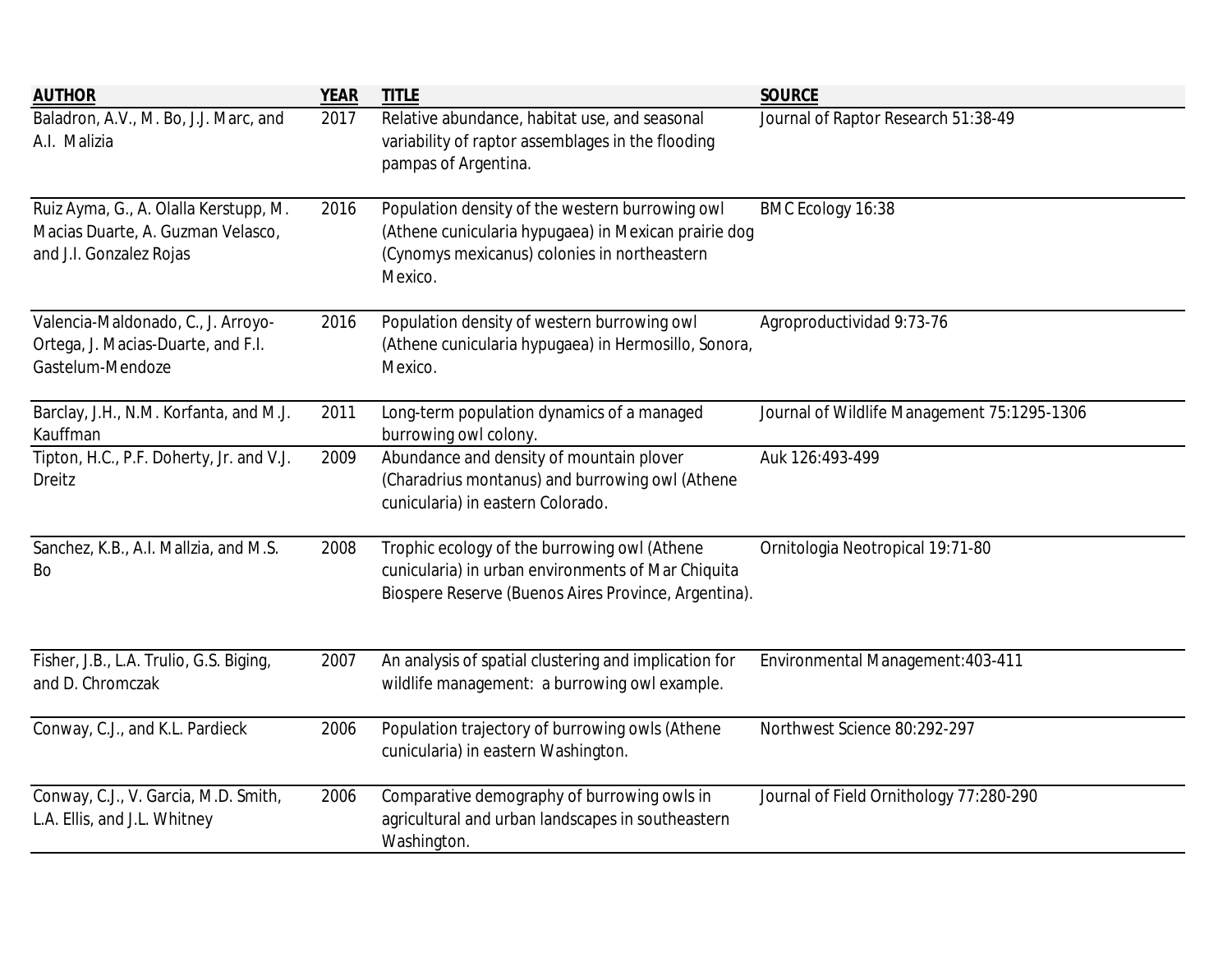| AUTHOR | YEAR | TITLE | SOURCE |
|---|---|---|---|
| Baladron, A.V., M. Bo, J.J. Marc, and A.I. Malizia | 2017 | Relative abundance, habitat use, and seasonal variability of raptor assemblages in the flooding pampas of Argentina. | Journal of Raptor Research 51:38-49 |
| Ruiz Ayma, G., A. Olalla Kerstupp, M. Macias Duarte, A. Guzman Velasco, and J.I. Gonzalez Rojas | 2016 | Population density of the western burrowing owl (Athene cunicularia hypugaea) in Mexican prairie dog (Cynomys mexicanus) colonies in northeastern Mexico. | BMC Ecology 16:38 |
| Valencia-Maldonado, C., J. Arroyo-Ortega, J. Macias-Duarte, and F.I. Gastelum-Mendoze | 2016 | Population density of western burrowing owl (Athene cunicularia hypugaea) in Hermosillo, Sonora, Mexico. | Agroproductividad 9:73-76 |
| Barclay, J.H., N.M. Korfanta, and M.J. Kauffman | 2011 | Long-term population dynamics of a managed burrowing owl colony. | Journal of Wildlife Management 75:1295-1306 |
| Tipton, H.C., P.F. Doherty, Jr. and V.J. Dreitz | 2009 | Abundance and density of mountain plover (Charadrius montanus) and burrowing owl (Athene cunicularia) in eastern Colorado. | Auk 126:493-499 |
| Sanchez, K.B., A.I. Mallzia, and M.S. Bo | 2008 | Trophic ecology of the burrowing owl (Athene cunicularia) in urban environments of Mar Chiquita Biospere Reserve (Buenos Aires Province, Argentina). | Ornitologia Neotropical 19:71-80 |
| Fisher, J.B., L.A. Trulio, G.S. Biging, and D. Chromczak | 2007 | An analysis of spatial clustering and implication for wildlife management: a burrowing owl example. | Environmental Management:403-411 |
| Conway, C.J., and K.L. Pardieck | 2006 | Population trajectory of burrowing owls (Athene cunicularia) in eastern Washington. | Northwest Science 80:292-297 |
| Conway, C.J., V. Garcia, M.D. Smith, L.A. Ellis, and J.L. Whitney | 2006 | Comparative demography of burrowing owls in agricultural and urban landscapes in southeastern Washington. | Journal of Field Ornithology 77:280-290 |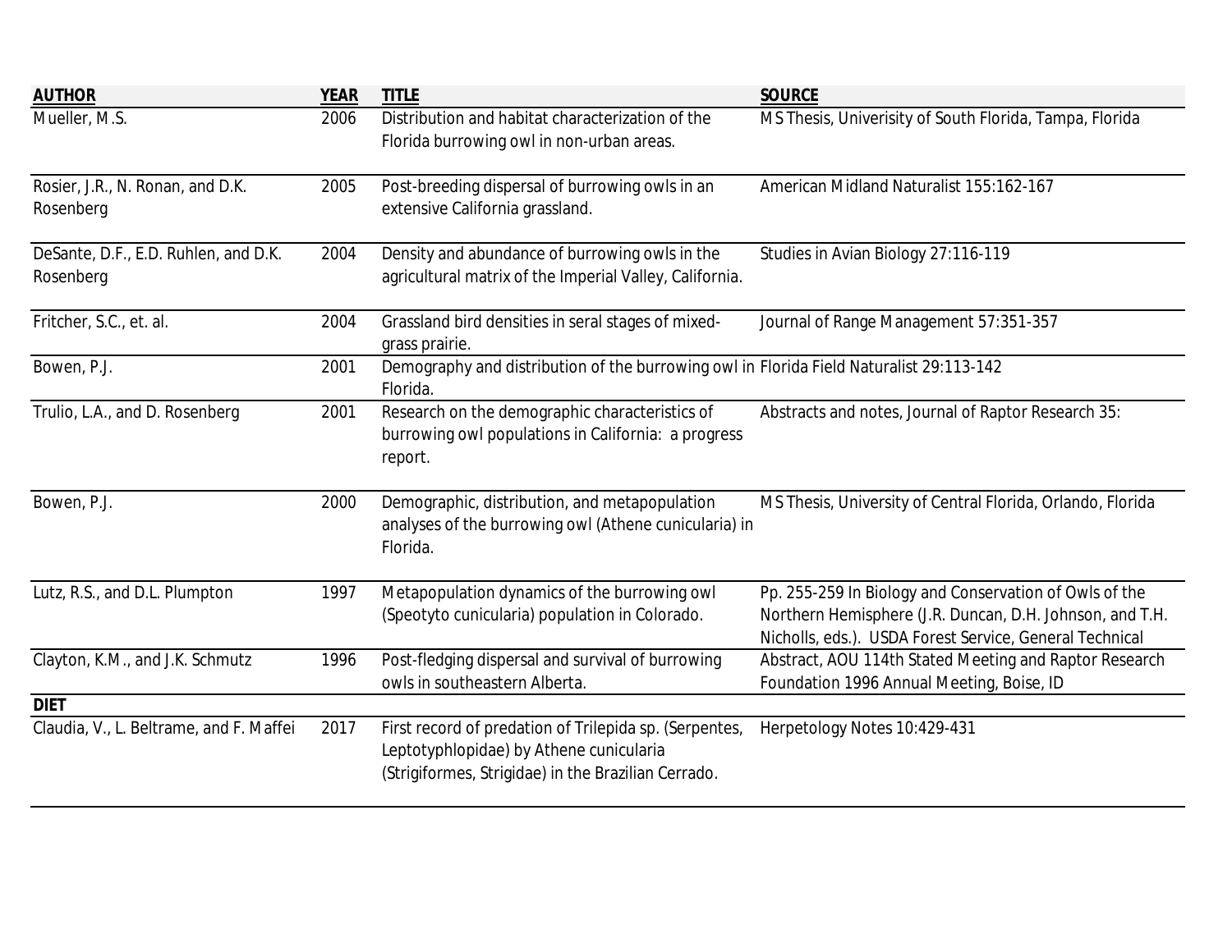| AUTHOR | YEAR | TITLE | SOURCE |
|---|---|---|---|
| Mueller, M.S. | 2006 | Distribution and habitat characterization of the Florida burrowing owl in non-urban areas. | MS Thesis, Univerisity of South Florida, Tampa, Florida |
| Rosier, J.R., N. Ronan, and D.K. Rosenberg | 2005 | Post-breeding dispersal of burrowing owls in an extensive California grassland. | American Midland Naturalist 155:162-167 |
| DeSante, D.F., E.D. Ruhlen, and D.K. Rosenberg | 2004 | Density and abundance of burrowing owls in the agricultural matrix of the Imperial Valley, California. | Studies in Avian Biology 27:116-119 |
| Fritcher, S.C., et. al. | 2004 | Grassland bird densities in seral stages of mixed-grass prairie. | Journal of Range Management 57:351-357 |
| Bowen, P.J. | 2001 | Demography and distribution of the burrowing owl in Florida. | Florida Field Naturalist 29:113-142 |
| Trulio, L.A., and D. Rosenberg | 2001 | Research on the demographic characteristics of burrowing owl populations in California: a progress report. | Abstracts and notes, Journal of Raptor Research 35: |
| Bowen, P.J. | 2000 | Demographic, distribution, and metapopulation analyses of the burrowing owl (Athene cunicularia) in Florida. | MS Thesis, University of Central Florida, Orlando, Florida |
| Lutz, R.S., and D.L. Plumpton | 1997 | Metapopulation dynamics of the burrowing owl (Speotyto cunicularia) population in Colorado. | Pp. 255-259 In Biology and Conservation of Owls of the Northern Hemisphere (J.R. Duncan, D.H. Johnson, and T.H. Nicholls, eds.). USDA Forest Service, General Technical |
| Clayton, K.M., and J.K. Schmutz | 1996 | Post-fledging dispersal and survival of burrowing owls in southeastern Alberta. | Abstract, AOU 114th Stated Meeting and Raptor Research Foundation 1996 Annual Meeting, Boise, ID |
| **DIET** | | | |
| Claudia, V., L. Beltrame, and F. Maffei | 2017 | First record of predation of Trilepida sp. (Serpentes, Leptotyphlopidae) by Athene cunicularia (Strigiformes, Strigidae) in the Brazilian Cerrado. | Herpetology Notes 10:429-431 |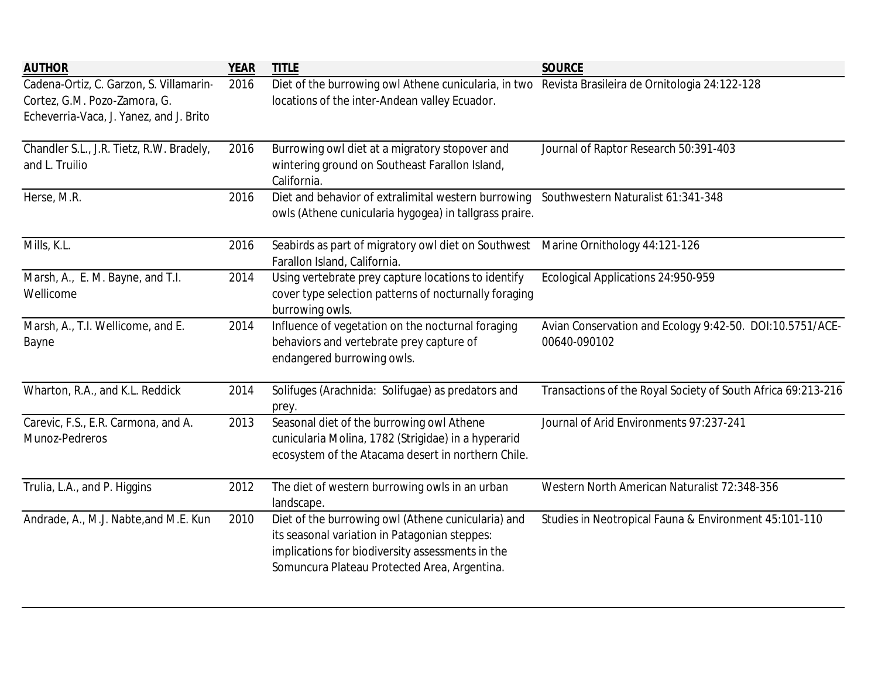| AUTHOR | YEAR | TITLE | SOURCE |
|---|---|---|---|
| Cadena-Ortiz, C. Garzon, S. Villamarin-Cortez, G.M. Pozo-Zamora, G. Echeverria-Vaca, J. Yanez, and J. Brito | 2016 | Diet of the burrowing owl Athene cunicularia, in two locations of the inter-Andean valley Ecuador. | Revista Brasileira de Ornitologia 24:122-128 |
| Chandler S.L., J.R. Tietz, R.W. Bradely, and L. Truilio | 2016 | Burrowing owl diet at a migratory stopover and wintering ground on Southeast Farallon Island, California. | Journal of Raptor Research 50:391-403 |
| Herse, M.R. | 2016 | Diet and behavior of extralimital western burrowing owls (Athene cunicularia hygogea) in tallgrass praire. | Southwestern Naturalist 61:341-348 |
| Mills, K.L. | 2016 | Seabirds as part of migratory owl diet on Southwest Farallon Island, California. | Marine Ornithology 44:121-126 |
| Marsh, A., E. M. Bayne, and T.I. Wellicome | 2014 | Using vertebrate prey capture locations to identify cover type selection patterns of nocturnally foraging burrowing owls. | Ecological Applications 24:950-959 |
| Marsh, A., T.I. Wellicome, and E. Bayne | 2014 | Influence of vegetation on the nocturnal foraging behaviors and vertebrate prey capture of endangered burrowing owls. | Avian Conservation and Ecology 9:42-50. DOI:10.5751/ACE-00640-090102 |
| Wharton, R.A., and K.L. Reddick | 2014 | Solifuges (Arachnida: Solifugae) as predators and prey. | Transactions of the Royal Society of South Africa 69:213-216 |
| Carevic, F.S., E.R. Carmona, and A. Munoz-Pedreros | 2013 | Seasonal diet of the burrowing owl Athene cunicularia Molina, 1782 (Strigidae) in a hyperarid ecosystem of the Atacama desert in northern Chile. | Journal of Arid Environments 97:237-241 |
| Trulia, L.A., and P. Higgins | 2012 | The diet of western burrowing owls in an urban landscape. | Western North American Naturalist 72:348-356 |
| Andrade, A., M.J. Nabte,and M.E. Kun | 2010 | Diet of the burrowing owl (Athene cunicularia) and its seasonal variation in Patagonian steppes: implications for biodiversity assessments in the Somuncura Plateau Protected Area, Argentina. | Studies in Neotropical Fauna & Environment 45:101-110 |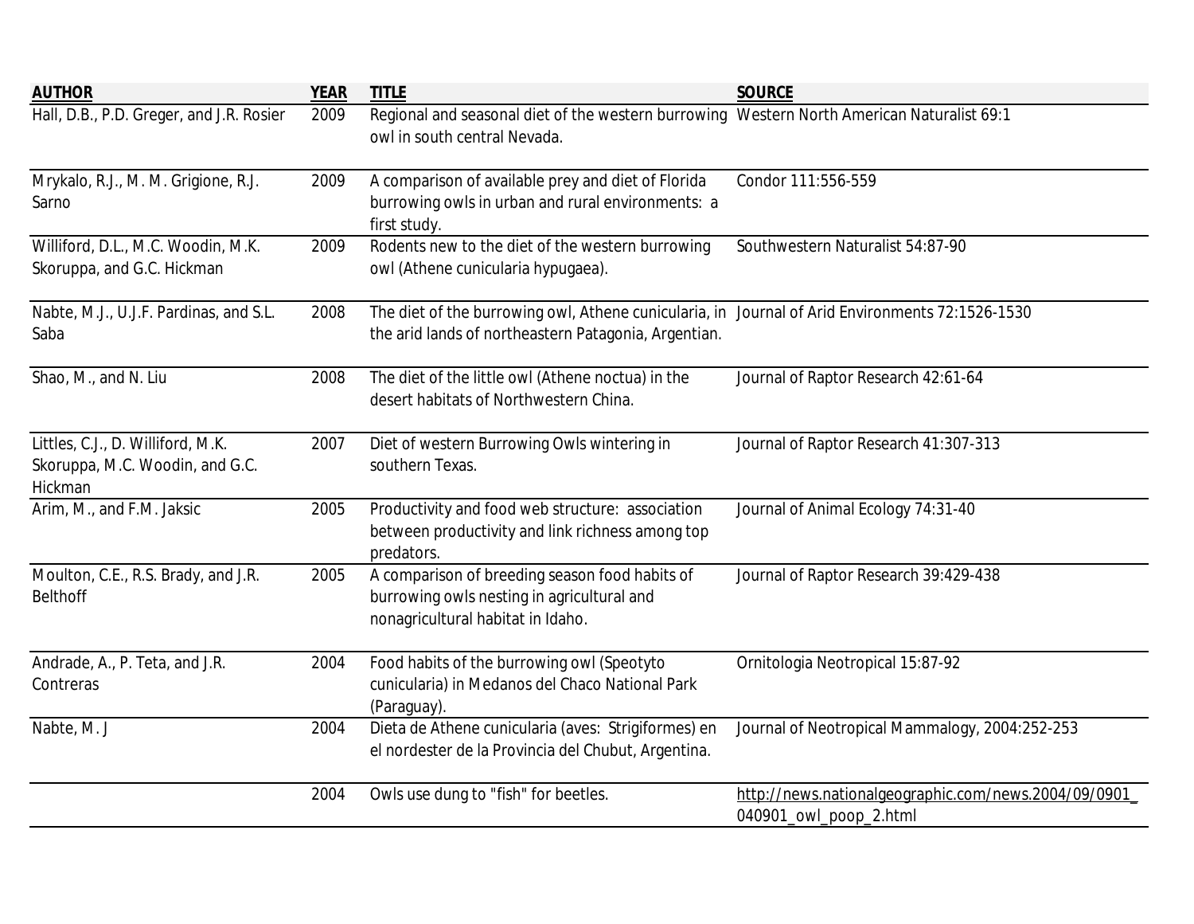| AUTHOR | YEAR | TITLE | SOURCE |
|---|---|---|---|
| Hall, D.B., P.D. Greger, and J.R. Rosier | 2009 | Regional and seasonal diet of the western burrowing owl in south central Nevada. | Western North American Naturalist 69:1 |
| Mrykalo, R.J., M. M. Grigione, R.J. Sarno | 2009 | A comparison of available prey and diet of Florida burrowing owls in urban and rural environments: a first study. | Condor 111:556-559 |
| Williford, D.L., M.C. Woodin, M.K. Skoruppa, and G.C. Hickman | 2009 | Rodents new to the diet of the western burrowing owl (Athene cunicularia hypugaea). | Southwestern Naturalist 54:87-90 |
| Nabte, M.J., U.J.F. Pardinas, and S.L. Saba | 2008 | The diet of the burrowing owl, Athene cunicularia, in the arid lands of northeastern Patagonia, Argentian. | Journal of Arid Environments 72:1526-1530 |
| Shao, M., and N. Liu | 2008 | The diet of the little owl (Athene noctua) in the desert habitats of Northwestern China. | Journal of Raptor Research 42:61-64 |
| Littles, C.J., D. Williford, M.K. Skoruppa, M.C. Woodin, and G.C. Hickman | 2007 | Diet of western Burrowing Owls wintering in southern Texas. | Journal of Raptor Research 41:307-313 |
| Arim, M., and F.M. Jaksic | 2005 | Productivity and food web structure: association between productivity and link richness among top predators. | Journal of Animal Ecology 74:31-40 |
| Moulton, C.E., R.S. Brady, and J.R. Belthoff | 2005 | A comparison of breeding season food habits of burrowing owls nesting in agricultural and nonagricultural habitat in Idaho. | Journal of Raptor Research 39:429-438 |
| Andrade, A., P. Teta, and J.R. Contreras | 2004 | Food habits of the burrowing owl (Speotyto cunicularia) in Medanos del Chaco National Park (Paraguay). | Ornitologia Neotropical 15:87-92 |
| Nabte, M. J | 2004 | Dieta de Athene cunicularia (aves: Strigiformes) en el nordester de la Provincia del Chubut, Argentina. | Journal of Neotropical Mammalogy, 2004:252-253 |
| | 2004 | Owls use dung to "fish" for beetles. | http://news.nationalgeographic.com/news.2004/09/0901_040901_owl_poop_2.html |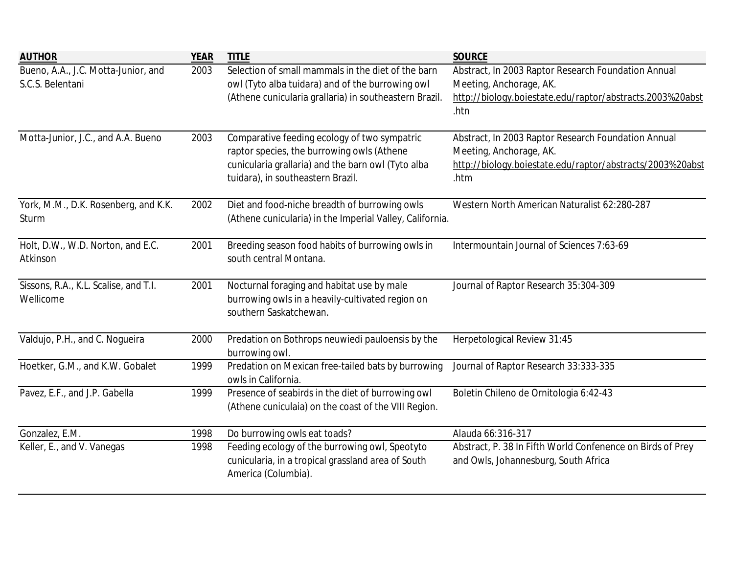| AUTHOR | YEAR | TITLE | SOURCE |
| --- | --- | --- | --- |
| Bueno, A.A., J.C. Motta-Junior, and S.C.S. Belentani | 2003 | Selection of small mammals in the diet of the barn owl (Tyto alba tuidara) and of the burrowing owl (Athene cunicularia grallaria) in southeastern Brazil. | Abstract, In 2003 Raptor Research Foundation Annual Meeting, Anchorage, AK. http://biology.boiestate.edu/raptor/abstracts.2003%20abst.htn |
| Motta-Junior, J.C., and A.A. Bueno | 2003 | Comparative feeding ecology of two sympatric raptor species, the burrowing owls (Athene cunicularia grallaria) and the barn owl (Tyto alba tuidara), in southeastern Brazil. | Abstract, In 2003 Raptor Research Foundation Annual Meeting, Anchorage, AK. http://biology.boiestate.edu/raptor/abstracts/2003%20abst.htm |
| York, M.M., D.K. Rosenberg, and K.K. Sturm | 2002 | Diet and food-niche breadth of burrowing owls (Athene cunicularia) in the Imperial Valley, California. | Western North American Naturalist 62:280-287 |
| Holt, D.W., W.D. Norton, and E.C. Atkinson | 2001 | Breeding season food habits of burrowing owls in south central Montana. | Intermountain Journal of Sciences 7:63-69 |
| Sissons, R.A., K.L. Scalise, and T.I. Wellicome | 2001 | Nocturnal foraging and habitat use by male burrowing owls in a heavily-cultivated region on southern Saskatchewan. | Journal of Raptor Research 35:304-309 |
| Valdujo, P.H., and C. Nogueira | 2000 | Predation on Bothrops neuwiedi pauloensis by the burrowing owl. | Herpetological Review 31:45 |
| Hoetker, G.M., and K.W. Gobalet | 1999 | Predation on Mexican free-tailed bats by burrowing owls in California. | Journal of Raptor Research 33:333-335 |
| Pavez, E.F., and J.P. Gabella | 1999 | Presence of seabirds in the diet of burrowing owl (Athene cuniculaia) on the coast of the VIII Region. | Boletin Chileno de Ornitologia 6:42-43 |
| Gonzalez, E.M. | 1998 | Do burrowing owls eat toads? | Alauda 66:316-317 |
| Keller, E., and V. Vanegas | 1998 | Feeding ecology of the burrowing owl, Speotyto cunicularia, in a tropical grassland area of South America (Columbia). | Abstract, P. 38 In Fifth World Confenence on Birds of Prey and Owls, Johannesburg, South Africa |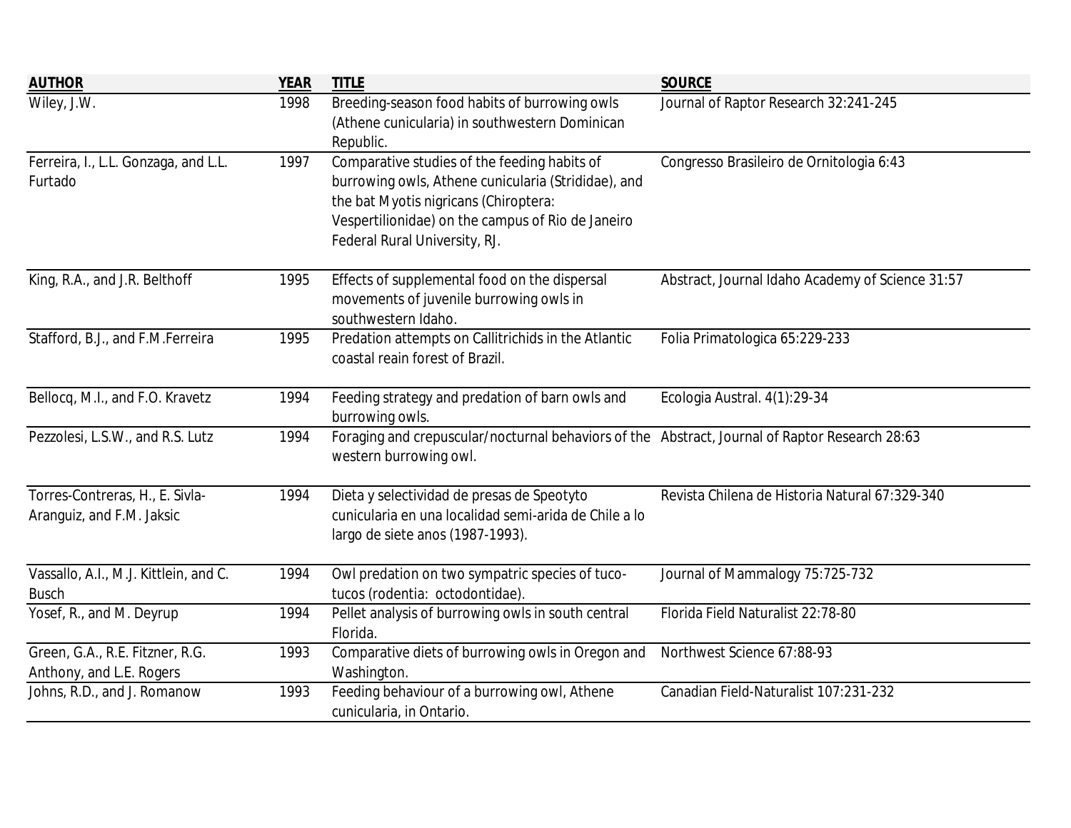| AUTHOR | YEAR | TITLE | SOURCE |
|---|---|---|---|
| Wiley, J.W. | 1998 | Breeding-season food habits of burrowing owls (Athene cunicularia) in southwestern Dominican Republic. | Journal of Raptor Research 32:241-245 |
| Ferreira, I., L.L. Gonzaga, and L.L. Furtado | 1997 | Comparative studies of the feeding habits of burrowing owls, Athene cunicularia (Strididae), and the bat Myotis nigricans (Chiroptera: Vespertilionidae) on the campus of Rio de Janeiro Federal Rural University, RJ. | Congresso Brasileiro de Ornitologia 6:43 |
| King, R.A., and J.R. Belthoff | 1995 | Effects of supplemental food on the dispersal movements of juvenile burrowing owls in southwestern Idaho. | Abstract, Journal Idaho Academy of Science 31:57 |
| Stafford, B.J., and F.M.Ferreira | 1995 | Predation attempts on Callitrichids in the Atlantic coastal reain forest of Brazil. | Folia Primatologica 65:229-233 |
| Bellocq, M.I., and F.O. Kravetz | 1994 | Feeding strategy and predation of barn owls and burrowing owls. | Ecologia Austral. 4(1):29-34 |
| Pezzolesi, L.S.W., and R.S. Lutz | 1994 | Foraging and crepuscular/nocturnal behaviors of the western burrowing owl. | Abstract, Journal of Raptor Research 28:63 |
| Torres-Contreras, H., E. Sivla-Aranguiz, and F.M. Jaksic | 1994 | Dieta y selectividad de presas de Speotyto cunicularia en una localidad semi-arida de Chile a lo largo de siete anos (1987-1993). | Revista Chilena de Historia Natural 67:329-340 |
| Vassallo, A.I., M.J. Kittlein, and C. Busch | 1994 | Owl predation on two sympatric species of tuco-tucos (rodentia: octodontidae). | Journal of Mammalogy 75:725-732 |
| Yosef, R., and M. Deyrup | 1994 | Pellet analysis of burrowing owls in south central Florida. | Florida Field Naturalist 22:78-80 |
| Green, G.A., R.E. Fitzner, R.G. Anthony, and L.E. Rogers | 1993 | Comparative diets of burrowing owls in Oregon and Washington. | Northwest Science 67:88-93 |
| Johns, R.D., and J. Romanow | 1993 | Feeding behaviour of a burrowing owl, Athene cunicularia, in Ontario. | Canadian Field-Naturalist 107:231-232 |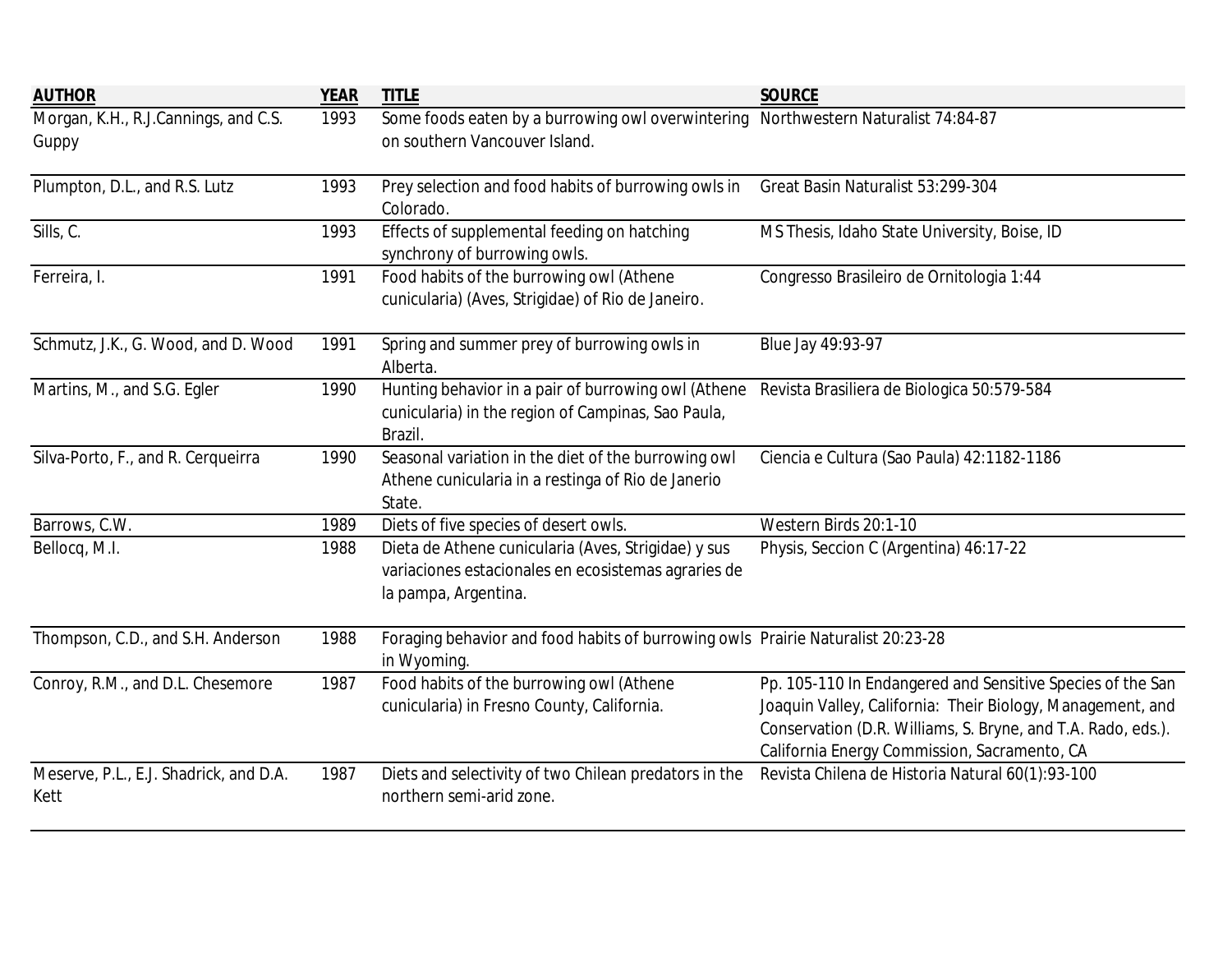| AUTHOR | YEAR | TITLE | SOURCE |
|---|---|---|---|
| Morgan, K.H., R.J.Cannings, and C.S. Guppy | 1993 | Some foods eaten by a burrowing owl overwintering on southern Vancouver Island. | Northwestern Naturalist 74:84-87 |
| Plumpton, D.L., and R.S. Lutz | 1993 | Prey selection and food habits of burrowing owls in Colorado. | Great Basin Naturalist 53:299-304 |
| Sills, C. | 1993 | Effects of supplemental feeding on hatching synchrony of burrowing owls. | MS Thesis, Idaho State University, Boise, ID |
| Ferreira, I. | 1991 | Food habits of the burrowing owl (Athene cunicularia) (Aves, Strigidae) of Rio de Janeiro. | Congresso Brasileiro de Ornitologia 1:44 |
| Schmutz, J.K., G. Wood, and D. Wood | 1991 | Spring and summer prey of burrowing owls in Alberta. | Blue Jay 49:93-97 |
| Martins, M., and S.G. Egler | 1990 | Hunting behavior in a pair of burrowing owl (Athene cunicularia) in the region of Campinas, Sao Paula, Brazil. | Revista Brasiliera de Biologica 50:579-584 |
| Silva-Porto, F., and R. Cerqueirra | 1990 | Seasonal variation in the diet of the burrowing owl Athene cunicularia in a restinga of Rio de Janerio State. | Ciencia e Cultura (Sao Paula) 42:1182-1186 |
| Barrows, C.W. | 1989 | Diets of five species of desert owls. | Western Birds 20:1-10 |
| Bellocq, M.I. | 1988 | Dieta de Athene cunicularia (Aves, Strigidae) y sus variaciones estacionales en ecosistemas agraries de la pampa, Argentina. | Physis, Seccion C (Argentina) 46:17-22 |
| Thompson, C.D., and S.H. Anderson | 1988 | Foraging behavior and food habits of burrowing owls in Wyoming. | Prairie Naturalist 20:23-28 |
| Conroy, R.M., and D.L. Chesemore | 1987 | Food habits of the burrowing owl (Athene cunicularia) in Fresno County, California. | Pp. 105-110 In Endangered and Sensitive Species of the San Joaquin Valley, California: Their Biology, Management, and Conservation (D.R. Williams, S. Bryne, and T.A. Rado, eds.). California Energy Commission, Sacramento, CA |
| Meserve, P.L., E.J. Shadrick, and D.A. Kett | 1987 | Diets and selectivity of two Chilean predators in the northern semi-arid zone. | Revista Chilena de Historia Natural 60(1):93-100 |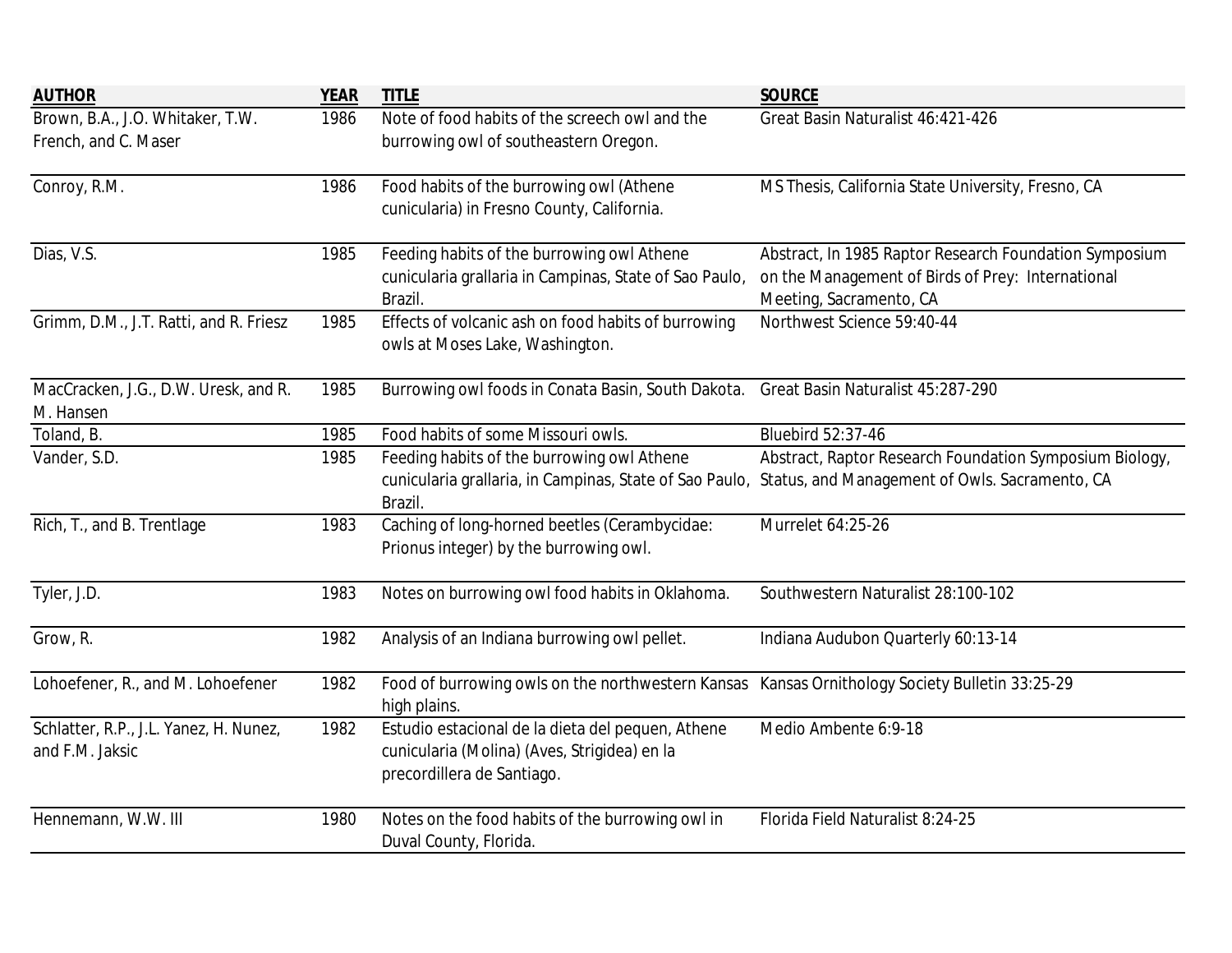| AUTHOR | YEAR | TITLE | SOURCE |
|---|---|---|---|
| Brown, B.A., J.O. Whitaker, T.W. French, and C. Maser | 1986 | Note of food habits of the screech owl and the burrowing owl of southeastern Oregon. | Great Basin Naturalist 46:421-426 |
| Conroy, R.M. | 1986 | Food habits of the burrowing owl (Athene cunicularia) in Fresno County, California. | MS Thesis, California State University, Fresno, CA |
| Dias, V.S. | 1985 | Feeding habits of the burrowing owl Athene cunicularia grallaria in Campinas, State of Sao Paulo, Brazil. | Abstract, In 1985 Raptor Research Foundation Symposium on the Management of Birds of Prey: International Meeting, Sacramento, CA |
| Grimm, D.M., J.T. Ratti, and R. Friesz | 1985 | Effects of volcanic ash on food habits of burrowing owls at Moses Lake, Washington. | Northwest Science 59:40-44 |
| MacCracken, J.G., D.W. Uresk, and R. M. Hansen | 1985 | Burrowing owl foods in Conata Basin, South Dakota. | Great Basin Naturalist 45:287-290 |
| Toland, B. | 1985 | Food habits of some Missouri owls. | Bluebird 52:37-46 |
| Vander, S.D. | 1985 | Feeding habits of the burrowing owl Athene cunicularia grallaria, in Campinas, State of Sao Paulo, Brazil. | Abstract, Raptor Research Foundation Symposium Biology, Status, and Management of Owls. Sacramento, CA |
| Rich, T., and B. Trentlage | 1983 | Caching of long-horned beetles (Cerambycidae: Prionus integer) by the burrowing owl. | Murrelet 64:25-26 |
| Tyler, J.D. | 1983 | Notes on burrowing owl food habits in Oklahoma. | Southwestern Naturalist 28:100-102 |
| Grow, R. | 1982 | Analysis of an Indiana burrowing owl pellet. | Indiana Audubon Quarterly 60:13-14 |
| Lohoefener, R., and M. Lohoefener | 1982 | Food of burrowing owls on the northwestern Kansas high plains. | Kansas Ornithology Society Bulletin 33:25-29 |
| Schlatter, R.P., J.L. Yanez, H. Nunez, and F.M. Jaksic | 1982 | Estudio estacional de la dieta del pequen, Athene cunicularia (Molina) (Aves, Strigidea) en la precordillera de Santiago. | Medio Ambente 6:9-18 |
| Hennemann, W.W. III | 1980 | Notes on the food habits of the burrowing owl in Duval County, Florida. | Florida Field Naturalist 8:24-25 |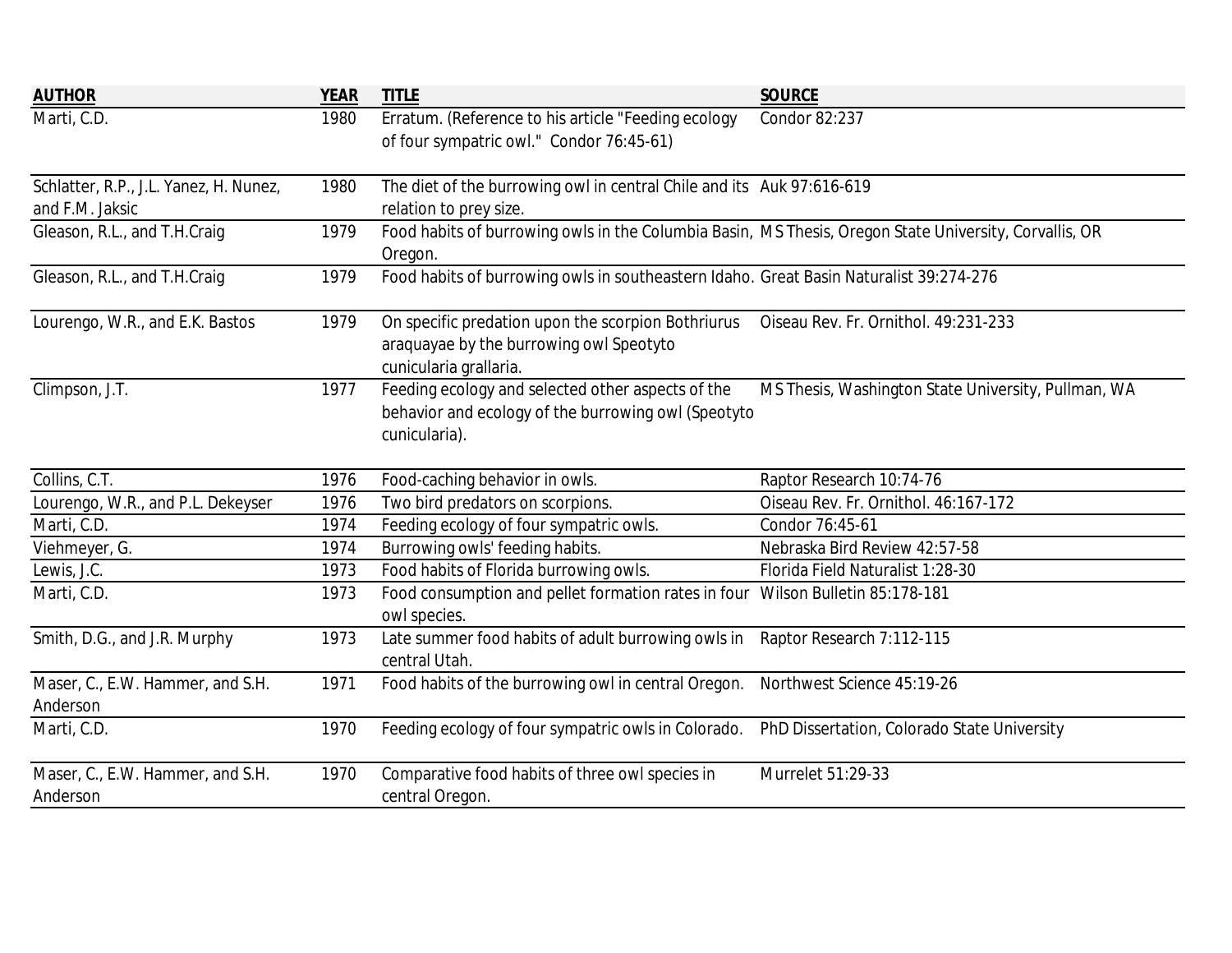| AUTHOR | YEAR | TITLE | SOURCE |
|---|---|---|---|
| Marti, C.D. | 1980 | Erratum. (Reference to his article "Feeding ecology of four sympatric owl." Condor 76:45-61) | Condor 82:237 |
| Schlatter, R.P., J.L. Yanez, H. Nunez, and F.M. Jaksic | 1980 | The diet of the burrowing owl in central Chile and its relation to prey size. | Auk 97:616-619 |
| Gleason, R.L., and T.H.Craig | 1979 | Food habits of burrowing owls in the Columbia Basin, Oregon. | MS Thesis, Oregon State University, Corvallis, OR |
| Gleason, R.L., and T.H.Craig | 1979 | Food habits of burrowing owls in southeastern Idaho. | Great Basin Naturalist 39:274-276 |
| Lourengo, W.R., and E.K. Bastos | 1979 | On specific predation upon the scorpion Bothriurus araquayae by the burrowing owl Speotyto cunicularia grallaria. | Oiseau Rev. Fr. Ornithol. 49:231-233 |
| Climpson, J.T. | 1977 | Feeding ecology and selected other aspects of the behavior and ecology of the burrowing owl (Speotyto cunicularia). | MS Thesis, Washington State University, Pullman, WA |
| Collins, C.T. | 1976 | Food-caching behavior in owls. | Raptor Research 10:74-76 |
| Lourengo, W.R., and P.L. Dekeyser | 1976 | Two bird predators on scorpions. | Oiseau Rev. Fr. Ornithol. 46:167-172 |
| Marti, C.D. | 1974 | Feeding ecology of four sympatric owls. | Condor 76:45-61 |
| Viehmeyer, G. | 1974 | Burrowing owls' feeding habits. | Nebraska Bird Review 42:57-58 |
| Lewis, J.C. | 1973 | Food habits of Florida burrowing owls. | Florida Field Naturalist 1:28-30 |
| Marti, C.D. | 1973 | Food consumption and pellet formation rates in four owl species. | Wilson Bulletin 85:178-181 |
| Smith, D.G., and J.R. Murphy | 1973 | Late summer food habits of adult burrowing owls in central Utah. | Raptor Research 7:112-115 |
| Maser, C., E.W. Hammer, and S.H. Anderson | 1971 | Food habits of the burrowing owl in central Oregon. | Northwest Science 45:19-26 |
| Marti, C.D. | 1970 | Feeding ecology of four sympatric owls in Colorado. | PhD Dissertation, Colorado State University |
| Maser, C., E.W. Hammer, and S.H. Anderson | 1970 | Comparative food habits of three owl species in central Oregon. | Murrelet 51:29-33 |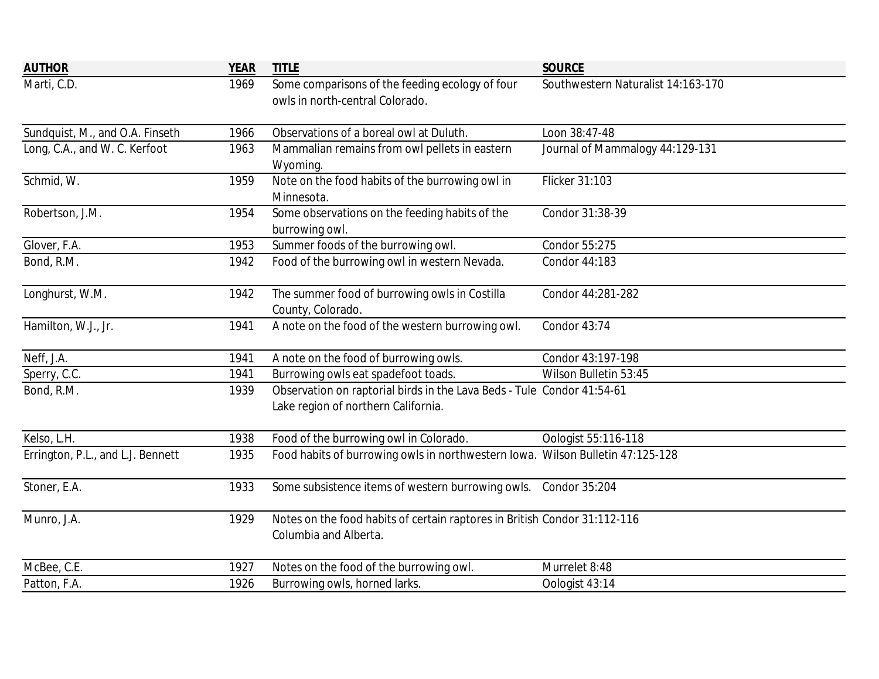| AUTHOR | YEAR | TITLE | SOURCE |
|---|---|---|---|
| Marti, C.D. | 1969 | Some comparisons of the feeding ecology of four owls in north-central Colorado. | Southwestern Naturalist 14:163-170 |
| Sundquist, M., and O.A. Finseth | 1966 | Observations of a boreal owl at Duluth. | Loon 38:47-48 |
| Long, C.A., and W. C. Kerfoot | 1963 | Mammalian remains from owl pellets in eastern Wyoming. | Journal of Mammalogy 44:129-131 |
| Schmid, W. | 1959 | Note on the food habits of the burrowing owl in Minnesota. | Flicker 31:103 |
| Robertson, J.M. | 1954 | Some observations on the feeding habits of the burrowing owl. | Condor 31:38-39 |
| Glover, F.A. | 1953 | Summer foods of the burrowing owl. | Condor 55:275 |
| Bond, R.M. | 1942 | Food of the burrowing owl in western Nevada. | Condor 44:183 |
| Longhurst, W.M. | 1942 | The summer food of burrowing owls in Costilla County, Colorado. | Condor 44:281-282 |
| Hamilton, W.J., Jr. | 1941 | A note on the food of the western burrowing owl. | Condor 43:74 |
| Neff, J.A. | 1941 | A note on the food of burrowing owls. | Condor 43:197-198 |
| Sperry, C.C. | 1941 | Burrowing owls eat spadefoot toads. | Wilson Bulletin 53:45 |
| Bond, R.M. | 1939 | Observation on raptorial birds in the Lava Beds - Tule Lake region of northern California. | Condor 41:54-61 |
| Kelso, L.H. | 1938 | Food of the burrowing owl in Colorado. | Oologist 55:116-118 |
| Errington, P.L., and L.J. Bennett | 1935 | Food habits of burrowing owls in northwestern Iowa. | Wilson Bulletin 47:125-128 |
| Stoner, E.A. | 1933 | Some subsistence items of western burrowing owls. | Condor 35:204 |
| Munro, J.A. | 1929 | Notes on the food habits of certain raptores in British Columbia and Alberta. | Condor 31:112-116 |
| McBee, C.E. | 1927 | Notes on the food of the burrowing owl. | Murrelet 8:48 |
| Patton, F.A. | 1926 | Burrowing owls, horned larks. | Oologist 43:14 |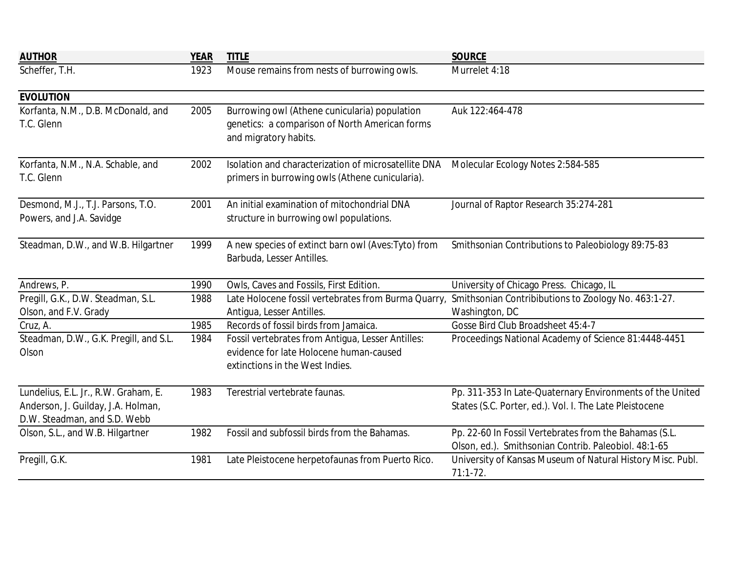| AUTHOR | YEAR | TITLE | SOURCE |
| --- | --- | --- | --- |
| Scheffer, T.H. | 1923 | Mouse remains from nests of burrowing owls. | Murrelet 4:18 |
| **EVOLUTION** | | | |
| Korfanta, N.M., D.B. McDonald, and T.C. Glenn | 2005 | Burrowing owl (Athene cunicularia) population genetics: a comparison of North American forms and migratory habits. | Auk 122:464-478 |
| Korfanta, N.M., N.A. Schable, and T.C. Glenn | 2002 | Isolation and characterization of microsatellite DNA primers in burrowing owls (Athene cunicularia). | Molecular Ecology Notes 2:584-585 |
| Desmond, M.J., T.J. Parsons, T.O. Powers, and J.A. Savidge | 2001 | An initial examination of mitochondrial DNA structure in burrowing owl populations. | Journal of Raptor Research 35:274-281 |
| Steadman, D.W., and W.B. Hilgartner | 1999 | A new species of extinct barn owl (Aves:Tyto) from Barbuda, Lesser Antilles. | Smithsonian Contributions to Paleobiology 89:75-83 |
| Andrews, P. | 1990 | Owls, Caves and Fossils, First Edition. | University of Chicago Press. Chicago, IL |
| Pregill, G.K., D.W. Steadman, S.L. Olson, and F.V. Grady | 1988 | Late Holocene fossil vertebrates from Burma Quarry, Antigua, Lesser Antilles. | Smithsonian Contribibutions to Zoology No. 463:1-27. Washington, DC |
| Cruz, A. | 1985 | Records of fossil birds from Jamaica. | Gosse Bird Club Broadsheet 45:4-7 |
| Steadman, D.W., G.K. Pregill, and S.L. Olson | 1984 | Fossil vertebrates from Antigua, Lesser Antilles: evidence for late Holocene human-caused extinctions in the West Indies. | Proceedings National Academy of Science 81:4448-4451 |
| Lundelius, E.L. Jr., R.W. Graham, E. Anderson, J. Guilday, J.A. Holman, D.W. Steadman, and S.D. Webb | 1983 | Terrestrial vertebrate faunas. | Pp. 311-353 In Late-Quaternary Environments of the United States (S.C. Porter, ed.). Vol. I. The Late Pleistocene |
| Olson, S.L., and W.B. Hilgartner | 1982 | Fossil and subfossil birds from the Bahamas. | Pp. 22-60 In Fossil Vertebrates from the Bahamas (S.L. Olson, ed.). Smithsonian Contrib. Paleobiol. 48:1-65 |
| Pregill, G.K. | 1981 | Late Pleistocene herpetofaunas from Puerto Rico. | University of Kansas Museum of Natural History Misc. Publ. 71:1-72. |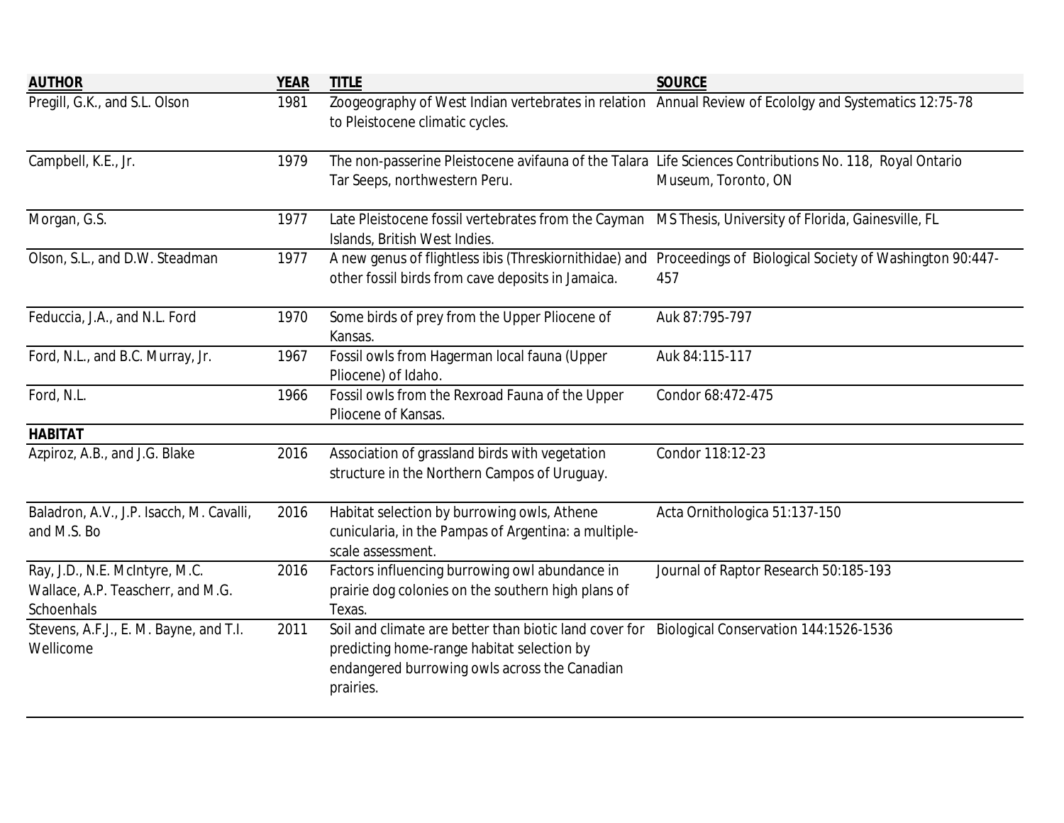| AUTHOR | YEAR | TITLE | SOURCE |
|---|---|---|---|
| Pregill, G.K., and S.L. Olson | 1981 | Zoogeography of West Indian vertebrates in relation to Pleistocene climatic cycles. | Annual Review of Ecololgy and Systematics 12:75-78 |
| Campbell, K.E., Jr. | 1979 | The non-passerine Pleistocene avifauna of the Talara Tar Seeps, northwestern Peru. | Life Sciences Contributions No. 118, Royal Ontario Museum, Toronto, ON |
| Morgan, G.S. | 1977 | Late Pleistocene fossil vertebrates from the Cayman Islands, British West Indies. | MS Thesis, University of Florida, Gainesville, FL |
| Olson, S.L., and D.W. Steadman | 1977 | A new genus of flightless ibis (Threskiornithidae) and other fossil birds from cave deposits in Jamaica. | Proceedings of Biological Society of Washington 90:447-457 |
| Feduccia, J.A., and N.L. Ford | 1970 | Some birds of prey from the Upper Pliocene of Kansas. | Auk 87:795-797 |
| Ford, N.L., and B.C. Murray, Jr. | 1967 | Fossil owls from Hagerman local fauna (Upper Pliocene) of Idaho. | Auk 84:115-117 |
| Ford, N.L. | 1966 | Fossil owls from the Rexroad Fauna of the Upper Pliocene of Kansas. | Condor 68:472-475 |
| **HABITAT** | | | |
| Azpiroz, A.B., and J.G. Blake | 2016 | Association of grassland birds with vegetation structure in the Northern Campos of Uruguay. | Condor 118:12-23 |
| Baladron, A.V., J.P. Isacch, M. Cavalli, and M.S. Bo | 2016 | Habitat selection by burrowing owls, Athene cunicularia, in the Pampas of Argentina: a multiple-scale assessment. | Acta Ornithologica 51:137-150 |
| Ray, J.D., N.E. McIntyre, M.C. Wallace, A.P. Teascherr, and M.G. Schoenhals | 2016 | Factors influencing burrowing owl abundance in prairie dog colonies on the southern high plans of Texas. | Journal of Raptor Research 50:185-193 |
| Stevens, A.F.J., E. M. Bayne, and T.I. Wellicome | 2011 | Soil and climate are better than biotic land cover for predicting home-range habitat selection by endangered burrowing owls across the Canadian prairies. | Biological Conservation 144:1526-1536 |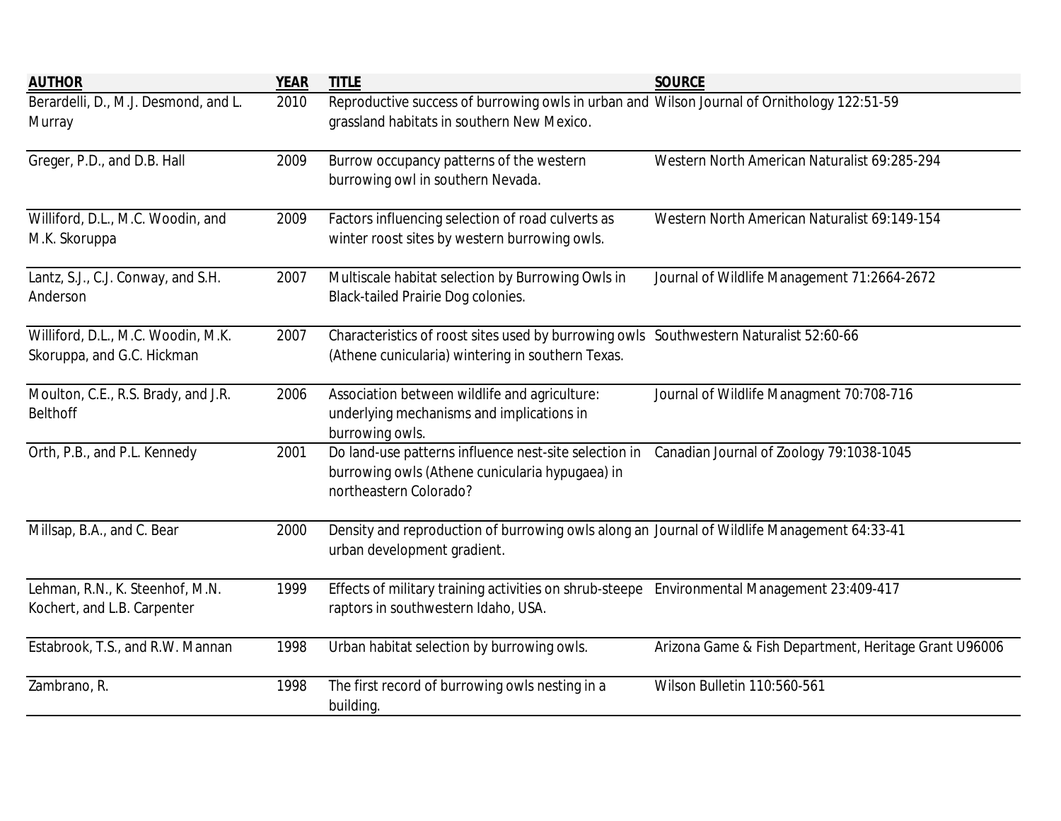| AUTHOR | YEAR | TITLE | SOURCE |
|---|---|---|---|
| Berardelli, D., M.J. Desmond, and L. Murray | 2010 | Reproductive success of burrowing owls in urban and grassland habitats in southern New Mexico. | Wilson Journal of Ornithology 122:51-59 |
| Greger, P.D., and D.B. Hall | 2009 | Burrow occupancy patterns of the western burrowing owl in southern Nevada. | Western North American Naturalist 69:285-294 |
| Williford, D.L., M.C. Woodin, and M.K. Skoruppa | 2009 | Factors influencing selection of road culverts as winter roost sites by western burrowing owls. | Western North American Naturalist 69:149-154 |
| Lantz, S.J., C.J. Conway, and S.H. Anderson | 2007 | Multiscale habitat selection by Burrowing Owls in Black-tailed Prairie Dog colonies. | Journal of Wildlife Management 71:2664-2672 |
| Williford, D.L., M.C. Woodin, M.K. Skoruppa, and G.C. Hickman | 2007 | Characteristics of roost sites used by burrowing owls (Athene cunicularia) wintering in southern Texas. | Southwestern Naturalist 52:60-66 |
| Moulton, C.E., R.S. Brady, and J.R. Belthoff | 2006 | Association between wildlife and agriculture: underlying mechanisms and implications in burrowing owls. | Journal of Wildlife Managment 70:708-716 |
| Orth, P.B., and P.L. Kennedy | 2001 | Do land-use patterns influence nest-site selection in burrowing owls (Athene cunicularia hypugaea) in northeastern Colorado? | Canadian Journal of Zoology 79:1038-1045 |
| Millsap, B.A., and C. Bear | 2000 | Density and reproduction of burrowing owls along an urban development gradient. | Journal of Wildlife Management 64:33-41 |
| Lehman, R.N., K. Steenhof, M.N. Kochert, and L.B. Carpenter | 1999 | Effects of military training activities on shrub-steepe raptors in southwestern Idaho, USA. | Environmental Management 23:409-417 |
| Estabrook, T.S., and R.W. Mannan | 1998 | Urban habitat selection by burrowing owls. | Arizona Game & Fish Department, Heritage Grant U96006 |
| Zambrano, R. | 1998 | The first record of burrowing owls nesting in a building. | Wilson Bulletin 110:560-561 |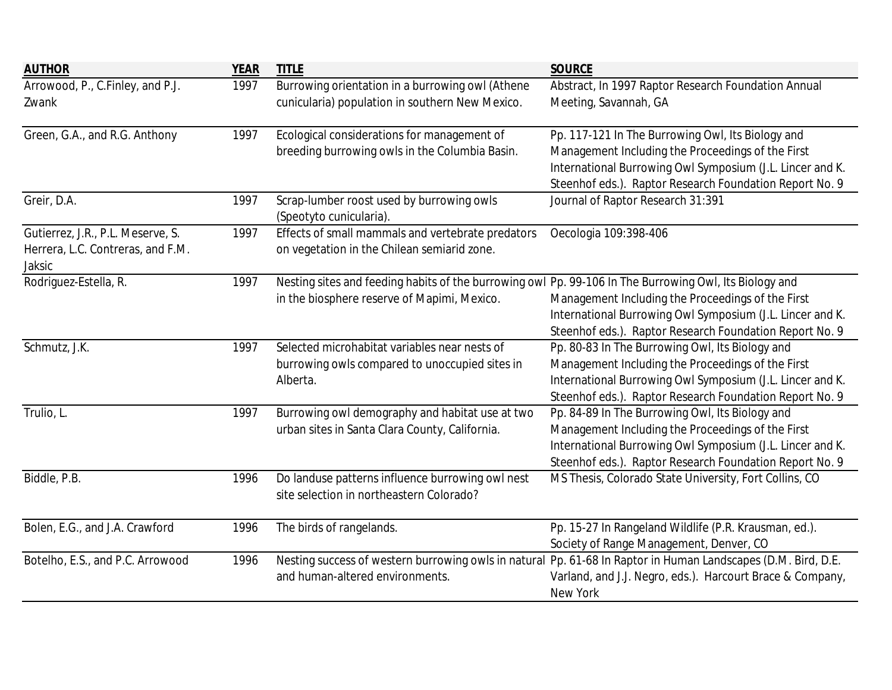| AUTHOR | YEAR | TITLE | SOURCE |
|---|---|---|---|
| Arrowood, P., C.Finley, and P.J. Zwank | 1997 | Burrowing orientation in a burrowing owl (Athene cunicularia) population in southern New Mexico. | Abstract, In 1997 Raptor Research Foundation Annual Meeting, Savannah, GA |
| Green, G.A., and R.G. Anthony | 1997 | Ecological considerations for management of breeding burrowing owls in the Columbia Basin. | Pp. 117-121 In The Burrowing Owl, Its Biology and Management Including the Proceedings of the First International Burrowing Owl Symposium (J.L. Lincer and K. Steenhof eds.). Raptor Research Foundation Report No. 9 |
| Greir, D.A. | 1997 | Scrap-lumber roost used by burrowing owls (Speotyto cunicularia). | Journal of Raptor Research 31:391 |
| Gutierrez, J.R., P.L. Meserve, S. Herrera, L.C. Contreras, and F.M. Jaksic | 1997 | Effects of small mammals and vertebrate predators on vegetation in the Chilean semiarid zone. | Oecologia 109:398-406 |
| Rodriguez-Estella, R. | 1997 | Nesting sites and feeding habits of the burrowing owl in the biosphere reserve of Mapimi, Mexico. | Pp. 99-106 In The Burrowing Owl, Its Biology and Management Including the Proceedings of the First International Burrowing Owl Symposium (J.L. Lincer and K. Steenhof eds.). Raptor Research Foundation Report No. 9 |
| Schmutz, J.K. | 1997 | Selected microhabitat variables near nests of burrowing owls compared to unoccupied sites in Alberta. | Pp. 80-83 In The Burrowing Owl, Its Biology and Management Including the Proceedings of the First International Burrowing Owl Symposium (J.L. Lincer and K. Steenhof eds.). Raptor Research Foundation Report No. 9 |
| Trulio, L. | 1997 | Burrowing owl demography and habitat use at two urban sites in Santa Clara County, California. | Pp. 84-89 In The Burrowing Owl, Its Biology and Management Including the Proceedings of the First International Burrowing Owl Symposium (J.L. Lincer and K. Steenhof eds.). Raptor Research Foundation Report No. 9 |
| Biddle, P.B. | 1996 | Do landuse patterns influence burrowing owl nest site selection in northeastern Colorado? | MS Thesis, Colorado State University, Fort Collins, CO |
| Bolen, E.G., and J.A. Crawford | 1996 | The birds of rangelands. | Pp. 15-27 In Rangeland Wildlife (P.R. Krausman, ed.). Society of Range Management, Denver, CO |
| Botelho, E.S., and P.C. Arrowood | 1996 | Nesting success of western burrowing owls in natural and human-altered environments. | Pp. 61-68 In Raptor in Human Landscapes (D.M. Bird, D.E. Varland, and J.J. Negro, eds.). Harcourt Brace & Company, New York |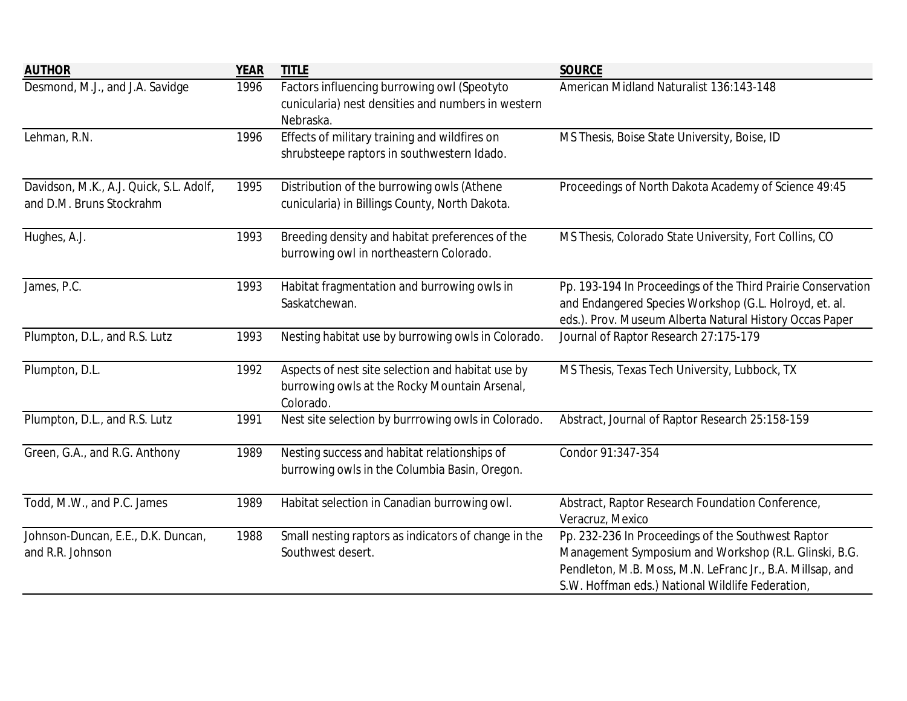| AUTHOR | YEAR | TITLE | SOURCE |
|---|---|---|---|
| Desmond, M.J., and J.A. Savidge | 1996 | Factors influencing burrowing owl (Speotyto cunicularia) nest densities and numbers in western Nebraska. | American Midland Naturalist 136:143-148 |
| Lehman, R.N. | 1996 | Effects of military training and wildfires on shrubsteepe raptors in southwestern Idado. | MS Thesis, Boise State University, Boise, ID |
| Davidson, M.K., A.J. Quick, S.L. Adolf, and D.M. Bruns Stockrahm | 1995 | Distribution of the burrowing owls (Athene cunicularia) in Billings County, North Dakota. | Proceedings of North Dakota Academy of Science 49:45 |
| Hughes, A.J. | 1993 | Breeding density and habitat preferences of the burrowing owl in northeastern Colorado. | MS Thesis, Colorado State University, Fort Collins, CO |
| James, P.C. | 1993 | Habitat fragmentation and burrowing owls in Saskatchewan. | Pp. 193-194 In Proceedings of the Third Prairie Conservation and Endangered Species Workshop (G.L. Holroyd, et. al. eds.). Prov. Museum Alberta Natural History Occas Paper |
| Plumpton, D.L., and R.S. Lutz | 1993 | Nesting habitat use by burrowing owls in Colorado. | Journal of Raptor Research 27:175-179 |
| Plumpton, D.L. | 1992 | Aspects of nest site selection and habitat use by burrowing owls at the Rocky Mountain Arsenal, Colorado. | MS Thesis, Texas Tech University, Lubbock, TX |
| Plumpton, D.L., and R.S. Lutz | 1991 | Nest site selection by burrrowing owls in Colorado. | Abstract, Journal of Raptor Research 25:158-159 |
| Green, G.A., and R.G. Anthony | 1989 | Nesting success and habitat relationships of burrowing owls in the Columbia Basin, Oregon. | Condor 91:347-354 |
| Todd, M.W., and P.C. James | 1989 | Habitat selection in Canadian burrowing owl. | Abstract, Raptor Research Foundation Conference, Veracruz, Mexico |
| Johnson-Duncan, E.E., D.K. Duncan, and R.R. Johnson | 1988 | Small nesting raptors as indicators of change in the Southwest desert. | Pp. 232-236 In Proceedings of the Southwest Raptor Management Symposium and Workshop (R.L. Glinski, B.G. Pendleton, M.B. Moss, M.N. LeFranc Jr., B.A. Millsap, and S.W. Hoffman eds.) National Wildlife Federation, |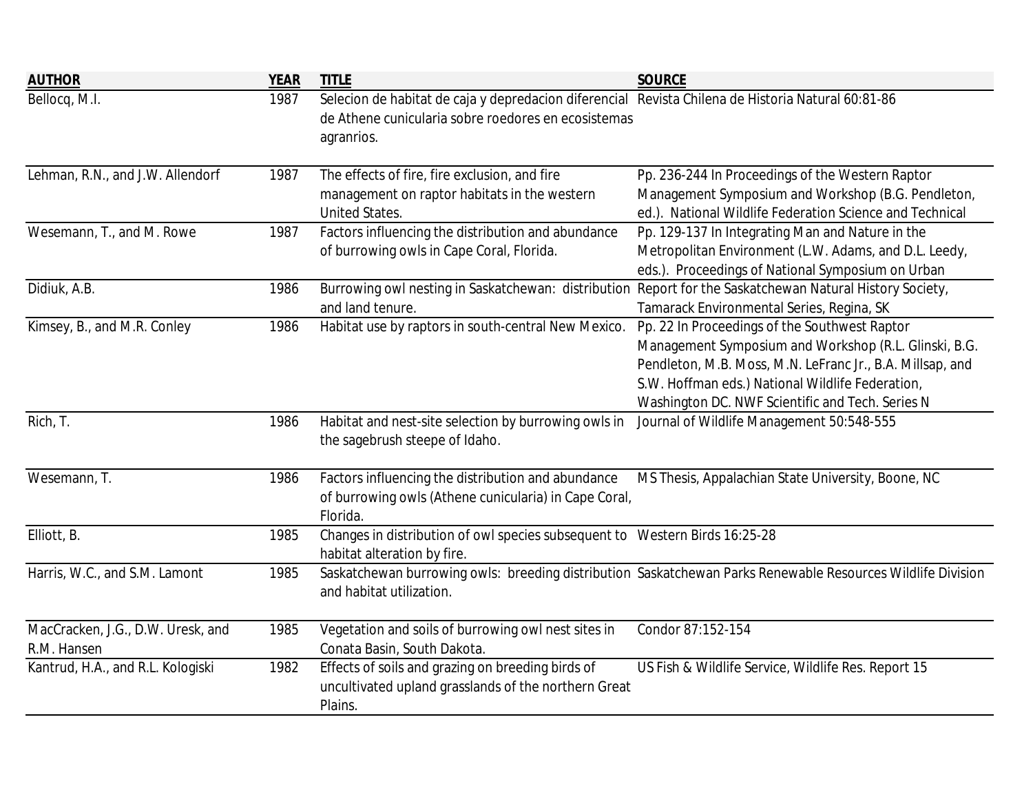| AUTHOR | YEAR | TITLE | SOURCE |
|---|---|---|---|
| Bellocq, M.I. | 1987 | Selecion de habitat de caja y depredacion diferencial de Athene cunicularia sobre roedores en ecosistemas agranrios. | Revista Chilena de Historia Natural 60:81-86 |
| Lehman, R.N., and J.W. Allendorf | 1987 | The effects of fire, fire exclusion, and fire management on raptor habitats in the western United States. | Pp. 236-244 In Proceedings of the Western Raptor Management Symposium and Workshop (B.G. Pendleton, ed.). National Wildlife Federation Science and Technical |
| Wesemann, T., and M. Rowe | 1987 | Factors influencing the distribution and abundance of burrowing owls in Cape Coral, Florida. | Pp. 129-137 In Integrating Man and Nature in the Metropolitan Environment (L.W. Adams, and D.L. Leedy, eds.). Proceedings of National Symposium on Urban |
| Didiuk, A.B. | 1986 | Burrowing owl nesting in Saskatchewan: distribution and land tenure. | Report for the Saskatchewan Natural History Society, Tamarack Environmental Series, Regina, SK |
| Kimsey, B., and M.R. Conley | 1986 | Habitat use by raptors in south-central New Mexico. | Pp. 22 In Proceedings of the Southwest Raptor Management Symposium and Workshop (R.L. Glinski, B.G. Pendleton, M.B. Moss, M.N. LeFranc Jr., B.A. Millsap, and S.W. Hoffman eds.) National Wildlife Federation, Washington DC. NWF Scientific and Tech. Series N |
| Rich, T. | 1986 | Habitat and nest-site selection by burrowing owls in the sagebrush steepe of Idaho. | Journal of Wildlife Management 50:548-555 |
| Wesemann, T. | 1986 | Factors influencing the distribution and abundance of burrowing owls (Athene cunicularia) in Cape Coral, Florida. | MS Thesis, Appalachian State University, Boone, NC |
| Elliott, B. | 1985 | Changes in distribution of owl species subsequent to habitat alteration by fire. | Western Birds 16:25-28 |
| Harris, W.C., and S.M. Lamont | 1985 | Saskatchewan burrowing owls: breeding distribution and habitat utilization. | Saskatchewan Parks Renewable Resources Wildlife Division |
| MacCracken, J.G., D.W. Uresk, and R.M. Hansen | 1985 | Vegetation and soils of burrowing owl nest sites in Conata Basin, South Dakota. | Condor 87:152-154 |
| Kantrud, H.A., and R.L. Kologiski | 1982 | Effects of soils and grazing on breeding birds of uncultivated upland grasslands of the northern Great Plains. | US Fish & Wildlife Service, Wildlife Res. Report 15 |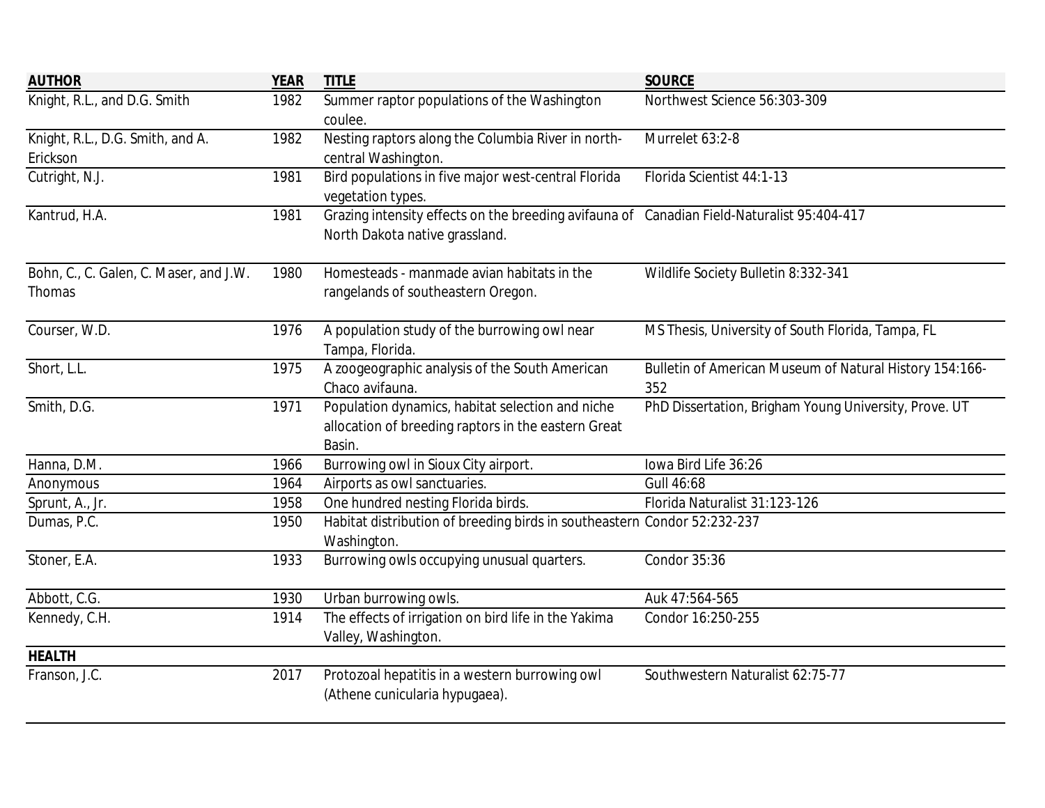| AUTHOR | YEAR | TITLE | SOURCE |
|---|---|---|---|
| Knight, R.L., and D.G. Smith | 1982 | Summer raptor populations of the Washington coulee. | Northwest Science 56:303-309 |
| Knight, R.L., D.G. Smith, and A. Erickson | 1982 | Nesting raptors along the Columbia River in north-central Washington. | Murrelet 63:2-8 |
| Cutright, N.J. | 1981 | Bird populations in five major west-central Florida vegetation types. | Florida Scientist 44:1-13 |
| Kantrud, H.A. | 1981 | Grazing intensity effects on the breeding avifauna of North Dakota native grassland. | Canadian Field-Naturalist 95:404-417 |
| Bohn, C., C. Galen, C. Maser, and J.W. Thomas | 1980 | Homesteads - manmade avian habitats in the rangelands of southeastern Oregon. | Wildlife Society Bulletin 8:332-341 |
| Courser, W.D. | 1976 | A population study of the burrowing owl near Tampa, Florida. | MS Thesis, University of South Florida, Tampa, FL |
| Short, L.L. | 1975 | A zoogeographic analysis of the South American Chaco avifauna. | Bulletin of American Museum of Natural History 154:166-352 |
| Smith, D.G. | 1971 | Population dynamics, habitat selection and niche allocation of breeding raptors in the eastern Great Basin. | PhD Dissertation, Brigham Young University, Prove. UT |
| Hanna, D.M. | 1966 | Burrowing owl in Sioux City airport. | Iowa Bird Life 36:26 |
| Anonymous | 1964 | Airports as owl sanctuaries. | Gull 46:68 |
| Sprunt, A., Jr. | 1958 | One hundred nesting Florida birds. | Florida Naturalist 31:123-126 |
| Dumas, P.C. | 1950 | Habitat distribution of breeding birds in southeastern Washington. | Condor 52:232-237 |
| Stoner, E.A. | 1933 | Burrowing owls occupying unusual quarters. | Condor 35:36 |
| Abbott, C.G. | 1930 | Urban burrowing owls. | Auk 47:564-565 |
| Kennedy, C.H. | 1914 | The effects of irrigation on bird life in the Yakima Valley, Washington. | Condor 16:250-255 |
| **HEALTH** | | | |
| Franson, J.C. | 2017 | Protozoal hepatitis in a western burrowing owl (Athene cunicularia hypugaea). | Southwestern Naturalist 62:75-77 |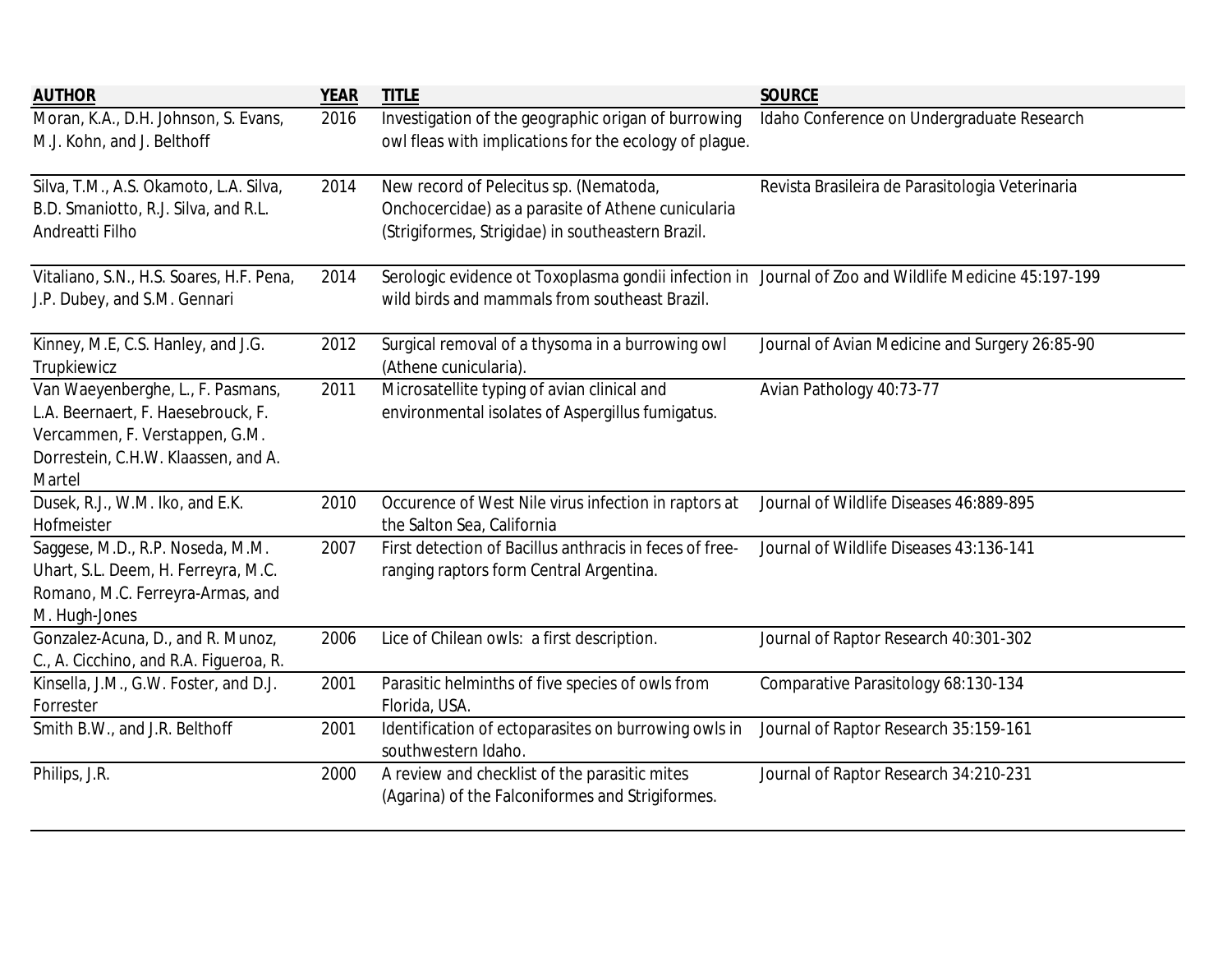| AUTHOR | YEAR | TITLE | SOURCE |
|---|---|---|---|
| Moran, K.A., D.H. Johnson, S. Evans, M.J. Kohn, and J. Belthoff | 2016 | Investigation of the geographic origan of burrowing owl fleas with implications for the ecology of plague. | Idaho Conference on Undergraduate Research |
| Silva, T.M., A.S. Okamoto, L.A. Silva, B.D. Smaniotto, R.J. Silva, and R.L. Andreatti Filho | 2014 | New record of Pelecitus sp. (Nematoda, Onchocercidae) as a parasite of Athene cunicularia (Strigiformes, Strigidae) in southeastern Brazil. | Revista Brasileira de Parasitologia Veterinaria |
| Vitaliano, S.N., H.S. Soares, H.F. Pena, J.P. Dubey, and S.M. Gennari | 2014 | Serologic evidence ot Toxoplasma gondii infection in wild birds and mammals from southeast Brazil. | Journal of Zoo and Wildlife Medicine 45:197-199 |
| Kinney, M.E, C.S. Hanley, and J.G. Trupkiewicz | 2012 | Surgical removal of a thysoma in a burrowing owl (Athene cunicularia). | Journal of Avian Medicine and Surgery 26:85-90 |
| Van Waeyenberghe, L., F. Pasmans, L.A. Beernaert, F. Haesebrouck, F. Vercammen, F. Verstappen, G.M. Dorrestein, C.H.W. Klaassen, and A. Martel | 2011 | Microsatellite typing of avian clinical and environmental isolates of Aspergillus fumigatus. | Avian Pathology 40:73-77 |
| Dusek, R.J., W.M. Iko, and E.K. Hofmeister | 2010 | Occurence of West Nile virus infection in raptors at the Salton Sea, California | Journal of Wildlife Diseases 46:889-895 |
| Saggese, M.D., R.P. Noseda, M.M. Uhart, S.L. Deem, H. Ferreyra, M.C. Romano, M.C. Ferreyra-Armas, and M. Hugh-Jones | 2007 | First detection of Bacillus anthracis in feces of free-ranging raptors form Central Argentina. | Journal of Wildlife Diseases 43:136-141 |
| Gonzalez-Acuna, D., and R. Munoz, C., A. Cicchino, and R.A. Figueroa, R. | 2006 | Lice of Chilean owls: a first description. | Journal of Raptor Research 40:301-302 |
| Kinsella, J.M., G.W. Foster, and D.J. Forrester | 2001 | Parasitic helminths of five species of owls from Florida, USA. | Comparative Parasitology 68:130-134 |
| Smith B.W., and J.R. Belthoff | 2001 | Identification of ectoparasites on burrowing owls in southwestern Idaho. | Journal of Raptor Research 35:159-161 |
| Philips, J.R. | 2000 | A review and checklist of the parasitic mites (Agarina) of the Falconiformes and Strigiformes. | Journal of Raptor Research 34:210-231 |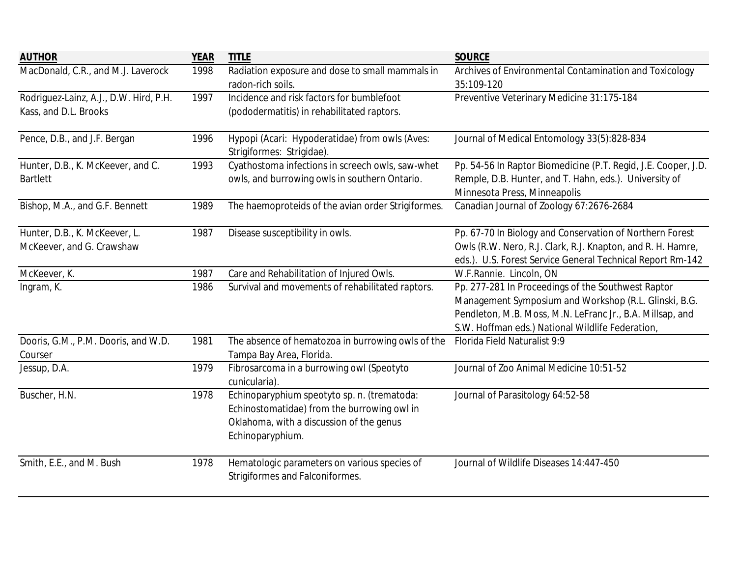| AUTHOR | YEAR | TITLE | SOURCE |
| --- | --- | --- | --- |
| MacDonald, C.R., and M.J. Laverock | 1998 | Radiation exposure and dose to small mammals in radon-rich soils. | Archives of Environmental Contamination and Toxicology 35:109-120 |
| Rodriguez-Lainz, A.J., D.W. Hird, P.H. Kass, and D.L. Brooks | 1997 | Incidence and risk factors for bumblefoot (pododermatitis) in rehabilitated raptors. | Preventive Veterinary Medicine 31:175-184 |
| Pence, D.B., and J.F. Bergan | 1996 | Hypopi (Acari: Hypoderatidae) from owls (Aves: Strigiformes: Strigidae). | Journal of Medical Entomology 33(5):828-834 |
| Hunter, D.B., K. McKeever, and C. Bartlett | 1993 | Cyathostoma infections in screech owls, saw-whet owls, and burrowing owls in southern Ontario. | Pp. 54-56 In Raptor Biomedicine (P.T. Regid, J.E. Cooper, J.D. Remple, D.B. Hunter, and T. Hahn, eds.). University of Minnesota Press, Minneapolis |
| Bishop, M.A., and G.F. Bennett | 1989 | The haemoproteids of the avian order Strigiformes. | Canadian Journal of Zoology 67:2676-2684 |
| Hunter, D.B., K. McKeever, L. McKeever, and G. Crawshaw | 1987 | Disease susceptibility in owls. | Pp. 67-70 In Biology and Conservation of Northern Forest Owls (R.W. Nero, R.J. Clark, R.J. Knapton, and R. H. Hamre, eds.). U.S. Forest Service General Technical Report Rm-142 |
| McKeever, K. | 1987 | Care and Rehabilitation of Injured Owls. | W.F.Rannie. Lincoln, ON |
| Ingram, K. | 1986 | Survival and movements of rehabilitated raptors. | Pp. 277-281 In Proceedings of the Southwest Raptor Management Symposium and Workshop (R.L. Glinski, B.G. Pendleton, M.B. Moss, M.N. LeFranc Jr., B.A. Millsap, and S.W. Hoffman eds.) National Wildlife Federation, |
| Dooris, G.M., P.M. Dooris, and W.D. Courser | 1981 | The absence of hematozoa in burrowing owls of the Tampa Bay Area, Florida. | Florida Field Naturalist 9:9 |
| Jessup, D.A. | 1979 | Fibrosarcoma in a burrowing owl (Speotyto cunicularia). | Journal of Zoo Animal Medicine 10:51-52 |
| Buscher, H.N. | 1978 | Echinoparyphium speotyto sp. n. (trematoda: Echinostomatidae) from the burrowing owl in Oklahoma, with a discussion of the genus Echinoparyphium. | Journal of Parasitology 64:52-58 |
| Smith, E.E., and M. Bush | 1978 | Hematologic parameters on various species of Strigiformes and Falconiformes. | Journal of Wildlife Diseases 14:447-450 |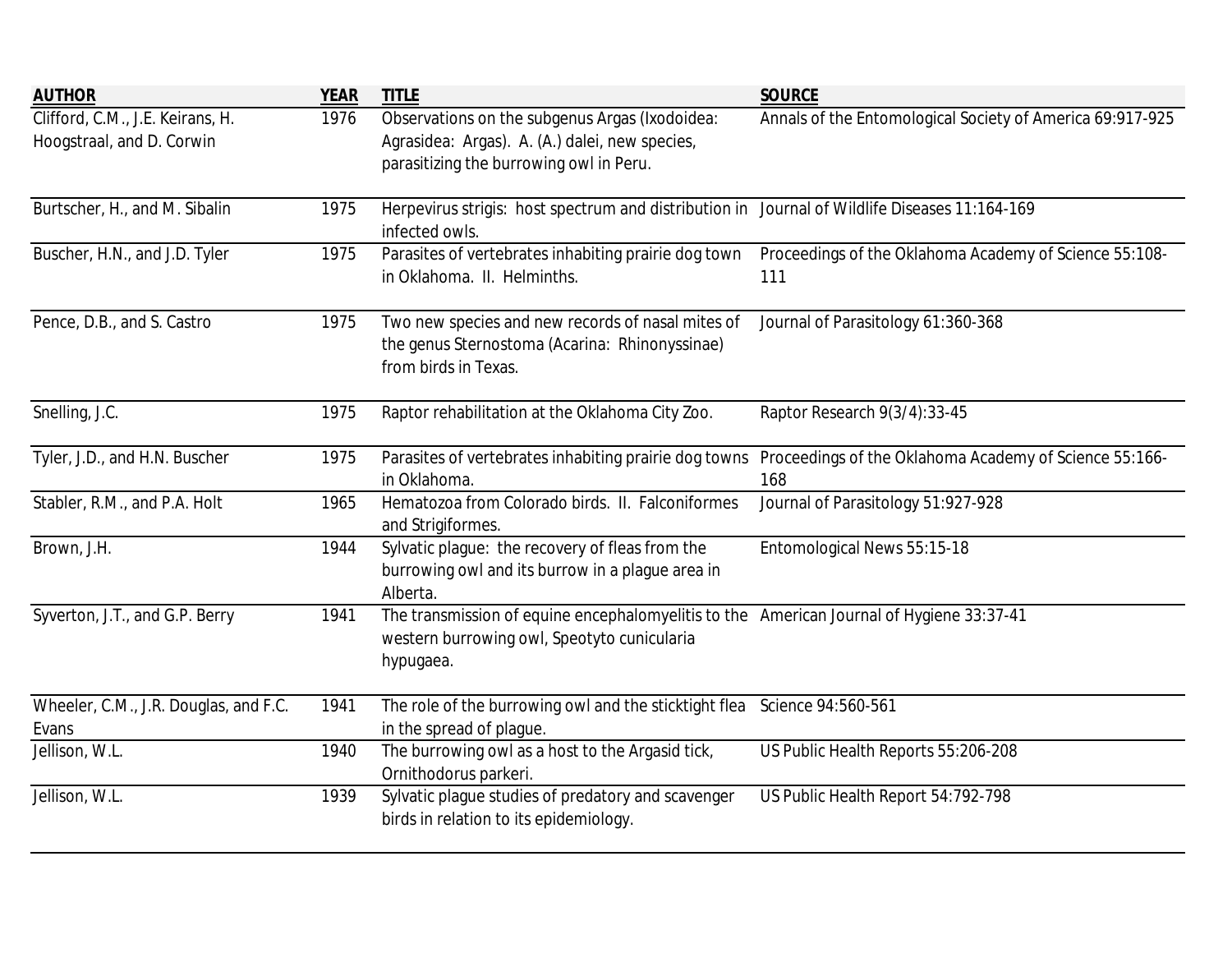| AUTHOR | YEAR | TITLE | SOURCE |
| --- | --- | --- | --- |
| Clifford, C.M., J.E. Keirans, H. Hoogstraal, and D. Corwin | 1976 | Observations on the subgenus Argas (Ixodoidea: Agrasidea: Argas). A. (A.) dalei, new species, parasitizing the burrowing owl in Peru. | Annals of the Entomological Society of America 69:917-925 |
| Burtscher, H., and M. Sibalin | 1975 | Herpevirus strigis: host spectrum and distribution in infected owls. | Journal of Wildlife Diseases 11:164-169 |
| Buscher, H.N., and J.D. Tyler | 1975 | Parasites of vertebrates inhabiting prairie dog town in Oklahoma. II. Helminths. | Proceedings of the Oklahoma Academy of Science 55:108-111 |
| Pence, D.B., and S. Castro | 1975 | Two new species and new records of nasal mites of the genus Sternostoma (Acarina: Rhinonyssinae) from birds in Texas. | Journal of Parasitology 61:360-368 |
| Snelling, J.C. | 1975 | Raptor rehabilitation at the Oklahoma City Zoo. | Raptor Research 9(3/4):33-45 |
| Tyler, J.D., and H.N. Buscher | 1975 | Parasites of vertebrates inhabiting prairie dog towns in Oklahoma. | Proceedings of the Oklahoma Academy of Science 55:166-168 |
| Stabler, R.M., and P.A. Holt | 1965 | Hematozoa from Colorado birds. II. Falconiformes and Strigiformes. | Journal of Parasitology 51:927-928 |
| Brown, J.H. | 1944 | Sylvatic plague: the recovery of fleas from the burrowing owl and its burrow in a plague area in Alberta. | Entomological News 55:15-18 |
| Syverton, J.T., and G.P. Berry | 1941 | The transmission of equine encephalomyelitis to the western burrowing owl, Speotyto cunicularia hypugaea. | American Journal of Hygiene 33:37-41 |
| Wheeler, C.M., J.R. Douglas, and F.C. Evans | 1941 | The role of the burrowing owl and the sticktight flea in the spread of plague. | Science 94:560-561 |
| Jellison, W.L. | 1940 | The burrowing owl as a host to the Argasid tick, Ornithodorus parkeri. | US Public Health Reports 55:206-208 |
| Jellison, W.L. | 1939 | Sylvatic plague studies of predatory and scavenger birds in relation to its epidemiology. | US Public Health Report 54:792-798 |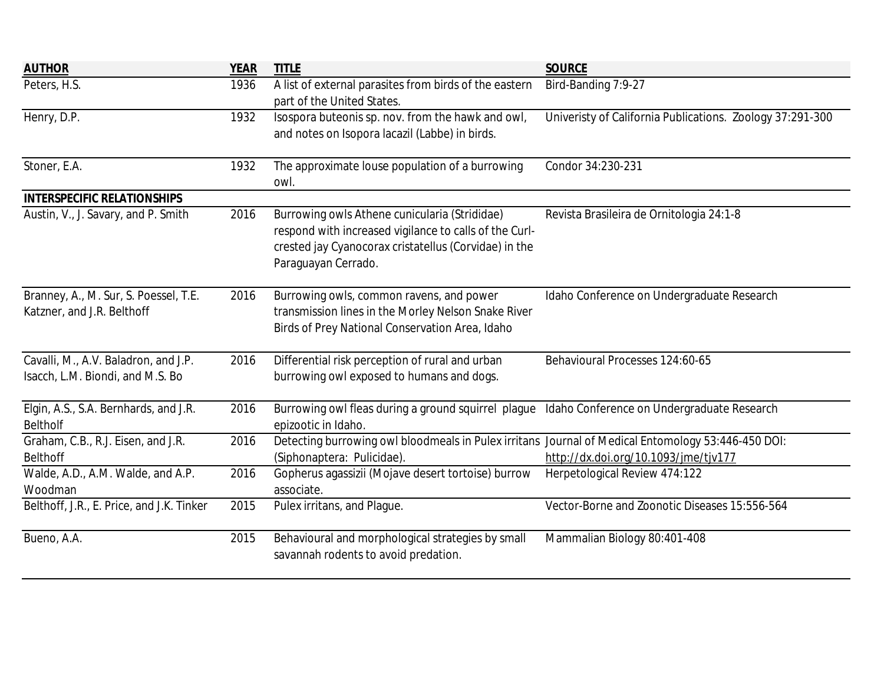| AUTHOR | YEAR | TITLE | SOURCE |
|---|---|---|---|
| Peters, H.S. | 1936 | A list of external parasites from birds of the eastern part of the United States. | Bird-Banding 7:9-27 |
| Henry, D.P. | 1932 | Isospora buteonis sp. nov. from the hawk and owl, and notes on Isopora lacazil (Labbe) in birds. | Univeristy of California Publications. Zoology 37:291-300 |
| Stoner, E.A. | 1932 | The approximate louse population of a burrowing owl. | Condor 34:230-231 |
| **INTERSPECIFIC RELATIONSHIPS** | | | |
| Austin, V., J. Savary, and P. Smith | 2016 | Burrowing owls Athene cunicularia (Strididae) respond with increased vigilance to calls of the Curl-crested jay Cyanocorax cristatellus (Corvidae) in the Paraguayan Cerrado. | Revista Brasileira de Ornitologia 24:1-8 |
| Branney, A., M. Sur, S. Poessel, T.E. Katzner, and J.R. Belthoff | 2016 | Burrowing owls, common ravens, and power transmission lines in the Morley Nelson Snake River Birds of Prey National Conservation Area, Idaho | Idaho Conference on Undergraduate Research |
| Cavalli, M., A.V. Baladron, and J.P. Isacch, L.M. Biondi, and M.S. Bo | 2016 | Differential risk perception of rural and urban burrowing owl exposed to humans and dogs. | Behavioural Processes 124:60-65 |
| Elgin, A.S., S.A. Bernhards, and J.R. Beltholf | 2016 | Burrowing owl fleas during a ground squirrel plague epizootic in Idaho. | Idaho Conference on Undergraduate Research |
| Graham, C.B., R.J. Eisen, and J.R. Belthoff | 2016 | Detecting burrowing owl bloodmeals in Pulex irritans (Siphonaptera: Pulicidae). | Journal of Medical Entomology 53:446-450 DOI: http://dx.doi.org/10.1093/jme/tjv177 |
| Walde, A.D., A.M. Walde, and A.P. Woodman | 2016 | Gopherus agassizii (Mojave desert tortoise) burrow associate. | Herpetological Review 474:122 |
| Belthoff, J.R., E. Price, and J.K. Tinker | 2015 | Pulex irritans, and Plague. | Vector-Borne and Zoonotic Diseases 15:556-564 |
| Bueno, A.A. | 2015 | Behavioural and morphological strategies by small savannah rodents to avoid predation. | Mammalian Biology 80:401-408 |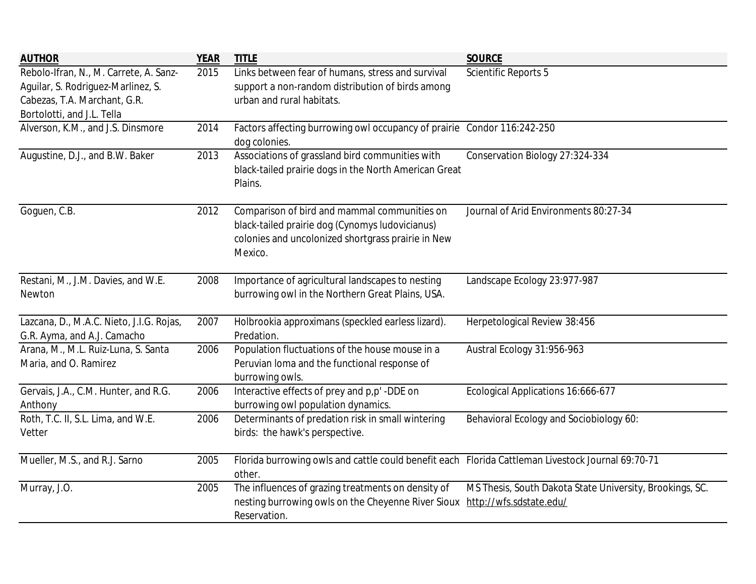| AUTHOR | YEAR | TITLE | SOURCE |
| --- | --- | --- | --- |
| Rebolo-Ifran, N., M. Carrete, A. Sanz-Aguilar, S. Rodriguez-Marlinez, S. Cabezas, T.A. Marchant, G.R. Bortolotti, and J.L. Tella | 2015 | Links between fear of humans, stress and survival support a non-random distribution of birds among urban and rural habitats. | Scientific Reports 5 |
| Alverson, K.M., and J.S. Dinsmore | 2014 | Factors affecting burrowing owl occupancy of prairie dog colonies. | Condor 116:242-250 |
| Augustine, D.J., and B.W. Baker | 2013 | Associations of grassland bird communities with black-tailed prairie dogs in the North American Great Plains. | Conservation Biology 27:324-334 |
| Goguen, C.B. | 2012 | Comparison of bird and mammal communities on black-tailed prairie dog (Cynomys ludovicianus) colonies and uncolonized shortgrass prairie in New Mexico. | Journal of Arid Environments 80:27-34 |
| Restani, M., J.M. Davies, and W.E. Newton | 2008 | Importance of agricultural landscapes to nesting burrowing owl in the Northern Great Plains, USA. | Landscape Ecology 23:977-987 |
| Lazcana, D., M.A.C. Nieto, J.I.G. Rojas, G.R. Ayma, and A.J. Camacho | 2007 | Holbrookia approximans (speckled earless lizard). Predation. | Herpetological Review 38:456 |
| Arana, M., M.L. Ruiz-Luna, S. Santa Maria, and O. Ramirez | 2006 | Population fluctuations of the house mouse in a Peruvian loma and the functional response of burrowing owls. | Austral Ecology 31:956-963 |
| Gervais, J.A., C.M. Hunter, and R.G. Anthony | 2006 | Interactive effects of prey and p,p' -DDE on burrowing owl population dynamics. | Ecological Applications 16:666-677 |
| Roth, T.C. II, S.L. Lima, and W.E. Vetter | 2006 | Determinants of predation risk in small wintering birds: the hawk's perspective. | Behavioral Ecology and Sociobiology 60: |
| Mueller, M.S., and R.J. Sarno | 2005 | Florida burrowing owls and cattle could benefit each other. | Florida Cattleman Livestock Journal 69:70-71 |
| Murray, J.O. | 2005 | The influences of grazing treatments on density of nesting burrowing owls on the Cheyenne River Sioux Reservation. | MS Thesis, South Dakota State University, Brookings, SC. http://wfs.sdstate.edu/ |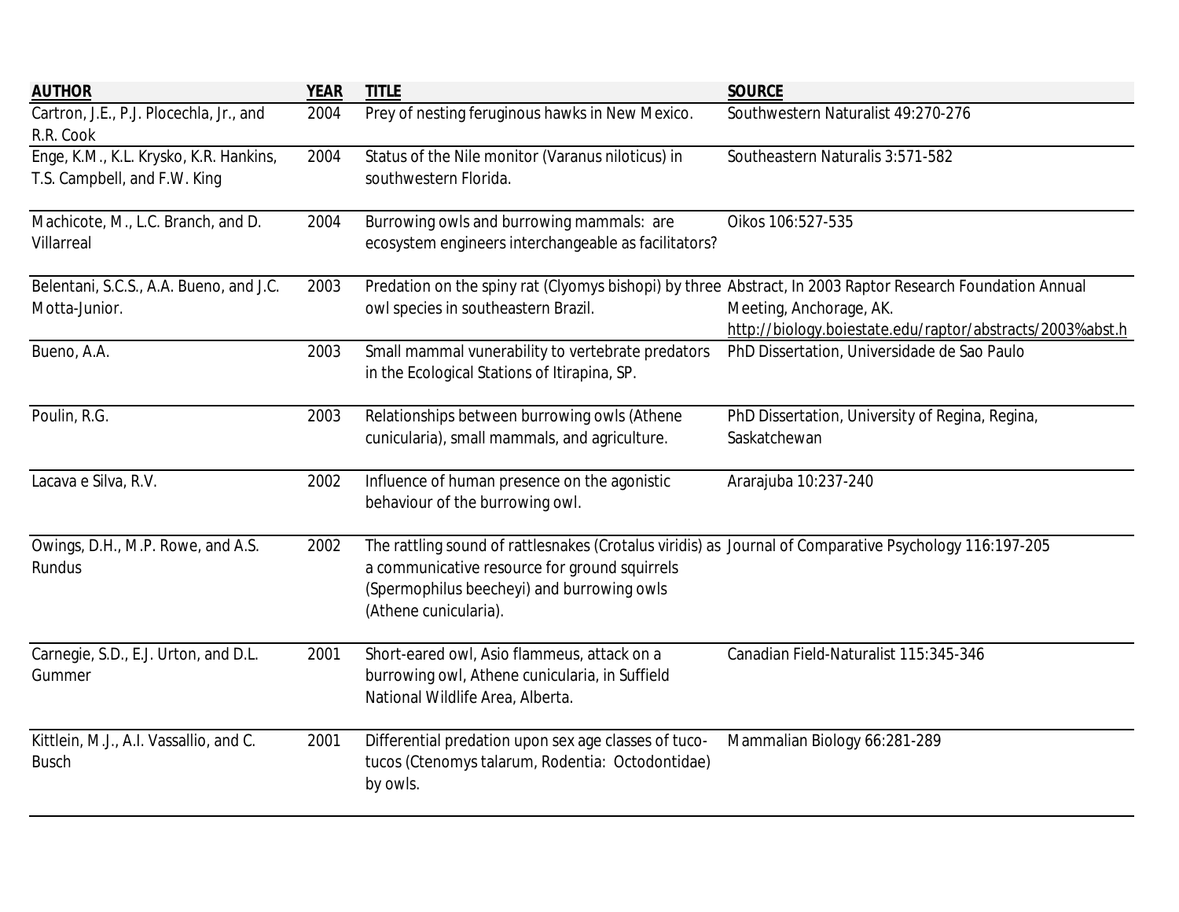| AUTHOR | YEAR | TITLE | SOURCE |
|---|---|---|---|
| Cartron, J.E., P.J. Plocechla, Jr., and R.R. Cook | 2004 | Prey of nesting feruginous hawks in New Mexico. | Southwestern Naturalist 49:270-276 |
| Enge, K.M., K.L. Krysko, K.R. Hankins, T.S. Campbell, and F.W. King | 2004 | Status of the Nile monitor (Varanus niloticus) in southwestern Florida. | Southeastern Naturalis 3:571-582 |
| Machicote, M., L.C. Branch, and D. Villarreal | 2004 | Burrowing owls and burrowing mammals: are ecosystem engineers interchangeable as facilitators? | Oikos 106:527-535 |
| Belentani, S.C.S., A.A. Bueno, and J.C. Motta-Junior. | 2003 | Predation on the spiny rat (Clyomys bishopi) by three owl species in southeastern Brazil. | Abstract, In 2003 Raptor Research Foundation Annual Meeting, Anchorage, AK. http://biology.boiestate.edu/raptor/abstracts/2003%abst.h |
| Bueno, A.A. | 2003 | Small mammal vunerability to vertebrate predators in the Ecological Stations of Itirapina, SP. | PhD Dissertation, Universidade de Sao Paulo |
| Poulin, R.G. | 2003 | Relationships between burrowing owls (Athene cunicularia), small mammals, and agriculture. | PhD Dissertation, University of Regina, Regina, Saskatchewan |
| Lacava e Silva, R.V. | 2002 | Influence of human presence on the agonistic behaviour of the burrowing owl. | Ararajuba 10:237-240 |
| Owings, D.H., M.P. Rowe, and A.S. Rundus | 2002 | The rattling sound of rattlesnakes (Crotalus viridis) as a communicative resource for ground squirrels (Spermophilus beecheyi) and burrowing owls (Athene cunicularia). | Journal of Comparative Psychology 116:197-205 |
| Carnegie, S.D., E.J. Urton, and D.L. Gummer | 2001 | Short-eared owl, Asio flammeus, attack on a burrowing owl, Athene cunicularia, in Suffield National Wildlife Area, Alberta. | Canadian Field-Naturalist 115:345-346 |
| Kittlein, M.J., A.I. Vassallio, and C. Busch | 2001 | Differential predation upon sex age classes of tuco-tucos (Ctenomys talarum, Rodentia: Octodontidae) by owls. | Mammalian Biology 66:281-289 |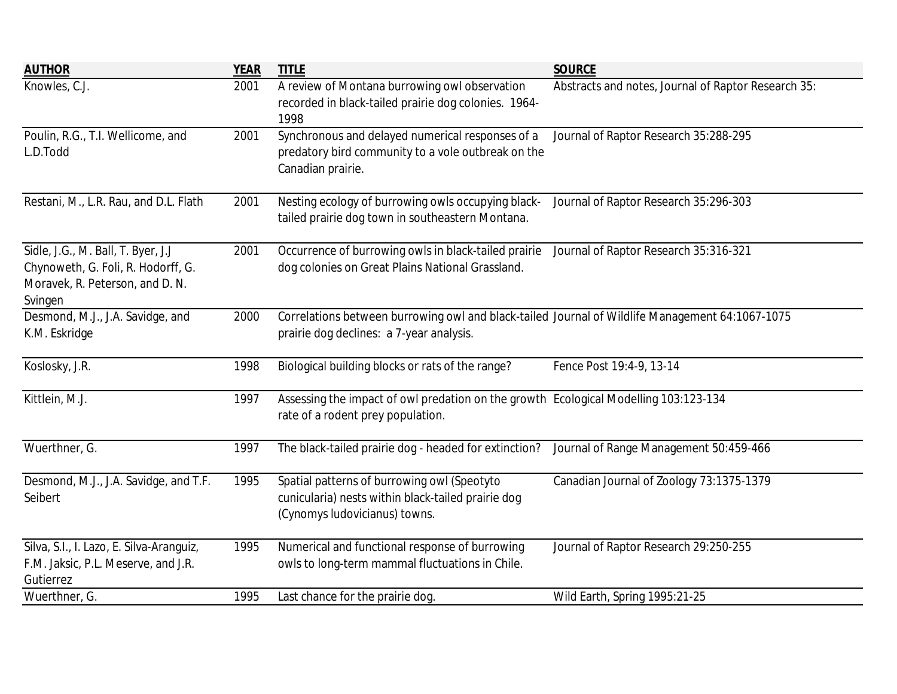| AUTHOR | YEAR | TITLE | SOURCE |
|---|---|---|---|
| Knowles, C.J. | 2001 | A review of Montana burrowing owl observation recorded in black-tailed prairie dog colonies. 1964-1998 | Abstracts and notes, Journal of Raptor Research 35: |
| Poulin, R.G., T.I. Wellicome, and L.D.Todd | 2001 | Synchronous and delayed numerical responses of a predatory bird community to a vole outbreak on the Canadian prairie. | Journal of Raptor Research 35:288-295 |
| Restani, M., L.R. Rau, and D.L. Flath | 2001 | Nesting ecology of burrowing owls occupying black-tailed prairie dog town in southeastern Montana. | Journal of Raptor Research 35:296-303 |
| Sidle, J.G., M. Ball, T. Byer, J.J Chynoweth, G. Foli, R. Hodorff, G. Moravek, R. Peterson, and D. N. Svingen | 2001 | Occurrence of burrowing owls in black-tailed prairie dog colonies on Great Plains National Grassland. | Journal of Raptor Research 35:316-321 |
| Desmond, M.J., J.A. Savidge, and K.M. Eskridge | 2000 | Correlations between burrowing owl and black-tailed prairie dog declines: a 7-year analysis. | Journal of Wildlife Management 64:1067-1075 |
| Koslosky, J.R. | 1998 | Biological building blocks or rats of the range? | Fence Post 19:4-9, 13-14 |
| Kittlein, M.J. | 1997 | Assessing the impact of owl predation on the growth rate of a rodent prey population. | Ecological Modelling 103:123-134 |
| Wuerthner, G. | 1997 | The black-tailed prairie dog - headed for extinction? | Journal of Range Management 50:459-466 |
| Desmond, M.J., J.A. Savidge, and T.F. Seibert | 1995 | Spatial patterns of burrowing owl (Speotyto cunicularia) nests within black-tailed prairie dog (Cynomys ludovicianus) towns. | Canadian Journal of Zoology 73:1375-1379 |
| Silva, S.I., I. Lazo, E. Silva-Aranguiz, F.M. Jaksic, P.L. Meserve, and J.R. Gutierrez | 1995 | Numerical and functional response of burrowing owls to long-term mammal fluctuations in Chile. | Journal of Raptor Research 29:250-255 |
| Wuerthner, G. | 1995 | Last chance for the prairie dog. | Wild Earth, Spring 1995:21-25 |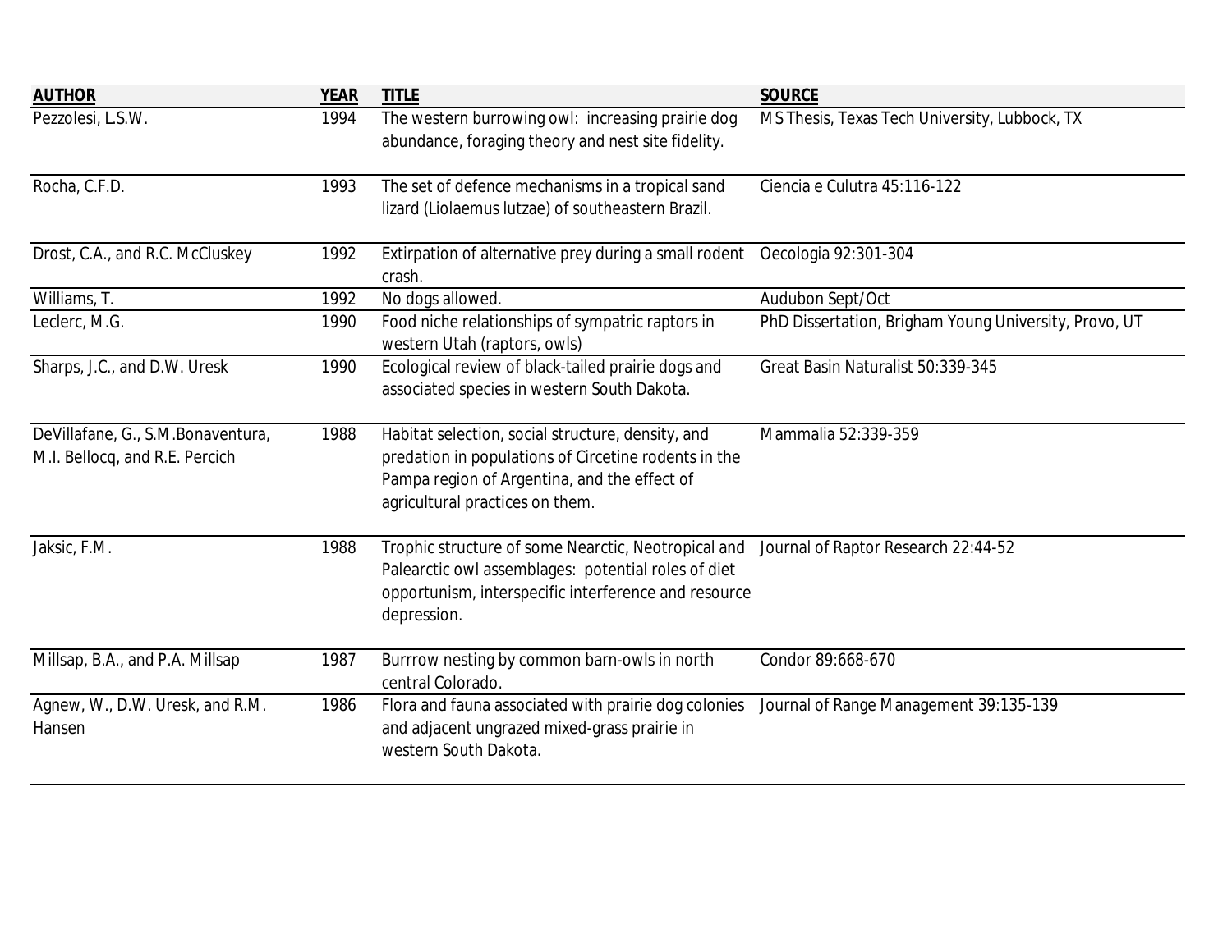| AUTHOR | YEAR | TITLE | SOURCE |
| --- | --- | --- | --- |
| Pezzolesi, L.S.W. | 1994 | The western burrowing owl: increasing prairie dog abundance, foraging theory and nest site fidelity. | MS Thesis, Texas Tech University, Lubbock, TX |
| Rocha, C.F.D. | 1993 | The set of defence mechanisms in a tropical sand lizard (Liolaemus lutzae) of southeastern Brazil. | Ciencia e Culutra 45:116-122 |
| Drost, C.A., and R.C. McCluskey | 1992 | Extirpation of alternative prey during a small rodent crash. | Oecologia 92:301-304 |
| Williams, T. | 1992 | No dogs allowed. | Audubon Sept/Oct |
| Leclerc, M.G. | 1990 | Food niche relationships of sympatric raptors in western Utah (raptors, owls) | PhD Dissertation, Brigham Young University, Provo, UT |
| Sharps, J.C., and D.W. Uresk | 1990 | Ecological review of black-tailed prairie dogs and associated species in western South Dakota. | Great Basin Naturalist 50:339-345 |
| DeVillafane, G., S.M.Bonaventura, M.I. Bellocq, and R.E. Percich | 1988 | Habitat selection, social structure, density, and predation in populations of Circetine rodents in the Pampa region of Argentina, and the effect of agricultural practices on them. | Mammalia 52:339-359 |
| Jaksic, F.M. | 1988 | Trophic structure of some Nearctic, Neotropical and Palearctic owl assemblages: potential roles of diet opportunism, interspecific interference and resource depression. | Journal of Raptor Research 22:44-52 |
| Millsap, B.A., and P.A. Millsap | 1987 | Burrrow nesting by common barn-owls in north central Colorado. | Condor 89:668-670 |
| Agnew, W., D.W. Uresk, and R.M. Hansen | 1986 | Flora and fauna associated with prairie dog colonies and adjacent ungrazed mixed-grass prairie in western South Dakota. | Journal of Range Management 39:135-139 |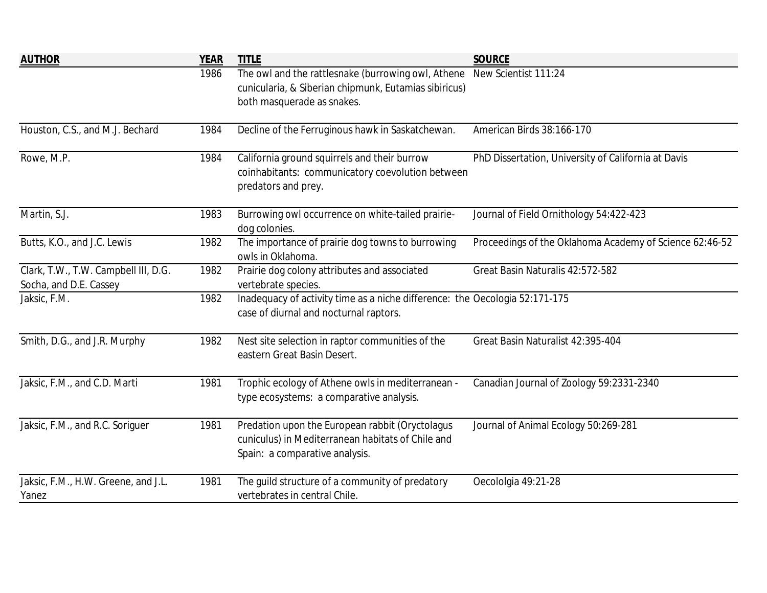| AUTHOR | YEAR | TITLE | SOURCE |
|---|---|---|---|
| | 1986 | The owl and the rattlesnake (burrowing owl, Athene cunicularia, & Siberian chipmunk, Eutamias sibiricus) both masquerade as snakes. | New Scientist 111:24 |
| Houston, C.S., and M.J. Bechard | 1984 | Decline of the Ferruginous hawk in Saskatchewan. | American Birds 38:166-170 |
| Rowe, M.P. | 1984 | California ground squirrels and their burrow coinhabitants: communicatory coevolution between predators and prey. | PhD Dissertation, University of California at Davis |
| Martin, S.J. | 1983 | Burrowing owl occurrence on white-tailed prairie-dog colonies. | Journal of Field Ornithology 54:422-423 |
| Butts, K.O., and J.C. Lewis | 1982 | The importance of prairie dog towns to burrowing owls in Oklahoma. | Proceedings of the Oklahoma Academy of Science 62:46-52 |
| Clark, T.W., T.W. Campbell III, D.G. Socha, and D.E. Cassey | 1982 | Prairie dog colony attributes and associated vertebrate species. | Great Basin Naturalis 42:572-582 |
| Jaksic, F.M. | 1982 | Inadequacy of activity time as a niche difference: the case of diurnal and nocturnal raptors. | Oecologia 52:171-175 |
| Smith, D.G., and J.R. Murphy | 1982 | Nest site selection in raptor communities of the eastern Great Basin Desert. | Great Basin Naturalist 42:395-404 |
| Jaksic, F.M., and C.D. Marti | 1981 | Trophic ecology of Athene owls in mediterranean - type ecosystems: a comparative analysis. | Canadian Journal of Zoology 59:2331-2340 |
| Jaksic, F.M., and R.C. Soriguer | 1981 | Predation upon the European rabbit (Oryctolagus cuniculus) in Mediterranean habitats of Chile and Spain: a comparative analysis. | Journal of Animal Ecology 50:269-281 |
| Jaksic, F.M., H.W. Greene, and J.L. Yanez | 1981 | The guild structure of a community of predatory vertebrates in central Chile. | Oecololgia 49:21-28 |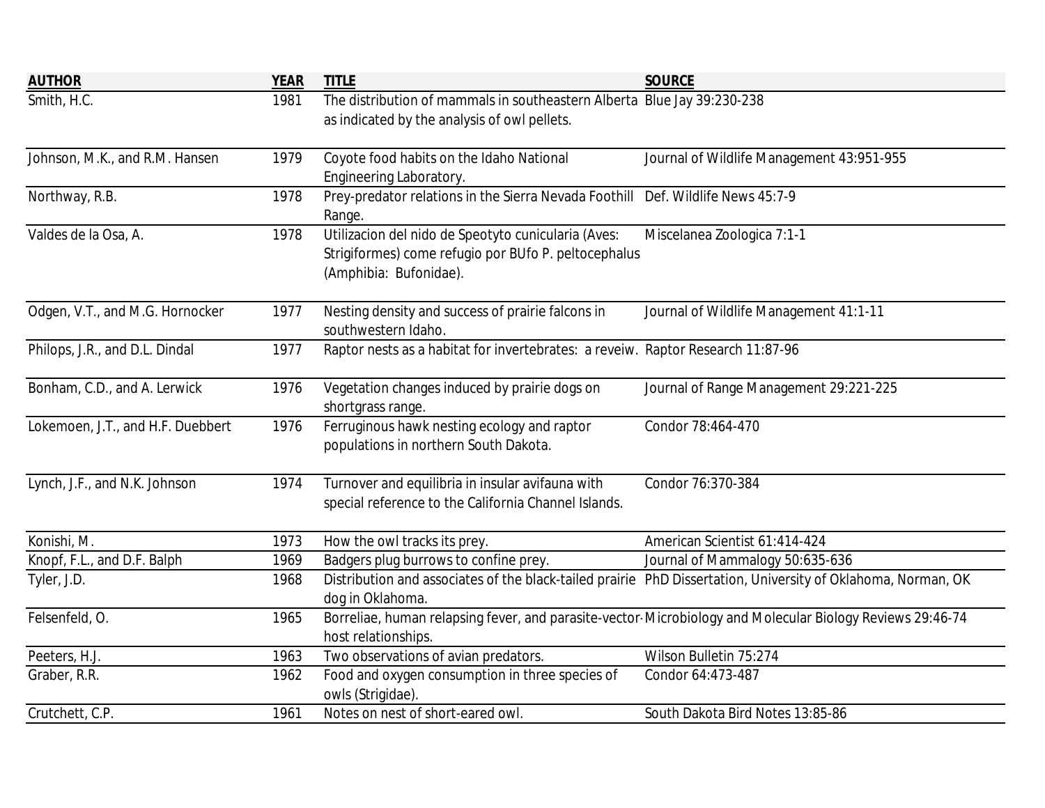| AUTHOR | YEAR | TITLE | SOURCE |
| --- | --- | --- | --- |
| Smith, H.C. | 1981 | The distribution of mammals in southeastern Alberta as indicated by the analysis of owl pellets. | Blue Jay 39:230-238 |
| Johnson, M.K., and R.M. Hansen | 1979 | Coyote food habits on the Idaho National Engineering Laboratory. | Journal of Wildlife Management 43:951-955 |
| Northway, R.B. | 1978 | Prey-predator relations in the Sierra Nevada Foothill Range. | Def. Wildlife News 45:7-9 |
| Valdes de la Osa, A. | 1978 | Utilizacion del nido de Speotyto cunicularia (Aves: Strigiformes) come refugio por BUfo P. peltocephalus (Amphibia: Bufonidae). | Miscelanea Zoologica 7:1-1 |
| Odgen, V.T., and M.G. Hornocker | 1977 | Nesting density and success of prairie falcons in southwestern Idaho. | Journal of Wildlife Management 41:1-11 |
| Philops, J.R., and D.L. Dindal | 1977 | Raptor nests as a habitat for invertebrates: a reveiw. | Raptor Research 11:87-96 |
| Bonham, C.D., and A. Lerwick | 1976 | Vegetation changes induced by prairie dogs on shortgrass range. | Journal of Range Management 29:221-225 |
| Lokemoen, J.T., and H.F. Duebbert | 1976 | Ferruginous hawk nesting ecology and raptor populations in northern South Dakota. | Condor 78:464-470 |
| Lynch, J.F., and N.K. Johnson | 1974 | Turnover and equilibria in insular avifauna with special reference to the California Channel Islands. | Condor 76:370-384 |
| Konishi, M. | 1973 | How the owl tracks its prey. | American Scientist 61:414-424 |
| Knopf, F.L., and D.F. Balph | 1969 | Badgers plug burrows to confine prey. | Journal of Mammalogy 50:635-636 |
| Tyler, J.D. | 1968 | Distribution and associates of the black-tailed prairie dog in Oklahoma. | PhD Dissertation, University of Oklahoma, Norman, OK |
| Felsenfeld, O. | 1965 | Borreliae, human relapsing fever, and parasite-vector-host relationships. | Microbiology and Molecular Biology Reviews 29:46-74 |
| Peeters, H.J. | 1963 | Two observations of avian predators. | Wilson Bulletin 75:274 |
| Graber, R.R. | 1962 | Food and oxygen consumption in three species of owls (Strigidae). | Condor 64:473-487 |
| Crutchett, C.P. | 1961 | Notes on nest of short-eared owl. | South Dakota Bird Notes 13:85-86 |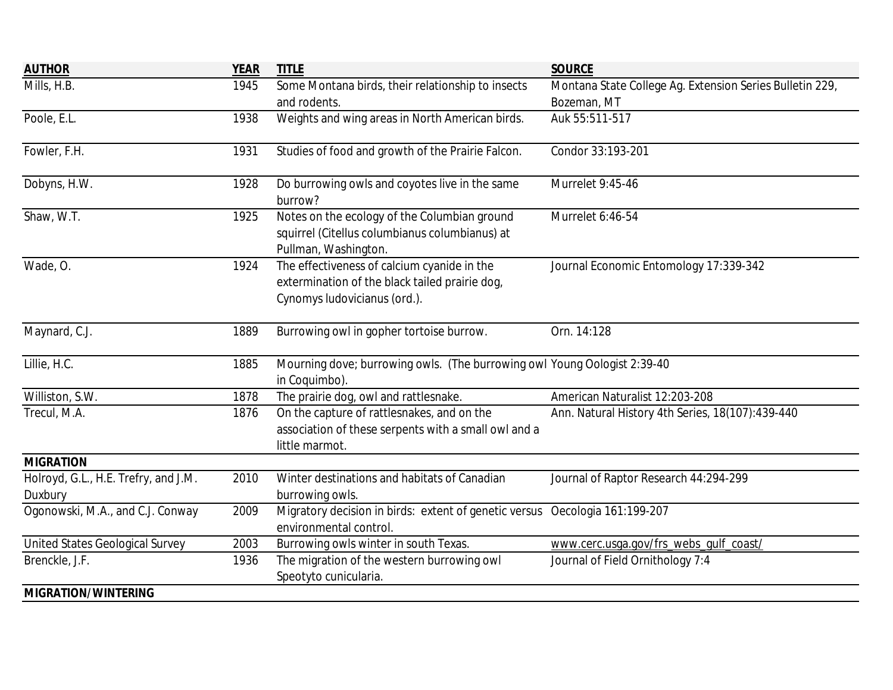| AUTHOR | YEAR | TITLE | SOURCE |
|---|---|---|---|
| Mills, H.B. | 1945 | Some Montana birds, their relationship to insects and rodents. | Montana State College Ag. Extension Series Bulletin 229, Bozeman, MT |
| Poole, E.L. | 1938 | Weights and wing areas in North American birds. | Auk 55:511-517 |
| Fowler, F.H. | 1931 | Studies of food and growth of the Prairie Falcon. | Condor 33:193-201 |
| Dobyns, H.W. | 1928 | Do burrowing owls and coyotes live in the same burrow? | Murrelet 9:45-46 |
| Shaw, W.T. | 1925 | Notes on the ecology of the Columbian ground squirrel (Citellus columbianus columbianus) at Pullman, Washington. | Murrelet 6:46-54 |
| Wade, O. | 1924 | The effectiveness of calcium cyanide in the extermination of the black tailed prairie dog, Cynomys ludovicianus (ord.). | Journal Economic Entomology 17:339-342 |
| Maynard, C.J. | 1889 | Burrowing owl in gopher tortoise burrow. | Orn. 14:128 |
| Lillie, H.C. | 1885 | Mourning dove; burrowing owls. (The burrowing owl in Coquimbo). | Young Oologist 2:39-40 |
| Williston, S.W. | 1878 | The prairie dog, owl and rattlesnake. | American Naturalist 12:203-208 |
| Trecul, M.A. | 1876 | On the capture of rattlesnakes, and on the association of these serpents with a small owl and a little marmot. | Ann. Natural History 4th Series, 18(107):439-440 |
| **MIGRATION** | | | |
| Holroyd, G.L., H.E. Trefry, and J.M. Duxbury | 2010 | Winter destinations and habitats of Canadian burrowing owls. | Journal of Raptor Research 44:294-299 |
| Ogonowski, M.A., and C.J. Conway | 2009 | Migratory decision in birds: extent of genetic versus environmental control. | Oecologia 161:199-207 |
| United States Geological Survey | 2003 | Burrowing owls winter in south Texas. | www.cerc.usga.gov/frs_webs_gulf_coast/ |
| Brenckle, J.F. | 1936 | The migration of the western burrowing owl Speotyto cunicularia. | Journal of Field Ornithology 7:4 |
| **MIGRATION/WINTERING** | | | |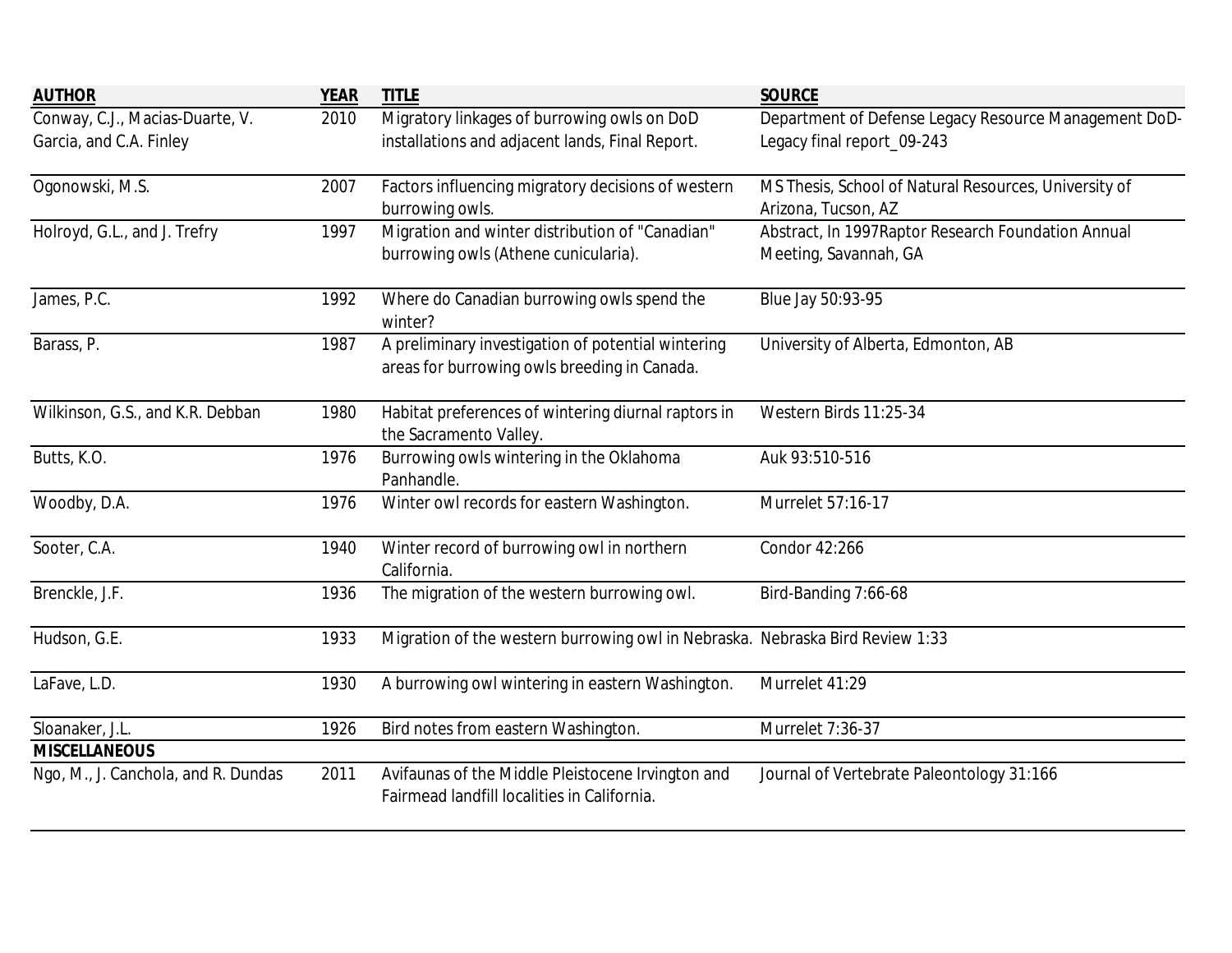| AUTHOR | YEAR | TITLE | SOURCE |
| --- | --- | --- | --- |
| Conway, C.J., Macias-Duarte, V. Garcia, and C.A. Finley | 2010 | Migratory linkages of burrowing owls on DoD installations and adjacent lands, Final Report. | Department of Defense Legacy Resource Management DoD-Legacy final report_09-243 |
| Ogonowski, M.S. | 2007 | Factors influencing migratory decisions of western burrowing owls. | MS Thesis, School of Natural Resources, University of Arizona, Tucson, AZ |
| Holroyd, G.L., and J. Trefry | 1997 | Migration and winter distribution of "Canadian" burrowing owls (Athene cunicularia). | Abstract, In 1997Raptor Research Foundation Annual Meeting, Savannah, GA |
| James, P.C. | 1992 | Where do Canadian burrowing owls spend the winter? | Blue Jay 50:93-95 |
| Barass, P. | 1987 | A preliminary investigation of potential wintering areas for burrowing owls breeding in Canada. | University of Alberta, Edmonton, AB |
| Wilkinson, G.S., and K.R. Debban | 1980 | Habitat preferences of wintering diurnal raptors in the Sacramento Valley. | Western Birds 11:25-34 |
| Butts, K.O. | 1976 | Burrowing owls wintering in the Oklahoma Panhandle. | Auk 93:510-516 |
| Woodby, D.A. | 1976 | Winter owl records for eastern Washington. | Murrelet 57:16-17 |
| Sooter, C.A. | 1940 | Winter record of burrowing owl in northern California. | Condor 42:266 |
| Brenckle, J.F. | 1936 | The migration of the western burrowing owl. | Bird-Banding 7:66-68 |
| Hudson, G.E. | 1933 | Migration of the western burrowing owl in Nebraska. | Nebraska Bird Review 1:33 |
| LaFave, L.D. | 1930 | A burrowing owl wintering in eastern Washington. | Murrelet 41:29 |
| Sloanaker, J.L. | 1926 | Bird notes from eastern Washington. | Murrelet 7:36-37 |
| **MISCELLANEOUS** | | | |
| Ngo, M., J. Canchola, and R. Dundas | 2011 | Avifaunas of the Middle Pleistocene Irvington and Fairmead landfill localities in California. | Journal of Vertebrate Paleontology 31:166 |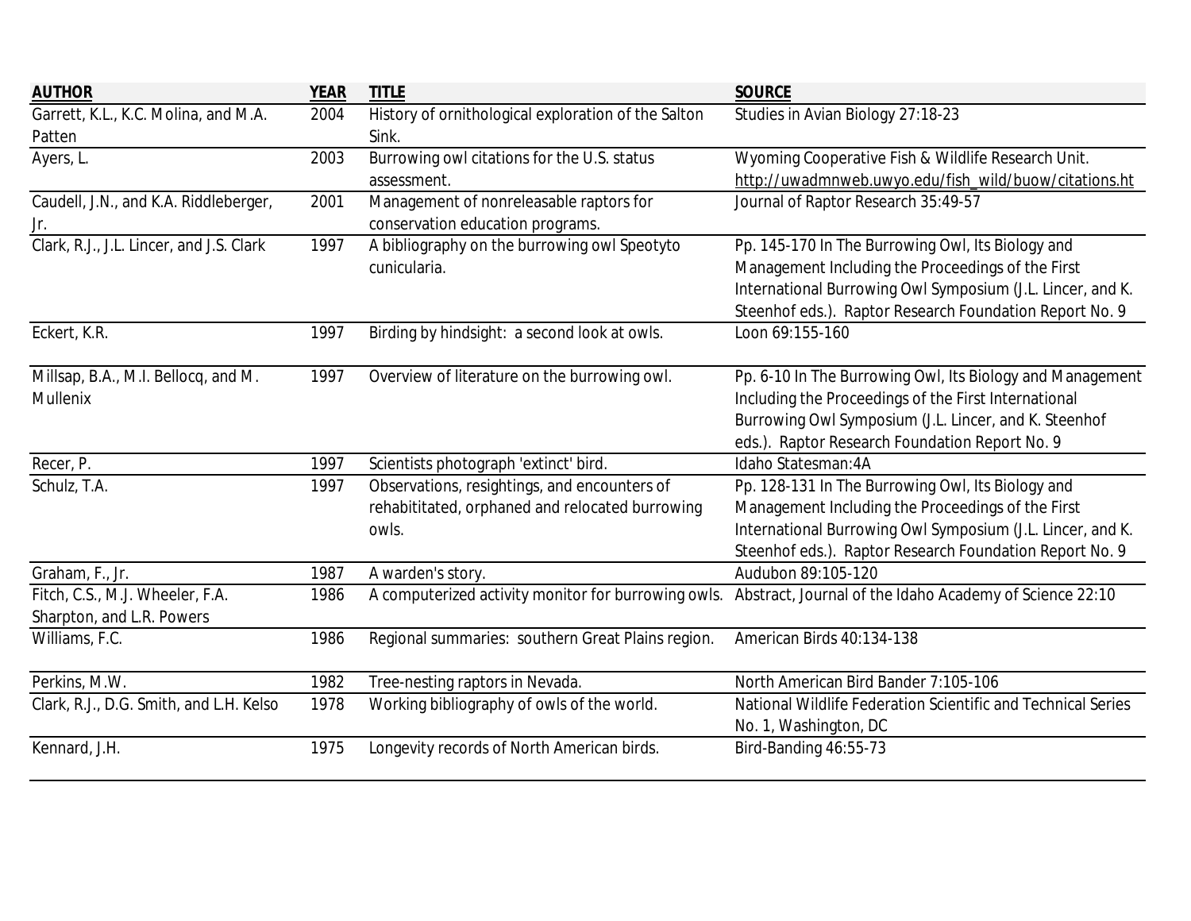| AUTHOR | YEAR | TITLE | SOURCE |
|---|---|---|---|
| Garrett, K.L., K.C. Molina, and M.A. Patten | 2004 | History of ornithological exploration of the Salton Sink. | Studies in Avian Biology 27:18-23 |
| Ayers, L. | 2003 | Burrowing owl citations for the U.S. status assessment. | Wyoming Cooperative Fish & Wildlife Research Unit. http://uwadmnweb.uwyo.edu/fish_wild/buow/citations.ht |
| Caudell, J.N., and K.A. Riddleberger, Jr. | 2001 | Management of nonreleasable raptors for conservation education programs. | Journal of Raptor Research 35:49-57 |
| Clark, R.J., J.L. Lincer, and J.S. Clark | 1997 | A bibliography on the burrowing owl Speotyto cunicularia. | Pp. 145-170 In The Burrowing Owl, Its Biology and Management Including the Proceedings of the First International Burrowing Owl Symposium (J.L. Lincer, and K. Steenhof eds.). Raptor Research Foundation Report No. 9 |
| Eckert, K.R. | 1997 | Birding by hindsight: a second look at owls. | Loon 69:155-160 |
| Millsap, B.A., M.I. Bellocq, and M. Mullenix | 1997 | Overview of literature on the burrowing owl. | Pp. 6-10 In The Burrowing Owl, Its Biology and Management Including the Proceedings of the First International Burrowing Owl Symposium (J.L. Lincer, and K. Steenhof eds.). Raptor Research Foundation Report No. 9 |
| Recer, P. | 1997 | Scientists photograph 'extinct' bird. | Idaho Statesman:4A |
| Schulz, T.A. | 1997 | Observations, resightings, and encounters of rehabititated, orphaned and relocated burrowing owls. | Pp. 128-131 In The Burrowing Owl, Its Biology and Management Including the Proceedings of the First International Burrowing Owl Symposium (J.L. Lincer, and K. Steenhof eds.). Raptor Research Foundation Report No. 9 |
| Graham, F., Jr. | 1987 | A warden's story. | Audubon 89:105-120 |
| Fitch, C.S., M.J. Wheeler, F.A. Sharpton, and L.R. Powers | 1986 | A computerized activity monitor for burrowing owls. | Abstract, Journal of the Idaho Academy of Science 22:10 |
| Williams, F.C. | 1986 | Regional summaries: southern Great Plains region. | American Birds 40:134-138 |
| Perkins, M.W. | 1982 | Tree-nesting raptors in Nevada. | North American Bird Bander 7:105-106 |
| Clark, R.J., D.G. Smith, and L.H. Kelso | 1978 | Working bibliography of owls of the world. | National Wildlife Federation Scientific and Technical Series No. 1, Washington, DC |
| Kennard, J.H. | 1975 | Longevity records of North American birds. | Bird-Banding 46:55-73 |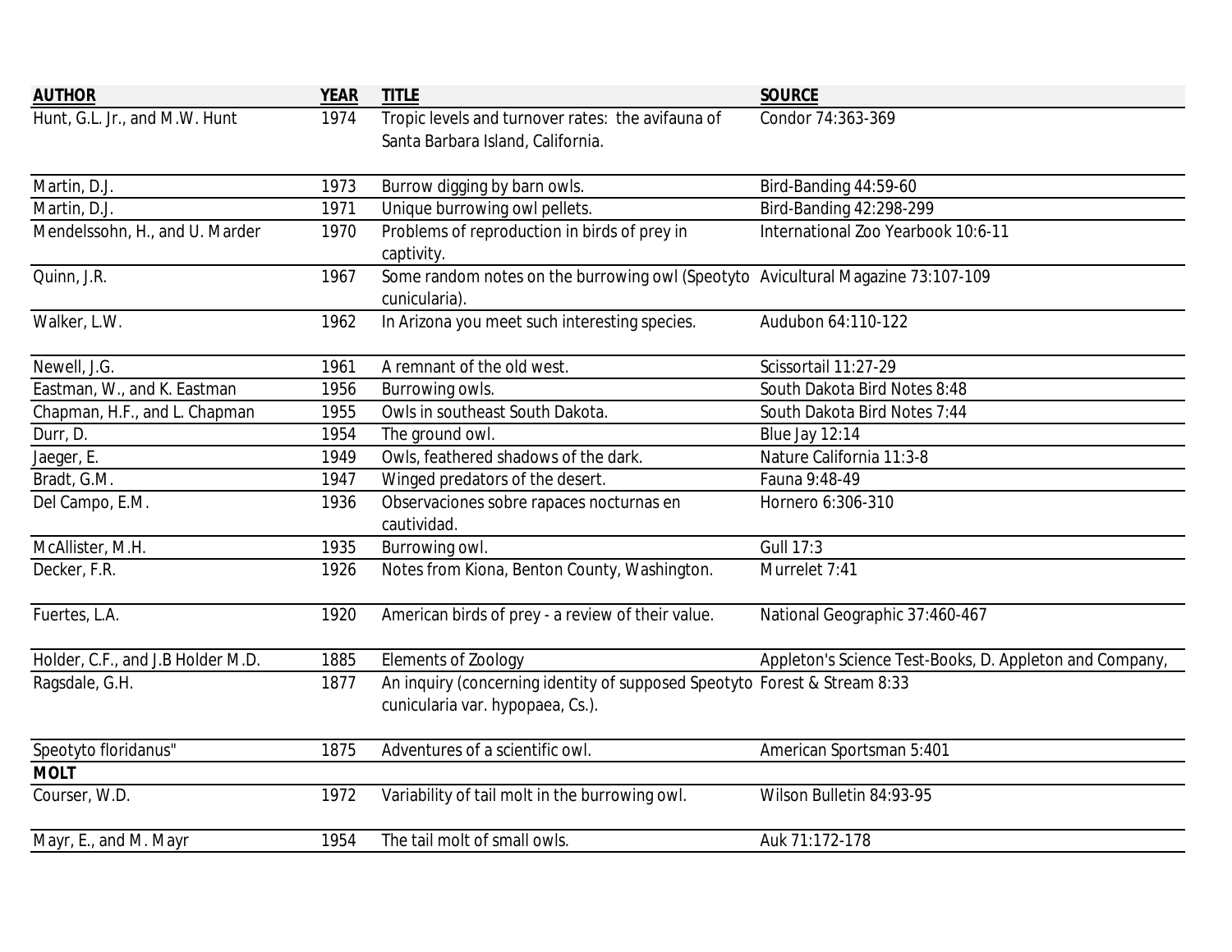| AUTHOR | YEAR | TITLE | SOURCE |
|---|---|---|---|
| Hunt, G.L. Jr., and M.W. Hunt | 1974 | Tropic levels and turnover rates: the avifauna of Santa Barbara Island, California. | Condor 74:363-369 |
| Martin, D.J. | 1973 | Burrow digging by barn owls. | Bird-Banding 44:59-60 |
| Martin, D.J. | 1971 | Unique burrowing owl pellets. | Bird-Banding 42:298-299 |
| Mendelssohn, H., and U. Marder | 1970 | Problems of reproduction in birds of prey in captivity. | International Zoo Yearbook 10:6-11 |
| Quinn, J.R. | 1967 | Some random notes on the burrowing owl (Speotyto cunicularia). | Avicultural Magazine 73:107-109 |
| Walker, L.W. | 1962 | In Arizona you meet such interesting species. | Audubon 64:110-122 |
| Newell, J.G. | 1961 | A remnant of the old west. | Scissortail 11:27-29 |
| Eastman, W., and K. Eastman | 1956 | Burrowing owls. | South Dakota Bird Notes 8:48 |
| Chapman, H.F., and L. Chapman | 1955 | Owls in southeast South Dakota. | South Dakota Bird Notes 7:44 |
| Durr, D. | 1954 | The ground owl. | Blue Jay 12:14 |
| Jaeger, E. | 1949 | Owls, feathered shadows of the dark. | Nature California 11:3-8 |
| Bradt, G.M. | 1947 | Winged predators of the desert. | Fauna 9:48-49 |
| Del Campo, E.M. | 1936 | Observaciones sobre rapaces nocturnas en cautividad. | Hornero 6:306-310 |
| McAllister, M.H. | 1935 | Burrowing owl. | Gull 17:3 |
| Decker, F.R. | 1926 | Notes from Kiona, Benton County, Washington. | Murrelet 7:41 |
| Fuertes, L.A. | 1920 | American birds of prey - a review of their value. | National Geographic 37:460-467 |
| Holder, C.F., and J.B Holder M.D. | 1885 | Elements of Zoology | Appleton's Science Test-Books, D. Appleton and Company, |
| Ragsdale, G.H. | 1877 | An inquiry (concerning identity of supposed Speotyto cunicularia var. hypopaea, Cs.). | Forest & Stream 8:33 |
| Speotyto floridanus" | 1875 | Adventures of a scientific owl. | American Sportsman 5:401 |
| **MOLT** | | | |
| Courser, W.D. | 1972 | Variability of tail molt in the burrowing owl. | Wilson Bulletin 84:93-95 |
| Mayr, E., and M. Mayr | 1954 | The tail molt of small owls. | Auk 71:172-178 |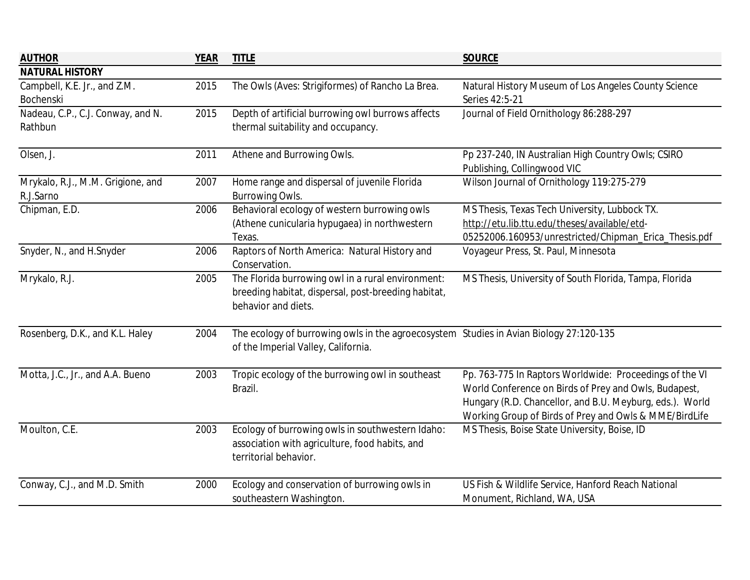| AUTHOR | YEAR | TITLE | SOURCE |
|---|---|---|---|
| **NATURAL HISTORY** | | | |
| Campbell, K.E. Jr., and Z.M. Bochenski | 2015 | The Owls (Aves: Strigiformes) of Rancho La Brea. | Natural History Museum of Los Angeles County Science Series 42:5-21 |
| Nadeau, C.P., C.J. Conway, and N. Rathbun | 2015 | Depth of artificial burrowing owl burrows affects thermal suitability and occupancy. | Journal of Field Ornithology 86:288-297 |
| Olsen, J. | 2011 | Athene and Burrowing Owls. | Pp 237-240, IN Australian High Country Owls; CSIRO Publishing, Collingwood VIC |
| Mrykalo, R.J., M.M. Grigione, and R.J.Sarno | 2007 | Home range and dispersal of juvenile Florida Burrowing Owls. | Wilson Journal of Ornithology 119:275-279 |
| Chipman, E.D. | 2006 | Behavioral ecology of western burrowing owls (Athene cunicularia hypugaea) in northwestern Texas. | MS Thesis, Texas Tech University, Lubbock TX. http://etu.lib.ttu.edu/theses/available/etd-05252006.160953/unrestricted/Chipman_Erica_Thesis.pdf |
| Snyder, N., and H.Snyder | 2006 | Raptors of North America: Natural History and Conservation. | Voyageur Press, St. Paul, Minnesota |
| Mrykalo, R.J. | 2005 | The Florida burrowing owl in a rural environment: breeding habitat, dispersal, post-breeding habitat, behavior and diets. | MS Thesis, University of South Florida, Tampa, Florida |
| Rosenberg, D.K., and K.L. Haley | 2004 | The ecology of burrowing owls in the agroecosystem of the Imperial Valley, California. | Studies in Avian Biology 27:120-135 |
| Motta, J.C., Jr., and A.A. Bueno | 2003 | Tropic ecology of the burrowing owl in southeast Brazil. | Pp. 763-775 In Raptors Worldwide: Proceedings of the VI World Conference on Birds of Prey and Owls, Budapest, Hungary (R.D. Chancellor, and B.U. Meyburg, eds.). World Working Group of Birds of Prey and Owls & MME/BirdLife |
| Moulton, C.E. | 2003 | Ecology of burrowing owls in southwestern Idaho: association with agriculture, food habits, and territorial behavior. | MS Thesis, Boise State University, Boise, ID |
| Conway, C.J., and M.D. Smith | 2000 | Ecology and conservation of burrowing owls in southeastern Washington. | US Fish & Wildlife Service, Hanford Reach National Monument, Richland, WA, USA |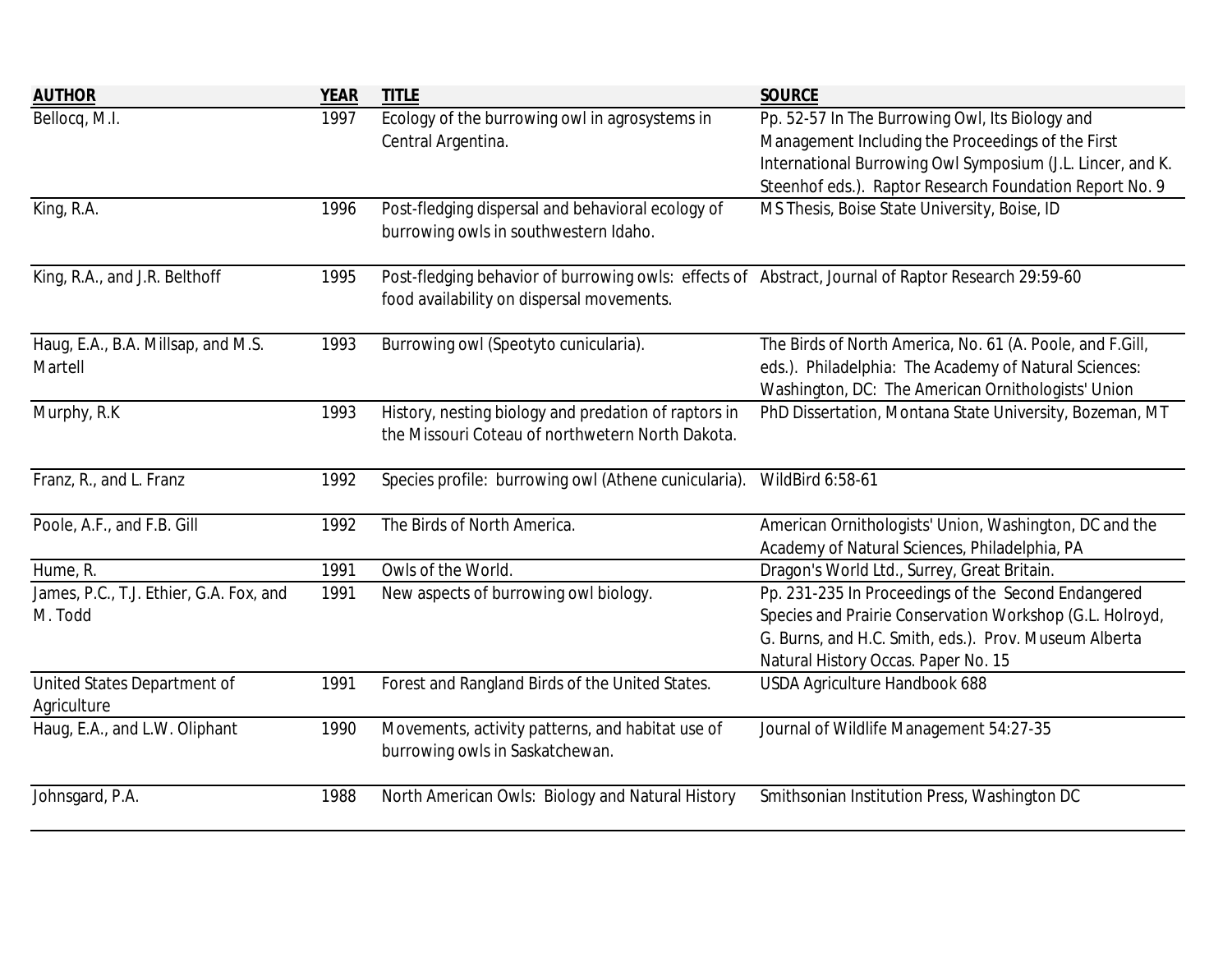| AUTHOR | YEAR | TITLE | SOURCE |
|---|---|---|---|
| Bellocq, M.I. | 1997 | Ecology of the burrowing owl in agrosystems in Central Argentina. | Pp. 52-57 In The Burrowing Owl, Its Biology and Management Including the Proceedings of the First International Burrowing Owl Symposium (J.L. Lincer, and K. Steenhof eds.). Raptor Research Foundation Report No. 9 |
| King, R.A. | 1996 | Post-fledging dispersal and behavioral ecology of burrowing owls in southwestern Idaho. | MS Thesis, Boise State University, Boise, ID |
| King, R.A., and J.R. Belthoff | 1995 | Post-fledging behavior of burrowing owls: effects of food availability on dispersal movements. | Abstract, Journal of Raptor Research 29:59-60 |
| Haug, E.A., B.A. Millsap, and M.S. Martell | 1993 | Burrowing owl (Speotyto cunicularia). | The Birds of North America, No. 61 (A. Poole, and F.Gill, eds.). Philadelphia: The Academy of Natural Sciences: Washington, DC: The American Ornithologists' Union |
| Murphy, R.K | 1993 | History, nesting biology and predation of raptors in the Missouri Coteau of northwetern North Dakota. | PhD Dissertation, Montana State University, Bozeman, MT |
| Franz, R., and L. Franz | 1992 | Species profile: burrowing owl (Athene cunicularia). | WildBird 6:58-61 |
| Poole, A.F., and F.B. Gill | 1992 | The Birds of North America. | American Ornithologists' Union, Washington, DC and the Academy of Natural Sciences, Philadelphia, PA |
| Hume, R. | 1991 | Owls of the World. | Dragon's World Ltd., Surrey, Great Britain. |
| James, P.C., T.J. Ethier, G.A. Fox, and M. Todd | 1991 | New aspects of burrowing owl biology. | Pp. 231-235 In Proceedings of the Second Endangered Species and Prairie Conservation Workshop (G.L. Holroyd, G. Burns, and H.C. Smith, eds.). Prov. Museum Alberta Natural History Occas. Paper No. 15 |
| United States Department of Agriculture | 1991 | Forest and Rangland Birds of the United States. | USDA Agriculture Handbook 688 |
| Haug, E.A., and L.W. Oliphant | 1990 | Movements, activity patterns, and habitat use of burrowing owls in Saskatchewan. | Journal of Wildlife Management 54:27-35 |
| Johnsgard, P.A. | 1988 | North American Owls: Biology and Natural History | Smithsonian Institution Press, Washington DC |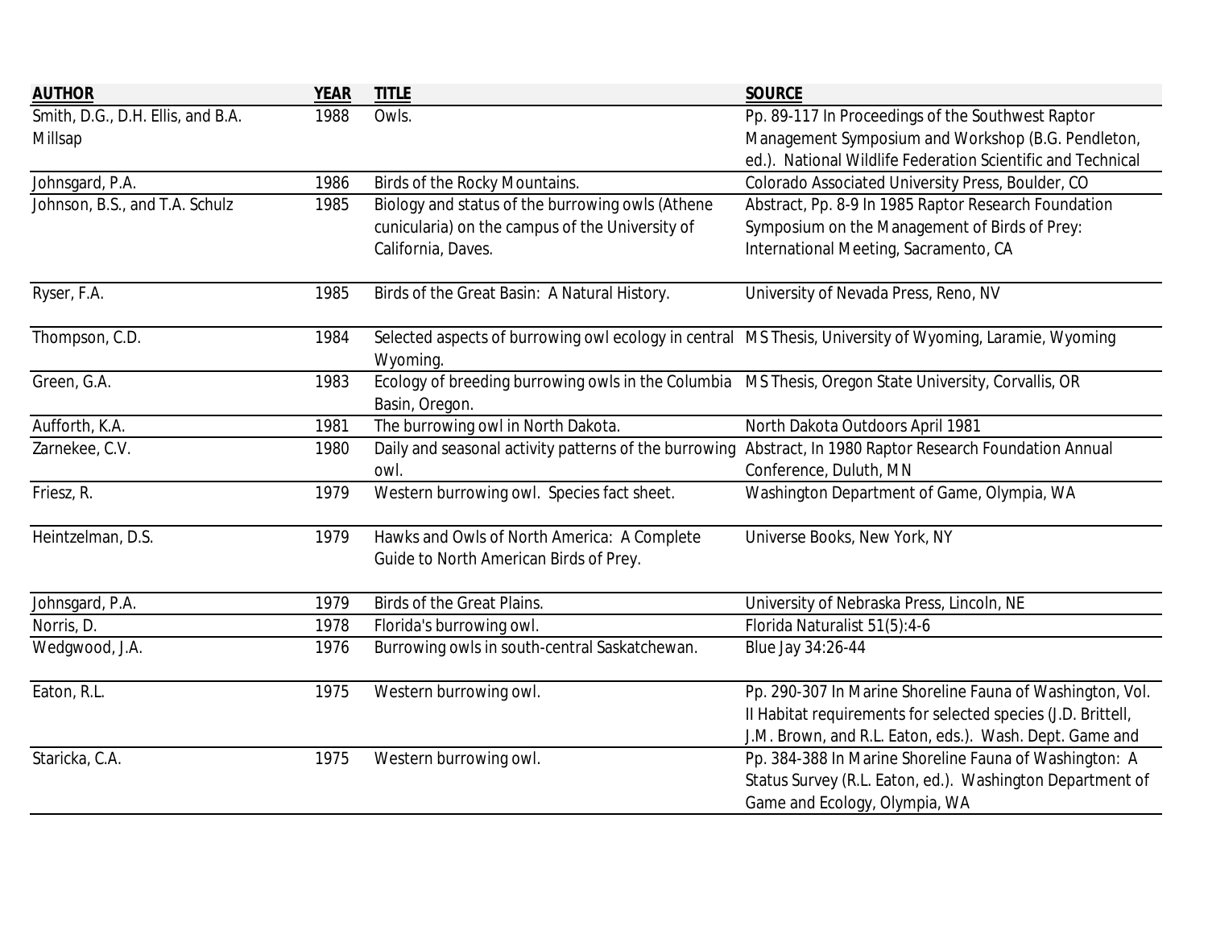| AUTHOR | YEAR | TITLE | SOURCE |
|---|---|---|---|
| Smith, D.G., D.H. Ellis, and B.A. Millsap | 1988 | Owls. | Pp. 89-117 In Proceedings of the Southwest Raptor Management Symposium and Workshop (B.G. Pendleton, ed.). National Wildlife Federation Scientific and Technical |
| Johnsgard, P.A. | 1986 | Birds of the Rocky Mountains. | Colorado Associated University Press, Boulder, CO |
| Johnson, B.S., and T.A. Schulz | 1985 | Biology and status of the burrowing owls (Athene cunicularia) on the campus of the University of California, Daves. | Abstract, Pp. 8-9 In 1985 Raptor Research Foundation Symposium on the Management of Birds of Prey: International Meeting, Sacramento, CA |
| Ryser, F.A. | 1985 | Birds of the Great Basin: A Natural History. | University of Nevada Press, Reno, NV |
| Thompson, C.D. | 1984 | Selected aspects of burrowing owl ecology in central Wyoming. | MS Thesis, University of Wyoming, Laramie, Wyoming |
| Green, G.A. | 1983 | Ecology of breeding burrowing owls in the Columbia Basin, Oregon. | MS Thesis, Oregon State University, Corvallis, OR |
| Aufforth, K.A. | 1981 | The burrowing owl in North Dakota. | North Dakota Outdoors April 1981 |
| Zarnekee, C.V. | 1980 | Daily and seasonal activity patterns of the burrowing owl. | Abstract, In 1980 Raptor Research Foundation Annual Conference, Duluth, MN |
| Friesz, R. | 1979 | Western burrowing owl. Species fact sheet. | Washington Department of Game, Olympia, WA |
| Heintzelman, D.S. | 1979 | Hawks and Owls of North America: A Complete Guide to North American Birds of Prey. | Universe Books, New York, NY |
| Johnsgard, P.A. | 1979 | Birds of the Great Plains. | University of Nebraska Press, Lincoln, NE |
| Norris, D. | 1978 | Florida's burrowing owl. | Florida Naturalist 51(5):4-6 |
| Wedgwood, J.A. | 1976 | Burrowing owls in south-central Saskatchewan. | Blue Jay 34:26-44 |
| Eaton, R.L. | 1975 | Western burrowing owl. | Pp. 290-307 In Marine Shoreline Fauna of Washington, Vol. II Habitat requirements for selected species (J.D. Brittell, J.M. Brown, and R.L. Eaton, eds.). Wash. Dept. Game and |
| Staricka, C.A. | 1975 | Western burrowing owl. | Pp. 384-388 In Marine Shoreline Fauna of Washington: A Status Survey (R.L. Eaton, ed.). Washington Department of Game and Ecology, Olympia, WA |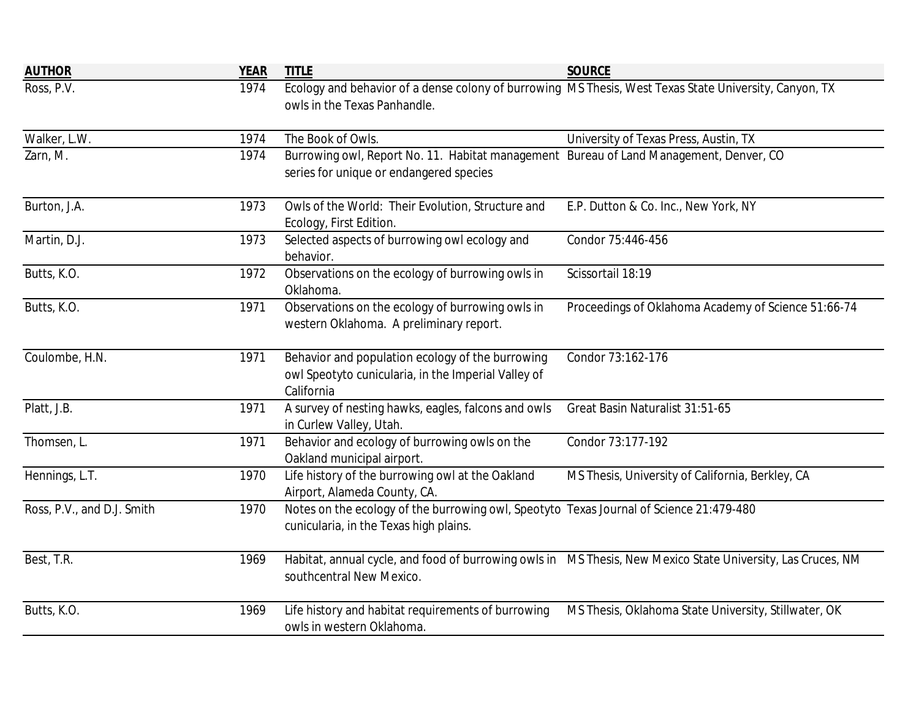| AUTHOR | YEAR | TITLE | SOURCE |
|---|---|---|---|
| Ross, P.V. | 1974 | Ecology and behavior of a dense colony of burrowing owls in the Texas Panhandle. | MS Thesis, West Texas State University, Canyon, TX |
| Walker, L.W. | 1974 | The Book of Owls. | University of Texas Press, Austin, TX |
| Zarn, M. | 1974 | Burrowing owl, Report No. 11. Habitat management series for unique or endangered species | Bureau of Land Management, Denver, CO |
| Burton, J.A. | 1973 | Owls of the World: Their Evolution, Structure and Ecology, First Edition. | E.P. Dutton & Co. Inc., New York, NY |
| Martin, D.J. | 1973 | Selected aspects of burrowing owl ecology and behavior. | Condor 75:446-456 |
| Butts, K.O. | 1972 | Observations on the ecology of burrowing owls in Oklahoma. | Scissortail 18:19 |
| Butts, K.O. | 1971 | Observations on the ecology of burrowing owls in western Oklahoma. A preliminary report. | Proceedings of Oklahoma Academy of Science 51:66-74 |
| Coulombe, H.N. | 1971 | Behavior and population ecology of the burrowing owl Speotyto cunicularia, in the Imperial Valley of California | Condor 73:162-176 |
| Platt, J.B. | 1971 | A survey of nesting hawks, eagles, falcons and owls in Curlew Valley, Utah. | Great Basin Naturalist 31:51-65 |
| Thomsen, L. | 1971 | Behavior and ecology of burrowing owls on the Oakland municipal airport. | Condor 73:177-192 |
| Hennings, L.T. | 1970 | Life history of the burrowing owl at the Oakland Airport, Alameda County, CA. | MS Thesis, University of California, Berkley, CA |
| Ross, P.V., and D.J. Smith | 1970 | Notes on the ecology of the burrowing owl, Speotyto cunicularia, in the Texas high plains. | Texas Journal of Science 21:479-480 |
| Best, T.R. | 1969 | Habitat, annual cycle, and food of burrowing owls in southcentral New Mexico. | MS Thesis, New Mexico State University, Las Cruces, NM |
| Butts, K.O. | 1969 | Life history and habitat requirements of burrowing owls in western Oklahoma. | MS Thesis, Oklahoma State University, Stillwater, OK |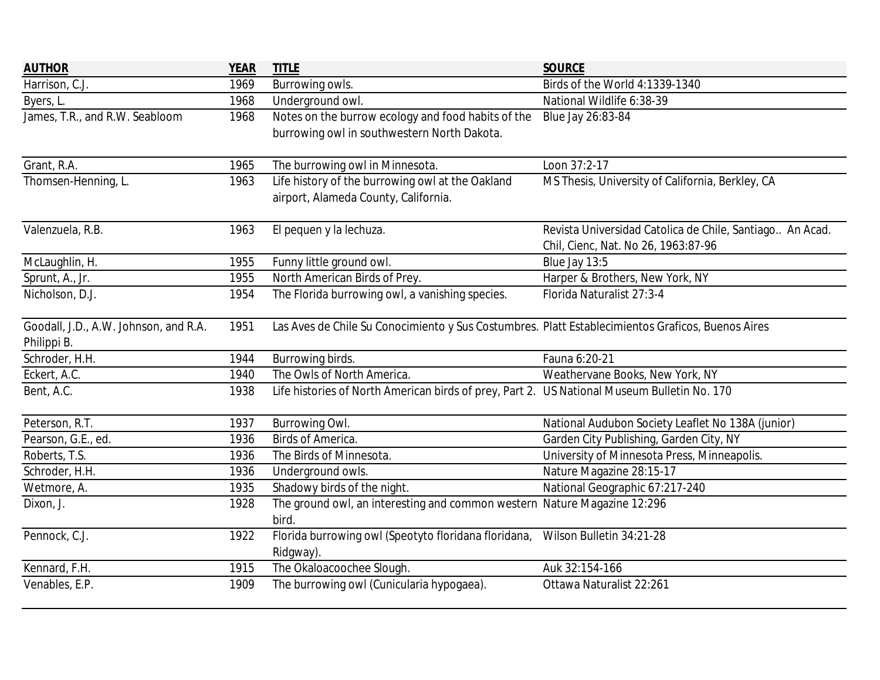| AUTHOR | YEAR | TITLE | SOURCE |
|---|---|---|---|
| Harrison, C.J. | 1969 | Burrowing owls. | Birds of the World 4:1339-1340 |
| Byers, L. | 1968 | Underground owl. | National Wildlife 6:38-39 |
| James, T.R., and R.W. Seabloom | 1968 | Notes on the burrow ecology and food habits of the burrowing owl in southwestern North Dakota. | Blue Jay 26:83-84 |
| Grant, R.A. | 1965 | The burrowing owl in Minnesota. | Loon 37:2-17 |
| Thomsen-Henning, L. | 1963 | Life history of the burrowing owl at the Oakland airport, Alameda County, California. | MS Thesis, University of California, Berkley, CA |
| Valenzuela, R.B. | 1963 | El pequen y la lechuza. | Revista Universidad Catolica de Chile, Santiago.. An Acad. Chil, Cienc, Nat. No 26, 1963:87-96 |
| McLaughlin, H. | 1955 | Funny little ground owl. | Blue Jay 13:5 |
| Sprunt, A., Jr. | 1955 | North American Birds of Prey. | Harper & Brothers, New York, NY |
| Nicholson, D.J. | 1954 | The Florida burrowing owl, a vanishing species. | Florida Naturalist 27:3-4 |
| Goodall, J.D., A.W. Johnson, and R.A. Philippi B. | 1951 | Las Aves de Chile Su Conocimiento y Sus Costumbres. | Platt Establecimientos Graficos, Buenos Aires |
| Schroder, H.H. | 1944 | Burrowing birds. | Fauna 6:20-21 |
| Eckert, A.C. | 1940 | The Owls of North America. | Weathervane Books, New York, NY |
| Bent, A.C. | 1938 | Life histories of North American birds of prey, Part 2. | US National Museum Bulletin No. 170 |
| Peterson, R.T. | 1937 | Burrowing Owl. | National Audubon Society Leaflet No 138A (junior) |
| Pearson, G.E., ed. | 1936 | Birds of America. | Garden City Publishing, Garden City, NY |
| Roberts, T.S. | 1936 | The Birds of Minnesota. | University of Minnesota Press, Minneapolis. |
| Schroder, H.H. | 1936 | Underground owls. | Nature Magazine 28:15-17 |
| Wetmore, A. | 1935 | Shadowy birds of the night. | National Geographic 67:217-240 |
| Dixon, J. | 1928 | The ground owl, an interesting and common western bird. | Nature Magazine 12:296 |
| Pennock, C.J. | 1922 | Florida burrowing owl (Speotyto floridana floridana, Ridgway). | Wilson Bulletin 34:21-28 |
| Kennard, F.H. | 1915 | The Okaloacoochee Slough. | Auk 32:154-166 |
| Venables, E.P. | 1909 | The burrowing owl (Cunicularia hypogaea). | Ottawa Naturalist 22:261 |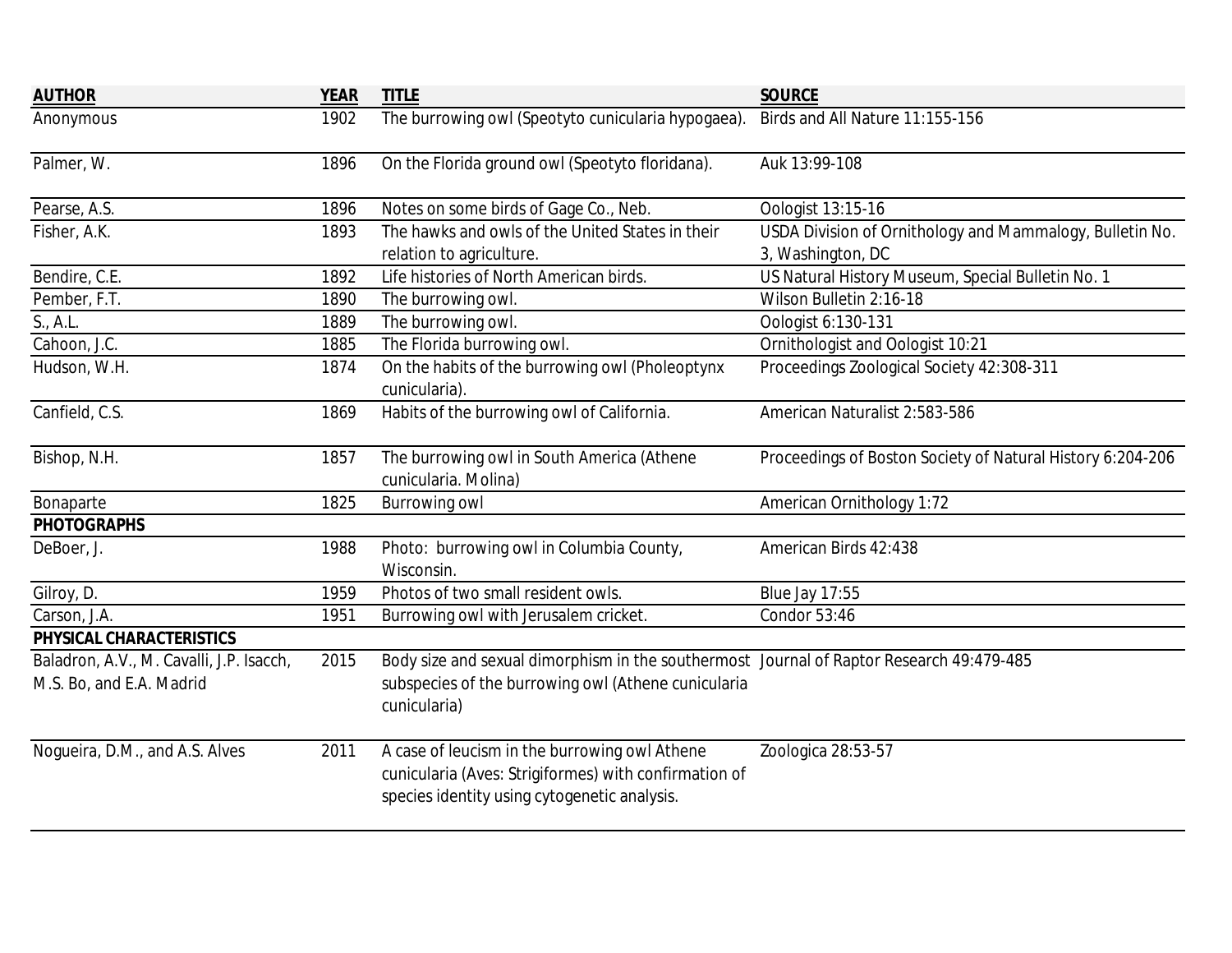| AUTHOR | YEAR | TITLE | SOURCE |
| --- | --- | --- | --- |
| Anonymous | 1902 | The burrowing owl (Speotyto cunicularia hypogaea). | Birds and All Nature 11:155-156 |
| Palmer, W. | 1896 | On the Florida ground owl (Speotyto floridana). | Auk 13:99-108 |
| Pearse, A.S. | 1896 | Notes on some birds of Gage Co., Neb. | Oologist 13:15-16 |
| Fisher, A.K. | 1893 | The hawks and owls of the United States in their relation to agriculture. | USDA Division of Ornithology and Mammalogy, Bulletin No. 3, Washington, DC |
| Bendire, C.E. | 1892 | Life histories of North American birds. | US Natural History Museum, Special Bulletin No. 1 |
| Pember, F.T. | 1890 | The burrowing owl. | Wilson Bulletin 2:16-18 |
| S., A.L. | 1889 | The burrowing owl. | Oologist 6:130-131 |
| Cahoon, J.C. | 1885 | The Florida burrowing owl. | Ornithologist and Oologist 10:21 |
| Hudson, W.H. | 1874 | On the habits of the burrowing owl (Pholeoptynx cunicularia). | Proceedings Zoological Society 42:308-311 |
| Canfield, C.S. | 1869 | Habits of the burrowing owl of California. | American Naturalist 2:583-586 |
| Bishop, N.H. | 1857 | The burrowing owl in South America (Athene cunicularia. Molina) | Proceedings of Boston Society of Natural History 6:204-206 |
| Bonaparte | 1825 | Burrowing owl | American Ornithology 1:72 |
| **PHOTOGRAPHS** | | | |
| DeBoer, J. | 1988 | Photo: burrowing owl in Columbia County, Wisconsin. | American Birds 42:438 |
| Gilroy, D. | 1959 | Photos of two small resident owls. | Blue Jay 17:55 |
| Carson, J.A. | 1951 | Burrowing owl with Jerusalem cricket. | Condor 53:46 |
| **PHYSICAL CHARACTERISTICS** | | | |
| Baladron, A.V., M. Cavalli, J.P. Isacch, M.S. Bo, and E.A. Madrid | 2015 | Body size and sexual dimorphism in the southermost subspecies of the burrowing owl (Athene cunicularia cunicularia) | Journal of Raptor Research 49:479-485 |
| Nogueira, D.M., and A.S. Alves | 2011 | A case of leucism in the burrowing owl Athene cunicularia (Aves: Strigiformes) with confirmation of species identity using cytogenetic analysis. | Zoologica 28:53-57 |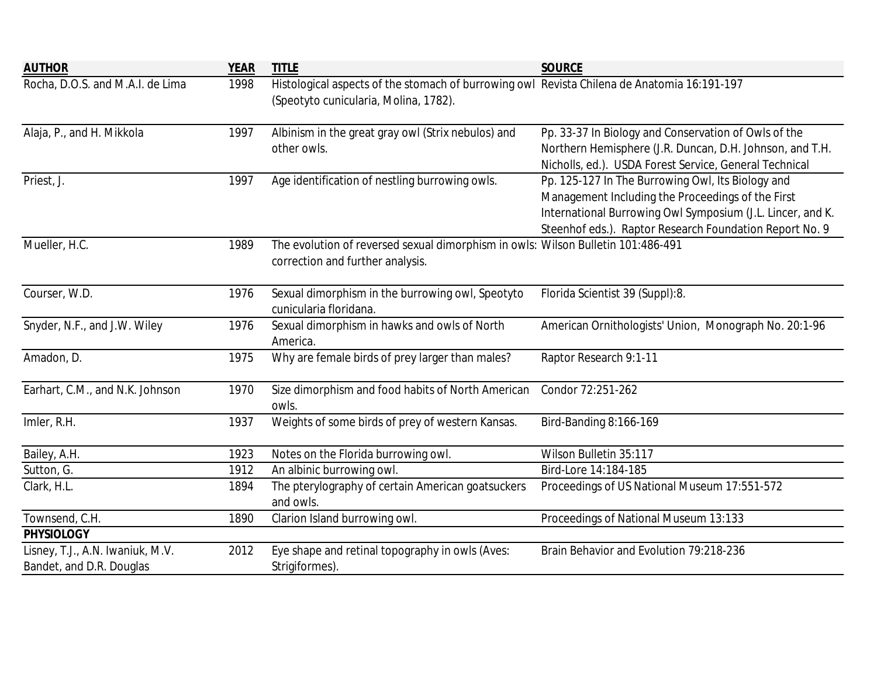| AUTHOR | YEAR | TITLE | SOURCE |
|---|---|---|---|
| Rocha, D.O.S. and M.A.I. de Lima | 1998 | Histological aspects of the stomach of burrowing owl (Speotyto cunicularia, Molina, 1782). | Revista Chilena de Anatomia 16:191-197 |
| Alaja, P., and H. Mikkola | 1997 | Albinism in the great gray owl (Strix nebulos) and other owls. | Pp. 33-37 In Biology and Conservation of Owls of the Northern Hemisphere (J.R. Duncan, D.H. Johnson, and T.H. Nicholls, ed.). USDA Forest Service, General Technical |
| Priest, J. | 1997 | Age identification of nestling burrowing owls. | Pp. 125-127 In The Burrowing Owl, Its Biology and Management Including the Proceedings of the First International Burrowing Owl Symposium (J.L. Lincer, and K. Steenhof eds.). Raptor Research Foundation Report No. 9 |
| Mueller, H.C. | 1989 | The evolution of reversed sexual dimorphism in owls: correction and further analysis. | Wilson Bulletin 101:486-491 |
| Courser, W.D. | 1976 | Sexual dimorphism in the burrowing owl, Speotyto cunicularia floridana. | Florida Scientist 39 (Suppl):8. |
| Snyder, N.F., and J.W. Wiley | 1976 | Sexual dimorphism in hawks and owls of North America. | American Ornithologists' Union, Monograph No. 20:1-96 |
| Amadon, D. | 1975 | Why are female birds of prey larger than males? | Raptor Research 9:1-11 |
| Earhart, C.M., and N.K. Johnson | 1970 | Size dimorphism and food habits of North American owls. | Condor 72:251-262 |
| Imler, R.H. | 1937 | Weights of some birds of prey of western Kansas. | Bird-Banding 8:166-169 |
| Bailey, A.H. | 1923 | Notes on the Florida burrowing owl. | Wilson Bulletin 35:117 |
| Sutton, G. | 1912 | An albinic burrowing owl. | Bird-Lore 14:184-185 |
| Clark, H.L. | 1894 | The pterylography of certain American goatsuckers and owls. | Proceedings of US National Museum 17:551-572 |
| Townsend, C.H. | 1890 | Clarion Island burrowing owl. | Proceedings of National Museum 13:133 |
| **PHYSIOLOGY** | | | |
| Lisney, T.J., A.N. Iwaniuk, M.V. Bandet, and D.R. Douglas | 2012 | Eye shape and retinal topography in owls (Aves: Strigiformes). | Brain Behavior and Evolution 79:218-236 |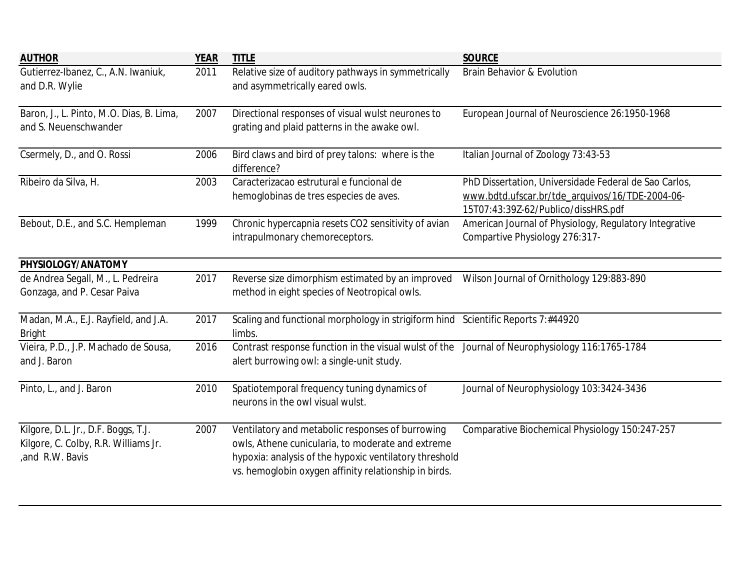| AUTHOR | YEAR | TITLE | SOURCE |
| --- | --- | --- | --- |
| Gutierrez-Ibanez, C., A.N. Iwaniuk, and D.R. Wylie | 2011 | Relative size of auditory pathways in symmetrically and asymmetrically eared owls. | Brain Behavior & Evolution |
| Baron, J., L. Pinto, M.O. Dias, B. Lima, and S. Neuenschwander | 2007 | Directional responses of visual wulst neurones to grating and plaid patterns in the awake owl. | European Journal of Neuroscience 26:1950-1968 |
| Csermely, D., and O. Rossi | 2006 | Bird claws and bird of prey talons: where is the difference? | Italian Journal of Zoology 73:43-53 |
| Ribeiro da Silva, H. | 2003 | Caracterizacao estrutural e funcional de hemoglobinas de tres especies de aves. | PhD Dissertation, Universidade Federal de Sao Carlos, www.bdtd.ufscar.br/tde_arquivos/16/TDE-2004-06-15T07:43:39Z-62/Publico/dissHRS.pdf |
| Bebout, D.E., and S.C. Hempleman | 1999 | Chronic hypercapnia resets CO2 sensitivity of avian intrapulmonary chemoreceptors. | American Journal of Physiology, Regulatory Integrative Compartive Physiology 276:317- |
| **PHYSIOLOGY/ANATOMY** | | | |
| de Andrea Segall, M., L. Pedreira Gonzaga, and P. Cesar Paiva | 2017 | Reverse size dimorphism estimated by an improved method in eight species of Neotropical owls. | Wilson Journal of Ornithology 129:883-890 |
| Madan, M.A., E.J. Rayfield, and J.A. Bright | 2017 | Scaling and functional morphology in strigiform hind limbs. | Scientific Reports 7:#44920 |
| Vieira, P.D., J.P. Machado de Sousa, and J. Baron | 2016 | Contrast response function in the visual wulst of the alert burrowing owl: a single-unit study. | Journal of Neurophysiology 116:1765-1784 |
| Pinto, L., and J. Baron | 2010 | Spatiotemporal frequency tuning dynamics of neurons in the owl visual wulst. | Journal of Neurophysiology 103:3424-3436 |
| Kilgore, D.L. Jr., D.F. Boggs, T.J. Kilgore, C. Colby, R.R. Williams Jr. ,and R.W. Bavis | 2007 | Ventilatory and metabolic responses of burrowing owls, Athene cunicularia, to moderate and extreme hypoxia: analysis of the hypoxic ventilatory threshold vs. hemoglobin oxygen affinity relationship in birds. | Comparative Biochemical Physiology 150:247-257 |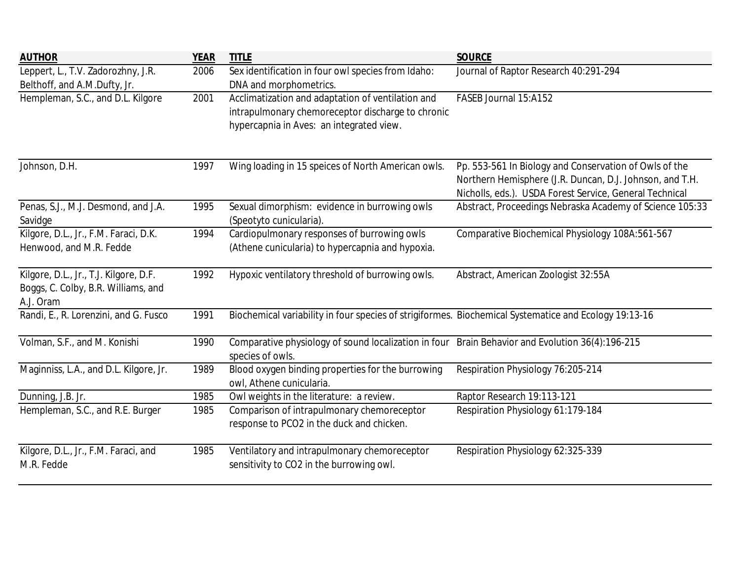| AUTHOR | YEAR | TITLE | SOURCE |
| --- | --- | --- | --- |
| Leppert, L., T.V. Zadorozhny, J.R. Belthoff, and A.M.Dufty, Jr. | 2006 | Sex identification in four owl species from Idaho: DNA and morphometrics. | Journal of Raptor Research 40:291-294 |
| Hempleman, S.C., and D.L. Kilgore | 2001 | Acclimatization and adaptation of ventilation and intrapulmonary chemoreceptor discharge to chronic hypercapnia in Aves: an integrated view. | FASEB Journal 15:A152 |
| Johnson, D.H. | 1997 | Wing loading in 15 speices of North American owls. | Pp. 553-561 In Biology and Conservation of Owls of the Northern Hemisphere (J.R. Duncan, D.J. Johnson, and T.H. Nicholls, eds.). USDA Forest Service, General Technical |
| Penas, S.J., M.J. Desmond, and J.A. Savidge | 1995 | Sexual dimorphism: evidence in burrowing owls (Speotyto cunicularia). | Abstract, Proceedings Nebraska Academy of Science 105:33 |
| Kilgore, D.L., Jr., F.M. Faraci, D.K. Henwood, and M.R. Fedde | 1994 | Cardiopulmonary responses of burrowing owls (Athene cunicularia) to hypercapnia and hypoxia. | Comparative Biochemical Physiology 108A:561-567 |
| Kilgore, D.L., Jr., T.J. Kilgore, D.F. Boggs, C. Colby, B.R. Williams, and A.J. Oram | 1992 | Hypoxic ventilatory threshold of burrowing owls. | Abstract, American Zoologist 32:55A |
| Randi, E., R. Lorenzini, and G. Fusco | 1991 | Biochemical variability in four species of strigiformes. | Biochemical Systematice and Ecology 19:13-16 |
| Volman, S.F., and M. Konishi | 1990 | Comparative physiology of sound localization in four species of owls. | Brain Behavior and Evolution 36(4):196-215 |
| Maginniss, L.A., and D.L. Kilgore, Jr. | 1989 | Blood oxygen binding properties for the burrowing owl, Athene cunicularia. | Respiration Physiology 76:205-214 |
| Dunning, J.B. Jr. | 1985 | Owl weights in the literature: a review. | Raptor Research 19:113-121 |
| Hempleman, S.C., and R.E. Burger | 1985 | Comparison of intrapulmonary chemoreceptor response to PCO2 in the duck and chicken. | Respiration Physiology 61:179-184 |
| Kilgore, D.L., Jr., F.M. Faraci, and M.R. Fedde | 1985 | Ventilatory and intrapulmonary chemoreceptor sensitivity to CO2 in the burrowing owl. | Respiration Physiology 62:325-339 |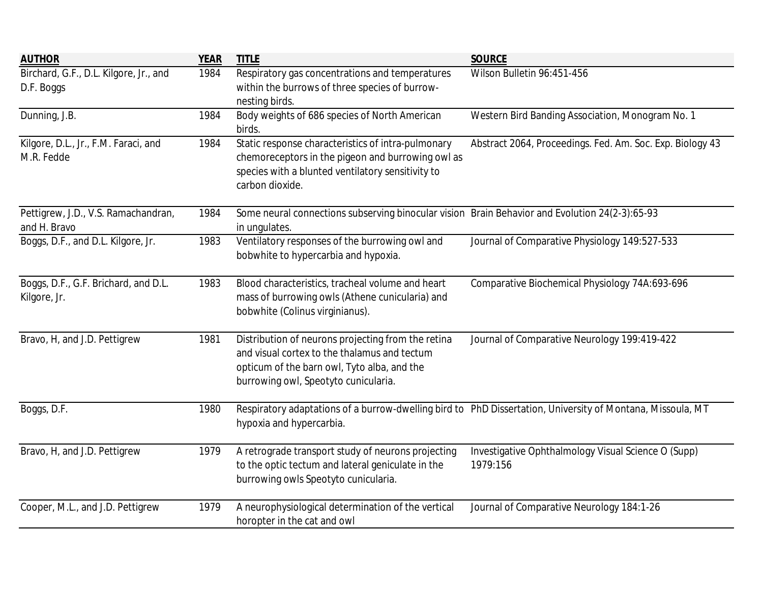| AUTHOR | YEAR | TITLE | SOURCE |
|---|---|---|---|
| Birchard, G.F., D.L. Kilgore, Jr., and D.F. Boggs | 1984 | Respiratory gas concentrations and temperatures within the burrows of three species of burrow-nesting birds. | Wilson Bulletin 96:451-456 |
| Dunning, J.B. | 1984 | Body weights of 686 species of North American birds. | Western Bird Banding Association, Monogram No. 1 |
| Kilgore, D.L., Jr., F.M. Faraci, and M.R. Fedde | 1984 | Static response characteristics of intra-pulmonary chemoreceptors in the pigeon and burrowing owl as species with a blunted ventilatory sensitivity to carbon dioxide. | Abstract 2064, Proceedings. Fed. Am. Soc. Exp. Biology 43 |
| Pettigrew, J.D., V.S. Ramachandran, and H. Bravo | 1984 | Some neural connections subserving binocular vision in ungulates. | Brain Behavior and Evolution 24(2-3):65-93 |
| Boggs, D.F., and D.L. Kilgore, Jr. | 1983 | Ventilatory responses of the burrowing owl and bobwhite to hypercarbia and hypoxia. | Journal of Comparative Physiology 149:527-533 |
| Boggs, D.F., G.F. Brichard, and D.L. Kilgore, Jr. | 1983 | Blood characteristics, tracheal volume and heart mass of burrowing owls (Athene cunicularia) and bobwhite (Colinus virginianus). | Comparative Biochemical Physiology 74A:693-696 |
| Bravo, H, and J.D. Pettigrew | 1981 | Distribution of neurons projecting from the retina and visual cortex to the thalamus and tectum opticum of the barn owl, Tyto alba, and the burrowing owl, Speotyto cunicularia. | Journal of Comparative Neurology 199:419-422 |
| Boggs, D.F. | 1980 | Respiratory adaptations of a burrow-dwelling bird to hypoxia and hypercarbia. | PhD Dissertation, University of Montana, Missoula, MT |
| Bravo, H, and J.D. Pettigrew | 1979 | A retrograde transport study of neurons projecting to the optic tectum and lateral geniculate in the burrowing owls Speotyto cunicularia. | Investigative Ophthalmology Visual Science O (Supp) 1979:156 |
| Cooper, M.L., and J.D. Pettigrew | 1979 | A neurophysiological determination of the vertical horopter in the cat and owl | Journal of Comparative Neurology 184:1-26 |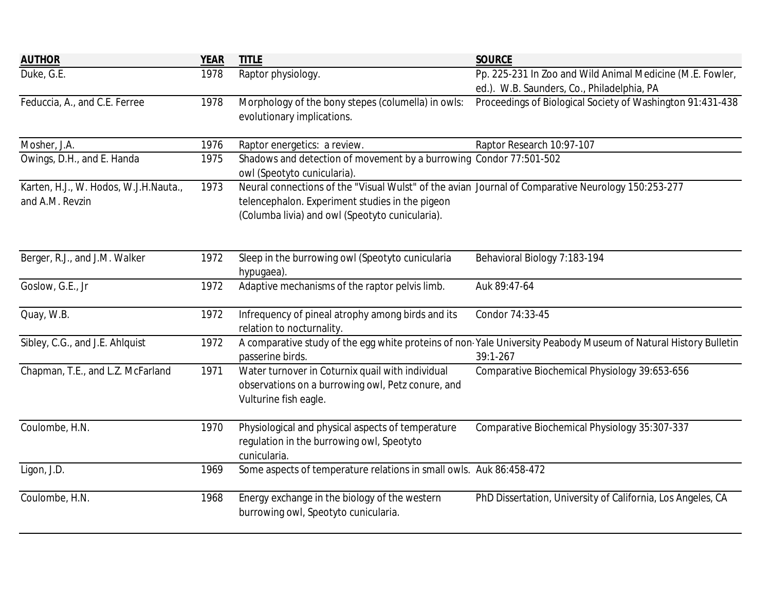| AUTHOR | YEAR | TITLE | SOURCE |
|---|---|---|---|
| Duke, G.E. | 1978 | Raptor physiology. | Pp. 225-231 In Zoo and Wild Animal Medicine (M.E. Fowler, ed.). W.B. Saunders, Co., Philadelphia, PA |
| Feduccia, A., and C.E. Ferree | 1978 | Morphology of the bony stepes (columella) in owls: evolutionary implications. | Proceedings of Biological Society of Washington 91:431-438 |
| Mosher, J.A. | 1976 | Raptor energetics: a review. | Raptor Research 10:97-107 |
| Owings, D.H., and E. Handa | 1975 | Shadows and detection of movement by a burrowing owl (Speotyto cunicularia). | Condor 77:501-502 |
| Karten, H.J., W. Hodos, W.J.H.Nauta., and A.M. Revzin | 1973 | Neural connections of the "Visual Wulst" of the avian telencephalon. Experiment studies in the pigeon (Columba livia) and owl (Speotyto cunicularia). | Journal of Comparative Neurology 150:253-277 |
| Berger, R.J., and J.M. Walker | 1972 | Sleep in the burrowing owl (Speotyto cunicularia hypugaea). | Behavioral Biology 7:183-194 |
| Goslow, G.E., Jr | 1972 | Adaptive mechanisms of the raptor pelvis limb. | Auk 89:47-64 |
| Quay, W.B. | 1972 | Infrequency of pineal atrophy among birds and its relation to nocturnality. | Condor 74:33-45 |
| Sibley, C.G., and J.E. Ahlquist | 1972 | A comparative study of the egg white proteins of non-passerine birds. | Yale University Peabody Museum of Natural History Bulletin 39:1-267 |
| Chapman, T.E., and L.Z. McFarland | 1971 | Water turnover in Coturnix quail with individual observations on a burrowing owl, Petz conure, and Vulturine fish eagle. | Comparative Biochemical Physiology 39:653-656 |
| Coulombe, H.N. | 1970 | Physiological and physical aspects of temperature regulation in the burrowing owl, Speotyto cunicularia. | Comparative Biochemical Physiology 35:307-337 |
| Ligon, J.D. | 1969 | Some aspects of temperature relations in small owls. | Auk 86:458-472 |
| Coulombe, H.N. | 1968 | Energy exchange in the biology of the western burrowing owl, Speotyto cunicularia. | PhD Dissertation, University of California, Los Angeles, CA |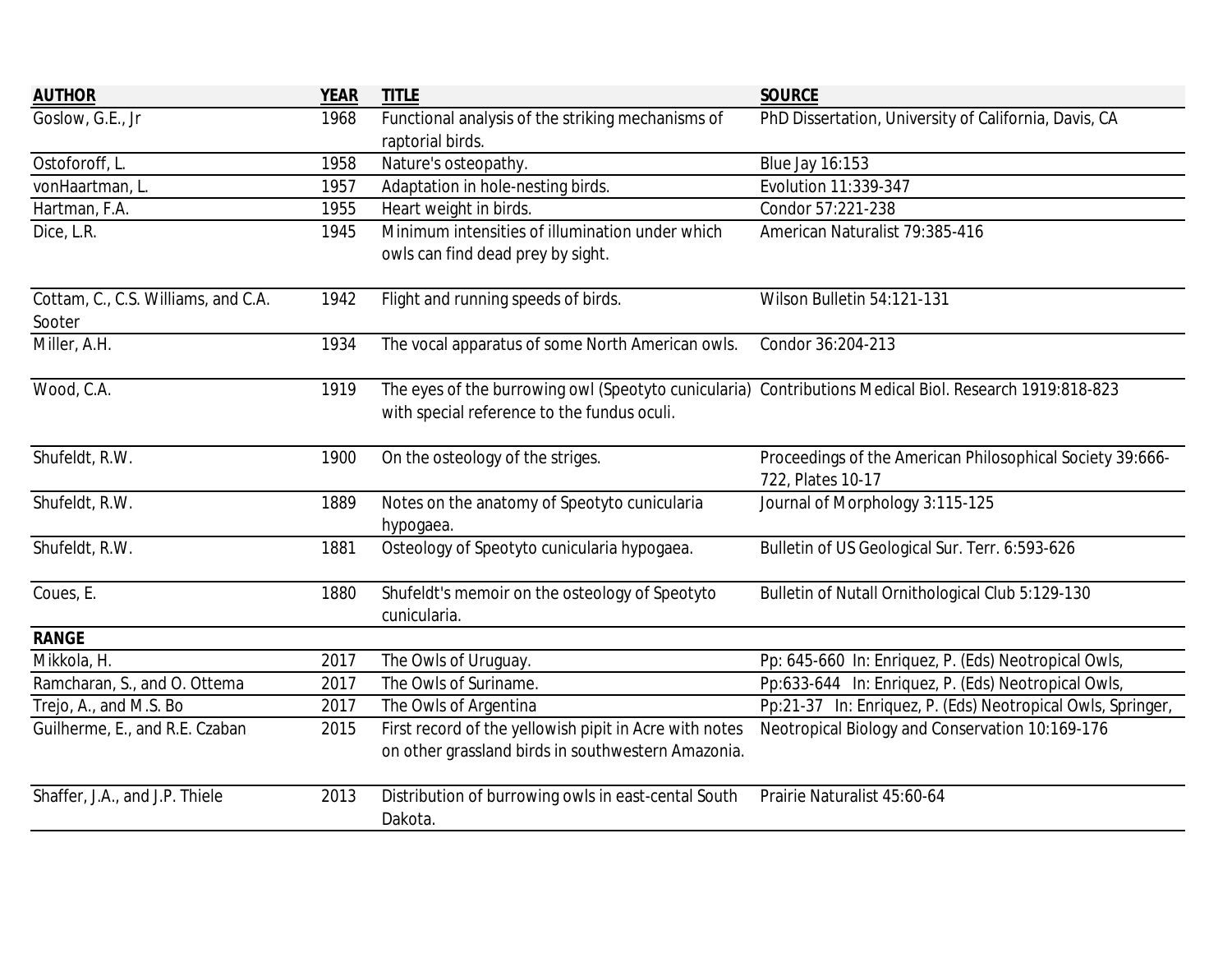| AUTHOR | YEAR | TITLE | SOURCE |
| --- | --- | --- | --- |
| Goslow, G.E., Jr | 1968 | Functional analysis of the striking mechanisms of raptorial birds. | PhD Dissertation, University of California, Davis, CA |
| Ostoforoff, L. | 1958 | Nature's osteopathy. | Blue Jay 16:153 |
| vonHaartman, L. | 1957 | Adaptation in hole-nesting birds. | Evolution 11:339-347 |
| Hartman, F.A. | 1955 | Heart weight in birds. | Condor 57:221-238 |
| Dice, L.R. | 1945 | Minimum intensities of illumination under which owls can find dead prey by sight. | American Naturalist 79:385-416 |
| Cottam, C., C.S. Williams, and C.A. Sooter | 1942 | Flight and running speeds of birds. | Wilson Bulletin 54:121-131 |
| Miller, A.H. | 1934 | The vocal apparatus of some North American owls. | Condor 36:204-213 |
| Wood, C.A. | 1919 | The eyes of the burrowing owl (Speotyto cunicularia) with special reference to the fundus oculi. | Contributions Medical Biol. Research 1919:818-823 |
| Shufeldt, R.W. | 1900 | On the osteology of the striges. | Proceedings of the American Philosophical Society 39:666-722, Plates 10-17 |
| Shufeldt, R.W. | 1889 | Notes on the anatomy of Speotyto cunicularia hypogaea. | Journal of Morphology 3:115-125 |
| Shufeldt, R.W. | 1881 | Osteology of Speotyto cunicularia hypogaea. | Bulletin of US Geological Sur. Terr. 6:593-626 |
| Coues, E. | 1880 | Shufeldt's memoir on the osteology of Speotyto cunicularia. | Bulletin of Nutall Ornithological Club 5:129-130 |
| **RANGE** | | | |
| Mikkola, H. | 2017 | The Owls of Uruguay. | Pp: 645-660 In: Enriquez, P. (Eds) Neotropical Owls, |
| Ramcharan, S., and O. Ottema | 2017 | The Owls of Suriname. | Pp:633-644 In: Enriquez, P. (Eds) Neotropical Owls, |
| Trejo, A., and M.S. Bo | 2017 | The Owls of Argentina | Pp:21-37 In: Enriquez, P. (Eds) Neotropical Owls, Springer, |
| Guilherme, E., and R.E. Czaban | 2015 | First record of the yellowish pipit in Acre with notes on other grassland birds in southwestern Amazonia. | Neotropical Biology and Conservation 10:169-176 |
| Shaffer, J.A., and J.P. Thiele | 2013 | Distribution of burrowing owls in east-cental South Dakota. | Prairie Naturalist 45:60-64 |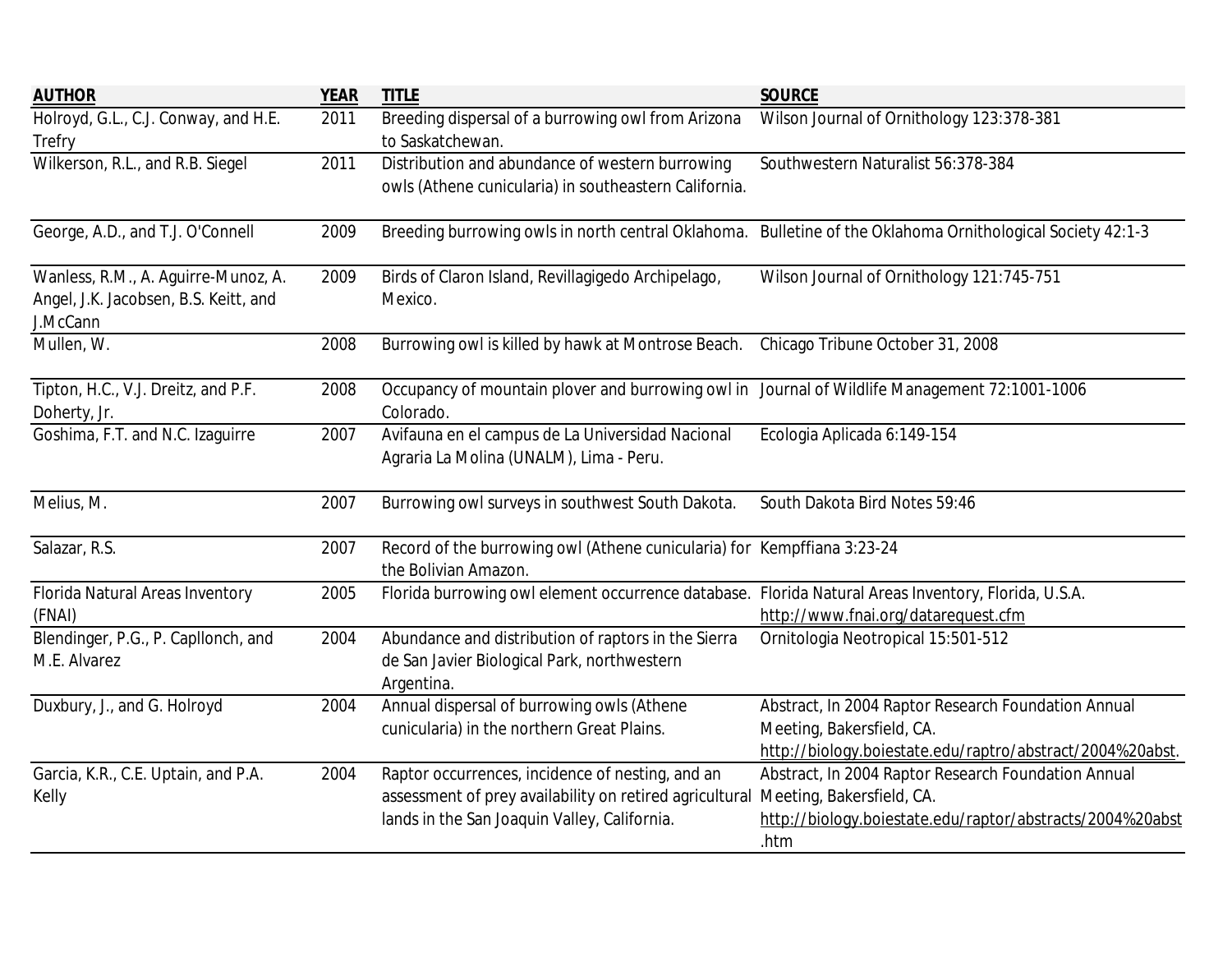| AUTHOR | YEAR | TITLE | SOURCE |
|---|---|---|---|
| Holroyd, G.L., C.J. Conway, and H.E. Trefry | 2011 | Breeding dispersal of a burrowing owl from Arizona to Saskatchewan. | Wilson Journal of Ornithology 123:378-381 |
| Wilkerson, R.L., and R.B. Siegel | 2011 | Distribution and abundance of western burrowing owls (Athene cunicularia) in southeastern California. | Southwestern Naturalist 56:378-384 |
| George, A.D., and T.J. O'Connell | 2009 | Breeding burrowing owls in north central Oklahoma. | Bulletine of the Oklahoma Ornithological Society 42:1-3 |
| Wanless, R.M., A. Aguirre-Munoz, A. Angel, J.K. Jacobsen, B.S. Keitt, and J.McCann | 2009 | Birds of Claron Island, Revillagigedo Archipelago, Mexico. | Wilson Journal of Ornithology 121:745-751 |
| Mullen, W. | 2008 | Burrowing owl is killed by hawk at Montrose Beach. | Chicago Tribune October 31, 2008 |
| Tipton, H.C., V.J. Dreitz, and P.F. Doherty, Jr. | 2008 | Occupancy of mountain plover and burrowing owl in Colorado. | Journal of Wildlife Management 72:1001-1006 |
| Goshima, F.T. and N.C. Izaguirre | 2007 | Avifauna en el campus de La Universidad Nacional Agraria La Molina (UNALM), Lima - Peru. | Ecologia Aplicada 6:149-154 |
| Melius, M. | 2007 | Burrowing owl surveys in southwest South Dakota. | South Dakota Bird Notes 59:46 |
| Salazar, R.S. | 2007 | Record of the burrowing owl (Athene cunicularia) for the Bolivian Amazon. | Kempffiana 3:23-24 |
| Florida Natural Areas Inventory (FNAI) | 2005 | Florida burrowing owl element occurrence database. | Florida Natural Areas Inventory, Florida, U.S.A. http://www.fnai.org/datarequest.cfm |
| Blendinger, P.G., P. Capllonch, and M.E. Alvarez | 2004 | Abundance and distribution of raptors in the Sierra de San Javier Biological Park, northwestern Argentina. | Ornitologia Neotropical 15:501-512 |
| Duxbury, J., and G. Holroyd | 2004 | Annual dispersal of burrowing owls (Athene cunicularia) in the northern Great Plains. | Abstract, In 2004 Raptor Research Foundation Annual Meeting, Bakersfield, CA. http://biology.boiestate.edu/raptro/abstract/2004%20abst. |
| Garcia, K.R., C.E. Uptain, and P.A. Kelly | 2004 | Raptor occurrences, incidence of nesting, and an assessment of prey availability on retired agricultural lands in the San Joaquin Valley, California. | Abstract, In 2004 Raptor Research Foundation Annual Meeting, Bakersfield, CA. http://biology.boiestate.edu/raptor/abstracts/2004%20abst.htm |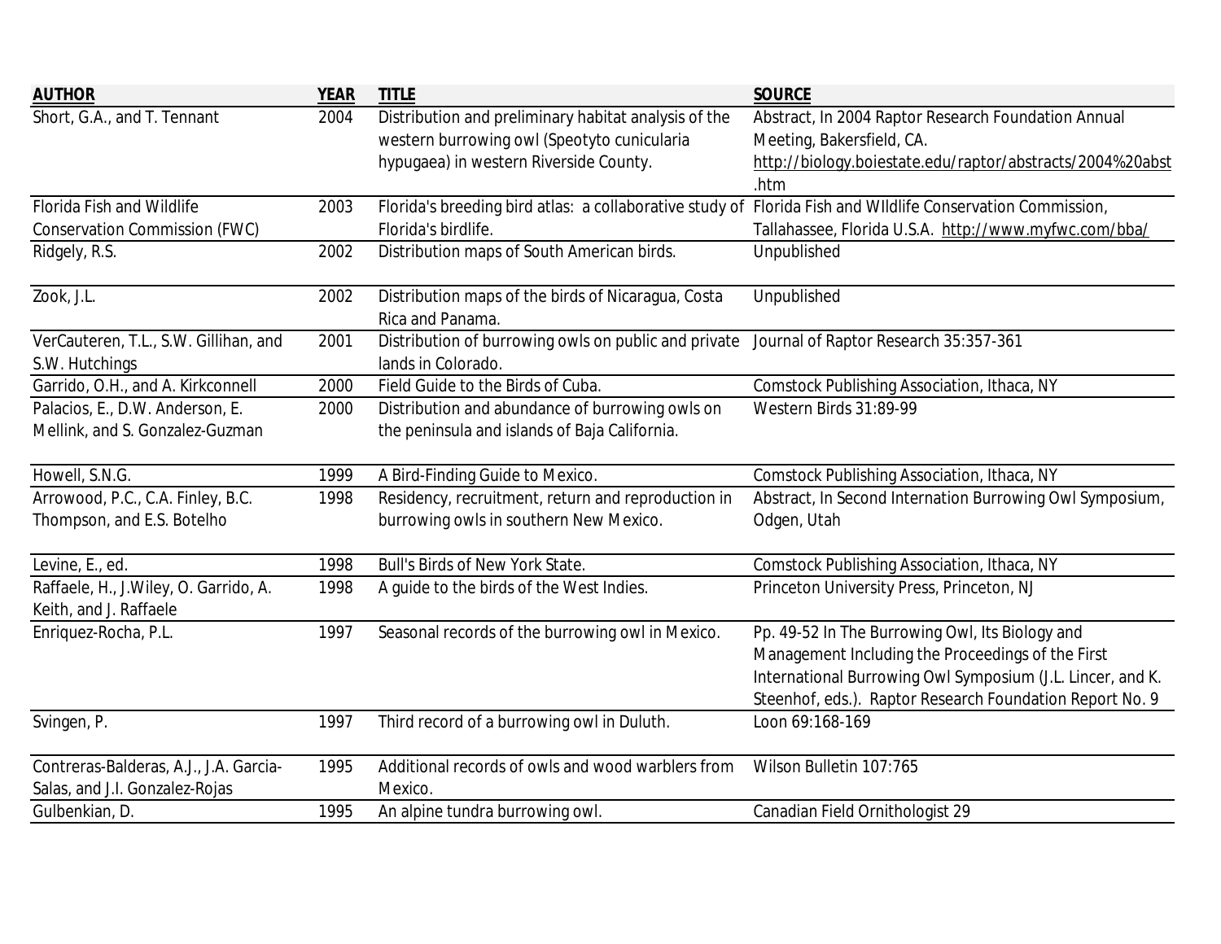| AUTHOR | YEAR | TITLE | SOURCE |
|---|---|---|---|
| Short, G.A., and T. Tennant | 2004 | Distribution and preliminary habitat analysis of the western burrowing owl (Speotyto cunicularia hypugaea) in western Riverside County. | Abstract, In 2004 Raptor Research Foundation Annual Meeting, Bakersfield, CA. http://biology.boiestate.edu/raptor/abstracts/2004%20abst.htm |
| Florida Fish and Wildlife Conservation Commission (FWC) | 2003 | Florida's breeding bird atlas: a collaborative study of Florida's birdlife. | Florida Fish and WIldlife Conservation Commission, Tallahassee, Florida U.S.A. http://www.myfwc.com/bba/ |
| Ridgely, R.S. | 2002 | Distribution maps of South American birds. | Unpublished |
| Zook, J.L. | 2002 | Distribution maps of the birds of Nicaragua, Costa Rica and Panama. | Unpublished |
| VerCauteren, T.L., S.W. Gillihan, and S.W. Hutchings | 2001 | Distribution of burrowing owls on public and private lands in Colorado. | Journal of Raptor Research 35:357-361 |
| Garrido, O.H., and A. Kirkconnell | 2000 | Field Guide to the Birds of Cuba. | Comstock Publishing Association, Ithaca, NY |
| Palacios, E., D.W. Anderson, E. Mellink, and S. Gonzalez-Guzman | 2000 | Distribution and abundance of burrowing owls on the peninsula and islands of Baja California. | Western Birds 31:89-99 |
| Howell, S.N.G. | 1999 | A Bird-Finding Guide to Mexico. | Comstock Publishing Association, Ithaca, NY |
| Arrowood, P.C., C.A. Finley, B.C. Thompson, and E.S. Botelho | 1998 | Residency, recruitment, return and reproduction in burrowing owls in southern New Mexico. | Abstract, In Second Internation Burrowing Owl Symposium, Odgen, Utah |
| Levine, E., ed. | 1998 | Bull's Birds of New York State. | Comstock Publishing Association, Ithaca, NY |
| Raffaele, H., J.Wiley, O. Garrido, A. Keith, and J. Raffaele | 1998 | A guide to the birds of the West Indies. | Princeton University Press, Princeton, NJ |
| Enriquez-Rocha, P.L. | 1997 | Seasonal records of the burrowing owl in Mexico. | Pp. 49-52 In The Burrowing Owl, Its Biology and Management Including the Proceedings of the First International Burrowing Owl Symposium (J.L. Lincer, and K. Steenhof, eds.). Raptor Research Foundation Report No. 9 |
| Svingen, P. | 1997 | Third record of a burrowing owl in Duluth. | Loon 69:168-169 |
| Contreras-Balderas, A.J., J.A. Garcia-Salas, and J.I. Gonzalez-Rojas | 1995 | Additional records of owls and wood warblers from Mexico. | Wilson Bulletin 107:765 |
| Gulbenkian, D. | 1995 | An alpine tundra burrowing owl. | Canadian Field Ornithologist 29 |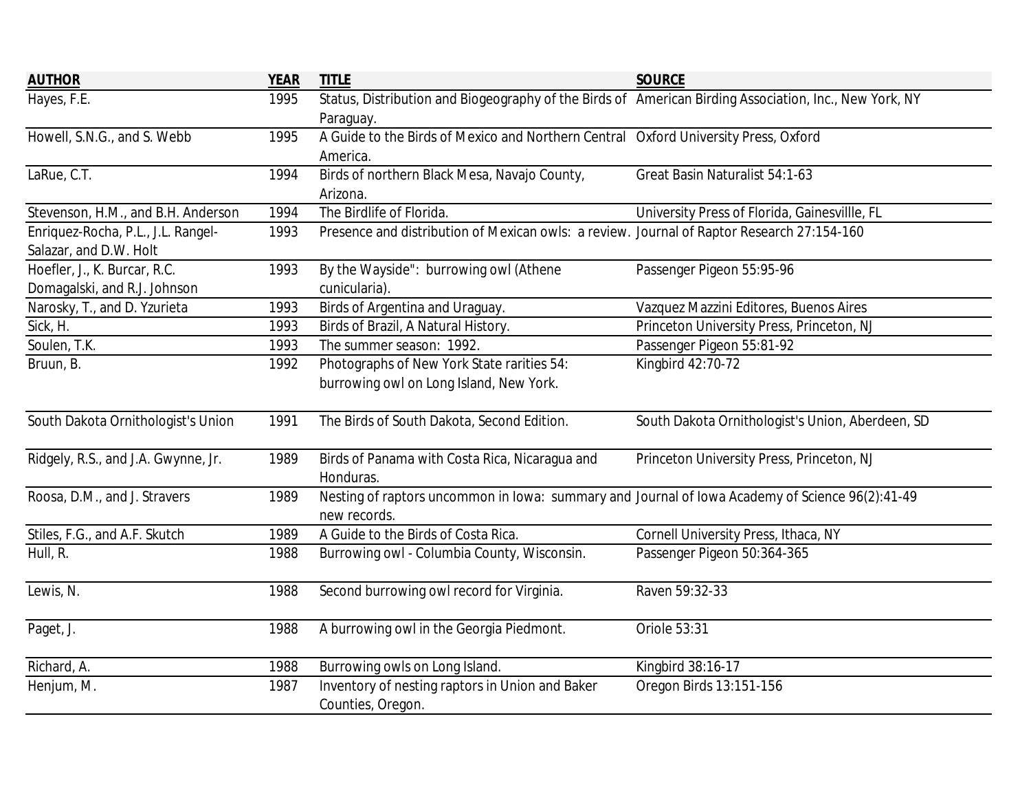| AUTHOR | YEAR | TITLE | SOURCE |
|---|---|---|---|
| Hayes, F.E. | 1995 | Status, Distribution and Biogeography of the Birds of Paraguay. | American Birding Association, Inc., New York, NY |
| Howell, S.N.G., and S. Webb | 1995 | A Guide to the Birds of Mexico and Northern Central America. | Oxford University Press, Oxford |
| LaRue, C.T. | 1994 | Birds of northern Black Mesa, Navajo County, Arizona. | Great Basin Naturalist 54:1-63 |
| Stevenson, H.M., and B.H. Anderson | 1994 | The Birdlife of Florida. | University Press of Florida, Gainesvillle, FL |
| Enriquez-Rocha, P.L., J.L. Rangel-Salazar, and D.W. Holt | 1993 | Presence and distribution of Mexican owls: a review. | Journal of Raptor Research 27:154-160 |
| Hoefler, J., K. Burcar, R.C. Domagalski, and R.J. Johnson | 1993 | By the Wayside": burrowing owl (Athene cunicularia). | Passenger Pigeon 55:95-96 |
| Narosky, T., and D. Yzurieta | 1993 | Birds of Argentina and Uraguay. | Vazquez Mazzini Editores, Buenos Aires |
| Sick, H. | 1993 | Birds of Brazil, A Natural History. | Princeton University Press, Princeton, NJ |
| Soulen, T.K. | 1993 | The summer season: 1992. | Passenger Pigeon 55:81-92 |
| Bruun, B. | 1992 | Photographs of New York State rarities 54: burrowing owl on Long Island, New York. | Kingbird 42:70-72 |
| South Dakota Ornithologist's Union | 1991 | The Birds of South Dakota, Second Edition. | South Dakota Ornithologist's Union, Aberdeen, SD |
| Ridgely, R.S., and J.A. Gwynne, Jr. | 1989 | Birds of Panama with Costa Rica, Nicaragua and Honduras. | Princeton University Press, Princeton, NJ |
| Roosa, D.M., and J. Stravers | 1989 | Nesting of raptors uncommon in Iowa: summary and new records. | Journal of Iowa Academy of Science 96(2):41-49 |
| Stiles, F.G., and A.F. Skutch | 1989 | A Guide to the Birds of Costa Rica. | Cornell University Press, Ithaca, NY |
| Hull, R. | 1988 | Burrowing owl - Columbia County, Wisconsin. | Passenger Pigeon 50:364-365 |
| Lewis, N. | 1988 | Second burrowing owl record for Virginia. | Raven 59:32-33 |
| Paget, J. | 1988 | A burrowing owl in the Georgia Piedmont. | Oriole 53:31 |
| Richard, A. | 1988 | Burrowing owls on Long Island. | Kingbird 38:16-17 |
| Henjum, M. | 1987 | Inventory of nesting raptors in Union and Baker Counties, Oregon. | Oregon Birds 13:151-156 |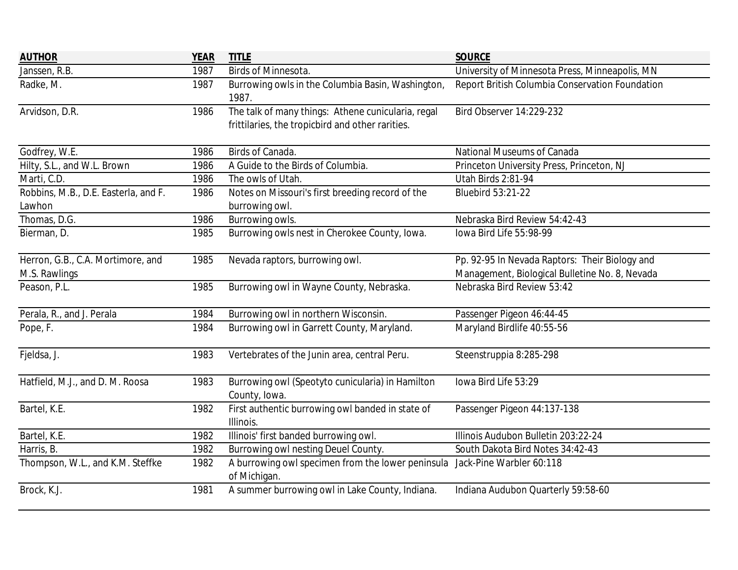| AUTHOR | YEAR | TITLE | SOURCE |
|---|---|---|---|
| Janssen, R.B. | 1987 | Birds of Minnesota. | University of Minnesota Press, Minneapolis, MN |
| Radke, M. | 1987 | Burrowing owls in the Columbia Basin, Washington, 1987. | Report British Columbia Conservation Foundation |
| Arvidson, D.R. | 1986 | The talk of many things: Athene cunicularia, regal frittilaries, the tropicbird and other rarities. | Bird Observer 14:229-232 |
| Godfrey, W.E. | 1986 | Birds of Canada. | National Museums of Canada |
| Hilty, S.L., and W.L. Brown | 1986 | A Guide to the Birds of Columbia. | Princeton University Press, Princeton, NJ |
| Marti, C.D. | 1986 | The owls of Utah. | Utah Birds 2:81-94 |
| Robbins, M.B., D.E. Easterla, and F. Lawhon | 1986 | Notes on Missouri's first breeding record of the burrowing owl. | Bluebird 53:21-22 |
| Thomas, D.G. | 1986 | Burrowing owls. | Nebraska Bird Review 54:42-43 |
| Bierman, D. | 1985 | Burrowing owls nest in Cherokee County, Iowa. | Iowa Bird Life 55:98-99 |
| Herron, G.B., C.A. Mortimore, and M.S. Rawlings | 1985 | Nevada raptors, burrowing owl. | Pp. 92-95 In Nevada Raptors: Their Biology and Management, Biological Bulletine No. 8, Nevada |
| Peason, P.L. | 1985 | Burrowing owl in Wayne County, Nebraska. | Nebraska Bird Review 53:42 |
| Perala, R., and J. Perala | 1984 | Burrowing owl in northern Wisconsin. | Passenger Pigeon 46:44-45 |
| Pope, F. | 1984 | Burrowing owl in Garrett County, Maryland. | Maryland Birdlife 40:55-56 |
| Fjeldsa, J. | 1983 | Vertebrates of the Junin area, central Peru. | Steenstruppia 8:285-298 |
| Hatfield, M.J., and D. M. Roosa | 1983 | Burrowing owl (Speotyto cunicularia) in Hamilton County, Iowa. | Iowa Bird Life 53:29 |
| Bartel, K.E. | 1982 | First authentic burrowing owl banded in state of Illinois. | Passenger Pigeon 44:137-138 |
| Bartel, K.E. | 1982 | Illinois' first banded burrowing owl. | Illinois Audubon Bulletin 203:22-24 |
| Harris, B. | 1982 | Burrowing owl nesting Deuel County. | South Dakota Bird Notes 34:42-43 |
| Thompson, W.L., and K.M. Steffke | 1982 | A burrowing owl specimen from the lower peninsula of Michigan. | Jack-Pine Warbler 60:118 |
| Brock, K.J. | 1981 | A summer burrowing owl in Lake County, Indiana. | Indiana Audubon Quarterly 59:58-60 |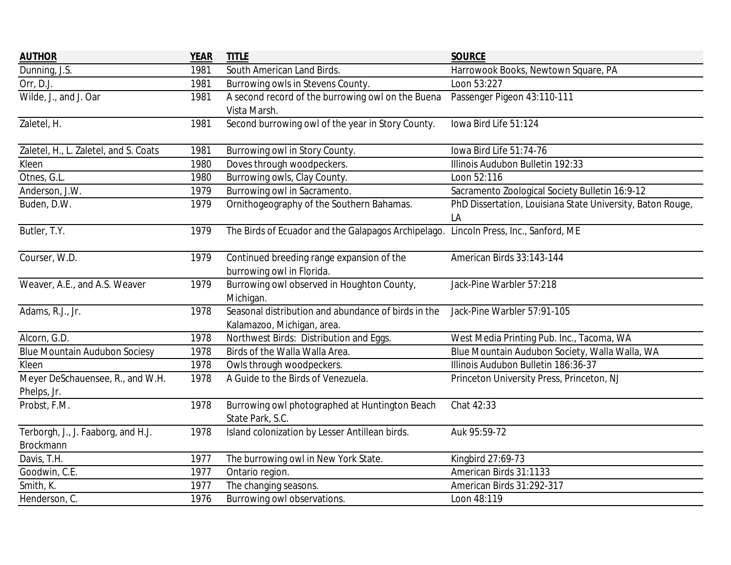| AUTHOR | YEAR | TITLE | SOURCE |
|---|---|---|---|
| Dunning, J.S. | 1981 | South American Land Birds. | Harrowook Books, Newtown Square, PA |
| Orr, D.J. | 1981 | Burrowing owls in Stevens County. | Loon 53:227 |
| Wilde, J., and J. Oar | 1981 | A second record of the burrowing owl on the Buena Vista Marsh. | Passenger Pigeon 43:110-111 |
| Zaletel, H. | 1981 | Second burrowing owl of the year in Story County. | Iowa Bird Life 51:124 |
| Zaletel, H., L. Zaletel, and S. Coats | 1981 | Burrowing owl in Story County. | Iowa Bird Life 51:74-76 |
| Kleen | 1980 | Doves through woodpeckers. | Illinois Audubon Bulletin 192:33 |
| Otnes, G.L. | 1980 | Burrowing owls, Clay County. | Loon 52:116 |
| Anderson, J.W. | 1979 | Burrowing owl in Sacramento. | Sacramento Zoological Society Bulletin 16:9-12 |
| Buden, D.W. | 1979 | Ornithogeography of the Southern Bahamas. | PhD Dissertation, Louisiana State University, Baton Rouge, LA |
| Butler, T.Y. | 1979 | The Birds of Ecuador and the Galapagos Archipelago. | Lincoln Press, Inc., Sanford, ME |
| Courser, W.D. | 1979 | Continued breeding range expansion of the burrowing owl in Florida. | American Birds 33:143-144 |
| Weaver, A.E., and A.S. Weaver | 1979 | Burrowing owl observed in Houghton County, Michigan. | Jack-Pine Warbler 57:218 |
| Adams, R.J., Jr. | 1978 | Seasonal distribution and abundance of birds in the Kalamazoo, Michigan, area. | Jack-Pine Warbler 57:91-105 |
| Alcorn, G.D. | 1978 | Northwest Birds: Distribution and Eggs. | West Media Printing Pub. Inc., Tacoma, WA |
| Blue Mountain Audubon Sociesy | 1978 | Birds of the Walla Walla Area. | Blue Mountain Audubon Society, Walla Walla, WA |
| Kleen | 1978 | Owls through woodpeckers. | Illinois Audubon Bulletin 186:36-37 |
| Meyer DeSchauensee, R., and W.H. Phelps, Jr. | 1978 | A Guide to the Birds of Venezuela. | Princeton University Press, Princeton, NJ |
| Probst, F.M. | 1978 | Burrowing owl photographed at Huntington Beach State Park, S.C. | Chat 42:33 |
| Terborgh, J., J. Faaborg, and H.J. Brockmann | 1978 | Island colonization by Lesser Antillean birds. | Auk 95:59-72 |
| Davis, T.H. | 1977 | The burrowing owl in New York State. | Kingbird 27:69-73 |
| Goodwin, C.E. | 1977 | Ontario region. | American Birds 31:1133 |
| Smith, K. | 1977 | The changing seasons. | American Birds 31:292-317 |
| Henderson, C. | 1976 | Burrowing owl observations. | Loon 48:119 |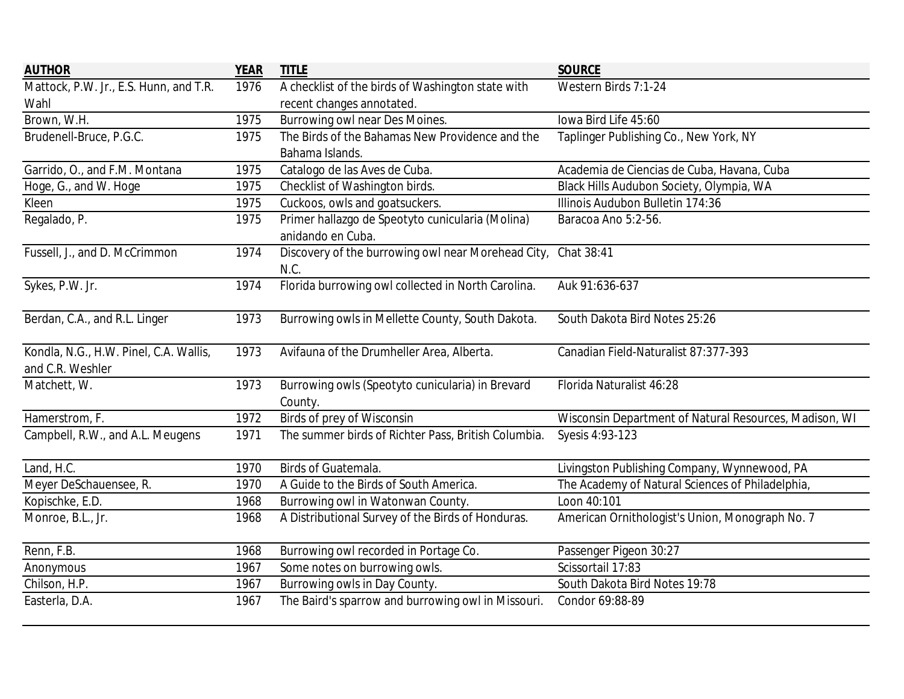| AUTHOR | YEAR | TITLE | SOURCE |
|---|---|---|---|
| Mattock, P.W. Jr., E.S. Hunn, and T.R. Wahl | 1976 | A checklist of the birds of Washington state with recent changes annotated. | Western Birds 7:1-24 |
| Brown, W.H. | 1975 | Burrowing owl near Des Moines. | Iowa Bird Life 45:60 |
| Brudenell-Bruce, P.G.C. | 1975 | The Birds of the Bahamas New Providence and the Bahama Islands. | Taplinger Publishing Co., New York, NY |
| Garrido, O., and F.M. Montana | 1975 | Catalogo de las Aves de Cuba. | Academia de Ciencias de Cuba, Havana, Cuba |
| Hoge, G., and W. Hoge | 1975 | Checklist of Washington birds. | Black Hills Audubon Society, Olympia, WA |
| Kleen | 1975 | Cuckoos, owls and goatsuckers. | Illinois Audubon Bulletin 174:36 |
| Regalado, P. | 1975 | Primer hallazgo de Speotyto cunicularia (Molina) anidando en Cuba. | Baracoa Ano 5:2-56. |
| Fussell, J., and D. McCrimmon | 1974 | Discovery of the burrowing owl near Morehead City, N.C. | Chat 38:41 |
| Sykes, P.W. Jr. | 1974 | Florida burrowing owl collected in North Carolina. | Auk 91:636-637 |
| Berdan, C.A., and R.L. Linger | 1973 | Burrowing owls in Mellette County, South Dakota. | South Dakota Bird Notes 25:26 |
| Kondla, N.G., H.W. Pinel, C.A. Wallis, and C.R. Weshler | 1973 | Avifauna of the Drumheller Area, Alberta. | Canadian Field-Naturalist 87:377-393 |
| Matchett, W. | 1973 | Burrowing owls (Speotyto cunicularia) in Brevard County. | Florida Naturalist 46:28 |
| Hamerstrom, F. | 1972 | Birds of prey of Wisconsin | Wisconsin Department of Natural Resources, Madison, WI |
| Campbell, R.W., and A.L. Meugens | 1971 | The summer birds of Richter Pass, British Columbia. | Syesis 4:93-123 |
| Land, H.C. | 1970 | Birds of Guatemala. | Livingston Publishing Company, Wynnewood, PA |
| Meyer DeSchauensee, R. | 1970 | A Guide to the Birds of South America. | The Academy of Natural Sciences of Philadelphia, |
| Kopischke, E.D. | 1968 | Burrowing owl in Watonwan County. | Loon 40:101 |
| Monroe, B.L., Jr. | 1968 | A Distributional Survey of the Birds of Honduras. | American Ornithologist's Union, Monograph No. 7 |
| Renn, F.B. | 1968 | Burrowing owl recorded in Portage Co. | Passenger Pigeon 30:27 |
| Anonymous | 1967 | Some notes on burrowing owls. | Scissortail 17:83 |
| Chilson, H.P. | 1967 | Burrowing owls in Day County. | South Dakota Bird Notes 19:78 |
| Easterla, D.A. | 1967 | The Baird's sparrow and burrowing owl in Missouri. | Condor 69:88-89 |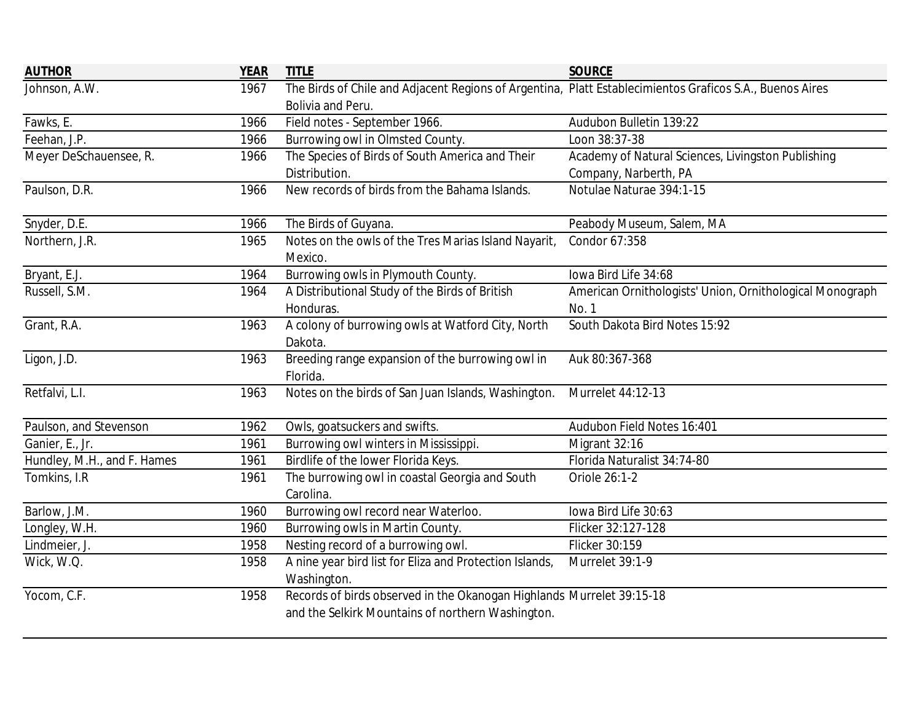| AUTHOR | YEAR | TITLE | SOURCE |
|---|---|---|---|
| Johnson, A.W. | 1967 | The Birds of Chile and Adjacent Regions of Argentina, Bolivia and Peru. | Platt Establecimientos Graficos S.A., Buenos Aires |
| Fawks, E. | 1966 | Field notes - September 1966. | Audubon Bulletin 139:22 |
| Feehan, J.P. | 1966 | Burrowing owl in Olmsted County. | Loon 38:37-38 |
| Meyer DeSchauensee, R. | 1966 | The Species of Birds of South America and Their Distribution. | Academy of Natural Sciences, Livingston Publishing Company, Narberth, PA |
| Paulson, D.R. | 1966 | New records of birds from the Bahama Islands. | Notulae Naturae 394:1-15 |
| Snyder, D.E. | 1966 | The Birds of Guyana. | Peabody Museum, Salem, MA |
| Northern, J.R. | 1965 | Notes on the owls of the Tres Marias Island Nayarit, Mexico. | Condor 67:358 |
| Bryant, E.J. | 1964 | Burrowing owls in Plymouth County. | Iowa Bird Life 34:68 |
| Russell, S.M. | 1964 | A Distributional Study of the Birds of British Honduras. | American Ornithologists' Union, Ornithological Monograph No. 1 |
| Grant, R.A. | 1963 | A colony of burrowing owls at Watford City, North Dakota. | South Dakota Bird Notes 15:92 |
| Ligon, J.D. | 1963 | Breeding range expansion of the burrowing owl in Florida. | Auk 80:367-368 |
| Retfalvi, L.I. | 1963 | Notes on the birds of San Juan Islands, Washington. | Murrelet 44:12-13 |
| Paulson, and Stevenson | 1962 | Owls, goatsuckers and swifts. | Audubon Field Notes 16:401 |
| Ganier, E., Jr. | 1961 | Burrowing owl winters in Mississippi. | Migrant 32:16 |
| Hundley, M.H., and F. Hames | 1961 | Birdlife of the lower Florida Keys. | Florida Naturalist 34:74-80 |
| Tomkins, I.R | 1961 | The burrowing owl in coastal Georgia and South Carolina. | Oriole 26:1-2 |
| Barlow, J.M. | 1960 | Burrowing owl record near Waterloo. | Iowa Bird Life 30:63 |
| Longley, W.H. | 1960 | Burrowing owls in Martin County. | Flicker 32:127-128 |
| Lindmeier, J. | 1958 | Nesting record of a burrowing owl. | Flicker 30:159 |
| Wick, W.Q. | 1958 | A nine year bird list for Eliza and Protection Islands, Washington. | Murrelet 39:1-9 |
| Yocom, C.F. | 1958 | Records of birds observed in the Okanogan Highlands and the Selkirk Mountains of northern Washington. | Murrelet 39:15-18 |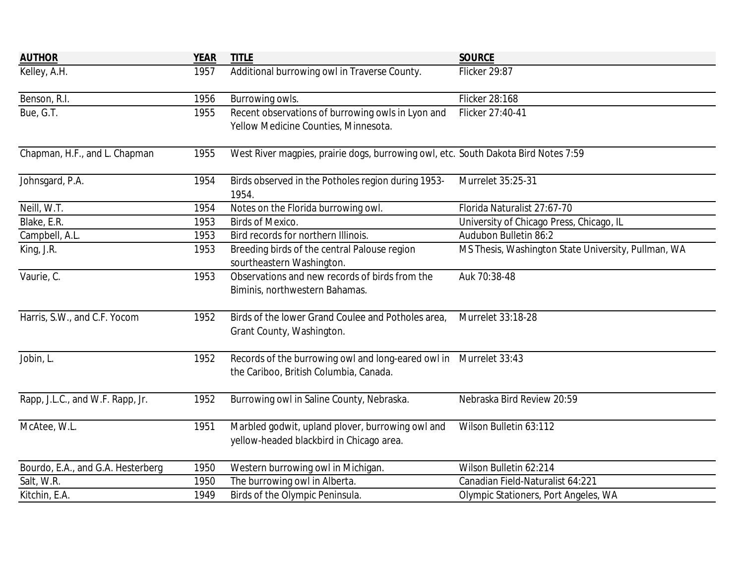| AUTHOR | YEAR | TITLE | SOURCE |
| --- | --- | --- | --- |
| Kelley, A.H. | 1957 | Additional burrowing owl in Traverse County. | Flicker 29:87 |
| Benson, R.I. | 1956 | Burrowing owls. | Flicker 28:168 |
| Bue, G.T. | 1955 | Recent observations of burrowing owls in Lyon and Yellow Medicine Counties, Minnesota. | Flicker 27:40-41 |
| Chapman, H.F., and L. Chapman | 1955 | West River magpies, prairie dogs, burrowing owl, etc. | South Dakota Bird Notes 7:59 |
| Johnsgard, P.A. | 1954 | Birds observed in the Potholes region during 1953-1954. | Murrelet 35:25-31 |
| Neill, W.T. | 1954 | Notes on the Florida burrowing owl. | Florida Naturalist 27:67-70 |
| Blake, E.R. | 1953 | Birds of Mexico. | University of Chicago Press, Chicago, IL |
| Campbell, A.L. | 1953 | Bird records for northern Illinois. | Audubon Bulletin 86:2 |
| King, J.R. | 1953 | Breeding birds of the central Palouse region sourtheastern Washington. | MS Thesis, Washington State University, Pullman, WA |
| Vaurie, C. | 1953 | Observations and new records of birds from the Biminis, northwestern Bahamas. | Auk 70:38-48 |
| Harris, S.W., and C.F. Yocom | 1952 | Birds of the lower Grand Coulee and Potholes area, Grant County, Washington. | Murrelet 33:18-28 |
| Jobin, L. | 1952 | Records of the burrowing owl and long-eared owl in the Cariboo, British Columbia, Canada. | Murrelet 33:43 |
| Rapp, J.L.C., and W.F. Rapp, Jr. | 1952 | Burrowing owl in Saline County, Nebraska. | Nebraska Bird Review 20:59 |
| McAtee, W.L. | 1951 | Marbled godwit, upland plover, burrowing owl and yellow-headed blackbird in Chicago area. | Wilson Bulletin 63:112 |
| Bourdo, E.A., and G.A. Hesterberg | 1950 | Western burrowing owl in Michigan. | Wilson Bulletin 62:214 |
| Salt, W.R. | 1950 | The burrowing owl in Alberta. | Canadian Field-Naturalist 64:221 |
| Kitchin, E.A. | 1949 | Birds of the Olympic Peninsula. | Olympic Stationers, Port Angeles, WA |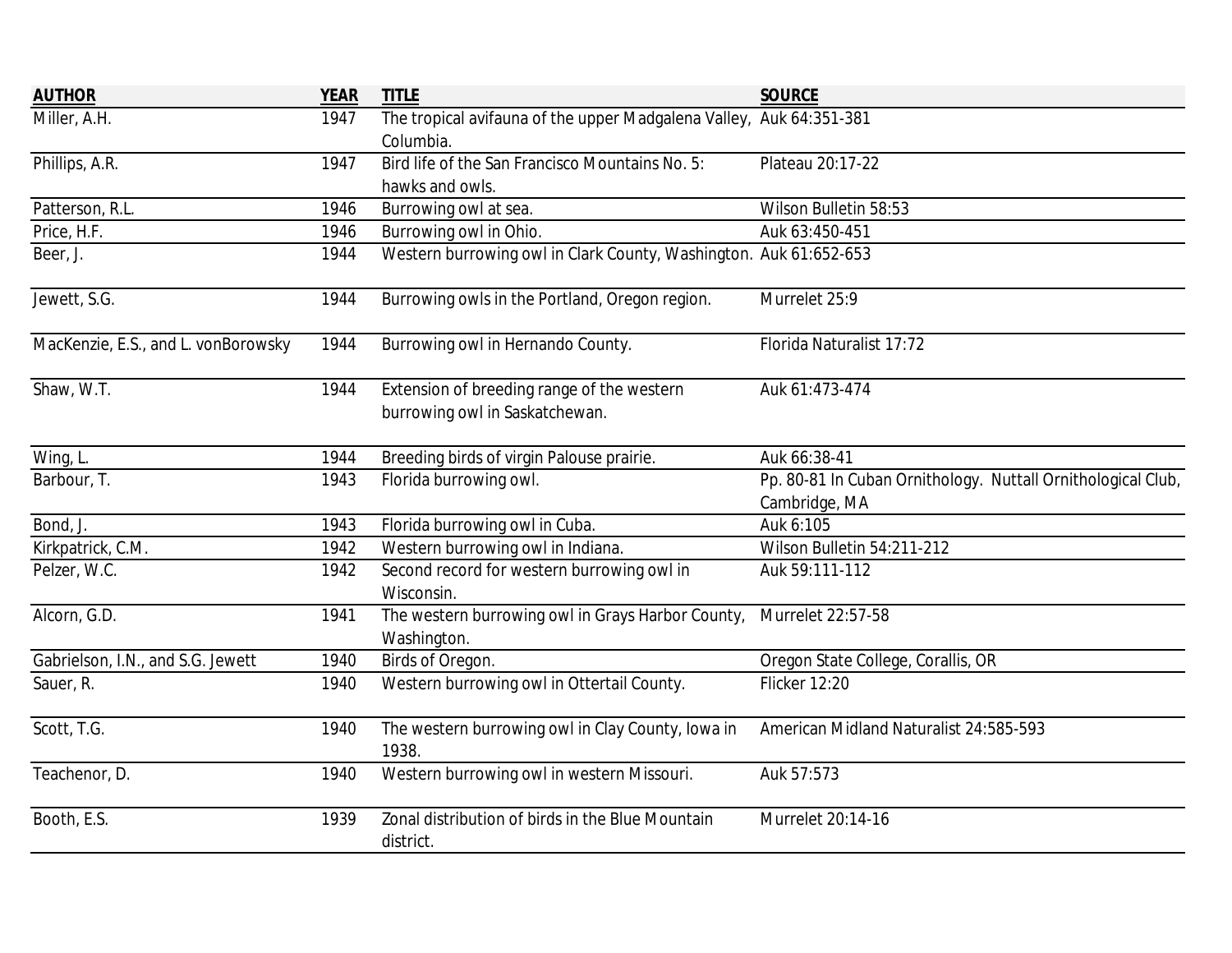| AUTHOR | YEAR | TITLE | SOURCE |
| --- | --- | --- | --- |
| Miller, A.H. | 1947 | The tropical avifauna of the upper Madgalena Valley, Columbia. | Auk 64:351-381 |
| Phillips, A.R. | 1947 | Bird life of the San Francisco Mountains No. 5: hawks and owls. | Plateau 20:17-22 |
| Patterson, R.L. | 1946 | Burrowing owl at sea. | Wilson Bulletin 58:53 |
| Price, H.F. | 1946 | Burrowing owl in Ohio. | Auk 63:450-451 |
| Beer, J. | 1944 | Western burrowing owl in Clark County, Washington. | Auk 61:652-653 |
| Jewett, S.G. | 1944 | Burrowing owls in the Portland, Oregon region. | Murrelet 25:9 |
| MacKenzie, E.S., and L. vonBorowsky | 1944 | Burrowing owl in Hernando County. | Florida Naturalist 17:72 |
| Shaw, W.T. | 1944 | Extension of breeding range of the western burrowing owl in Saskatchewan. | Auk 61:473-474 |
| Wing, L. | 1944 | Breeding birds of virgin Palouse prairie. | Auk 66:38-41 |
| Barbour, T. | 1943 | Florida burrowing owl. | Pp. 80-81 In Cuban Ornithology. Nuttall Ornithological Club, Cambridge, MA |
| Bond, J. | 1943 | Florida burrowing owl in Cuba. | Auk 6:105 |
| Kirkpatrick, C.M. | 1942 | Western burrowing owl in Indiana. | Wilson Bulletin 54:211-212 |
| Pelzer, W.C. | 1942 | Second record for western burrowing owl in Wisconsin. | Auk 59:111-112 |
| Alcorn, G.D. | 1941 | The western burrowing owl in Grays Harbor County, Washington. | Murrelet 22:57-58 |
| Gabrielson, I.N., and S.G. Jewett | 1940 | Birds of Oregon. | Oregon State College, Corallis, OR |
| Sauer, R. | 1940 | Western burrowing owl in Ottertail County. | Flicker 12:20 |
| Scott, T.G. | 1940 | The western burrowing owl in Clay County, Iowa in 1938. | American Midland Naturalist 24:585-593 |
| Teachenor, D. | 1940 | Western burrowing owl in western Missouri. | Auk 57:573 |
| Booth, E.S. | 1939 | Zonal distribution of birds in the Blue Mountain district. | Murrelet 20:14-16 |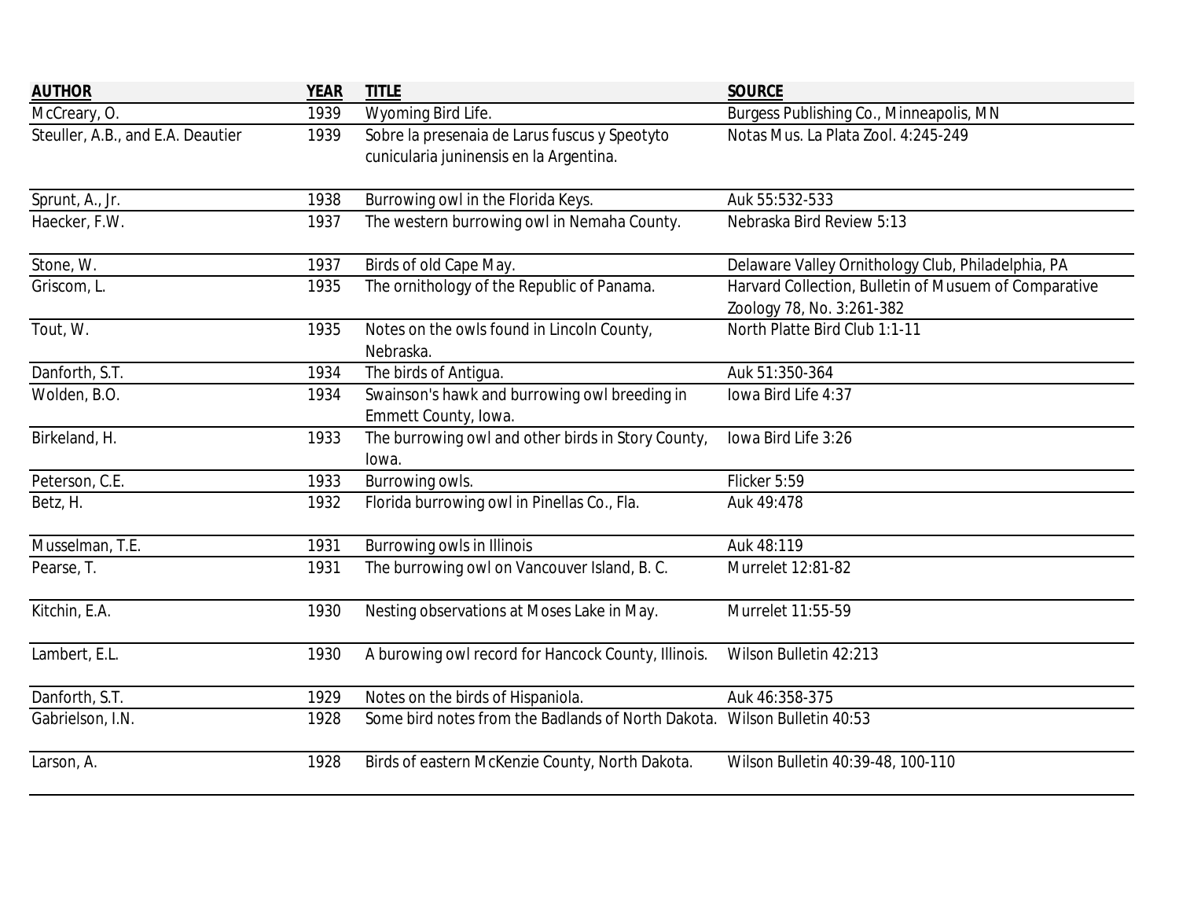| AUTHOR | YEAR | TITLE | SOURCE |
| --- | --- | --- | --- |
| McCreary, O. | 1939 | Wyoming Bird Life. | Burgess Publishing Co., Minneapolis, MN |
| Steuller, A.B., and E.A. Deautier | 1939 | Sobre la presenaia de Larus fuscus y Speotyto cunicularia juninensis en la Argentina. | Notas Mus. La Plata Zool. 4:245-249 |
| Sprunt, A., Jr. | 1938 | Burrowing owl in the Florida Keys. | Auk 55:532-533 |
| Haecker, F.W. | 1937 | The western burrowing owl in Nemaha County. | Nebraska Bird Review 5:13 |
| Stone, W. | 1937 | Birds of old Cape May. | Delaware Valley Ornithology Club, Philadelphia, PA |
| Griscom, L. | 1935 | The ornithology of the Republic of Panama. | Harvard Collection, Bulletin of Musuem of Comparative Zoology 78, No. 3:261-382 |
| Tout, W. | 1935 | Notes on the owls found in Lincoln County, Nebraska. | North Platte Bird Club 1:1-11 |
| Danforth, S.T. | 1934 | The birds of Antigua. | Auk 51:350-364 |
| Wolden, B.O. | 1934 | Swainson's hawk and burrowing owl breeding in Emmett County, Iowa. | Iowa Bird Life 4:37 |
| Birkeland, H. | 1933 | The burrowing owl and other birds in Story County, Iowa. | Iowa Bird Life 3:26 |
| Peterson, C.E. | 1933 | Burrowing owls. | Flicker 5:59 |
| Betz, H. | 1932 | Florida burrowing owl in Pinellas Co., Fla. | Auk 49:478 |
| Musselman, T.E. | 1931 | Burrowing owls in Illinois | Auk 48:119 |
| Pearse, T. | 1931 | The burrowing owl on Vancouver Island, B. C. | Murrelet 12:81-82 |
| Kitchin, E.A. | 1930 | Nesting observations at Moses Lake in May. | Murrelet 11:55-59 |
| Lambert, E.L. | 1930 | A burowing owl record for Hancock County, Illinois. | Wilson Bulletin 42:213 |
| Danforth, S.T. | 1929 | Notes on the birds of Hispaniola. | Auk 46:358-375 |
| Gabrielson, I.N. | 1928 | Some bird notes from the Badlands of North Dakota. | Wilson Bulletin 40:53 |
| Larson, A. | 1928 | Birds of eastern McKenzie County, North Dakota. | Wilson Bulletin 40:39-48, 100-110 |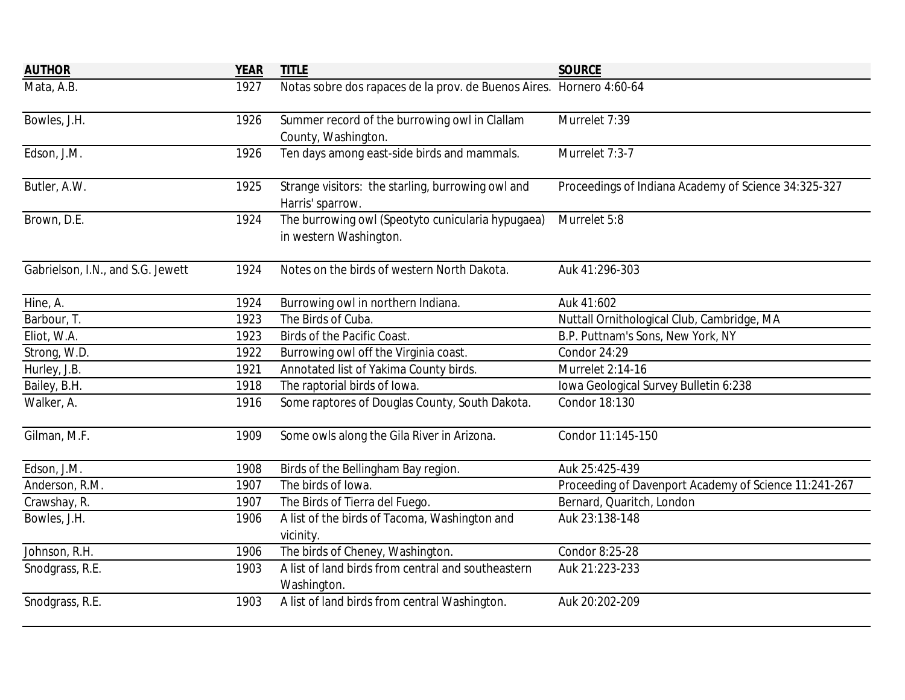| AUTHOR | YEAR | TITLE | SOURCE |
|---|---|---|---|
| Mata, A.B. | 1927 | Notas sobre dos rapaces de la prov. de Buenos Aires. | Hornero 4:60-64 |
| Bowles, J.H. | 1926 | Summer record of the burrowing owl in Clallam County, Washington. | Murrelet 7:39 |
| Edson, J.M. | 1926 | Ten days among east-side birds and mammals. | Murrelet 7:3-7 |
| Butler, A.W. | 1925 | Strange visitors: the starling, burrowing owl and Harris' sparrow. | Proceedings of Indiana Academy of Science 34:325-327 |
| Brown, D.E. | 1924 | The burrowing owl (Speotyto cunicularia hypugaea) in western Washington. | Murrelet 5:8 |
| Gabrielson, I.N., and S.G. Jewett | 1924 | Notes on the birds of western North Dakota. | Auk 41:296-303 |
| Hine, A. | 1924 | Burrowing owl in northern Indiana. | Auk 41:602 |
| Barbour, T. | 1923 | The Birds of Cuba. | Nuttall Ornithological Club, Cambridge, MA |
| Eliot, W.A. | 1923 | Birds of the Pacific Coast. | B.P. Puttnam's Sons, New York, NY |
| Strong, W.D. | 1922 | Burrowing owl off the Virginia coast. | Condor 24:29 |
| Hurley, J.B. | 1921 | Annotated list of Yakima County birds. | Murrelet 2:14-16 |
| Bailey, B.H. | 1918 | The raptorial birds of Iowa. | Iowa Geological Survey Bulletin 6:238 |
| Walker, A. | 1916 | Some raptores of Douglas County, South Dakota. | Condor 18:130 |
| Gilman, M.F. | 1909 | Some owls along the Gila River in Arizona. | Condor 11:145-150 |
| Edson, J.M. | 1908 | Birds of the Bellingham Bay region. | Auk 25:425-439 |
| Anderson, R.M. | 1907 | The birds of Iowa. | Proceeding of Davenport Academy of Science 11:241-267 |
| Crawshay, R. | 1907 | The Birds of Tierra del Fuego. | Bernard, Quaritch, London |
| Bowles, J.H. | 1906 | A list of the birds of Tacoma, Washington and vicinity. | Auk 23:138-148 |
| Johnson, R.H. | 1906 | The birds of Cheney, Washington. | Condor 8:25-28 |
| Snodgrass, R.E. | 1903 | A list of land birds from central and southeastern Washington. | Auk 21:223-233 |
| Snodgrass, R.E. | 1903 | A list of land birds from central Washington. | Auk 20:202-209 |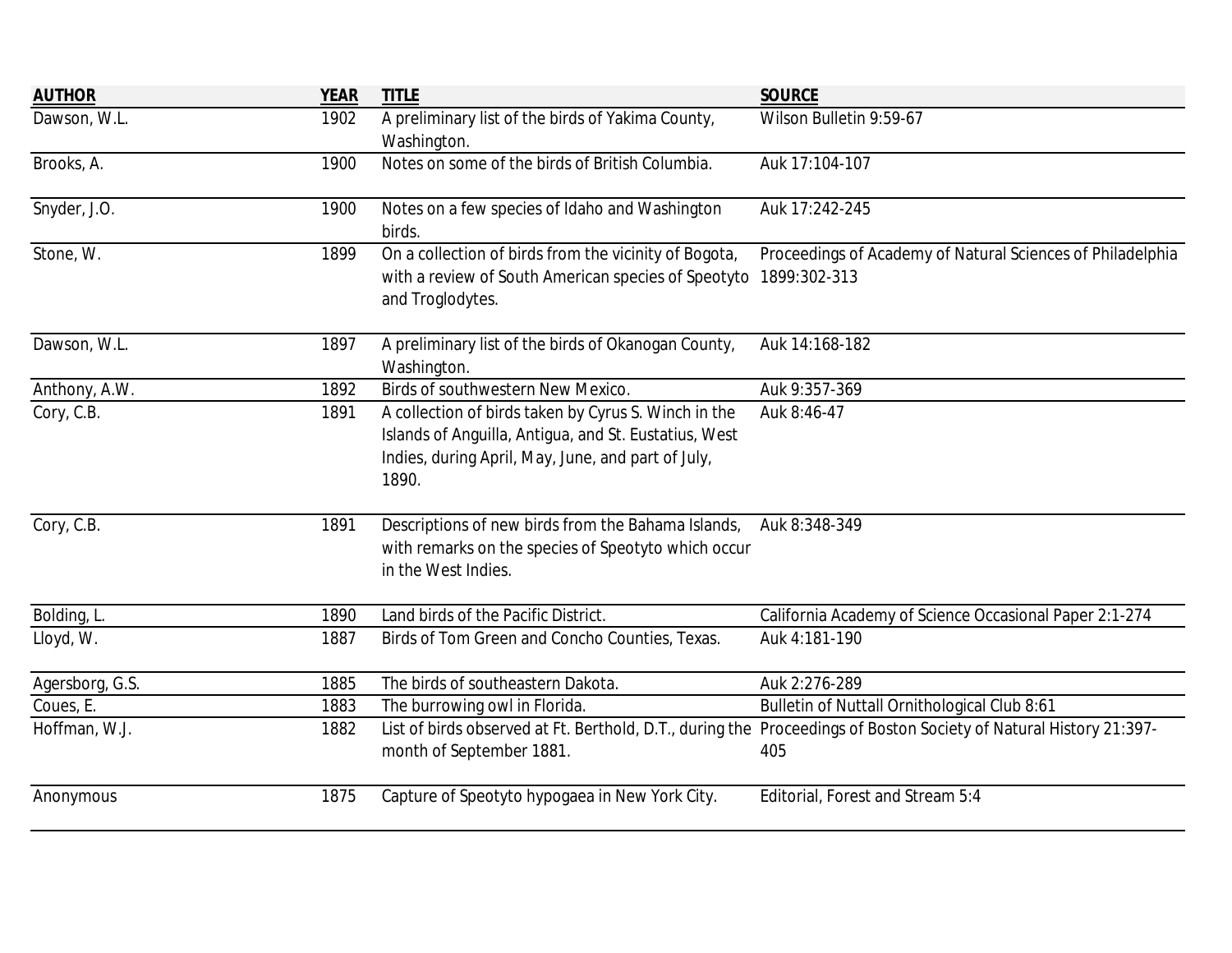| AUTHOR | YEAR | TITLE | SOURCE |
| --- | --- | --- | --- |
| Dawson, W.L. | 1902 | A preliminary list of the birds of Yakima County, Washington. | Wilson Bulletin 9:59-67 |
| Brooks, A. | 1900 | Notes on some of the birds of British Columbia. | Auk 17:104-107 |
| Snyder, J.O. | 1900 | Notes on a few species of Idaho and Washington birds. | Auk 17:242-245 |
| Stone, W. | 1899 | On a collection of birds from the vicinity of Bogota, with a review of South American species of Speotyto and Troglodytes. | Proceedings of Academy of Natural Sciences of Philadelphia 1899:302-313 |
| Dawson, W.L. | 1897 | A preliminary list of the birds of Okanogan County, Washington. | Auk 14:168-182 |
| Anthony, A.W. | 1892 | Birds of southwestern New Mexico. | Auk 9:357-369 |
| Cory, C.B. | 1891 | A collection of birds taken by Cyrus S. Winch in the Islands of Anguilla, Antigua, and St. Eustatius, West Indies, during April, May, June, and part of July, 1890. | Auk 8:46-47 |
| Cory, C.B. | 1891 | Descriptions of new birds from the Bahama Islands, with remarks on the species of Speotyto which occur in the West Indies. | Auk 8:348-349 |
| Bolding, L. | 1890 | Land birds of the Pacific District. | California Academy of Science Occasional Paper 2:1-274 |
| Lloyd, W. | 1887 | Birds of Tom Green and Concho Counties, Texas. | Auk 4:181-190 |
| Agersborg, G.S. | 1885 | The birds of southeastern Dakota. | Auk 2:276-289 |
| Coues, E. | 1883 | The burrowing owl in Florida. | Bulletin of Nuttall Ornithological Club 8:61 |
| Hoffman, W.J. | 1882 | List of birds observed at Ft. Berthold, D.T., during the month of September 1881. | Proceedings of Boston Society of Natural History 21:397-405 |
| Anonymous | 1875 | Capture of Speotyto hypogaea in New York City. | Editorial, Forest and Stream 5:4 |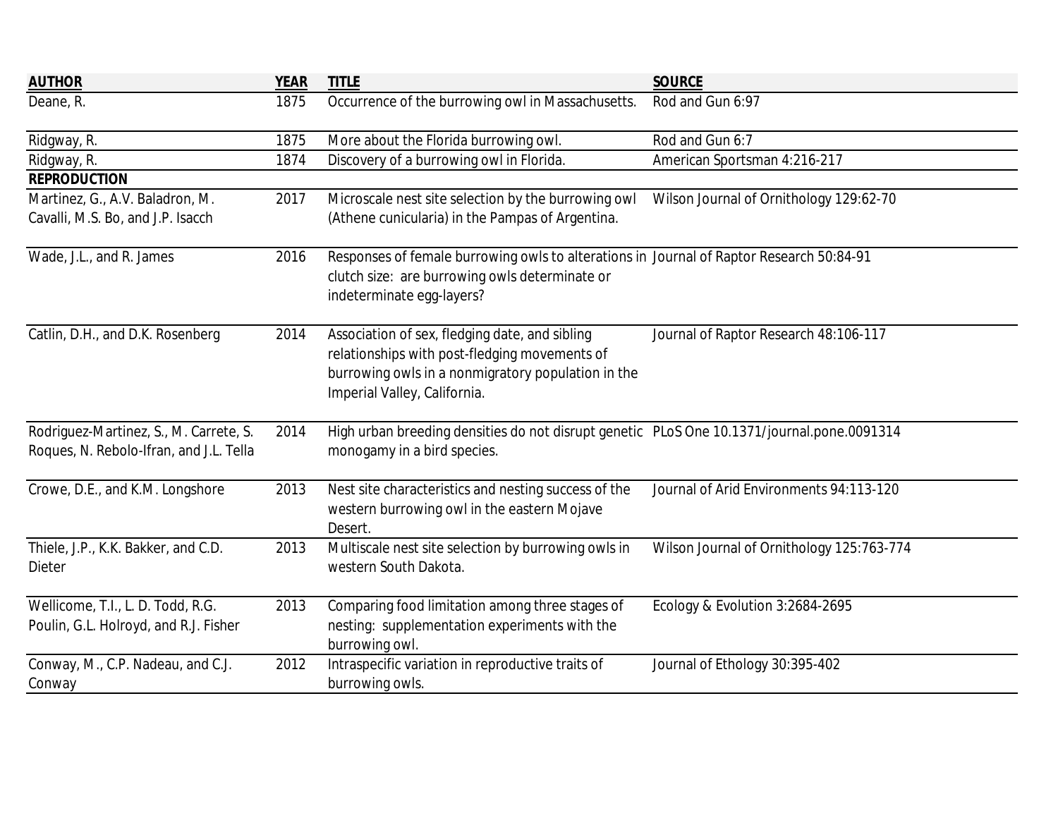| AUTHOR | YEAR | TITLE | SOURCE |
|---|---|---|---|
| Deane, R. | 1875 | Occurrence of the burrowing owl in Massachusetts. | Rod and Gun 6:97 |
| Ridgway, R. | 1875 | More about the Florida burrowing owl. | Rod and Gun 6:7 |
| Ridgway, R. | 1874 | Discovery of a burrowing owl in Florida. | American Sportsman 4:216-217 |
| **REPRODUCTION** | | | |
| Martinez, G., A.V. Baladron, M. Cavalli, M.S. Bo, and J.P. Isacch | 2017 | Microscale nest site selection by the burrowing owl (Athene cunicularia) in the Pampas of Argentina. | Wilson Journal of Ornithology 129:62-70 |
| Wade, J.L., and R. James | 2016 | Responses of female burrowing owls to alterations in clutch size: are burrowing owls determinate or indeterminate egg-layers? | Journal of Raptor Research 50:84-91 |
| Catlin, D.H., and D.K. Rosenberg | 2014 | Association of sex, fledging date, and sibling relationships with post-fledging movements of burrowing owls in a nonmigratory population in the Imperial Valley, California. | Journal of Raptor Research 48:106-117 |
| Rodriguez-Martinez, S., M. Carrete, S. Roques, N. Rebolo-Ifran, and J.L. Tella | 2014 | High urban breeding densities do not disrupt genetic monogamy in a bird species. | PLoS One 10.1371/journal.pone.0091314 |
| Crowe, D.E., and K.M. Longshore | 2013 | Nest site characteristics and nesting success of the western burrowing owl in the eastern Mojave Desert. | Journal of Arid Environments 94:113-120 |
| Thiele, J.P., K.K. Bakker, and C.D. Dieter | 2013 | Multiscale nest site selection by burrowing owls in western South Dakota. | Wilson Journal of Ornithology 125:763-774 |
| Wellicome, T.I., L. D. Todd, R.G. Poulin, G.L. Holroyd, and R.J. Fisher | 2013 | Comparing food limitation among three stages of nesting: supplementation experiments with the burrowing owl. | Ecology & Evolution 3:2684-2695 |
| Conway, M., C.P. Nadeau, and C.J. Conway | 2012 | Intraspecific variation in reproductive traits of burrowing owls. | Journal of Ethology 30:395-402 |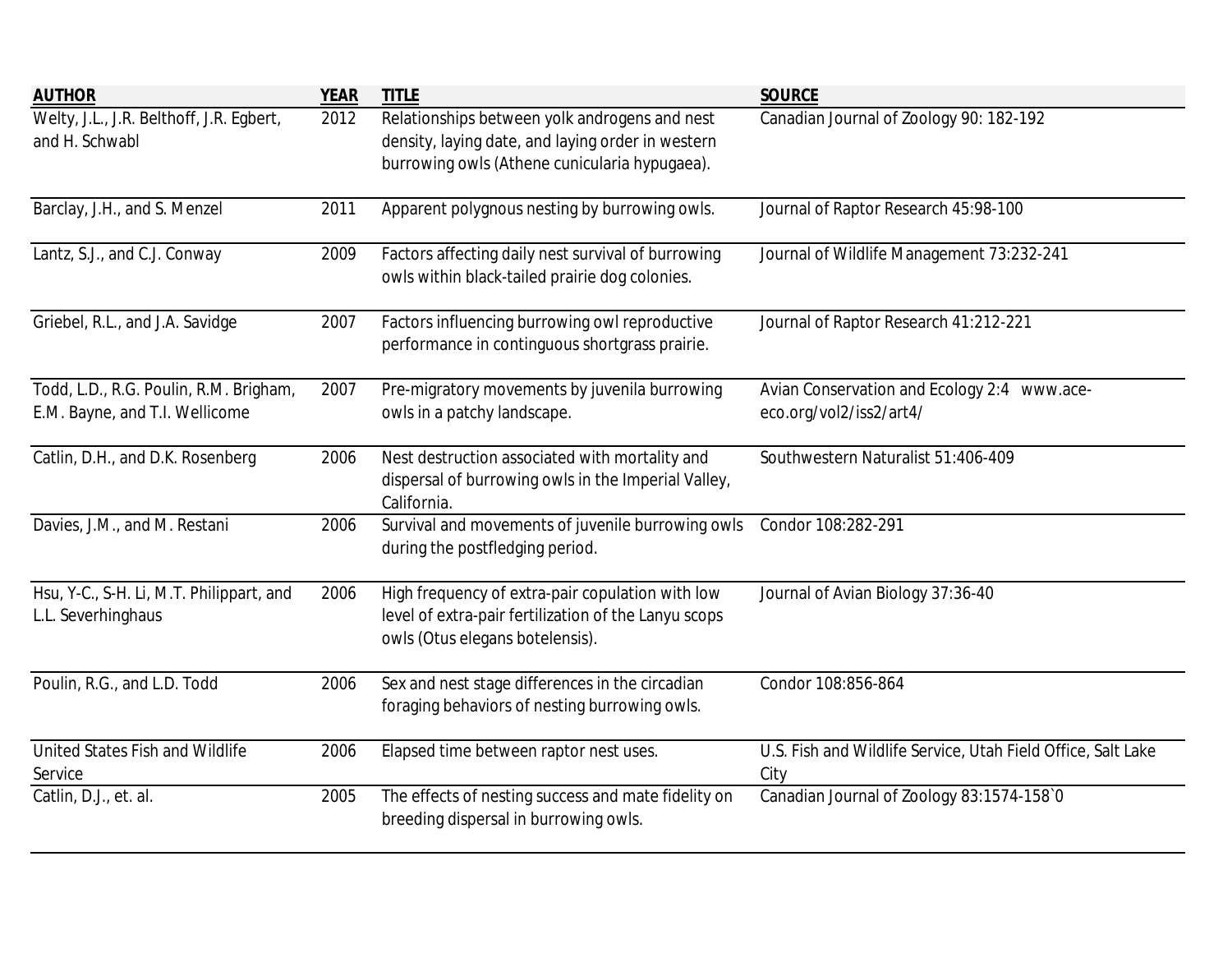| AUTHOR | YEAR | TITLE | SOURCE |
|---|---|---|---|
| Welty, J.L., J.R. Belthoff, J.R. Egbert, and H. Schwabl | 2012 | Relationships between yolk androgens and nest density, laying date, and laying order in western burrowing owls (Athene cunicularia hypugaea). | Canadian Journal of Zoology 90: 182-192 |
| Barclay, J.H., and S. Menzel | 2011 | Apparent polygnous nesting by burrowing owls. | Journal of Raptor Research 45:98-100 |
| Lantz, S.J., and C.J. Conway | 2009 | Factors affecting daily nest survival of burrowing owls within black-tailed prairie dog colonies. | Journal of Wildlife Management 73:232-241 |
| Griebel, R.L., and J.A. Savidge | 2007 | Factors influencing burrowing owl reproductive performance in contingUous shortgrass prairie. | Journal of Raptor Research 41:212-221 |
| Todd, L.D., R.G. Poulin, R.M. Brigham, E.M. Bayne, and T.I. Wellicome | 2007 | Pre-migratory movements by juvenila burrowing owls in a patchy landscape. | Avian Conservation and Ecology 2:4 www.ace-eco.org/vol2/iss2/art4/ |
| Catlin, D.H., and D.K. Rosenberg | 2006 | Nest destruction associated with mortality and dispersal of burrowing owls in the Imperial Valley, California. | Southwestern Naturalist 51:406-409 |
| Davies, J.M., and M. Restani | 2006 | Survival and movements of juvenile burrowing owls during the postfledging period. | Condor 108:282-291 |
| Hsu, Y-C., S-H. Li, M.T. Philippart, and L.L. Severhinghaus | 2006 | High frequency of extra-pair copulation with low level of extra-pair fertilization of the Lanyu scops owls (Otus elegans botelensis). | Journal of Avian Biology 37:36-40 |
| Poulin, R.G., and L.D. Todd | 2006 | Sex and nest stage differences in the circadian foraging behaviors of nesting burrowing owls. | Condor 108:856-864 |
| United States Fish and Wildlife Service | 2006 | Elapsed time between raptor nest uses. | U.S. Fish and Wildlife Service, Utah Field Office, Salt Lake City |
| Catlin, D.J., et. al. | 2005 | The effects of nesting success and mate fidelity on breeding dispersal in burrowing owls. | Canadian Journal of Zoology 83:1574-158`0 |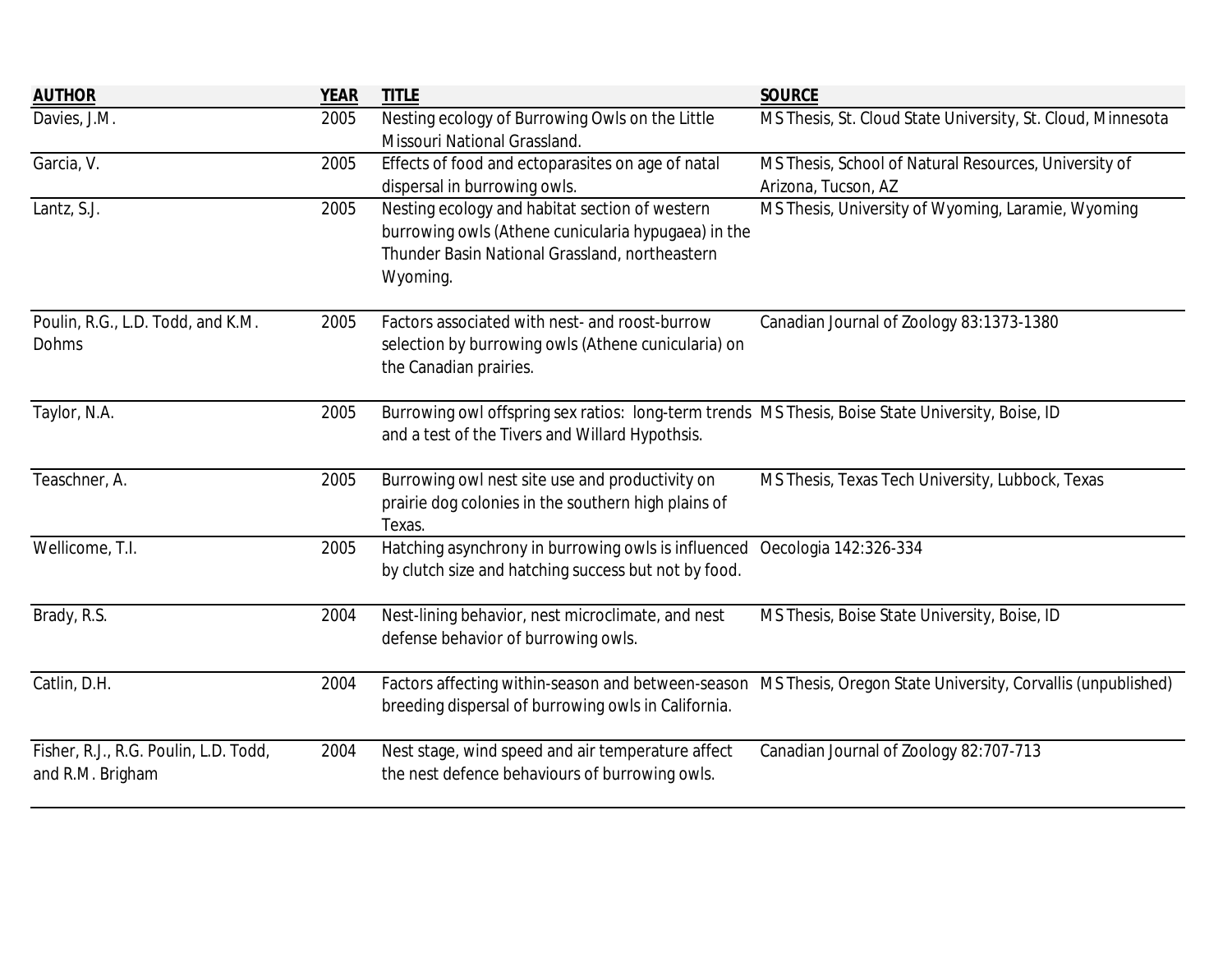| AUTHOR | YEAR | TITLE | SOURCE |
|---|---|---|---|
| Davies, J.M. | 2005 | Nesting ecology of Burrowing Owls on the Little Missouri National Grassland. | MS Thesis, St. Cloud State University, St. Cloud, Minnesota |
| Garcia, V. | 2005 | Effects of food and ectoparasites on age of natal dispersal in burrowing owls. | MS Thesis, School of Natural Resources, University of Arizona, Tucson, AZ |
| Lantz, S.J. | 2005 | Nesting ecology and habitat section of western burrowing owls (Athene cunicularia hypugaea) in the Thunder Basin National Grassland, northeastern Wyoming. | MS Thesis, University of Wyoming, Laramie, Wyoming |
| Poulin, R.G., L.D. Todd, and K.M. Dohms | 2005 | Factors associated with nest- and roost-burrow selection by burrowing owls (Athene cunicularia) on the Canadian prairies. | Canadian Journal of Zoology 83:1373-1380 |
| Taylor, N.A. | 2005 | Burrowing owl offspring sex ratios: long-term trends and a test of the Tivers and Willard Hypothsis. | MS Thesis, Boise State University, Boise, ID |
| Teaschner, A. | 2005 | Burrowing owl nest site use and productivity on prairie dog colonies in the southern high plains of Texas. | MS Thesis, Texas Tech University, Lubbock, Texas |
| Wellicome, T.I. | 2005 | Hatching asynchrony in burrowing owls is influenced by clutch size and hatching success but not by food. | Oecologia 142:326-334 |
| Brady, R.S. | 2004 | Nest-lining behavior, nest microclimate, and nest defense behavior of burrowing owls. | MS Thesis, Boise State University, Boise, ID |
| Catlin, D.H. | 2004 | Factors affecting within-season and between-season breeding dispersal of burrowing owls in California. | MS Thesis, Oregon State University, Corvallis (unpublished) |
| Fisher, R.J., R.G. Poulin, L.D. Todd, and R.M. Brigham | 2004 | Nest stage, wind speed and air temperature affect the nest defence behaviours of burrowing owls. | Canadian Journal of Zoology 82:707-713 |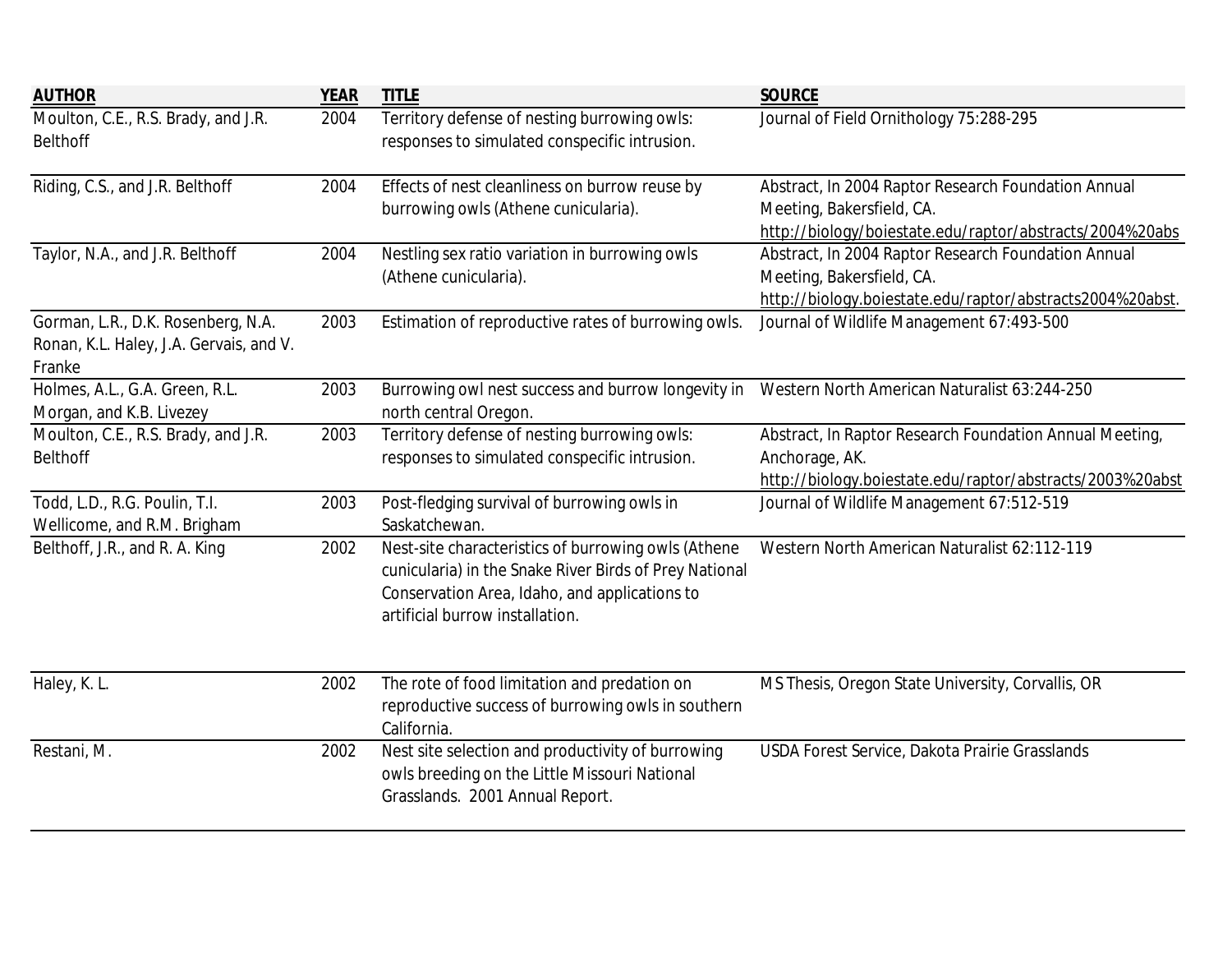| AUTHOR | YEAR | TITLE | SOURCE |
|---|---|---|---|
| Moulton, C.E., R.S. Brady, and J.R. Belthoff | 2004 | Territory defense of nesting burrowing owls: responses to simulated conspecific intrusion. | Journal of Field Ornithology 75:288-295 |
| Riding, C.S., and J.R. Belthoff | 2004 | Effects of nest cleanliness on burrow reuse by burrowing owls (Athene cunicularia). | Abstract, In 2004 Raptor Research Foundation Annual Meeting, Bakersfield, CA. http://biology/boiestate.edu/raptor/abstracts/2004%20abs |
| Taylor, N.A., and J.R. Belthoff | 2004 | Nestling sex ratio variation in burrowing owls (Athene cunicularia). | Abstract, In 2004 Raptor Research Foundation Annual Meeting, Bakersfield, CA. http://biology.boiestate.edu/raptor/abstracts2004%20abst. |
| Gorman, L.R., D.K. Rosenberg, N.A. Ronan, K.L. Haley, J.A. Gervais, and V. Franke | 2003 | Estimation of reproductive rates of burrowing owls. | Journal of Wildlife Management 67:493-500 |
| Holmes, A.L., G.A. Green, R.L. Morgan, and K.B. Livezey | 2003 | Burrowing owl nest success and burrow longevity in north central Oregon. | Western North American Naturalist 63:244-250 |
| Moulton, C.E., R.S. Brady, and J.R. Belthoff | 2003 | Territory defense of nesting burrowing owls: responses to simulated conspecific intrusion. | Abstract, In Raptor Research Foundation Annual Meeting, Anchorage, AK. http://biology.boiestate.edu/raptor/abstracts/2003%20abst |
| Todd, L.D., R.G. Poulin, T.I. Wellicome, and R.M. Brigham | 2003 | Post-fledging survival of burrowing owls in Saskatchewan. | Journal of Wildlife Management 67:512-519 |
| Belthoff, J.R., and R. A. King | 2002 | Nest-site characteristics of burrowing owls (Athene cunicularia) in the Snake River Birds of Prey National Conservation Area, Idaho, and applications to artificial burrow installation. | Western North American Naturalist 62:112-119 |
| Haley, K. L. | 2002 | The rote of food limitation and predation on reproductive success of burrowing owls in southern California. | MS Thesis, Oregon State University, Corvallis, OR |
| Restani, M. | 2002 | Nest site selection and productivity of burrowing owls breeding on the Little Missouri National Grasslands. 2001 Annual Report. | USDA Forest Service, Dakota Prairie Grasslands |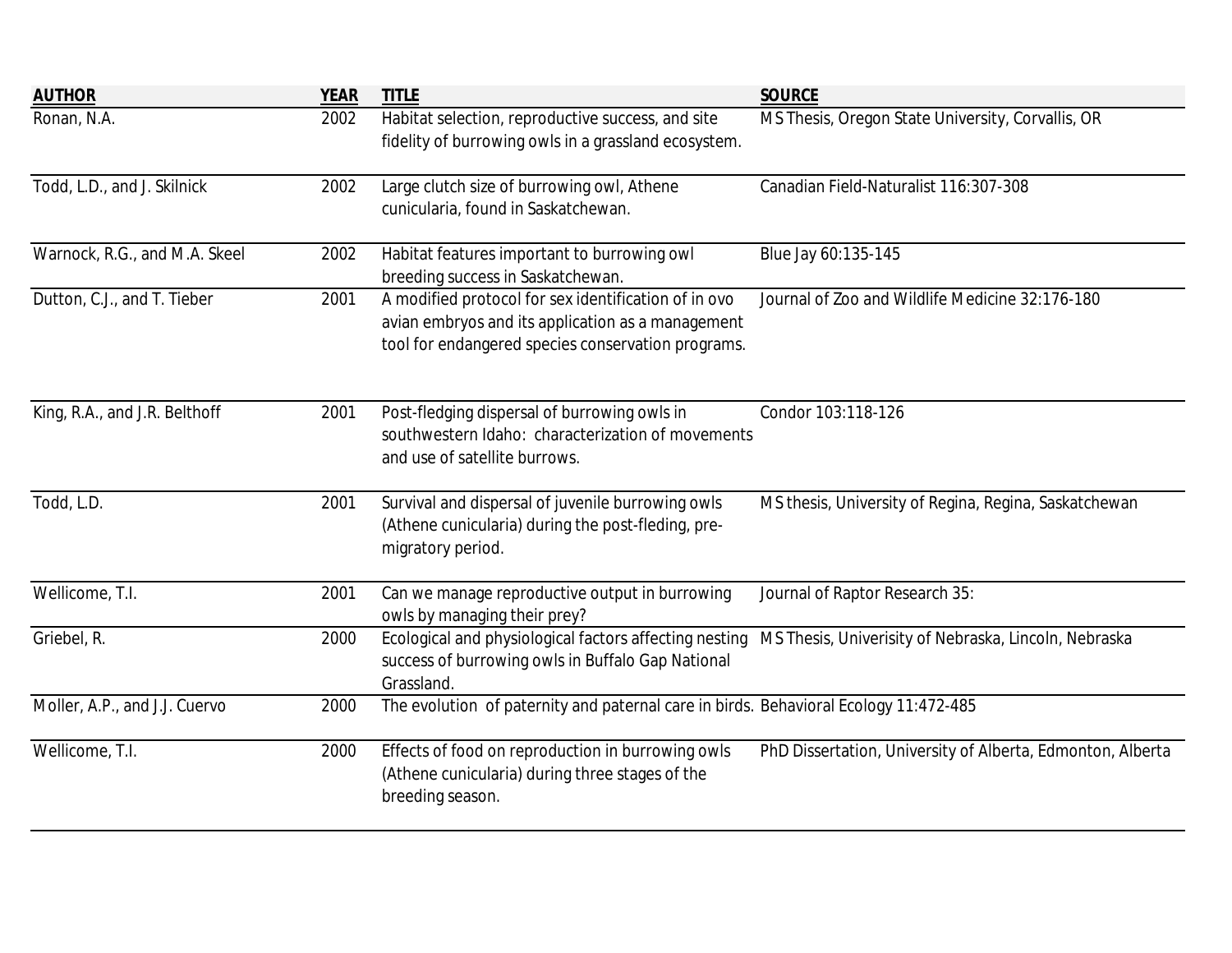| AUTHOR | YEAR | TITLE | SOURCE |
|---|---|---|---|
| Ronan, N.A. | 2002 | Habitat selection, reproductive success, and site fidelity of burrowing owls in a grassland ecosystem. | MS Thesis, Oregon State University, Corvallis, OR |
| Todd, L.D., and J. Skilnick | 2002 | Large clutch size of burrowing owl, Athene cunicularia, found in Saskatchewan. | Canadian Field-Naturalist 116:307-308 |
| Warnock, R.G., and M.A. Skeel | 2002 | Habitat features important to burrowing owl breeding success in Saskatchewan. | Blue Jay 60:135-145 |
| Dutton, C.J., and T. Tieber | 2001 | A modified protocol for sex identification of in ovo avian embryos and its application as a management tool for endangered species conservation programs. | Journal of Zoo and Wildlife Medicine 32:176-180 |
| King, R.A., and J.R. Belthoff | 2001 | Post-fledging dispersal of burrowing owls in southwestern Idaho: characterization of movements and use of satellite burrows. | Condor 103:118-126 |
| Todd, L.D. | 2001 | Survival and dispersal of juvenile burrowing owls (Athene cunicularia) during the post-fleding, pre-migratory period. | MS thesis, University of Regina, Regina, Saskatchewan |
| Wellicome, T.I. | 2001 | Can we manage reproductive output in burrowing owls by managing their prey? | Journal of Raptor Research 35: |
| Griebel, R. | 2000 | Ecological and physiological factors affecting nesting success of burrowing owls in Buffalo Gap National Grassland. | MS Thesis, Univerisity of Nebraska, Lincoln, Nebraska |
| Moller, A.P., and J.J. Cuervo | 2000 | The evolution of paternity and paternal care in birds. | Behavioral Ecology 11:472-485 |
| Wellicome, T.I. | 2000 | Effects of food on reproduction in burrowing owls (Athene cunicularia) during three stages of the breeding season. | PhD Dissertation, University of Alberta, Edmonton, Alberta |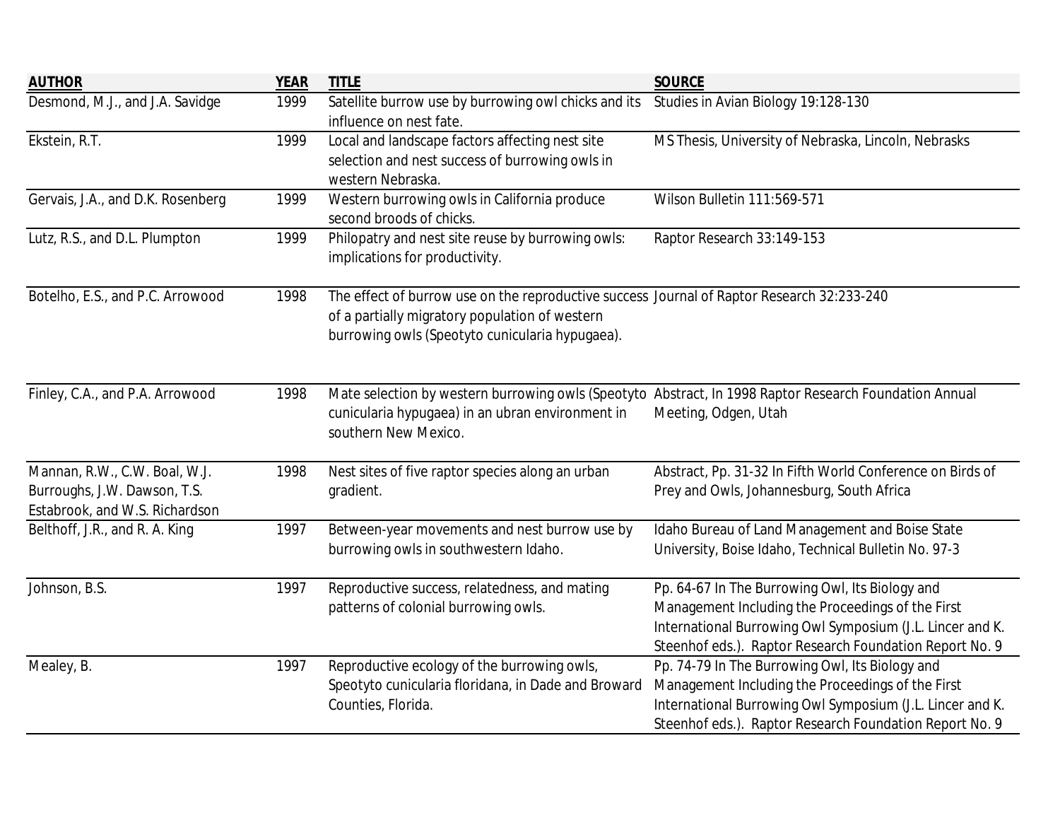| AUTHOR | YEAR | TITLE | SOURCE |
|---|---|---|---|
| Desmond, M.J., and J.A. Savidge | 1999 | Satellite burrow use by burrowing owl chicks and its influence on nest fate. | Studies in Avian Biology 19:128-130 |
| Ekstein, R.T. | 1999 | Local and landscape factors affecting nest site selection and nest success of burrowing owls in western Nebraska. | MS Thesis, University of Nebraska, Lincoln, Nebrasks |
| Gervais, J.A., and D.K. Rosenberg | 1999 | Western burrowing owls in California produce second broods of chicks. | Wilson Bulletin 111:569-571 |
| Lutz, R.S., and D.L. Plumpton | 1999 | Philopatry and nest site reuse by burrowing owls: implications for productivity. | Raptor Research 33:149-153 |
| Botelho, E.S., and P.C. Arrowood | 1998 | The effect of burrow use on the reproductive success of a partially migratory population of western burrowing owls (Speotyto cunicularia hypugaea). | Journal of Raptor Research 32:233-240 |
| Finley, C.A., and P.A. Arrowood | 1998 | Mate selection by western burrowing owls (Speotyto cunicularia hypugaea) in an ubran environment in southern New Mexico. | Abstract, In 1998 Raptor Research Foundation Annual Meeting, Odgen, Utah |
| Mannan, R.W., C.W. Boal, W.J. Burroughs, J.W. Dawson, T.S. Estabrook, and W.S. Richardson | 1998 | Nest sites of five raptor species along an urban gradient. | Abstract, Pp. 31-32 In Fifth World Conference on Birds of Prey and Owls, Johannesburg, South Africa |
| Belthoff, J.R., and R. A. King | 1997 | Between-year movements and nest burrow use by burrowing owls in southwestern Idaho. | Idaho Bureau of Land Management and Boise State University, Boise Idaho, Technical Bulletin No. 97-3 |
| Johnson, B.S. | 1997 | Reproductive success, relatedness, and mating patterns of colonial burrowing owls. | Pp. 64-67 In The Burrowing Owl, Its Biology and Management Including the Proceedings of the First International Burrowing Owl Symposium (J.L. Lincer and K. Steenhof eds.). Raptor Research Foundation Report No. 9 |
| Mealey, B. | 1997 | Reproductive ecology of the burrowing owls, Speotyto cunicularia floridana, in Dade and Broward Counties, Florida. | Pp. 74-79 In The Burrowing Owl, Its Biology and Management Including the Proceedings of the First International Burrowing Owl Symposium (J.L. Lincer and K. Steenhof eds.). Raptor Research Foundation Report No. 9 |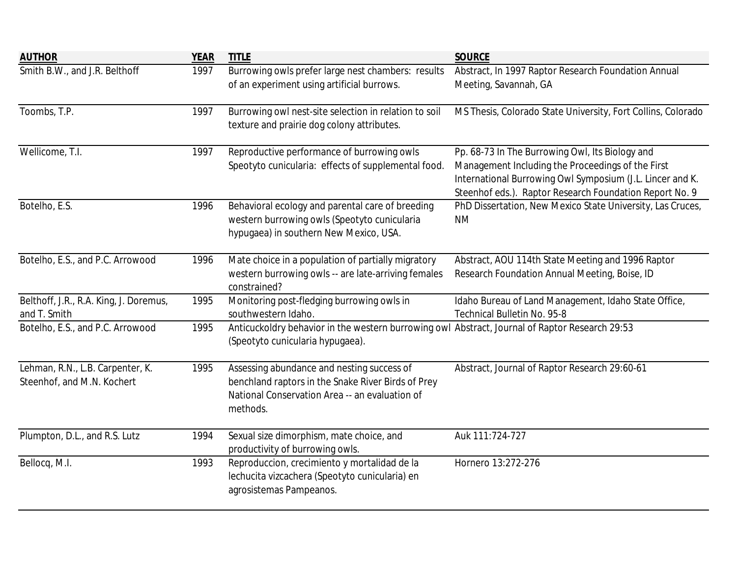| AUTHOR | YEAR | TITLE | SOURCE |
| --- | --- | --- | --- |
| Smith B.W., and J.R. Belthoff | 1997 | Burrowing owls prefer large nest chambers: results of an experiment using artificial burrows. | Abstract, In 1997 Raptor Research Foundation Annual Meeting, Savannah, GA |
| Toombs, T.P. | 1997 | Burrowing owl nest-site selection in relation to soil texture and prairie dog colony attributes. | MS Thesis, Colorado State University, Fort Collins, Colorado |
| Wellicome, T.I. | 1997 | Reproductive performance of burrowing owls Speotyto cunicularia: effects of supplemental food. | Pp. 68-73 In The Burrowing Owl, Its Biology and Management Including the Proceedings of the First International Burrowing Owl Symposium (J.L. Lincer and K. Steenhof eds.). Raptor Research Foundation Report No. 9 |
| Botelho, E.S. | 1996 | Behavioral ecology and parental care of breeding western burrowing owls (Speotyto cunicularia hypugaea) in southern New Mexico, USA. | PhD Dissertation, New Mexico State University, Las Cruces, NM |
| Botelho, E.S., and P.C. Arrowood | 1996 | Mate choice in a population of partially migratory western burrowing owls -- are late-arriving females constrained? | Abstract, AOU 114th State Meeting and 1996 Raptor Research Foundation Annual Meeting, Boise, ID |
| Belthoff, J.R., R.A. King, J. Doremus, and T. Smith | 1995 | Monitoring post-fledging burrowing owls in southwestern Idaho. | Idaho Bureau of Land Management, Idaho State Office, Technical Bulletin No. 95-8 |
| Botelho, E.S., and P.C. Arrowood | 1995 | Anticuckoldry behavior in the western burrowing owl (Speotyto cunicularia hypugaea). | Abstract, Journal of Raptor Research 29:53 |
| Lehman, R.N., L.B. Carpenter, K. Steenhof, and M.N. Kochert | 1995 | Assessing abundance and nesting success of benchland raptors in the Snake River Birds of Prey National Conservation Area -- an evaluation of methods. | Abstract, Journal of Raptor Research 29:60-61 |
| Plumpton, D.L., and R.S. Lutz | 1994 | Sexual size dimorphism, mate choice, and productivity of burrowing owls. | Auk 111:724-727 |
| Bellocq, M.I. | 1993 | Reproduccion, crecimiento y mortalidad de la lechucita vizcachera (Speotyto cunicularia) en agrosistemas Pampeanos. | Hornero 13:272-276 |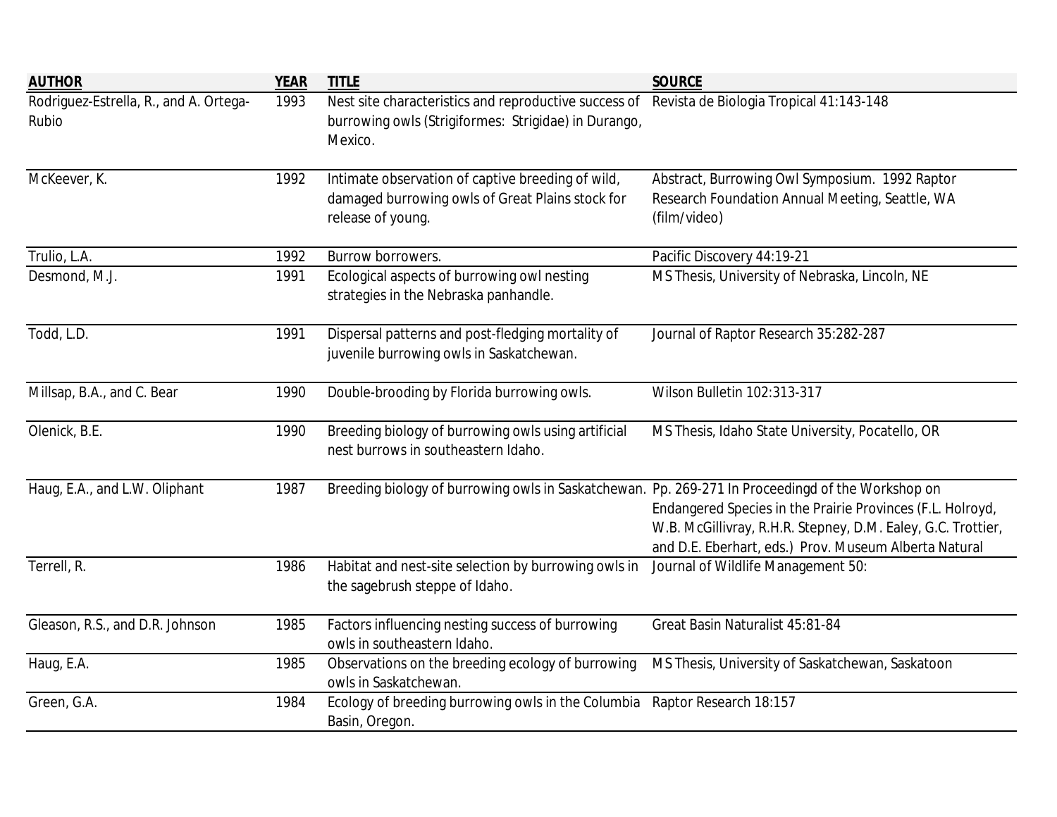| AUTHOR | YEAR | TITLE | SOURCE |
|---|---|---|---|
| Rodriguez-Estrella, R., and A. Ortega-Rubio | 1993 | Nest site characteristics and reproductive success of burrowing owls (Strigiformes: Strigidae) in Durango, Mexico. | Revista de Biologia Tropical 41:143-148 |
| McKeever, K. | 1992 | Intimate observation of captive breeding of wild, damaged burrowing owls of Great Plains stock for release of young. | Abstract, Burrowing Owl Symposium. 1992 Raptor Research Foundation Annual Meeting, Seattle, WA (film/video) |
| Trulio, L.A. | 1992 | Burrow borrowers. | Pacific Discovery 44:19-21 |
| Desmond, M.J. | 1991 | Ecological aspects of burrowing owl nesting strategies in the Nebraska panhandle. | MS Thesis, University of Nebraska, Lincoln, NE |
| Todd, L.D. | 1991 | Dispersal patterns and post-fledging mortality of juvenile burrowing owls in Saskatchewan. | Journal of Raptor Research 35:282-287 |
| Millsap, B.A., and C. Bear | 1990 | Double-brooding by Florida burrowing owls. | Wilson Bulletin 102:313-317 |
| Olenick, B.E. | 1990 | Breeding biology of burrowing owls using artificial nest burrows in southeastern Idaho. | MS Thesis, Idaho State University, Pocatello, OR |
| Haug, E.A., and L.W. Oliphant | 1987 | Breeding biology of burrowing owls in Saskatchewan. | Pp. 269-271 In Proceedingd of the Workshop on Endangered Species in the Prairie Provinces (F.L. Holroyd, W.B. McGillivray, R.H.R. Stepney, D.M. Ealey, G.C. Trottier, and D.E. Eberhart, eds.) Prov. Museum Alberta Natural |
| Terrell, R. | 1986 | Habitat and nest-site selection by burrowing owls in the sagebrush steppe of Idaho. | Journal of Wildlife Management 50: |
| Gleason, R.S., and D.R. Johnson | 1985 | Factors influencing nesting success of burrowing owls in southeastern Idaho. | Great Basin Naturalist 45:81-84 |
| Haug, E.A. | 1985 | Observations on the breeding ecology of burrowing owls in Saskatchewan. | MS Thesis, University of Saskatchewan, Saskatoon |
| Green, G.A. | 1984 | Ecology of breeding burrowing owls in the Columbia Basin, Oregon. | Raptor Research 18:157 |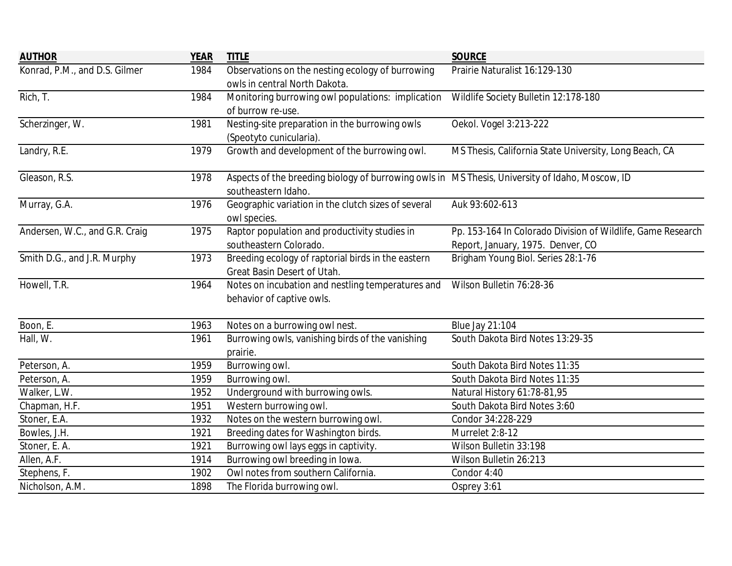| AUTHOR | YEAR | TITLE | SOURCE |
|---|---|---|---|
| Konrad, P.M., and D.S. Gilmer | 1984 | Observations on the nesting ecology of burrowing owls in central North Dakota. | Prairie Naturalist 16:129-130 |
| Rich, T. | 1984 | Monitoring burrowing owl populations: implication of burrow re-use. | Wildlife Society Bulletin 12:178-180 |
| Scherzinger, W. | 1981 | Nesting-site preparation in the burrowing owls (Speotyto cunicularia). | Oekol. Vogel 3:213-222 |
| Landry, R.E. | 1979 | Growth and development of the burrowing owl. | MS Thesis, California State University, Long Beach, CA |
| Gleason, R.S. | 1978 | Aspects of the breeding biology of burrowing owls in southeastern Idaho. | MS Thesis, University of Idaho, Moscow, ID |
| Murray, G.A. | 1976 | Geographic variation in the clutch sizes of several owl species. | Auk 93:602-613 |
| Andersen, W.C., and G.R. Craig | 1975 | Raptor population and productivity studies in southeastern Colorado. | Pp. 153-164 In Colorado Division of Wildlife, Game Research Report, January, 1975. Denver, CO |
| Smith D.G., and J.R. Murphy | 1973 | Breeding ecology of raptorial birds in the eastern Great Basin Desert of Utah. | Brigham Young Biol. Series 28:1-76 |
| Howell, T.R. | 1964 | Notes on incubation and nestling temperatures and behavior of captive owls. | Wilson Bulletin 76:28-36 |
| Boon, E. | 1963 | Notes on a burrowing owl nest. | Blue Jay 21:104 |
| Hall, W. | 1961 | Burrowing owls, vanishing birds of the vanishing prairie. | South Dakota Bird Notes 13:29-35 |
| Peterson, A. | 1959 | Burrowing owl. | South Dakota Bird Notes 11:35 |
| Peterson, A. | 1959 | Burrowing owl. | South Dakota Bird Notes 11:35 |
| Walker, L.W. | 1952 | Underground with burrowing owls. | Natural History 61:78-81,95 |
| Chapman, H.F. | 1951 | Western burrowing owl. | South Dakota Bird Notes 3:60 |
| Stoner, E.A. | 1932 | Notes on the western burrowing owl. | Condor 34:228-229 |
| Bowles, J.H. | 1921 | Breeding dates for Washington birds. | Murrelet 2:8-12 |
| Stoner, E. A. | 1921 | Burrowing owl lays eggs in captivity. | Wilson Bulletin 33:198 |
| Allen, A.F. | 1914 | Burrowing owl breeding in Iowa. | Wilson Bulletin 26:213 |
| Stephens, F. | 1902 | Owl notes from southern California. | Condor 4:40 |
| Nicholson, A.M. | 1898 | The Florida burrowing owl. | Osprey 3:61 |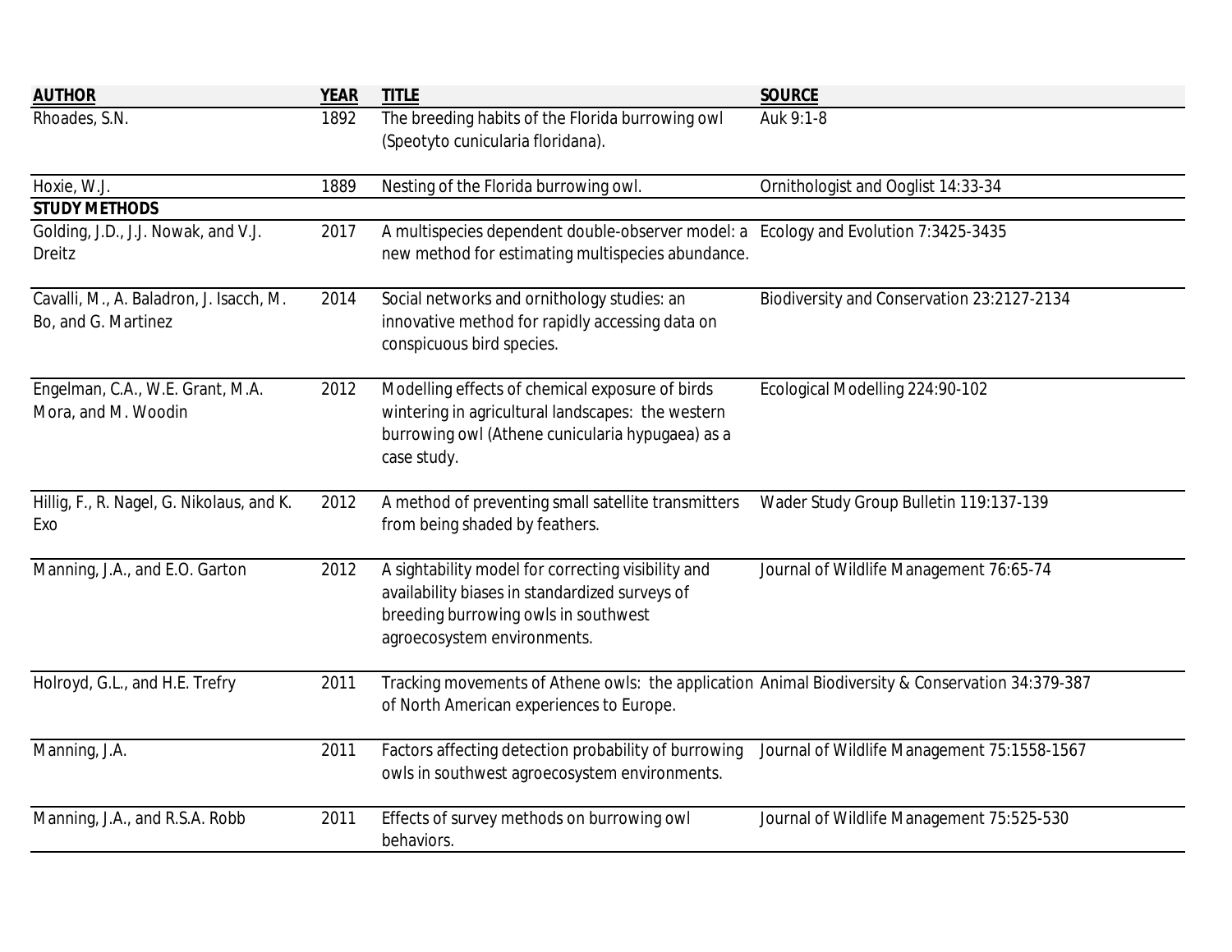| AUTHOR | YEAR | TITLE | SOURCE |
|---|---|---|---|
| Rhoades, S.N. | 1892 | The breeding habits of the Florida burrowing owl (Speotyto cunicularia floridana). | Auk 9:1-8 |
| Hoxie, W.J. | 1889 | Nesting of the Florida burrowing owl. | Ornithologist and Ooglist 14:33-34 |
| **STUDY METHODS** | | | |
| Golding, J.D., J.J. Nowak, and V.J. Dreitz | 2017 | A multispecies dependent double-observer model: a new method for estimating multispecies abundance. | Ecology and Evolution 7:3425-3435 |
| Cavalli, M., A. Baladron, J. Isacch, M. Bo, and G. Martinez | 2014 | Social networks and ornithology studies: an innovative method for rapidly accessing data on conspicuous bird species. | Biodiversity and Conservation 23:2127-2134 |
| Engelman, C.A., W.E. Grant, M.A. Mora, and M. Woodin | 2012 | Modelling effects of chemical exposure of birds wintering in agricultural landscapes: the western burrowing owl (Athene cunicularia hypugaea) as a case study. | Ecological Modelling 224:90-102 |
| Hillig, F., R. Nagel, G. Nikolaus, and K. Exo | 2012 | A method of preventing small satellite transmitters from being shaded by feathers. | Wader Study Group Bulletin 119:137-139 |
| Manning, J.A., and E.O. Garton | 2012 | A sightability model for correcting visibility and availability biases in standardized surveys of breeding burrowing owls in southwest agroecosystem environments. | Journal of Wildlife Management 76:65-74 |
| Holroyd, G.L., and H.E. Trefry | 2011 | Tracking movements of Athene owls: the application of North American experiences to Europe. | Animal Biodiversity & Conservation 34:379-387 |
| Manning, J.A. | 2011 | Factors affecting detection probability of burrowing owls in southwest agroecosystem environments. | Journal of Wildlife Management 75:1558-1567 |
| Manning, J.A., and R.S.A. Robb | 2011 | Effects of survey methods on burrowing owl behaviors. | Journal of Wildlife Management 75:525-530 |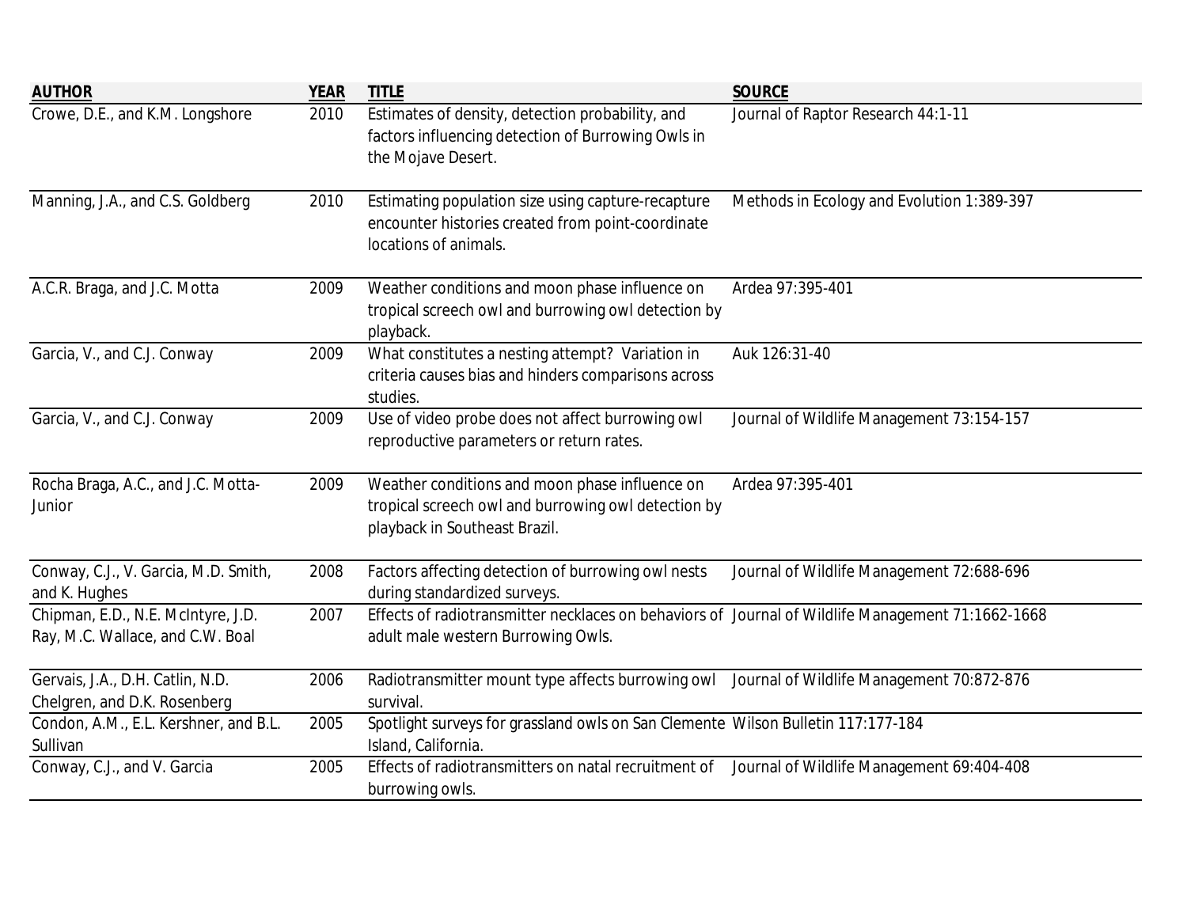| AUTHOR | YEAR | TITLE | SOURCE |
|---|---|---|---|
| Crowe, D.E., and K.M. Longshore | 2010 | Estimates of density, detection probability, and factors influencing detection of Burrowing Owls in the Mojave Desert. | Journal of Raptor Research 44:1-11 |
| Manning, J.A., and C.S. Goldberg | 2010 | Estimating population size using capture-recapture encounter histories created from point-coordinate locations of animals. | Methods in Ecology and Evolution 1:389-397 |
| A.C.R. Braga, and J.C. Motta | 2009 | Weather conditions and moon phase influence on tropical screech owl and burrowing owl detection by playback. | Ardea 97:395-401 |
| Garcia, V., and C.J. Conway | 2009 | What constitutes a nesting attempt? Variation in criteria causes bias and hinders comparisons across studies. | Auk 126:31-40 |
| Garcia, V., and C.J. Conway | 2009 | Use of video probe does not affect burrowing owl reproductive parameters or return rates. | Journal of Wildlife Management 73:154-157 |
| Rocha Braga, A.C., and J.C. Motta-Junior | 2009 | Weather conditions and moon phase influence on tropical screech owl and burrowing owl detection by playback in Southeast Brazil. | Ardea 97:395-401 |
| Conway, C.J., V. Garcia, M.D. Smith, and K. Hughes | 2008 | Factors affecting detection of burrowing owl nests during standardized surveys. | Journal of Wildlife Management 72:688-696 |
| Chipman, E.D., N.E. McIntyre, J.D. Ray, M.C. Wallace, and C.W. Boal | 2007 | Effects of radiotransmitter necklaces on behaviors of adult male western Burrowing Owls. | Journal of Wildlife Management 71:1662-1668 |
| Gervais, J.A., D.H. Catlin, N.D. Chelgren, and D.K. Rosenberg | 2006 | Radiotransmitter mount type affects burrowing owl survival. | Journal of Wildlife Management 70:872-876 |
| Condon, A.M., E.L. Kershner, and B.L. Sullivan | 2005 | Spotlight surveys for grassland owls on San Clemente Island, California. | Wilson Bulletin 117:177-184 |
| Conway, C.J., and V. Garcia | 2005 | Effects of radiotransmitters on natal recruitment of burrowing owls. | Journal of Wildlife Management 69:404-408 |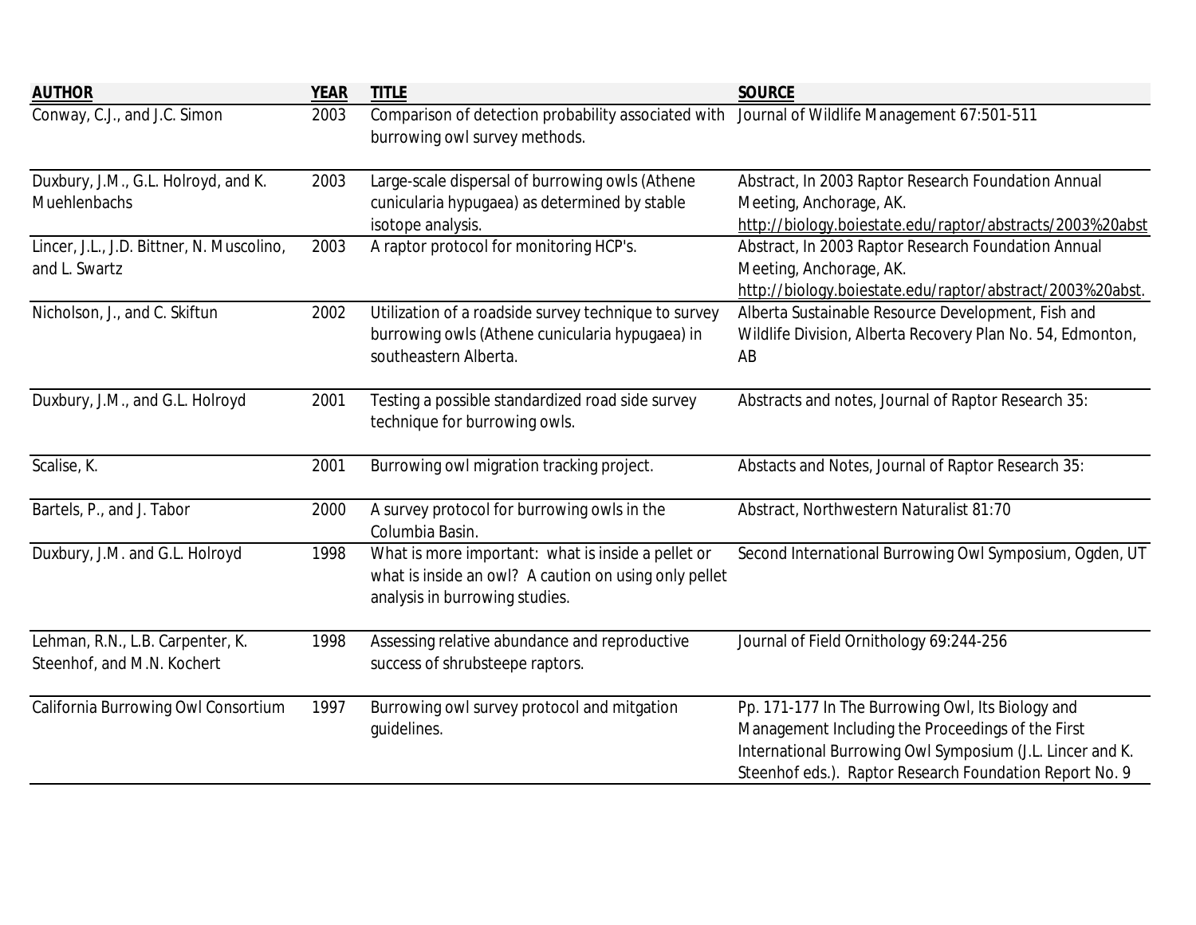| AUTHOR | YEAR | TITLE | SOURCE |
|---|---|---|---|
| Conway, C.J., and J.C. Simon | 2003 | Comparison of detection probability associated with burrowing owl survey methods. | Journal of Wildlife Management 67:501-511 |
| Duxbury, J.M., G.L. Holroyd, and K. Muehlenbachs | 2003 | Large-scale dispersal of burrowing owls (Athene cunicularia hypugaea) as determined by stable isotope analysis. | Abstract, In 2003 Raptor Research Foundation Annual Meeting, Anchorage, AK. http://biology.boiestate.edu/raptor/abstracts/2003%20abst |
| Lincer, J.L., J.D. Bittner, N. Muscolino, and L. Swartz | 2003 | A raptor protocol for monitoring HCP's. | Abstract, In 2003 Raptor Research Foundation Annual Meeting, Anchorage, AK. http://biology.boiestate.edu/raptor/abstract/2003%20abst. |
| Nicholson, J., and C. Skiftun | 2002 | Utilization of a roadside survey technique to survey burrowing owls (Athene cunicularia hypugaea) in southeastern Alberta. | Alberta Sustainable Resource Development, Fish and Wildlife Division, Alberta Recovery Plan No. 54, Edmonton, AB |
| Duxbury, J.M., and G.L. Holroyd | 2001 | Testing a possible standardized road side survey technique for burrowing owls. | Abstracts and notes, Journal of Raptor Research 35: |
| Scalise, K. | 2001 | Burrowing owl migration tracking project. | Abstacts and Notes, Journal of Raptor Research 35: |
| Bartels, P., and J. Tabor | 2000 | A survey protocol for burrowing owls in the Columbia Basin. | Abstract, Northwestern Naturalist 81:70 |
| Duxbury, J.M. and G.L. Holroyd | 1998 | What is more important: what is inside a pellet or what is inside an owl? A caution on using only pellet analysis in burrowing studies. | Second International Burrowing Owl Symposium, Ogden, UT |
| Lehman, R.N., L.B. Carpenter, K. Steenhof, and M.N. Kochert | 1998 | Assessing relative abundance and reproductive success of shrubsteepe raptors. | Journal of Field Ornithology 69:244-256 |
| California Burrowing Owl Consortium | 1997 | Burrowing owl survey protocol and mitgation guidelines. | Pp. 171-177 In The Burrowing Owl, Its Biology and Management Including the Proceedings of the First International Burrowing Owl Symposium (J.L. Lincer and K. Steenhof eds.). Raptor Research Foundation Report No. 9 |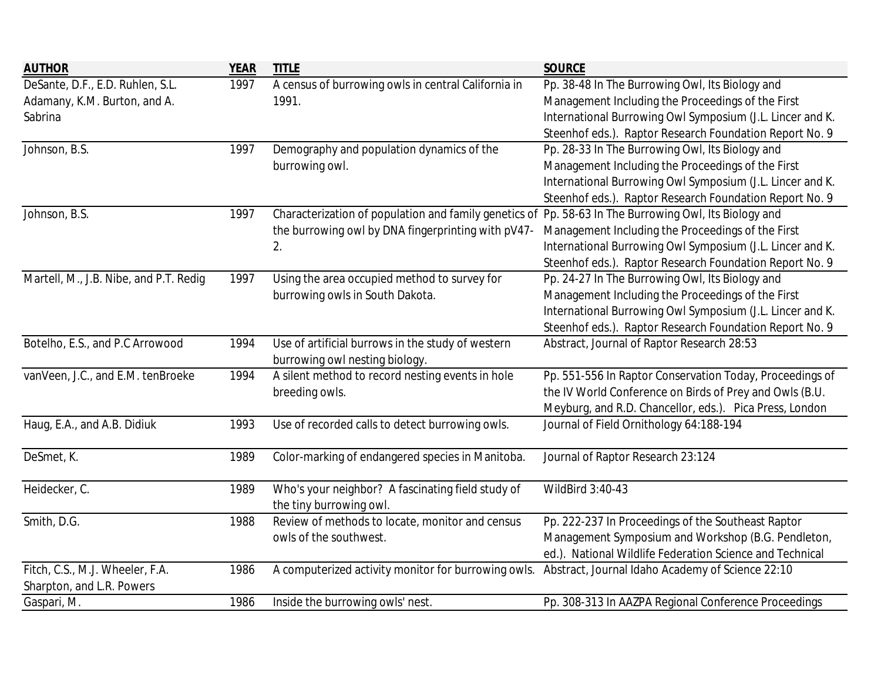| AUTHOR | YEAR | TITLE | SOURCE |
|---|---|---|---|
| DeSante, D.F., E.D. Ruhlen, S.L. Adamany, K.M. Burton, and A. Sabrina | 1997 | A census of burrowing owls in central California in 1991. | Pp. 38-48 In The Burrowing Owl, Its Biology and Management Including the Proceedings of the First International Burrowing Owl Symposium (J.L. Lincer and K. Steenhof eds.). Raptor Research Foundation Report No. 9 |
| Johnson, B.S. | 1997 | Demography and population dynamics of the burrowing owl. | Pp. 28-33 In The Burrowing Owl, Its Biology and Management Including the Proceedings of the First International Burrowing Owl Symposium (J.L. Lincer and K. Steenhof eds.). Raptor Research Foundation Report No. 9 |
| Johnson, B.S. | 1997 | Characterization of population and family genetics of the burrowing owl by DNA fingerprinting with pV47-2. | Pp. 58-63 In The Burrowing Owl, Its Biology and Management Including the Proceedings of the First International Burrowing Owl Symposium (J.L. Lincer and K. Steenhof eds.). Raptor Research Foundation Report No. 9 |
| Martell, M., J.B. Nibe, and P.T. Redig | 1997 | Using the area occupied method to survey for burrowing owls in South Dakota. | Pp. 24-27 In The Burrowing Owl, Its Biology and Management Including the Proceedings of the First International Burrowing Owl Symposium (J.L. Lincer and K. Steenhof eds.). Raptor Research Foundation Report No. 9 |
| Botelho, E.S., and P.C Arrowood | 1994 | Use of artificial burrows in the study of western burrowing owl nesting biology. | Abstract, Journal of Raptor Research 28:53 |
| vanVeen, J.C., and E.M. tenBroeke | 1994 | A silent method to record nesting events in hole breeding owls. | Pp. 551-556 In Raptor Conservation Today, Proceedings of the IV World Conference on Birds of Prey and Owls (B.U. Meyburg, and R.D. Chancellor, eds.). Pica Press, London |
| Haug, E.A., and A.B. Didiuk | 1993 | Use of recorded calls to detect burrowing owls. | Journal of Field Ornithology 64:188-194 |
| DeSmet, K. | 1989 | Color-marking of endangered species in Manitoba. | Journal of Raptor Research 23:124 |
| Heidecker, C. | 1989 | Who's your neighbor? A fascinating field study of the tiny burrowing owl. | WildBird 3:40-43 |
| Smith, D.G. | 1988 | Review of methods to locate, monitor and census owls of the southwest. | Pp. 222-237 In Proceedings of the Southeast Raptor Management Symposium and Workshop (B.G. Pendleton, ed.). National Wildlife Federation Science and Technical |
| Fitch, C.S., M.J. Wheeler, F.A. Sharpton, and L.R. Powers | 1986 | A computerized activity monitor for burrowing owls. | Abstract, Journal Idaho Academy of Science 22:10 |
| Gaspari, M. | 1986 | Inside the burrowing owls' nest. | Pp. 308-313 In AAZPA Regional Conference Proceedings |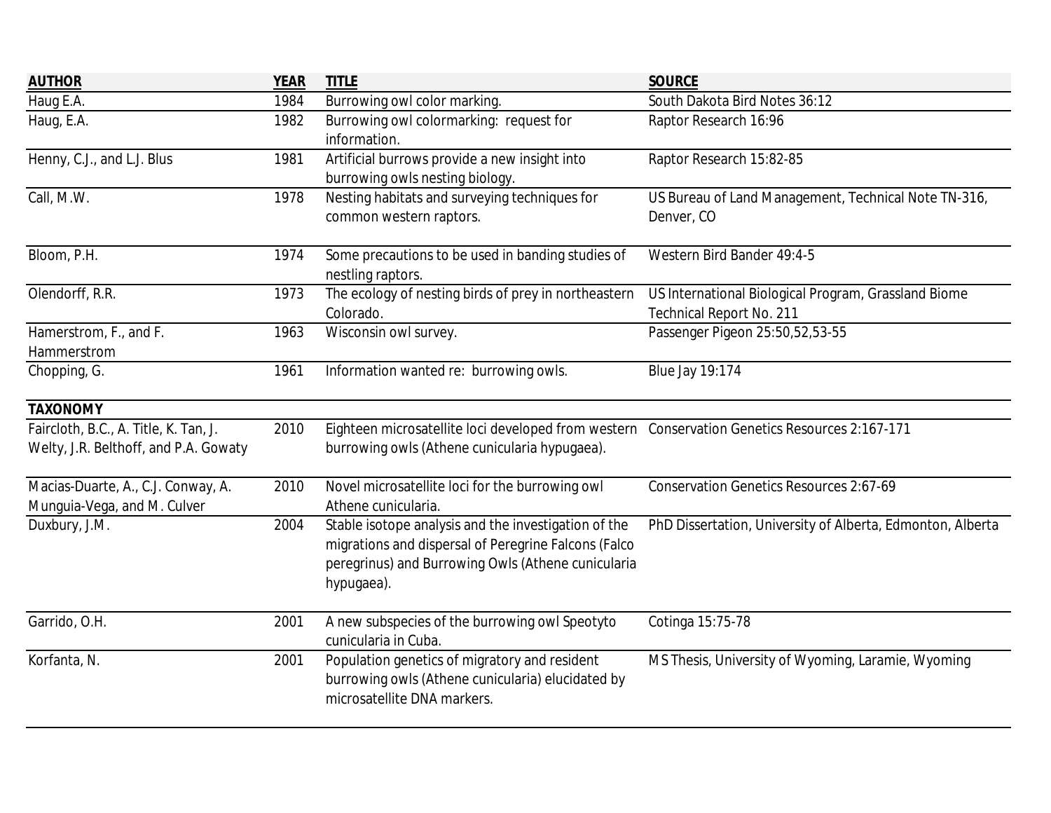| AUTHOR | YEAR | TITLE | SOURCE |
|---|---|---|---|
| Haug E.A. | 1984 | Burrowing owl color marking. | South Dakota Bird Notes 36:12 |
| Haug, E.A. | 1982 | Burrowing owl colormarking: request for information. | Raptor Research 16:96 |
| Henny, C.J., and L.J. Blus | 1981 | Artificial burrows provide a new insight into burrowing owls nesting biology. | Raptor Research 15:82-85 |
| Call, M.W. | 1978 | Nesting habitats and surveying techniques for common western raptors. | US Bureau of Land Management, Technical Note TN-316, Denver, CO |
| Bloom, P.H. | 1974 | Some precautions to be used in banding studies of nestling raptors. | Western Bird Bander 49:4-5 |
| Olendorff, R.R. | 1973 | The ecology of nesting birds of prey in northeastern Colorado. | US International Biological Program, Grassland Biome Technical Report No. 211 |
| Hamerstrom, F., and F. Hammerstrom | 1963 | Wisconsin owl survey. | Passenger Pigeon 25:50,52,53-55 |
| Chopping, G. | 1961 | Information wanted re: burrowing owls. | Blue Jay 19:174 |
| **TAXONOMY** | | | |
| Faircloth, B.C., A. Title, K. Tan, J. Welty, J.R. Belthoff, and P.A. Gowaty | 2010 | Eighteen microsatellite loci developed from western burrowing owls (Athene cunicularia hypugaea). | Conservation Genetics Resources 2:167-171 |
| Macias-Duarte, A., C.J. Conway, A. Munguia-Vega, and M. Culver | 2010 | Novel microsatellite loci for the burrowing owl Athene cunicularia. | Conservation Genetics Resources 2:67-69 |
| Duxbury, J.M. | 2004 | Stable isotope analysis and the investigation of the migrations and dispersal of Peregrine Falcons (Falco peregrinus) and Burrowing Owls (Athene cunicularia hypugaea). | PhD Dissertation, University of Alberta, Edmonton, Alberta |
| Garrido, O.H. | 2001 | A new subspecies of the burrowing owl Speotyto cunicularia in Cuba. | Cotinga 15:75-78 |
| Korfanta, N. | 2001 | Population genetics of migratory and resident burrowing owls (Athene cunicularia) elucidated by microsatellite DNA markers. | MS Thesis, University of Wyoming, Laramie, Wyoming |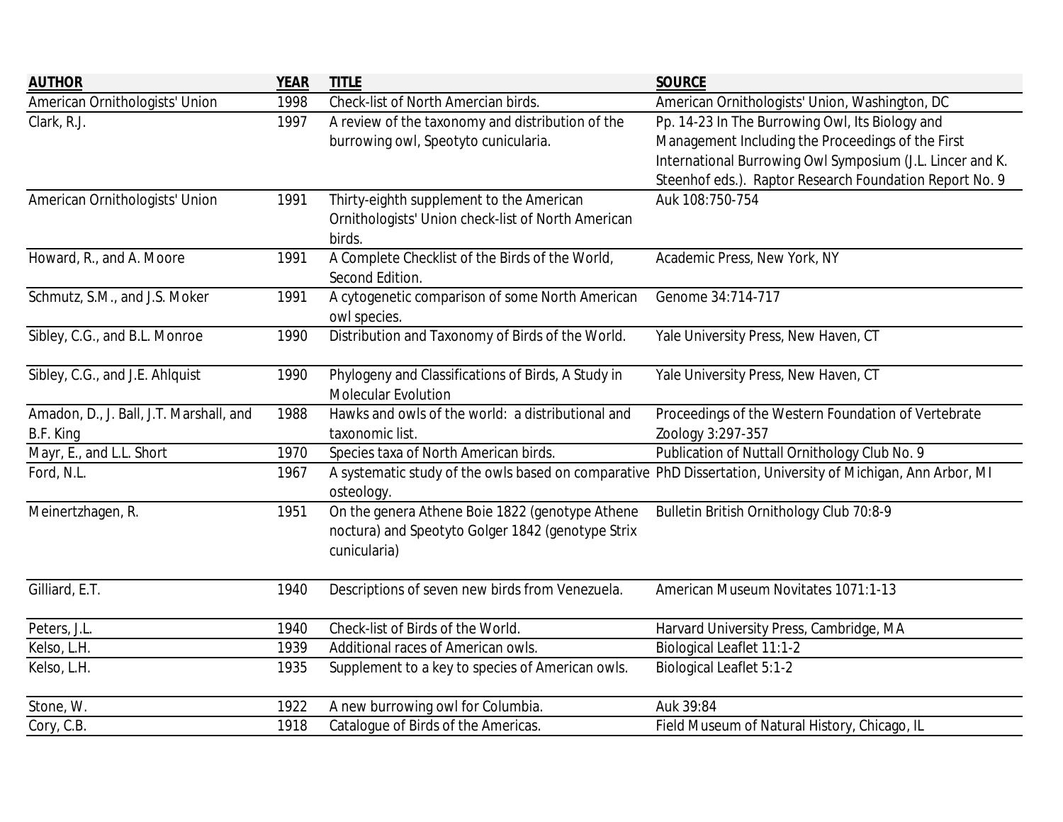| AUTHOR | YEAR | TITLE | SOURCE |
|---|---|---|---|
| American Ornithologists' Union | 1998 | Check-list of North Amercian birds. | American Ornithologists' Union, Washington, DC |
| Clark, R.J. | 1997 | A review of the taxonomy and distribution of the burrowing owl, Speotyto cunicularia. | Pp. 14-23 In The Burrowing Owl, Its Biology and Management Including the Proceedings of the First International Burrowing Owl Symposium (J.L. Lincer and K. Steenhof eds.). Raptor Research Foundation Report No. 9 |
| American Ornithologists' Union | 1991 | Thirty-eighth supplement to the American Ornithologists' Union check-list of North American birds. | Auk 108:750-754 |
| Howard, R., and A. Moore | 1991 | A Complete Checklist of the Birds of the World, Second Edition. | Academic Press, New York, NY |
| Schmutz, S.M., and J.S. Moker | 1991 | A cytogenetic comparison of some North American owl species. | Genome 34:714-717 |
| Sibley, C.G., and B.L. Monroe | 1990 | Distribution and Taxonomy of Birds of the World. | Yale University Press, New Haven, CT |
| Sibley, C.G., and J.E. Ahlquist | 1990 | Phylogeny and Classifications of Birds, A Study in Molecular Evolution | Yale University Press, New Haven, CT |
| Amadon, D., J. Ball, J.T. Marshall, and B.F. King | 1988 | Hawks and owls of the world: a distributional and taxonomic list. | Proceedings of the Western Foundation of Vertebrate Zoology 3:297-357 |
| Mayr, E., and L.L. Short | 1970 | Species taxa of North American birds. | Publication of Nuttall Ornithology Club No. 9 |
| Ford, N.L. | 1967 | A systematic study of the owls based on comparative osteology. | PhD Dissertation, University of Michigan, Ann Arbor, MI |
| Meinertzhagen, R. | 1951 | On the genera Athene Boie 1822 (genotype Athene noctura) and Speotyto Golger 1842 (genotype Strix cunicularia) | Bulletin British Ornithology Club 70:8-9 |
| Gilliard, E.T. | 1940 | Descriptions of seven new birds from Venezuela. | American Museum Novitates 1071:1-13 |
| Peters, J.L. | 1940 | Check-list of Birds of the World. | Harvard University Press, Cambridge, MA |
| Kelso, L.H. | 1939 | Additional races of American owls. | Biological Leaflet 11:1-2 |
| Kelso, L.H. | 1935 | Supplement to a key to species of American owls. | Biological Leaflet 5:1-2 |
| Stone, W. | 1922 | A new burrowing owl for Columbia. | Auk 39:84 |
| Cory, C.B. | 1918 | Catalogue of Birds of the Americas. | Field Museum of Natural History, Chicago, IL |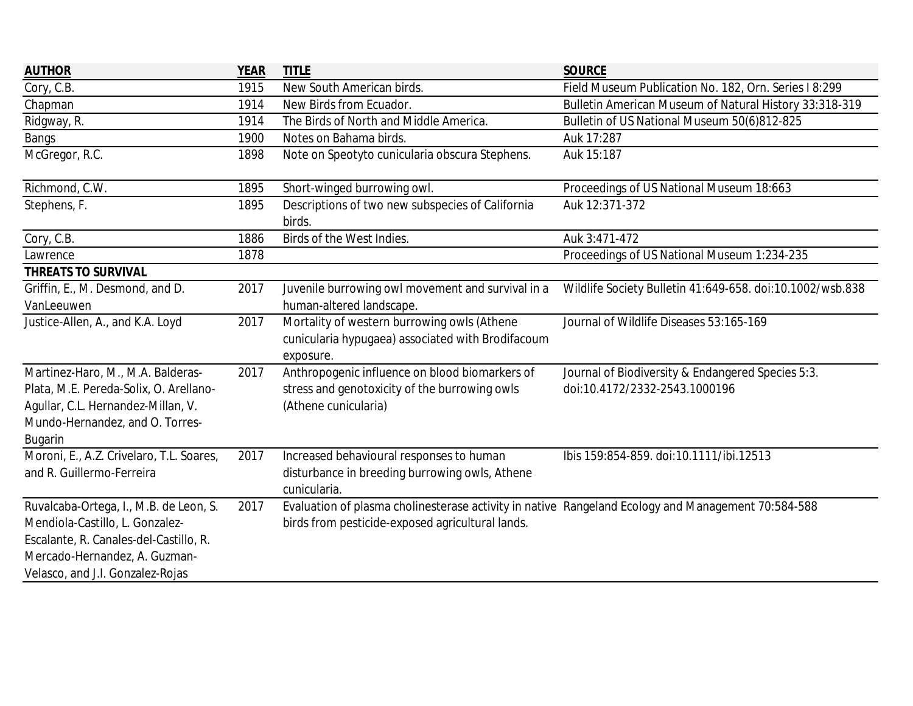| AUTHOR | YEAR | TITLE | SOURCE |
|---|---|---|---|
| Cory, C.B. | 1915 | New South American birds. | Field Museum Publication No. 182, Orn. Series I 8:299 |
| Chapman | 1914 | New Birds from Ecuador. | Bulletin American Museum of Natural History 33:318-319 |
| Ridgway, R. | 1914 | The Birds of North and Middle America. | Bulletin of US National Museum 50(6)812-825 |
| Bangs | 1900 | Notes on Bahama birds. | Auk 17:287 |
| McGregor, R.C. | 1898 | Note on Speotyto cunicularia obscura Stephens. | Auk 15:187 |
| Richmond, C.W. | 1895 | Short-winged burrowing owl. | Proceedings of US National Museum 18:663 |
| Stephens, F. | 1895 | Descriptions of two new subspecies of California birds. | Auk 12:371-372 |
| Cory, C.B. | 1886 | Birds of the West Indies. | Auk 3:471-472 |
| Lawrence | 1878 | | Proceedings of US National Museum 1:234-235 |
| **THREATS TO SURVIVAL** | | | |
| Griffin, E., M. Desmond, and D. VanLeeuwen | 2017 | Juvenile burrowing owl movement and survival in a human-altered landscape. | Wildlife Society Bulletin 41:649-658. doi:10.1002/wsb.838 |
| Justice-Allen, A., and K.A. Loyd | 2017 | Mortality of western burrowing owls (Athene cunicularia hypugaea) associated with Brodifacoum exposure. | Journal of Wildlife Diseases 53:165-169 |
| Martinez-Haro, M., M.A. Balderas-Plata, M.E. Pereda-Solix, O. Arellano-Agullar, C.L. Hernandez-Millan, V. Mundo-Hernandez, and O. Torres-Bugarin | 2017 | Anthropogenic influence on blood biomarkers of stress and genotoxicity of the burrowing owls (Athene cunicularia) | Journal of Biodiversity & Endangered Species 5:3. doi:10.4172/2332-2543.1000196 |
| Moroni, E., A.Z. Crivelaro, T.L. Soares, and R. Guillermo-Ferreira | 2017 | Increased behavioural responses to human disturbance in breeding burrowing owls, Athene cunicularia. | Ibis 159:854-859. doi:10.1111/ibi.12513 |
| Ruvalcaba-Ortega, I., M.B. de Leon, S. Mendiola-Castillo, L. Gonzalez-Escalante, R. Canales-del-Castillo, R. Mercado-Hernandez, A. Guzman-Velasco, and J.I. Gonzalez-Rojas | 2017 | Evaluation of plasma cholinesterase activity in native birds from pesticide-exposed agricultural lands. | Rangeland Ecology and Management 70:584-588 |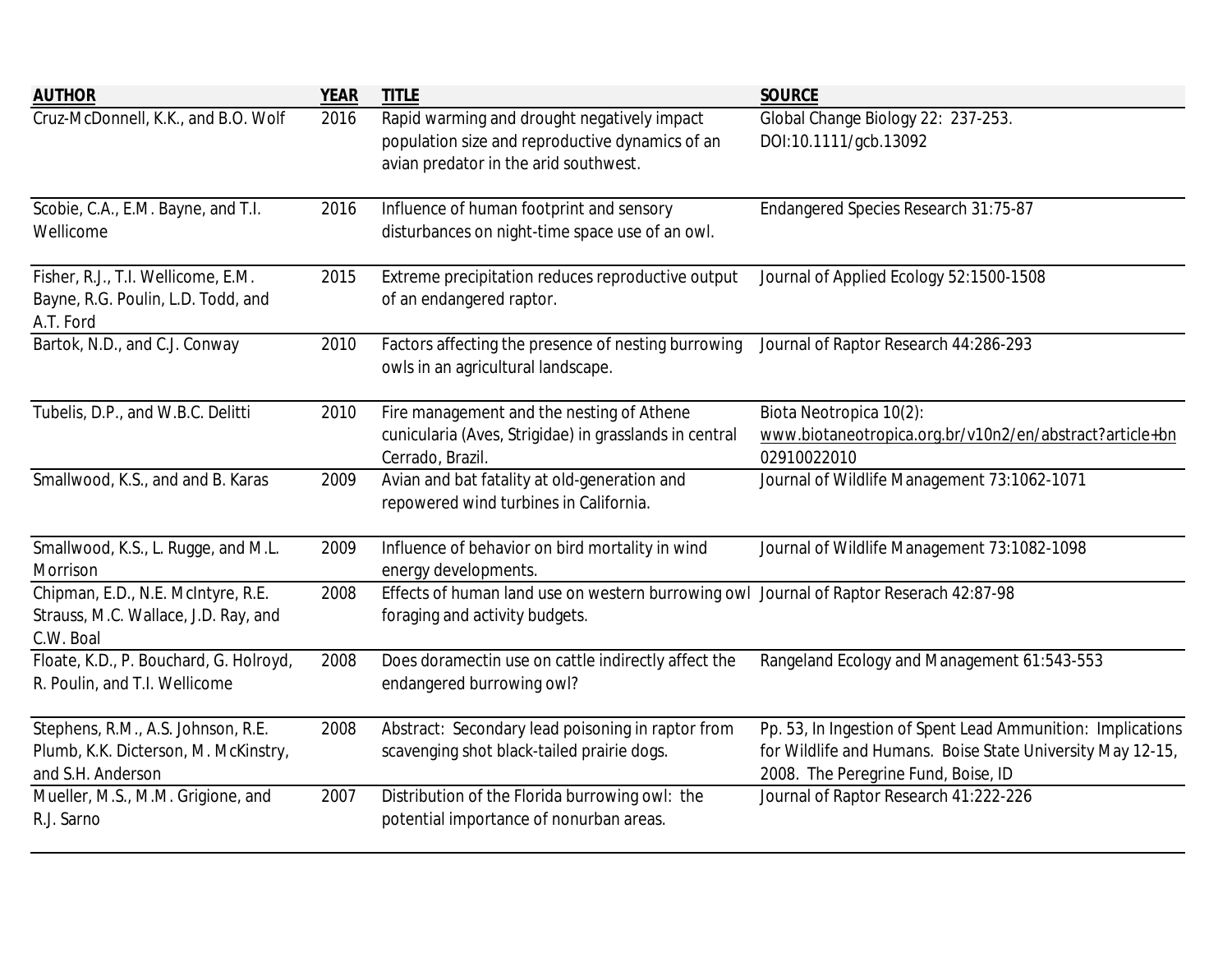| AUTHOR | YEAR | TITLE | SOURCE |
|---|---|---|---|
| Cruz-McDonnell, K.K., and B.O. Wolf | 2016 | Rapid warming and drought negatively impact population size and reproductive dynamics of an avian predator in the arid southwest. | Global Change Biology 22: 237-253. DOI:10.1111/gcb.13092 |
| Scobie, C.A., E.M. Bayne, and T.I. Wellicome | 2016 | Influence of human footprint and sensory disturbances on night-time space use of an owl. | Endangered Species Research 31:75-87 |
| Fisher, R.J., T.I. Wellicome, E.M. Bayne, R.G. Poulin, L.D. Todd, and A.T. Ford | 2015 | Extreme precipitation reduces reproductive output of an endangered raptor. | Journal of Applied Ecology 52:1500-1508 |
| Bartok, N.D., and C.J. Conway | 2010 | Factors affecting the presence of nesting burrowing owls in an agricultural landscape. | Journal of Raptor Research 44:286-293 |
| Tubelis, D.P., and W.B.C. Delitti | 2010 | Fire management and the nesting of Athene cunicularia (Aves, Strigidae) in grasslands in central Cerrado, Brazil. | Biota Neotropica 10(2): www.biotaneotropica.org.br/v10n2/en/abstract?article+bn 02910022010 |
| Smallwood, K.S., and and B. Karas | 2009 | Avian and bat fatality at old-generation and repowered wind turbines in California. | Journal of Wildlife Management 73:1062-1071 |
| Smallwood, K.S., L. Rugge, and M.L. Morrison | 2009 | Influence of behavior on bird mortality in wind energy developments. | Journal of Wildlife Management 73:1082-1098 |
| Chipman, E.D., N.E. McIntyre, R.E. Strauss, M.C. Wallace, J.D. Ray, and C.W. Boal | 2008 | Effects of human land use on western burrowing owl foraging and activity budgets. | Journal of Raptor Reserach 42:87-98 |
| Floate, K.D., P. Bouchard, G. Holroyd, R. Poulin, and T.I. Wellicome | 2008 | Does doramectin use on cattle indirectly affect the endangered burrowing owl? | Rangeland Ecology and Management 61:543-553 |
| Stephens, R.M., A.S. Johnson, R.E. Plumb, K.K. Dicterson, M. McKinstry, and S.H. Anderson | 2008 | Abstract: Secondary lead poisoning in raptor from scavenging shot black-tailed prairie dogs. | Pp. 53, In Ingestion of Spent Lead Ammunition: Implications for Wildlife and Humans. Boise State University May 12-15, 2008. The Peregrine Fund, Boise, ID |
| Mueller, M.S., M.M. Grigione, and R.J. Sarno | 2007 | Distribution of the Florida burrowing owl: the potential importance of nonurban areas. | Journal of Raptor Research 41:222-226 |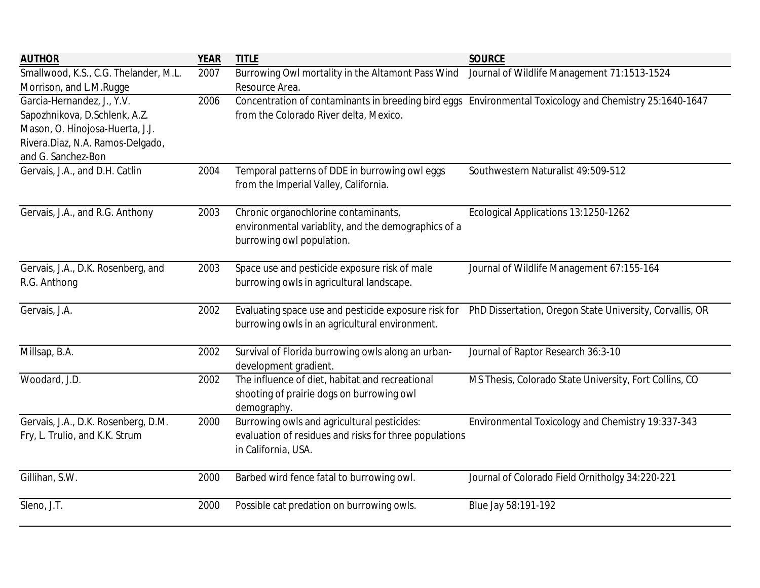| AUTHOR | YEAR | TITLE | SOURCE |
|---|---|---|---|
| Smallwood, K.S., C.G. Thelander, M.L. Morrison, and L.M.Rugge | 2007 | Burrowing Owl mortality in the Altamont Pass Wind Resource Area. | Journal of Wildlife Management 71:1513-1524 |
| Garcia-Hernandez, J., Y.V. Sapozhnikova, D.Schlenk, A.Z. Mason, O. Hinojosa-Huerta, J.J. Rivera.Diaz, N.A. Ramos-Delgado, and G. Sanchez-Bon | 2006 | Concentration of contaminants in breeding bird eggs from the Colorado River delta, Mexico. | Environmental Toxicology and Chemistry 25:1640-1647 |
| Gervais, J.A., and D.H. Catlin | 2004 | Temporal patterns of DDE in burrowing owl eggs from the Imperial Valley, California. | Southwestern Naturalist 49:509-512 |
| Gervais, J.A., and R.G. Anthony | 2003 | Chronic organochlorine contaminants, environmental variablity, and the demographics of a burrowing owl population. | Ecological Applications 13:1250-1262 |
| Gervais, J.A., D.K. Rosenberg, and R.G. Anthong | 2003 | Space use and pesticide exposure risk of male burrowing owls in agricultural landscape. | Journal of Wildlife Management 67:155-164 |
| Gervais, J.A. | 2002 | Evaluating space use and pesticide exposure risk for burrowing owls in an agricultural environment. | PhD Dissertation, Oregon State University, Corvallis, OR |
| Millsap, B.A. | 2002 | Survival of Florida burrowing owls along an urban-development gradient. | Journal of Raptor Research 36:3-10 |
| Woodard, J.D. | 2002 | The influence of diet, habitat and recreational shooting of prairie dogs on burrowing owl demography. | MS Thesis, Colorado State University, Fort Collins, CO |
| Gervais, J.A., D.K. Rosenberg, D.M. Fry, L. Trulio, and K.K. Strum | 2000 | Burrowing owls and agricultural pesticides: evaluation of residues and risks for three populations in California, USA. | Environmental Toxicology and Chemistry 19:337-343 |
| Gillihan, S.W. | 2000 | Barbed wird fence fatal to burrowing owl. | Journal of Colorado Field Ornitholgy 34:220-221 |
| Sleno, J.T. | 2000 | Possible cat predation on burrowing owls. | Blue Jay 58:191-192 |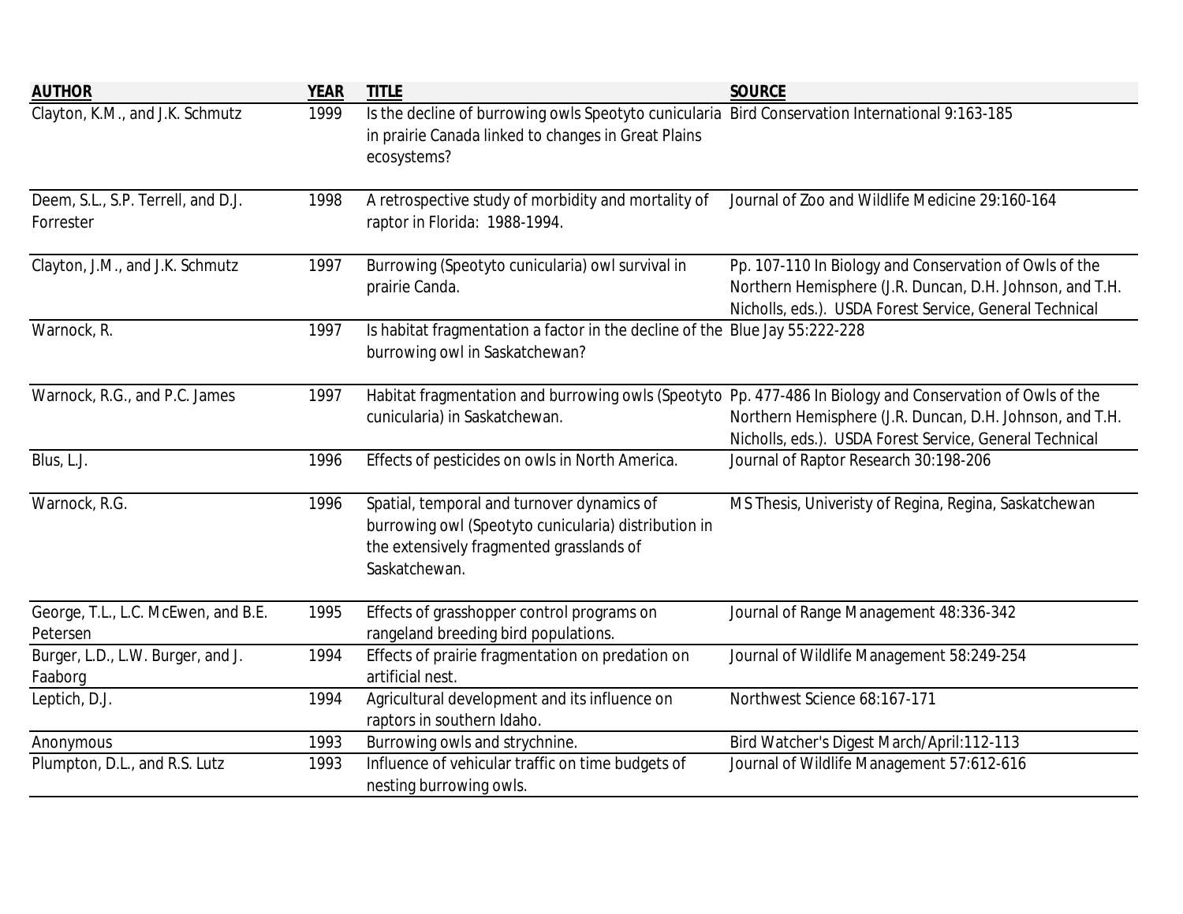| **AUTHOR** | **YEAR** | **TITLE** | **SOURCE** |
|---|---|---|---|
| Clayton, K.M., and J.K. Schmutz | 1999 | Is the decline of burrowing owls Speotyto cunicularia in prairie Canada linked to changes in Great Plains ecosystems? | Bird Conservation International 9:163-185 |
| Deem, S.L., S.P. Terrell, and D.J. Forrester | 1998 | A retrospective study of morbidity and mortality of raptor in Florida: 1988-1994. | Journal of Zoo and Wildlife Medicine 29:160-164 |
| Clayton, J.M., and J.K. Schmutz | 1997 | Burrowing (Speotyto cunicularia) owl survival in prairie Canda. | Pp. 107-110 In Biology and Conservation of Owls of the Northern Hemisphere (J.R. Duncan, D.H. Johnson, and T.H. Nicholls, eds.). USDA Forest Service, General Technical |
| Warnock, R. | 1997 | Is habitat fragmentation a factor in the decline of the burrowing owl in Saskatchewan? | Blue Jay 55:222-228 |
| Warnock, R.G., and P.C. James | 1997 | Habitat fragmentation and burrowing owls (Speotyto cunicularia) in Saskatchewan. | Pp. 477-486 In Biology and Conservation of Owls of the Northern Hemisphere (J.R. Duncan, D.H. Johnson, and T.H. Nicholls, eds.). USDA Forest Service, General Technical |
| Blus, L.J. | 1996 | Effects of pesticides on owls in North America. | Journal of Raptor Research 30:198-206 |
| Warnock, R.G. | 1996 | Spatial, temporal and turnover dynamics of burrowing owl (Speotyto cunicularia) distribution in the extensively fragmented grasslands of Saskatchewan. | MS Thesis, Univeristy of Regina, Regina, Saskatchewan |
| George, T.L., L.C. McEwen, and B.E. Petersen | 1995 | Effects of grasshopper control programs on rangeland breeding bird populations. | Journal of Range Management 48:336-342 |
| Burger, L.D., L.W. Burger, and J. Faaborg | 1994 | Effects of prairie fragmentation on predation on artificial nest. | Journal of Wildlife Management 58:249-254 |
| Leptich, D.J. | 1994 | Agricultural development and its influence on raptors in southern Idaho. | Northwest Science 68:167-171 |
| Anonymous | 1993 | Burrowing owls and strychnine. | Bird Watcher's Digest March/April:112-113 |
| Plumpton, D.L., and R.S. Lutz | 1993 | Influence of vehicular traffic on time budgets of nesting burrowing owls. | Journal of Wildlife Management 57:612-616 |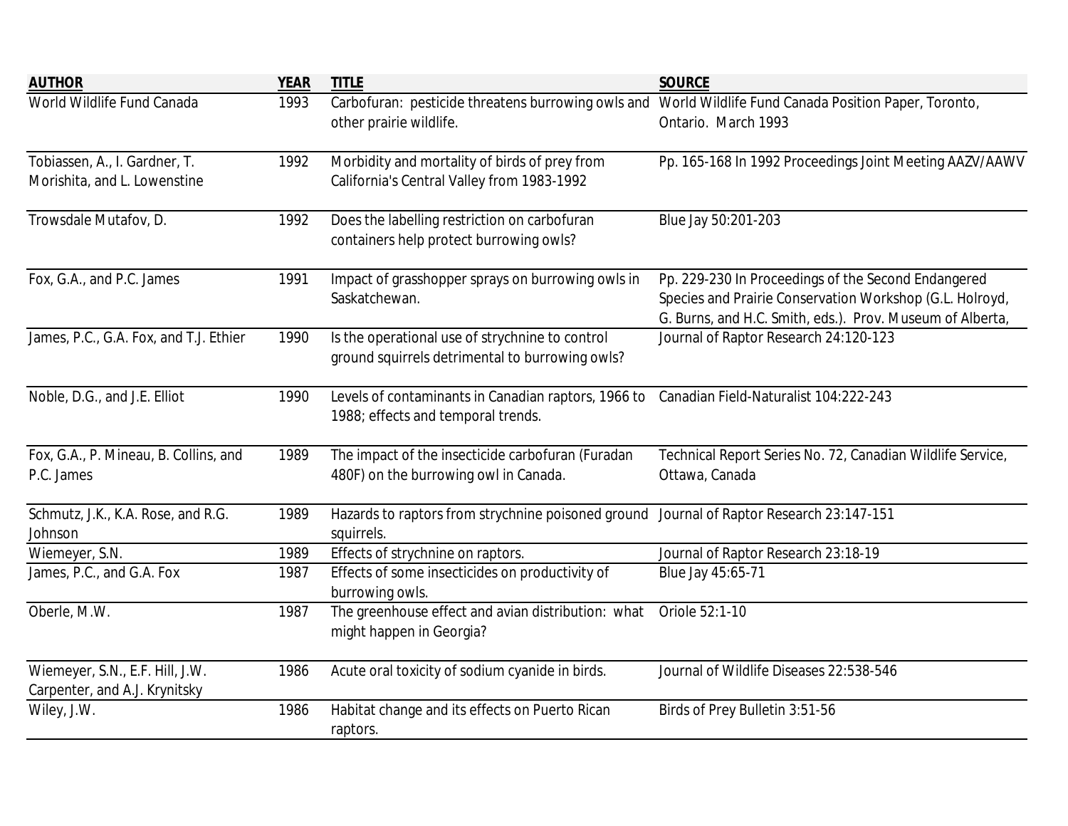| AUTHOR | YEAR | TITLE | SOURCE |
|---|---|---|---|
| World Wildlife Fund Canada | 1993 | Carbofuran: pesticide threatens burrowing owls and other prairie wildlife. | World Wildlife Fund Canada Position Paper, Toronto, Ontario. March 1993 |
| Tobiassen, A., I. Gardner, T. Morishita, and L. Lowenstine | 1992 | Morbidity and mortality of birds of prey from California's Central Valley from 1983-1992 | Pp. 165-168 In 1992 Proceedings Joint Meeting AAZV/AAWV |
| Trowsdale Mutafov, D. | 1992 | Does the labelling restriction on carbofuran containers help protect burrowing owls? | Blue Jay 50:201-203 |
| Fox, G.A., and P.C. James | 1991 | Impact of grasshopper sprays on burrowing owls in Saskatchewan. | Pp. 229-230 In Proceedings of the Second Endangered Species and Prairie Conservation Workshop (G.L. Holroyd, G. Burns, and H.C. Smith, eds.). Prov. Museum of Alberta, |
| James, P.C., G.A. Fox, and T.J. Ethier | 1990 | Is the operational use of strychnine to control ground squirrels detrimental to burrowing owls? | Journal of Raptor Research 24:120-123 |
| Noble, D.G., and J.E. Elliot | 1990 | Levels of contaminants in Canadian raptors, 1966 to 1988; effects and temporal trends. | Canadian Field-Naturalist 104:222-243 |
| Fox, G.A., P. Mineau, B. Collins, and P.C. James | 1989 | The impact of the insecticide carbofuran (Furadan 480F) on the burrowing owl in Canada. | Technical Report Series No. 72, Canadian Wildlife Service, Ottawa, Canada |
| Schmutz, J.K., K.A. Rose, and R.G. Johnson | 1989 | Hazards to raptors from strychnine poisoned ground squirrels. | Journal of Raptor Research 23:147-151 |
| Wiemeyer, S.N. | 1989 | Effects of strychnine on raptors. | Journal of Raptor Research 23:18-19 |
| James, P.C., and G.A. Fox | 1987 | Effects of some insecticides on productivity of burrowing owls. | Blue Jay 45:65-71 |
| Oberle, M.W. | 1987 | The greenhouse effect and avian distribution: what might happen in Georgia? | Oriole 52:1-10 |
| Wiemeyer, S.N., E.F. Hill, J.W. Carpenter, and A.J. Krynitsky | 1986 | Acute oral toxicity of sodium cyanide in birds. | Journal of Wildlife Diseases 22:538-546 |
| Wiley, J.W. | 1986 | Habitat change and its effects on Puerto Rican raptors. | Birds of Prey Bulletin 3:51-56 |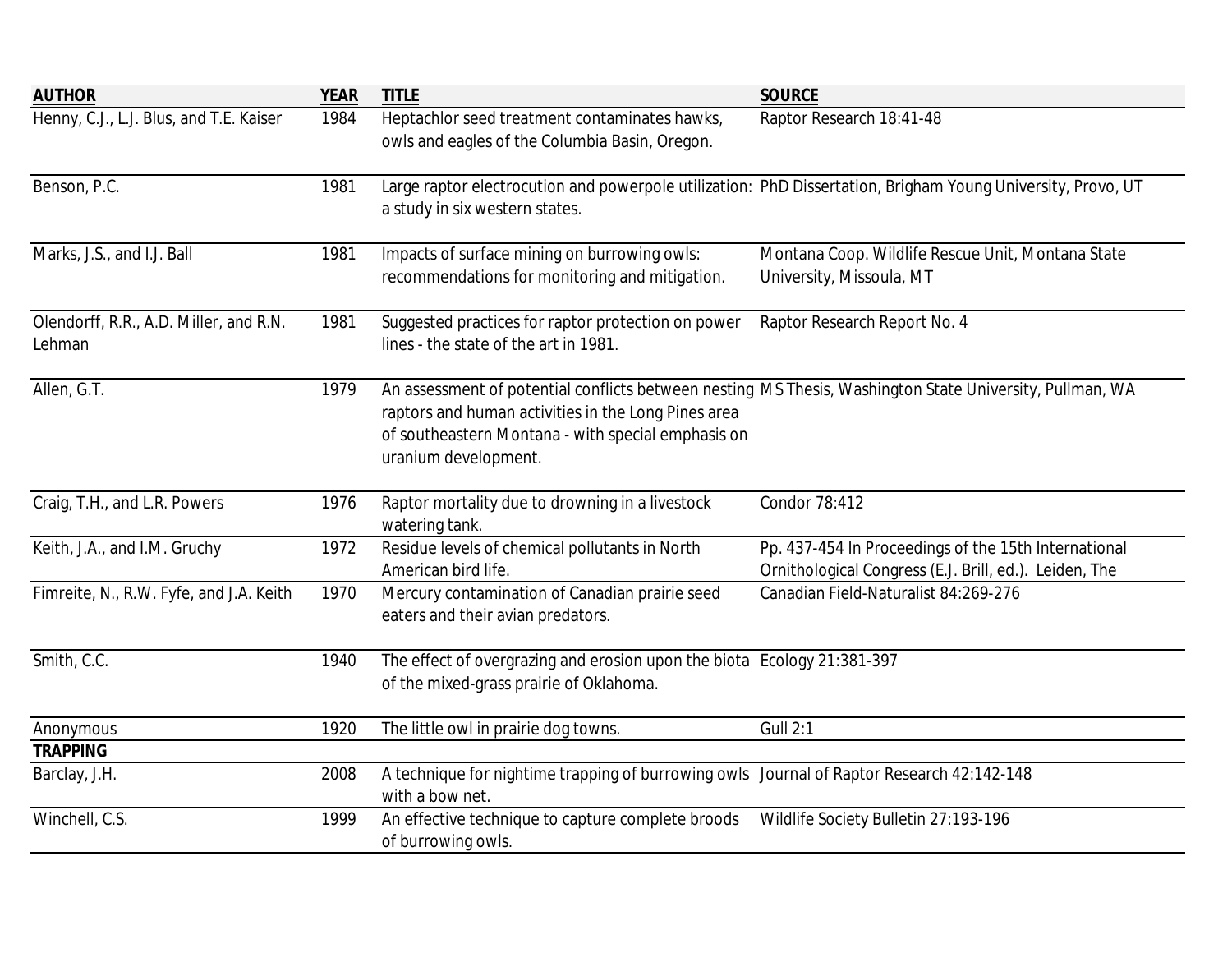| AUTHOR | YEAR | TITLE | SOURCE |
|---|---|---|---|
| Henny, C.J., L.J. Blus, and T.E. Kaiser | 1984 | Heptachlor seed treatment contaminates hawks, owls and eagles of the Columbia Basin, Oregon. | Raptor Research 18:41-48 |
| Benson, P.C. | 1981 | Large raptor electrocution and powerpole utilization: a study in six western states. | PhD Dissertation, Brigham Young University, Provo, UT |
| Marks, J.S., and I.J. Ball | 1981 | Impacts of surface mining on burrowing owls: recommendations for monitoring and mitigation. | Montana Coop. Wildlife Rescue Unit, Montana State University, Missoula, MT |
| Olendorff, R.R., A.D. Miller, and R.N. Lehman | 1981 | Suggested practices for raptor protection on power lines - the state of the art in 1981. | Raptor Research Report No. 4 |
| Allen, G.T. | 1979 | An assessment of potential conflicts between nesting raptors and human activities in the Long Pines area of southeastern Montana - with special emphasis on uranium development. | MS Thesis, Washington State University, Pullman, WA |
| Craig, T.H., and L.R. Powers | 1976 | Raptor mortality due to drowning in a livestock watering tank. | Condor 78:412 |
| Keith, J.A., and I.M. Gruchy | 1972 | Residue levels of chemical pollutants in North American bird life. | Pp. 437-454 In Proceedings of the 15th International Ornithological Congress (E.J. Brill, ed.). Leiden, The |
| Fimreite, N., R.W. Fyfe, and J.A. Keith | 1970 | Mercury contamination of Canadian prairie seed eaters and their avian predators. | Canadian Field-Naturalist 84:269-276 |
| Smith, C.C. | 1940 | The effect of overgrazing and erosion upon the biota of the mixed-grass prairie of Oklahoma. | Ecology 21:381-397 |
| Anonymous | 1920 | The little owl in prairie dog towns. | Gull 2:1 |
| **TRAPPING** | | | |
| Barclay, J.H. | 2008 | A technique for nightime trapping of burrowing owls with a bow net. | Journal of Raptor Research 42:142-148 |
| Winchell, C.S. | 1999 | An effective technique to capture complete broods of burrowing owls. | Wildlife Society Bulletin 27:193-196 |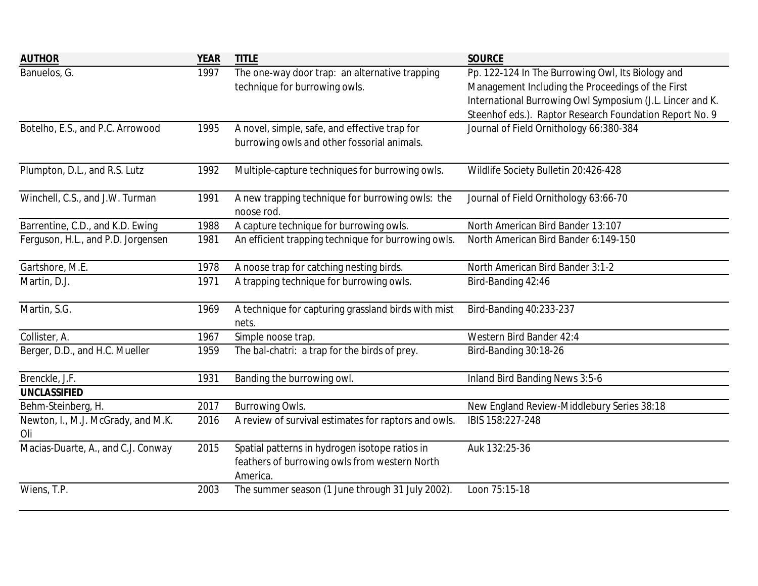| AUTHOR | YEAR | TITLE | SOURCE |
| --- | --- | --- | --- |
| Banuelos, G. | 1997 | The one-way door trap: an alternative trapping technique for burrowing owls. | Pp. 122-124 In The Burrowing Owl, Its Biology and Management Including the Proceedings of the First International Burrowing Owl Symposium (J.L. Lincer and K. Steenhof eds.). Raptor Research Foundation Report No. 9 |
| Botelho, E.S., and P.C. Arrowood | 1995 | A novel, simple, safe, and effective trap for burrowing owls and other fossorial animals. | Journal of Field Ornithology 66:380-384 |
| Plumpton, D.L., and R.S. Lutz | 1992 | Multiple-capture techniques for burrowing owls. | Wildlife Society Bulletin 20:426-428 |
| Winchell, C.S., and J.W. Turman | 1991 | A new trapping technique for burrowing owls: the noose rod. | Journal of Field Ornithology 63:66-70 |
| Barrentine, C.D., and K.D. Ewing | 1988 | A capture technique for burrowing owls. | North American Bird Bander 13:107 |
| Ferguson, H.L., and P.D. Jorgensen | 1981 | An efficient trapping technique for burrowing owls. | North American Bird Bander 6:149-150 |
| Gartshore, M.E. | 1978 | A noose trap for catching nesting birds. | North American Bird Bander 3:1-2 |
| Martin, D.J. | 1971 | A trapping technique for burrowing owls. | Bird-Banding 42:46 |
| Martin, S.G. | 1969 | A technique for capturing grassland birds with mist nets. | Bird-Banding 40:233-237 |
| Collister, A. | 1967 | Simple noose trap. | Western Bird Bander 42:4 |
| Berger, D.D., and H.C. Mueller | 1959 | The bal-chatri: a trap for the birds of prey. | Bird-Banding 30:18-26 |
| Brenckle, J.F. | 1931 | Banding the burrowing owl. | Inland Bird Banding News 3:5-6 |
| **UNCLASSIFIED** | | | |
| Behm-Steinberg, H. | 2017 | Burrowing Owls. | New England Review-Middlebury Series 38:18 |
| Newton, I., M.J. McGrady, and M.K. Oli | 2016 | A review of survival estimates for raptors and owls. | IBIS 158:227-248 |
| Macias-Duarte, A., and C.J. Conway | 2015 | Spatial patterns in hydrogen isotope ratios in feathers of burrowing owls from western North America. | Auk 132:25-36 |
| Wiens, T.P. | 2003 | The summer season (1 June through 31 July 2002). | Loon 75:15-18 |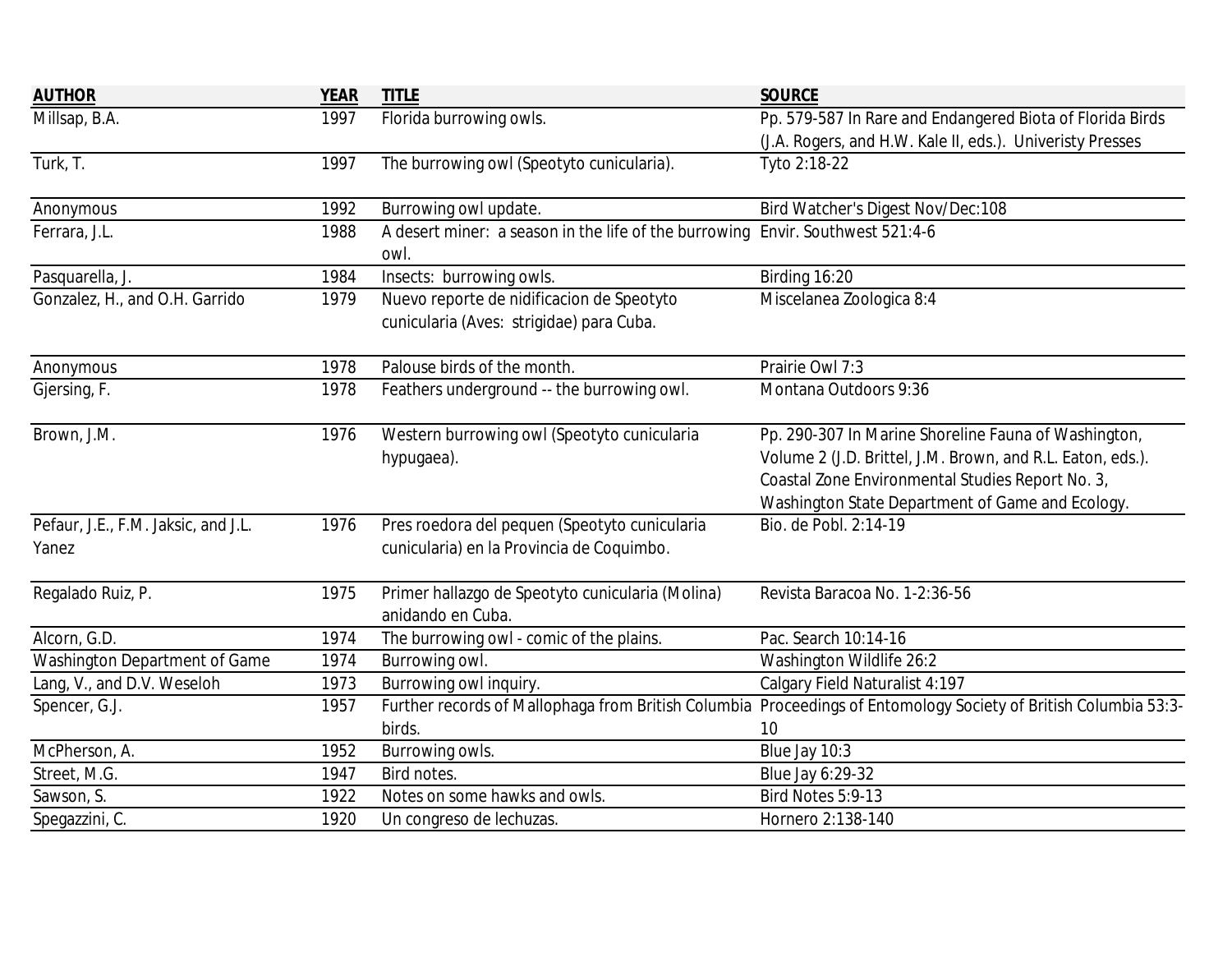| AUTHOR | YEAR | TITLE | SOURCE |
| --- | --- | --- | --- |
| Millsap, B.A. | 1997 | Florida burrowing owls. | Pp. 579-587 In Rare and Endangered Biota of Florida Birds (J.A. Rogers, and H.W. Kale II, eds.). Univeristy Presses |
| Turk, T. | 1997 | The burrowing owl (Speotyto cunicularia). | Tyto 2:18-22 |
| Anonymous | 1992 | Burrowing owl update. | Bird Watcher's Digest Nov/Dec:108 |
| Ferrara, J.L. | 1988 | A desert miner: a season in the life of the burrowing owl. | Envir. Southwest 521:4-6 |
| Pasquarella, J. | 1984 | Insects: burrowing owls. | Birding 16:20 |
| Gonzalez, H., and O.H. Garrido | 1979 | Nuevo reporte de nidificacion de Speotyto cunicularia (Aves: strigidae) para Cuba. | Miscelanea Zoologica 8:4 |
| Anonymous | 1978 | Palouse birds of the month. | Prairie Owl 7:3 |
| Gjersing, F. | 1978 | Feathers underground -- the burrowing owl. | Montana Outdoors 9:36 |
| Brown, J.M. | 1976 | Western burrowing owl (Speotyto cunicularia hypugaea). | Pp. 290-307 In Marine Shoreline Fauna of Washington, Volume 2 (J.D. Brittel, J.M. Brown, and R.L. Eaton, eds.). Coastal Zone Environmental Studies Report No. 3, Washington State Department of Game and Ecology. |
| Pefaur, J.E., F.M. Jaksic, and J.L. Yanez | 1976 | Pres roedora del pequen (Speotyto cunicularia cunicularia) en la Provincia de Coquimbo. | Bio. de Pobl. 2:14-19 |
| Regalado Ruiz, P. | 1975 | Primer hallazgo de Speotyto cunicularia (Molina) anidando en Cuba. | Revista Baracoa No. 1-2:36-56 |
| Alcorn, G.D. | 1974 | The burrowing owl - comic of the plains. | Pac. Search 10:14-16 |
| Washington Department of Game | 1974 | Burrowing owl. | Washington Wildlife 26:2 |
| Lang, V., and D.V. Weseloh | 1973 | Burrowing owl inquiry. | Calgary Field Naturalist 4:197 |
| Spencer, G.J. | 1957 | Further records of Mallophaga from British Columbia birds. | Proceedings of Entomology Society of British Columbia 53:3-10 |
| McPherson, A. | 1952 | Burrowing owls. | Blue Jay 10:3 |
| Street, M.G. | 1947 | Bird notes. | Blue Jay 6:29-32 |
| Sawson, S. | 1922 | Notes on some hawks and owls. | Bird Notes 5:9-13 |
| Spegazzini, C. | 1920 | Un congreso de lechuzas. | Hornero 2:138-140 |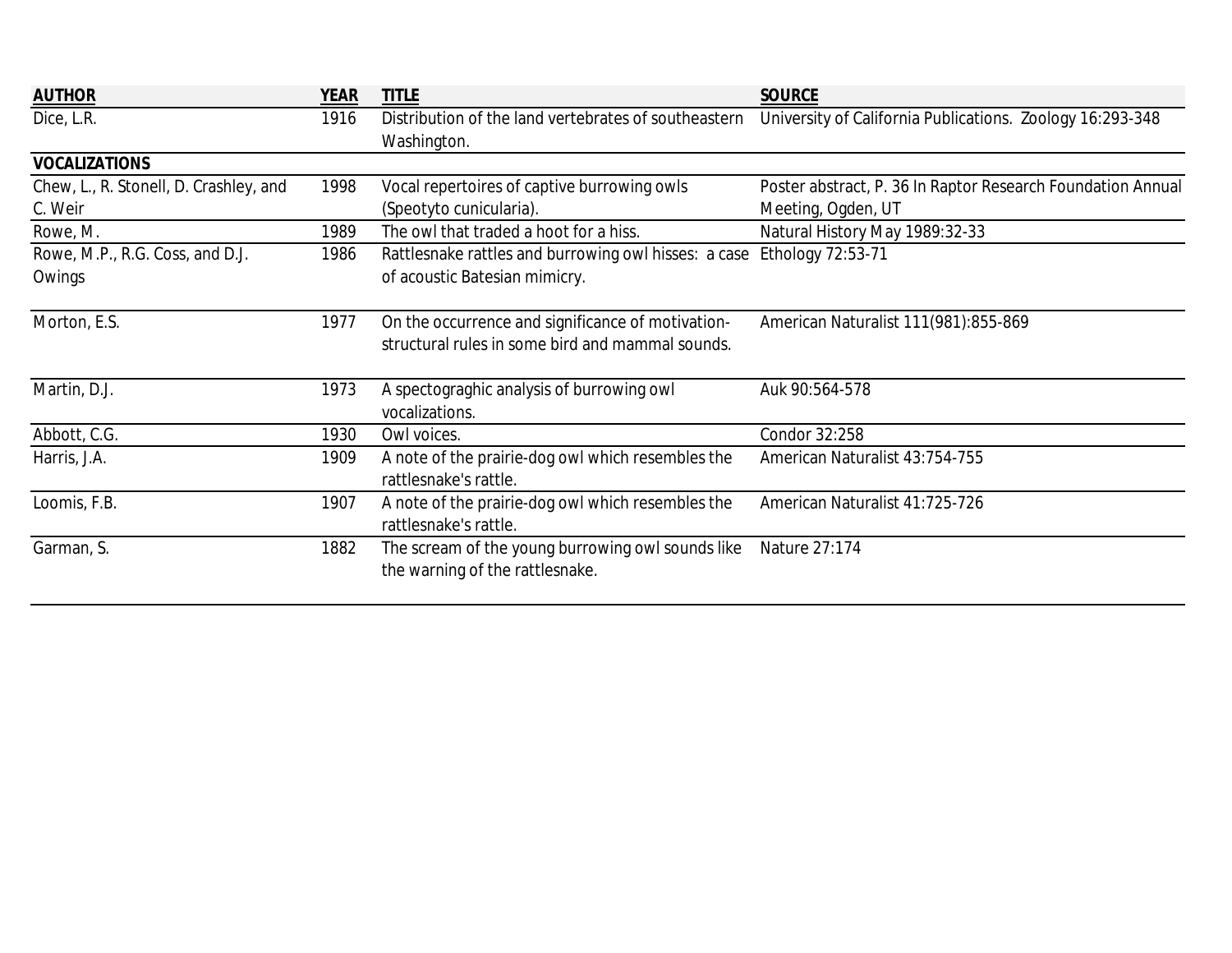| AUTHOR | YEAR | TITLE | SOURCE |
|---|---|---|---|
| Dice, L.R. | 1916 | Distribution of the land vertebrates of southeastern Washington. | University of California Publications. Zoology 16:293-348 |
| **VOCALIZATIONS** | | | |
| Chew, L., R. Stonell, D. Crashley, and C. Weir | 1998 | Vocal repertoires of captive burrowing owls (Speotyto cunicularia). | Poster abstract, P. 36 In Raptor Research Foundation Annual Meeting, Ogden, UT |
| Rowe, M. | 1989 | The owl that traded a hoot for a hiss. | Natural History May 1989:32-33 |
| Rowe, M.P., R.G. Coss, and D.J. Owings | 1986 | Rattlesnake rattles and burrowing owl hisses: a case of acoustic Batesian mimicry. | Ethology 72:53-71 |
| Morton, E.S. | 1977 | On the occurrence and significance of motivation-structural rules in some bird and mammal sounds. | American Naturalist 111(981):855-869 |
| Martin, D.J. | 1973 | A spectograghic analysis of burrowing owl vocalizations. | Auk 90:564-578 |
| Abbott, C.G. | 1930 | Owl voices. | Condor 32:258 |
| Harris, J.A. | 1909 | A note of the prairie-dog owl which resembles the rattlesnake's rattle. | American Naturalist 43:754-755 |
| Loomis, F.B. | 1907 | A note of the prairie-dog owl which resembles the rattlesnake's rattle. | American Naturalist 41:725-726 |
| Garman, S. | 1882 | The scream of the young burrowing owl sounds like the warning of the rattlesnake. | Nature 27:174 |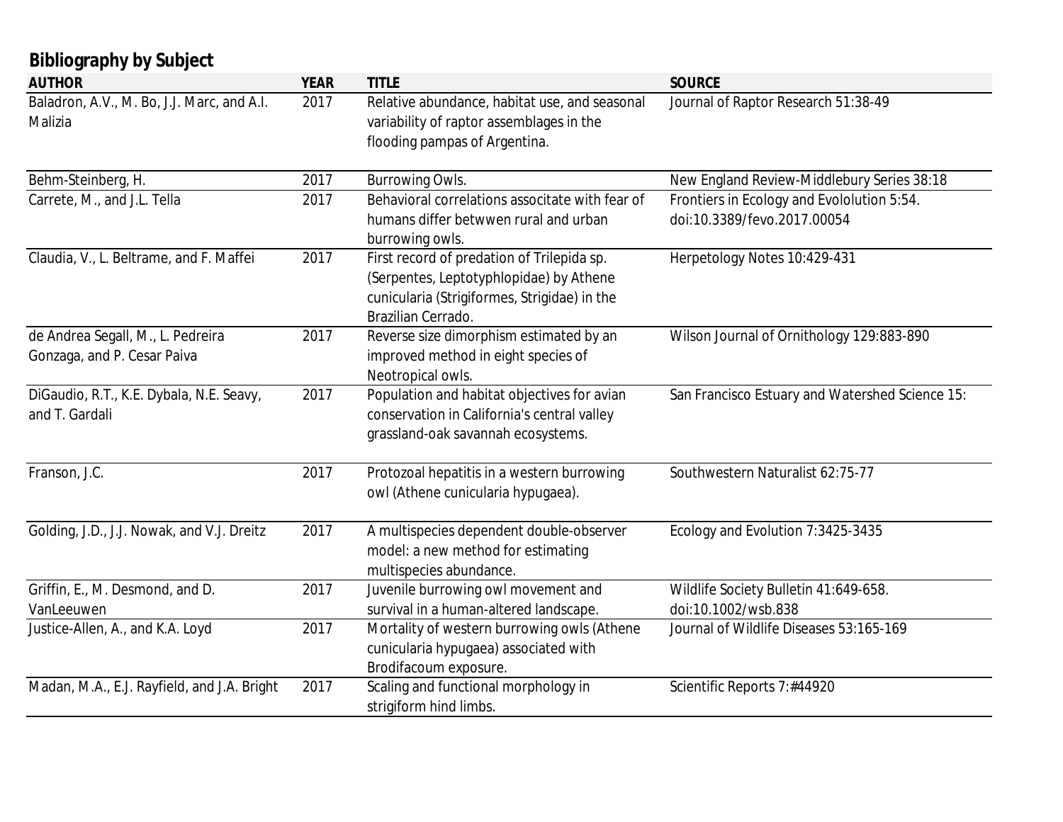## Bibliography by Subject

| AUTHOR | YEAR | TITLE | SOURCE |
|---|---|---|---|
| Baladron, A.V., M. Bo, J.J. Marc, and A.I. Malizia | 2017 | Relative abundance, habitat use, and seasonal variability of raptor assemblages in the flooding pampas of Argentina. | Journal of Raptor Research 51:38-49 |
| Behm-Steinberg, H. | 2017 | Burrowing Owls. | New England Review-Middlebury Series 38:18 |
| Carrete, M., and J.L. Tella | 2017 | Behavioral correlations associtate with fear of humans differ betwwen rural and urban burrowing owls. | Frontiers in Ecology and Evololution 5:54. doi:10.3389/fevo.2017.00054 |
| Claudia, V., L. Beltrame, and F. Maffei | 2017 | First record of predation of Trilepida sp. (Serpentes, Leptotyphlopidae) by Athene cunicularia (Strigiformes, Strigidae) in the Brazilian Cerrado. | Herpetology Notes 10:429-431 |
| de Andrea Segall, M., L. Pedreira Gonzaga, and P. Cesar Paiva | 2017 | Reverse size dimorphism estimated by an improved method in eight species of Neotropical owls. | Wilson Journal of Ornithology 129:883-890 |
| DiGaudio, R.T., K.E. Dybala, N.E. Seavy, and T. Gardali | 2017 | Population and habitat objectives for avian conservation in California's central valley grassland-oak savannah ecosystems. | San Francisco Estuary and Watershed Science 15: |
| Franson, J.C. | 2017 | Protozoal hepatitis in a western burrowing owl (Athene cunicularia hypugaea). | Southwestern Naturalist 62:75-77 |
| Golding, J.D., J.J. Nowak, and V.J. Dreitz | 2017 | A multispecies dependent double-observer model: a new method for estimating multispecies abundance. | Ecology and Evolution 7:3425-3435 |
| Griffin, E., M. Desmond, and D. VanLeeuwen | 2017 | Juvenile burrowing owl movement and survival in a human-altered landscape. | Wildlife Society Bulletin 41:649-658. doi:10.1002/wsb.838 |
| Justice-Allen, A., and K.A. Loyd | 2017 | Mortality of western burrowing owls (Athene cunicularia hypugaea) associated with Brodifacoum exposure. | Journal of Wildlife Diseases 53:165-169 |
| Madan, M.A., E.J. Rayfield, and J.A. Bright | 2017 | Scaling and functional morphology in strigiform hind limbs. | Scientific Reports 7:#44920 |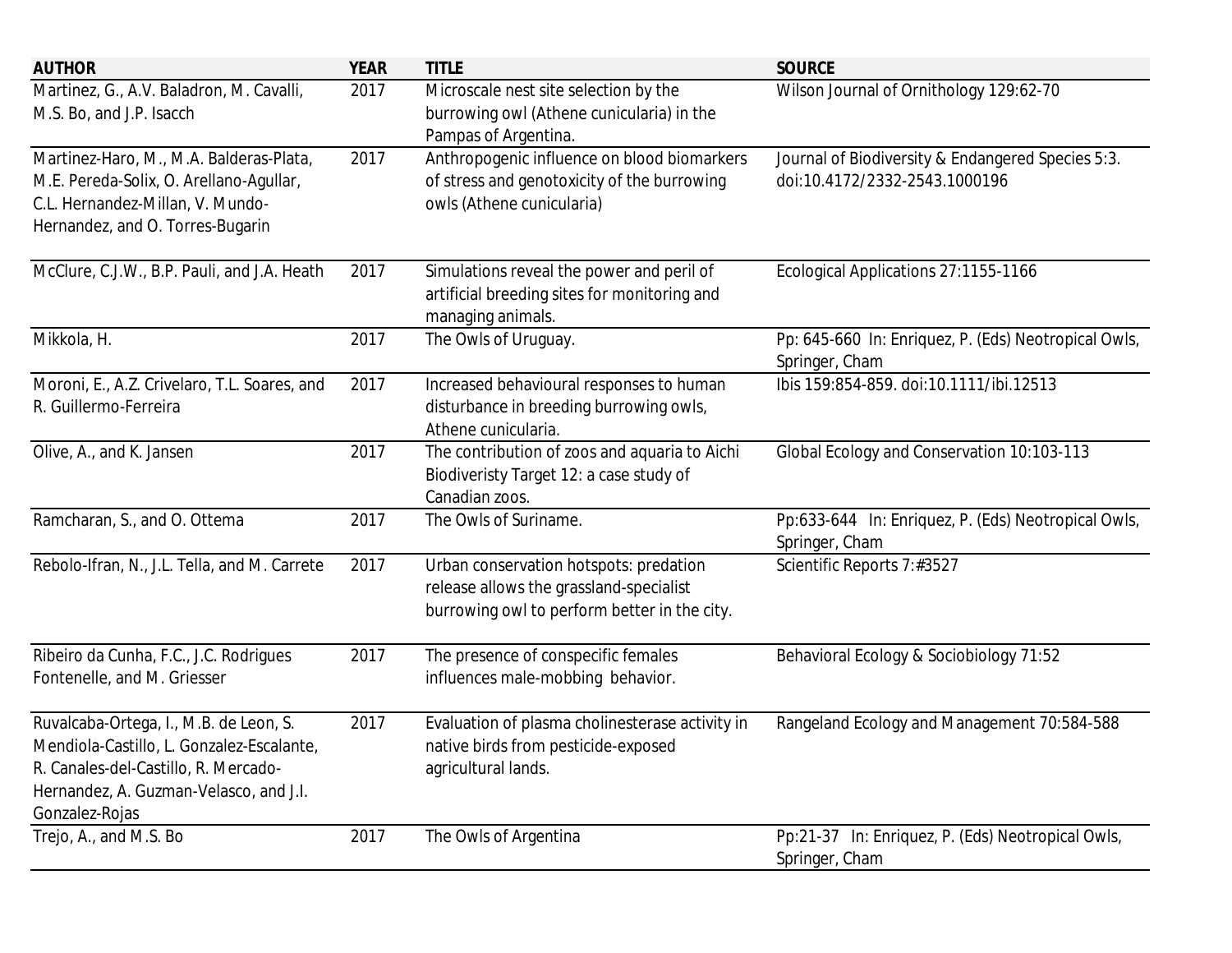| AUTHOR | YEAR | TITLE | SOURCE |
| --- | --- | --- | --- |
| Martinez, G., A.V. Baladron, M. Cavalli, M.S. Bo, and J.P. Isacch | 2017 | Microscale nest site selection by the burrowing owl (Athene cunicularia) in the Pampas of Argentina. | Wilson Journal of Ornithology 129:62-70 |
| Martinez-Haro, M., M.A. Balderas-Plata, M.E. Pereda-Solix, O. Arellano-Agullar, C.L. Hernandez-Millan, V. Mundo-Hernandez, and O. Torres-Bugarin | 2017 | Anthropogenic influence on blood biomarkers of stress and genotoxicity of the burrowing owls (Athene cunicularia) | Journal of Biodiversity & Endangered Species 5:3. doi:10.4172/2332-2543.1000196 |
| McClure, C.J.W., B.P. Pauli, and J.A. Heath | 2017 | Simulations reveal the power and peril of artificial breeding sites for monitoring and managing animals. | Ecological Applications 27:1155-1166 |
| Mikkola, H. | 2017 | The Owls of Uruguay. | Pp: 645-660 In: Enriquez, P. (Eds) Neotropical Owls, Springer, Cham |
| Moroni, E., A.Z. Crivelaro, T.L. Soares, and R. Guillermo-Ferreira | 2017 | Increased behavioural responses to human disturbance in breeding burrowing owls, Athene cunicularia. | Ibis 159:854-859. doi:10.1111/ibi.12513 |
| Olive, A., and K. Jansen | 2017 | The contribution of zoos and aquaria to Aichi Biodiveristy Target 12: a case study of Canadian zoos. | Global Ecology and Conservation 10:103-113 |
| Ramcharan, S., and O. Ottema | 2017 | The Owls of Suriname. | Pp:633-644 In: Enriquez, P. (Eds) Neotropical Owls, Springer, Cham |
| Rebolo-Ifran, N., J.L. Tella, and M. Carrete | 2017 | Urban conservation hotspots: predation release allows the grassland-specialist burrowing owl to perform better in the city. | Scientific Reports 7:#3527 |
| Ribeiro da Cunha, F.C., J.C. Rodrigues Fontenelle, and M. Griesser | 2017 | The presence of conspecific females influences male-mobbing behavior. | Behavioral Ecology & Sociobiology 71:52 |
| Ruvalcaba-Ortega, I., M.B. de Leon, S. Mendiola-Castillo, L. Gonzalez-Escalante, R. Canales-del-Castillo, R. Mercado-Hernandez, A. Guzman-Velasco, and J.I. Gonzalez-Rojas | 2017 | Evaluation of plasma cholinesterase activity in native birds from pesticide-exposed agricultural lands. | Rangeland Ecology and Management 70:584-588 |
| Trejo, A., and M.S. Bo | 2017 | The Owls of Argentina | Pp:21-37 In: Enriquez, P. (Eds) Neotropical Owls, Springer, Cham |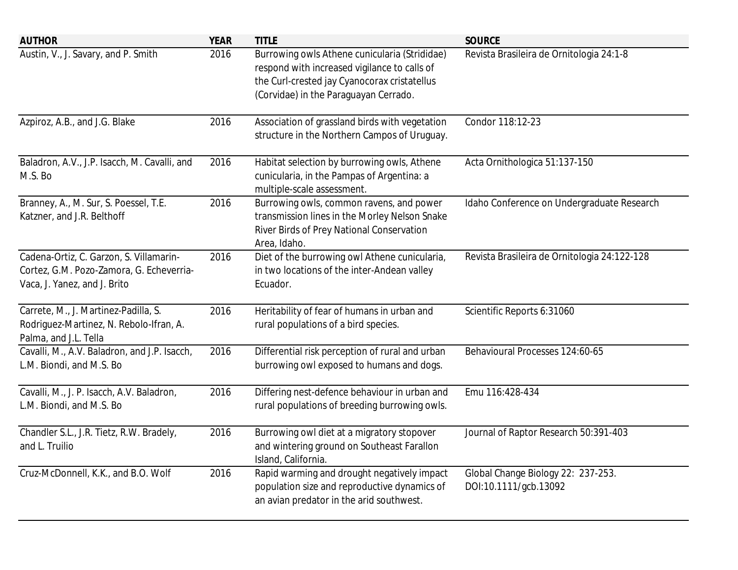| AUTHOR | YEAR | TITLE | SOURCE |
|---|---|---|---|
| Austin, V., J. Savary, and P. Smith | 2016 | Burrowing owls Athene cunicularia (Strididae) respond with increased vigilance to calls of the Curl-crested jay Cyanocorax cristatellus (Corvidae) in the Paraguayan Cerrado. | Revista Brasileira de Ornitologia 24:1-8 |
| Azpiroz, A.B., and J.G. Blake | 2016 | Association of grassland birds with vegetation structure in the Northern Campos of Uruguay. | Condor 118:12-23 |
| Baladron, A.V., J.P. Isacch, M. Cavalli, and M.S. Bo | 2016 | Habitat selection by burrowing owls, Athene cunicularia, in the Pampas of Argentina: a multiple-scale assessment. | Acta Ornithologica 51:137-150 |
| Branney, A., M. Sur, S. Poessel, T.E. Katzner, and J.R. Belthoff | 2016 | Burrowing owls, common ravens, and power transmission lines in the Morley Nelson Snake River Birds of Prey National Conservation Area, Idaho. | Idaho Conference on Undergraduate Research |
| Cadena-Ortiz, C. Garzon, S. Villamarin-Cortez, G.M. Pozo-Zamora, G. Echeverria-Vaca, J. Yanez, and J. Brito | 2016 | Diet of the burrowing owl Athene cunicularia, in two locations of the inter-Andean valley Ecuador. | Revista Brasileira de Ornitologia 24:122-128 |
| Carrete, M., J. Martinez-Padilla, S. Rodriguez-Martinez, N. Rebolo-Ifran, A. Palma, and J.L. Tella | 2016 | Heritability of fear of humans in urban and rural populations of a bird species. | Scientific Reports 6:31060 |
| Cavalli, M., A.V. Baladron, and J.P. Isacch, L.M. Biondi, and M.S. Bo | 2016 | Differential risk perception of rural and urban burrowing owl exposed to humans and dogs. | Behavioural Processes 124:60-65 |
| Cavalli, M., J. P. Isacch, A.V. Baladron, L.M. Biondi, and M.S. Bo | 2016 | Differing nest-defence behaviour in urban and rural populations of breeding burrowing owls. | Emu 116:428-434 |
| Chandler S.L., J.R. Tietz, R.W. Bradely, and L. Truilio | 2016 | Burrowing owl diet at a migratory stopover and wintering ground on Southeast Farallon Island, California. | Journal of Raptor Research 50:391-403 |
| Cruz-McDonnell, K.K., and B.O. Wolf | 2016 | Rapid warming and drought negatively impact population size and reproductive dynamics of an avian predator in the arid southwest. | Global Change Biology 22: 237-253. DOI:10.1111/gcb.13092 |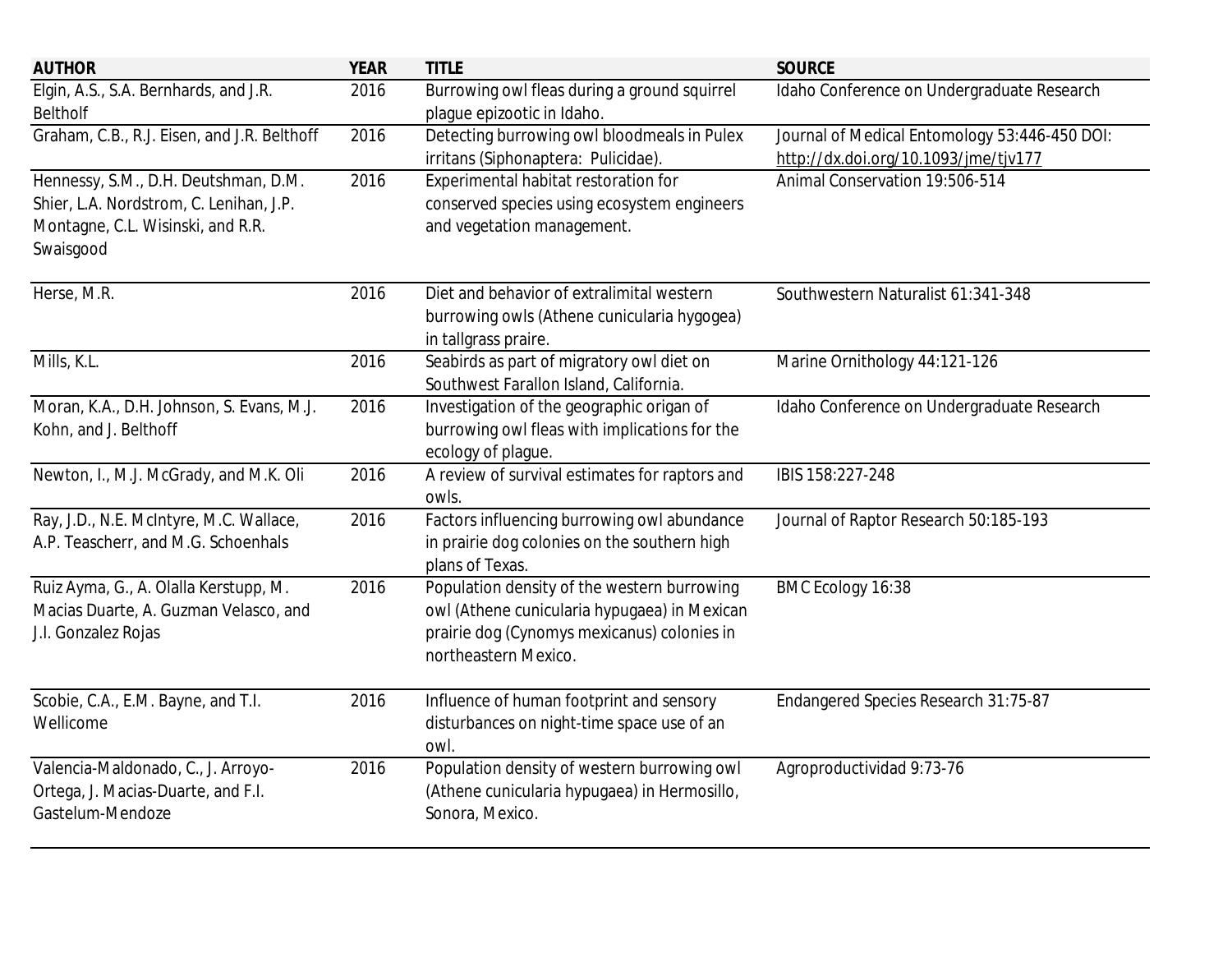| AUTHOR | YEAR | TITLE | SOURCE |
| --- | --- | --- | --- |
| Elgin, A.S., S.A. Bernhards, and J.R. Beltholf | 2016 | Burrowing owl fleas during a ground squirrel plague epizootic in Idaho. | Idaho Conference on Undergraduate Research |
| Graham, C.B., R.J. Eisen, and J.R. Belthoff | 2016 | Detecting burrowing owl bloodmeals in Pulex irritans (Siphonaptera: Pulicidae). | Journal of Medical Entomology 53:446-450 DOI: http://dx.doi.org/10.1093/jme/tjv177 |
| Hennessy, S.M., D.H. Deutshman, D.M. Shier, L.A. Nordstrom, C. Lenihan, J.P. Montagne, C.L. Wisinski, and R.R. Swaisgood | 2016 | Experimental habitat restoration for conserved species using ecosystem engineers and vegetation management. | Animal Conservation 19:506-514 |
| Herse, M.R. | 2016 | Diet and behavior of extralimital western burrowing owls (Athene cunicularia hygogea) in tallgrass praire. | Southwestern Naturalist 61:341-348 |
| Mills, K.L. | 2016 | Seabirds as part of migratory owl diet on Southwest Farallon Island, California. | Marine Ornithology 44:121-126 |
| Moran, K.A., D.H. Johnson, S. Evans, M.J. Kohn, and J. Belthoff | 2016 | Investigation of the geographic origan of burrowing owl fleas with implications for the ecology of plague. | Idaho Conference on Undergraduate Research |
| Newton, I., M.J. McGrady, and M.K. Oli | 2016 | A review of survival estimates for raptors and owls. | IBIS 158:227-248 |
| Ray, J.D., N.E. McIntyre, M.C. Wallace, A.P. Teascherr, and M.G. Schoenhals | 2016 | Factors influencing burrowing owl abundance in prairie dog colonies on the southern high plans of Texas. | Journal of Raptor Research 50:185-193 |
| Ruiz Ayma, G., A. Olalla Kerstupp, M. Macias Duarte, A. Guzman Velasco, and J.I. Gonzalez Rojas | 2016 | Population density of the western burrowing owl (Athene cunicularia hypugaea) in Mexican prairie dog (Cynomys mexicanus) colonies in northeastern Mexico. | BMC Ecology 16:38 |
| Scobie, C.A., E.M. Bayne, and T.I. Wellicome | 2016 | Influence of human footprint and sensory disturbances on night-time space use of an owl. | Endangered Species Research 31:75-87 |
| Valencia-Maldonado, C., J. Arroyo-Ortega, J. Macias-Duarte, and F.I. Gastelum-Mendoze | 2016 | Population density of western burrowing owl (Athene cunicularia hypugaea) in Hermosillo, Sonora, Mexico. | Agroproductividad 9:73-76 |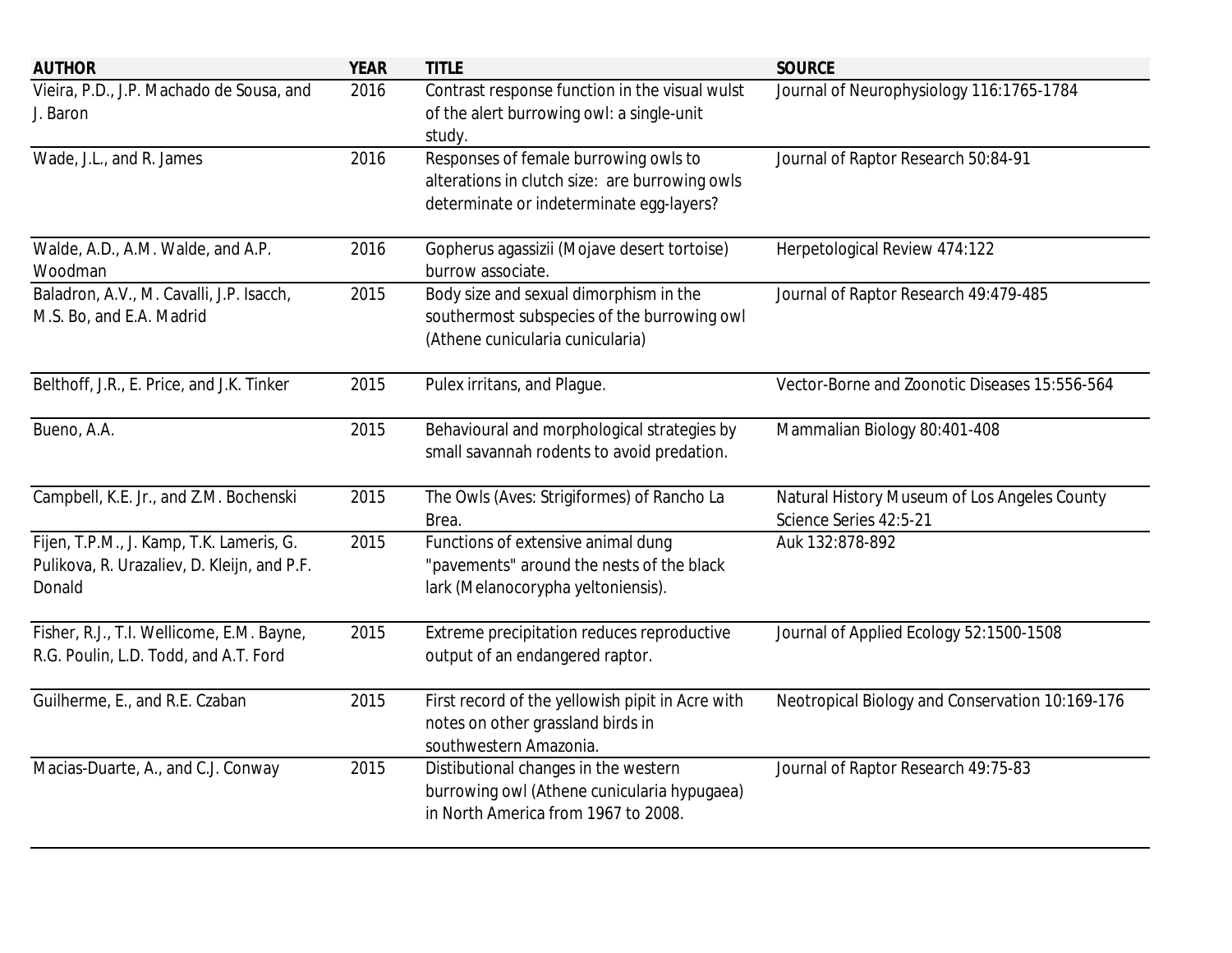| AUTHOR | YEAR | TITLE | SOURCE |
| --- | --- | --- | --- |
| Vieira, P.D., J.P. Machado de Sousa, and J. Baron | 2016 | Contrast response function in the visual wulst of the alert burrowing owl: a single-unit study. | Journal of Neurophysiology 116:1765-1784 |
| Wade, J.L., and R. James | 2016 | Responses of female burrowing owls to alterations in clutch size: are burrowing owls determinate or indeterminate egg-layers? | Journal of Raptor Research 50:84-91 |
| Walde, A.D., A.M. Walde, and A.P. Woodman | 2016 | Gopherus agassizii (Mojave desert tortoise) burrow associate. | Herpetological Review 474:122 |
| Baladron, A.V., M. Cavalli, J.P. Isacch, M.S. Bo, and E.A. Madrid | 2015 | Body size and sexual dimorphism in the southermost subspecies of the burrowing owl (Athene cunicularia cunicularia) | Journal of Raptor Research 49:479-485 |
| Belthoff, J.R., E. Price, and J.K. Tinker | 2015 | Pulex irritans, and Plague. | Vector-Borne and Zoonotic Diseases 15:556-564 |
| Bueno, A.A. | 2015 | Behavioural and morphological strategies by small savannah rodents to avoid predation. | Mammalian Biology 80:401-408 |
| Campbell, K.E. Jr., and Z.M. Bochenski | 2015 | The Owls (Aves: Strigiformes) of Rancho La Brea. | Natural History Museum of Los Angeles County Science Series 42:5-21 |
| Fijen, T.P.M., J. Kamp, T.K. Lameris, G. Pulikova, R. Urazaliev, D. Kleijn, and P.F. Donald | 2015 | Functions of extensive animal dung "pavements" around the nests of the black lark (Melanocorypha yeltoniensis). | Auk 132:878-892 |
| Fisher, R.J., T.I. Wellicome, E.M. Bayne, R.G. Poulin, L.D. Todd, and A.T. Ford | 2015 | Extreme precipitation reduces reproductive output of an endangered raptor. | Journal of Applied Ecology 52:1500-1508 |
| Guilherme, E., and R.E. Czaban | 2015 | First record of the yellowish pipit in Acre with notes on other grassland birds in southwestern Amazonia. | Neotropical Biology and Conservation 10:169-176 |
| Macias-Duarte, A., and C.J. Conway | 2015 | Distibutional changes in the western burrowing owl (Athene cunicularia hypugaea) in North America from 1967 to 2008. | Journal of Raptor Research 49:75-83 |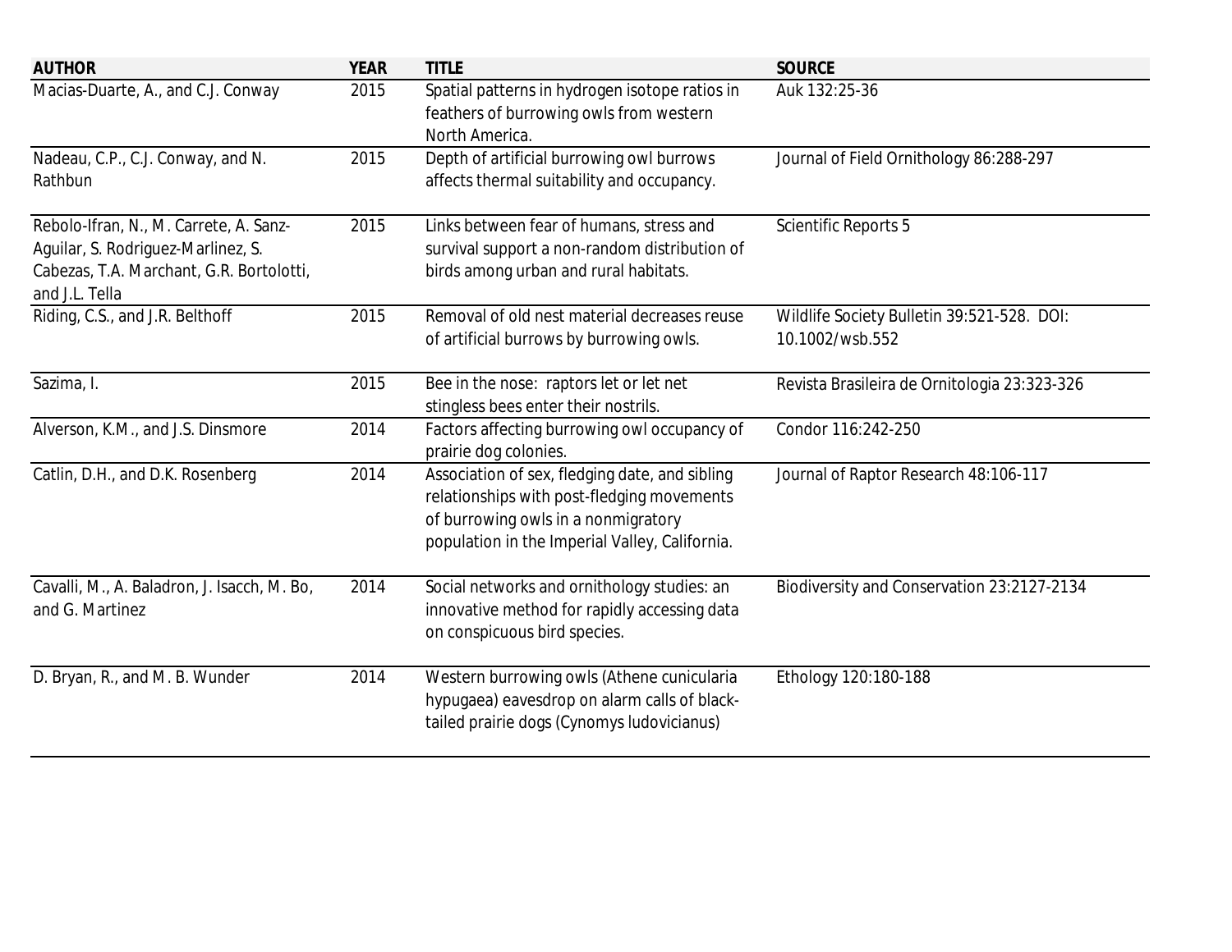| AUTHOR | YEAR | TITLE | SOURCE |
| --- | --- | --- | --- |
| Macias-Duarte, A., and C.J. Conway | 2015 | Spatial patterns in hydrogen isotope ratios in feathers of burrowing owls from western North America. | Auk 132:25-36 |
| Nadeau, C.P., C.J. Conway, and N. Rathbun | 2015 | Depth of artificial burrowing owl burrows affects thermal suitability and occupancy. | Journal of Field Ornithology 86:288-297 |
| Rebolo-Ifran, N., M. Carrete, A. Sanz-Aguilar, S. Rodriguez-Marlinez, S. Cabezas, T.A. Marchant, G.R. Bortolotti, and J.L. Tella | 2015 | Links between fear of humans, stress and survival support a non-random distribution of birds among urban and rural habitats. | Scientific Reports 5 |
| Riding, C.S., and J.R. Belthoff | 2015 | Removal of old nest material decreases reuse of artificial burrows by burrowing owls. | Wildlife Society Bulletin 39:521-528. DOI: 10.1002/wsb.552 |
| Sazima, I. | 2015 | Bee in the nose: raptors let or let net stingless bees enter their nostrils. | Revista Brasileira de Ornitologia 23:323-326 |
| Alverson, K.M., and J.S. Dinsmore | 2014 | Factors affecting burrowing owl occupancy of prairie dog colonies. | Condor 116:242-250 |
| Catlin, D.H., and D.K. Rosenberg | 2014 | Association of sex, fledging date, and sibling relationships with post-fledging movements of burrowing owls in a nonmigratory population in the Imperial Valley, California. | Journal of Raptor Research 48:106-117 |
| Cavalli, M., A. Baladron, J. Isacch, M. Bo, and G. Martinez | 2014 | Social networks and ornithology studies: an innovative method for rapidly accessing data on conspicuous bird species. | Biodiversity and Conservation 23:2127-2134 |
| D. Bryan, R., and M. B. Wunder | 2014 | Western burrowing owls (Athene cunicularia hypugaea) eavesdrop on alarm calls of black-tailed prairie dogs (Cynomys ludovicianus) | Ethology 120:180-188 |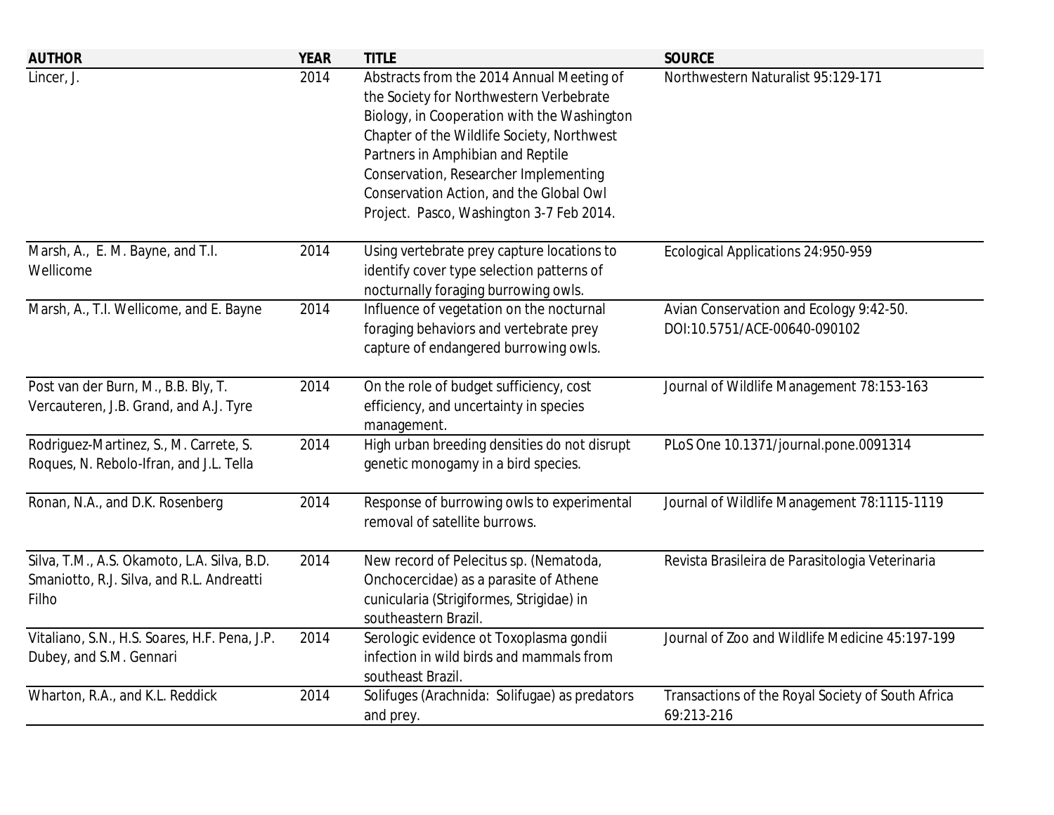| AUTHOR | YEAR | TITLE | SOURCE |
|---|---|---|---|
| Lincer, J. | 2014 | Abstracts from the 2014 Annual Meeting of the Society for Northwestern Verbebrate Biology, in Cooperation with the Washington Chapter of the Wildlife Society, Northwest Partners in Amphibian and Reptile Conservation, Researcher Implementing Conservation Action, and the Global Owl Project. Pasco, Washington 3-7 Feb 2014. | Northwestern Naturalist 95:129-171 |
| Marsh, A., E. M. Bayne, and T.I. Wellicome | 2014 | Using vertebrate prey capture locations to identify cover type selection patterns of nocturnally foraging burrowing owls. | Ecological Applications 24:950-959 |
| Marsh, A., T.I. Wellicome, and E. Bayne | 2014 | Influence of vegetation on the nocturnal foraging behaviors and vertebrate prey capture of endangered burrowing owls. | Avian Conservation and Ecology 9:42-50. DOI:10.5751/ACE-00640-090102 |
| Post van der Burn, M., B.B. Bly, T. Vercauteren, J.B. Grand, and A.J. Tyre | 2014 | On the role of budget sufficiency, cost efficiency, and uncertainty in species management. | Journal of Wildlife Management 78:153-163 |
| Rodriguez-Martinez, S., M. Carrete, S. Roques, N. Rebolo-Ifran, and J.L. Tella | 2014 | High urban breeding densities do not disrupt genetic monogamy in a bird species. | PLoS One 10.1371/journal.pone.0091314 |
| Ronan, N.A., and D.K. Rosenberg | 2014 | Response of burrowing owls to experimental removal of satellite burrows. | Journal of Wildlife Management 78:1115-1119 |
| Silva, T.M., A.S. Okamoto, L.A. Silva, B.D. Smaniotto, R.J. Silva, and R.L. Andreatti Filho | 2014 | New record of Pelecitus sp. (Nematoda, Onchocercidae) as a parasite of Athene cunicularia (Strigiformes, Strigidae) in southeastern Brazil. | Revista Brasileira de Parasitologia Veterinaria |
| Vitaliano, S.N., H.S. Soares, H.F. Pena, J.P. Dubey, and S.M. Gennari | 2014 | Serologic evidence ot Toxoplasma gondii infection in wild birds and mammals from southeast Brazil. | Journal of Zoo and Wildlife Medicine 45:197-199 |
| Wharton, R.A., and K.L. Reddick | 2014 | Solifuges (Arachnida: Solifugae) as predators and prey. | Transactions of the Royal Society of South Africa 69:213-216 |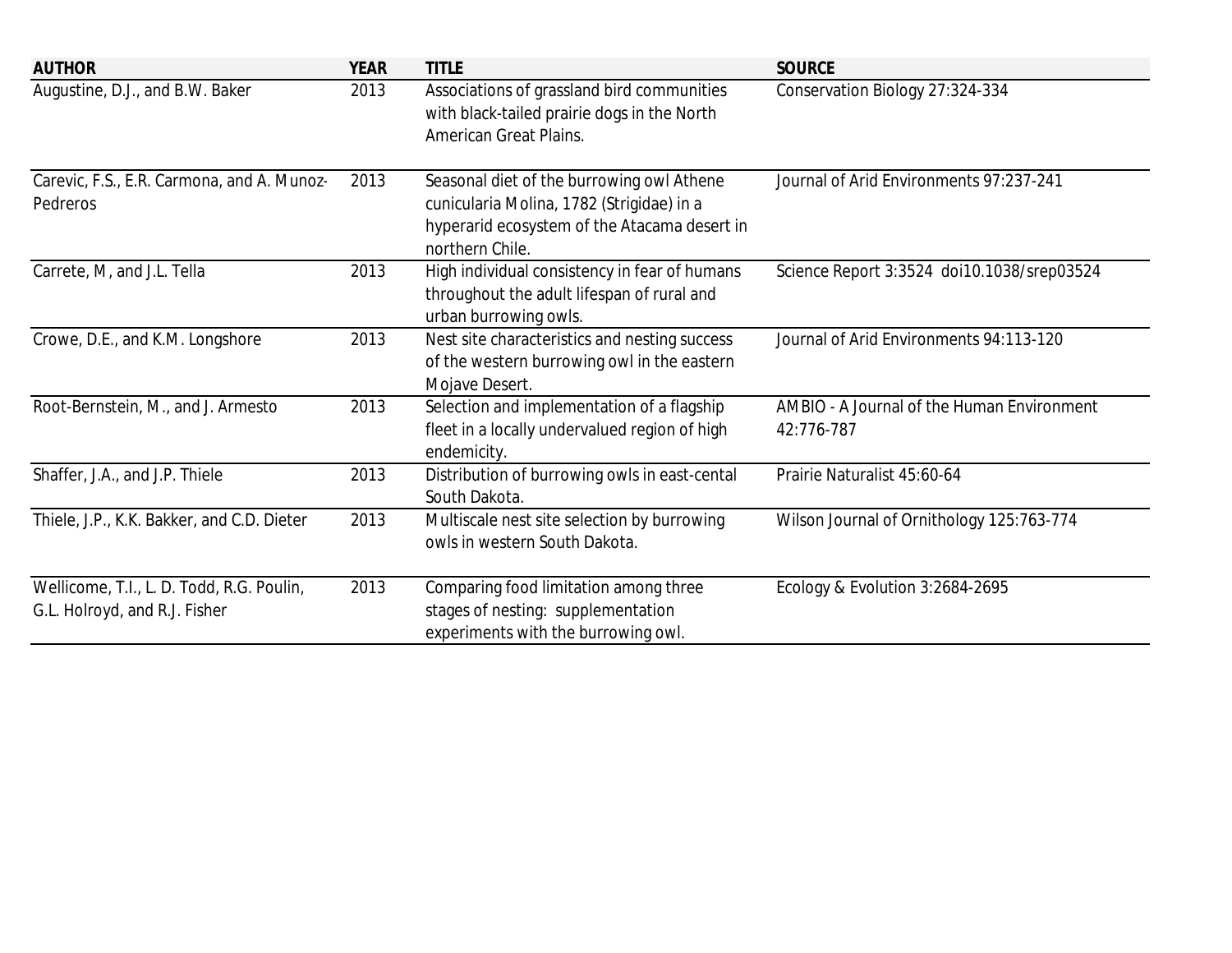| AUTHOR | YEAR | TITLE | SOURCE |
|---|---|---|---|
| Augustine, D.J., and B.W. Baker | 2013 | Associations of grassland bird communities with black-tailed prairie dogs in the North American Great Plains. | Conservation Biology 27:324-334 |
| Carevic, F.S., E.R. Carmona, and A. Munoz-Pedreros | 2013 | Seasonal diet of the burrowing owl Athene cunicularia Molina, 1782 (Strigidae) in a hyperarid ecosystem of the Atacama desert in northern Chile. | Journal of Arid Environments 97:237-241 |
| Carrete, M, and J.L. Tella | 2013 | High individual consistency in fear of humans throughout the adult lifespan of rural and urban burrowing owls. | Science Report 3:3524 doi10.1038/srep03524 |
| Crowe, D.E., and K.M. Longshore | 2013 | Nest site characteristics and nesting success of the western burrowing owl in the eastern Mojave Desert. | Journal of Arid Environments 94:113-120 |
| Root-Bernstein, M., and J. Armesto | 2013 | Selection and implementation of a flagship fleet in a locally undervalued region of high endemicity. | AMBIO - A Journal of the Human Environment 42:776-787 |
| Shaffer, J.A., and J.P. Thiele | 2013 | Distribution of burrowing owls in east-cental South Dakota. | Prairie Naturalist 45:60-64 |
| Thiele, J.P., K.K. Bakker, and C.D. Dieter | 2013 | Multiscale nest site selection by burrowing owls in western South Dakota. | Wilson Journal of Ornithology 125:763-774 |
| Wellicome, T.I., L. D. Todd, R.G. Poulin, G.L. Holroyd, and R.J. Fisher | 2013 | Comparing food limitation among three stages of nesting: supplementation experiments with the burrowing owl. | Ecology & Evolution 3:2684-2695 |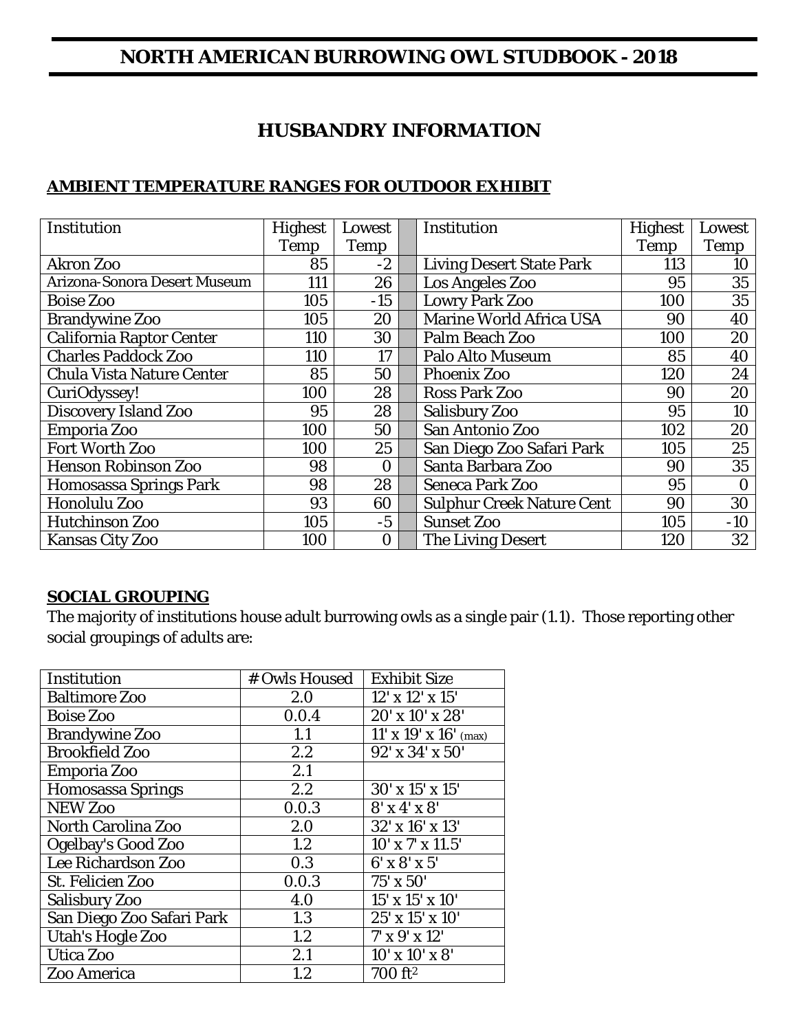# NORTH AMERICAN BURROWING OWL STUDBOOK - 2018

## HUSBANDRY INFORMATION

### AMBIENT TEMPERATURE RANGES FOR OUTDOOR EXHIBIT

| Institution | Highest Temp | Lowest Temp | | Institution | Highest Temp | Lowest Temp |
|---|---|---|---|---|---|---|
| Akron Zoo | 85 | -2 | | Living Desert State Park | 113 | 10 |
| Arizona-Sonora Desert Museum | 111 | 26 | | Los Angeles Zoo | 95 | 35 |
| Boise Zoo | 105 | -15 | | Lowry Park Zoo | 100 | 35 |
| Brandywine Zoo | 105 | 20 | | Marine World Africa USA | 90 | 40 |
| California Raptor Center | 110 | 30 | | Palm Beach Zoo | 100 | 20 |
| Charles Paddock Zoo | 110 | 17 | | Palo Alto Museum | 85 | 40 |
| Chula Vista Nature Center | 85 | 50 | | Phoenix Zoo | 120 | 24 |
| CuriOdyssey! | 100 | 28 | | Ross Park Zoo | 90 | 20 |
| Discovery Island Zoo | 95 | 28 | | Salisbury Zoo | 95 | 10 |
| Emporia Zoo | 100 | 50 | | San Antonio Zoo | 102 | 20 |
| Fort Worth Zoo | 100 | 25 | | San Diego Zoo Safari Park | 105 | 25 |
| Henson Robinson Zoo | 98 | 0 | | Santa Barbara Zoo | 90 | 35 |
| Homosassa Springs Park | 98 | 28 | | Seneca Park Zoo | 95 | 0 |
| Honolulu Zoo | 93 | 60 | | Sulphur Creek Nature Cent | 90 | 30 |
| Hutchinson Zoo | 105 | -5 | | Sunset Zoo | 105 | -10 |
| Kansas City Zoo | 100 | 0 | | The Living Desert | 120 | 32 |

### SOCIAL GROUPING

The majority of institutions house adult burrowing owls as a single pair (1.1). Those reporting other social groupings of adults are:

| Institution | # Owls Housed | Exhibit Size |
|---|---|---|
| Baltimore Zoo | 2.0 | 12' x 12' x 15' |
| Boise Zoo | 0.0.4 | 20' x 10' x 28' |
| Brandywine Zoo | 1.1 | 11' x 19' x 16' (max) |
| Brookfield Zoo | 2.2 | 92' x 34' x 50' |
| Emporia Zoo | 2.1 | |
| Homosassa Springs | 2.2 | 30' x 15' x 15' |
| NEW Zoo | 0.0.3 | 8' x 4' x 8' |
| North Carolina Zoo | 2.0 | 32' x 16' x 13' |
| Ogelbay's Good Zoo | 1.2 | 10' x 7' x 11.5' |
| Lee Richardson Zoo | 0.3 | 6' x 8' x 5' |
| St. Felicien Zoo | 0.0.3 | 75' x 50' |
| Salisbury Zoo | 4.0 | 15' x 15' x 10' |
| San Diego Zoo Safari Park | 1.3 | 25' x 15' x 10' |
| Utah's Hogle Zoo | 1.2 | 7' x 9' x 12' |
| Utica Zoo | 2.1 | 10' x 10' x 8' |
| Zoo America | 1.2 | 700 ft$^2$ |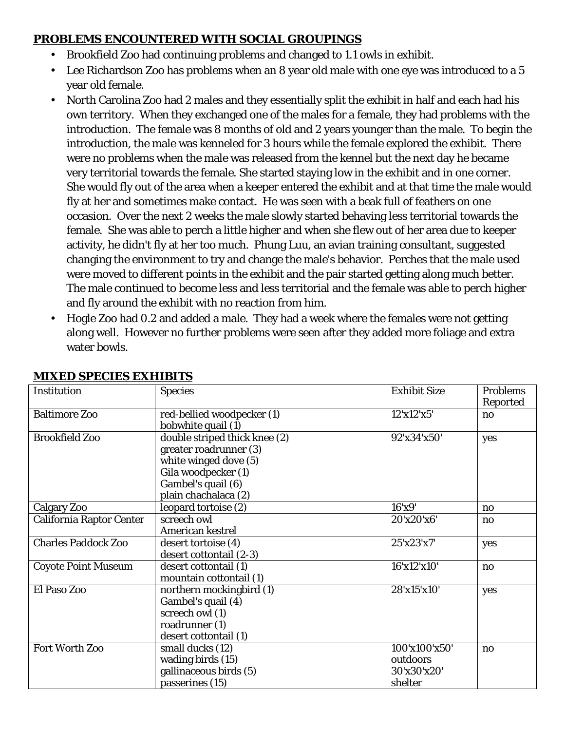## PROBLEMS ENCOUNTERED WITH SOCIAL GROUPINGS

- Brookfield Zoo had continuing problems and changed to 1.1 owls in exhibit.
- Lee Richardson Zoo has problems when an 8 year old male with one eye was introduced to a 5 year old female.
- North Carolina Zoo had 2 males and they essentially split the exhibit in half and each had his own territory. When they exchanged one of the males for a female, they had problems with the introduction. The female was 8 months of old and 2 years younger than the male. To begin the introduction, the male was kenneled for 3 hours while the female explored the exhibit. There were no problems when the male was released from the kennel but the next day he became very territorial towards the female. She started staying low in the exhibit and in one corner. She would fly out of the area when a keeper entered the exhibit and at that time the male would fly at her and sometimes make contact. He was seen with a beak full of feathers on one occasion. Over the next 2 weeks the male slowly started behaving less territorial towards the female. She was able to perch a little higher and when she flew out of her area due to keeper activity, he didn't fly at her too much. Phung Luu, an avian training consultant, suggested changing the environment to try and change the male's behavior. Perches that the male used were moved to different points in the exhibit and the pair started getting along much better. The male continued to become less and less territorial and the female was able to perch higher and fly around the exhibit with no reaction from him.
- Hogle Zoo had 0.2 and added a male. They had a week where the females were not getting along well. However no further problems were seen after they added more foliage and extra water bowls.

## MIXED SPECIES EXHIBITS

| Institution | Species | Exhibit Size | Problems Reported |
|---|---|---|---|
| Baltimore Zoo | red-bellied woodpecker (1)<br>bobwhite quail (1) | 12'x12'x5' | no |
| Brookfield Zoo | double striped thick knee (2)<br>greater roadrunner (3)<br>white winged dove (5)<br>Gila woodpecker (1)<br>Gambel's quail (6)<br>plain chachalaca (2) | 92'x34'x50' | yes |
| Calgary Zoo | leopard tortoise (2) | 16'x9' | no |
| California Raptor Center | screech owl<br>American kestrel | 20'x20'x6' | no |
| Charles Paddock Zoo | desert tortoise (4)<br>desert cottontail (2-3) | 25'x23'x7' | yes |
| Coyote Point Museum | desert cottontail (1)<br>mountain cottontail (1) | 16'x12'x10' | no |
| El Paso Zoo | northern mockingbird (1)<br>Gambel's quail (4)<br>screech owl (1)<br>roadrunner (1)<br>desert cottontail (1) | 28'x15'x10' | yes |
| Fort Worth Zoo | small ducks (12)<br>wading birds (15)<br>gallinaceous birds (5)<br>passerines (15) | 100'x100'x50' outdoors<br>30'x30'x20' shelter | no |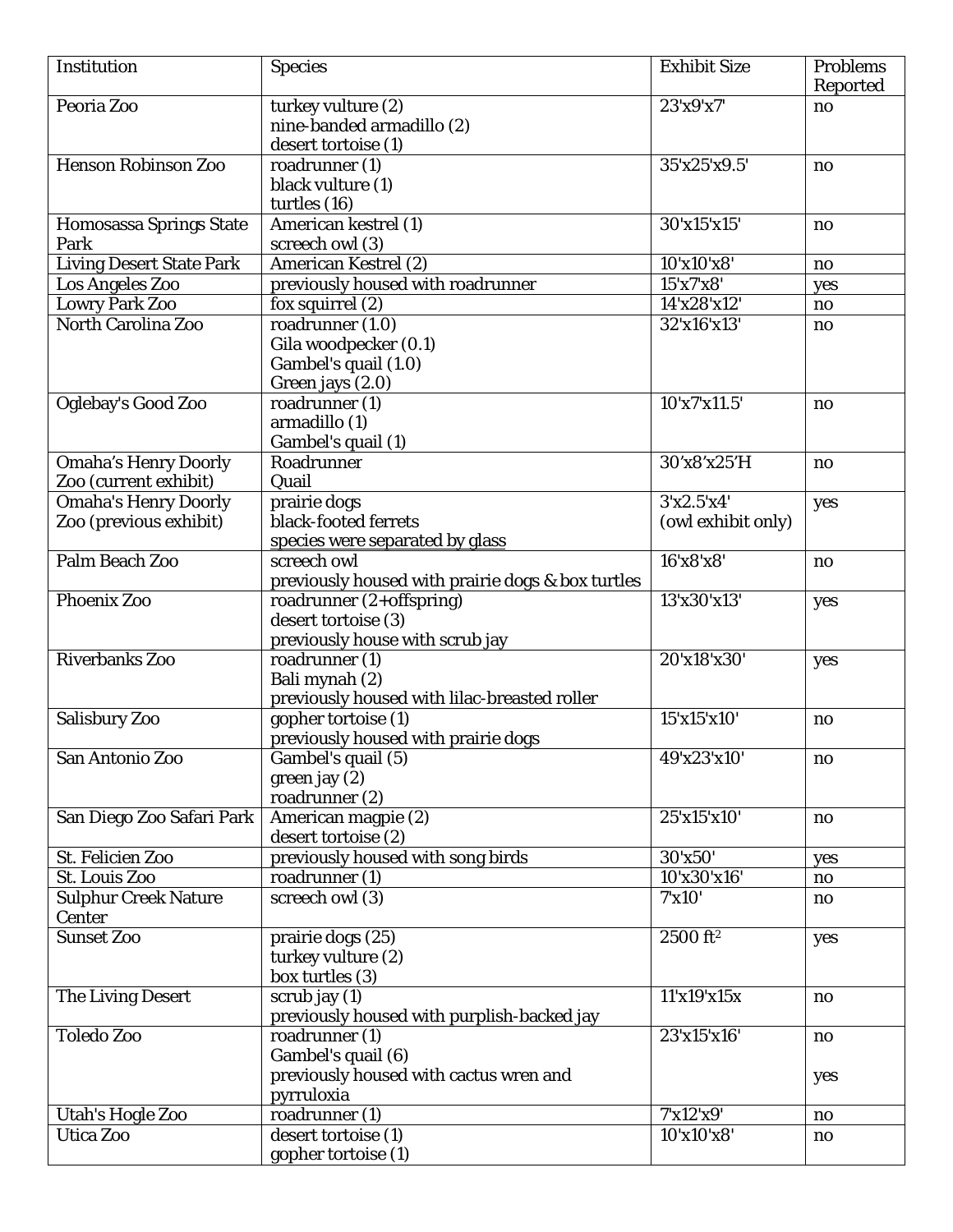| Institution | Species | Exhibit Size | Problems Reported |
|---|---|---|---|
| Peoria Zoo | turkey vulture (2)<br>nine-banded armadillo (2)<br>desert tortoise (1) | 23'x9'x7' | no |
| Henson Robinson Zoo | roadrunner (1)<br>black vulture (1)<br>turtles (16) | 35'x25'x9.5' | no |
| Homosassa Springs State Park | American kestrel (1)<br>screech owl (3) | 30'x15'x15' | no |
| Living Desert State Park | American Kestrel (2) | 10'x10'x8' | no |
| Los Angeles Zoo | previously housed with roadrunner | 15'x7'x8' | yes |
| Lowry Park Zoo | fox squirrel (2) | 14'x28'x12' | no |
| North Carolina Zoo | roadrunner (1.0)<br>Gila woodpecker (0.1)<br>Gambel's quail (1.0)<br>Green jays (2.0) | 32'x16'x13' | no |
| Oglebay's Good Zoo | roadrunner (1)<br>armadillo (1)<br>Gambel's quail (1) | 10'x7'x11.5' | no |
| Omaha's Henry Doorly Zoo (current exhibit) | Roadrunner<br>Quail | 30'x8'x25'H | no |
| Omaha's Henry Doorly Zoo (previous exhibit) | prairie dogs<br>black-footed ferrets<br>species were separated by glass | 3'x2.5'x4'<br>(owl exhibit only) | yes |
| Palm Beach Zoo | screech owl<br>previously housed with prairie dogs & box turtles | 16'x8'x8' | no |
| Phoenix Zoo | roadrunner (2+offspring)<br>desert tortoise (3)<br>previously house with scrub jay | 13'x30'x13' | yes |
| Riverbanks Zoo | roadrunner (1)<br>Bali mynah (2)<br>previously housed with lilac-breasted roller | 20'x18'x30' | yes |
| Salisbury Zoo | gopher tortoise (1)<br>previously housed with prairie dogs | 15'x15'x10' | no |
| San Antonio Zoo | Gambel's quail (5)<br>green jay (2)<br>roadrunner (2) | 49'x23'x10' | no |
| San Diego Zoo Safari Park | American magpie (2)<br>desert tortoise (2) | 25'x15'x10' | no |
| St. Felicien Zoo | previously housed with song birds | 30'x50' | yes |
| St. Louis Zoo | roadrunner (1) | 10'x30'x16' | no |
| Sulphur Creek Nature Center | screech owl (3) | 7'x10' | no |
| Sunset Zoo | prairie dogs (25)<br>turkey vulture (2)<br>box turtles (3) | 2500 ft$^2$ | yes |
| The Living Desert | scrub jay (1)<br>previously housed with purplish-backed jay | 11'x19'x15x | no |
| Toledo Zoo | roadrunner (1)<br>Gambel's quail (6)<br>previously housed with cactus wren and pyrruloxia | 23'x15'x16' | no<br><br>yes |
| Utah's Hogle Zoo | roadrunner (1) | 7'x12'x9' | no |
| Utica Zoo | desert tortoise (1)<br>gopher tortoise (1) | 10'x10'x8' | no |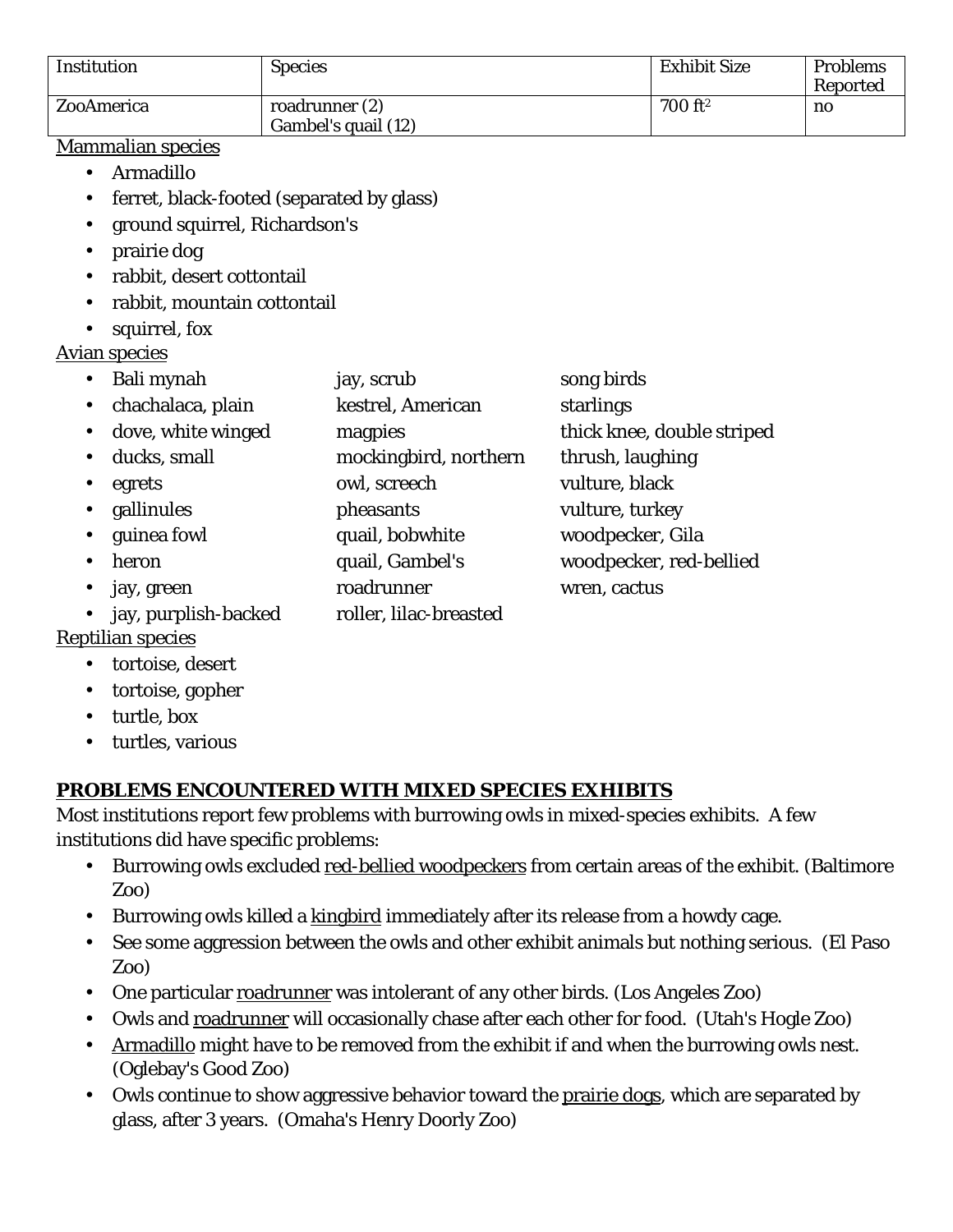| Institution | Species | Exhibit Size | Problems Reported |
|---|---|---|---|
| ZooAmerica | roadrunner (2)<br>Gambel's quail (12) | 700 ft$^2$ | no |

Mammalian species

- Armadillo
- ferret, black-footed (separated by glass)
- ground squirrel, Richardson's
- prairie dog
- rabbit, desert cottontail
- rabbit, mountain cottontail
- squirrel, fox

Avian species

- Bali mynah
- chachalaca, plain
- dove, white winged
- ducks, small
- egrets
- gallinules
- guinea fowl
- heron
- jay, green
- jay, purplish-backed
- jay, scrub
- kestrel, American
- magpies
- mockingbird, northern
- owl, screech
- pheasants
- quail, bobwhite
- quail, Gambel's
- roadrunner
- roller, lilac-breasted
- song birds
- starlings
- thick knee, double striped
- thrush, laughing
- vulture, black
- vulture, turkey
- woodpecker, Gila
- woodpecker, red-bellied
- wren, cactus

Reptilian species

- tortoise, desert
- tortoise, gopher
- turtle, box
- turtles, various

## PROBLEMS ENCOUNTERED WITH MIXED SPECIES EXHIBITS

Most institutions report few problems with burrowing owls in mixed-species exhibits. A few institutions did have specific problems:

- Burrowing owls excluded red-bellied woodpeckers from certain areas of the exhibit. (Baltimore Zoo)
- Burrowing owls killed a kingbird immediately after its release from a howdy cage.
- See some aggression between the owls and other exhibit animals but nothing serious. (El Paso Zoo)
- One particular roadrunner was intolerant of any other birds. (Los Angeles Zoo)
- Owls and roadrunner will occasionally chase after each other for food. (Utah's Hogle Zoo)
- Armadillo might have to be removed from the exhibit if and when the burrowing owls nest. (Oglebay's Good Zoo)
- Owls continue to show aggressive behavior toward the prairie dogs, which are separated by glass, after 3 years. (Omaha's Henry Doorly Zoo)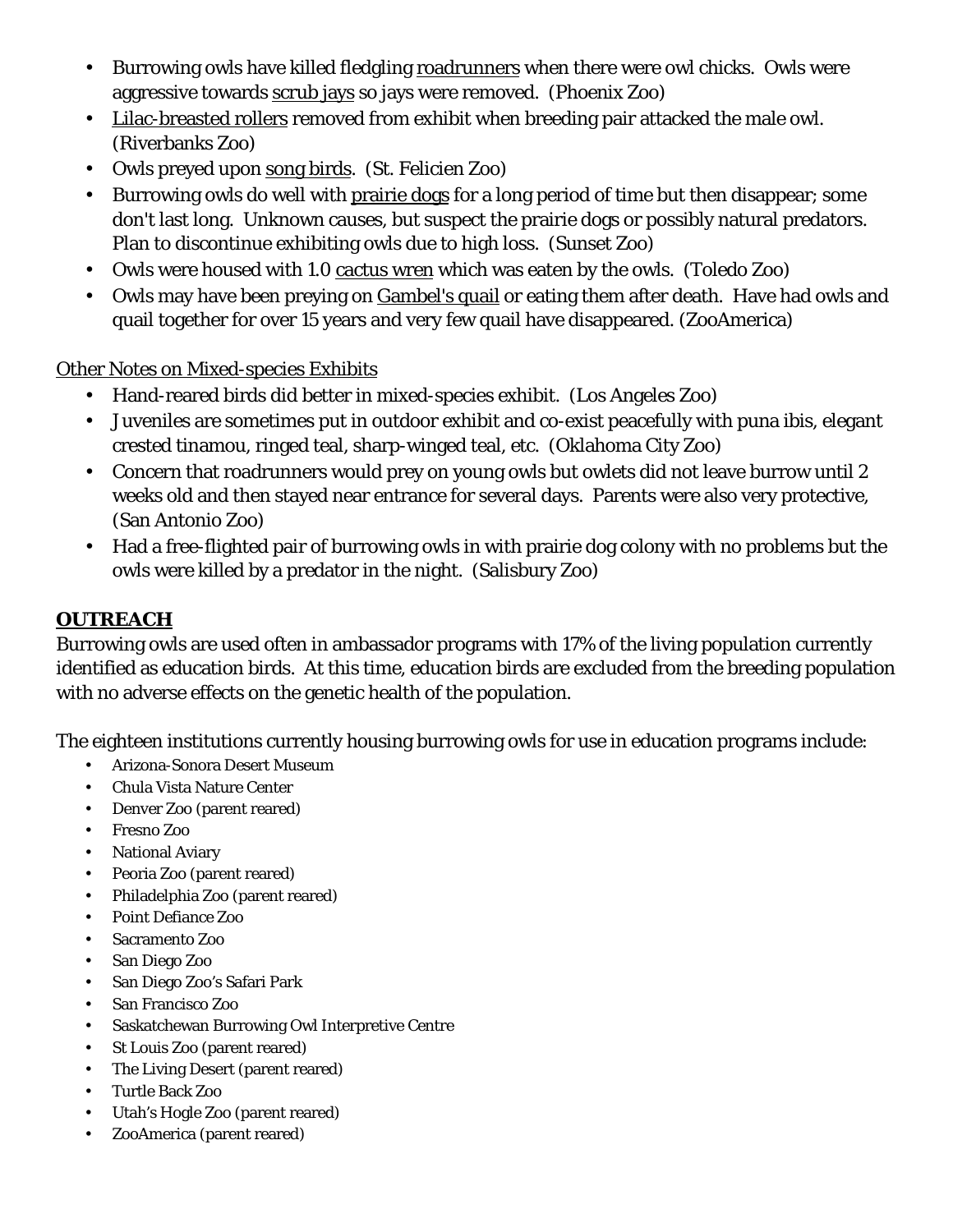- Burrowing owls have killed fledgling roadrunners when there were owl chicks. Owls were aggressive towards scrub jays so jays were removed. (Phoenix Zoo)
- Lilac-breasted rollers removed from exhibit when breeding pair attacked the male owl. (Riverbanks Zoo)
- Owls preyed upon song birds. (St. Felicien Zoo)
- Burrowing owls do well with prairie dogs for a long period of time but then disappear; some don't last long. Unknown causes, but suspect the prairie dogs or possibly natural predators. Plan to discontinue exhibiting owls due to high loss. (Sunset Zoo)
- Owls were housed with 1.0 cactus wren which was eaten by the owls. (Toledo Zoo)
- Owls may have been preying on Gambel's quail or eating them after death. Have had owls and quail together for over 15 years and very few quail have disappeared. (ZooAmerica)

Other Notes on Mixed-species Exhibits

- Hand-reared birds did better in mixed-species exhibit. (Los Angeles Zoo)
- Juveniles are sometimes put in outdoor exhibit and co-exist peacefully with puna ibis, elegant crested tinamou, ringed teal, sharp-winged teal, etc. (Oklahoma City Zoo)
- Concern that roadrunners would prey on young owls but owlets did not leave burrow until 2 weeks old and then stayed near entrance for several days. Parents were also very protective, (San Antonio Zoo)
- Had a free-flighted pair of burrowing owls in with prairie dog colony with no problems but the owls were killed by a predator in the night. (Salisbury Zoo)

## OUTREACH

Burrowing owls are used often in ambassador programs with 17% of the living population currently identified as education birds. At this time, education birds are excluded from the breeding population with no adverse effects on the genetic health of the population.

The eighteen institutions currently housing burrowing owls for use in education programs include:

- Arizona-Sonora Desert Museum
- Chula Vista Nature Center
- Denver Zoo (parent reared)
- Fresno Zoo
- National Aviary
- Peoria Zoo (parent reared)
- Philadelphia Zoo (parent reared)
- Point Defiance Zoo
- Sacramento Zoo
- San Diego Zoo
- San Diego Zoo's Safari Park
- San Francisco Zoo
- Saskatchewan Burrowing Owl Interpretive Centre
- St Louis Zoo (parent reared)
- The Living Desert (parent reared)
- Turtle Back Zoo
- Utah's Hogle Zoo (parent reared)
- ZooAmerica (parent reared)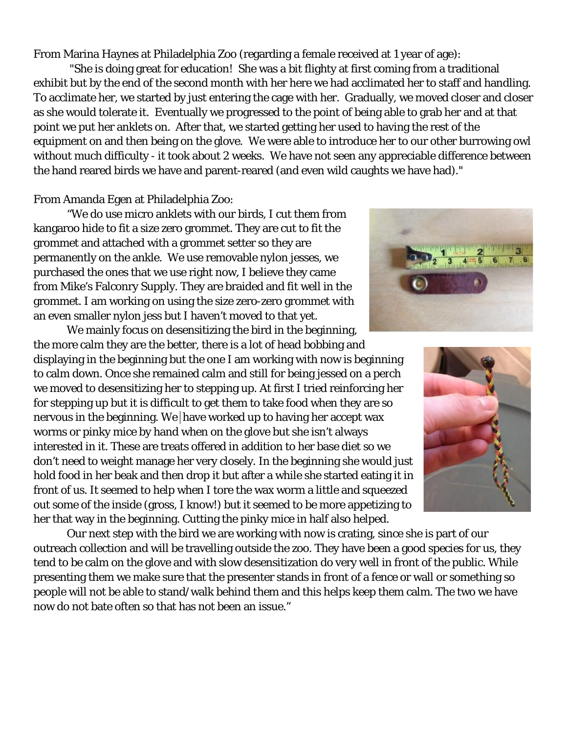From Marina Haynes at Philadelphia Zoo (regarding a female received at 1 year of age):

"She is doing great for education! She was a bit flighty at first coming from a traditional exhibit but by the end of the second month with her here we had acclimated her to staff and handling. To acclimate her, we started by just entering the cage with her. Gradually, we moved closer and closer as she would tolerate it. Eventually we progressed to the point of being able to grab her and at that point we put her anklets on. After that, we started getting her used to having the rest of the equipment on and then being on the glove. We were able to introduce her to our other burrowing owl without much difficulty - it took about 2 weeks. We have not seen any appreciable difference between the hand reared birds we have and parent-reared (and even wild caughts we have had)."

From Amanda Egen at Philadelphia Zoo:

"We do use micro anklets with our birds, I cut them from kangaroo hide to fit a size zero grommet. They are cut to fit the grommet and attached with a grommet setter so they are permanently on the ankle. We use removable nylon jesses, we purchased the ones that we use right now, I believe they came from Mike's Falconry Supply. They are braided and fit well in the grommet. I am working on using the size zero-zero grommet with an even smaller nylon jess but I haven't moved to that yet.

We mainly focus on desensitizing the bird in the beginning, the more calm they are the better, there is a lot of head bobbing and displaying in the beginning but the one I am working with now is beginning to calm down. Once she remained calm and still for being jessed on a perch we moved to desensitizing her to stepping up. At first I tried reinforcing her for stepping up but it is difficult to get them to take food when they are so nervous in the beginning. We have worked up to having her accept wax worms or pinky mice by hand when on the glove but she isn't always interested in it. These are treats offered in addition to her base diet so we don't need to weight manage her very closely. In the beginning she would just hold food in her beak and then drop it but after a while she started eating it in front of us. It seemed to help when I tore the wax worm a little and squeezed out some of the inside (gross, I know!) but it seemed to be more appetizing to her that way in the beginning. Cutting the pinky mice in half also helped.

Our next step with the bird we are working with now is crating, since she is part of our outreach collection and will be travelling outside the zoo. They have been a good species for us, they tend to be calm on the glove and with slow desensitization do very well in front of the public. While presenting them we make sure that the presenter stands in front of a fence or wall or something so people will not be able to stand/walk behind them and this helps keep them calm. The two we have now do not bate often so that has not been an issue."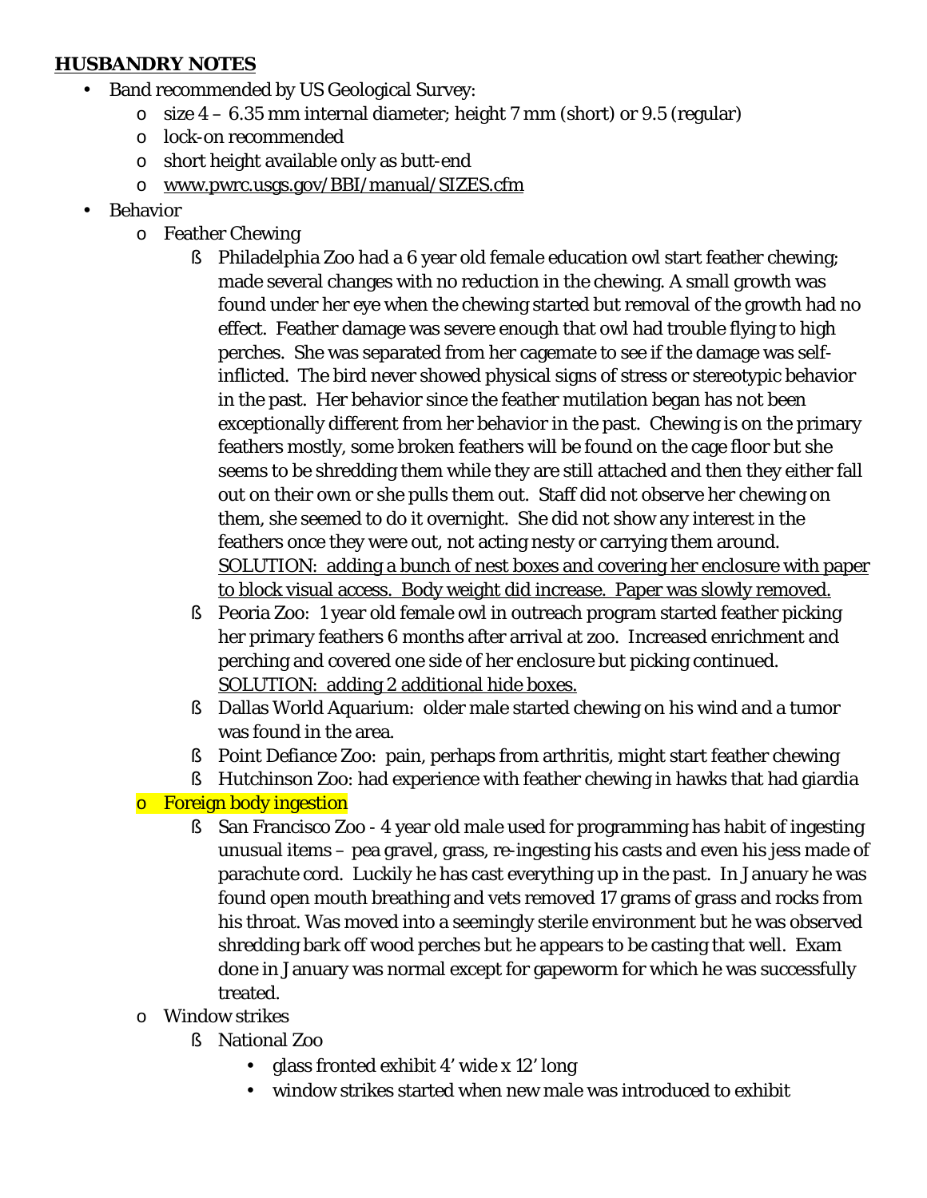**HUSBANDRY NOTES**

- Band recommended by US Geological Survey:
  - size 4 – 6.35 mm internal diameter; height 7 mm (short) or 9.5 (regular)
  - lock-on recommended
  - short height available only as butt-end
  - www.pwrc.usgs.gov/BBI/manual/SIZES.cfm
- Behavior
  - Feather Chewing
    - Philadelphia Zoo had a 6 year old female education owl start feather chewing; made several changes with no reduction in the chewing. A small growth was found under her eye when the chewing started but removal of the growth had no effect. Feather damage was severe enough that owl had trouble flying to high perches. She was separated from her cagemate to see if the damage was self-inflicted. The bird never showed physical signs of stress or stereotypic behavior in the past. Her behavior since the feather mutilation began has not been exceptionally different from her behavior in the past. Chewing is on the primary feathers mostly, some broken feathers will be found on the cage floor but she seems to be shredding them while they are still attached and then they either fall out on their own or she pulls them out. Staff did not observe her chewing on them, she seemed to do it overnight. She did not show any interest in the feathers once they were out, not acting nesty or carrying them around. <u>SOLUTION: adding a bunch of nest boxes and covering her enclosure with paper to block visual access. Body weight did increase. Paper was slowly removed.</u>
    - Peoria Zoo: 1 year old female owl in outreach program started feather picking her primary feathers 6 months after arrival at zoo. Increased enrichment and perching and covered one side of her enclosure but picking continued. <u>SOLUTION: adding 2 additional hide boxes.</u>
    - Dallas World Aquarium: older male started chewing on his wind and a tumor was found in the area.
    - Point Defiance Zoo: pain, perhaps from arthritis, might start feather chewing
    - Hutchinson Zoo: had experience with feather chewing in hawks that had giardia
  - Foreign body ingestion
    - San Francisco Zoo - 4 year old male used for programming has habit of ingesting unusual items – pea gravel, grass, re-ingesting his casts and even his jess made of parachute cord. Luckily he has cast everything up in the past. In January he was found open mouth breathing and vets removed 17 grams of grass and rocks from his throat. Was moved into a seemingly sterile environment but he was observed shredding bark off wood perches but he appears to be casting that well. Exam done in January was normal except for gapeworm for which he was successfully treated.
  - Window strikes
    - National Zoo
      - glass fronted exhibit 4' wide x 12' long
      - window strikes started when new male was introduced to exhibit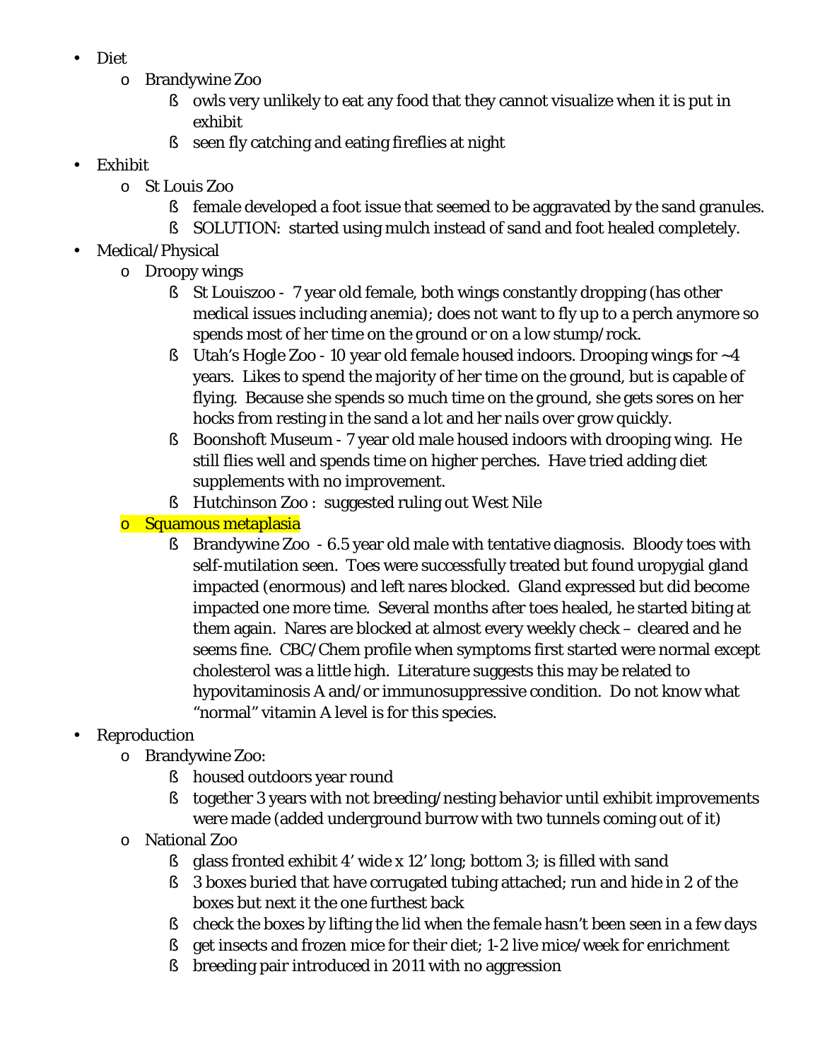- Diet
  - Brandywine Zoo
    - owls very unlikely to eat any food that they cannot visualize when it is put in exhibit
    - seen fly catching and eating fireflies at night
- Exhibit
  - St Louis Zoo
    - female developed a foot issue that seemed to be aggravated by the sand granules.
    - SOLUTION: started using mulch instead of sand and foot healed completely.
- Medical/Physical
  - Droopy wings
    - St Louiszoo - 7 year old female, both wings constantly dropping (has other medical issues including anemia); does not want to fly up to a perch anymore so spends most of her time on the ground or on a low stump/rock.
    - Utah's Hogle Zoo - 10 year old female housed indoors. Drooping wings for ~4 years. Likes to spend the majority of her time on the ground, but is capable of flying. Because she spends so much time on the ground, she gets sores on her hocks from resting in the sand a lot and her nails over grow quickly.
    - Boonshoft Museum - 7 year old male housed indoors with drooping wing. He still flies well and spends time on higher perches. Have tried adding diet supplements with no improvement.
    - Hutchinson Zoo : suggested ruling out West Nile
  - Squamous metaplasia
    - Brandywine Zoo - 6.5 year old male with tentative diagnosis. Bloody toes with self-mutilation seen. Toes were successfully treated but found uropygial gland impacted (enormous) and left nares blocked. Gland expressed but did become impacted one more time. Several months after toes healed, he started biting at them again. Nares are blocked at almost every weekly check – cleared and he seems fine. CBC/Chem profile when symptoms first started were normal except cholesterol was a little high. Literature suggests this may be related to hypovitaminosis A and/or immunosuppressive condition. Do not know what "normal" vitamin A level is for this species.
- Reproduction
  - Brandywine Zoo:
    - housed outdoors year round
    - together 3 years with not breeding/nesting behavior until exhibit improvements were made (added underground burrow with two tunnels coming out of it)
  - National Zoo
    - glass fronted exhibit 4' wide x 12' long; bottom 3; is filled with sand
    - 3 boxes buried that have corrugated tubing attached; run and hide in 2 of the boxes but next it the one furthest back
    - check the boxes by lifting the lid when the female hasn't been seen in a few days
    - get insects and frozen mice for their diet; 1-2 live mice/week for enrichment
    - breeding pair introduced in 2011 with no aggression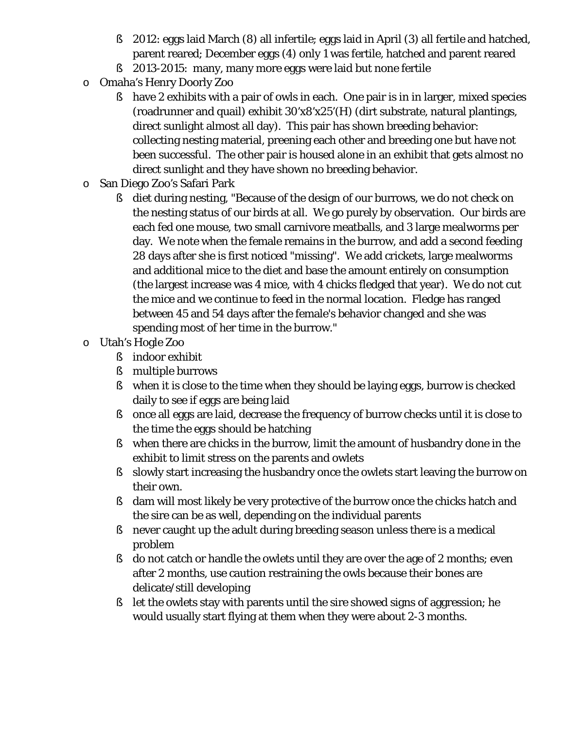- 2012: eggs laid March (8) all infertile; eggs laid in April (3) all fertile and hatched, parent reared; December eggs (4) only 1 was fertile, hatched and parent reared
    - 2013-2015: many, many more eggs were laid but none fertile
- Omaha's Henry Doorly Zoo
    - have 2 exhibits with a pair of owls in each. One pair is in in larger, mixed species (roadrunner and quail) exhibit 30'x8'x25'(H) (dirt substrate, natural plantings, direct sunlight almost all day). This pair has shown breeding behavior: collecting nesting material, preening each other and breeding one but have not been successful. The other pair is housed alone in an exhibit that gets almost no direct sunlight and they have shown no breeding behavior.
- San Diego Zoo's Safari Park
    - diet during nesting, "Because of the design of our burrows, we do not check on the nesting status of our birds at all. We go purely by observation. Our birds are each fed one mouse, two small carnivore meatballs, and 3 large mealworms per day. We note when the female remains in the burrow, and add a second feeding 28 days after she is first noticed "missing". We add crickets, large mealworms and additional mice to the diet and base the amount entirely on consumption (the largest increase was 4 mice, with 4 chicks fledged that year). We do not cut the mice and we continue to feed in the normal location. Fledge has ranged between 45 and 54 days after the female's behavior changed and she was spending most of her time in the burrow."
- Utah's Hogle Zoo
    - indoor exhibit
    - multiple burrows
    - when it is close to the time when they should be laying eggs, burrow is checked daily to see if eggs are being laid
    - once all eggs are laid, decrease the frequency of burrow checks until it is close to the time the eggs should be hatching
    - when there are chicks in the burrow, limit the amount of husbandry done in the exhibit to limit stress on the parents and owlets
    - slowly start increasing the husbandry once the owlets start leaving the burrow on their own.
    - dam will most likely be very protective of the burrow once the chicks hatch and the sire can be as well, depending on the individual parents
    - never caught up the adult during breeding season unless there is a medical problem
    - do not catch or handle the owlets until they are over the age of 2 months; even after 2 months, use caution restraining the owls because their bones are delicate/still developing
    - let the owlets stay with parents until the sire showed signs of aggression; he would usually start flying at them when they were about 2-3 months.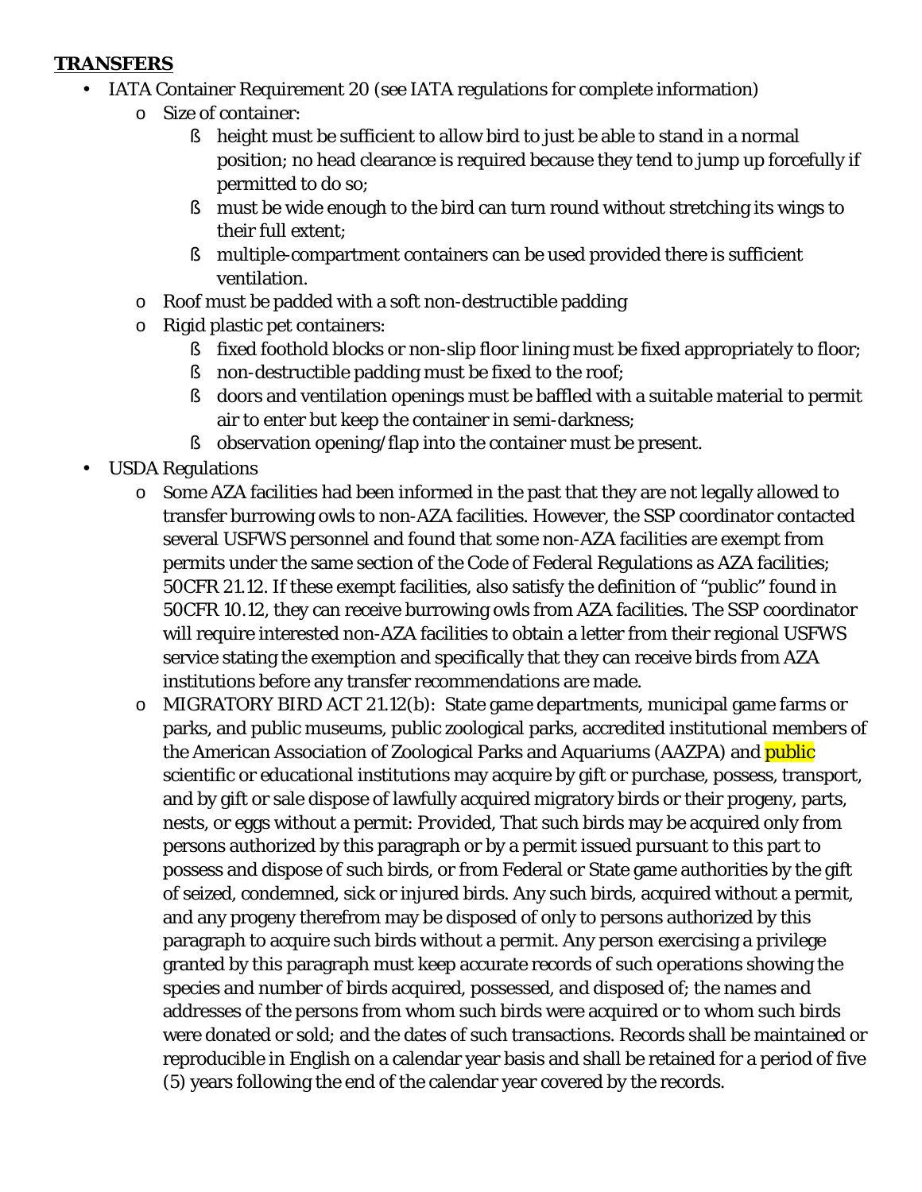**TRANSFERS**

- IATA Container Requirement 20 (see IATA regulations for complete information)
  - Size of container:
    - height must be sufficient to allow bird to just be able to stand in a normal position; no head clearance is required because they tend to jump up forcefully if permitted to do so;
    - must be wide enough to the bird can turn round without stretching its wings to their full extent;
    - multiple-compartment containers can be used provided there is sufficient ventilation.
  - Roof must be padded with a soft non-destructible padding
  - Rigid plastic pet containers:
    - fixed foothold blocks or non-slip floor lining must be fixed appropriately to floor;
    - non-destructible padding must be fixed to the roof;
    - doors and ventilation openings must be baffled with a suitable material to permit air to enter but keep the container in semi-darkness;
    - observation opening/flap into the container must be present.
- USDA Regulations
  - Some AZA facilities had been informed in the past that they are not legally allowed to transfer burrowing owls to non-AZA facilities. However, the SSP coordinator contacted several USFWS personnel and found that some non-AZA facilities are exempt from permits under the same section of the Code of Federal Regulations as AZA facilities; 50CFR 21.12. If these exempt facilities, also satisfy the definition of "public" found in 50CFR 10.12, they can receive burrowing owls from AZA facilities. The SSP coordinator will require interested non-AZA facilities to obtain a letter from their regional USFWS service stating the exemption and specifically that they can receive birds from AZA institutions before any transfer recommendations are made.
  - MIGRATORY BIRD ACT 21.12(b): State game departments, municipal game farms or parks, and public museums, public zoological parks, accredited institutional members of the American Association of Zoological Parks and Aquariums (AAZPA) and public scientific or educational institutions may acquire by gift or purchase, possess, transport, and by gift or sale dispose of lawfully acquired migratory birds or their progeny, parts, nests, or eggs without a permit: Provided, That such birds may be acquired only from persons authorized by this paragraph or by a permit issued pursuant to this part to possess and dispose of such birds, or from Federal or State game authorities by the gift of seized, condemned, sick or injured birds. Any such birds, acquired without a permit, and any progeny therefrom may be disposed of only to persons authorized by this paragraph to acquire such birds without a permit. Any person exercising a privilege granted by this paragraph must keep accurate records of such operations showing the species and number of birds acquired, possessed, and disposed of; the names and addresses of the persons from whom such birds were acquired or to whom such birds were donated or sold; and the dates of such transactions. Records shall be maintained or reproducible in English on a calendar year basis and shall be retained for a period of five (5) years following the end of the calendar year covered by the records.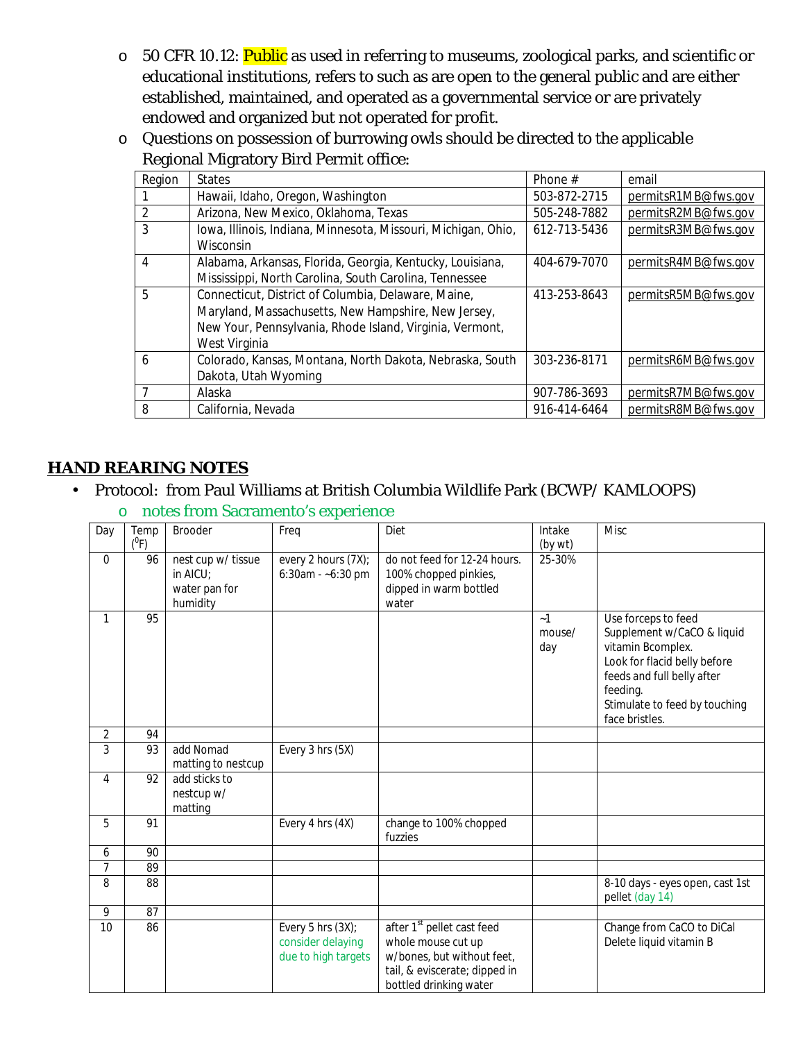- 50 CFR 10.12: Public as used in referring to museums, zoological parks, and scientific or educational institutions, refers to such as are open to the general public and are either established, maintained, and operated as a governmental service or are privately endowed and organized but not operated for profit.
- Questions on possession of burrowing owls should be directed to the applicable Regional Migratory Bird Permit office:

| Region | States | Phone # | email |
|---|---|---|---|
| 1 | Hawaii, Idaho, Oregon, Washington | 503-872-2715 | permitsR1MB@fws.gov |
| 2 | Arizona, New Mexico, Oklahoma, Texas | 505-248-7882 | permitsR2MB@fws.gov |
| 3 | Iowa, Illinois, Indiana, Minnesota, Missouri, Michigan, Ohio, Wisconsin | 612-713-5436 | permitsR3MB@fws.gov |
| 4 | Alabama, Arkansas, Florida, Georgia, Kentucky, Louisiana, Mississippi, North Carolina, South Carolina, Tennessee | 404-679-7070 | permitsR4MB@fws.gov |
| 5 | Connecticut, District of Columbia, Delaware, Maine, Maryland, Massachusetts, New Hampshire, New Jersey, New Your, Pennsylvania, Rhode Island, Virginia, Vermont, West Virginia | 413-253-8643 | permitsR5MB@fws.gov |
| 6 | Colorado, Kansas, Montana, North Dakota, Nebraska, South Dakota, Utah Wyoming | 303-236-8171 | permitsR6MB@fws.gov |
| 7 | Alaska | 907-786-3693 | permitsR7MB@fws.gov |
| 8 | California, Nevada | 916-414-6464 | permitsR8MB@fws.gov |

## HAND REARING NOTES

- Protocol: from Paul Williams at British Columbia Wildlife Park (BCWP/ KAMLOOPS)
  - notes from Sacramento's experience

| Day | Temp (°F) | Brooder | Freq | Diet | Intake (by wt) | Misc |
|---|---|---|---|---|---|---|
| 0 | 96 | nest cup w/ tissue in AICU; water pan for humidity | every 2 hours (7X); 6:30am - ~6:30 pm | do not feed for 12-24 hours. 100% chopped pinkies, dipped in warm bottled water | 25-30% | |
| 1 | 95 | | | | ~1 mouse/ day | Use forceps to feed Supplement w/CaCO & liquid vitamin Bcomplex. Look for flacid belly before feeds and full belly after feeding. Stimulate to feed by touching face bristles. |
| 2 | 94 | | | | | |
| 3 | 93 | add Nomad matting to nestcup | Every 3 hrs (5X) | | | |
| 4 | 92 | add sticks to nestcup w/ matting | | | | |
| 5 | 91 | | Every 4 hrs (4X) | change to 100% chopped fuzzies | | |
| 6 | 90 | | | | | |
| 7 | 89 | | | | | |
| 8 | 88 | | | | | 8-10 days - eyes open, cast 1st pellet (day 14) |
| 9 | 87 | | | | | |
| 10 | 86 | | Every 5 hrs (3X); consider delaying due to high targets | after 1st pellet cast feed whole mouse cut up w/bones, but without feet, tail, & eviscerate; dipped in bottled drinking water | | Change from CaCO to DiCal Delete liquid vitamin B |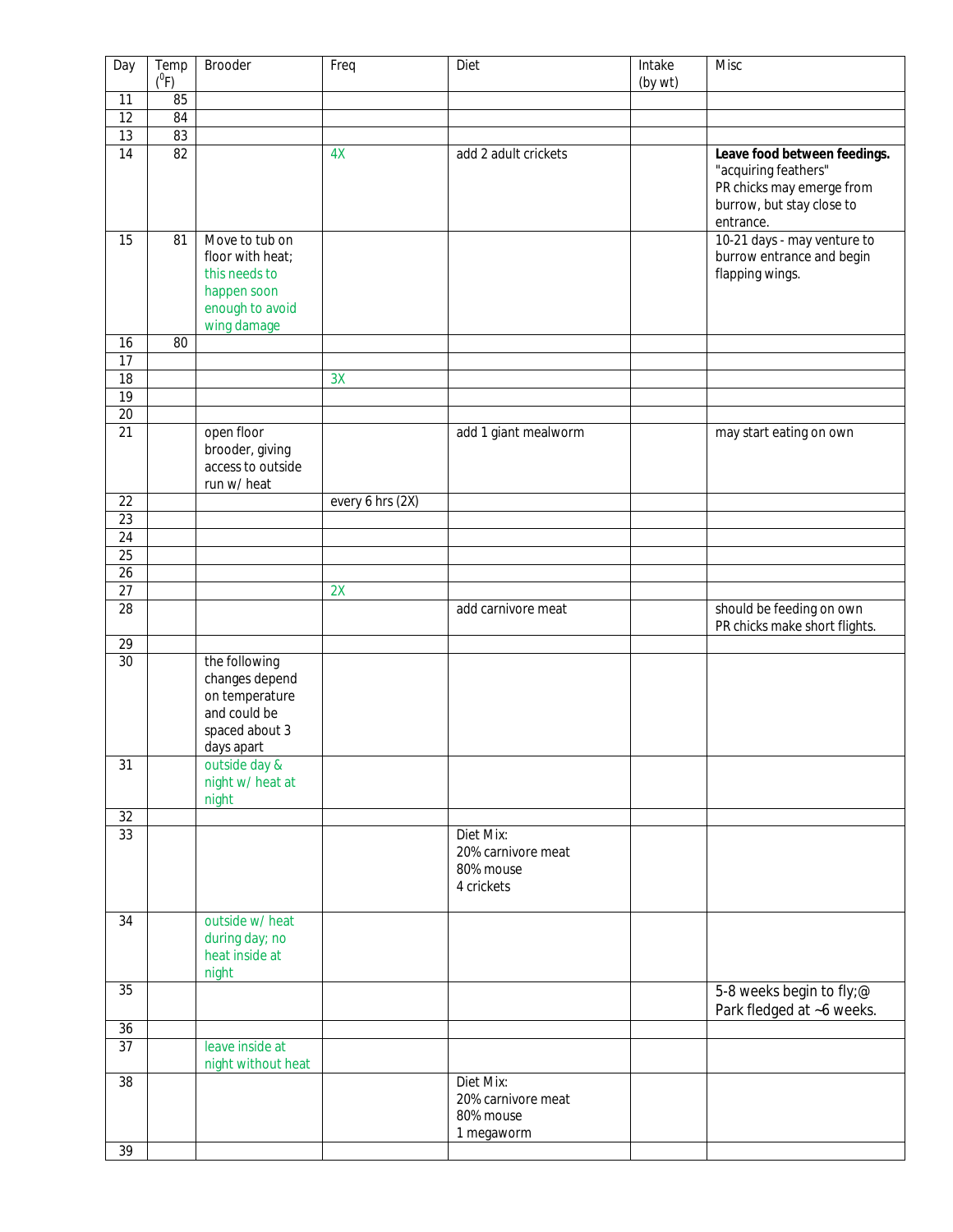| Day | Temp ($^0$F) | Brooder | Freq | Diet | Intake (by wt) | Misc |
|---|---|---|---|---|---|---|
| 11 | 85 | | | | | |
| 12 | 84 | | | | | |
| 13 | 83 | | | | | |
| 14 | 82 | | 4X | add 2 adult crickets | | **Leave food between feedings.** "acquiring feathers" PR chicks may emerge from burrow, but stay close to entrance. |
| 15 | 81 | Move to tub on floor with heat; this needs to happen soon enough to avoid wing damage | | | | 10-21 days - may venture to burrow entrance and begin flapping wings. |
| 16 | 80 | | | | | |
| 17 | | | | | | |
| 18 | | | 3X | | | |
| 19 | | | | | | |
| 20 | | | | | | |
| 21 | | open floor brooder, giving access to outside run w/ heat | | add 1 giant mealworm | | may start eating on own |
| 22 | | | every 6 hrs (2X) | | | |
| 23 | | | | | | |
| 24 | | | | | | |
| 25 | | | | | | |
| 26 | | | | | | |
| 27 | | | 2X | | | |
| 28 | | | | add carnivore meat | | should be feeding on own PR chicks make short flights. |
| 29 | | | | | | |
| 30 | | the following changes depend on temperature and could be spaced about 3 days apart | | | | |
| 31 | | outside day & night w/ heat at night | | | | |
| 32 | | | | | | |
| 33 | | | | Diet Mix: 20% carnivore meat 80% mouse 4 crickets | | |
| 34 | | outside w/ heat during day; no heat inside at night | | | | |
| 35 | | | | | | 5-8 weeks begin to fly;@ Park fledged at ~6 weeks. |
| 36 | | | | | | |
| 37 | | leave inside at night without heat | | | | |
| 38 | | | | Diet Mix: 20% carnivore meat 80% mouse 1 megaworm | | |
| 39 | | | | | | |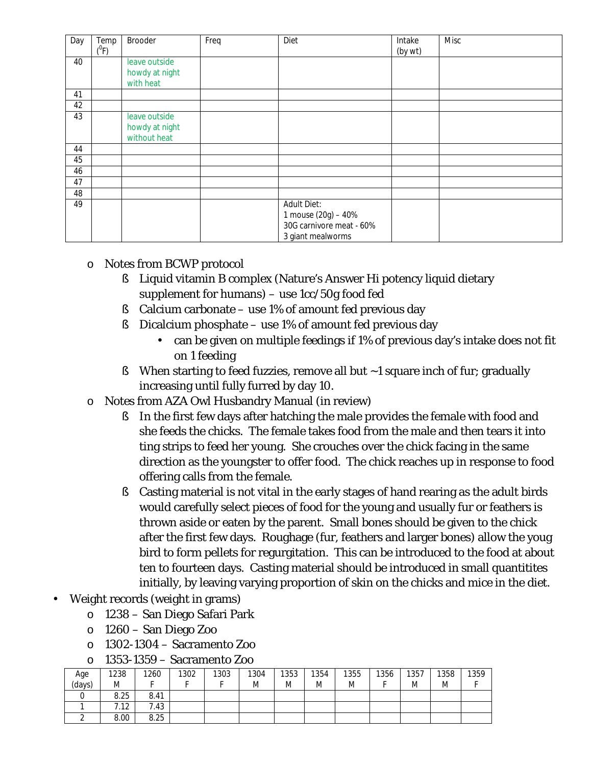| Day | Temp (⁰F) | Brooder | Freq | Diet | Intake (by wt) | Misc |
|---|---|---|---|---|---|---|
| 40 | | leave outside howdy at night with heat | | | | |
| 41 | | | | | | |
| 42 | | | | | | |
| 43 | | leave outside howdy at night without heat | | | | |
| 44 | | | | | | |
| 45 | | | | | | |
| 46 | | | | | | |
| 47 | | | | | | |
| 48 | | | | | | |
| 49 | | | | Adult Diet:<br>1 mouse (20g) – 40%<br>30G carnivore meat - 60%<br>3 giant mealworms | | |

- Notes from BCWP protocol
  - Liquid vitamin B complex (Nature's Answer Hi potency liquid dietary supplement for humans) – use 1cc/50g food fed
  - Calcium carbonate – use 1% of amount fed previous day
  - Dicalcium phosphate – use 1% of amount fed previous day
    - can be given on multiple feedings if 1% of previous day's intake does not fit on 1 feeding
  - When starting to feed fuzzies, remove all but ~1 square inch of fur; gradually increasing until fully furred by day 10.
- Notes from AZA Owl Husbandry Manual (in review)
  - In the first few days after hatching the male provides the female with food and she feeds the chicks. The female takes food from the male and then tears it into ting strips to feed her young. She crouches over the chick facing in the same direction as the youngster to offer food. The chick reaches up in response to food offering calls from the female.
  - Casting material is not vital in the early stages of hand rearing as the adult birds would carefully select pieces of food for the young and usually fur or feathers is thrown aside or eaten by the parent. Small bones should be given to the chick after the first few days. Roughage (fur, feathers and larger bones) allow the youg bird to form pellets for regurgitation. This can be introduced to the food at about ten to fourteen days. Casting material should be introduced in small quantitites initially, by leaving varying proportion of skin on the chicks and mice in the diet.

- Weight records (weight in grams)
  - 1238 – San Diego Safari Park
  - 1260 – San Diego Zoo
  - 1302-1304 – Sacramento Zoo
  - 1353-1359 – Sacramento Zoo

| Age (days) | 1238 M | 1260 F | 1302 F | 1303 F | 1304 M | 1353 M | 1354 M | 1355 M | 1356 F | 1357 M | 1358 M | 1359 F |
|---|---|---|---|---|---|---|---|---|---|---|---|---|
| 0 | 8.25 | 8.41 | | | | | | | | | | |
| 1 | 7.12 | 7.43 | | | | | | | | | | |
| 2 | 8.00 | 8.25 | | | | | | | | | | |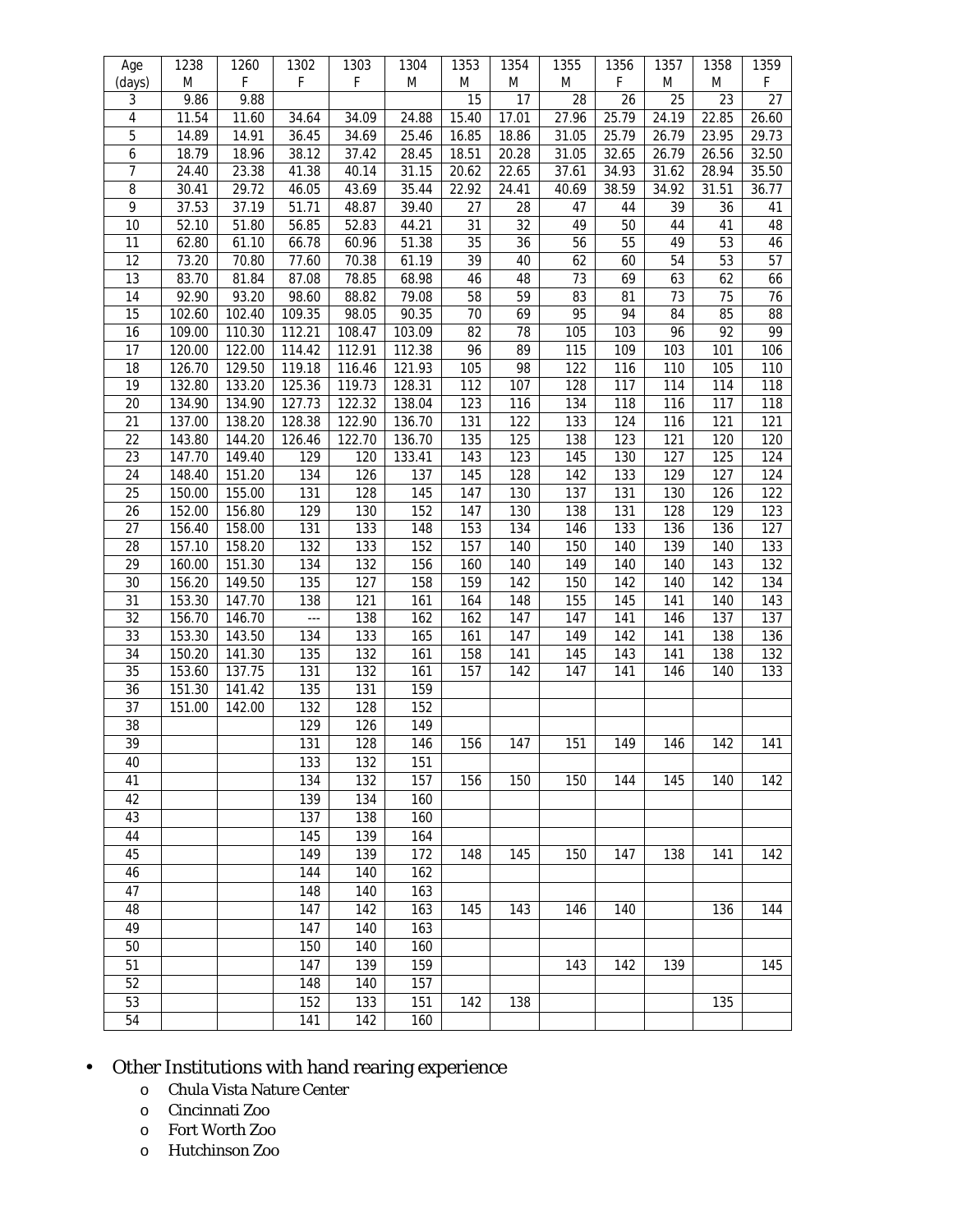| Age (days) | 1238 M | 1260 F | 1302 F | 1303 F | 1304 M | 1353 M | 1354 M | 1355 M | 1356 F | 1357 M | 1358 M | 1359 F |
|---|---|---|---|---|---|---|---|---|---|---|---|---|
| 3 | 9.86 | 9.88 | | | | 15 | 17 | 28 | 26 | 25 | 23 | 27 |
| 4 | 11.54 | 11.60 | 34.64 | 34.09 | 24.88 | 15.40 | 17.01 | 27.96 | 25.79 | 24.19 | 22.85 | 26.60 |
| 5 | 14.89 | 14.91 | 36.45 | 34.69 | 25.46 | 16.85 | 18.86 | 31.05 | 25.79 | 26.79 | 23.95 | 29.73 |
| 6 | 18.79 | 18.96 | 38.12 | 37.42 | 28.45 | 18.51 | 20.28 | 31.05 | 32.65 | 26.79 | 26.56 | 32.50 |
| 7 | 24.40 | 23.38 | 41.38 | 40.14 | 31.15 | 20.62 | 22.65 | 37.61 | 34.93 | 31.62 | 28.94 | 35.50 |
| 8 | 30.41 | 29.72 | 46.05 | 43.69 | 35.44 | 22.92 | 24.41 | 40.69 | 38.59 | 34.92 | 31.51 | 36.77 |
| 9 | 37.53 | 37.19 | 51.71 | 48.87 | 39.40 | 27 | 28 | 47 | 44 | 39 | 36 | 41 |
| 10 | 52.10 | 51.80 | 56.85 | 52.83 | 44.21 | 31 | 32 | 49 | 50 | 44 | 41 | 48 |
| 11 | 62.80 | 61.10 | 66.78 | 60.96 | 51.38 | 35 | 36 | 56 | 55 | 49 | 53 | 46 |
| 12 | 73.20 | 70.80 | 77.60 | 70.38 | 61.19 | 39 | 40 | 62 | 60 | 54 | 53 | 57 |
| 13 | 83.70 | 81.84 | 87.08 | 78.85 | 68.98 | 46 | 48 | 73 | 69 | 63 | 62 | 66 |
| 14 | 92.90 | 93.20 | 98.60 | 88.82 | 79.08 | 58 | 59 | 83 | 81 | 73 | 75 | 76 |
| 15 | 102.60 | 102.40 | 109.35 | 98.05 | 90.35 | 70 | 69 | 95 | 94 | 84 | 85 | 88 |
| 16 | 109.00 | 110.30 | 112.21 | 108.47 | 103.09 | 82 | 78 | 105 | 103 | 96 | 92 | 99 |
| 17 | 120.00 | 122.00 | 114.42 | 112.91 | 112.38 | 96 | 89 | 115 | 109 | 103 | 101 | 106 |
| 18 | 126.70 | 129.50 | 119.18 | 116.46 | 121.93 | 105 | 98 | 122 | 116 | 110 | 105 | 110 |
| 19 | 132.80 | 133.20 | 125.36 | 119.73 | 128.31 | 112 | 107 | 128 | 117 | 114 | 114 | 118 |
| 20 | 134.90 | 134.90 | 127.73 | 122.32 | 138.04 | 123 | 116 | 134 | 118 | 116 | 117 | 118 |
| 21 | 137.00 | 138.20 | 128.38 | 122.90 | 136.70 | 131 | 122 | 133 | 124 | 116 | 121 | 121 |
| 22 | 143.80 | 144.20 | 126.46 | 122.70 | 136.70 | 135 | 125 | 138 | 123 | 121 | 120 | 120 |
| 23 | 147.70 | 149.40 | 129 | 120 | 133.41 | 143 | 123 | 145 | 130 | 127 | 125 | 124 |
| 24 | 148.40 | 151.20 | 134 | 126 | 137 | 145 | 128 | 142 | 133 | 129 | 127 | 124 |
| 25 | 150.00 | 155.00 | 131 | 128 | 145 | 147 | 130 | 137 | 131 | 130 | 126 | 122 |
| 26 | 152.00 | 156.80 | 129 | 130 | 152 | 147 | 130 | 138 | 131 | 128 | 129 | 123 |
| 27 | 156.40 | 158.00 | 131 | 133 | 148 | 153 | 134 | 146 | 133 | 136 | 136 | 127 |
| 28 | 157.10 | 158.20 | 132 | 133 | 152 | 157 | 140 | 150 | 140 | 139 | 140 | 133 |
| 29 | 160.00 | 151.30 | 134 | 132 | 156 | 160 | 140 | 149 | 140 | 140 | 143 | 132 |
| 30 | 156.20 | 149.50 | 135 | 127 | 158 | 159 | 142 | 150 | 142 | 140 | 142 | 134 |
| 31 | 153.30 | 147.70 | 138 | 121 | 161 | 164 | 148 | 155 | 145 | 141 | 140 | 143 |
| 32 | 156.70 | 146.70 | --- | 138 | 162 | 162 | 147 | 147 | 141 | 146 | 137 | 137 |
| 33 | 153.30 | 143.50 | 134 | 133 | 165 | 161 | 147 | 149 | 142 | 141 | 138 | 136 |
| 34 | 150.20 | 141.30 | 135 | 132 | 161 | 158 | 141 | 145 | 143 | 141 | 138 | 132 |
| 35 | 153.60 | 137.75 | 131 | 132 | 161 | 157 | 142 | 147 | 141 | 146 | 140 | 133 |
| 36 | 151.30 | 141.42 | 135 | 131 | 159 | | | | | | | |
| 37 | 151.00 | 142.00 | 132 | 128 | 152 | | | | | | | |
| 38 | | | 129 | 126 | 149 | | | | | | | |
| 39 | | | 131 | 128 | 146 | 156 | 147 | 151 | 149 | 146 | 142 | 141 |
| 40 | | | 133 | 132 | 151 | | | | | | | |
| 41 | | | 134 | 132 | 157 | 156 | 150 | 150 | 144 | 145 | 140 | 142 |
| 42 | | | 139 | 134 | 160 | | | | | | | |
| 43 | | | 137 | 138 | 160 | | | | | | | |
| 44 | | | 145 | 139 | 164 | | | | | | | |
| 45 | | | 149 | 139 | 172 | 148 | 145 | 150 | 147 | 138 | 141 | 142 |
| 46 | | | 144 | 140 | 162 | | | | | | | |
| 47 | | | 148 | 140 | 163 | | | | | | | |
| 48 | | | 147 | 142 | 163 | 145 | 143 | 146 | 140 | | 136 | 144 |
| 49 | | | 147 | 140 | 163 | | | | | | | |
| 50 | | | 150 | 140 | 160 | | | | | | | |
| 51 | | | 147 | 139 | 159 | | | 143 | 142 | 139 | | 145 |
| 52 | | | 148 | 140 | 157 | | | | | | | |
| 53 | | | 152 | 133 | 151 | 142 | 138 | | | | 135 | |
| 54 | | | 141 | 142 | 160 | | | | | | | |

- Other Institutions with hand rearing experience
  - Chula Vista Nature Center
  - Cincinnati Zoo
  - Fort Worth Zoo
  - Hutchinson Zoo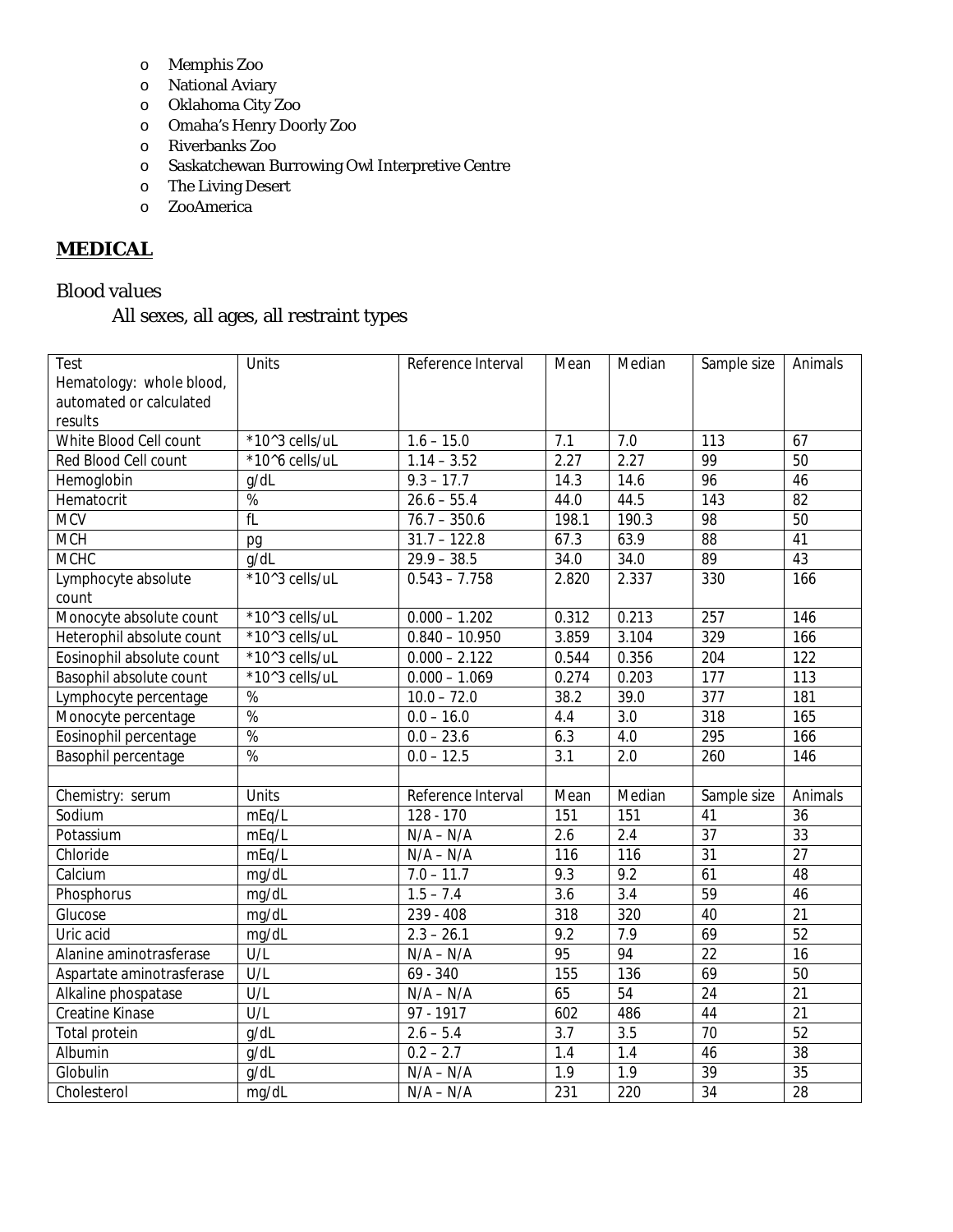- Memphis Zoo
- National Aviary
- Oklahoma City Zoo
- Omaha's Henry Doorly Zoo
- Riverbanks Zoo
- Saskatchewan Burrowing Owl Interpretive Centre
- The Living Desert
- ZooAmerica

## MEDICAL

### Blood values

All sexes, all ages, all restraint types

| Test<br>Hematology: whole blood, automated or calculated results | Units | Reference Interval | Mean | Median | Sample size | Animals |
|---|---|---|---|---|---|---|
| White Blood Cell count | *10^3 cells/uL | 1.6 – 15.0 | 7.1 | 7.0 | 113 | 67 |
| Red Blood Cell count | *10^6 cells/uL | 1.14 – 3.52 | 2.27 | 2.27 | 99 | 50 |
| Hemoglobin | g/dL | 9.3 – 17.7 | 14.3 | 14.6 | 96 | 46 |
| Hematocrit | % | 26.6 – 55.4 | 44.0 | 44.5 | 143 | 82 |
| MCV | fL | 76.7 – 350.6 | 198.1 | 190.3 | 98 | 50 |
| MCH | pg | 31.7 – 122.8 | 67.3 | 63.9 | 88 | 41 |
| MCHC | g/dL | 29.9 – 38.5 | 34.0 | 34.0 | 89 | 43 |
| Lymphocyte absolute count | *10^3 cells/uL | 0.543 – 7.758 | 2.820 | 2.337 | 330 | 166 |
| Monocyte absolute count | *10^3 cells/uL | 0.000 – 1.202 | 0.312 | 0.213 | 257 | 146 |
| Heterophil absolute count | *10^3 cells/uL | 0.840 – 10.950 | 3.859 | 3.104 | 329 | 166 |
| Eosinophil absolute count | *10^3 cells/uL | 0.000 – 2.122 | 0.544 | 0.356 | 204 | 122 |
| Basophil absolute count | *10^3 cells/uL | 0.000 – 1.069 | 0.274 | 0.203 | 177 | 113 |
| Lymphocyte percentage | % | 10.0 – 72.0 | 38.2 | 39.0 | 377 | 181 |
| Monocyte percentage | % | 0.0 – 16.0 | 4.4 | 3.0 | 318 | 165 |
| Eosinophil percentage | % | 0.0 – 23.6 | 6.3 | 4.0 | 295 | 166 |
| Basophil percentage | % | 0.0 – 12.5 | 3.1 | 2.0 | 260 | 146 |
| | | | | | | |
| Chemistry: serum | Units | Reference Interval | Mean | Median | Sample size | Animals |
| Sodium | mEq/L | 128 - 170 | 151 | 151 | 41 | 36 |
| Potassium | mEq/L | N/A – N/A | 2.6 | 2.4 | 37 | 33 |
| Chloride | mEq/L | N/A – N/A | 116 | 116 | 31 | 27 |
| Calcium | mg/dL | 7.0 – 11.7 | 9.3 | 9.2 | 61 | 48 |
| Phosphorus | mg/dL | 1.5 – 7.4 | 3.6 | 3.4 | 59 | 46 |
| Glucose | mg/dL | 239 - 408 | 318 | 320 | 40 | 21 |
| Uric acid | mg/dL | 2.3 – 26.1 | 9.2 | 7.9 | 69 | 52 |
| Alanine aminotrasferase | U/L | N/A – N/A | 95 | 94 | 22 | 16 |
| Aspartate aminotrasferase | U/L | 69 - 340 | 155 | 136 | 69 | 50 |
| Alkaline phospatase | U/L | N/A – N/A | 65 | 54 | 24 | 21 |
| Creatine Kinase | U/L | 97 - 1917 | 602 | 486 | 44 | 21 |
| Total protein | g/dL | 2.6 – 5.4 | 3.7 | 3.5 | 70 | 52 |
| Albumin | g/dL | 0.2 – 2.7 | 1.4 | 1.4 | 46 | 38 |
| Globulin | g/dL | N/A – N/A | 1.9 | 1.9 | 39 | 35 |
| Cholesterol | mg/dL | N/A – N/A | 231 | 220 | 34 | 28 |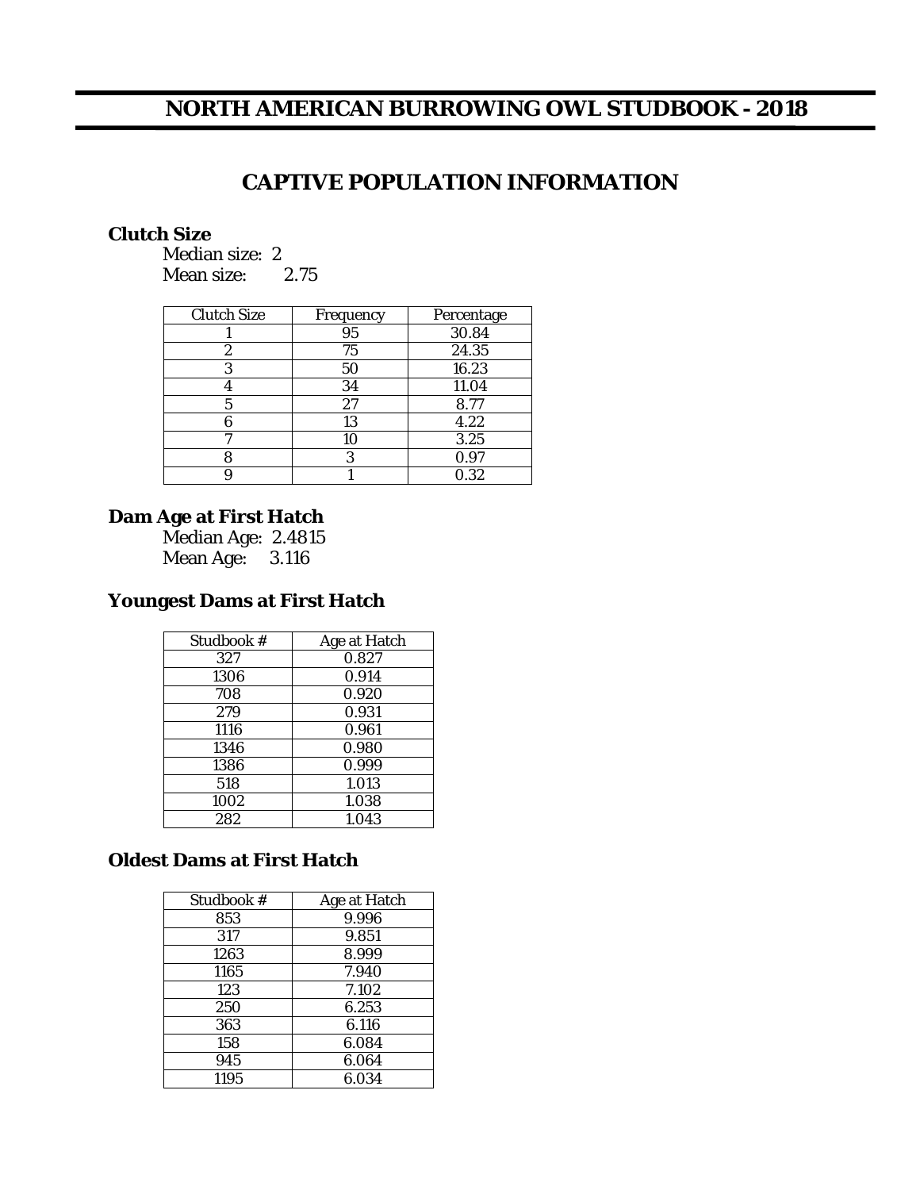# NORTH AMERICAN BURROWING OWL STUDBOOK - 2018

## CAPTIVE POPULATION INFORMATION

### Clutch Size

Median size: 2
Mean size: 2.75

| Clutch Size | Frequency | Percentage |
|---|---|---|
| 1 | 95 | 30.84 |
| 2 | 75 | 24.35 |
| 3 | 50 | 16.23 |
| 4 | 34 | 11.04 |
| 5 | 27 | 8.77 |
| 6 | 13 | 4.22 |
| 7 | 10 | 3.25 |
| 8 | 3 | 0.97 |
| 9 | 1 | 0.32 |

### Dam Age at First Hatch

Median Age: 2.4815
Mean Age: 3.116

### Youngest Dams at First Hatch

| Studbook # | Age at Hatch |
|---|---|
| 327 | 0.827 |
| 1306 | 0.914 |
| 708 | 0.920 |
| 279 | 0.931 |
| 1116 | 0.961 |
| 1346 | 0.980 |
| 1386 | 0.999 |
| 518 | 1.013 |
| 1002 | 1.038 |
| 282 | 1.043 |

### Oldest Dams at First Hatch

| Studbook # | Age at Hatch |
|---|---|
| 853 | 9.996 |
| 317 | 9.851 |
| 1263 | 8.999 |
| 1165 | 7.940 |
| 123 | 7.102 |
| 250 | 6.253 |
| 363 | 6.116 |
| 158 | 6.084 |
| 945 | 6.064 |
| 1195 | 6.034 |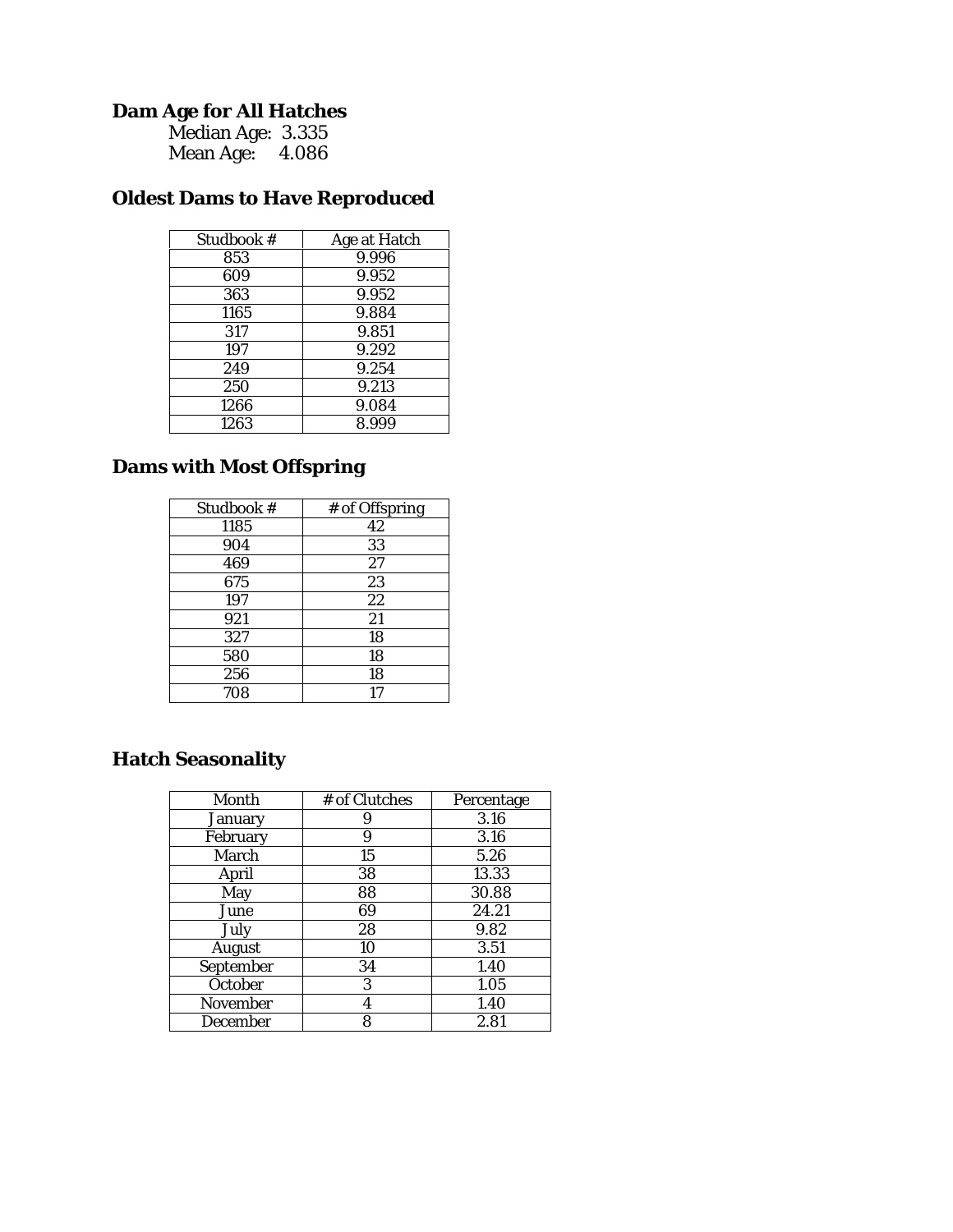## Dam Age for All Hatches

Median Age: 3.335
Mean Age: 4.086

## Oldest Dams to Have Reproduced

| Studbook # | Age at Hatch |
|---|---|
| 853 | 9.996 |
| 609 | 9.952 |
| 363 | 9.952 |
| 1165 | 9.884 |
| 317 | 9.851 |
| 197 | 9.292 |
| 249 | 9.254 |
| 250 | 9.213 |
| 1266 | 9.084 |
| 1263 | 8.999 |

## Dams with Most Offspring

| Studbook # | # of Offspring |
|---|---|
| 1185 | 42 |
| 904 | 33 |
| 469 | 27 |
| 675 | 23 |
| 197 | 22 |
| 921 | 21 |
| 327 | 18 |
| 580 | 18 |
| 256 | 18 |
| 708 | 17 |

## Hatch Seasonality

| Month | # of Clutches | Percentage |
|---|---|---|
| January | 9 | 3.16 |
| February | 9 | 3.16 |
| March | 15 | 5.26 |
| April | 38 | 13.33 |
| May | 88 | 30.88 |
| June | 69 | 24.21 |
| July | 28 | 9.82 |
| August | 10 | 3.51 |
| September | 34 | 1.40 |
| October | 3 | 1.05 |
| November | 4 | 1.40 |
| December | 8 | 2.81 |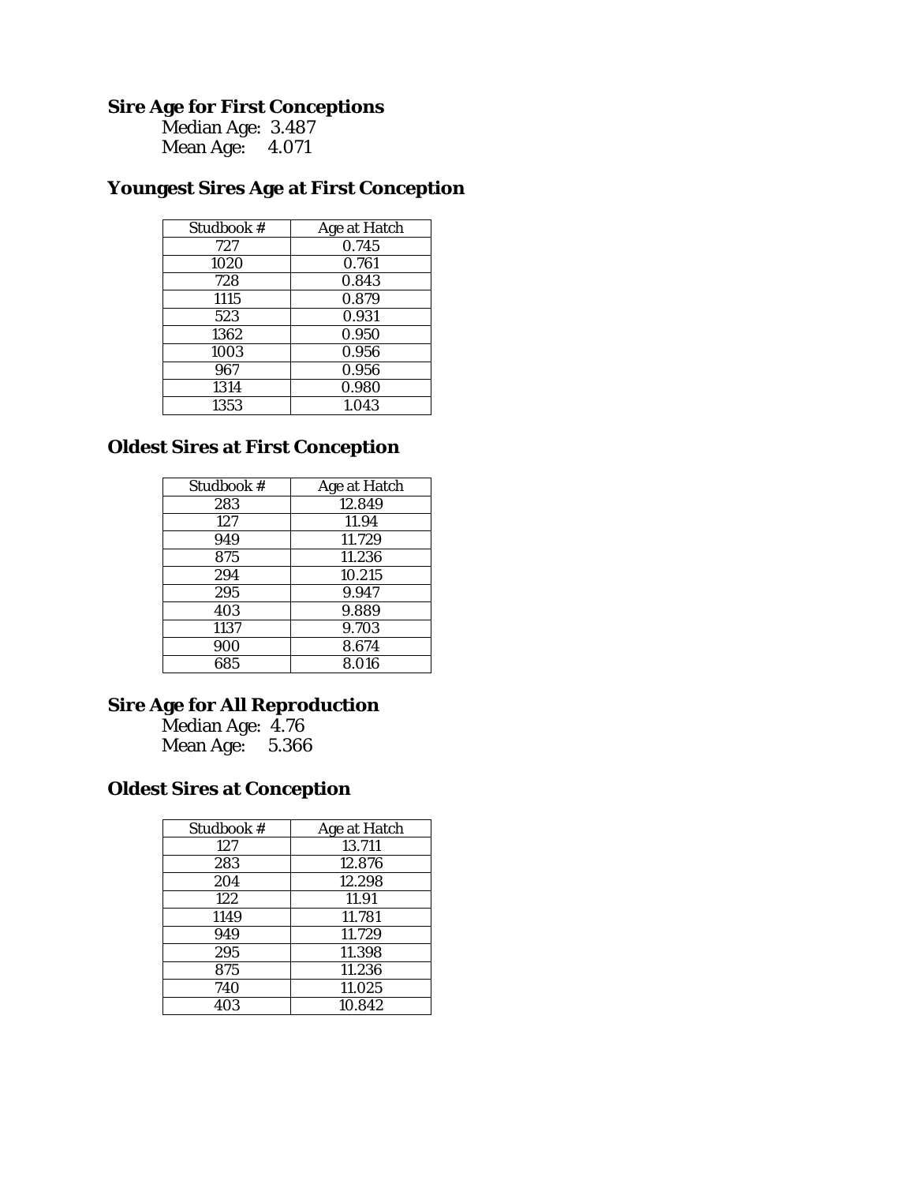## Sire Age for First Conceptions

Median Age: 3.487
Mean Age: 4.071

## Youngest Sires Age at First Conception

| Studbook # | Age at Hatch |
|---|---|
| 727 | 0.745 |
| 1020 | 0.761 |
| 728 | 0.843 |
| 1115 | 0.879 |
| 523 | 0.931 |
| 1362 | 0.950 |
| 1003 | 0.956 |
| 967 | 0.956 |
| 1314 | 0.980 |
| 1353 | 1.043 |

## Oldest Sires at First Conception

| Studbook # | Age at Hatch |
|---|---|
| 283 | 12.849 |
| 127 | 11.94 |
| 949 | 11.729 |
| 875 | 11.236 |
| 294 | 10.215 |
| 295 | 9.947 |
| 403 | 9.889 |
| 1137 | 9.703 |
| 900 | 8.674 |
| 685 | 8.016 |

## Sire Age for All Reproduction

Median Age: 4.76
Mean Age: 5.366

## Oldest Sires at Conception

| Studbook # | Age at Hatch |
|---|---|
| 127 | 13.711 |
| 283 | 12.876 |
| 204 | 12.298 |
| 122 | 11.91 |
| 1149 | 11.781 |
| 949 | 11.729 |
| 295 | 11.398 |
| 875 | 11.236 |
| 740 | 11.025 |
| 403 | 10.842 |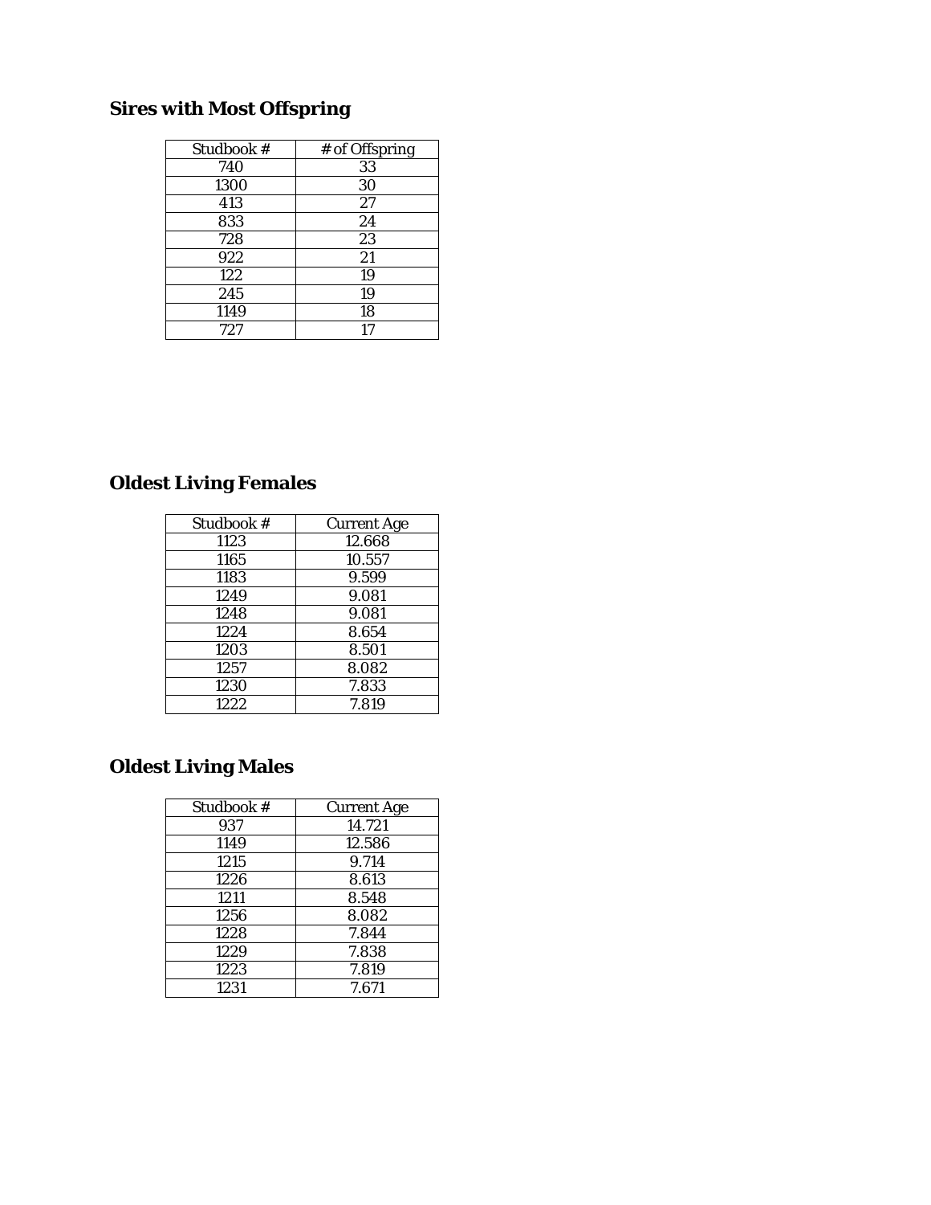## Sires with Most Offspring

| Studbook # | # of Offspring |
|---|---|
| 740 | 33 |
| 1300 | 30 |
| 413 | 27 |
| 833 | 24 |
| 728 | 23 |
| 922 | 21 |
| 122 | 19 |
| 245 | 19 |
| 1149 | 18 |
| 727 | 17 |

## Oldest Living Females

| Studbook # | Current Age |
|---|---|
| 1123 | 12.668 |
| 1165 | 10.557 |
| 1183 | 9.599 |
| 1249 | 9.081 |
| 1248 | 9.081 |
| 1224 | 8.654 |
| 1203 | 8.501 |
| 1257 | 8.082 |
| 1230 | 7.833 |
| 1222 | 7.819 |

## Oldest Living Males

| Studbook # | Current Age |
|---|---|
| 937 | 14.721 |
| 1149 | 12.586 |
| 1215 | 9.714 |
| 1226 | 8.613 |
| 1211 | 8.548 |
| 1256 | 8.082 |
| 1228 | 7.844 |
| 1229 | 7.838 |
| 1223 | 7.819 |
| 1231 | 7.671 |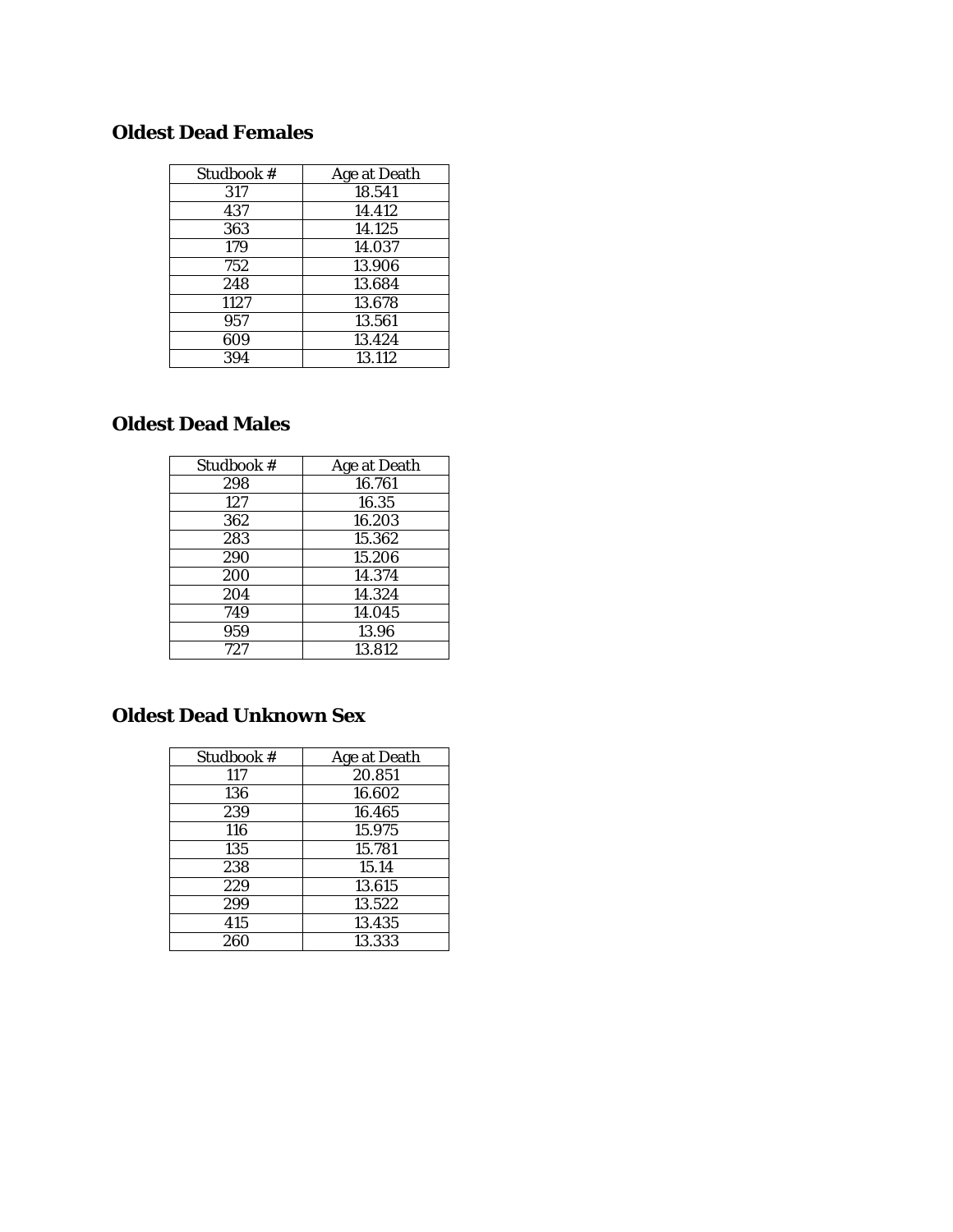## Oldest Dead Females

| Studbook # | Age at Death |
|---|---|
| 317 | 18.541 |
| 437 | 14.412 |
| 363 | 14.125 |
| 179 | 14.037 |
| 752 | 13.906 |
| 248 | 13.684 |
| 1127 | 13.678 |
| 957 | 13.561 |
| 609 | 13.424 |
| 394 | 13.112 |

## Oldest Dead Males

| Studbook # | Age at Death |
|---|---|
| 298 | 16.761 |
| 127 | 16.35 |
| 362 | 16.203 |
| 283 | 15.362 |
| 290 | 15.206 |
| 200 | 14.374 |
| 204 | 14.324 |
| 749 | 14.045 |
| 959 | 13.96 |
| 727 | 13.812 |

## Oldest Dead Unknown Sex

| Studbook # | Age at Death |
|---|---|
| 117 | 20.851 |
| 136 | 16.602 |
| 239 | 16.465 |
| 116 | 15.975 |
| 135 | 15.781 |
| 238 | 15.14 |
| 229 | 13.615 |
| 299 | 13.522 |
| 415 | 13.435 |
| 260 | 13.333 |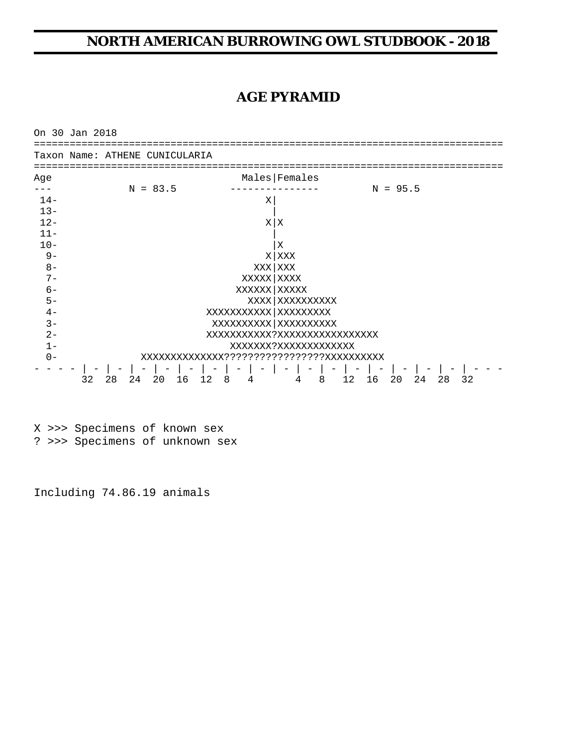## AGE PYRAMID

```
On 30 Jan 2018
================================================================================
Taxon Name: ATHENE CUNICULARIA
================================================================================
Age                                  Males|Females
---             N = 83.5        ---------------         N = 95.5
 14-                                       X|
 13-                                        |
 12-                                       X|X
 11-                                        |
 10-                                        |X
  9-                                       X|XXX
  8-                                     XXX|XXX
  7-                                   XXXXX|XXXX
  6-                                  XXXXXX|XXXXX
  5-                                    XXXX|XXXXXXXXXX
  4-                             XXXXXXXXXXX|XXXXXXXXX
  3-                              XXXXXXXXXX|XXXXXXXXXX
  2-                             XXXXXXXXXXX?XXXXXXXXXXXXXXXXX
  1-                                 XXXXXXX?XXXXXXXXXXXXX
  0-                  XXXXXXXXXXXXXX?????????????????XXXXXXXXXX
- - - - | - | - | - | - | - | - | - | - | - | - | - | - | - | - | - | - | - | - - -
        32  28  24  20  16  12  8   4       4   8   12  16  20  24  28  32
```

X >>> Specimens of known sex
? >>> Specimens of unknown sex

Including 74.86.19 animals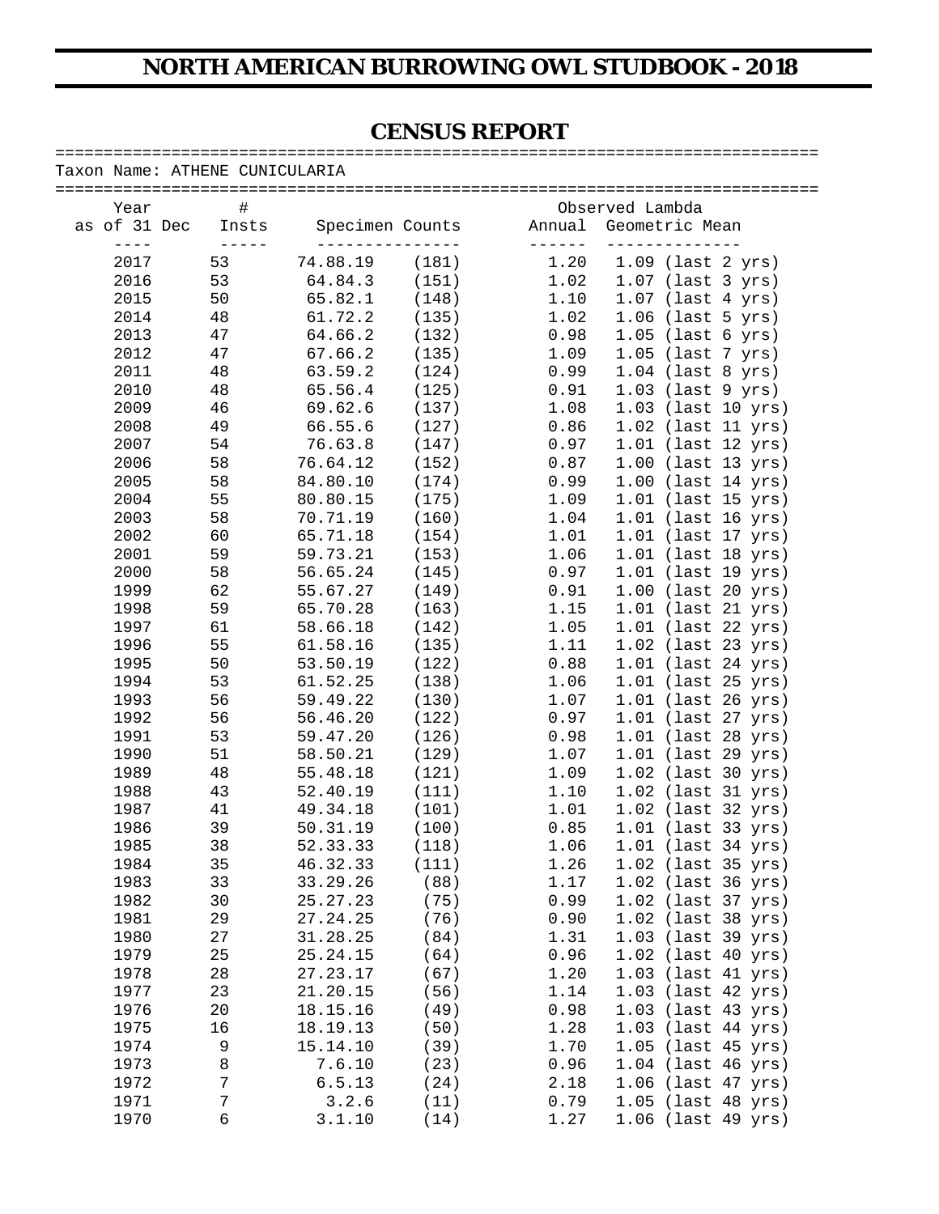# NORTH AMERICAN BURROWING OWL STUDBOOK - 2018

## CENSUS REPORT

Taxon Name: ATHENE CUNICULARIA

| Year as of 31 Dec | # Insts | Specimen Counts | | Observed Lambda Annual | Geometric Mean |
|---|---|---|---|---|---|
| 2017 | 53 | 74.88.19 | (181) | 1.20 | 1.09 (last 2 yrs) |
| 2016 | 53 | 64.84.3 | (151) | 1.02 | 1.07 (last 3 yrs) |
| 2015 | 50 | 65.82.1 | (148) | 1.10 | 1.07 (last 4 yrs) |
| 2014 | 48 | 61.72.2 | (135) | 1.02 | 1.06 (last 5 yrs) |
| 2013 | 47 | 64.66.2 | (132) | 0.98 | 1.05 (last 6 yrs) |
| 2012 | 47 | 67.66.2 | (135) | 1.09 | 1.05 (last 7 yrs) |
| 2011 | 48 | 63.59.2 | (124) | 0.99 | 1.04 (last 8 yrs) |
| 2010 | 48 | 65.56.4 | (125) | 0.91 | 1.03 (last 9 yrs) |
| 2009 | 46 | 69.62.6 | (137) | 1.08 | 1.03 (last 10 yrs) |
| 2008 | 49 | 66.55.6 | (127) | 0.86 | 1.02 (last 11 yrs) |
| 2007 | 54 | 76.63.8 | (147) | 0.97 | 1.01 (last 12 yrs) |
| 2006 | 58 | 76.64.12 | (152) | 0.87 | 1.00 (last 13 yrs) |
| 2005 | 58 | 84.80.10 | (174) | 0.99 | 1.00 (last 14 yrs) |
| 2004 | 55 | 80.80.15 | (175) | 1.09 | 1.01 (last 15 yrs) |
| 2003 | 58 | 70.71.19 | (160) | 1.04 | 1.01 (last 16 yrs) |
| 2002 | 60 | 65.71.18 | (154) | 1.01 | 1.01 (last 17 yrs) |
| 2001 | 59 | 59.73.21 | (153) | 1.06 | 1.01 (last 18 yrs) |
| 2000 | 58 | 56.65.24 | (145) | 0.97 | 1.01 (last 19 yrs) |
| 1999 | 62 | 55.67.27 | (149) | 0.91 | 1.00 (last 20 yrs) |
| 1998 | 59 | 65.70.28 | (163) | 1.15 | 1.01 (last 21 yrs) |
| 1997 | 61 | 58.66.18 | (142) | 1.05 | 1.01 (last 22 yrs) |
| 1996 | 55 | 61.58.16 | (135) | 1.11 | 1.02 (last 23 yrs) |
| 1995 | 50 | 53.50.19 | (122) | 0.88 | 1.01 (last 24 yrs) |
| 1994 | 53 | 61.52.25 | (138) | 1.06 | 1.01 (last 25 yrs) |
| 1993 | 56 | 59.49.22 | (130) | 1.07 | 1.01 (last 26 yrs) |
| 1992 | 56 | 56.46.20 | (122) | 0.97 | 1.01 (last 27 yrs) |
| 1991 | 53 | 59.47.20 | (126) | 0.98 | 1.01 (last 28 yrs) |
| 1990 | 51 | 58.50.21 | (129) | 1.07 | 1.01 (last 29 yrs) |
| 1989 | 48 | 55.48.18 | (121) | 1.09 | 1.02 (last 30 yrs) |
| 1988 | 43 | 52.40.19 | (111) | 1.10 | 1.02 (last 31 yrs) |
| 1987 | 41 | 49.34.18 | (101) | 1.01 | 1.02 (last 32 yrs) |
| 1986 | 39 | 50.31.19 | (100) | 0.85 | 1.01 (last 33 yrs) |
| 1985 | 38 | 52.33.33 | (118) | 1.06 | 1.01 (last 34 yrs) |
| 1984 | 35 | 46.32.33 | (111) | 1.26 | 1.02 (last 35 yrs) |
| 1983 | 33 | 33.29.26 | (88) | 1.17 | 1.02 (last 36 yrs) |
| 1982 | 30 | 25.27.23 | (75) | 0.99 | 1.02 (last 37 yrs) |
| 1981 | 29 | 27.24.25 | (76) | 0.90 | 1.02 (last 38 yrs) |
| 1980 | 27 | 31.28.25 | (84) | 1.31 | 1.03 (last 39 yrs) |
| 1979 | 25 | 25.24.15 | (64) | 0.96 | 1.02 (last 40 yrs) |
| 1978 | 28 | 27.23.17 | (67) | 1.20 | 1.03 (last 41 yrs) |
| 1977 | 23 | 21.20.15 | (56) | 1.14 | 1.03 (last 42 yrs) |
| 1976 | 20 | 18.15.16 | (49) | 0.98 | 1.03 (last 43 yrs) |
| 1975 | 16 | 18.19.13 | (50) | 1.28 | 1.03 (last 44 yrs) |
| 1974 | 9 | 15.14.10 | (39) | 1.70 | 1.05 (last 45 yrs) |
| 1973 | 8 | 7.6.10 | (23) | 0.96 | 1.04 (last 46 yrs) |
| 1972 | 7 | 6.5.13 | (24) | 2.18 | 1.06 (last 47 yrs) |
| 1971 | 7 | 3.2.6 | (11) | 0.79 | 1.05 (last 48 yrs) |
| 1970 | 6 | 3.1.10 | (14) | 1.27 | 1.06 (last 49 yrs) |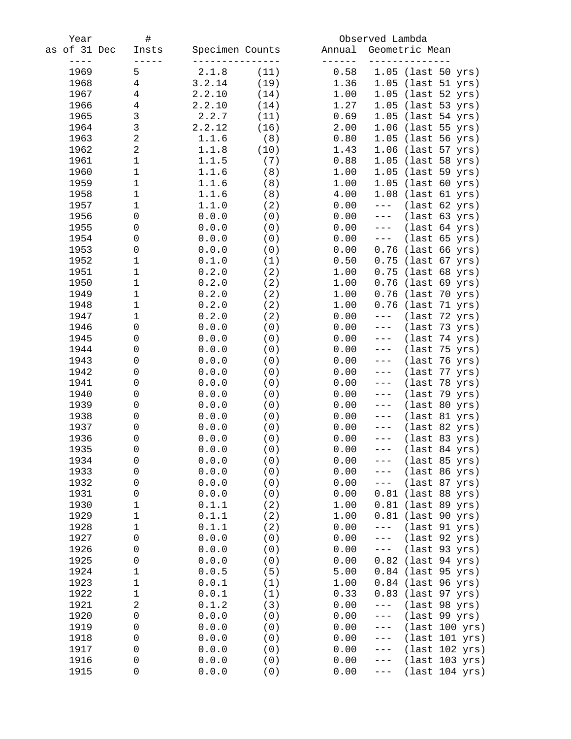| Year as of 31 Dec | # Insts | Specimen Counts | | Observed Lambda Annual | Geometric Mean |
|---|---|---|---|---|---|
| 1969 | 5 | 2.1.8 | (11) | 0.58 | 1.05 (last 50 yrs) |
| 1968 | 4 | 3.2.14 | (19) | 1.36 | 1.05 (last 51 yrs) |
| 1967 | 4 | 2.2.10 | (14) | 1.00 | 1.05 (last 52 yrs) |
| 1966 | 4 | 2.2.10 | (14) | 1.27 | 1.05 (last 53 yrs) |
| 1965 | 3 | 2.2.7 | (11) | 0.69 | 1.05 (last 54 yrs) |
| 1964 | 3 | 2.2.12 | (16) | 2.00 | 1.06 (last 55 yrs) |
| 1963 | 2 | 1.1.6 | (8) | 0.80 | 1.05 (last 56 yrs) |
| 1962 | 2 | 1.1.8 | (10) | 1.43 | 1.06 (last 57 yrs) |
| 1961 | 1 | 1.1.5 | (7) | 0.88 | 1.05 (last 58 yrs) |
| 1960 | 1 | 1.1.6 | (8) | 1.00 | 1.05 (last 59 yrs) |
| 1959 | 1 | 1.1.6 | (8) | 1.00 | 1.05 (last 60 yrs) |
| 1958 | 1 | 1.1.6 | (8) | 4.00 | 1.08 (last 61 yrs) |
| 1957 | 1 | 1.1.0 | (2) | 0.00 | --- (last 62 yrs) |
| 1956 | 0 | 0.0.0 | (0) | 0.00 | --- (last 63 yrs) |
| 1955 | 0 | 0.0.0 | (0) | 0.00 | --- (last 64 yrs) |
| 1954 | 0 | 0.0.0 | (0) | 0.00 | --- (last 65 yrs) |
| 1953 | 0 | 0.0.0 | (0) | 0.00 | 0.76 (last 66 yrs) |
| 1952 | 1 | 0.1.0 | (1) | 0.50 | 0.75 (last 67 yrs) |
| 1951 | 1 | 0.2.0 | (2) | 1.00 | 0.75 (last 68 yrs) |
| 1950 | 1 | 0.2.0 | (2) | 1.00 | 0.76 (last 69 yrs) |
| 1949 | 1 | 0.2.0 | (2) | 1.00 | 0.76 (last 70 yrs) |
| 1948 | 1 | 0.2.0 | (2) | 1.00 | 0.76 (last 71 yrs) |
| 1947 | 1 | 0.2.0 | (2) | 0.00 | --- (last 72 yrs) |
| 1946 | 0 | 0.0.0 | (0) | 0.00 | --- (last 73 yrs) |
| 1945 | 0 | 0.0.0 | (0) | 0.00 | --- (last 74 yrs) |
| 1944 | 0 | 0.0.0 | (0) | 0.00 | --- (last 75 yrs) |
| 1943 | 0 | 0.0.0 | (0) | 0.00 | --- (last 76 yrs) |
| 1942 | 0 | 0.0.0 | (0) | 0.00 | --- (last 77 yrs) |
| 1941 | 0 | 0.0.0 | (0) | 0.00 | --- (last 78 yrs) |
| 1940 | 0 | 0.0.0 | (0) | 0.00 | --- (last 79 yrs) |
| 1939 | 0 | 0.0.0 | (0) | 0.00 | --- (last 80 yrs) |
| 1938 | 0 | 0.0.0 | (0) | 0.00 | --- (last 81 yrs) |
| 1937 | 0 | 0.0.0 | (0) | 0.00 | --- (last 82 yrs) |
| 1936 | 0 | 0.0.0 | (0) | 0.00 | --- (last 83 yrs) |
| 1935 | 0 | 0.0.0 | (0) | 0.00 | --- (last 84 yrs) |
| 1934 | 0 | 0.0.0 | (0) | 0.00 | --- (last 85 yrs) |
| 1933 | 0 | 0.0.0 | (0) | 0.00 | --- (last 86 yrs) |
| 1932 | 0 | 0.0.0 | (0) | 0.00 | --- (last 87 yrs) |
| 1931 | 0 | 0.0.0 | (0) | 0.00 | 0.81 (last 88 yrs) |
| 1930 | 1 | 0.1.1 | (2) | 1.00 | 0.81 (last 89 yrs) |
| 1929 | 1 | 0.1.1 | (2) | 1.00 | 0.81 (last 90 yrs) |
| 1928 | 1 | 0.1.1 | (2) | 0.00 | --- (last 91 yrs) |
| 1927 | 0 | 0.0.0 | (0) | 0.00 | --- (last 92 yrs) |
| 1926 | 0 | 0.0.0 | (0) | 0.00 | --- (last 93 yrs) |
| 1925 | 0 | 0.0.0 | (0) | 0.00 | 0.82 (last 94 yrs) |
| 1924 | 1 | 0.0.5 | (5) | 5.00 | 0.84 (last 95 yrs) |
| 1923 | 1 | 0.0.1 | (1) | 1.00 | 0.84 (last 96 yrs) |
| 1922 | 1 | 0.0.1 | (1) | 0.33 | 0.83 (last 97 yrs) |
| 1921 | 2 | 0.1.2 | (3) | 0.00 | --- (last 98 yrs) |
| 1920 | 0 | 0.0.0 | (0) | 0.00 | --- (last 99 yrs) |
| 1919 | 0 | 0.0.0 | (0) | 0.00 | --- (last 100 yrs) |
| 1918 | 0 | 0.0.0 | (0) | 0.00 | --- (last 101 yrs) |
| 1917 | 0 | 0.0.0 | (0) | 0.00 | --- (last 102 yrs) |
| 1916 | 0 | 0.0.0 | (0) | 0.00 | --- (last 103 yrs) |
| 1915 | 0 | 0.0.0 | (0) | 0.00 | --- (last 104 yrs) |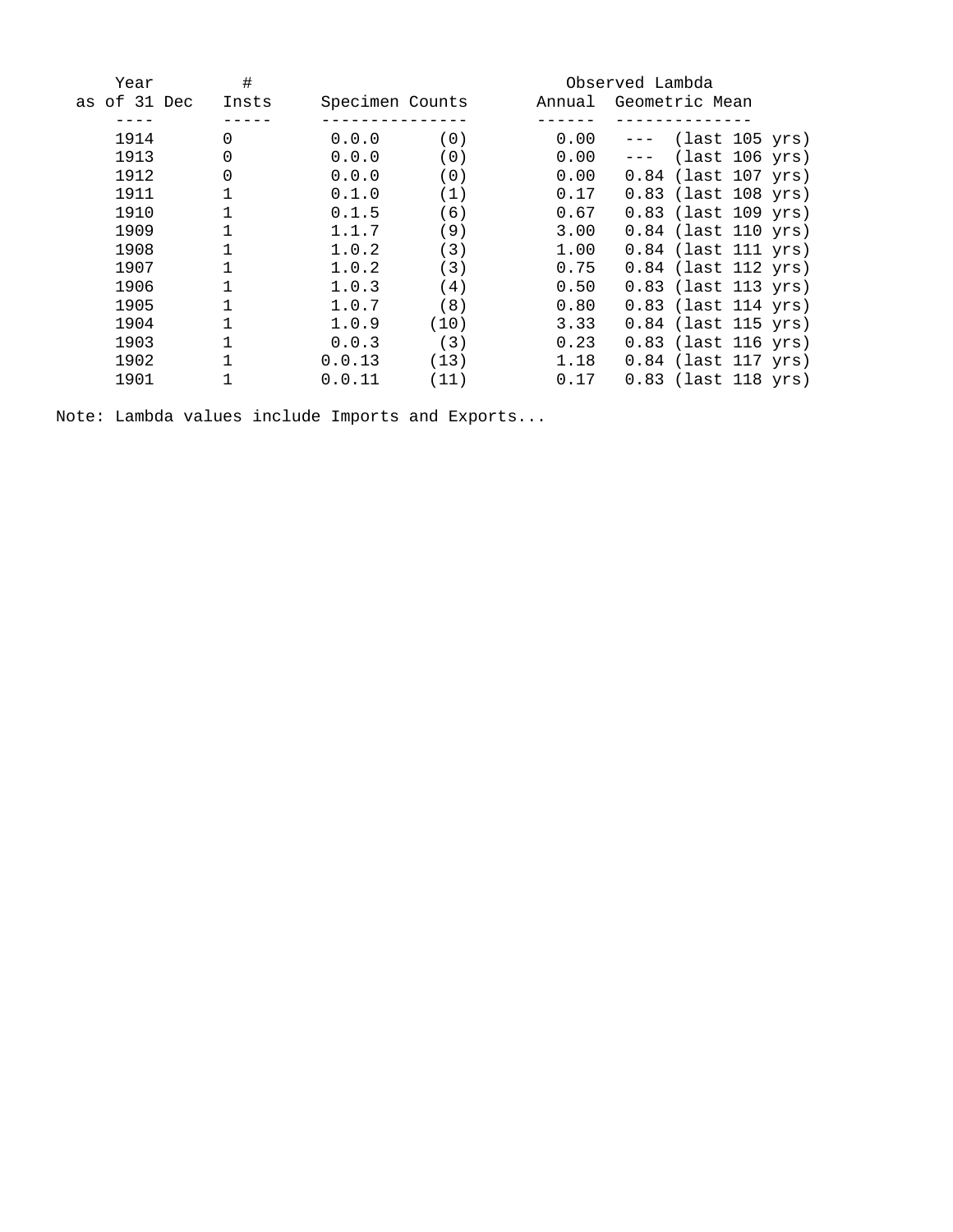| Year as of 31 Dec | # Insts | Specimen Counts | | Observed Lambda Annual | Geometric Mean |
|---|---|---|---|---|---|
| 1914 | 0 | 0.0.0 | (0) | 0.00 | --- (last 105 yrs) |
| 1913 | 0 | 0.0.0 | (0) | 0.00 | --- (last 106 yrs) |
| 1912 | 0 | 0.0.0 | (0) | 0.00 | 0.84 (last 107 yrs) |
| 1911 | 1 | 0.1.0 | (1) | 0.17 | 0.83 (last 108 yrs) |
| 1910 | 1 | 0.1.5 | (6) | 0.67 | 0.83 (last 109 yrs) |
| 1909 | 1 | 1.1.7 | (9) | 3.00 | 0.84 (last 110 yrs) |
| 1908 | 1 | 1.0.2 | (3) | 1.00 | 0.84 (last 111 yrs) |
| 1907 | 1 | 1.0.2 | (3) | 0.75 | 0.84 (last 112 yrs) |
| 1906 | 1 | 1.0.3 | (4) | 0.50 | 0.83 (last 113 yrs) |
| 1905 | 1 | 1.0.7 | (8) | 0.80 | 0.83 (last 114 yrs) |
| 1904 | 1 | 1.0.9 | (10) | 3.33 | 0.84 (last 115 yrs) |
| 1903 | 1 | 0.0.3 | (3) | 0.23 | 0.83 (last 116 yrs) |
| 1902 | 1 | 0.0.13 | (13) | 1.18 | 0.84 (last 117 yrs) |
| 1901 | 1 | 0.0.11 | (11) | 0.17 | 0.83 (last 118 yrs) |

Note: Lambda values include Imports and Exports...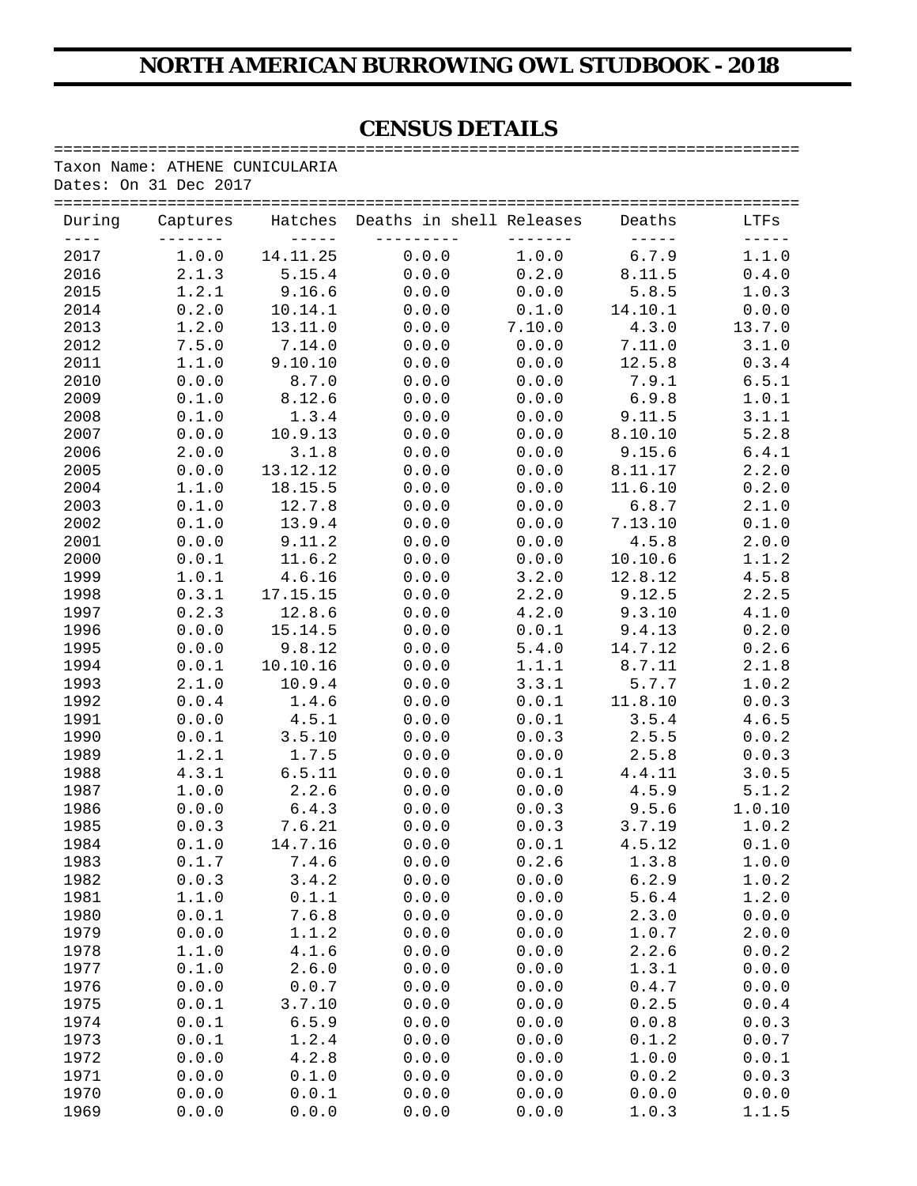# NORTH AMERICAN BURROWING OWL STUDBOOK - 2018

## CENSUS DETAILS

Taxon Name: ATHENE CUNICULARIA
Dates: On 31 Dec 2017

| During | Captures | Hatches | Deaths in shell | Releases | Deaths | LTFs |
|---|---|---|---|---|---|---|
| 2017 | 1.0.0 | 14.11.25 | 0.0.0 | 1.0.0 | 6.7.9 | 1.1.0 |
| 2016 | 2.1.3 | 5.15.4 | 0.0.0 | 0.2.0 | 8.11.5 | 0.4.0 |
| 2015 | 1.2.1 | 9.16.6 | 0.0.0 | 0.0.0 | 5.8.5 | 1.0.3 |
| 2014 | 0.2.0 | 10.14.1 | 0.0.0 | 0.1.0 | 14.10.1 | 0.0.0 |
| 2013 | 1.2.0 | 13.11.0 | 0.0.0 | 7.10.0 | 4.3.0 | 13.7.0 |
| 2012 | 7.5.0 | 7.14.0 | 0.0.0 | 0.0.0 | 7.11.0 | 3.1.0 |
| 2011 | 1.1.0 | 9.10.10 | 0.0.0 | 0.0.0 | 12.5.8 | 0.3.4 |
| 2010 | 0.0.0 | 8.7.0 | 0.0.0 | 0.0.0 | 7.9.1 | 6.5.1 |
| 2009 | 0.1.0 | 8.12.6 | 0.0.0 | 0.0.0 | 6.9.8 | 1.0.1 |
| 2008 | 0.1.0 | 1.3.4 | 0.0.0 | 0.0.0 | 9.11.5 | 3.1.1 |
| 2007 | 0.0.0 | 10.9.13 | 0.0.0 | 0.0.0 | 8.10.10 | 5.2.8 |
| 2006 | 2.0.0 | 3.1.8 | 0.0.0 | 0.0.0 | 9.15.6 | 6.4.1 |
| 2005 | 0.0.0 | 13.12.12 | 0.0.0 | 0.0.0 | 8.11.17 | 2.2.0 |
| 2004 | 1.1.0 | 18.15.5 | 0.0.0 | 0.0.0 | 11.6.10 | 0.2.0 |
| 2003 | 0.1.0 | 12.7.8 | 0.0.0 | 0.0.0 | 6.8.7 | 2.1.0 |
| 2002 | 0.1.0 | 13.9.4 | 0.0.0 | 0.0.0 | 7.13.10 | 0.1.0 |
| 2001 | 0.0.0 | 9.11.2 | 0.0.0 | 0.0.0 | 4.5.8 | 2.0.0 |
| 2000 | 0.0.1 | 11.6.2 | 0.0.0 | 0.0.0 | 10.10.6 | 1.1.2 |
| 1999 | 1.0.1 | 4.6.16 | 0.0.0 | 3.2.0 | 12.8.12 | 4.5.8 |
| 1998 | 0.3.1 | 17.15.15 | 0.0.0 | 2.2.0 | 9.12.5 | 2.2.5 |
| 1997 | 0.2.3 | 12.8.6 | 0.0.0 | 4.2.0 | 9.3.10 | 4.1.0 |
| 1996 | 0.0.0 | 15.14.5 | 0.0.0 | 0.0.1 | 9.4.13 | 0.2.0 |
| 1995 | 0.0.0 | 9.8.12 | 0.0.0 | 5.4.0 | 14.7.12 | 0.2.6 |
| 1994 | 0.0.1 | 10.10.16 | 0.0.0 | 1.1.1 | 8.7.11 | 2.1.8 |
| 1993 | 2.1.0 | 10.9.4 | 0.0.0 | 3.3.1 | 5.7.7 | 1.0.2 |
| 1992 | 0.0.4 | 1.4.6 | 0.0.0 | 0.0.1 | 11.8.10 | 0.0.3 |
| 1991 | 0.0.0 | 4.5.1 | 0.0.0 | 0.0.1 | 3.5.4 | 4.6.5 |
| 1990 | 0.0.1 | 3.5.10 | 0.0.0 | 0.0.3 | 2.5.5 | 0.0.2 |
| 1989 | 1.2.1 | 1.7.5 | 0.0.0 | 0.0.0 | 2.5.8 | 0.0.3 |
| 1988 | 4.3.1 | 6.5.11 | 0.0.0 | 0.0.1 | 4.4.11 | 3.0.5 |
| 1987 | 1.0.0 | 2.2.6 | 0.0.0 | 0.0.0 | 4.5.9 | 5.1.2 |
| 1986 | 0.0.0 | 6.4.3 | 0.0.0 | 0.0.3 | 9.5.6 | 1.0.10 |
| 1985 | 0.0.3 | 7.6.21 | 0.0.0 | 0.0.3 | 3.7.19 | 1.0.2 |
| 1984 | 0.1.0 | 14.7.16 | 0.0.0 | 0.0.1 | 4.5.12 | 0.1.0 |
| 1983 | 0.1.7 | 7.4.6 | 0.0.0 | 0.2.6 | 1.3.8 | 1.0.0 |
| 1982 | 0.0.3 | 3.4.2 | 0.0.0 | 0.0.0 | 6.2.9 | 1.0.2 |
| 1981 | 1.1.0 | 0.1.1 | 0.0.0 | 0.0.0 | 5.6.4 | 1.2.0 |
| 1980 | 0.0.1 | 7.6.8 | 0.0.0 | 0.0.0 | 2.3.0 | 0.0.0 |
| 1979 | 0.0.0 | 1.1.2 | 0.0.0 | 0.0.0 | 1.0.7 | 2.0.0 |
| 1978 | 1.1.0 | 4.1.6 | 0.0.0 | 0.0.0 | 2.2.6 | 0.0.2 |
| 1977 | 0.1.0 | 2.6.0 | 0.0.0 | 0.0.0 | 1.3.1 | 0.0.0 |
| 1976 | 0.0.0 | 0.0.7 | 0.0.0 | 0.0.0 | 0.4.7 | 0.0.0 |
| 1975 | 0.0.1 | 3.7.10 | 0.0.0 | 0.0.0 | 0.2.5 | 0.0.4 |
| 1974 | 0.0.1 | 6.5.9 | 0.0.0 | 0.0.0 | 0.0.8 | 0.0.3 |
| 1973 | 0.0.1 | 1.2.4 | 0.0.0 | 0.0.0 | 0.1.2 | 0.0.7 |
| 1972 | 0.0.0 | 4.2.8 | 0.0.0 | 0.0.0 | 1.0.0 | 0.0.1 |
| 1971 | 0.0.0 | 0.1.0 | 0.0.0 | 0.0.0 | 0.0.2 | 0.0.3 |
| 1970 | 0.0.0 | 0.0.1 | 0.0.0 | 0.0.0 | 0.0.0 | 0.0.0 |
| 1969 | 0.0.0 | 0.0.0 | 0.0.0 | 0.0.0 | 1.0.3 | 1.1.5 |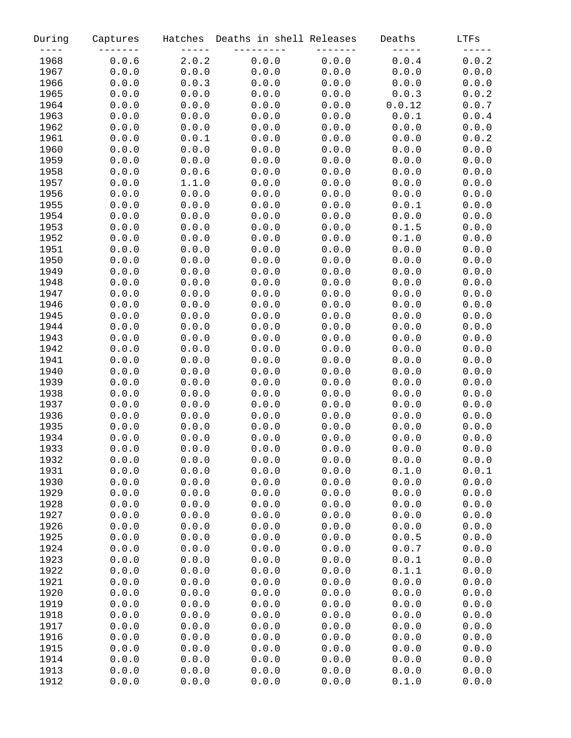| During | Captures | Hatches | Deaths in shell | Releases | Deaths | LTFs |
|---|---|---|---|---|---|---|
| 1968 | 0.0.6 | 2.0.2 | 0.0.0 | 0.0.0 | 0.0.4 | 0.0.2 |
| 1967 | 0.0.0 | 0.0.0 | 0.0.0 | 0.0.0 | 0.0.0 | 0.0.0 |
| 1966 | 0.0.0 | 0.0.3 | 0.0.0 | 0.0.0 | 0.0.0 | 0.0.0 |
| 1965 | 0.0.0 | 0.0.0 | 0.0.0 | 0.0.0 | 0.0.3 | 0.0.2 |
| 1964 | 0.0.0 | 0.0.0 | 0.0.0 | 0.0.0 | 0.0.12 | 0.0.7 |
| 1963 | 0.0.0 | 0.0.0 | 0.0.0 | 0.0.0 | 0.0.1 | 0.0.4 |
| 1962 | 0.0.0 | 0.0.0 | 0.0.0 | 0.0.0 | 0.0.0 | 0.0.0 |
| 1961 | 0.0.0 | 0.0.1 | 0.0.0 | 0.0.0 | 0.0.0 | 0.0.2 |
| 1960 | 0.0.0 | 0.0.0 | 0.0.0 | 0.0.0 | 0.0.0 | 0.0.0 |
| 1959 | 0.0.0 | 0.0.0 | 0.0.0 | 0.0.0 | 0.0.0 | 0.0.0 |
| 1958 | 0.0.0 | 0.0.6 | 0.0.0 | 0.0.0 | 0.0.0 | 0.0.0 |
| 1957 | 0.0.0 | 1.1.0 | 0.0.0 | 0.0.0 | 0.0.0 | 0.0.0 |
| 1956 | 0.0.0 | 0.0.0 | 0.0.0 | 0.0.0 | 0.0.0 | 0.0.0 |
| 1955 | 0.0.0 | 0.0.0 | 0.0.0 | 0.0.0 | 0.0.1 | 0.0.0 |
| 1954 | 0.0.0 | 0.0.0 | 0.0.0 | 0.0.0 | 0.0.0 | 0.0.0 |
| 1953 | 0.0.0 | 0.0.0 | 0.0.0 | 0.0.0 | 0.1.5 | 0.0.0 |
| 1952 | 0.0.0 | 0.0.0 | 0.0.0 | 0.0.0 | 0.1.0 | 0.0.0 |
| 1951 | 0.0.0 | 0.0.0 | 0.0.0 | 0.0.0 | 0.0.0 | 0.0.0 |
| 1950 | 0.0.0 | 0.0.0 | 0.0.0 | 0.0.0 | 0.0.0 | 0.0.0 |
| 1949 | 0.0.0 | 0.0.0 | 0.0.0 | 0.0.0 | 0.0.0 | 0.0.0 |
| 1948 | 0.0.0 | 0.0.0 | 0.0.0 | 0.0.0 | 0.0.0 | 0.0.0 |
| 1947 | 0.0.0 | 0.0.0 | 0.0.0 | 0.0.0 | 0.0.0 | 0.0.0 |
| 1946 | 0.0.0 | 0.0.0 | 0.0.0 | 0.0.0 | 0.0.0 | 0.0.0 |
| 1945 | 0.0.0 | 0.0.0 | 0.0.0 | 0.0.0 | 0.0.0 | 0.0.0 |
| 1944 | 0.0.0 | 0.0.0 | 0.0.0 | 0.0.0 | 0.0.0 | 0.0.0 |
| 1943 | 0.0.0 | 0.0.0 | 0.0.0 | 0.0.0 | 0.0.0 | 0.0.0 |
| 1942 | 0.0.0 | 0.0.0 | 0.0.0 | 0.0.0 | 0.0.0 | 0.0.0 |
| 1941 | 0.0.0 | 0.0.0 | 0.0.0 | 0.0.0 | 0.0.0 | 0.0.0 |
| 1940 | 0.0.0 | 0.0.0 | 0.0.0 | 0.0.0 | 0.0.0 | 0.0.0 |
| 1939 | 0.0.0 | 0.0.0 | 0.0.0 | 0.0.0 | 0.0.0 | 0.0.0 |
| 1938 | 0.0.0 | 0.0.0 | 0.0.0 | 0.0.0 | 0.0.0 | 0.0.0 |
| 1937 | 0.0.0 | 0.0.0 | 0.0.0 | 0.0.0 | 0.0.0 | 0.0.0 |
| 1936 | 0.0.0 | 0.0.0 | 0.0.0 | 0.0.0 | 0.0.0 | 0.0.0 |
| 1935 | 0.0.0 | 0.0.0 | 0.0.0 | 0.0.0 | 0.0.0 | 0.0.0 |
| 1934 | 0.0.0 | 0.0.0 | 0.0.0 | 0.0.0 | 0.0.0 | 0.0.0 |
| 1933 | 0.0.0 | 0.0.0 | 0.0.0 | 0.0.0 | 0.0.0 | 0.0.0 |
| 1932 | 0.0.0 | 0.0.0 | 0.0.0 | 0.0.0 | 0.0.0 | 0.0.0 |
| 1931 | 0.0.0 | 0.0.0 | 0.0.0 | 0.0.0 | 0.1.0 | 0.0.1 |
| 1930 | 0.0.0 | 0.0.0 | 0.0.0 | 0.0.0 | 0.0.0 | 0.0.0 |
| 1929 | 0.0.0 | 0.0.0 | 0.0.0 | 0.0.0 | 0.0.0 | 0.0.0 |
| 1928 | 0.0.0 | 0.0.0 | 0.0.0 | 0.0.0 | 0.0.0 | 0.0.0 |
| 1927 | 0.0.0 | 0.0.0 | 0.0.0 | 0.0.0 | 0.0.0 | 0.0.0 |
| 1926 | 0.0.0 | 0.0.0 | 0.0.0 | 0.0.0 | 0.0.0 | 0.0.0 |
| 1925 | 0.0.0 | 0.0.0 | 0.0.0 | 0.0.0 | 0.0.5 | 0.0.0 |
| 1924 | 0.0.0 | 0.0.0 | 0.0.0 | 0.0.0 | 0.0.7 | 0.0.0 |
| 1923 | 0.0.0 | 0.0.0 | 0.0.0 | 0.0.0 | 0.0.1 | 0.0.0 |
| 1922 | 0.0.0 | 0.0.0 | 0.0.0 | 0.0.0 | 0.1.1 | 0.0.0 |
| 1921 | 0.0.0 | 0.0.0 | 0.0.0 | 0.0.0 | 0.0.0 | 0.0.0 |
| 1920 | 0.0.0 | 0.0.0 | 0.0.0 | 0.0.0 | 0.0.0 | 0.0.0 |
| 1919 | 0.0.0 | 0.0.0 | 0.0.0 | 0.0.0 | 0.0.0 | 0.0.0 |
| 1918 | 0.0.0 | 0.0.0 | 0.0.0 | 0.0.0 | 0.0.0 | 0.0.0 |
| 1917 | 0.0.0 | 0.0.0 | 0.0.0 | 0.0.0 | 0.0.0 | 0.0.0 |
| 1916 | 0.0.0 | 0.0.0 | 0.0.0 | 0.0.0 | 0.0.0 | 0.0.0 |
| 1915 | 0.0.0 | 0.0.0 | 0.0.0 | 0.0.0 | 0.0.0 | 0.0.0 |
| 1914 | 0.0.0 | 0.0.0 | 0.0.0 | 0.0.0 | 0.0.0 | 0.0.0 |
| 1913 | 0.0.0 | 0.0.0 | 0.0.0 | 0.0.0 | 0.0.0 | 0.0.0 |
| 1912 | 0.0.0 | 0.0.0 | 0.0.0 | 0.0.0 | 0.1.0 | 0.0.0 |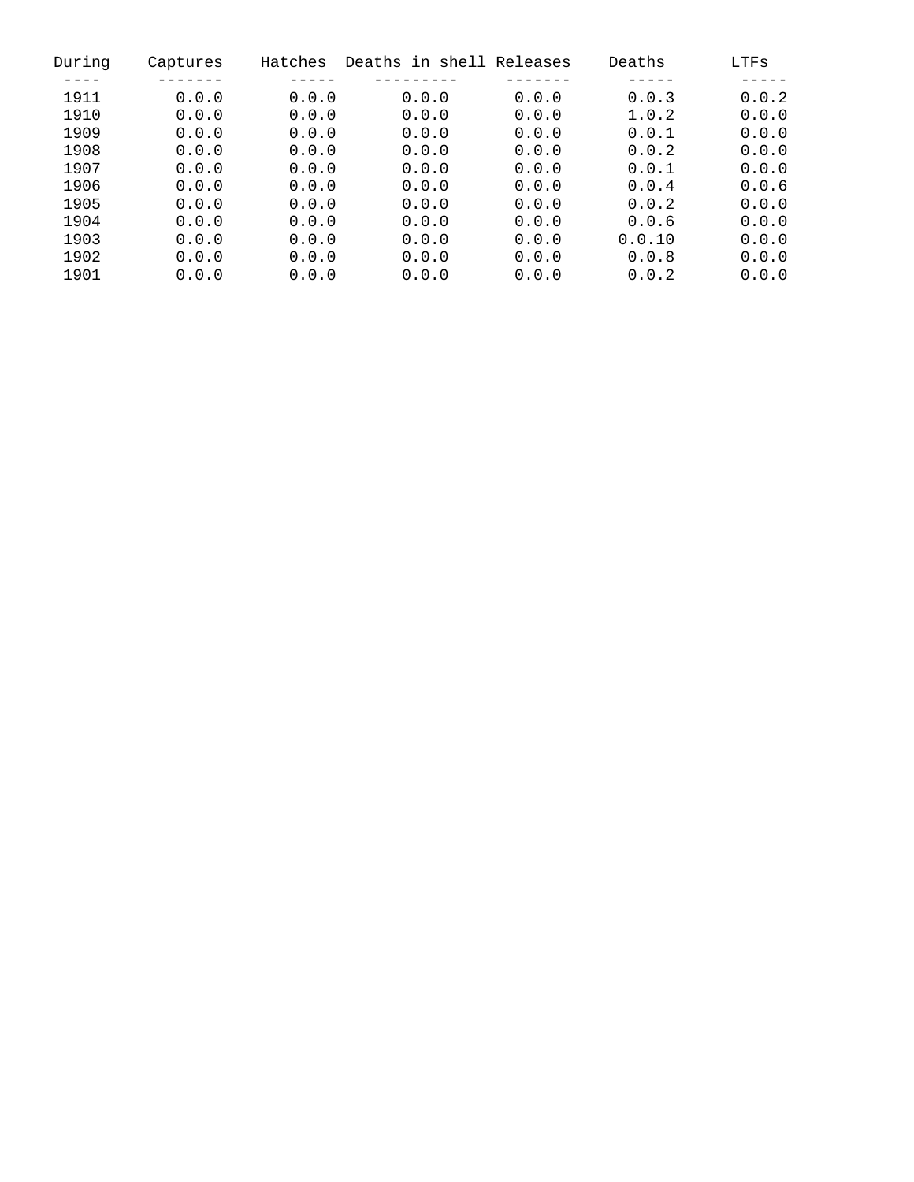| During | Captures | Hatches | Deaths in shell | Releases | Deaths | LTFs |
|---|---|---|---|---|---|---|
| 1911 | 0.0.0 | 0.0.0 | 0.0.0 | 0.0.0 | 0.0.3 | 0.0.2 |
| 1910 | 0.0.0 | 0.0.0 | 0.0.0 | 0.0.0 | 1.0.2 | 0.0.0 |
| 1909 | 0.0.0 | 0.0.0 | 0.0.0 | 0.0.0 | 0.0.1 | 0.0.0 |
| 1908 | 0.0.0 | 0.0.0 | 0.0.0 | 0.0.0 | 0.0.2 | 0.0.0 |
| 1907 | 0.0.0 | 0.0.0 | 0.0.0 | 0.0.0 | 0.0.1 | 0.0.0 |
| 1906 | 0.0.0 | 0.0.0 | 0.0.0 | 0.0.0 | 0.0.4 | 0.0.6 |
| 1905 | 0.0.0 | 0.0.0 | 0.0.0 | 0.0.0 | 0.0.2 | 0.0.0 |
| 1904 | 0.0.0 | 0.0.0 | 0.0.0 | 0.0.0 | 0.0.6 | 0.0.0 |
| 1903 | 0.0.0 | 0.0.0 | 0.0.0 | 0.0.0 | 0.0.10 | 0.0.0 |
| 1902 | 0.0.0 | 0.0.0 | 0.0.0 | 0.0.0 | 0.0.8 | 0.0.0 |
| 1901 | 0.0.0 | 0.0.0 | 0.0.0 | 0.0.0 | 0.0.2 | 0.0.0 |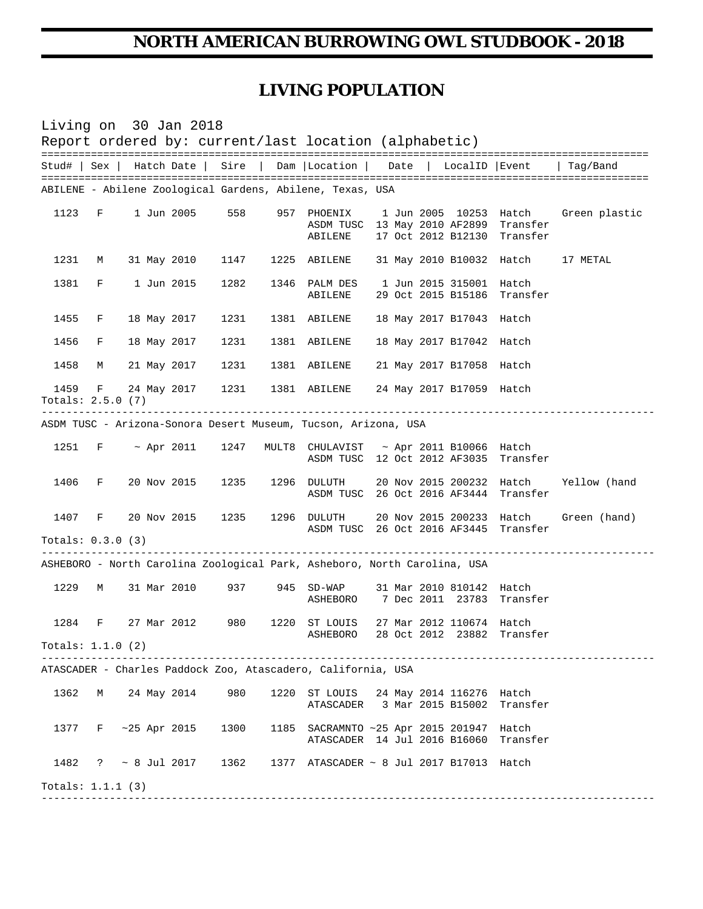# NORTH AMERICAN BURROWING OWL STUDBOOK - 2018

## LIVING POPULATION

Living on 30 Jan 2018
Report ordered by: current/last location (alphabetic)

| Stud# | Sex | Hatch Date | Sire | Dam | Location | Date | LocalID | Event | Tag/Band |
|---|---|---|---|---|---|---|---|---|---|
| ABILENE - Abilene Zoological Gardens, Abilene, Texas, USA | | | | | | | | | |
| 1123 | F | 1 Jun 2005 | 558 | 957 | PHOENIX | 1 Jun 2005 | 10253 | Hatch | Green plastic |
| | | | | | ASDM TUSC | 13 May 2010 | AF2899 | Transfer | |
| | | | | | ABILENE | 17 Oct 2012 | B12130 | Transfer | |
| 1231 | M | 31 May 2010 | 1147 | 1225 | ABILENE | 31 May 2010 | B10032 | Hatch | 17 METAL |
| 1381 | F | 1 Jun 2015 | 1282 | 1346 | PALM DES | 1 Jun 2015 | 315001 | Hatch | |
| | | | | | ABILENE | 29 Oct 2015 | B15186 | Transfer | |
| 1455 | F | 18 May 2017 | 1231 | 1381 | ABILENE | 18 May 2017 | B17043 | Hatch | |
| 1456 | F | 18 May 2017 | 1231 | 1381 | ABILENE | 18 May 2017 | B17042 | Hatch | |
| 1458 | M | 21 May 2017 | 1231 | 1381 | ABILENE | 21 May 2017 | B17058 | Hatch | |
| 1459 | F | 24 May 2017 | 1231 | 1381 | ABILENE | 24 May 2017 | B17059 | Hatch | |
| Totals: 2.5.0 (7) | | | | | | | | | |
| ASDM TUSC - Arizona-Sonora Desert Museum, Tucson, Arizona, USA | | | | | | | | | |
| 1251 | F | ~ Apr 2011 | 1247 | MULT8 | CHULAVIST | ~ Apr 2011 | B10066 | Hatch | |
| | | | | | ASDM TUSC | 12 Oct 2012 | AF3035 | Transfer | |
| 1406 | F | 20 Nov 2015 | 1235 | 1296 | DULUTH | 20 Nov 2015 | 200232 | Hatch | Yellow (hand |
| | | | | | ASDM TUSC | 26 Oct 2016 | AF3444 | Transfer | |
| 1407 | F | 20 Nov 2015 | 1235 | 1296 | DULUTH | 20 Nov 2015 | 200233 | Hatch | Green (hand) |
| | | | | | ASDM TUSC | 26 Oct 2016 | AF3445 | Transfer | |
| Totals: 0.3.0 (3) | | | | | | | | | |
| ASHEBORO - North Carolina Zoological Park, Asheboro, North Carolina, USA | | | | | | | | | |
| 1229 | M | 31 Mar 2010 | 937 | 945 | SD-WAP | 31 Mar 2010 | 810142 | Hatch | |
| | | | | | ASHEBORO | 7 Dec 2011 | 23783 | Transfer | |
| 1284 | F | 27 Mar 2012 | 980 | 1220 | ST LOUIS | 27 Mar 2012 | 110674 | Hatch | |
| | | | | | ASHEBORO | 28 Oct 2012 | 23882 | Transfer | |
| Totals: 1.1.0 (2) | | | | | | | | | |
| ATASCADER - Charles Paddock Zoo, Atascadero, California, USA | | | | | | | | | |
| 1362 | M | 24 May 2014 | 980 | 1220 | ST LOUIS | 24 May 2014 | 116276 | Hatch | |
| | | | | | ATASCADER | 3 Mar 2015 | B15002 | Transfer | |
| 1377 | F | ~25 Apr 2015 | 1300 | 1185 | SACRAMNTO | ~25 Apr 2015 | 201947 | Hatch | |
| | | | | | ATASCADER | 14 Jul 2016 | B16060 | Transfer | |
| 1482 | ? | ~ 8 Jul 2017 | 1362 | 1377 | ATASCADER | ~ 8 Jul 2017 | B17013 | Hatch | |
| Totals: 1.1.1 (3) | | | | | | | | | |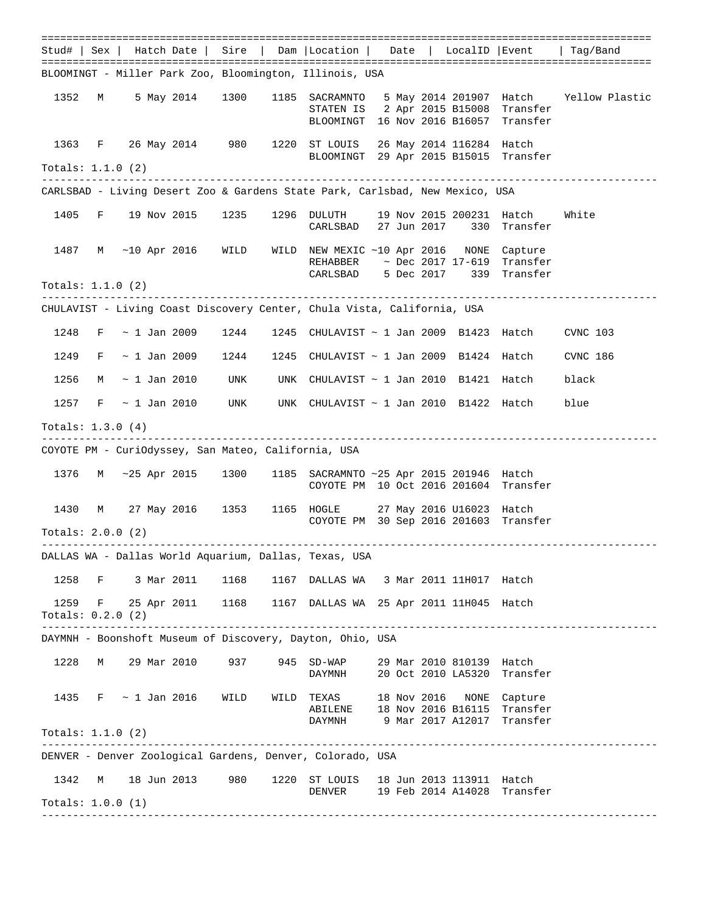| Stud# | Sex | Hatch Date | Sire | Dam | Location | Date | LocalID | Event | Tag/Band |
|---|---|---|---|---|---|---|---|---|---|
| **BLOOMINGT - Miller Park Zoo, Bloomington, Illinois, USA** | | | | | | | | | |
| 1352 | M | 5 May 2014 | 1300 | 1185 | SACRAMNTO | 5 May 2014 | 201907 | Hatch | Yellow Plastic |
| | | | | | STATEN IS | 2 Apr 2015 | B15008 | Transfer | |
| | | | | | BLOOMINGT | 16 Nov 2016 | B16057 | Transfer | |
| 1363 | F | 26 May 2014 | 980 | 1220 | ST LOUIS | 26 May 2014 | 116284 | Hatch | |
| | | | | | BLOOMINGT | 29 Apr 2015 | B15015 | Transfer | |
| Totals: 1.1.0 (2) | | | | | | | | | |
| **CARLSBAD - Living Desert Zoo & Gardens State Park, Carlsbad, New Mexico, USA** | | | | | | | | | |
| 1405 | F | 19 Nov 2015 | 1235 | 1296 | DULUTH | 19 Nov 2015 | 200231 | Hatch | White |
| | | | | | CARLSBAD | 27 Jun 2017 | 330 | Transfer | |
| 1487 | M | ~10 Apr 2016 | WILD | WILD | NEW MEXIC | ~10 Apr 2016 | NONE | Capture | |
| | | | | | REHABBER | ~ Dec 2017 | 17-619 | Transfer | |
| | | | | | CARLSBAD | 5 Dec 2017 | 339 | Transfer | |
| Totals: 1.1.0 (2) | | | | | | | | | |
| **CHULAVIST - Living Coast Discovery Center, Chula Vista, California, USA** | | | | | | | | | |
| 1248 | F | ~ 1 Jan 2009 | 1244 | 1245 | CHULAVIST | ~ 1 Jan 2009 | B1423 | Hatch | CVNC 103 |
| 1249 | F | ~ 1 Jan 2009 | 1244 | 1245 | CHULAVIST | ~ 1 Jan 2009 | B1424 | Hatch | CVNC 186 |
| 1256 | M | ~ 1 Jan 2010 | UNK | UNK | CHULAVIST | ~ 1 Jan 2010 | B1421 | Hatch | black |
| 1257 | F | ~ 1 Jan 2010 | UNK | UNK | CHULAVIST | ~ 1 Jan 2010 | B1422 | Hatch | blue |
| Totals: 1.3.0 (4) | | | | | | | | | |
| **COYOTE PM - CuriOdyssey, San Mateo, California, USA** | | | | | | | | | |
| 1376 | M | ~25 Apr 2015 | 1300 | 1185 | SACRAMNTO | ~25 Apr 2015 | 201946 | Hatch | |
| | | | | | COYOTE PM | 10 Oct 2016 | 201604 | Transfer | |
| 1430 | M | 27 May 2016 | 1353 | 1165 | HOGLE | 27 May 2016 | U16023 | Hatch | |
| | | | | | COYOTE PM | 30 Sep 2016 | 201603 | Transfer | |
| Totals: 2.0.0 (2) | | | | | | | | | |
| **DALLAS WA - Dallas World Aquarium, Dallas, Texas, USA** | | | | | | | | | |
| 1258 | F | 3 Mar 2011 | 1168 | 1167 | DALLAS WA | 3 Mar 2011 | 11H017 | Hatch | |
| 1259 | F | 25 Apr 2011 | 1168 | 1167 | DALLAS WA | 25 Apr 2011 | 11H045 | Hatch | |
| Totals: 0.2.0 (2) | | | | | | | | | |
| **DAYMNH - Boonshoft Museum of Discovery, Dayton, Ohio, USA** | | | | | | | | | |
| 1228 | M | 29 Mar 2010 | 937 | 945 | SD-WAP | 29 Mar 2010 | 810139 | Hatch | |
| | | | | | DAYMNH | 20 Oct 2010 | LA5320 | Transfer | |
| 1435 | F | ~ 1 Jan 2016 | WILD | WILD | TEXAS | 18 Nov 2016 | NONE | Capture | |
| | | | | | ABILENE | 18 Nov 2016 | B16115 | Transfer | |
| | | | | | DAYMNH | 9 Mar 2017 | A12017 | Transfer | |
| Totals: 1.1.0 (2) | | | | | | | | | |
| **DENVER - Denver Zoological Gardens, Denver, Colorado, USA** | | | | | | | | | |
| 1342 | M | 18 Jun 2013 | 980 | 1220 | ST LOUIS | 18 Jun 2013 | 113911 | Hatch | |
| | | | | | DENVER | 19 Feb 2014 | A14028 | Transfer | |
| Totals: 1.0.0 (1) | | | | | | | | | |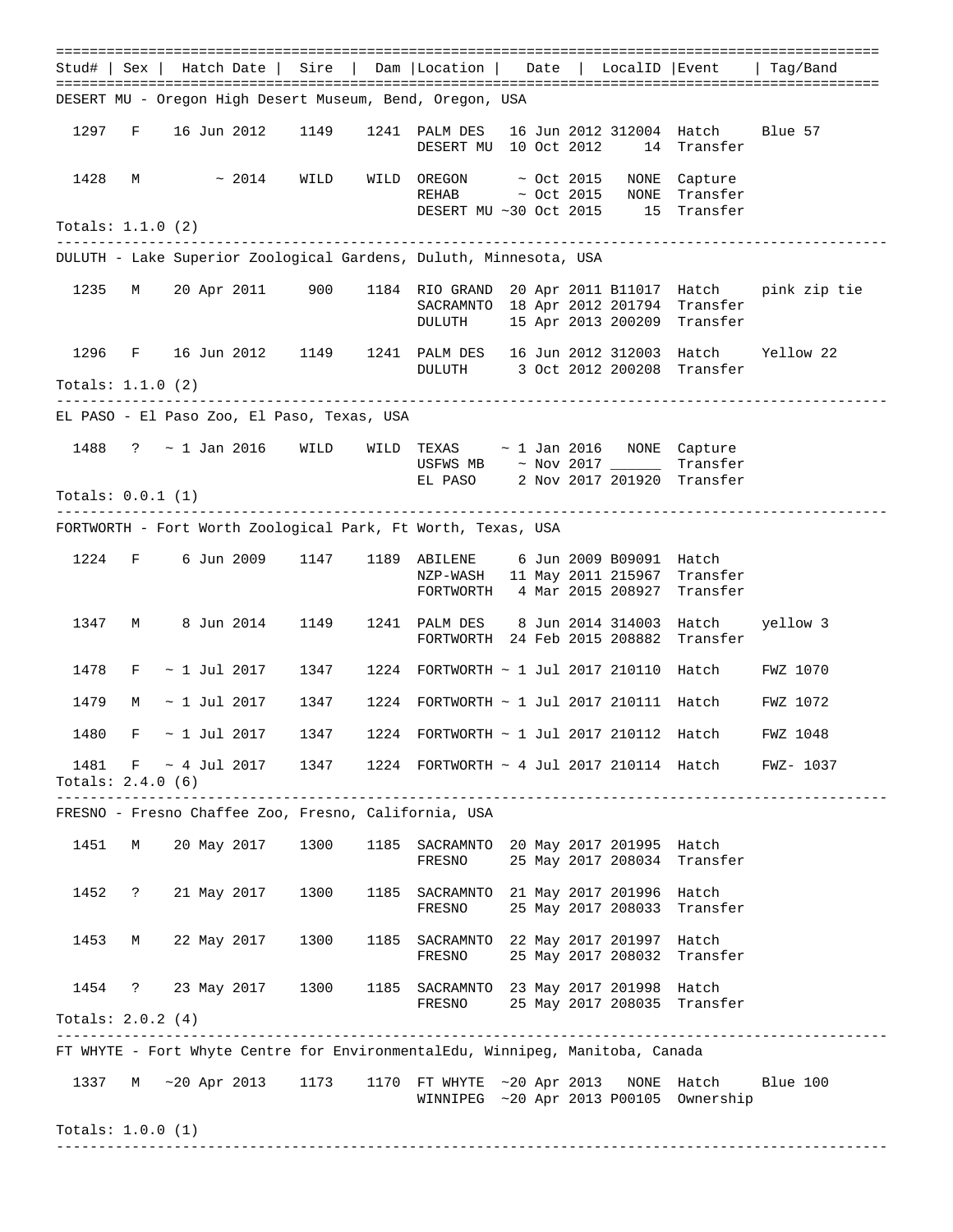```
=================================================================================================
Stud# | Sex |  Hatch Date |  Sire  |  Dam |Location |   Date   |  LocalID |Event    | Tag/Band
=================================================================================================
DESERT MU - Oregon High Desert Museum, Bend, Oregon, USA

  1297   F    16 Jun 2012    1149    1241  PALM DES   16 Jun 2012 312004  Hatch     Blue 57
                                           DESERT MU  10 Oct 2012      14  Transfer

  1428   M         ~ 2014    WILD    WILD  OREGON      ~ Oct 2015   NONE  Capture
                                           REHAB       ~ Oct 2015   NONE  Transfer
                                           DESERT MU ~30 Oct 2015      15  Transfer
Totals: 1.1.0 (2)
-------------------------------------------------------------------------------------------------
DULUTH - Lake Superior Zoological Gardens, Duluth, Minnesota, USA

  1235   M    20 Apr 2011     900    1184  RIO GRAND  20 Apr 2011 B11017  Hatch     pink zip tie
                                           SACRAMNTO  18 Apr 2012 201794  Transfer
                                           DULUTH     15 Apr 2013 200209  Transfer

  1296   F    16 Jun 2012    1149    1241  PALM DES   16 Jun 2012 312003  Hatch     Yellow 22
                                           DULUTH      3 Oct 2012 200208  Transfer
Totals: 1.1.0 (2)
-------------------------------------------------------------------------------------------------
EL PASO - El Paso Zoo, El Paso, Texas, USA

  1488   ?   ~ 1 Jan 2016    WILD    WILD  TEXAS     ~ 1 Jan 2016   NONE  Capture
                                           USFWS MB    ~ Nov 2017 ______  Transfer
                                           EL PASO     2 Nov 2017 201920  Transfer
Totals: 0.0.1 (1)
-------------------------------------------------------------------------------------------------
FORTWORTH - Fort Worth Zoological Park, Ft Worth, Texas, USA

  1224   F     6 Jun 2009    1147    1189  ABILENE     6 Jun 2009 B09091  Hatch
                                           NZP-WASH   11 May 2011 215967  Transfer
                                           FORTWORTH   4 Mar 2015 208927  Transfer

  1347   M     8 Jun 2014    1149    1241  PALM DES    8 Jun 2014 314003  Hatch     yellow 3
                                           FORTWORTH  24 Feb 2015 208882  Transfer

  1478   F   ~ 1 Jul 2017    1347    1224  FORTWORTH ~ 1 Jul 2017 210110  Hatch     FWZ 1070

  1479   M   ~ 1 Jul 2017    1347    1224  FORTWORTH ~ 1 Jul 2017 210111  Hatch     FWZ 1072

  1480   F   ~ 1 Jul 2017    1347    1224  FORTWORTH ~ 1 Jul 2017 210112  Hatch     FWZ 1048

  1481   F   ~ 4 Jul 2017    1347    1224  FORTWORTH ~ 4 Jul 2017 210114  Hatch     FWZ- 1037
Totals: 2.4.0 (6)
-------------------------------------------------------------------------------------------------
FRESNO - Fresno Chaffee Zoo, Fresno, California, USA

  1451   M    20 May 2017    1300    1185  SACRAMNTO  20 May 2017 201995  Hatch
                                           FRESNO     25 May 2017 208034  Transfer

  1452   ?    21 May 2017    1300    1185  SACRAMNTO  21 May 2017 201996  Hatch
                                           FRESNO     25 May 2017 208033  Transfer

  1453   M    22 May 2017    1300    1185  SACRAMNTO  22 May 2017 201997  Hatch
                                           FRESNO     25 May 2017 208032  Transfer

  1454   ?    23 May 2017    1300    1185  SACRAMNTO  23 May 2017 201998  Hatch
                                           FRESNO     25 May 2017 208035  Transfer
Totals: 2.0.2 (4)
-------------------------------------------------------------------------------------------------
FT WHYTE - Fort Whyte Centre for EnvironmentalEdu, Winnipeg, Manitoba, Canada

  1337   M   ~20 Apr 2013    1173    1170  FT WHYTE  ~20 Apr 2013   NONE  Hatch     Blue 100
                                           WINNIPEG  ~20 Apr 2013 P00105  Ownership

Totals: 1.0.0 (1)
-------------------------------------------------------------------------------------------------
```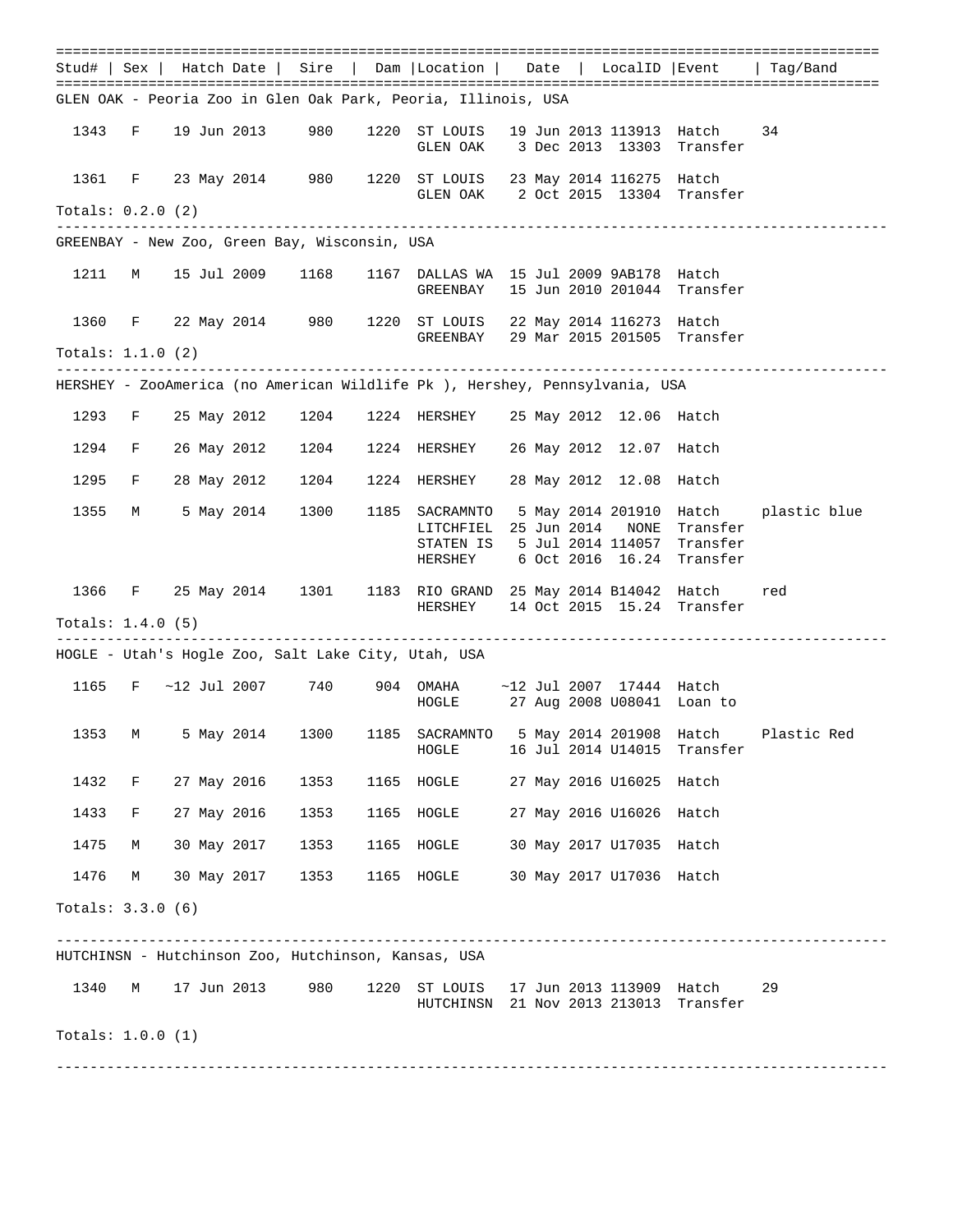| Stud# | Sex | Hatch Date | Sire | Dam | Location | Date | LocalID | Event | Tag/Band |
|---|---|---|---|---|---|---|---|---|---|
| **GLEN OAK - Peoria Zoo in Glen Oak Park, Peoria, Illinois, USA** | | | | | | | | | |
| 1343 | F | 19 Jun 2013 | 980 | 1220 | ST LOUIS | 19 Jun 2013 | 113913 | Hatch | 34 |
| | | | | | GLEN OAK | 3 Dec 2013 | 13303 | Transfer | |
| 1361 | F | 23 May 2014 | 980 | 1220 | ST LOUIS | 23 May 2014 | 116275 | Hatch | |
| | | | | | GLEN OAK | 2 Oct 2015 | 13304 | Transfer | |
| Totals: 0.2.0 (2) | | | | | | | | | |
| **GREENBAY - New Zoo, Green Bay, Wisconsin, USA** | | | | | | | | | |
| 1211 | M | 15 Jul 2009 | 1168 | 1167 | DALLAS WA | 15 Jul 2009 | 9AB178 | Hatch | |
| | | | | | GREENBAY | 15 Jun 2010 | 201044 | Transfer | |
| 1360 | F | 22 May 2014 | 980 | 1220 | ST LOUIS | 22 May 2014 | 116273 | Hatch | |
| | | | | | GREENBAY | 29 Mar 2015 | 201505 | Transfer | |
| Totals: 1.1.0 (2) | | | | | | | | | |
| **HERSHEY - ZooAmerica (no American Wildlife Pk ), Hershey, Pennsylvania, USA** | | | | | | | | | |
| 1293 | F | 25 May 2012 | 1204 | 1224 | HERSHEY | 25 May 2012 | 12.06 | Hatch | |
| 1294 | F | 26 May 2012 | 1204 | 1224 | HERSHEY | 26 May 2012 | 12.07 | Hatch | |
| 1295 | F | 28 May 2012 | 1204 | 1224 | HERSHEY | 28 May 2012 | 12.08 | Hatch | |
| 1355 | M | 5 May 2014 | 1300 | 1185 | SACRAMNTO | 5 May 2014 | 201910 | Hatch | plastic blue |
| | | | | | LITCHFIEL | 25 Jun 2014 | NONE | Transfer | |
| | | | | | STATEN IS | 5 Jul 2014 | 114057 | Transfer | |
| | | | | | HERSHEY | 6 Oct 2016 | 16.24 | Transfer | |
| 1366 | F | 25 May 2014 | 1301 | 1183 | RIO GRAND | 25 May 2014 | B14042 | Hatch | red |
| | | | | | HERSHEY | 14 Oct 2015 | 15.24 | Transfer | |
| Totals: 1.4.0 (5) | | | | | | | | | |
| **HOGLE - Utah's Hogle Zoo, Salt Lake City, Utah, USA** | | | | | | | | | |
| 1165 | F | ~12 Jul 2007 | 740 | 904 | OMAHA | ~12 Jul 2007 | 17444 | Hatch | |
| | | | | | HOGLE | 27 Aug 2008 | U08041 | Loan to | |
| 1353 | M | 5 May 2014 | 1300 | 1185 | SACRAMNTO | 5 May 2014 | 201908 | Hatch | Plastic Red |
| | | | | | HOGLE | 16 Jul 2014 | U14015 | Transfer | |
| 1432 | F | 27 May 2016 | 1353 | 1165 | HOGLE | 27 May 2016 | U16025 | Hatch | |
| 1433 | F | 27 May 2016 | 1353 | 1165 | HOGLE | 27 May 2016 | U16026 | Hatch | |
| 1475 | M | 30 May 2017 | 1353 | 1165 | HOGLE | 30 May 2017 | U17035 | Hatch | |
| 1476 | M | 30 May 2017 | 1353 | 1165 | HOGLE | 30 May 2017 | U17036 | Hatch | |
| Totals: 3.3.0 (6) | | | | | | | | | |
| **HUTCHINSN - Hutchinson Zoo, Hutchinson, Kansas, USA** | | | | | | | | | |
| 1340 | M | 17 Jun 2013 | 980 | 1220 | ST LOUIS | 17 Jun 2013 | 113909 | Hatch | 29 |
| | | | | | HUTCHINSN | 21 Nov 2013 | 213013 | Transfer | |
| Totals: 1.0.0 (1) | | | | | | | | | |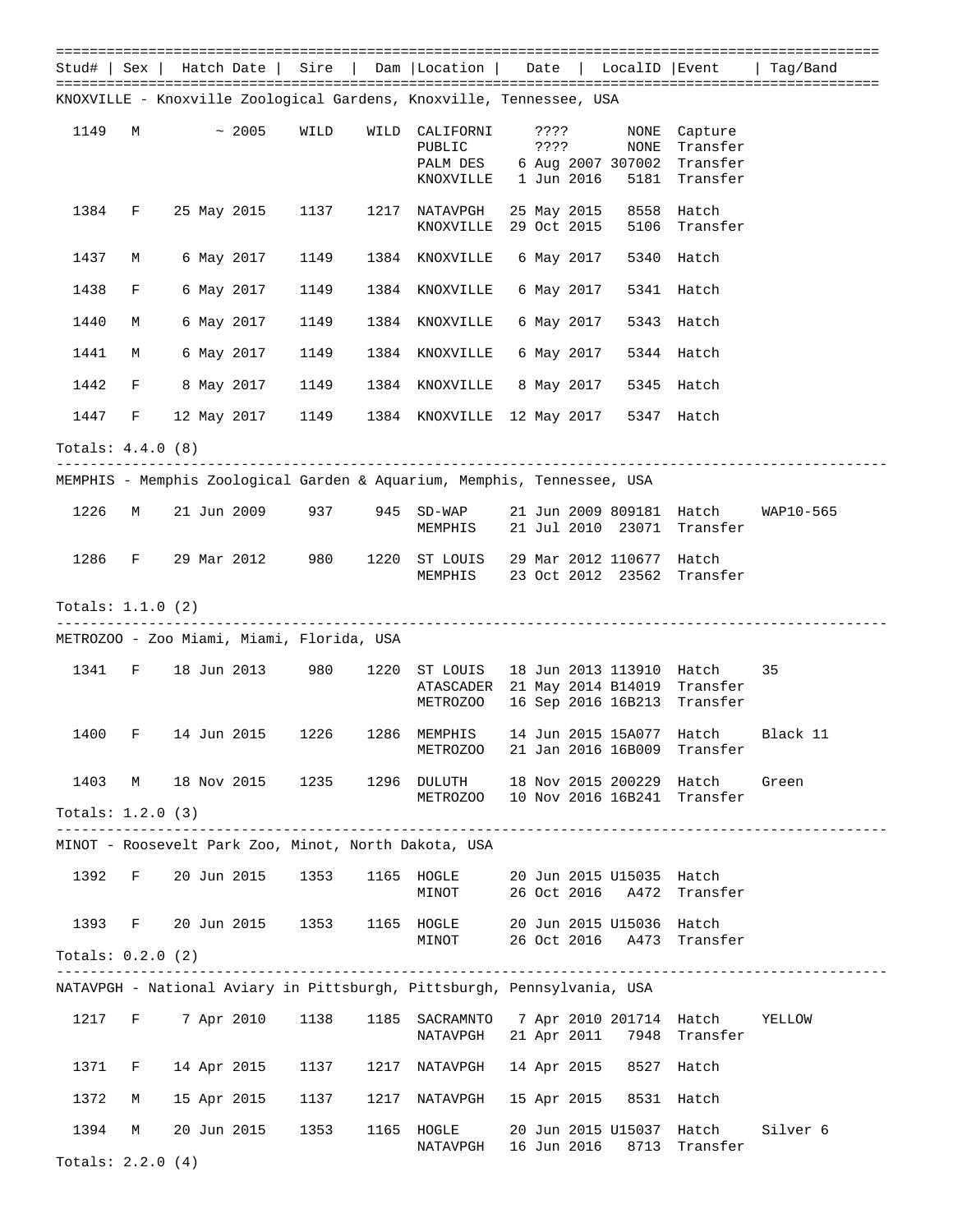| Stud# | Sex | Hatch Date | Sire | Dam | Location | Date | LocalID | Event | Tag/Band |
|---|---|---|---|---|---|---|---|---|---|
| **KNOXVILLE - Knoxville Zoological Gardens, Knoxville, Tennessee, USA** | | | | | | | | | |
| 1149 | M | ~ 2005 | WILD | WILD | CALIFORNI | ???? | NONE | Capture | |
| | | | | | PUBLIC | ???? | NONE | Transfer | |
| | | | | | PALM DES | 6 Aug 2007 | 307002 | Transfer | |
| | | | | | KNOXVILLE | 1 Jun 2016 | 5181 | Transfer | |
| 1384 | F | 25 May 2015 | 1137 | 1217 | NATAVPGH | 25 May 2015 | 8558 | Hatch | |
| | | | | | KNOXVILLE | 29 Oct 2015 | 5106 | Transfer | |
| 1437 | M | 6 May 2017 | 1149 | 1384 | KNOXVILLE | 6 May 2017 | 5340 | Hatch | |
| 1438 | F | 6 May 2017 | 1149 | 1384 | KNOXVILLE | 6 May 2017 | 5341 | Hatch | |
| 1440 | M | 6 May 2017 | 1149 | 1384 | KNOXVILLE | 6 May 2017 | 5343 | Hatch | |
| 1441 | M | 6 May 2017 | 1149 | 1384 | KNOXVILLE | 6 May 2017 | 5344 | Hatch | |
| 1442 | F | 8 May 2017 | 1149 | 1384 | KNOXVILLE | 8 May 2017 | 5345 | Hatch | |
| 1447 | F | 12 May 2017 | 1149 | 1384 | KNOXVILLE | 12 May 2017 | 5347 | Hatch | |
| Totals: 4.4.0 (8) | | | | | | | | | |
| **MEMPHIS - Memphis Zoological Garden & Aquarium, Memphis, Tennessee, USA** | | | | | | | | | |
| 1226 | M | 21 Jun 2009 | 937 | 945 | SD-WAP | 21 Jun 2009 | 809181 | Hatch | WAP10-565 |
| | | | | | MEMPHIS | 21 Jul 2010 | 23071 | Transfer | |
| 1286 | F | 29 Mar 2012 | 980 | 1220 | ST LOUIS | 29 Mar 2012 | 110677 | Hatch | |
| | | | | | MEMPHIS | 23 Oct 2012 | 23562 | Transfer | |
| Totals: 1.1.0 (2) | | | | | | | | | |
| **METROZOO - Zoo Miami, Miami, Florida, USA** | | | | | | | | | |
| 1341 | F | 18 Jun 2013 | 980 | 1220 | ST LOUIS | 18 Jun 2013 | 113910 | Hatch | 35 |
| | | | | | ATASCADER | 21 May 2014 | B14019 | Transfer | |
| | | | | | METROZOO | 16 Sep 2016 | 16B213 | Transfer | |
| 1400 | F | 14 Jun 2015 | 1226 | 1286 | MEMPHIS | 14 Jun 2015 | 15A077 | Hatch | Black 11 |
| | | | | | METROZOO | 21 Jan 2016 | 16B009 | Transfer | |
| 1403 | M | 18 Nov 2015 | 1235 | 1296 | DULUTH | 18 Nov 2015 | 200229 | Hatch | Green |
| | | | | | METROZOO | 10 Nov 2016 | 16B241 | Transfer | |
| Totals: 1.2.0 (3) | | | | | | | | | |
| **MINOT - Roosevelt Park Zoo, Minot, North Dakota, USA** | | | | | | | | | |
| 1392 | F | 20 Jun 2015 | 1353 | 1165 | HOGLE | 20 Jun 2015 | U15035 | Hatch | |
| | | | | | MINOT | 26 Oct 2016 | A472 | Transfer | |
| 1393 | F | 20 Jun 2015 | 1353 | 1165 | HOGLE | 20 Jun 2015 | U15036 | Hatch | |
| | | | | | MINOT | 26 Oct 2016 | A473 | Transfer | |
| Totals: 0.2.0 (2) | | | | | | | | | |
| **NATAVPGH - National Aviary in Pittsburgh, Pittsburgh, Pennsylvania, USA** | | | | | | | | | |
| 1217 | F | 7 Apr 2010 | 1138 | 1185 | SACRAMNTO | 7 Apr 2010 | 201714 | Hatch | YELLOW |
| | | | | | NATAVPGH | 21 Apr 2011 | 7948 | Transfer | |
| 1371 | F | 14 Apr 2015 | 1137 | 1217 | NATAVPGH | 14 Apr 2015 | 8527 | Hatch | |
| 1372 | M | 15 Apr 2015 | 1137 | 1217 | NATAVPGH | 15 Apr 2015 | 8531 | Hatch | |
| 1394 | M | 20 Jun 2015 | 1353 | 1165 | HOGLE | 20 Jun 2015 | U15037 | Hatch | Silver 6 |
| | | | | | NATAVPGH | 16 Jun 2016 | 8713 | Transfer | |
| Totals: 2.2.0 (4) | | | | | | | | | |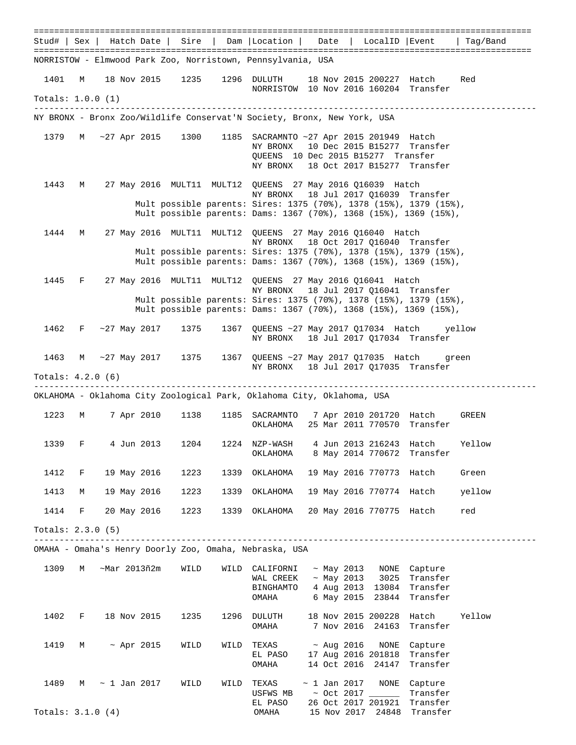```
====================================================================================================
Stud# | Sex |  Hatch Date |  Sire  |  Dam |Location |   Date  |  LocalID |Event    | Tag/Band
====================================================================================================
NORRISTOW - Elmwood Park Zoo, Norristown, Pennsylvania, USA

  1401   M    18 Nov 2015    1235    1296  DULUTH     18 Nov 2015 200227  Hatch     Red
                                           NORRISTOW  10 Nov 2016 160204  Transfer
Totals: 1.0.0 (1)
-----------------------------------------------------------------------------------------------------
NY BRONX - Bronx Zoo/Wildlife Conservat'N Society, Bronx, New York, USA

  1379   M   ~27 Apr 2015    1300    1185  SACRAMNTO ~27 Apr 2015 201949  Hatch
                                           NY BRONX   10 Dec 2015 B15277  Transfer
                                           QUEENS  10 Dec 2015 B15277  Transfer
                                           NY BRONX   18 Oct 2017 B15277  Transfer

  1443   M    27 May 2016  MULT11  MULT12  QUEENS  27 May 2016 Q16039  Hatch
                                           NY BRONX   18 Jul 2017 Q16039  Transfer
                 Mult possible parents: Sires: 1375 (70%), 1378 (15%), 1379 (15%),
                 Mult possible parents: Dams: 1367 (70%), 1368 (15%), 1369 (15%),

  1444   M    27 May 2016  MULT11  MULT12  QUEENS  27 May 2016 Q16040  Hatch
                                           NY BRONX   18 Oct 2017 Q16040  Transfer
                 Mult possible parents: Sires: 1375 (70%), 1378 (15%), 1379 (15%),
                 Mult possible parents: Dams: 1367 (70%), 1368 (15%), 1369 (15%),

  1445   F    27 May 2016  MULT11  MULT12  QUEENS  27 May 2016 Q16041  Hatch
                                           NY BRONX   18 Jul 2017 Q16041  Transfer
                 Mult possible parents: Sires: 1375 (70%), 1378 (15%), 1379 (15%),
                 Mult possible parents: Dams: 1367 (70%), 1368 (15%), 1369 (15%),

  1462   F   ~27 May 2017    1375    1367  QUEENS ~27 May 2017 Q17034  Hatch     yellow
                                           NY BRONX   18 Jul 2017 Q17034  Transfer

  1463   M   ~27 May 2017    1375    1367  QUEENS ~27 May 2017 Q17035  Hatch     green
                                           NY BRONX   18 Jul 2017 Q17035  Transfer
Totals: 4.2.0 (6)
-----------------------------------------------------------------------------------------------------
OKLAHOMA - Oklahoma City Zoological Park, Oklahoma City, Oklahoma, USA

  1223   M     7 Apr 2010    1138    1185  SACRAMNTO   7 Apr 2010 201720  Hatch     GREEN
                                           OKLAHOMA   25 Mar 2011 770570  Transfer

  1339   F     4 Jun 2013    1204    1224  NZP-WASH    4 Jun 2013 216243  Hatch     Yellow
                                           OKLAHOMA    8 May 2014 770672  Transfer

  1412   F    19 May 2016    1223    1339  OKLAHOMA   19 May 2016 770773  Hatch     Green

  1413   M    19 May 2016    1223    1339  OKLAHOMA   19 May 2016 770774  Hatch     yellow

  1414   F    20 May 2016    1223    1339  OKLAHOMA   20 May 2016 770775  Hatch     red

Totals: 2.3.0 (5)
-----------------------------------------------------------------------------------------------------
OMAHA - Omaha's Henry Doorly Zoo, Omaha, Nebraska, USA

  1309   M   ~Mar 2013ñ2m    WILD    WILD  CALIFORNI   ~ May 2013   NONE  Capture
                                           WAL CREEK   ~ May 2013   3025  Transfer
                                           BINGHAMTO   4 Aug 2013  13084  Transfer
                                           OMAHA       6 May 2015  23844  Transfer

  1402   F    18 Nov 2015    1235    1296  DULUTH     18 Nov 2015 200228  Hatch     Yellow
                                           OMAHA       7 Nov 2016  24163  Transfer

  1419   M     ~ Apr 2015    WILD    WILD  TEXAS       ~ Aug 2016   NONE  Capture
                                           EL PASO    17 Aug 2016 201818  Transfer
                                           OMAHA      14 Oct 2016  24147  Transfer

  1489   M   ~ 1 Jan 2017    WILD    WILD  TEXAS     ~ 1 Jan 2017   NONE  Capture
                                           USFWS MB    ~ Oct 2017 ______  Transfer
                                           EL PASO    26 Oct 2017 201921  Transfer
Totals: 3.1.0 (4)                          OMAHA      15 Nov 2017  24848  Transfer
```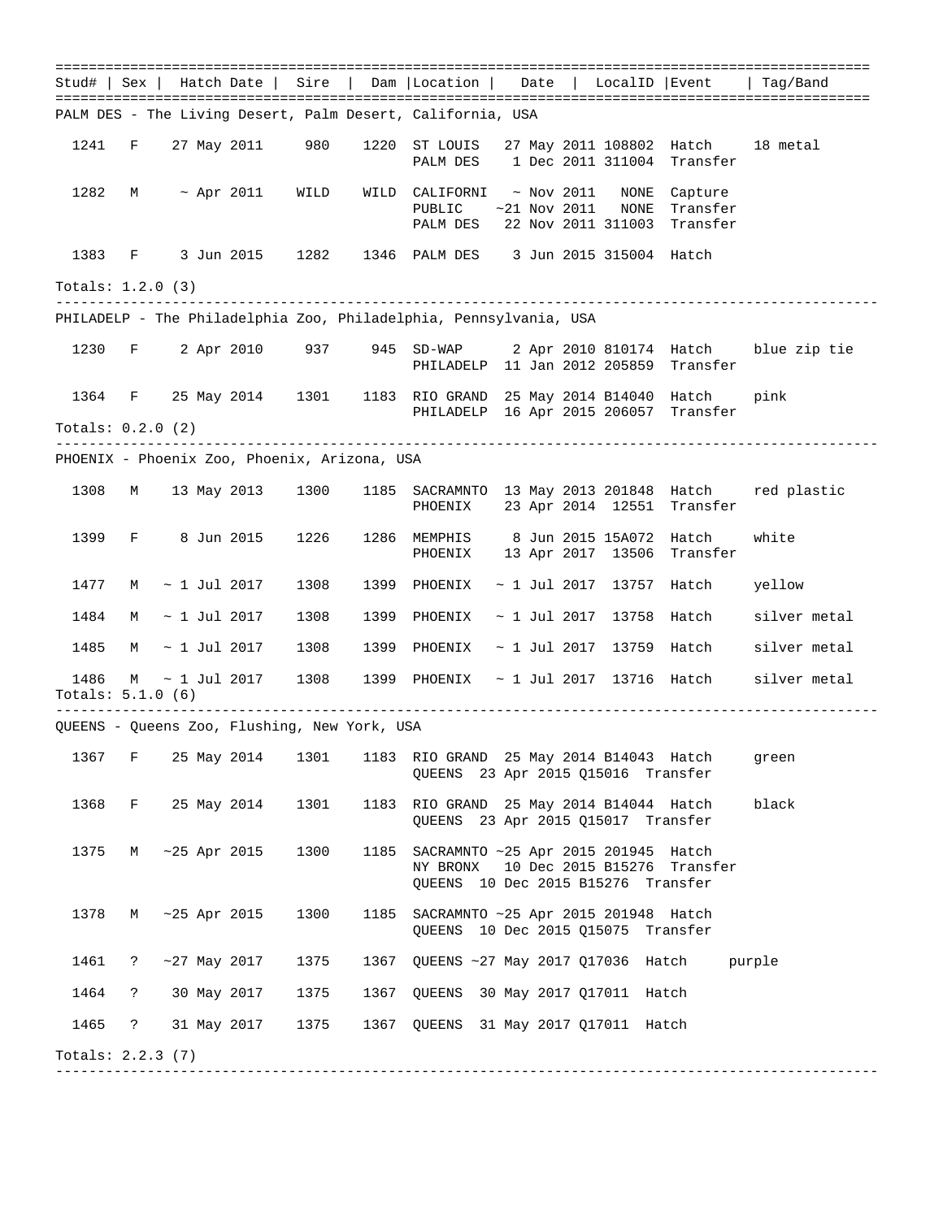| Stud# | Sex | Hatch Date | Sire | Dam | Location | Date | LocalID | Event | Tag/Band |
|---|---|---|---|---|---|---|---|---|---|
| **PALM DES - The Living Desert, Palm Desert, California, USA** | | | | | | | | | |
| 1241 | F | 27 May 2011 | 980 | 1220 | ST LOUIS | 27 May 2011 | 108802 | Hatch | 18 metal |
| | | | | | PALM DES | 1 Dec 2011 | 311004 | Transfer | |
| 1282 | M | ~ Apr 2011 | WILD | WILD | CALIFORNI | ~ Nov 2011 | NONE | Capture | |
| | | | | | PUBLIC | ~21 Nov 2011 | NONE | Transfer | |
| | | | | | PALM DES | 22 Nov 2011 | 311003 | Transfer | |
| 1383 | F | 3 Jun 2015 | 1282 | 1346 | PALM DES | 3 Jun 2015 | 315004 | Hatch | |
| Totals: 1.2.0 (3) | | | | | | | | | |
| **PHILADELP - The Philadelphia Zoo, Philadelphia, Pennsylvania, USA** | | | | | | | | | |
| 1230 | F | 2 Apr 2010 | 937 | 945 | SD-WAP | 2 Apr 2010 | 810174 | Hatch | blue zip tie |
| | | | | | PHILADELP | 11 Jan 2012 | 205859 | Transfer | |
| 1364 | F | 25 May 2014 | 1301 | 1183 | RIO GRAND | 25 May 2014 | B14040 | Hatch | pink |
| | | | | | PHILADELP | 16 Apr 2015 | 206057 | Transfer | |
| Totals: 0.2.0 (2) | | | | | | | | | |
| **PHOENIX - Phoenix Zoo, Phoenix, Arizona, USA** | | | | | | | | | |
| 1308 | M | 13 May 2013 | 1300 | 1185 | SACRAMNTO | 13 May 2013 | 201848 | Hatch | red plastic |
| | | | | | PHOENIX | 23 Apr 2014 | 12551 | Transfer | |
| 1399 | F | 8 Jun 2015 | 1226 | 1286 | MEMPHIS | 8 Jun 2015 | 15A072 | Hatch | white |
| | | | | | PHOENIX | 13 Apr 2017 | 13506 | Transfer | |
| 1477 | M | ~ 1 Jul 2017 | 1308 | 1399 | PHOENIX | ~ 1 Jul 2017 | 13757 | Hatch | yellow |
| 1484 | M | ~ 1 Jul 2017 | 1308 | 1399 | PHOENIX | ~ 1 Jul 2017 | 13758 | Hatch | silver metal |
| 1485 | M | ~ 1 Jul 2017 | 1308 | 1399 | PHOENIX | ~ 1 Jul 2017 | 13759 | Hatch | silver metal |
| 1486 | M | ~ 1 Jul 2017 | 1308 | 1399 | PHOENIX | ~ 1 Jul 2017 | 13716 | Hatch | silver metal |
| Totals: 5.1.0 (6) | | | | | | | | | |
| **QUEENS - Queens Zoo, Flushing, New York, USA** | | | | | | | | | |
| 1367 | F | 25 May 2014 | 1301 | 1183 | RIO GRAND | 25 May 2014 | B14043 | Hatch | green |
| | | | | | QUEENS | 23 Apr 2015 | Q15016 | Transfer | |
| 1368 | F | 25 May 2014 | 1301 | 1183 | RIO GRAND | 25 May 2014 | B14044 | Hatch | black |
| | | | | | QUEENS | 23 Apr 2015 | Q15017 | Transfer | |
| 1375 | M | ~25 Apr 2015 | 1300 | 1185 | SACRAMNTO | ~25 Apr 2015 | 201945 | Hatch | |
| | | | | | NY BRONX | 10 Dec 2015 | B15276 | Transfer | |
| | | | | | QUEENS | 10 Dec 2015 | B15276 | Transfer | |
| 1378 | M | ~25 Apr 2015 | 1300 | 1185 | SACRAMNTO | ~25 Apr 2015 | 201948 | Hatch | |
| | | | | | QUEENS | 10 Dec 2015 | Q15075 | Transfer | |
| 1461 | ? | ~27 May 2017 | 1375 | 1367 | QUEENS | ~27 May 2017 | Q17036 | Hatch | purple |
| 1464 | ? | 30 May 2017 | 1375 | 1367 | QUEENS | 30 May 2017 | Q17011 | Hatch | |
| 1465 | ? | 31 May 2017 | 1375 | 1367 | QUEENS | 31 May 2017 | Q17011 | Hatch | |
| Totals: 2.2.3 (7) | | | | | | | | | |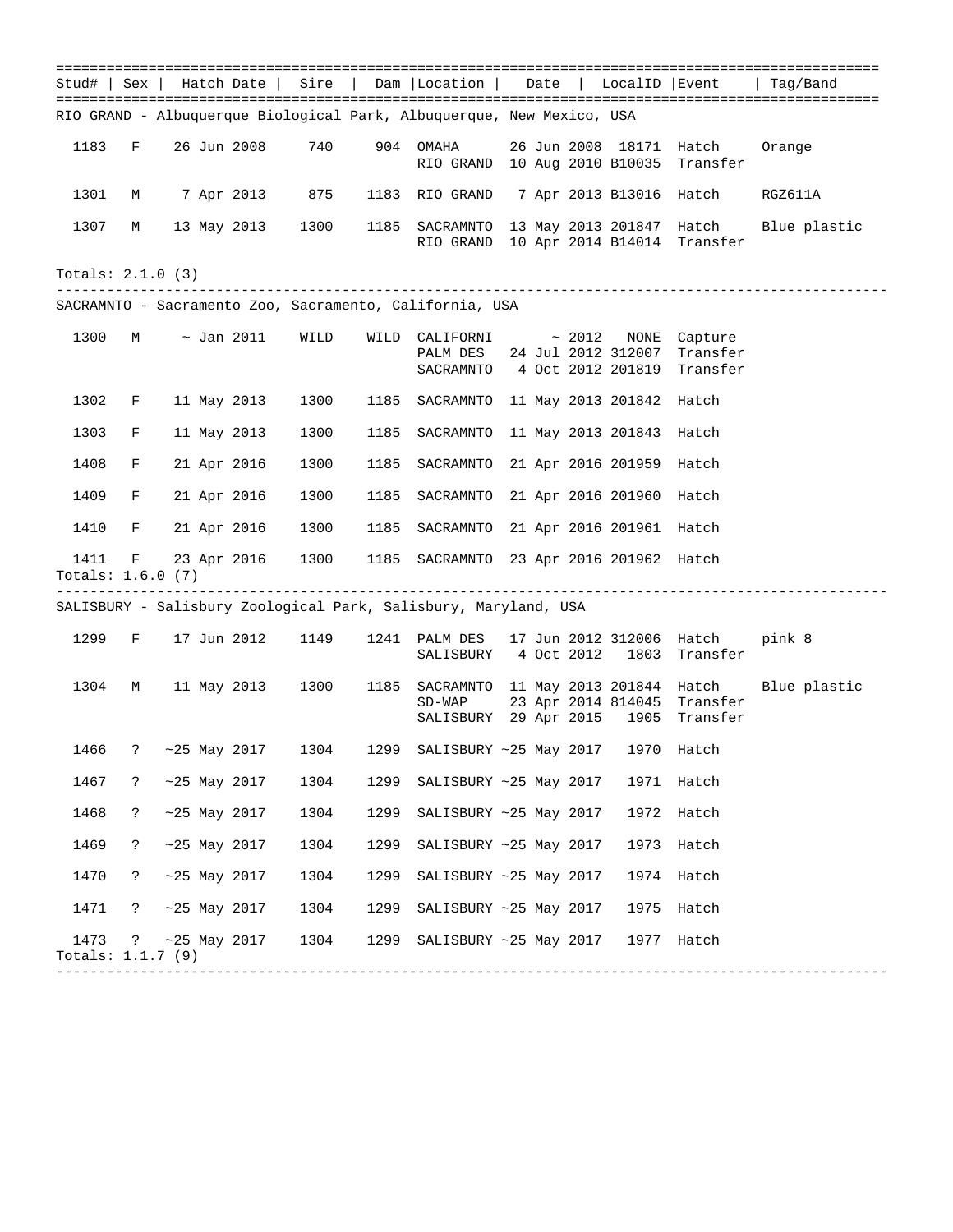| Stud# | Sex | Hatch Date | Sire | Dam | Location | Date | LocalID | Event | Tag/Band |
|---|---|---|---|---|---|---|---|---|---|
| RIO GRAND - Albuquerque Biological Park, Albuquerque, New Mexico, USA | | | | | | | | | |
| 1183 | F | 26 Jun 2008 | 740 | 904 | OMAHA | 26 Jun 2008 | 18171 | Hatch | Orange |
| | | | | | RIO GRAND | 10 Aug 2010 | B10035 | Transfer | |
| 1301 | M | 7 Apr 2013 | 875 | 1183 | RIO GRAND | 7 Apr 2013 | B13016 | Hatch | RGZ611A |
| 1307 | M | 13 May 2013 | 1300 | 1185 | SACRAMNTO | 13 May 2013 | 201847 | Hatch | Blue plastic |
| | | | | | RIO GRAND | 10 Apr 2014 | B14014 | Transfer | |
| Totals: 2.1.0 (3) | | | | | | | | | |
| SACRAMNTO - Sacramento Zoo, Sacramento, California, USA | | | | | | | | | |
| 1300 | M | ~ Jan 2011 | WILD | WILD | CALIFORNI | ~ 2012 | NONE | Capture | |
| | | | | | PALM DES | 24 Jul 2012 | 312007 | Transfer | |
| | | | | | SACRAMNTO | 4 Oct 2012 | 201819 | Transfer | |
| 1302 | F | 11 May 2013 | 1300 | 1185 | SACRAMNTO | 11 May 2013 | 201842 | Hatch | |
| 1303 | F | 11 May 2013 | 1300 | 1185 | SACRAMNTO | 11 May 2013 | 201843 | Hatch | |
| 1408 | F | 21 Apr 2016 | 1300 | 1185 | SACRAMNTO | 21 Apr 2016 | 201959 | Hatch | |
| 1409 | F | 21 Apr 2016 | 1300 | 1185 | SACRAMNTO | 21 Apr 2016 | 201960 | Hatch | |
| 1410 | F | 21 Apr 2016 | 1300 | 1185 | SACRAMNTO | 21 Apr 2016 | 201961 | Hatch | |
| 1411 | F | 23 Apr 2016 | 1300 | 1185 | SACRAMNTO | 23 Apr 2016 | 201962 | Hatch | |
| Totals: 1.6.0 (7) | | | | | | | | | |
| SALISBURY - Salisbury Zoological Park, Salisbury, Maryland, USA | | | | | | | | | |
| 1299 | F | 17 Jun 2012 | 1149 | 1241 | PALM DES | 17 Jun 2012 | 312006 | Hatch | pink 8 |
| | | | | | SALISBURY | 4 Oct 2012 | 1803 | Transfer | |
| 1304 | M | 11 May 2013 | 1300 | 1185 | SACRAMNTO | 11 May 2013 | 201844 | Hatch | Blue plastic |
| | | | | | SD-WAP | 23 Apr 2014 | 814045 | Transfer | |
| | | | | | SALISBURY | 29 Apr 2015 | 1905 | Transfer | |
| 1466 | ? | ~25 May 2017 | 1304 | 1299 | SALISBURY | ~25 May 2017 | 1970 | Hatch | |
| 1467 | ? | ~25 May 2017 | 1304 | 1299 | SALISBURY | ~25 May 2017 | 1971 | Hatch | |
| 1468 | ? | ~25 May 2017 | 1304 | 1299 | SALISBURY | ~25 May 2017 | 1972 | Hatch | |
| 1469 | ? | ~25 May 2017 | 1304 | 1299 | SALISBURY | ~25 May 2017 | 1973 | Hatch | |
| 1470 | ? | ~25 May 2017 | 1304 | 1299 | SALISBURY | ~25 May 2017 | 1974 | Hatch | |
| 1471 | ? | ~25 May 2017 | 1304 | 1299 | SALISBURY | ~25 May 2017 | 1975 | Hatch | |
| 1473 | ? | ~25 May 2017 | 1304 | 1299 | SALISBURY | ~25 May 2017 | 1977 | Hatch | |
| Totals: 1.1.7 (9) | | | | | | | | | |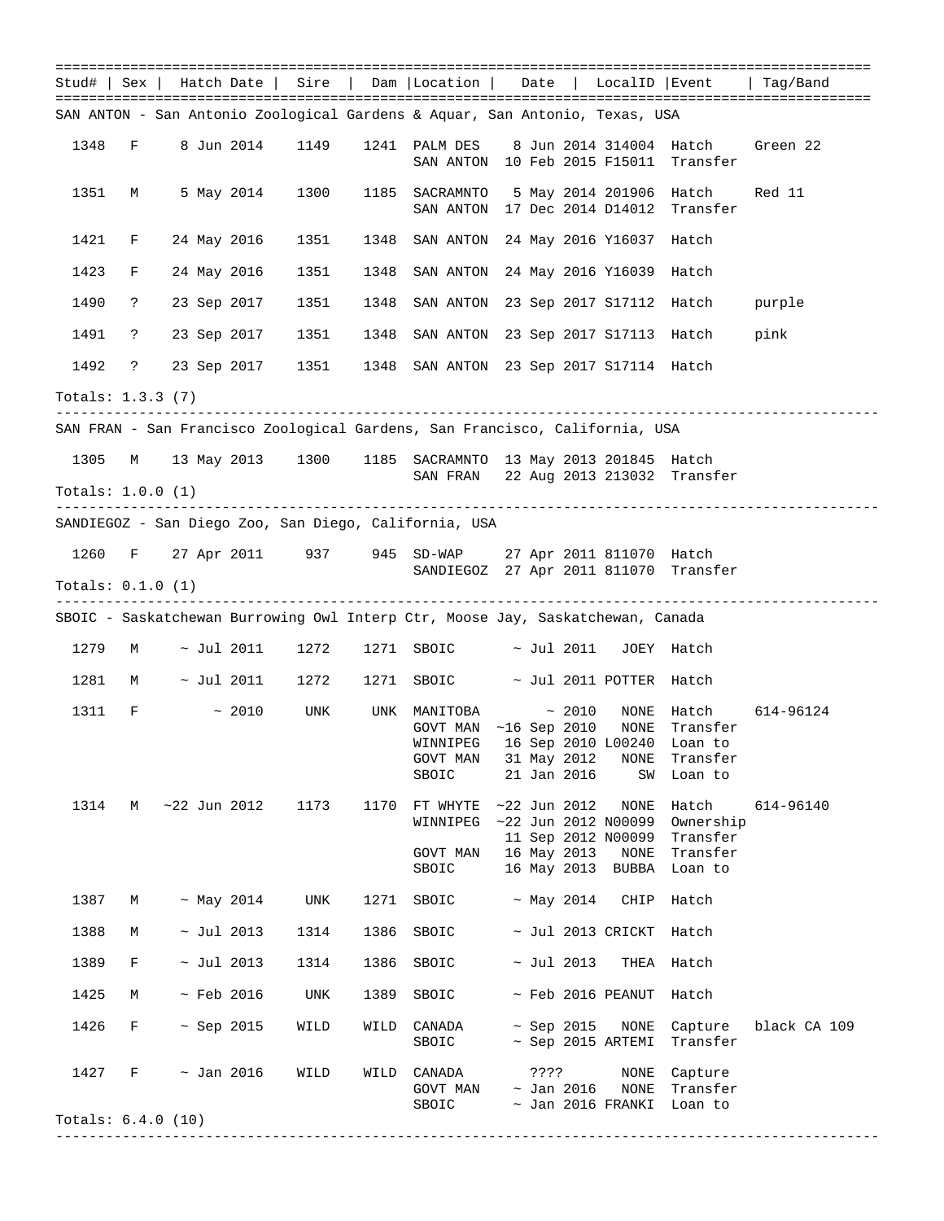| Stud# | Sex | Hatch Date | Sire | Dam | Location | Date | LocalID | Event | Tag/Band |
|---|---|---|---|---|---|---|---|---|---|
| **SAN ANTON - San Antonio Zoological Gardens & Aquar, San Antonio, Texas, USA** | | | | | | | | | |
| 1348 | F | 8 Jun 2014 | 1149 | 1241 | PALM DES | 8 Jun 2014 | 314004 | Hatch | Green 22 |
| | | | | | SAN ANTON | 10 Feb 2015 | F15011 | Transfer | |
| 1351 | M | 5 May 2014 | 1300 | 1185 | SACRAMNTO | 5 May 2014 | 201906 | Hatch | Red 11 |
| | | | | | SAN ANTON | 17 Dec 2014 | D14012 | Transfer | |
| 1421 | F | 24 May 2016 | 1351 | 1348 | SAN ANTON | 24 May 2016 | Y16037 | Hatch | |
| 1423 | F | 24 May 2016 | 1351 | 1348 | SAN ANTON | 24 May 2016 | Y16039 | Hatch | |
| 1490 | ? | 23 Sep 2017 | 1351 | 1348 | SAN ANTON | 23 Sep 2017 | S17112 | Hatch | purple |
| 1491 | ? | 23 Sep 2017 | 1351 | 1348 | SAN ANTON | 23 Sep 2017 | S17113 | Hatch | pink |
| 1492 | ? | 23 Sep 2017 | 1351 | 1348 | SAN ANTON | 23 Sep 2017 | S17114 | Hatch | |
| Totals: 1.3.3 (7) | | | | | | | | | |
| **SAN FRAN - San Francisco Zoological Gardens, San Francisco, California, USA** | | | | | | | | | |
| 1305 | M | 13 May 2013 | 1300 | 1185 | SACRAMNTO | 13 May 2013 | 201845 | Hatch | |
| | | | | | SAN FRAN | 22 Aug 2013 | 213032 | Transfer | |
| Totals: 1.0.0 (1) | | | | | | | | | |
| **SANDIEGOZ - San Diego Zoo, San Diego, California, USA** | | | | | | | | | |
| 1260 | F | 27 Apr 2011 | 937 | 945 | SD-WAP | 27 Apr 2011 | 811070 | Hatch | |
| | | | | | SANDIEGOZ | 27 Apr 2011 | 811070 | Transfer | |
| Totals: 0.1.0 (1) | | | | | | | | | |
| **SBOIC - Saskatchewan Burrowing Owl Interp Ctr, Moose Jay, Saskatchewan, Canada** | | | | | | | | | |
| 1279 | M | ~ Jul 2011 | 1272 | 1271 | SBOIC | ~ Jul 2011 | JOEY | Hatch | |
| 1281 | M | ~ Jul 2011 | 1272 | 1271 | SBOIC | ~ Jul 2011 | POTTER | Hatch | |
| 1311 | F | ~ 2010 | UNK | UNK | MANITOBA | ~ 2010 | NONE | Hatch | 614-96124 |
| | | | | | GOVT MAN | ~16 Sep 2010 | NONE | Transfer | |
| | | | | | WINNIPEG | 16 Sep 2010 | L00240 | Loan to | |
| | | | | | GOVT MAN | 31 May 2012 | NONE | Transfer | |
| | | | | | SBOIC | 21 Jan 2016 | SW | Loan to | |
| 1314 | M | ~22 Jun 2012 | 1173 | 1170 | FT WHYTE | ~22 Jun 2012 | NONE | Hatch | 614-96140 |
| | | | | | WINNIPEG | ~22 Jun 2012 | N00099 | Ownership | |
| | | | | | | 11 Sep 2012 | N00099 | Transfer | |
| | | | | | GOVT MAN | 16 May 2013 | NONE | Transfer | |
| | | | | | SBOIC | 16 May 2013 | BUBBA | Loan to | |
| 1387 | M | ~ May 2014 | UNK | 1271 | SBOIC | ~ May 2014 | CHIP | Hatch | |
| 1388 | M | ~ Jul 2013 | 1314 | 1386 | SBOIC | ~ Jul 2013 | CRICKT | Hatch | |
| 1389 | F | ~ Jul 2013 | 1314 | 1386 | SBOIC | ~ Jul 2013 | THEA | Hatch | |
| 1425 | M | ~ Feb 2016 | UNK | 1389 | SBOIC | ~ Feb 2016 | PEANUT | Hatch | |
| 1426 | F | ~ Sep 2015 | WILD | WILD | CANADA | ~ Sep 2015 | NONE | Capture | black CA 109 |
| | | | | | SBOIC | ~ Sep 2015 | ARTEMI | Transfer | |
| 1427 | F | ~ Jan 2016 | WILD | WILD | CANADA | ???? | NONE | Capture | |
| | | | | | GOVT MAN | ~ Jan 2016 | NONE | Transfer | |
| | | | | | SBOIC | ~ Jan 2016 | FRANKI | Loan to | |
| Totals: 6.4.0 (10) | | | | | | | | | |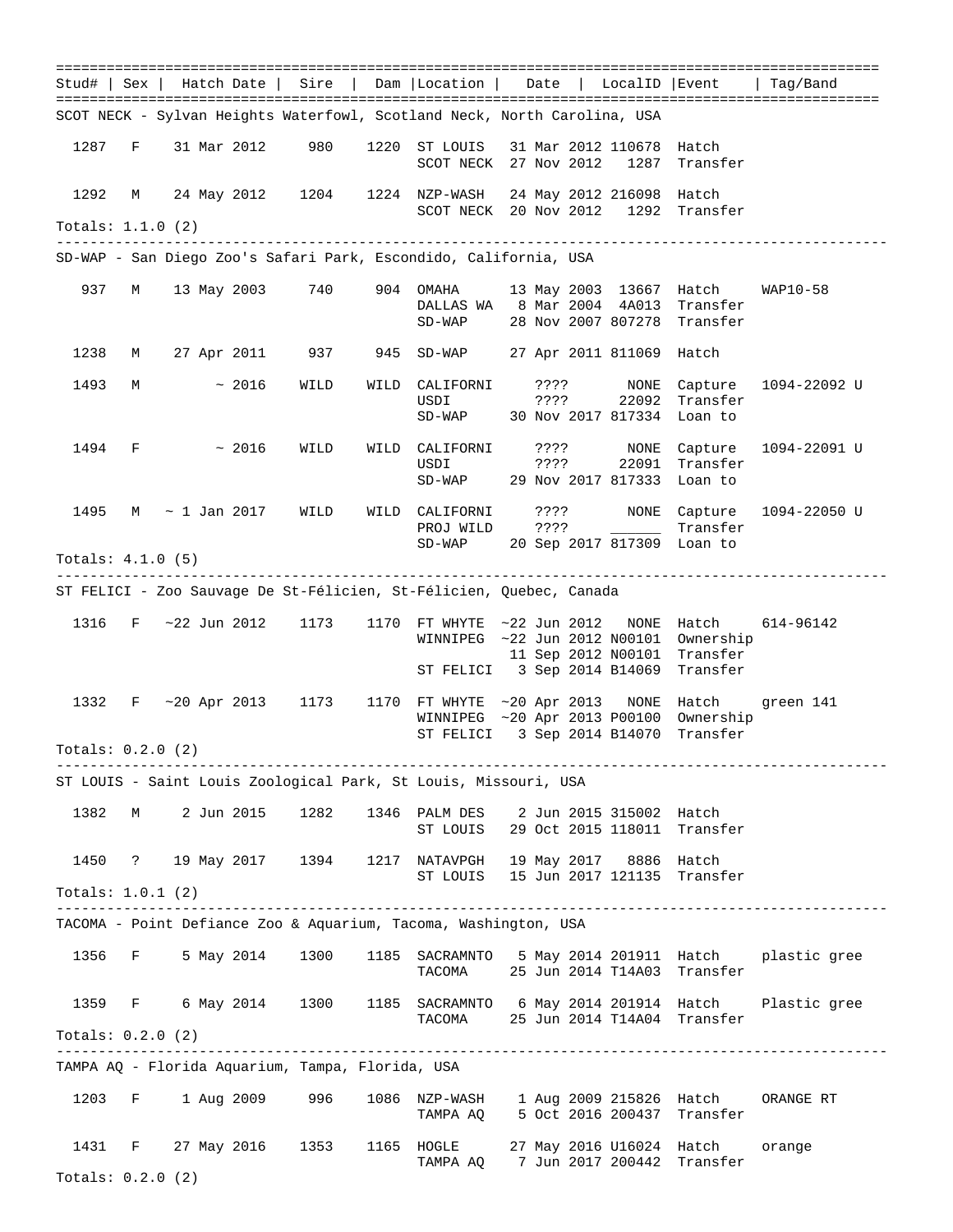| Stud# | Sex | Hatch Date | Sire | Dam | Location | Date | LocalID | Event | Tag/Band |
|---|---|---|---|---|---|---|---|---|---|
| SCOT NECK - Sylvan Heights Waterfowl, Scotland Neck, North Carolina, USA | | | | | | | | | |
| 1287 | F | 31 Mar 2012 | 980 | 1220 | ST LOUIS | 31 Mar 2012 | 110678 | Hatch | |
| | | | | | SCOT NECK | 27 Nov 2012 | 1287 | Transfer | |
| 1292 | M | 24 May 2012 | 1204 | 1224 | NZP-WASH | 24 May 2012 | 216098 | Hatch | |
| | | | | | SCOT NECK | 20 Nov 2012 | 1292 | Transfer | |
| Totals: 1.1.0 (2) | | | | | | | | | |
| SD-WAP - San Diego Zoo's Safari Park, Escondido, California, USA | | | | | | | | | |
| 937 | M | 13 May 2003 | 740 | 904 | OMAHA | 13 May 2003 | 13667 | Hatch | WAP10-58 |
| | | | | | DALLAS WA | 8 Mar 2004 | 4A013 | Transfer | |
| | | | | | SD-WAP | 28 Nov 2007 | 807278 | Transfer | |
| 1238 | M | 27 Apr 2011 | 937 | 945 | SD-WAP | 27 Apr 2011 | 811069 | Hatch | |
| 1493 | M | ~ 2016 | WILD | WILD | CALIFORNI | ???? | NONE | Capture | 1094-22092 U |
| | | | | | USDI | ???? | 22092 | Transfer | |
| | | | | | SD-WAP | 30 Nov 2017 | 817334 | Loan to | |
| 1494 | F | ~ 2016 | WILD | WILD | CALIFORNI | ???? | NONE | Capture | 1094-22091 U |
| | | | | | USDI | ???? | 22091 | Transfer | |
| | | | | | SD-WAP | 29 Nov 2017 | 817333 | Loan to | |
| 1495 | M | ~ 1 Jan 2017 | WILD | WILD | CALIFORNI | ???? | NONE | Capture | 1094-22050 U |
| | | | | | PROJ WILD | ???? | ______ | Transfer | |
| | | | | | SD-WAP | 20 Sep 2017 | 817309 | Loan to | |
| Totals: 4.1.0 (5) | | | | | | | | | |
| ST FELICI - Zoo Sauvage De St-Félicien, St-Félicien, Quebec, Canada | | | | | | | | | |
| 1316 | F | ~22 Jun 2012 | 1173 | 1170 | FT WHYTE | ~22 Jun 2012 | NONE | Hatch | 614-96142 |
| | | | | | WINNIPEG | ~22 Jun 2012 | N00101 | Ownership | |
| | | | | | | 11 Sep 2012 | N00101 | Transfer | |
| | | | | | ST FELICI | 3 Sep 2014 | B14069 | Transfer | |
| 1332 | F | ~20 Apr 2013 | 1173 | 1170 | FT WHYTE | ~20 Apr 2013 | NONE | Hatch | green 141 |
| | | | | | WINNIPEG | ~20 Apr 2013 | P00100 | Ownership | |
| | | | | | ST FELICI | 3 Sep 2014 | B14070 | Transfer | |
| Totals: 0.2.0 (2) | | | | | | | | | |
| ST LOUIS - Saint Louis Zoological Park, St Louis, Missouri, USA | | | | | | | | | |
| 1382 | M | 2 Jun 2015 | 1282 | 1346 | PALM DES | 2 Jun 2015 | 315002 | Hatch | |
| | | | | | ST LOUIS | 29 Oct 2015 | 118011 | Transfer | |
| 1450 | ? | 19 May 2017 | 1394 | 1217 | NATAVPGH | 19 May 2017 | 8886 | Hatch | |
| | | | | | ST LOUIS | 15 Jun 2017 | 121135 | Transfer | |
| Totals: 1.0.1 (2) | | | | | | | | | |
| TACOMA - Point Defiance Zoo & Aquarium, Tacoma, Washington, USA | | | | | | | | | |
| 1356 | F | 5 May 2014 | 1300 | 1185 | SACRAMNTO | 5 May 2014 | 201911 | Hatch | plastic gree |
| | | | | | TACOMA | 25 Jun 2014 | T14A03 | Transfer | |
| 1359 | F | 6 May 2014 | 1300 | 1185 | SACRAMNTO | 6 May 2014 | 201914 | Hatch | Plastic gree |
| | | | | | TACOMA | 25 Jun 2014 | T14A04 | Transfer | |
| Totals: 0.2.0 (2) | | | | | | | | | |
| TAMPA AQ - Florida Aquarium, Tampa, Florida, USA | | | | | | | | | |
| 1203 | F | 1 Aug 2009 | 996 | 1086 | NZP-WASH | 1 Aug 2009 | 215826 | Hatch | ORANGE RT |
| | | | | | TAMPA AQ | 5 Oct 2016 | 200437 | Transfer | |
| 1431 | F | 27 May 2016 | 1353 | 1165 | HOGLE | 27 May 2016 | U16024 | Hatch | orange |
| | | | | | TAMPA AQ | 7 Jun 2017 | 200442 | Transfer | |
| Totals: 0.2.0 (2) | | | | | | | | | |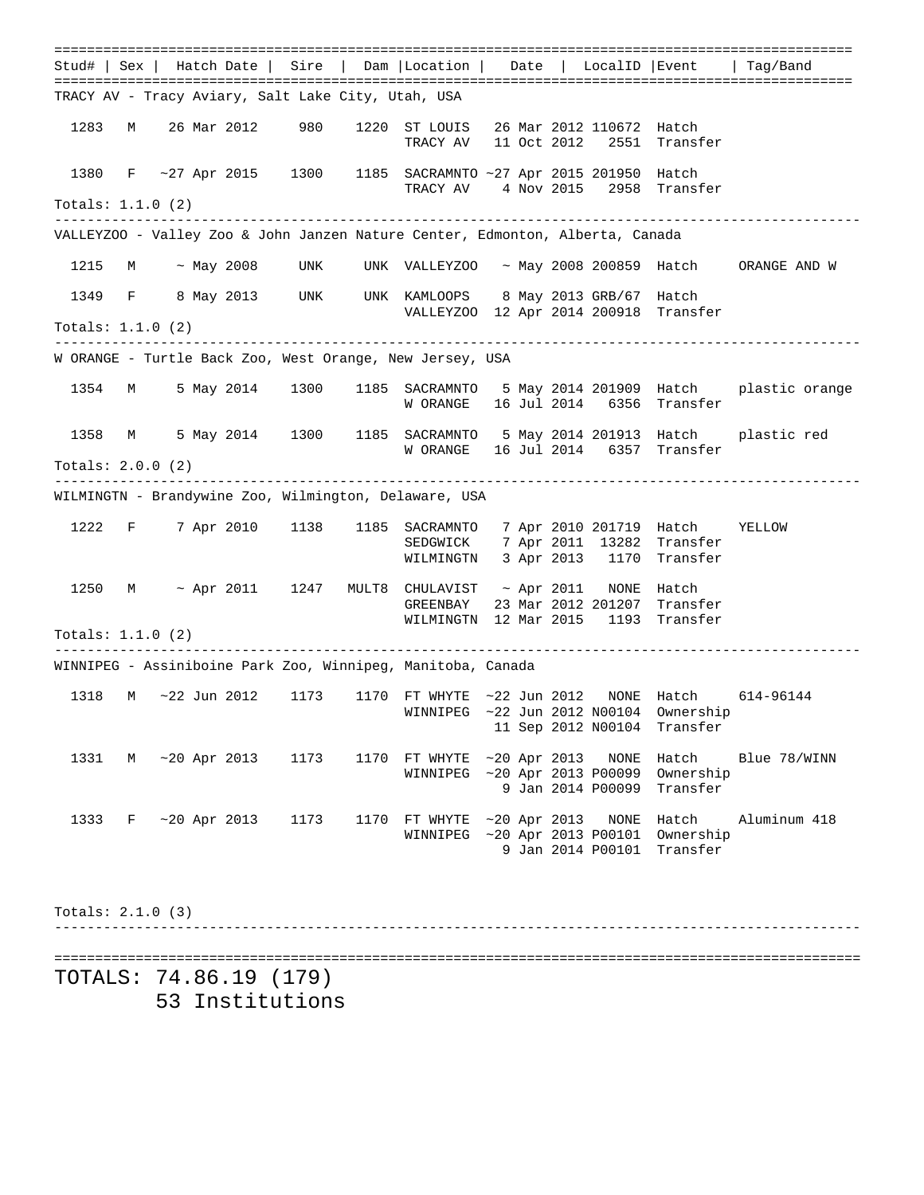| Stud# | Sex | Hatch Date | Sire | Dam | Location | Date | LocalID | Event | Tag/Band |
|---|---|---|---|---|---|---|---|---|---|
| **TRACY AV - Tracy Aviary, Salt Lake City, Utah, USA** | | | | | | | | | |
| 1283 | M | 26 Mar 2012 | 980 | 1220 | ST LOUIS | 26 Mar 2012 | 110672 | Hatch | |
| | | | | | TRACY AV | 11 Oct 2012 | 2551 | Transfer | |
| 1380 | F | ~27 Apr 2015 | 1300 | 1185 | SACRAMNTO | ~27 Apr 2015 | 201950 | Hatch | |
| | | | | | TRACY AV | 4 Nov 2015 | 2958 | Transfer | |
| Totals: 1.1.0 (2) | | | | | | | | | |
| **VALLEYZOO - Valley Zoo & John Janzen Nature Center, Edmonton, Alberta, Canada** | | | | | | | | | |
| 1215 | M | ~ May 2008 | UNK | UNK | VALLEYZOO | ~ May 2008 | 200859 | Hatch | ORANGE AND W |
| 1349 | F | 8 May 2013 | UNK | UNK | KAMLOOPS | 8 May 2013 | GRB/67 | Hatch | |
| | | | | | VALLEYZOO | 12 Apr 2014 | 200918 | Transfer | |
| Totals: 1.1.0 (2) | | | | | | | | | |
| **W ORANGE - Turtle Back Zoo, West Orange, New Jersey, USA** | | | | | | | | | |
| 1354 | M | 5 May 2014 | 1300 | 1185 | SACRAMNTO | 5 May 2014 | 201909 | Hatch | plastic orange |
| | | | | | W ORANGE | 16 Jul 2014 | 6356 | Transfer | |
| 1358 | M | 5 May 2014 | 1300 | 1185 | SACRAMNTO | 5 May 2014 | 201913 | Hatch | plastic red |
| | | | | | W ORANGE | 16 Jul 2014 | 6357 | Transfer | |
| Totals: 2.0.0 (2) | | | | | | | | | |
| **WILMINGTN - Brandywine Zoo, Wilmington, Delaware, USA** | | | | | | | | | |
| 1222 | F | 7 Apr 2010 | 1138 | 1185 | SACRAMNTO | 7 Apr 2010 | 201719 | Hatch | YELLOW |
| | | | | | SEDGWICK | 7 Apr 2011 | 13282 | Transfer | |
| | | | | | WILMINGTN | 3 Apr 2013 | 1170 | Transfer | |
| 1250 | M | ~ Apr 2011 | 1247 | MULT8 | CHULAVIST | ~ Apr 2011 | NONE | Hatch | |
| | | | | | GREENBAY | 23 Mar 2012 | 201207 | Transfer | |
| | | | | | WILMINGTN | 12 Mar 2015 | 1193 | Transfer | |
| Totals: 1.1.0 (2) | | | | | | | | | |
| **WINNIPEG - Assiniboine Park Zoo, Winnipeg, Manitoba, Canada** | | | | | | | | | |
| 1318 | M | ~22 Jun 2012 | 1173 | 1170 | FT WHYTE | ~22 Jun 2012 | NONE | Hatch | 614-96144 |
| | | | | | WINNIPEG | ~22 Jun 2012 | N00104 | Ownership | |
| | | | | | | 11 Sep 2012 | N00104 | Transfer | |
| 1331 | M | ~20 Apr 2013 | 1173 | 1170 | FT WHYTE | ~20 Apr 2013 | NONE | Hatch | Blue 78/WINN |
| | | | | | WINNIPEG | ~20 Apr 2013 | P00099 | Ownership | |
| | | | | | | 9 Jan 2014 | P00099 | Transfer | |
| 1333 | F | ~20 Apr 2013 | 1173 | 1170 | FT WHYTE | ~20 Apr 2013 | NONE | Hatch | Aluminum 418 |
| | | | | | WINNIPEG | ~20 Apr 2013 | P00101 | Ownership | |
| | | | | | | 9 Jan 2014 | P00101 | Transfer | |
| Totals: 2.1.0 (3) | | | | | | | | | |

TOTALS: 74.86.19 (179)
53 Institutions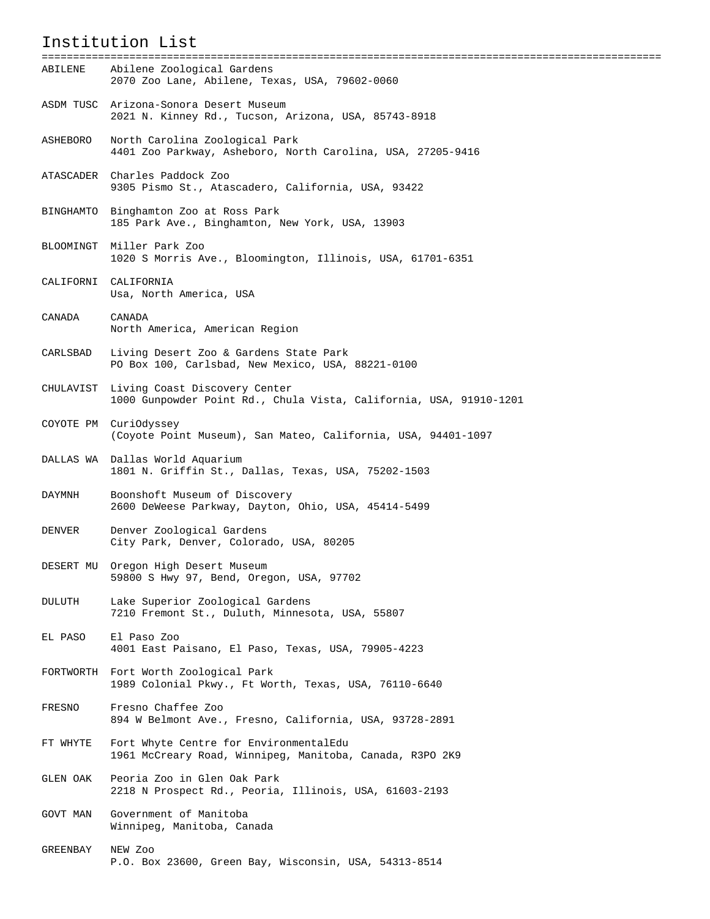# Institution List

| | | |
|---|---|---|
| ABILENE | Abilene Zoological Gardens | 2070 Zoo Lane, Abilene, Texas, USA, 79602-0060 |
| ASDM TUSC | Arizona-Sonora Desert Museum | 2021 N. Kinney Rd., Tucson, Arizona, USA, 85743-8918 |
| ASHEBORO | North Carolina Zoological Park | 4401 Zoo Parkway, Asheboro, North Carolina, USA, 27205-9416 |
| ATASCADER | Charles Paddock Zoo | 9305 Pismo St., Atascadero, California, USA, 93422 |
| BINGHAMTO | Binghamton Zoo at Ross Park | 185 Park Ave., Binghamton, New York, USA, 13903 |
| BLOOMINGT | Miller Park Zoo | 1020 S Morris Ave., Bloomington, Illinois, USA, 61701-6351 |
| CALIFORNI | CALIFORNIA | Usa, North America, USA |
| CANADA | CANADA | North America, American Region |
| CARLSBAD | Living Desert Zoo & Gardens State Park | PO Box 100, Carlsbad, New Mexico, USA, 88221-0100 |
| CHULAVIST | Living Coast Discovery Center | 1000 Gunpowder Point Rd., Chula Vista, California, USA, 91910-1201 |
| COYOTE PM | CuriOdyssey | (Coyote Point Museum), San Mateo, California, USA, 94401-1097 |
| DALLAS WA | Dallas World Aquarium | 1801 N. Griffin St., Dallas, Texas, USA, 75202-1503 |
| DAYMNH | Boonshoft Museum of Discovery | 2600 DeWeese Parkway, Dayton, Ohio, USA, 45414-5499 |
| DENVER | Denver Zoological Gardens | City Park, Denver, Colorado, USA, 80205 |
| DESERT MU | Oregon High Desert Museum | 59800 S Hwy 97, Bend, Oregon, USA, 97702 |
| DULUTH | Lake Superior Zoological Gardens | 7210 Fremont St., Duluth, Minnesota, USA, 55807 |
| EL PASO | El Paso Zoo | 4001 East Paisano, El Paso, Texas, USA, 79905-4223 |
| FORTWORTH | Fort Worth Zoological Park | 1989 Colonial Pkwy., Ft Worth, Texas, USA, 76110-6640 |
| FRESNO | Fresno Chaffee Zoo | 894 W Belmont Ave., Fresno, California, USA, 93728-2891 |
| FT WHYTE | Fort Whyte Centre for EnvironmentalEdu | 1961 McCreary Road, Winnipeg, Manitoba, Canada, R3PO 2K9 |
| GLEN OAK | Peoria Zoo in Glen Oak Park | 2218 N Prospect Rd., Peoria, Illinois, USA, 61603-2193 |
| GOVT MAN | Government of Manitoba | Winnipeg, Manitoba, Canada |
| GREENBAY | NEW Zoo | P.O. Box 23600, Green Bay, Wisconsin, USA, 54313-8514 |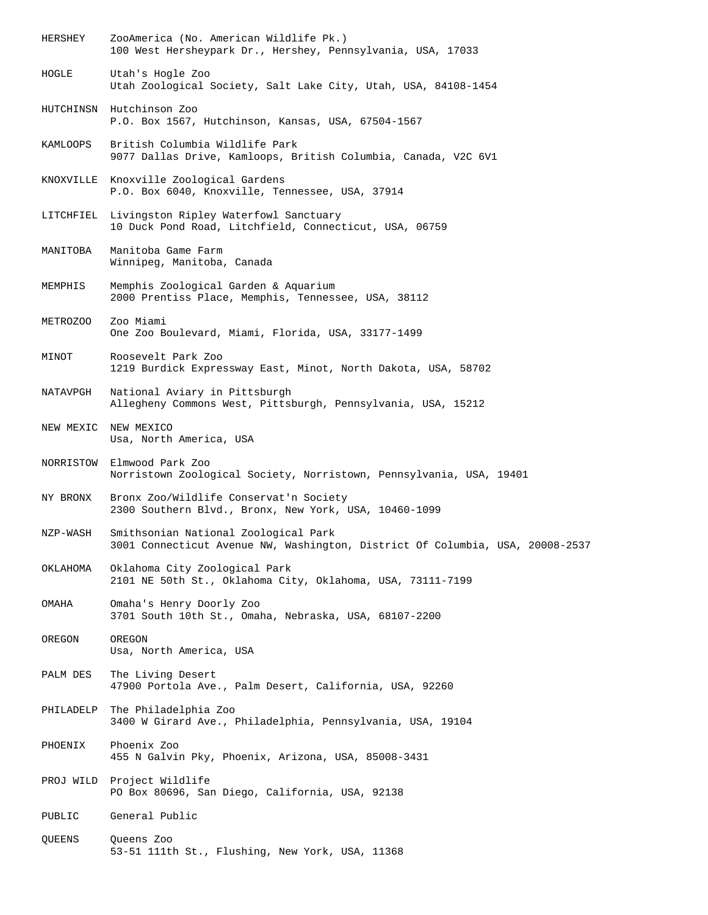| | |
|---|---|
| HERSHEY | ZooAmerica (No. American Wildlife Pk.)<br>100 West Hersheypark Dr., Hershey, Pennsylvania, USA, 17033 |
| HOGLE | Utah's Hogle Zoo<br>Utah Zoological Society, Salt Lake City, Utah, USA, 84108-1454 |
| HUTCHINSN | Hutchinson Zoo<br>P.O. Box 1567, Hutchinson, Kansas, USA, 67504-1567 |
| KAMLOOPS | British Columbia Wildlife Park<br>9077 Dallas Drive, Kamloops, British Columbia, Canada, V2C 6V1 |
| KNOXVILLE | Knoxville Zoological Gardens<br>P.O. Box 6040, Knoxville, Tennessee, USA, 37914 |
| LITCHFIEL | Livingston Ripley Waterfowl Sanctuary<br>10 Duck Pond Road, Litchfield, Connecticut, USA, 06759 |
| MANITOBA | Manitoba Game Farm<br>Winnipeg, Manitoba, Canada |
| MEMPHIS | Memphis Zoological Garden & Aquarium<br>2000 Prentiss Place, Memphis, Tennessee, USA, 38112 |
| METROZOO | Zoo Miami<br>One Zoo Boulevard, Miami, Florida, USA, 33177-1499 |
| MINOT | Roosevelt Park Zoo<br>1219 Burdick Expressway East, Minot, North Dakota, USA, 58702 |
| NATAVPGH | National Aviary in Pittsburgh<br>Allegheny Commons West, Pittsburgh, Pennsylvania, USA, 15212 |
| NEW MEXIC | NEW MEXICO<br>Usa, North America, USA |
| NORRISTOW | Elmwood Park Zoo<br>Norristown Zoological Society, Norristown, Pennsylvania, USA, 19401 |
| NY BRONX | Bronx Zoo/Wildlife Conservat'n Society<br>2300 Southern Blvd., Bronx, New York, USA, 10460-1099 |
| NZP-WASH | Smithsonian National Zoological Park<br>3001 Connecticut Avenue NW, Washington, District Of Columbia, USA, 20008-2537 |
| OKLAHOMA | Oklahoma City Zoological Park<br>2101 NE 50th St., Oklahoma City, Oklahoma, USA, 73111-7199 |
| OMAHA | Omaha's Henry Doorly Zoo<br>3701 South 10th St., Omaha, Nebraska, USA, 68107-2200 |
| OREGON | OREGON<br>Usa, North America, USA |
| PALM DES | The Living Desert<br>47900 Portola Ave., Palm Desert, California, USA, 92260 |
| PHILADELP | The Philadelphia Zoo<br>3400 W Girard Ave., Philadelphia, Pennsylvania, USA, 19104 |
| PHOENIX | Phoenix Zoo<br>455 N Galvin Pky, Phoenix, Arizona, USA, 85008-3431 |
| PROJ WILD | Project Wildlife<br>PO Box 80696, San Diego, California, USA, 92138 |
| PUBLIC | General Public |
| QUEENS | Queens Zoo<br>53-51 111th St., Flushing, New York, USA, 11368 |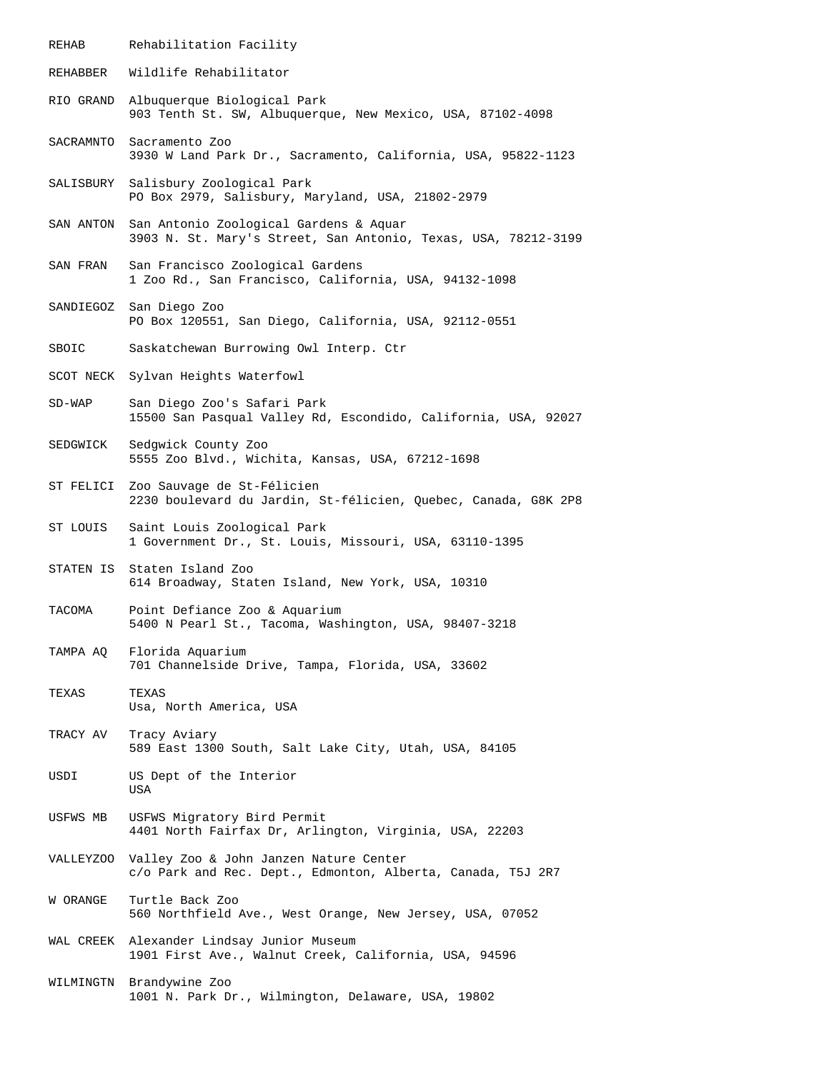| | |
|---|---|
| REHAB | Rehabilitation Facility |
| REHABBER | Wildlife Rehabilitator |
| RIO GRAND | Albuquerque Biological Park<br>903 Tenth St. SW, Albuquerque, New Mexico, USA, 87102-4098 |
| SACRAMNTO | Sacramento Zoo<br>3930 W Land Park Dr., Sacramento, California, USA, 95822-1123 |
| SALISBURY | Salisbury Zoological Park<br>PO Box 2979, Salisbury, Maryland, USA, 21802-2979 |
| SAN ANTON | San Antonio Zoological Gardens & Aquar<br>3903 N. St. Mary's Street, San Antonio, Texas, USA, 78212-3199 |
| SAN FRAN | San Francisco Zoological Gardens<br>1 Zoo Rd., San Francisco, California, USA, 94132-1098 |
| SANDIEGOZ | San Diego Zoo<br>PO Box 120551, San Diego, California, USA, 92112-0551 |
| SBOIC | Saskatchewan Burrowing Owl Interp. Ctr |
| SCOT NECK | Sylvan Heights Waterfowl |
| SD-WAP | San Diego Zoo's Safari Park<br>15500 San Pasqual Valley Rd, Escondido, California, USA, 92027 |
| SEDGWICK | Sedgwick County Zoo<br>5555 Zoo Blvd., Wichita, Kansas, USA, 67212-1698 |
| ST FELICI | Zoo Sauvage de St-Félicien<br>2230 boulevard du Jardin, St-félicien, Quebec, Canada, G8K 2P8 |
| ST LOUIS | Saint Louis Zoological Park<br>1 Government Dr., St. Louis, Missouri, USA, 63110-1395 |
| STATEN IS | Staten Island Zoo<br>614 Broadway, Staten Island, New York, USA, 10310 |
| TACOMA | Point Defiance Zoo & Aquarium<br>5400 N Pearl St., Tacoma, Washington, USA, 98407-3218 |
| TAMPA AQ | Florida Aquarium<br>701 Channelside Drive, Tampa, Florida, USA, 33602 |
| TEXAS | TEXAS<br>Usa, North America, USA |
| TRACY AV | Tracy Aviary<br>589 East 1300 South, Salt Lake City, Utah, USA, 84105 |
| USDI | US Dept of the Interior<br>USA |
| USFWS MB | USFWS Migratory Bird Permit<br>4401 North Fairfax Dr, Arlington, Virginia, USA, 22203 |
| VALLEYZOO | Valley Zoo & John Janzen Nature Center<br>c/o Park and Rec. Dept., Edmonton, Alberta, Canada, T5J 2R7 |
| W ORANGE | Turtle Back Zoo<br>560 Northfield Ave., West Orange, New Jersey, USA, 07052 |
| WAL CREEK | Alexander Lindsay Junior Museum<br>1901 First Ave., Walnut Creek, California, USA, 94596 |
| WILMINGTN | Brandywine Zoo<br>1001 N. Park Dr., Wilmington, Delaware, USA, 19802 |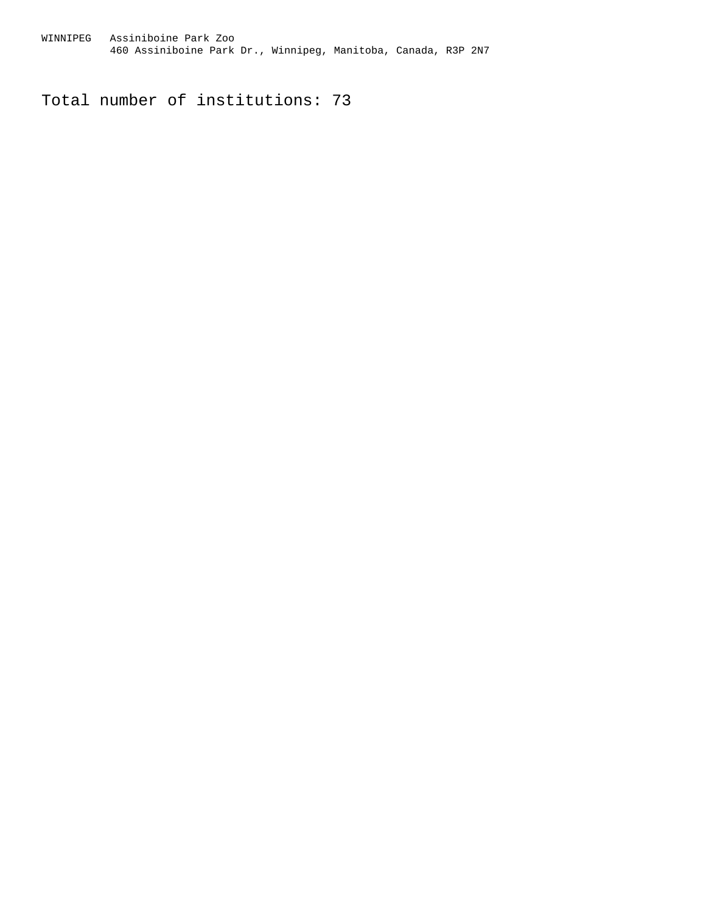WINNIPEG   Assiniboine Park Zoo
           460 Assiniboine Park Dr., Winnipeg, Manitoba, Canada, R3P 2N7

Total number of institutions: 73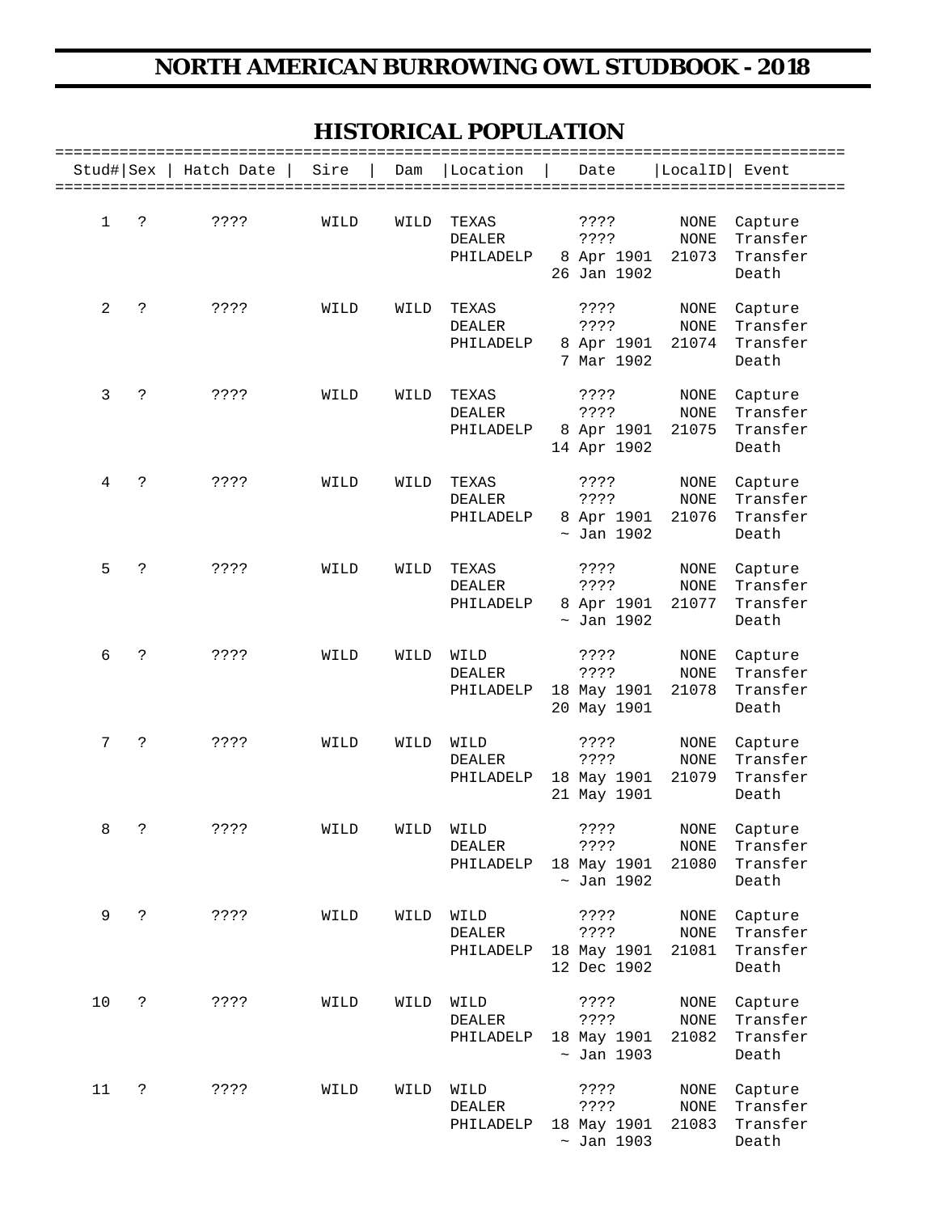# NORTH AMERICAN BURROWING OWL STUDBOOK - 2018

## HISTORICAL POPULATION

| Stud# | Sex | Hatch Date | Sire | Dam | Location | Date | LocalID | Event |
|---|---|---|---|---|---|---|---|---|
| 1 | ? | ???? | WILD | WILD | TEXAS | ???? | NONE | Capture |
| | | | | | DEALER | ???? | NONE | Transfer |
| | | | | | PHILADELP | 8 Apr 1901 | 21073 | Transfer |
| | | | | | | 26 Jan 1902 | | Death |
| 2 | ? | ???? | WILD | WILD | TEXAS | ???? | NONE | Capture |
| | | | | | DEALER | ???? | NONE | Transfer |
| | | | | | PHILADELP | 8 Apr 1901 | 21074 | Transfer |
| | | | | | | 7 Mar 1902 | | Death |
| 3 | ? | ???? | WILD | WILD | TEXAS | ???? | NONE | Capture |
| | | | | | DEALER | ???? | NONE | Transfer |
| | | | | | PHILADELP | 8 Apr 1901 | 21075 | Transfer |
| | | | | | | 14 Apr 1902 | | Death |
| 4 | ? | ???? | WILD | WILD | TEXAS | ???? | NONE | Capture |
| | | | | | DEALER | ???? | NONE | Transfer |
| | | | | | PHILADELP | 8 Apr 1901 | 21076 | Transfer |
| | | | | | | ~ Jan 1902 | | Death |
| 5 | ? | ???? | WILD | WILD | TEXAS | ???? | NONE | Capture |
| | | | | | DEALER | ???? | NONE | Transfer |
| | | | | | PHILADELP | 8 Apr 1901 | 21077 | Transfer |
| | | | | | | ~ Jan 1902 | | Death |
| 6 | ? | ???? | WILD | WILD | WILD | ???? | NONE | Capture |
| | | | | | DEALER | ???? | NONE | Transfer |
| | | | | | PHILADELP | 18 May 1901 | 21078 | Transfer |
| | | | | | | 20 May 1901 | | Death |
| 7 | ? | ???? | WILD | WILD | WILD | ???? | NONE | Capture |
| | | | | | DEALER | ???? | NONE | Transfer |
| | | | | | PHILADELP | 18 May 1901 | 21079 | Transfer |
| | | | | | | 21 May 1901 | | Death |
| 8 | ? | ???? | WILD | WILD | WILD | ???? | NONE | Capture |
| | | | | | DEALER | ???? | NONE | Transfer |
| | | | | | PHILADELP | 18 May 1901 | 21080 | Transfer |
| | | | | | | ~ Jan 1902 | | Death |
| 9 | ? | ???? | WILD | WILD | WILD | ???? | NONE | Capture |
| | | | | | DEALER | ???? | NONE | Transfer |
| | | | | | PHILADELP | 18 May 1901 | 21081 | Transfer |
| | | | | | | 12 Dec 1902 | | Death |
| 10 | ? | ???? | WILD | WILD | WILD | ???? | NONE | Capture |
| | | | | | DEALER | ???? | NONE | Transfer |
| | | | | | PHILADELP | 18 May 1901 | 21082 | Transfer |
| | | | | | | ~ Jan 1903 | | Death |
| 11 | ? | ???? | WILD | WILD | WILD | ???? | NONE | Capture |
| | | | | | DEALER | ???? | NONE | Transfer |
| | | | | | PHILADELP | 18 May 1901 | 21083 | Transfer |
| | | | | | | ~ Jan 1903 | | Death |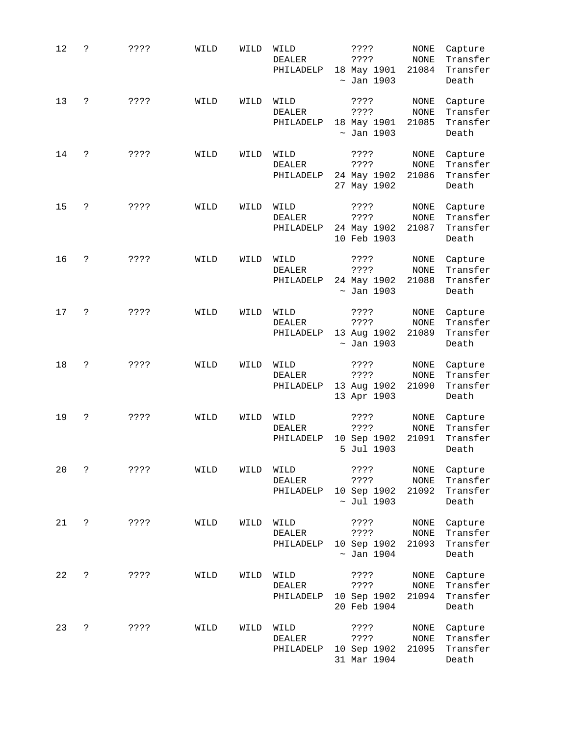| | | | | | | | | |
|---|---|---|---|---|---|---|---|---|
| 12 | ? | ???? | WILD | WILD | WILD | ???? | NONE | Capture |
| | | | | | DEALER | ???? | NONE | Transfer |
| | | | | | PHILADELP | 18 May 1901 | 21084 | Transfer |
| | | | | | | ~ Jan 1903 | | Death |
| 13 | ? | ???? | WILD | WILD | WILD | ???? | NONE | Capture |
| | | | | | DEALER | ???? | NONE | Transfer |
| | | | | | PHILADELP | 18 May 1901 | 21085 | Transfer |
| | | | | | | ~ Jan 1903 | | Death |
| 14 | ? | ???? | WILD | WILD | WILD | ???? | NONE | Capture |
| | | | | | DEALER | ???? | NONE | Transfer |
| | | | | | PHILADELP | 24 May 1902 | 21086 | Transfer |
| | | | | | | 27 May 1902 | | Death |
| 15 | ? | ???? | WILD | WILD | WILD | ???? | NONE | Capture |
| | | | | | DEALER | ???? | NONE | Transfer |
| | | | | | PHILADELP | 24 May 1902 | 21087 | Transfer |
| | | | | | | 10 Feb 1903 | | Death |
| 16 | ? | ???? | WILD | WILD | WILD | ???? | NONE | Capture |
| | | | | | DEALER | ???? | NONE | Transfer |
| | | | | | PHILADELP | 24 May 1902 | 21088 | Transfer |
| | | | | | | ~ Jan 1903 | | Death |
| 17 | ? | ???? | WILD | WILD | WILD | ???? | NONE | Capture |
| | | | | | DEALER | ???? | NONE | Transfer |
| | | | | | PHILADELP | 13 Aug 1902 | 21089 | Transfer |
| | | | | | | ~ Jan 1903 | | Death |
| 18 | ? | ???? | WILD | WILD | WILD | ???? | NONE | Capture |
| | | | | | DEALER | ???? | NONE | Transfer |
| | | | | | PHILADELP | 13 Aug 1902 | 21090 | Transfer |
| | | | | | | 13 Apr 1903 | | Death |
| 19 | ? | ???? | WILD | WILD | WILD | ???? | NONE | Capture |
| | | | | | DEALER | ???? | NONE | Transfer |
| | | | | | PHILADELP | 10 Sep 1902 | 21091 | Transfer |
| | | | | | | 5 Jul 1903 | | Death |
| 20 | ? | ???? | WILD | WILD | WILD | ???? | NONE | Capture |
| | | | | | DEALER | ???? | NONE | Transfer |
| | | | | | PHILADELP | 10 Sep 1902 | 21092 | Transfer |
| | | | | | | ~ Jul 1903 | | Death |
| 21 | ? | ???? | WILD | WILD | WILD | ???? | NONE | Capture |
| | | | | | DEALER | ???? | NONE | Transfer |
| | | | | | PHILADELP | 10 Sep 1902 | 21093 | Transfer |
| | | | | | | ~ Jan 1904 | | Death |
| 22 | ? | ???? | WILD | WILD | WILD | ???? | NONE | Capture |
| | | | | | DEALER | ???? | NONE | Transfer |
| | | | | | PHILADELP | 10 Sep 1902 | 21094 | Transfer |
| | | | | | | 20 Feb 1904 | | Death |
| 23 | ? | ???? | WILD | WILD | WILD | ???? | NONE | Capture |
| | | | | | DEALER | ???? | NONE | Transfer |
| | | | | | PHILADELP | 10 Sep 1902 | 21095 | Transfer |
| | | | | | | 31 Mar 1904 | | Death |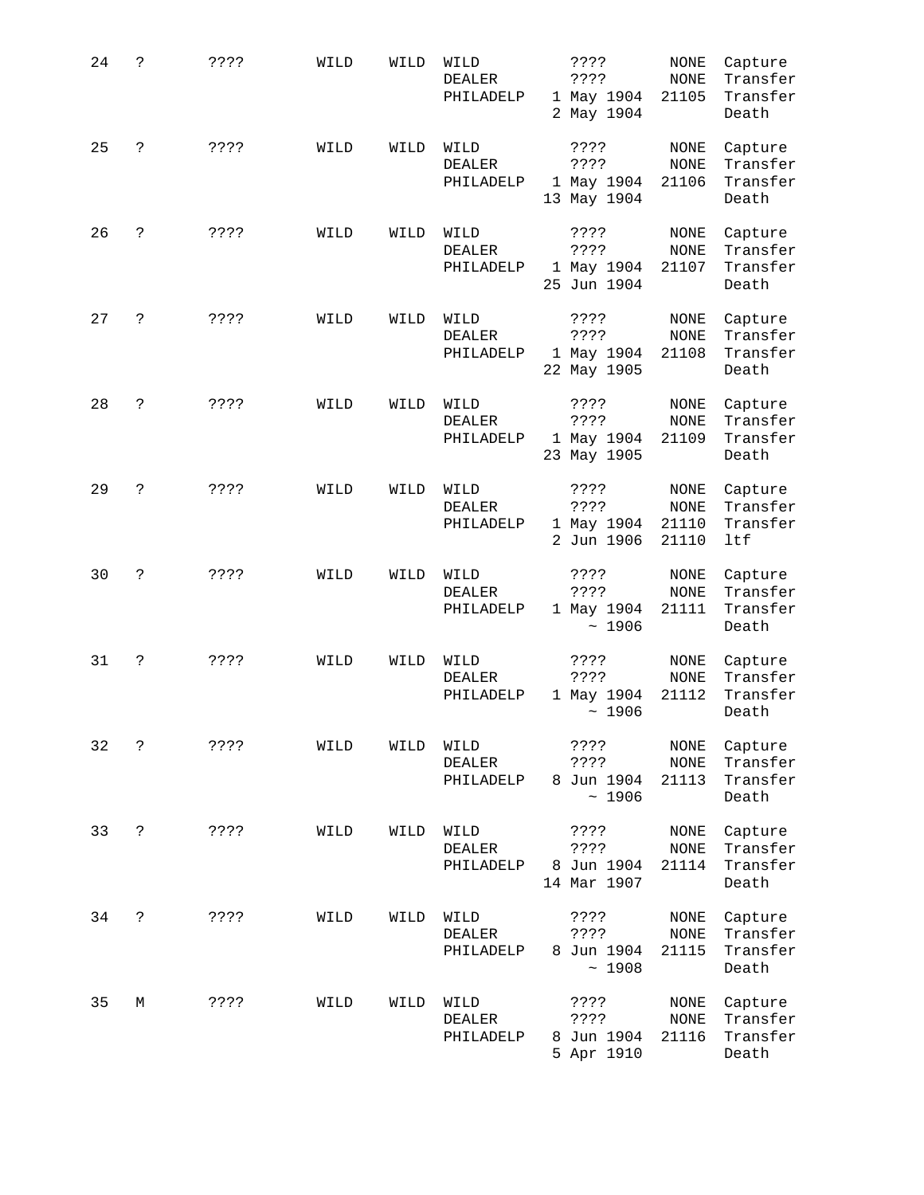| | | | | | | | | |
|---|---|---|---|---|---|---|---|---|
| 24 | ? | ???? | WILD | WILD | WILD | ???? | NONE | Capture |
| | | | | | DEALER | ???? | NONE | Transfer |
| | | | | | PHILADELP | 1 May 1904 | 21105 | Transfer |
| | | | | | | 2 May 1904 | | Death |
| 25 | ? | ???? | WILD | WILD | WILD | ???? | NONE | Capture |
| | | | | | DEALER | ???? | NONE | Transfer |
| | | | | | PHILADELP | 1 May 1904 | 21106 | Transfer |
| | | | | | | 13 May 1904 | | Death |
| 26 | ? | ???? | WILD | WILD | WILD | ???? | NONE | Capture |
| | | | | | DEALER | ???? | NONE | Transfer |
| | | | | | PHILADELP | 1 May 1904 | 21107 | Transfer |
| | | | | | | 25 Jun 1904 | | Death |
| 27 | ? | ???? | WILD | WILD | WILD | ???? | NONE | Capture |
| | | | | | DEALER | ???? | NONE | Transfer |
| | | | | | PHILADELP | 1 May 1904 | 21108 | Transfer |
| | | | | | | 22 May 1905 | | Death |
| 28 | ? | ???? | WILD | WILD | WILD | ???? | NONE | Capture |
| | | | | | DEALER | ???? | NONE | Transfer |
| | | | | | PHILADELP | 1 May 1904 | 21109 | Transfer |
| | | | | | | 23 May 1905 | | Death |
| 29 | ? | ???? | WILD | WILD | WILD | ???? | NONE | Capture |
| | | | | | DEALER | ???? | NONE | Transfer |
| | | | | | PHILADELP | 1 May 1904 | 21110 | Transfer |
| | | | | | | 2 Jun 1906 | 21110 | ltf |
| 30 | ? | ???? | WILD | WILD | WILD | ???? | NONE | Capture |
| | | | | | DEALER | ???? | NONE | Transfer |
| | | | | | PHILADELP | 1 May 1904 | 21111 | Transfer |
| | | | | | | ~ 1906 | | Death |
| 31 | ? | ???? | WILD | WILD | WILD | ???? | NONE | Capture |
| | | | | | DEALER | ???? | NONE | Transfer |
| | | | | | PHILADELP | 1 May 1904 | 21112 | Transfer |
| | | | | | | ~ 1906 | | Death |
| 32 | ? | ???? | WILD | WILD | WILD | ???? | NONE | Capture |
| | | | | | DEALER | ???? | NONE | Transfer |
| | | | | | PHILADELP | 8 Jun 1904 | 21113 | Transfer |
| | | | | | | ~ 1906 | | Death |
| 33 | ? | ???? | WILD | WILD | WILD | ???? | NONE | Capture |
| | | | | | DEALER | ???? | NONE | Transfer |
| | | | | | PHILADELP | 8 Jun 1904 | 21114 | Transfer |
| | | | | | | 14 Mar 1907 | | Death |
| 34 | ? | ???? | WILD | WILD | WILD | ???? | NONE | Capture |
| | | | | | DEALER | ???? | NONE | Transfer |
| | | | | | PHILADELP | 8 Jun 1904 | 21115 | Transfer |
| | | | | | | ~ 1908 | | Death |
| 35 | M | ???? | WILD | WILD | WILD | ???? | NONE | Capture |
| | | | | | DEALER | ???? | NONE | Transfer |
| | | | | | PHILADELP | 8 Jun 1904 | 21116 | Transfer |
| | | | | | | 5 Apr 1910 | | Death |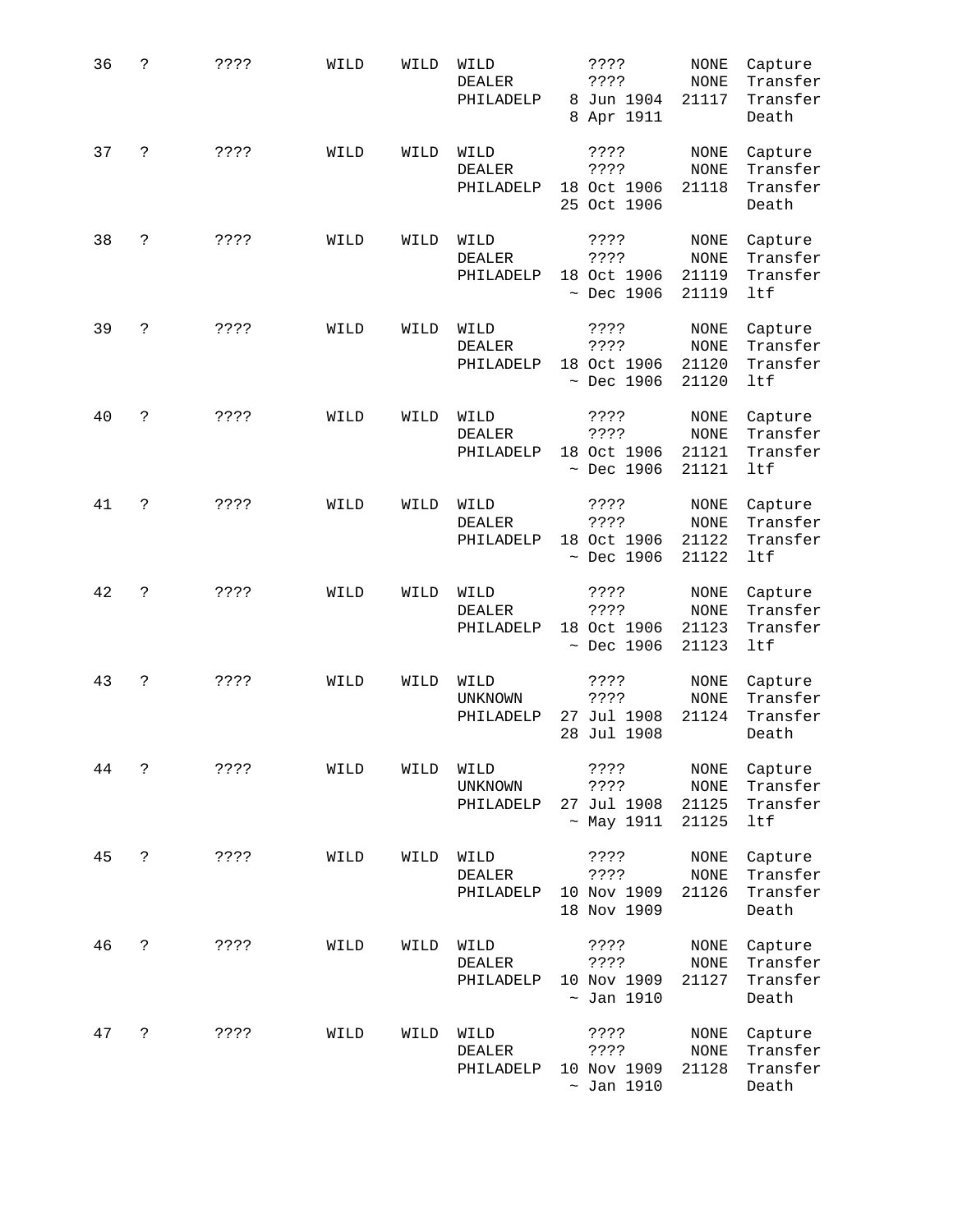| | | | | | | | | |
|---|---|---|---|---|---|---|---|---|
| 36 | ? | ???? | WILD | WILD | WILD | ???? | NONE | Capture |
| | | | | | DEALER | ???? | NONE | Transfer |
| | | | | | PHILADELP | 8 Jun 1904 | 21117 | Transfer |
| | | | | | | 8 Apr 1911 | | Death |
| 37 | ? | ???? | WILD | WILD | WILD | ???? | NONE | Capture |
| | | | | | DEALER | ???? | NONE | Transfer |
| | | | | | PHILADELP | 18 Oct 1906 | 21118 | Transfer |
| | | | | | | 25 Oct 1906 | | Death |
| 38 | ? | ???? | WILD | WILD | WILD | ???? | NONE | Capture |
| | | | | | DEALER | ???? | NONE | Transfer |
| | | | | | PHILADELP | 18 Oct 1906 | 21119 | Transfer |
| | | | | | | ~ Dec 1906 | 21119 | ltf |
| 39 | ? | ???? | WILD | WILD | WILD | ???? | NONE | Capture |
| | | | | | DEALER | ???? | NONE | Transfer |
| | | | | | PHILADELP | 18 Oct 1906 | 21120 | Transfer |
| | | | | | | ~ Dec 1906 | 21120 | ltf |
| 40 | ? | ???? | WILD | WILD | WILD | ???? | NONE | Capture |
| | | | | | DEALER | ???? | NONE | Transfer |
| | | | | | PHILADELP | 18 Oct 1906 | 21121 | Transfer |
| | | | | | | ~ Dec 1906 | 21121 | ltf |
| 41 | ? | ???? | WILD | WILD | WILD | ???? | NONE | Capture |
| | | | | | DEALER | ???? | NONE | Transfer |
| | | | | | PHILADELP | 18 Oct 1906 | 21122 | Transfer |
| | | | | | | ~ Dec 1906 | 21122 | ltf |
| 42 | ? | ???? | WILD | WILD | WILD | ???? | NONE | Capture |
| | | | | | DEALER | ???? | NONE | Transfer |
| | | | | | PHILADELP | 18 Oct 1906 | 21123 | Transfer |
| | | | | | | ~ Dec 1906 | 21123 | ltf |
| 43 | ? | ???? | WILD | WILD | WILD | ???? | NONE | Capture |
| | | | | | UNKNOWN | ???? | NONE | Transfer |
| | | | | | PHILADELP | 27 Jul 1908 | 21124 | Transfer |
| | | | | | | 28 Jul 1908 | | Death |
| 44 | ? | ???? | WILD | WILD | WILD | ???? | NONE | Capture |
| | | | | | UNKNOWN | ???? | NONE | Transfer |
| | | | | | PHILADELP | 27 Jul 1908 | 21125 | Transfer |
| | | | | | | ~ May 1911 | 21125 | ltf |
| 45 | ? | ???? | WILD | WILD | WILD | ???? | NONE | Capture |
| | | | | | DEALER | ???? | NONE | Transfer |
| | | | | | PHILADELP | 10 Nov 1909 | 21126 | Transfer |
| | | | | | | 18 Nov 1909 | | Death |
| 46 | ? | ???? | WILD | WILD | WILD | ???? | NONE | Capture |
| | | | | | DEALER | ???? | NONE | Transfer |
| | | | | | PHILADELP | 10 Nov 1909 | 21127 | Transfer |
| | | | | | | ~ Jan 1910 | | Death |
| 47 | ? | ???? | WILD | WILD | WILD | ???? | NONE | Capture |
| | | | | | DEALER | ???? | NONE | Transfer |
| | | | | | PHILADELP | 10 Nov 1909 | 21128 | Transfer |
| | | | | | | ~ Jan 1910 | | Death |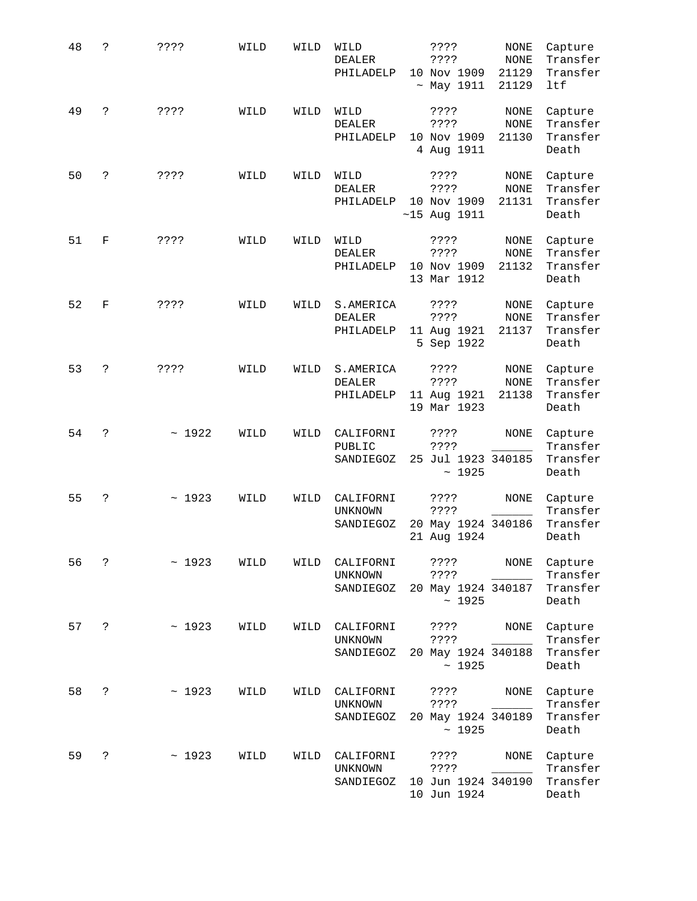| | | | | | | | | |
|---|---|---|---|---|---|---|---|---|
| 48 | ? | ???? | WILD | WILD | WILD | ???? | NONE | Capture |
| | | | | | DEALER | ???? | NONE | Transfer |
| | | | | | PHILADELP | 10 Nov 1909 | 21129 | Transfer |
| | | | | | | ~ May 1911 | 21129 | ltf |
| 49 | ? | ???? | WILD | WILD | WILD | ???? | NONE | Capture |
| | | | | | DEALER | ???? | NONE | Transfer |
| | | | | | PHILADELP | 10 Nov 1909 | 21130 | Transfer |
| | | | | | | 4 Aug 1911 | | Death |
| 50 | ? | ???? | WILD | WILD | WILD | ???? | NONE | Capture |
| | | | | | DEALER | ???? | NONE | Transfer |
| | | | | | PHILADELP | 10 Nov 1909 | 21131 | Transfer |
| | | | | | | ~15 Aug 1911 | | Death |
| 51 | F | ???? | WILD | WILD | WILD | ???? | NONE | Capture |
| | | | | | DEALER | ???? | NONE | Transfer |
| | | | | | PHILADELP | 10 Nov 1909 | 21132 | Transfer |
| | | | | | | 13 Mar 1912 | | Death |
| 52 | F | ???? | WILD | WILD | S.AMERICA | ???? | NONE | Capture |
| | | | | | DEALER | ???? | NONE | Transfer |
| | | | | | PHILADELP | 11 Aug 1921 | 21137 | Transfer |
| | | | | | | 5 Sep 1922 | | Death |
| 53 | ? | ???? | WILD | WILD | S.AMERICA | ???? | NONE | Capture |
| | | | | | DEALER | ???? | NONE | Transfer |
| | | | | | PHILADELP | 11 Aug 1921 | 21138 | Transfer |
| | | | | | | 19 Mar 1923 | | Death |
| 54 | ? | ~ 1922 | WILD | WILD | CALIFORNI | ???? | NONE | Capture |
| | | | | | PUBLIC | ???? | ______ | Transfer |
| | | | | | SANDIEGOZ | 25 Jul 1923 | 340185 | Transfer |
| | | | | | | ~ 1925 | | Death |
| 55 | ? | ~ 1923 | WILD | WILD | CALIFORNI | ???? | NONE | Capture |
| | | | | | UNKNOWN | ???? | ______ | Transfer |
| | | | | | SANDIEGOZ | 20 May 1924 | 340186 | Transfer |
| | | | | | | 21 Aug 1924 | | Death |
| 56 | ? | ~ 1923 | WILD | WILD | CALIFORNI | ???? | NONE | Capture |
| | | | | | UNKNOWN | ???? | ______ | Transfer |
| | | | | | SANDIEGOZ | 20 May 1924 | 340187 | Transfer |
| | | | | | | ~ 1925 | | Death |
| 57 | ? | ~ 1923 | WILD | WILD | CALIFORNI | ???? | NONE | Capture |
| | | | | | UNKNOWN | ???? | ______ | Transfer |
| | | | | | SANDIEGOZ | 20 May 1924 | 340188 | Transfer |
| | | | | | | ~ 1925 | | Death |
| 58 | ? | ~ 1923 | WILD | WILD | CALIFORNI | ???? | NONE | Capture |
| | | | | | UNKNOWN | ???? | ______ | Transfer |
| | | | | | SANDIEGOZ | 20 May 1924 | 340189 | Transfer |
| | | | | | | ~ 1925 | | Death |
| 59 | ? | ~ 1923 | WILD | WILD | CALIFORNI | ???? | NONE | Capture |
| | | | | | UNKNOWN | ???? | ______ | Transfer |
| | | | | | SANDIEGOZ | 10 Jun 1924 | 340190 | Transfer |
| | | | | | | 10 Jun 1924 | | Death |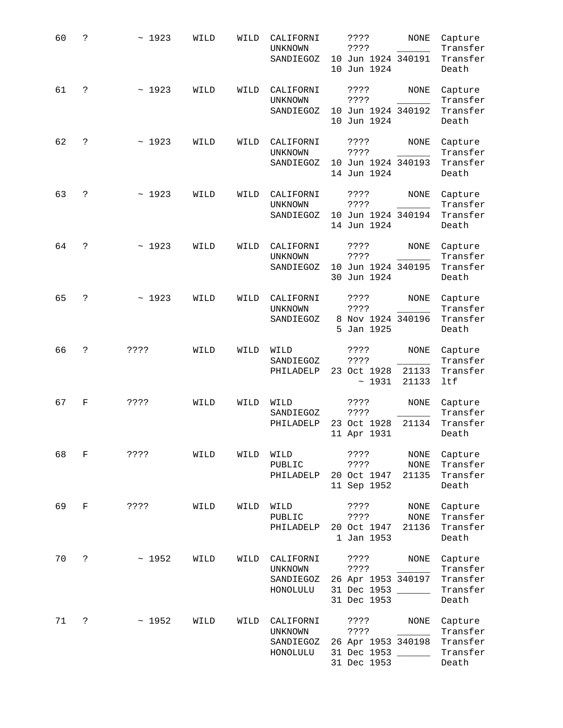```
60   ?       ~ 1923    WILD    WILD  CALIFORNI     ????      NONE  Capture
                                     UNKNOWN      ????      ______  Transfer
                                     SANDIEGOZ  10 Jun 1924 340191  Transfer
                                                10 Jun 1924         Death

61   ?       ~ 1923    WILD    WILD  CALIFORNI     ????      NONE  Capture
                                     UNKNOWN      ????      ______  Transfer
                                     SANDIEGOZ  10 Jun 1924 340192  Transfer
                                                10 Jun 1924         Death

62   ?       ~ 1923    WILD    WILD  CALIFORNI     ????      NONE  Capture
                                     UNKNOWN      ????      ______  Transfer
                                     SANDIEGOZ  10 Jun 1924 340193  Transfer
                                                14 Jun 1924         Death

63   ?       ~ 1923    WILD    WILD  CALIFORNI     ????      NONE  Capture
                                     UNKNOWN      ????      ______  Transfer
                                     SANDIEGOZ  10 Jun 1924 340194  Transfer
                                                14 Jun 1924         Death

64   ?       ~ 1923    WILD    WILD  CALIFORNI     ????      NONE  Capture
                                     UNKNOWN      ????      ______  Transfer
                                     SANDIEGOZ  10 Jun 1924 340195  Transfer
                                                30 Jun 1924         Death

65   ?       ~ 1923    WILD    WILD  CALIFORNI     ????      NONE  Capture
                                     UNKNOWN      ????      ______  Transfer
                                     SANDIEGOZ   8 Nov 1924 340196  Transfer
                                                 5 Jan 1925         Death

66   ?      ????       WILD    WILD  WILD          ????      NONE  Capture
                                     SANDIEGOZ     ????     ______  Transfer
                                     PHILADELP  23 Oct 1928  21133  Transfer
                                                   ~ 1931   21133  ltf

67   F      ????       WILD    WILD  WILD          ????      NONE  Capture
                                     SANDIEGOZ     ????     ______  Transfer
                                     PHILADELP  23 Oct 1928  21134  Transfer
                                                11 Apr 1931         Death

68   F      ????       WILD    WILD  WILD          ????      NONE  Capture
                                     PUBLIC        ????      NONE  Transfer
                                     PHILADELP  20 Oct 1947  21135  Transfer
                                                11 Sep 1952         Death

69   F      ????       WILD    WILD  WILD          ????      NONE  Capture
                                     PUBLIC        ????      NONE  Transfer
                                     PHILADELP  20 Oct 1947  21136  Transfer
                                                 1 Jan 1953         Death

70   ?       ~ 1952    WILD    WILD  CALIFORNI     ????      NONE  Capture
                                     UNKNOWN      ????      ______  Transfer
                                     SANDIEGOZ  26 Apr 1953 340197  Transfer
                                     HONOLULU   31 Dec 1953 ______  Transfer
                                                31 Dec 1953         Death

71   ?       ~ 1952    WILD    WILD  CALIFORNI     ????      NONE  Capture
                                     UNKNOWN      ????      ______  Transfer
                                     SANDIEGOZ  26 Apr 1953 340198  Transfer
                                     HONOLULU   31 Dec 1953 ______  Transfer
                                                31 Dec 1953         Death
```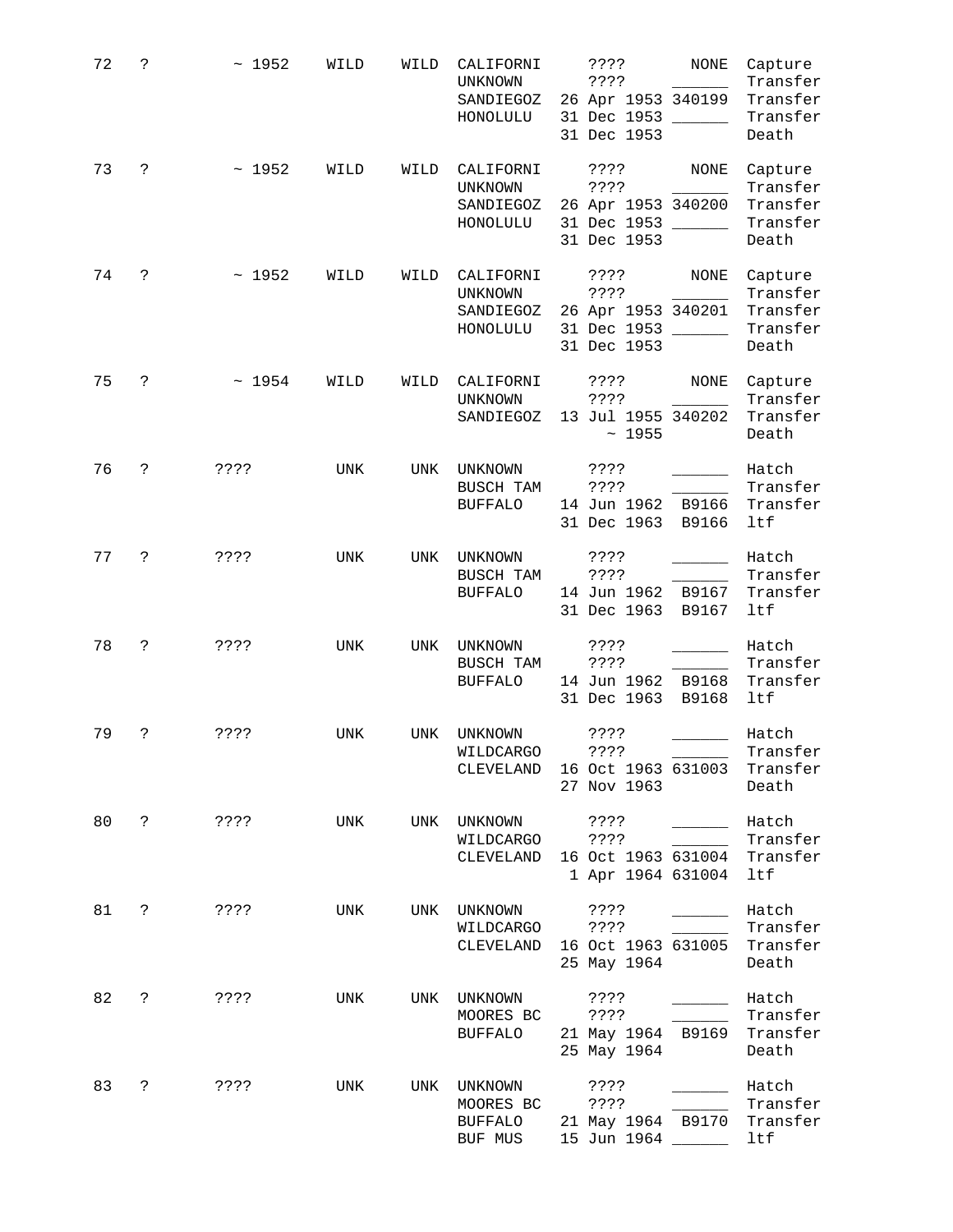| | | | | | | | | |
|---|---|---|---|---|---|---|---|---|
| 72 | ? | ~ 1952 | WILD | WILD | CALIFORNI | ???? | NONE | Capture |
| | | | | | UNKNOWN | ???? | ______ | Transfer |
| | | | | | SANDIEGOZ | 26 Apr 1953 | 340199 | Transfer |
| | | | | | HONOLULU | 31 Dec 1953 | ______ | Transfer |
| | | | | | | 31 Dec 1953 | | Death |
| 73 | ? | ~ 1952 | WILD | WILD | CALIFORNI | ???? | NONE | Capture |
| | | | | | UNKNOWN | ???? | ______ | Transfer |
| | | | | | SANDIEGOZ | 26 Apr 1953 | 340200 | Transfer |
| | | | | | HONOLULU | 31 Dec 1953 | ______ | Transfer |
| | | | | | | 31 Dec 1953 | | Death |
| 74 | ? | ~ 1952 | WILD | WILD | CALIFORNI | ???? | NONE | Capture |
| | | | | | UNKNOWN | ???? | ______ | Transfer |
| | | | | | SANDIEGOZ | 26 Apr 1953 | 340201 | Transfer |
| | | | | | HONOLULU | 31 Dec 1953 | ______ | Transfer |
| | | | | | | 31 Dec 1953 | | Death |
| 75 | ? | ~ 1954 | WILD | WILD | CALIFORNI | ???? | NONE | Capture |
| | | | | | UNKNOWN | ???? | ______ | Transfer |
| | | | | | SANDIEGOZ | 13 Jul 1955 | 340202 | Transfer |
| | | | | | | ~ 1955 | | Death |
| 76 | ? | ???? | UNK | UNK | UNKNOWN | ???? | ______ | Hatch |
| | | | | | BUSCH TAM | ???? | ______ | Transfer |
| | | | | | BUFFALO | 14 Jun 1962 | B9166 | Transfer |
| | | | | | | 31 Dec 1963 | B9166 | ltf |
| 77 | ? | ???? | UNK | UNK | UNKNOWN | ???? | ______ | Hatch |
| | | | | | BUSCH TAM | ???? | ______ | Transfer |
| | | | | | BUFFALO | 14 Jun 1962 | B9167 | Transfer |
| | | | | | | 31 Dec 1963 | B9167 | ltf |
| 78 | ? | ???? | UNK | UNK | UNKNOWN | ???? | ______ | Hatch |
| | | | | | BUSCH TAM | ???? | ______ | Transfer |
| | | | | | BUFFALO | 14 Jun 1962 | B9168 | Transfer |
| | | | | | | 31 Dec 1963 | B9168 | ltf |
| 79 | ? | ???? | UNK | UNK | UNKNOWN | ???? | ______ | Hatch |
| | | | | | WILDCARGO | ???? | ______ | Transfer |
| | | | | | CLEVELAND | 16 Oct 1963 | 631003 | Transfer |
| | | | | | | 27 Nov 1963 | | Death |
| 80 | ? | ???? | UNK | UNK | UNKNOWN | ???? | ______ | Hatch |
| | | | | | WILDCARGO | ???? | ______ | Transfer |
| | | | | | CLEVELAND | 16 Oct 1963 | 631004 | Transfer |
| | | | | | | 1 Apr 1964 | 631004 | ltf |
| 81 | ? | ???? | UNK | UNK | UNKNOWN | ???? | ______ | Hatch |
| | | | | | WILDCARGO | ???? | ______ | Transfer |
| | | | | | CLEVELAND | 16 Oct 1963 | 631005 | Transfer |
| | | | | | | 25 May 1964 | | Death |
| 82 | ? | ???? | UNK | UNK | UNKNOWN | ???? | ______ | Hatch |
| | | | | | MOORES BC | ???? | ______ | Transfer |
| | | | | | BUFFALO | 21 May 1964 | B9169 | Transfer |
| | | | | | | 25 May 1964 | | Death |
| 83 | ? | ???? | UNK | UNK | UNKNOWN | ???? | ______ | Hatch |
| | | | | | MOORES BC | ???? | ______ | Transfer |
| | | | | | BUFFALO | 21 May 1964 | B9170 | Transfer |
| | | | | | BUF MUS | 15 Jun 1964 | ______ | ltf |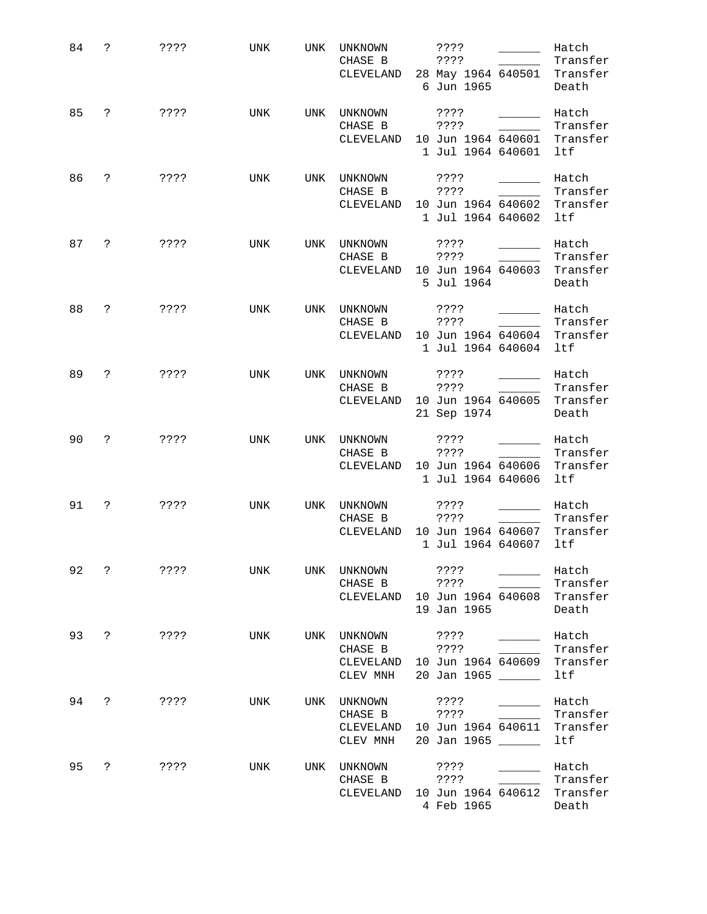| | | | | | | | | | |
|---|---|---|---|---|---|---|---|---|---|
| 84 | ? | ???? | UNK | UNK | UNKNOWN | ???? | ______ | Hatch |
| | | | | | CHASE B | ???? | ______ | Transfer |
| | | | | | CLEVELAND | 28 May 1964 | 640501 | Transfer |
| | | | | | | 6 Jun 1965 | | Death |
| 85 | ? | ???? | UNK | UNK | UNKNOWN | ???? | ______ | Hatch |
| | | | | | CHASE B | ???? | ______ | Transfer |
| | | | | | CLEVELAND | 10 Jun 1964 | 640601 | Transfer |
| | | | | | | 1 Jul 1964 | 640601 | ltf |
| 86 | ? | ???? | UNK | UNK | UNKNOWN | ???? | ______ | Hatch |
| | | | | | CHASE B | ???? | ______ | Transfer |
| | | | | | CLEVELAND | 10 Jun 1964 | 640602 | Transfer |
| | | | | | | 1 Jul 1964 | 640602 | ltf |
| 87 | ? | ???? | UNK | UNK | UNKNOWN | ???? | ______ | Hatch |
| | | | | | CHASE B | ???? | ______ | Transfer |
| | | | | | CLEVELAND | 10 Jun 1964 | 640603 | Transfer |
| | | | | | | 5 Jul 1964 | | Death |
| 88 | ? | ???? | UNK | UNK | UNKNOWN | ???? | ______ | Hatch |
| | | | | | CHASE B | ???? | ______ | Transfer |
| | | | | | CLEVELAND | 10 Jun 1964 | 640604 | Transfer |
| | | | | | | 1 Jul 1964 | 640604 | ltf |
| 89 | ? | ???? | UNK | UNK | UNKNOWN | ???? | ______ | Hatch |
| | | | | | CHASE B | ???? | ______ | Transfer |
| | | | | | CLEVELAND | 10 Jun 1964 | 640605 | Transfer |
| | | | | | | 21 Sep 1974 | | Death |
| 90 | ? | ???? | UNK | UNK | UNKNOWN | ???? | ______ | Hatch |
| | | | | | CHASE B | ???? | ______ | Transfer |
| | | | | | CLEVELAND | 10 Jun 1964 | 640606 | Transfer |
| | | | | | | 1 Jul 1964 | 640606 | ltf |
| 91 | ? | ???? | UNK | UNK | UNKNOWN | ???? | ______ | Hatch |
| | | | | | CHASE B | ???? | ______ | Transfer |
| | | | | | CLEVELAND | 10 Jun 1964 | 640607 | Transfer |
| | | | | | | 1 Jul 1964 | 640607 | ltf |
| 92 | ? | ???? | UNK | UNK | UNKNOWN | ???? | ______ | Hatch |
| | | | | | CHASE B | ???? | ______ | Transfer |
| | | | | | CLEVELAND | 10 Jun 1964 | 640608 | Transfer |
| | | | | | | 19 Jan 1965 | | Death |
| 93 | ? | ???? | UNK | UNK | UNKNOWN | ???? | ______ | Hatch |
| | | | | | CHASE B | ???? | ______ | Transfer |
| | | | | | CLEVELAND | 10 Jun 1964 | 640609 | Transfer |
| | | | | | CLEV MNH | 20 Jan 1965 | ______ | ltf |
| 94 | ? | ???? | UNK | UNK | UNKNOWN | ???? | ______ | Hatch |
| | | | | | CHASE B | ???? | ______ | Transfer |
| | | | | | CLEVELAND | 10 Jun 1964 | 640611 | Transfer |
| | | | | | CLEV MNH | 20 Jan 1965 | ______ | ltf |
| 95 | ? | ???? | UNK | UNK | UNKNOWN | ???? | ______ | Hatch |
| | | | | | CHASE B | ???? | ______ | Transfer |
| | | | | | CLEVELAND | 10 Jun 1964 | 640612 | Transfer |
| | | | | | | 4 Feb 1965 | | Death |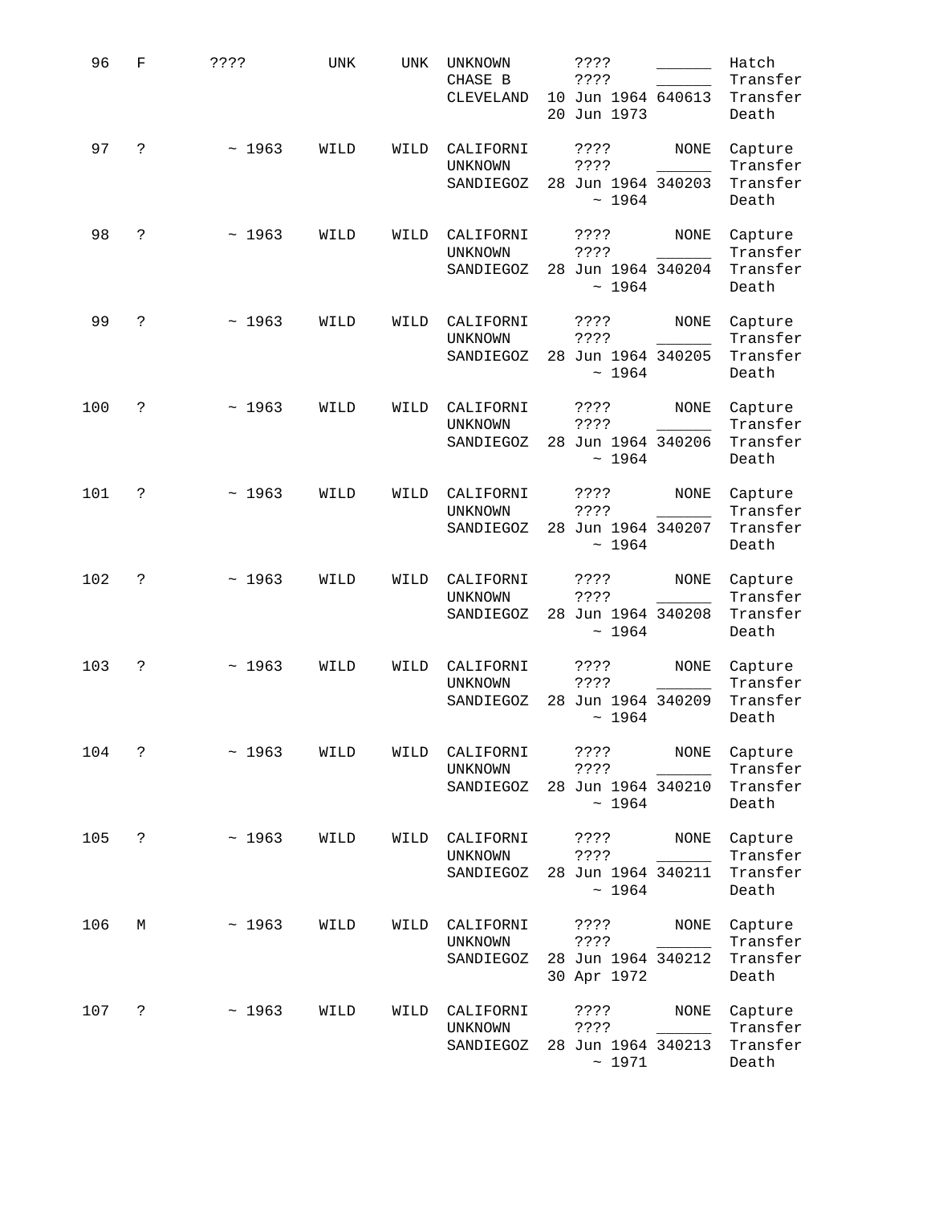| | | | | | | | | |
|---|---|---|---|---|---|---|---|---|
| 96 | F | ???? | UNK | UNK | UNKNOWN | ???? | ______ | Hatch |
| | | | | | CHASE B | ???? | ______ | Transfer |
| | | | | | CLEVELAND | 10 Jun 1964 | 640613 | Transfer |
| | | | | | | 20 Jun 1973 | | Death |
| 97 | ? | ~ 1963 | WILD | WILD | CALIFORNI | ???? | NONE | Capture |
| | | | | | UNKNOWN | ???? | ______ | Transfer |
| | | | | | SANDIEGOZ | 28 Jun 1964 | 340203 | Transfer |
| | | | | | | ~ 1964 | | Death |
| 98 | ? | ~ 1963 | WILD | WILD | CALIFORNI | ???? | NONE | Capture |
| | | | | | UNKNOWN | ???? | ______ | Transfer |
| | | | | | SANDIEGOZ | 28 Jun 1964 | 340204 | Transfer |
| | | | | | | ~ 1964 | | Death |
| 99 | ? | ~ 1963 | WILD | WILD | CALIFORNI | ???? | NONE | Capture |
| | | | | | UNKNOWN | ???? | ______ | Transfer |
| | | | | | SANDIEGOZ | 28 Jun 1964 | 340205 | Transfer |
| | | | | | | ~ 1964 | | Death |
| 100 | ? | ~ 1963 | WILD | WILD | CALIFORNI | ???? | NONE | Capture |
| | | | | | UNKNOWN | ???? | ______ | Transfer |
| | | | | | SANDIEGOZ | 28 Jun 1964 | 340206 | Transfer |
| | | | | | | ~ 1964 | | Death |
| 101 | ? | ~ 1963 | WILD | WILD | CALIFORNI | ???? | NONE | Capture |
| | | | | | UNKNOWN | ???? | ______ | Transfer |
| | | | | | SANDIEGOZ | 28 Jun 1964 | 340207 | Transfer |
| | | | | | | ~ 1964 | | Death |
| 102 | ? | ~ 1963 | WILD | WILD | CALIFORNI | ???? | NONE | Capture |
| | | | | | UNKNOWN | ???? | ______ | Transfer |
| | | | | | SANDIEGOZ | 28 Jun 1964 | 340208 | Transfer |
| | | | | | | ~ 1964 | | Death |
| 103 | ? | ~ 1963 | WILD | WILD | CALIFORNI | ???? | NONE | Capture |
| | | | | | UNKNOWN | ???? | ______ | Transfer |
| | | | | | SANDIEGOZ | 28 Jun 1964 | 340209 | Transfer |
| | | | | | | ~ 1964 | | Death |
| 104 | ? | ~ 1963 | WILD | WILD | CALIFORNI | ???? | NONE | Capture |
| | | | | | UNKNOWN | ???? | ______ | Transfer |
| | | | | | SANDIEGOZ | 28 Jun 1964 | 340210 | Transfer |
| | | | | | | ~ 1964 | | Death |
| 105 | ? | ~ 1963 | WILD | WILD | CALIFORNI | ???? | NONE | Capture |
| | | | | | UNKNOWN | ???? | ______ | Transfer |
| | | | | | SANDIEGOZ | 28 Jun 1964 | 340211 | Transfer |
| | | | | | | ~ 1964 | | Death |
| 106 | M | ~ 1963 | WILD | WILD | CALIFORNI | ???? | NONE | Capture |
| | | | | | UNKNOWN | ???? | ______ | Transfer |
| | | | | | SANDIEGOZ | 28 Jun 1964 | 340212 | Transfer |
| | | | | | | 30 Apr 1972 | | Death |
| 107 | ? | ~ 1963 | WILD | WILD | CALIFORNI | ???? | NONE | Capture |
| | | | | | UNKNOWN | ???? | ______ | Transfer |
| | | | | | SANDIEGOZ | 28 Jun 1964 | 340213 | Transfer |
| | | | | | | ~ 1971 | | Death |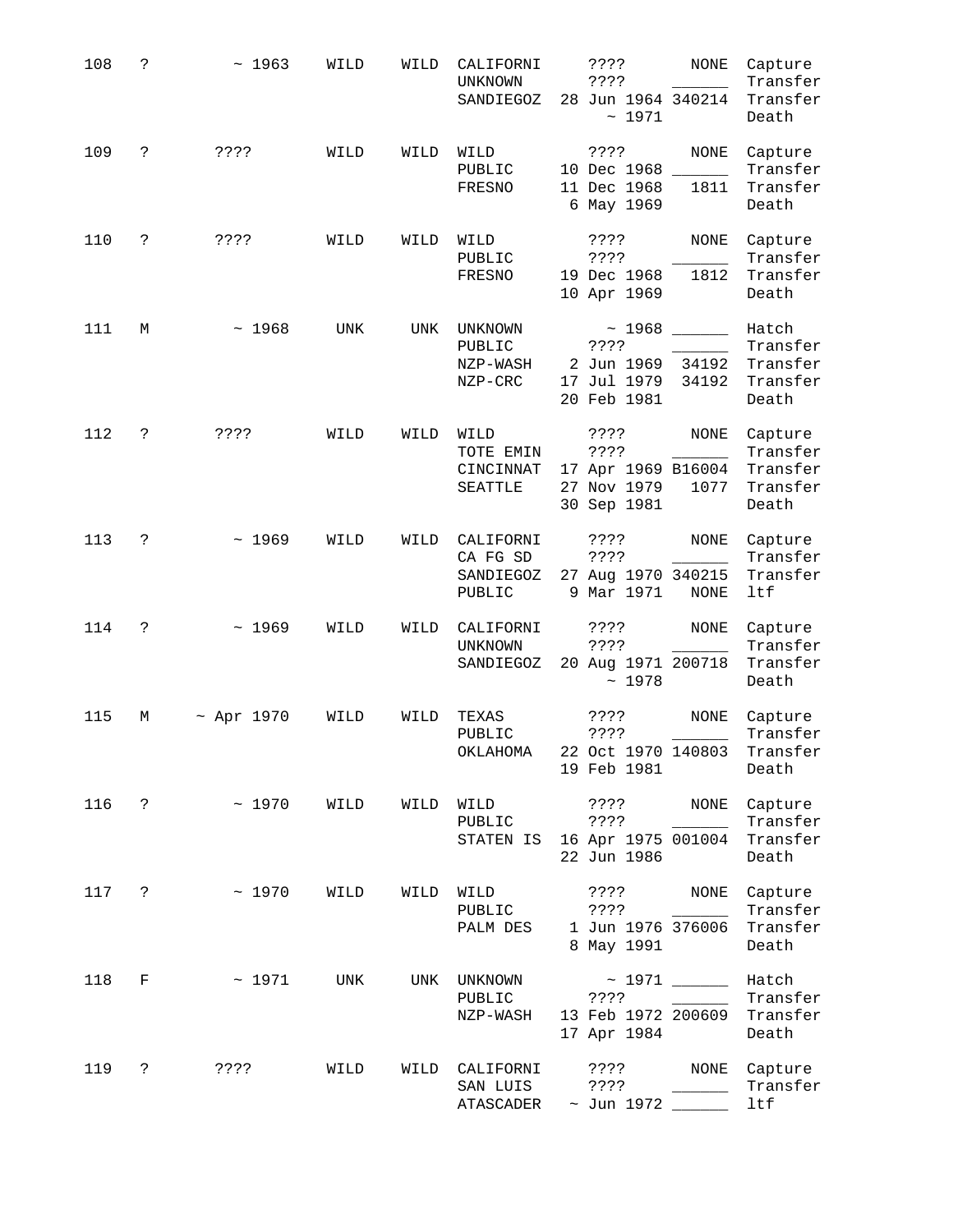| | | | | | | | | |
|---|---|---|---|---|---|---|---|---|
| 108 | ? | ~ 1963 | WILD | WILD | CALIFORNI | ???? | NONE | Capture |
| | | | | | UNKNOWN | ???? | ______ | Transfer |
| | | | | | SANDIEGOZ | 28 Jun 1964 | 340214 | Transfer |
| | | | | | | ~ 1971 | | Death |
| 109 | ? | ???? | WILD | WILD | WILD | ???? | NONE | Capture |
| | | | | | PUBLIC | 10 Dec 1968 | ______ | Transfer |
| | | | | | FRESNO | 11 Dec 1968 | 1811 | Transfer |
| | | | | | | 6 May 1969 | | Death |
| 110 | ? | ???? | WILD | WILD | WILD | ???? | NONE | Capture |
| | | | | | PUBLIC | ???? | ______ | Transfer |
| | | | | | FRESNO | 19 Dec 1968 | 1812 | Transfer |
| | | | | | | 10 Apr 1969 | | Death |
| 111 | M | ~ 1968 | UNK | UNK | UNKNOWN | ~ 1968 | ______ | Hatch |
| | | | | | PUBLIC | ???? | ______ | Transfer |
| | | | | | NZP-WASH | 2 Jun 1969 | 34192 | Transfer |
| | | | | | NZP-CRC | 17 Jul 1979 | 34192 | Transfer |
| | | | | | | 20 Feb 1981 | | Death |
| 112 | ? | ???? | WILD | WILD | WILD | ???? | NONE | Capture |
| | | | | | TOTE EMIN | ???? | ______ | Transfer |
| | | | | | CINCINNAT | 17 Apr 1969 | B16004 | Transfer |
| | | | | | SEATTLE | 27 Nov 1979 | 1077 | Transfer |
| | | | | | | 30 Sep 1981 | | Death |
| 113 | ? | ~ 1969 | WILD | WILD | CALIFORNI | ???? | NONE | Capture |
| | | | | | CA FG SD | ???? | ______ | Transfer |
| | | | | | SANDIEGOZ | 27 Aug 1970 | 340215 | Transfer |
| | | | | | PUBLIC | 9 Mar 1971 | NONE | ltf |
| 114 | ? | ~ 1969 | WILD | WILD | CALIFORNI | ???? | NONE | Capture |
| | | | | | UNKNOWN | ???? | ______ | Transfer |
| | | | | | SANDIEGOZ | 20 Aug 1971 | 200718 | Transfer |
| | | | | | | ~ 1978 | | Death |
| 115 | M | ~ Apr 1970 | WILD | WILD | TEXAS | ???? | NONE | Capture |
| | | | | | PUBLIC | ???? | ______ | Transfer |
| | | | | | OKLAHOMA | 22 Oct 1970 | 140803 | Transfer |
| | | | | | | 19 Feb 1981 | | Death |
| 116 | ? | ~ 1970 | WILD | WILD | WILD | ???? | NONE | Capture |
| | | | | | PUBLIC | ???? | ______ | Transfer |
| | | | | | STATEN IS | 16 Apr 1975 | 001004 | Transfer |
| | | | | | | 22 Jun 1986 | | Death |
| 117 | ? | ~ 1970 | WILD | WILD | WILD | ???? | NONE | Capture |
| | | | | | PUBLIC | ???? | ______ | Transfer |
| | | | | | PALM DES | 1 Jun 1976 | 376006 | Transfer |
| | | | | | | 8 May 1991 | | Death |
| 118 | F | ~ 1971 | UNK | UNK | UNKNOWN | ~ 1971 | ______ | Hatch |
| | | | | | PUBLIC | ???? | ______ | Transfer |
| | | | | | NZP-WASH | 13 Feb 1972 | 200609 | Transfer |
| | | | | | | 17 Apr 1984 | | Death |
| 119 | ? | ???? | WILD | WILD | CALIFORNI | ???? | NONE | Capture |
| | | | | | SAN LUIS | ???? | ______ | Transfer |
| | | | | | ATASCADER | ~ Jun 1972 | ______ | ltf |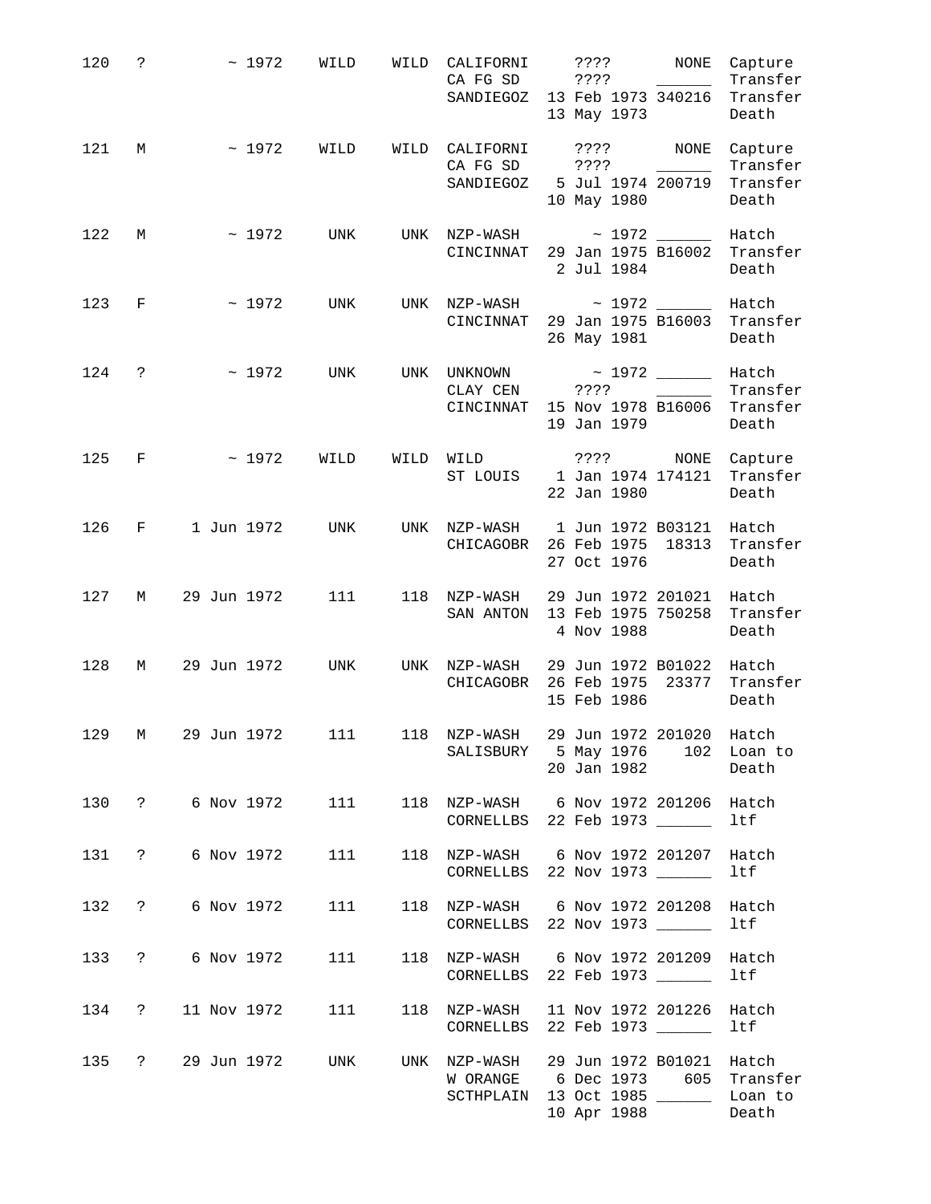| | | | | | | | | |
|---|---|---|---|---|---|---|---|---|
| 120 | ? | ~ 1972 | WILD | WILD | CALIFORNI | ???? | NONE | Capture |
| | | | | | CA FG SD | ???? | ______ | Transfer |
| | | | | | SANDIEGOZ | 13 Feb 1973 | 340216 | Transfer |
| | | | | | | 13 May 1973 | | Death |
| 121 | M | ~ 1972 | WILD | WILD | CALIFORNI | ???? | NONE | Capture |
| | | | | | CA FG SD | ???? | ______ | Transfer |
| | | | | | SANDIEGOZ | 5 Jul 1974 | 200719 | Transfer |
| | | | | | | 10 May 1980 | | Death |
| 122 | M | ~ 1972 | UNK | UNK | NZP-WASH | ~ 1972 | ______ | Hatch |
| | | | | | CINCINNAT | 29 Jan 1975 | B16002 | Transfer |
| | | | | | | 2 Jul 1984 | | Death |
| 123 | F | ~ 1972 | UNK | UNK | NZP-WASH | ~ 1972 | ______ | Hatch |
| | | | | | CINCINNAT | 29 Jan 1975 | B16003 | Transfer |
| | | | | | | 26 May 1981 | | Death |
| 124 | ? | ~ 1972 | UNK | UNK | UNKNOWN | ~ 1972 | ______ | Hatch |
| | | | | | CLAY CEN | ???? | ______ | Transfer |
| | | | | | CINCINNAT | 15 Nov 1978 | B16006 | Transfer |
| | | | | | | 19 Jan 1979 | | Death |
| 125 | F | ~ 1972 | WILD | WILD | WILD | ???? | NONE | Capture |
| | | | | | ST LOUIS | 1 Jan 1974 | 174121 | Transfer |
| | | | | | | 22 Jan 1980 | | Death |
| 126 | F | 1 Jun 1972 | UNK | UNK | NZP-WASH | 1 Jun 1972 | B03121 | Hatch |
| | | | | | CHICAGOBR | 26 Feb 1975 | 18313 | Transfer |
| | | | | | | 27 Oct 1976 | | Death |
| 127 | M | 29 Jun 1972 | 111 | 118 | NZP-WASH | 29 Jun 1972 | 201021 | Hatch |
| | | | | | SAN ANTON | 13 Feb 1975 | 750258 | Transfer |
| | | | | | | 4 Nov 1988 | | Death |
| 128 | M | 29 Jun 1972 | UNK | UNK | NZP-WASH | 29 Jun 1972 | B01022 | Hatch |
| | | | | | CHICAGOBR | 26 Feb 1975 | 23377 | Transfer |
| | | | | | | 15 Feb 1986 | | Death |
| 129 | M | 29 Jun 1972 | 111 | 118 | NZP-WASH | 29 Jun 1972 | 201020 | Hatch |
| | | | | | SALISBURY | 5 May 1976 | 102 | Loan to |
| | | | | | | 20 Jan 1982 | | Death |
| 130 | ? | 6 Nov 1972 | 111 | 118 | NZP-WASH | 6 Nov 1972 | 201206 | Hatch |
| | | | | | CORNELLBS | 22 Feb 1973 | ______ | ltf |
| 131 | ? | 6 Nov 1972 | 111 | 118 | NZP-WASH | 6 Nov 1972 | 201207 | Hatch |
| | | | | | CORNELLBS | 22 Nov 1973 | ______ | ltf |
| 132 | ? | 6 Nov 1972 | 111 | 118 | NZP-WASH | 6 Nov 1972 | 201208 | Hatch |
| | | | | | CORNELLBS | 22 Nov 1973 | ______ | ltf |
| 133 | ? | 6 Nov 1972 | 111 | 118 | NZP-WASH | 6 Nov 1972 | 201209 | Hatch |
| | | | | | CORNELLBS | 22 Feb 1973 | ______ | ltf |
| 134 | ? | 11 Nov 1972 | 111 | 118 | NZP-WASH | 11 Nov 1972 | 201226 | Hatch |
| | | | | | CORNELLBS | 22 Feb 1973 | ______ | ltf |
| 135 | ? | 29 Jun 1972 | UNK | UNK | NZP-WASH | 29 Jun 1972 | B01021 | Hatch |
| | | | | | W ORANGE | 6 Dec 1973 | 605 | Transfer |
| | | | | | SCTHPLAIN | 13 Oct 1985 | ______ | Loan to |
| | | | | | | 10 Apr 1988 | | Death |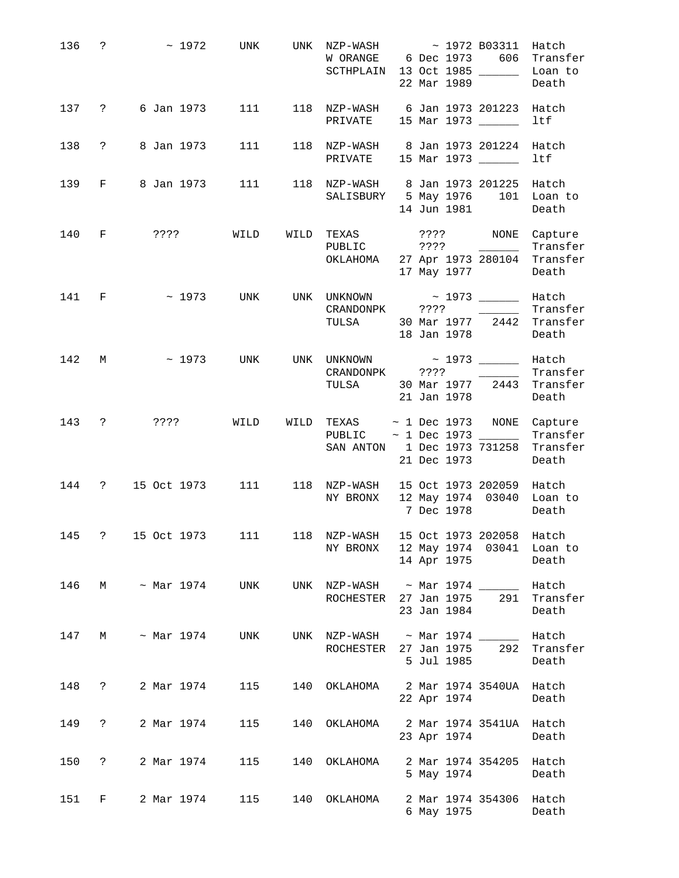| | | | | | | | | |
|---|---|---|---|---|---|---|---|---|
| 136 | ? | ~ 1972 | UNK | UNK | NZP-WASH | ~ 1972 | B03311 | Hatch |
| | | | | | W ORANGE | 6 Dec 1973 | 606 | Transfer |
| | | | | | SCTHPLAIN | 13 Oct 1985 | ______ | Loan to |
| | | | | | | 22 Mar 1989 | | Death |
| 137 | ? | 6 Jan 1973 | 111 | 118 | NZP-WASH | 6 Jan 1973 | 201223 | Hatch |
| | | | | | PRIVATE | 15 Mar 1973 | ______ | ltf |
| 138 | ? | 8 Jan 1973 | 111 | 118 | NZP-WASH | 8 Jan 1973 | 201224 | Hatch |
| | | | | | PRIVATE | 15 Mar 1973 | ______ | ltf |
| 139 | F | 8 Jan 1973 | 111 | 118 | NZP-WASH | 8 Jan 1973 | 201225 | Hatch |
| | | | | | SALISBURY | 5 May 1976 | 101 | Loan to |
| | | | | | | 14 Jun 1981 | | Death |
| 140 | F | ???? | WILD | WILD | TEXAS | ???? | NONE | Capture |
| | | | | | PUBLIC | ???? | ______ | Transfer |
| | | | | | OKLAHOMA | 27 Apr 1973 | 280104 | Transfer |
| | | | | | | 17 May 1977 | | Death |
| 141 | F | ~ 1973 | UNK | UNK | UNKNOWN | ~ 1973 | ______ | Hatch |
| | | | | | CRANDONPK | ???? | ______ | Transfer |
| | | | | | TULSA | 30 Mar 1977 | 2442 | Transfer |
| | | | | | | 18 Jan 1978 | | Death |
| 142 | M | ~ 1973 | UNK | UNK | UNKNOWN | ~ 1973 | ______ | Hatch |
| | | | | | CRANDONPK | ???? | ______ | Transfer |
| | | | | | TULSA | 30 Mar 1977 | 2443 | Transfer |
| | | | | | | 21 Jan 1978 | | Death |
| 143 | ? | ???? | WILD | WILD | TEXAS | ~ 1 Dec 1973 | NONE | Capture |
| | | | | | PUBLIC | ~ 1 Dec 1973 | ______ | Transfer |
| | | | | | SAN ANTON | 1 Dec 1973 | 731258 | Transfer |
| | | | | | | 21 Dec 1973 | | Death |
| 144 | ? | 15 Oct 1973 | 111 | 118 | NZP-WASH | 15 Oct 1973 | 202059 | Hatch |
| | | | | | NY BRONX | 12 May 1974 | 03040 | Loan to |
| | | | | | | 7 Dec 1978 | | Death |
| 145 | ? | 15 Oct 1973 | 111 | 118 | NZP-WASH | 15 Oct 1973 | 202058 | Hatch |
| | | | | | NY BRONX | 12 May 1974 | 03041 | Loan to |
| | | | | | | 14 Apr 1975 | | Death |
| 146 | M | ~ Mar 1974 | UNK | UNK | NZP-WASH | ~ Mar 1974 | ______ | Hatch |
| | | | | | ROCHESTER | 27 Jan 1975 | 291 | Transfer |
| | | | | | | 23 Jan 1984 | | Death |
| 147 | M | ~ Mar 1974 | UNK | UNK | NZP-WASH | ~ Mar 1974 | ______ | Hatch |
| | | | | | ROCHESTER | 27 Jan 1975 | 292 | Transfer |
| | | | | | | 5 Jul 1985 | | Death |
| 148 | ? | 2 Mar 1974 | 115 | 140 | OKLAHOMA | 2 Mar 1974 | 3540UA | Hatch |
| | | | | | | 22 Apr 1974 | | Death |
| 149 | ? | 2 Mar 1974 | 115 | 140 | OKLAHOMA | 2 Mar 1974 | 3541UA | Hatch |
| | | | | | | 23 Apr 1974 | | Death |
| 150 | ? | 2 Mar 1974 | 115 | 140 | OKLAHOMA | 2 Mar 1974 | 354205 | Hatch |
| | | | | | | 5 May 1974 | | Death |
| 151 | F | 2 Mar 1974 | 115 | 140 | OKLAHOMA | 2 Mar 1974 | 354306 | Hatch |
| | | | | | | 6 May 1975 | | Death |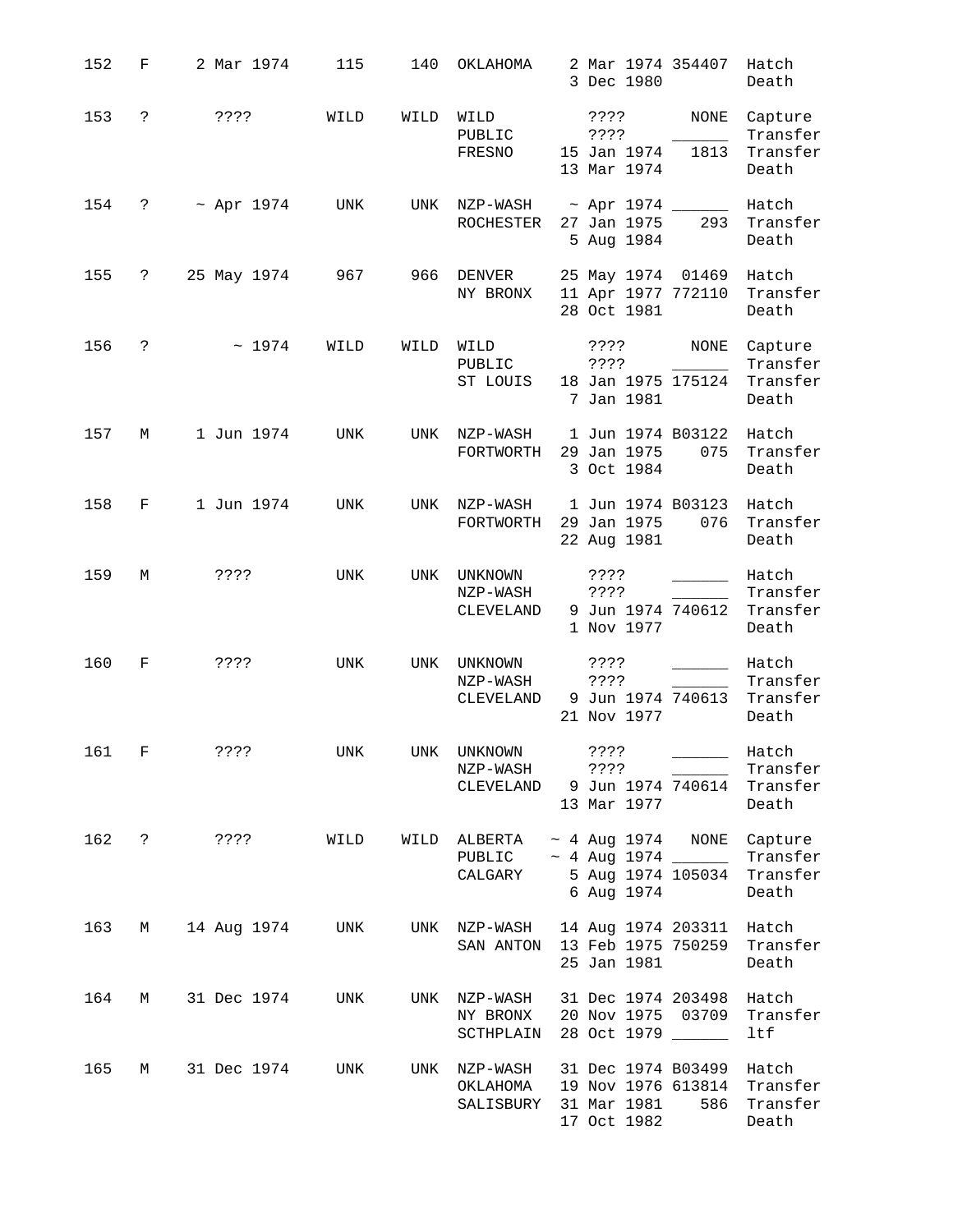| | | | | | | | | |
|---|---|---|---|---|---|---|---|---|
| 152 | F | 2 Mar 1974 | 115 | 140 | OKLAHOMA | 2 Mar 1974 | 354407 | Hatch |
| | | | | | | 3 Dec 1980 | | Death |
| 153 | ? | ???? | WILD | WILD | WILD | ???? | NONE | Capture |
| | | | | | PUBLIC | ???? | ______ | Transfer |
| | | | | | FRESNO | 15 Jan 1974 | 1813 | Transfer |
| | | | | | | 13 Mar 1974 | | Death |
| 154 | ? | ~ Apr 1974 | UNK | UNK | NZP-WASH | ~ Apr 1974 | ______ | Hatch |
| | | | | | ROCHESTER | 27 Jan 1975 | 293 | Transfer |
| | | | | | | 5 Aug 1984 | | Death |
| 155 | ? | 25 May 1974 | 967 | 966 | DENVER | 25 May 1974 | 01469 | Hatch |
| | | | | | NY BRONX | 11 Apr 1977 | 772110 | Transfer |
| | | | | | | 28 Oct 1981 | | Death |
| 156 | ? | ~ 1974 | WILD | WILD | WILD | ???? | NONE | Capture |
| | | | | | PUBLIC | ???? | ______ | Transfer |
| | | | | | ST LOUIS | 18 Jan 1975 | 175124 | Transfer |
| | | | | | | 7 Jan 1981 | | Death |
| 157 | M | 1 Jun 1974 | UNK | UNK | NZP-WASH | 1 Jun 1974 | B03122 | Hatch |
| | | | | | FORTWORTH | 29 Jan 1975 | 075 | Transfer |
| | | | | | | 3 Oct 1984 | | Death |
| 158 | F | 1 Jun 1974 | UNK | UNK | NZP-WASH | 1 Jun 1974 | B03123 | Hatch |
| | | | | | FORTWORTH | 29 Jan 1975 | 076 | Transfer |
| | | | | | | 22 Aug 1981 | | Death |
| 159 | M | ???? | UNK | UNK | UNKNOWN | ???? | ______ | Hatch |
| | | | | | NZP-WASH | ???? | ______ | Transfer |
| | | | | | CLEVELAND | 9 Jun 1974 | 740612 | Transfer |
| | | | | | | 1 Nov 1977 | | Death |
| 160 | F | ???? | UNK | UNK | UNKNOWN | ???? | ______ | Hatch |
| | | | | | NZP-WASH | ???? | ______ | Transfer |
| | | | | | CLEVELAND | 9 Jun 1974 | 740613 | Transfer |
| | | | | | | 21 Nov 1977 | | Death |
| 161 | F | ???? | UNK | UNK | UNKNOWN | ???? | ______ | Hatch |
| | | | | | NZP-WASH | ???? | ______ | Transfer |
| | | | | | CLEVELAND | 9 Jun 1974 | 740614 | Transfer |
| | | | | | | 13 Mar 1977 | | Death |
| 162 | ? | ???? | WILD | WILD | ALBERTA | ~ 4 Aug 1974 | NONE | Capture |
| | | | | | PUBLIC | ~ 4 Aug 1974 | ______ | Transfer |
| | | | | | CALGARY | 5 Aug 1974 | 105034 | Transfer |
| | | | | | | 6 Aug 1974 | | Death |
| 163 | M | 14 Aug 1974 | UNK | UNK | NZP-WASH | 14 Aug 1974 | 203311 | Hatch |
| | | | | | SAN ANTON | 13 Feb 1975 | 750259 | Transfer |
| | | | | | | 25 Jan 1981 | | Death |
| 164 | M | 31 Dec 1974 | UNK | UNK | NZP-WASH | 31 Dec 1974 | 203498 | Hatch |
| | | | | | NY BRONX | 20 Nov 1975 | 03709 | Transfer |
| | | | | | SCTHPLAIN | 28 Oct 1979 | ______ | ltf |
| 165 | M | 31 Dec 1974 | UNK | UNK | NZP-WASH | 31 Dec 1974 | B03499 | Hatch |
| | | | | | OKLAHOMA | 19 Nov 1976 | 613814 | Transfer |
| | | | | | SALISBURY | 31 Mar 1981 | 586 | Transfer |
| | | | | | | 17 Oct 1982 | | Death |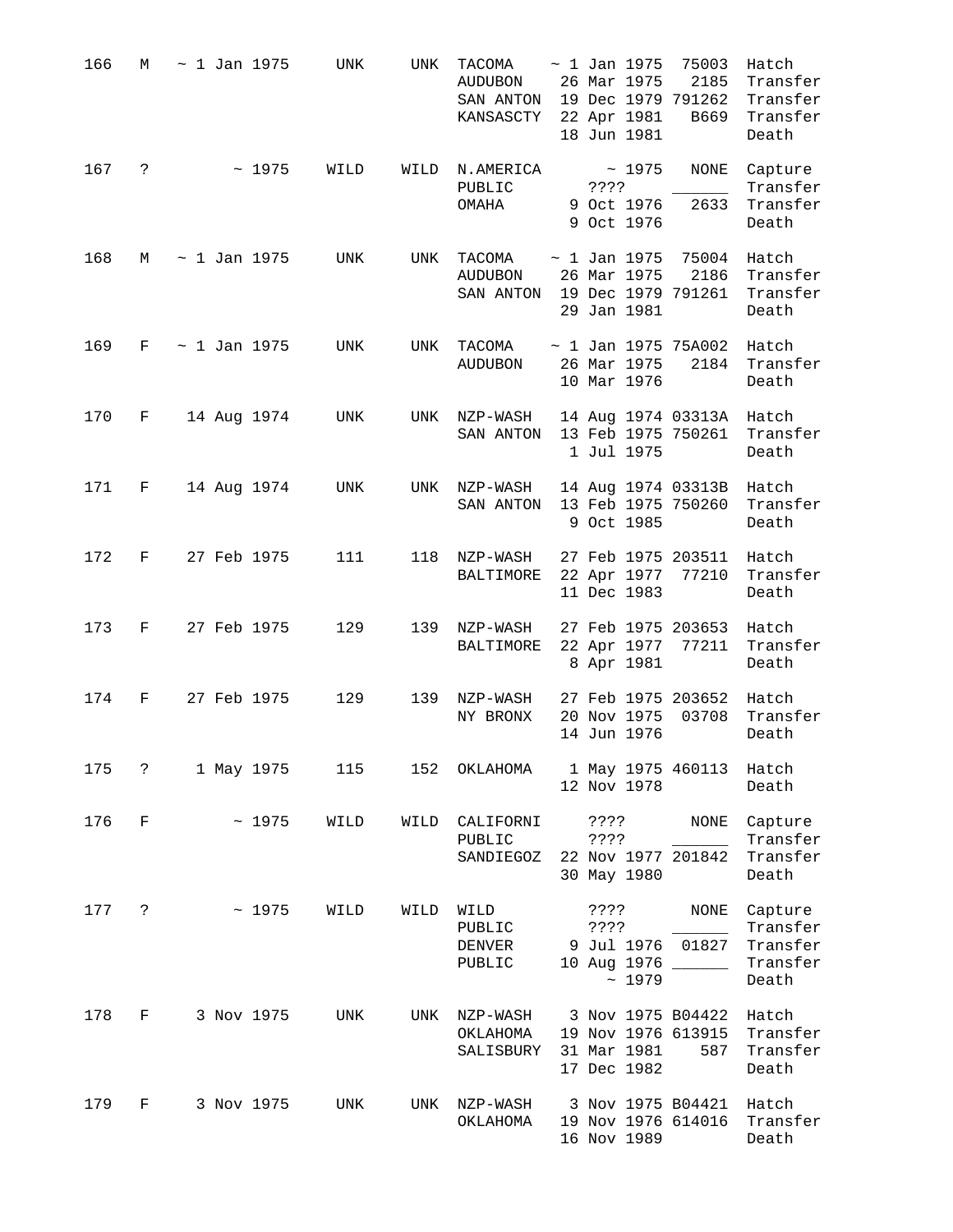| | | | | | | | | |
|---|---|---|---|---|---|---|---|---|
| 166 | M | ~ 1 Jan 1975 | UNK | UNK | TACOMA | ~ 1 Jan 1975 | 75003 | Hatch |
| | | | | | AUDUBON | 26 Mar 1975 | 2185 | Transfer |
| | | | | | SAN ANTON | 19 Dec 1979 | 791262 | Transfer |
| | | | | | KANSASCTY | 22 Apr 1981 | B669 | Transfer |
| | | | | | | 18 Jun 1981 | | Death |
| 167 | ? | ~ 1975 | WILD | WILD | N.AMERICA | ~ 1975 | NONE | Capture |
| | | | | | PUBLIC | ???? | ______ | Transfer |
| | | | | | OMAHA | 9 Oct 1976 | 2633 | Transfer |
| | | | | | | 9 Oct 1976 | | Death |
| 168 | M | ~ 1 Jan 1975 | UNK | UNK | TACOMA | ~ 1 Jan 1975 | 75004 | Hatch |
| | | | | | AUDUBON | 26 Mar 1975 | 2186 | Transfer |
| | | | | | SAN ANTON | 19 Dec 1979 | 791261 | Transfer |
| | | | | | | 29 Jan 1981 | | Death |
| 169 | F | ~ 1 Jan 1975 | UNK | UNK | TACOMA | ~ 1 Jan 1975 | 75A002 | Hatch |
| | | | | | AUDUBON | 26 Mar 1975 | 2184 | Transfer |
| | | | | | | 10 Mar 1976 | | Death |
| 170 | F | 14 Aug 1974 | UNK | UNK | NZP-WASH | 14 Aug 1974 | 03313A | Hatch |
| | | | | | SAN ANTON | 13 Feb 1975 | 750261 | Transfer |
| | | | | | | 1 Jul 1975 | | Death |
| 171 | F | 14 Aug 1974 | UNK | UNK | NZP-WASH | 14 Aug 1974 | 03313B | Hatch |
| | | | | | SAN ANTON | 13 Feb 1975 | 750260 | Transfer |
| | | | | | | 9 Oct 1985 | | Death |
| 172 | F | 27 Feb 1975 | 111 | 118 | NZP-WASH | 27 Feb 1975 | 203511 | Hatch |
| | | | | | BALTIMORE | 22 Apr 1977 | 77210 | Transfer |
| | | | | | | 11 Dec 1983 | | Death |
| 173 | F | 27 Feb 1975 | 129 | 139 | NZP-WASH | 27 Feb 1975 | 203653 | Hatch |
| | | | | | BALTIMORE | 22 Apr 1977 | 77211 | Transfer |
| | | | | | | 8 Apr 1981 | | Death |
| 174 | F | 27 Feb 1975 | 129 | 139 | NZP-WASH | 27 Feb 1975 | 203652 | Hatch |
| | | | | | NY BRONX | 20 Nov 1975 | 03708 | Transfer |
| | | | | | | 14 Jun 1976 | | Death |
| 175 | ? | 1 May 1975 | 115 | 152 | OKLAHOMA | 1 May 1975 | 460113 | Hatch |
| | | | | | | 12 Nov 1978 | | Death |
| 176 | F | ~ 1975 | WILD | WILD | CALIFORNI | ???? | NONE | Capture |
| | | | | | PUBLIC | ???? | ______ | Transfer |
| | | | | | SANDIEGOZ | 22 Nov 1977 | 201842 | Transfer |
| | | | | | | 30 May 1980 | | Death |
| 177 | ? | ~ 1975 | WILD | WILD | WILD | ???? | NONE | Capture |
| | | | | | PUBLIC | ???? | ______ | Transfer |
| | | | | | DENVER | 9 Jul 1976 | 01827 | Transfer |
| | | | | | PUBLIC | 10 Aug 1976 | ______ | Transfer |
| | | | | | | ~ 1979 | | Death |
| 178 | F | 3 Nov 1975 | UNK | UNK | NZP-WASH | 3 Nov 1975 | B04422 | Hatch |
| | | | | | OKLAHOMA | 19 Nov 1976 | 613915 | Transfer |
| | | | | | SALISBURY | 31 Mar 1981 | 587 | Transfer |
| | | | | | | 17 Dec 1982 | | Death |
| 179 | F | 3 Nov 1975 | UNK | UNK | NZP-WASH | 3 Nov 1975 | B04421 | Hatch |
| | | | | | OKLAHOMA | 19 Nov 1976 | 614016 | Transfer |
| | | | | | | 16 Nov 1989 | | Death |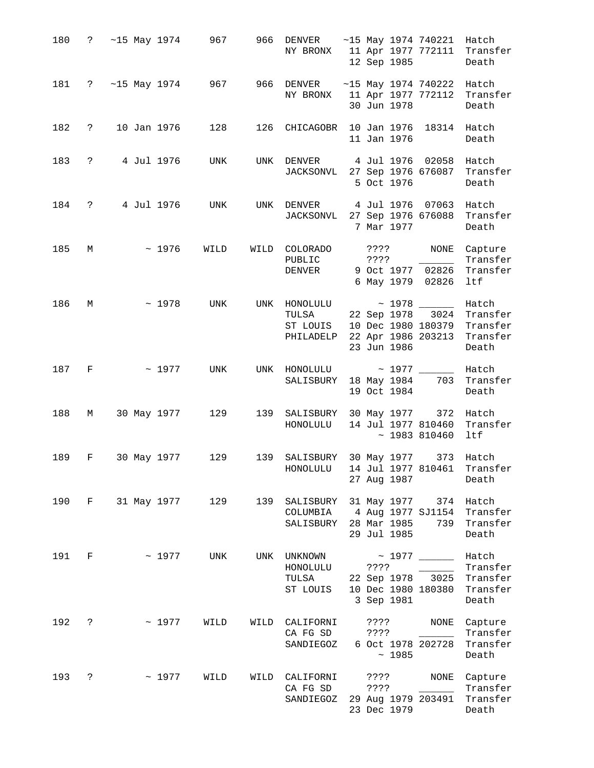| | | | | | | | | |
|---|---|---|---|---|---|---|---|---|
| 180 | ? | ~15 May 1974 | 967 | 966 | DENVER | ~15 May 1974 | 740221 | Hatch |
| | | | | | NY BRONX | 11 Apr 1977 | 772111 | Transfer |
| | | | | | | 12 Sep 1985 | | Death |
| 181 | ? | ~15 May 1974 | 967 | 966 | DENVER | ~15 May 1974 | 740222 | Hatch |
| | | | | | NY BRONX | 11 Apr 1977 | 772112 | Transfer |
| | | | | | | 30 Jun 1978 | | Death |
| 182 | ? | 10 Jan 1976 | 128 | 126 | CHICAGOBR | 10 Jan 1976 | 18314 | Hatch |
| | | | | | | 11 Jan 1976 | | Death |
| 183 | ? | 4 Jul 1976 | UNK | UNK | DENVER | 4 Jul 1976 | 02058 | Hatch |
| | | | | | JACKSONVL | 27 Sep 1976 | 676087 | Transfer |
| | | | | | | 5 Oct 1976 | | Death |
| 184 | ? | 4 Jul 1976 | UNK | UNK | DENVER | 4 Jul 1976 | 07063 | Hatch |
| | | | | | JACKSONVL | 27 Sep 1976 | 676088 | Transfer |
| | | | | | | 7 Mar 1977 | | Death |
| 185 | M | ~ 1976 | WILD | WILD | COLORADO | ???? | NONE | Capture |
| | | | | | PUBLIC | ???? | ______ | Transfer |
| | | | | | DENVER | 9 Oct 1977 | 02826 | Transfer |
| | | | | | | 6 May 1979 | 02826 | ltf |
| 186 | M | ~ 1978 | UNK | UNK | HONOLULU | ~ 1978 | ______ | Hatch |
| | | | | | TULSA | 22 Sep 1978 | 3024 | Transfer |
| | | | | | ST LOUIS | 10 Dec 1980 | 180379 | Transfer |
| | | | | | PHILADELP | 22 Apr 1986 | 203213 | Transfer |
| | | | | | | 23 Jun 1986 | | Death |
| 187 | F | ~ 1977 | UNK | UNK | HONOLULU | ~ 1977 | ______ | Hatch |
| | | | | | SALISBURY | 18 May 1984 | 703 | Transfer |
| | | | | | | 19 Oct 1984 | | Death |
| 188 | M | 30 May 1977 | 129 | 139 | SALISBURY | 30 May 1977 | 372 | Hatch |
| | | | | | HONOLULU | 14 Jul 1977 | 810460 | Transfer |
| | | | | | | ~ 1983 | 810460 | ltf |
| 189 | F | 30 May 1977 | 129 | 139 | SALISBURY | 30 May 1977 | 373 | Hatch |
| | | | | | HONOLULU | 14 Jul 1977 | 810461 | Transfer |
| | | | | | | 27 Aug 1987 | | Death |
| 190 | F | 31 May 1977 | 129 | 139 | SALISBURY | 31 May 1977 | 374 | Hatch |
| | | | | | COLUMBIA | 4 Aug 1977 | SJ1154 | Transfer |
| | | | | | SALISBURY | 28 Mar 1985 | 739 | Transfer |
| | | | | | | 29 Jul 1985 | | Death |
| 191 | F | ~ 1977 | UNK | UNK | UNKNOWN | ~ 1977 | ______ | Hatch |
| | | | | | HONOLULU | ???? | ______ | Transfer |
| | | | | | TULSA | 22 Sep 1978 | 3025 | Transfer |
| | | | | | ST LOUIS | 10 Dec 1980 | 180380 | Transfer |
| | | | | | | 3 Sep 1981 | | Death |
| 192 | ? | ~ 1977 | WILD | WILD | CALIFORNI | ???? | NONE | Capture |
| | | | | | CA FG SD | ???? | ______ | Transfer |
| | | | | | SANDIEGOZ | 6 Oct 1978 | 202728 | Transfer |
| | | | | | | ~ 1985 | | Death |
| 193 | ? | ~ 1977 | WILD | WILD | CALIFORNI | ???? | NONE | Capture |
| | | | | | CA FG SD | ???? | ______ | Transfer |
| | | | | | SANDIEGOZ | 29 Aug 1979 | 203491 | Transfer |
| | | | | | | 23 Dec 1979 | | Death |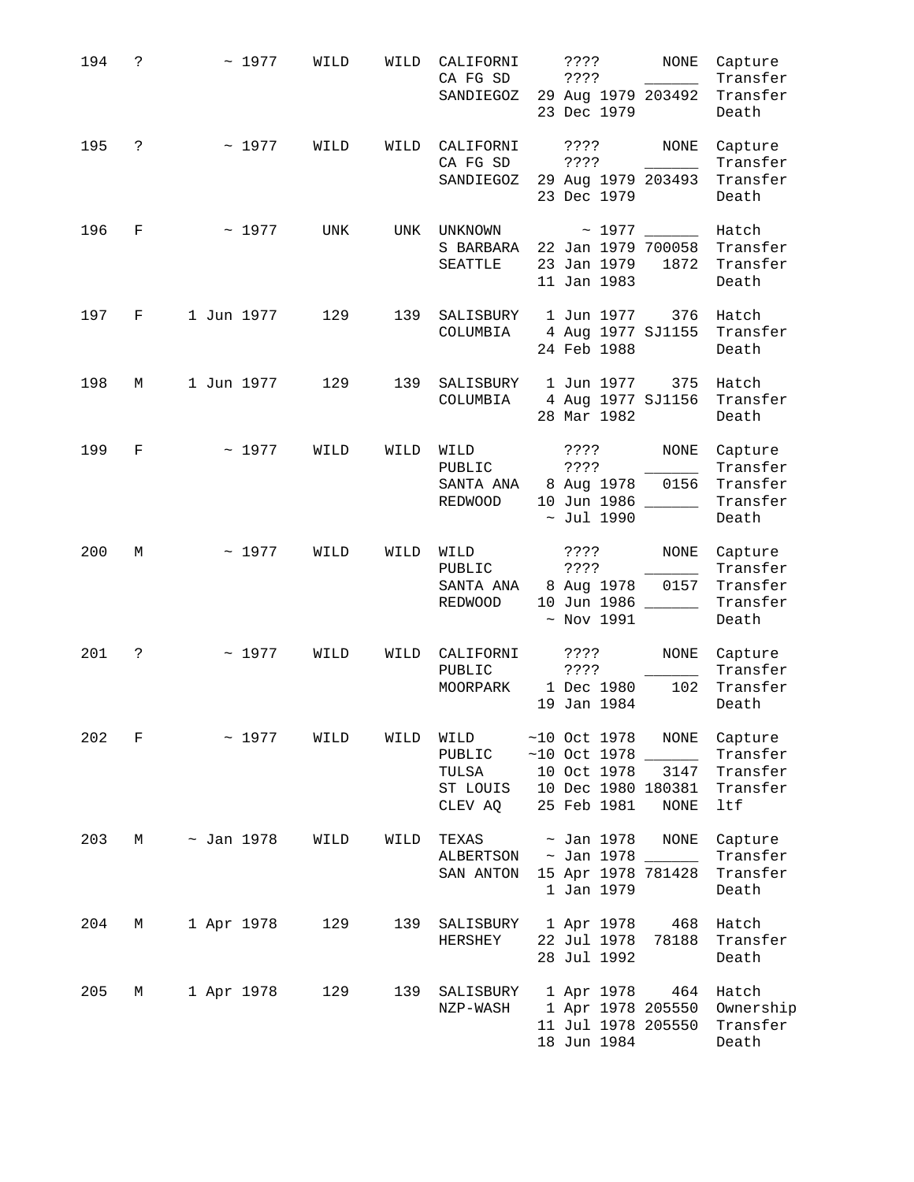| | | | | | | | | |
|---|---|---|---|---|---|---|---|---|
| 194 | ? | ~ 1977 | WILD | WILD | CALIFORNI | ???? | NONE | Capture |
| | | | | | CA FG SD | ???? | ______ | Transfer |
| | | | | | SANDIEGOZ | 29 Aug 1979 | 203492 | Transfer |
| | | | | | | 23 Dec 1979 | | Death |
| 195 | ? | ~ 1977 | WILD | WILD | CALIFORNI | ???? | NONE | Capture |
| | | | | | CA FG SD | ???? | ______ | Transfer |
| | | | | | SANDIEGOZ | 29 Aug 1979 | 203493 | Transfer |
| | | | | | | 23 Dec 1979 | | Death |
| 196 | F | ~ 1977 | UNK | UNK | UNKNOWN | ~ 1977 | ______ | Hatch |
| | | | | | S BARBARA | 22 Jan 1979 | 700058 | Transfer |
| | | | | | SEATTLE | 23 Jan 1979 | 1872 | Transfer |
| | | | | | | 11 Jan 1983 | | Death |
| 197 | F | 1 Jun 1977 | 129 | 139 | SALISBURY | 1 Jun 1977 | 376 | Hatch |
| | | | | | COLUMBIA | 4 Aug 1977 | SJ1155 | Transfer |
| | | | | | | 24 Feb 1988 | | Death |
| 198 | M | 1 Jun 1977 | 129 | 139 | SALISBURY | 1 Jun 1977 | 375 | Hatch |
| | | | | | COLUMBIA | 4 Aug 1977 | SJ1156 | Transfer |
| | | | | | | 28 Mar 1982 | | Death |
| 199 | F | ~ 1977 | WILD | WILD | WILD | ???? | NONE | Capture |
| | | | | | PUBLIC | ???? | ______ | Transfer |
| | | | | | SANTA ANA | 8 Aug 1978 | 0156 | Transfer |
| | | | | | REDWOOD | 10 Jun 1986 | ______ | Transfer |
| | | | | | | ~ Jul 1990 | | Death |
| 200 | M | ~ 1977 | WILD | WILD | WILD | ???? | NONE | Capture |
| | | | | | PUBLIC | ???? | ______ | Transfer |
| | | | | | SANTA ANA | 8 Aug 1978 | 0157 | Transfer |
| | | | | | REDWOOD | 10 Jun 1986 | ______ | Transfer |
| | | | | | | ~ Nov 1991 | | Death |
| 201 | ? | ~ 1977 | WILD | WILD | CALIFORNI | ???? | NONE | Capture |
| | | | | | PUBLIC | ???? | ______ | Transfer |
| | | | | | MOORPARK | 1 Dec 1980 | 102 | Transfer |
| | | | | | | 19 Jan 1984 | | Death |
| 202 | F | ~ 1977 | WILD | WILD | WILD | ~10 Oct 1978 | NONE | Capture |
| | | | | | PUBLIC | ~10 Oct 1978 | ______ | Transfer |
| | | | | | TULSA | 10 Oct 1978 | 3147 | Transfer |
| | | | | | ST LOUIS | 10 Dec 1980 | 180381 | Transfer |
| | | | | | CLEV AQ | 25 Feb 1981 | NONE | ltf |
| 203 | M | ~ Jan 1978 | WILD | WILD | TEXAS | ~ Jan 1978 | NONE | Capture |
| | | | | | ALBERTSON | ~ Jan 1978 | ______ | Transfer |
| | | | | | SAN ANTON | 15 Apr 1978 | 781428 | Transfer |
| | | | | | | 1 Jan 1979 | | Death |
| 204 | M | 1 Apr 1978 | 129 | 139 | SALISBURY | 1 Apr 1978 | 468 | Hatch |
| | | | | | HERSHEY | 22 Jul 1978 | 78188 | Transfer |
| | | | | | | 28 Jul 1992 | | Death |
| 205 | M | 1 Apr 1978 | 129 | 139 | SALISBURY | 1 Apr 1978 | 464 | Hatch |
| | | | | | NZP-WASH | 1 Apr 1978 | 205550 | Ownership |
| | | | | | | 11 Jul 1978 | 205550 | Transfer |
| | | | | | | 18 Jun 1984 | | Death |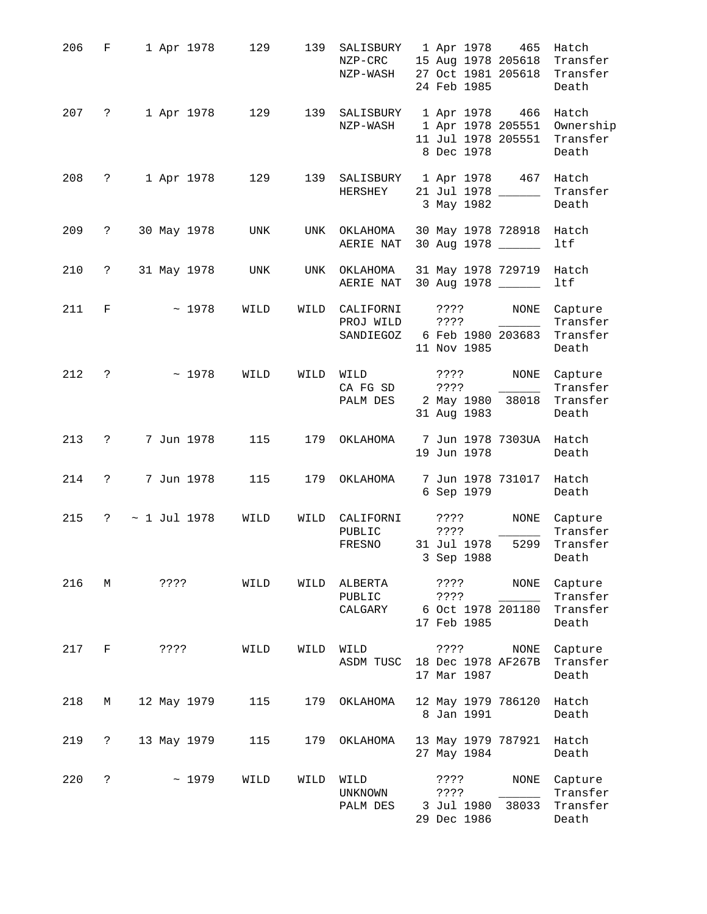| | | | | | | | | | |
|---|---|---|---|---|---|---|---|---|---|
| 206 | F | 1 Apr 1978 | 129 | 139 | SALISBURY | 1 Apr 1978 | 465 | Hatch |
| | | | | | NZP-CRC | 15 Aug 1978 | 205618 | Transfer |
| | | | | | NZP-WASH | 27 Oct 1981 | 205618 | Transfer |
| | | | | | | 24 Feb 1985 | | Death |
| 207 | ? | 1 Apr 1978 | 129 | 139 | SALISBURY | 1 Apr 1978 | 466 | Hatch |
| | | | | | NZP-WASH | 1 Apr 1978 | 205551 | Ownership |
| | | | | | | 11 Jul 1978 | 205551 | Transfer |
| | | | | | | 8 Dec 1978 | | Death |
| 208 | ? | 1 Apr 1978 | 129 | 139 | SALISBURY | 1 Apr 1978 | 467 | Hatch |
| | | | | | HERSHEY | 21 Jul 1978 | ______ | Transfer |
| | | | | | | 3 May 1982 | | Death |
| 209 | ? | 30 May 1978 | UNK | UNK | OKLAHOMA | 30 May 1978 | 728918 | Hatch |
| | | | | | AERIE NAT | 30 Aug 1978 | ______ | ltf |
| 210 | ? | 31 May 1978 | UNK | UNK | OKLAHOMA | 31 May 1978 | 729719 | Hatch |
| | | | | | AERIE NAT | 30 Aug 1978 | ______ | ltf |
| 211 | F | ~ 1978 | WILD | WILD | CALIFORNI | ???? | NONE | Capture |
| | | | | | PROJ WILD | ???? | ______ | Transfer |
| | | | | | SANDIEGOZ | 6 Feb 1980 | 203683 | Transfer |
| | | | | | | 11 Nov 1985 | | Death |
| 212 | ? | ~ 1978 | WILD | WILD | WILD | ???? | NONE | Capture |
| | | | | | CA FG SD | ???? | ______ | Transfer |
| | | | | | PALM DES | 2 May 1980 | 38018 | Transfer |
| | | | | | | 31 Aug 1983 | | Death |
| 213 | ? | 7 Jun 1978 | 115 | 179 | OKLAHOMA | 7 Jun 1978 | 7303UA | Hatch |
| | | | | | | 19 Jun 1978 | | Death |
| 214 | ? | 7 Jun 1978 | 115 | 179 | OKLAHOMA | 7 Jun 1978 | 731017 | Hatch |
| | | | | | | 6 Sep 1979 | | Death |
| 215 | ? | ~ 1 Jul 1978 | WILD | WILD | CALIFORNI | ???? | NONE | Capture |
| | | | | | PUBLIC | ???? | ______ | Transfer |
| | | | | | FRESNO | 31 Jul 1978 | 5299 | Transfer |
| | | | | | | 3 Sep 1988 | | Death |
| 216 | M | ???? | WILD | WILD | ALBERTA | ???? | NONE | Capture |
| | | | | | PUBLIC | ???? | ______ | Transfer |
| | | | | | CALGARY | 6 Oct 1978 | 201180 | Transfer |
| | | | | | | 17 Feb 1985 | | Death |
| 217 | F | ???? | WILD | WILD | WILD | ???? | NONE | Capture |
| | | | | | ASDM TUSC | 18 Dec 1978 | AF267B | Transfer |
| | | | | | | 17 Mar 1987 | | Death |
| 218 | M | 12 May 1979 | 115 | 179 | OKLAHOMA | 12 May 1979 | 786120 | Hatch |
| | | | | | | 8 Jan 1991 | | Death |
| 219 | ? | 13 May 1979 | 115 | 179 | OKLAHOMA | 13 May 1979 | 787921 | Hatch |
| | | | | | | 27 May 1984 | | Death |
| 220 | ? | ~ 1979 | WILD | WILD | WILD | ???? | NONE | Capture |
| | | | | | UNKNOWN | ???? | ______ | Transfer |
| | | | | | PALM DES | 3 Jul 1980 | 38033 | Transfer |
| | | | | | | 29 Dec 1986 | | Death |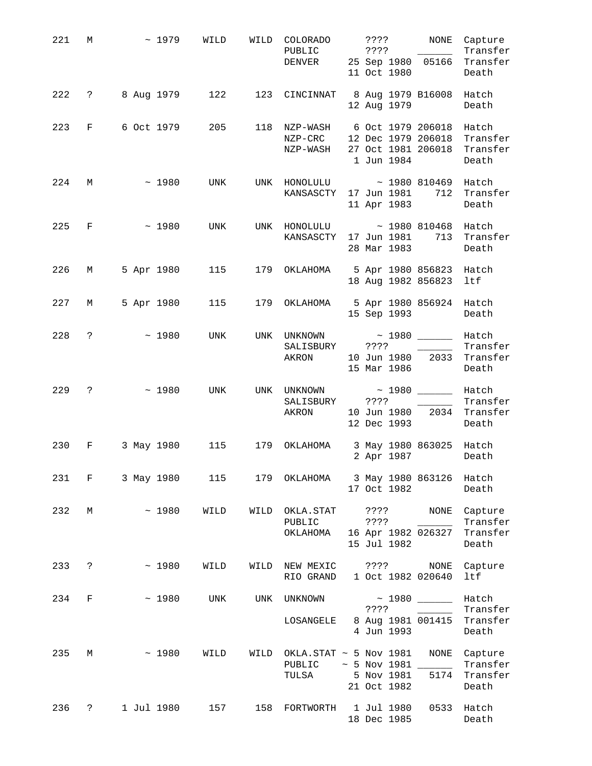| | | | | | | | | |
|---|---|---|---|---|---|---|---|---|
| 221 | M | ~ 1979 | WILD | WILD | COLORADO | ???? | NONE | Capture |
| | | | | | PUBLIC | ???? | ______ | Transfer |
| | | | | | DENVER | 25 Sep 1980 | 05166 | Transfer |
| | | | | | | 11 Oct 1980 | | Death |
| 222 | ? | 8 Aug 1979 | 122 | 123 | CINCINNAT | 8 Aug 1979 | B16008 | Hatch |
| | | | | | | 12 Aug 1979 | | Death |
| 223 | F | 6 Oct 1979 | 205 | 118 | NZP-WASH | 6 Oct 1979 | 206018 | Hatch |
| | | | | | NZP-CRC | 12 Dec 1979 | 206018 | Transfer |
| | | | | | NZP-WASH | 27 Oct 1981 | 206018 | Transfer |
| | | | | | | 1 Jun 1984 | | Death |
| 224 | M | ~ 1980 | UNK | UNK | HONOLULU | ~ 1980 | 810469 | Hatch |
| | | | | | KANSASCTY | 17 Jun 1981 | 712 | Transfer |
| | | | | | | 11 Apr 1983 | | Death |
| 225 | F | ~ 1980 | UNK | UNK | HONOLULU | ~ 1980 | 810468 | Hatch |
| | | | | | KANSASCTY | 17 Jun 1981 | 713 | Transfer |
| | | | | | | 28 Mar 1983 | | Death |
| 226 | M | 5 Apr 1980 | 115 | 179 | OKLAHOMA | 5 Apr 1980 | 856823 | Hatch |
| | | | | | | 18 Aug 1982 | 856823 | ltf |
| 227 | M | 5 Apr 1980 | 115 | 179 | OKLAHOMA | 5 Apr 1980 | 856924 | Hatch |
| | | | | | | 15 Sep 1993 | | Death |
| 228 | ? | ~ 1980 | UNK | UNK | UNKNOWN | ~ 1980 | ______ | Hatch |
| | | | | | SALISBURY | ???? | ______ | Transfer |
| | | | | | AKRON | 10 Jun 1980 | 2033 | Transfer |
| | | | | | | 15 Mar 1986 | | Death |
| 229 | ? | ~ 1980 | UNK | UNK | UNKNOWN | ~ 1980 | ______ | Hatch |
| | | | | | SALISBURY | ???? | ______ | Transfer |
| | | | | | AKRON | 10 Jun 1980 | 2034 | Transfer |
| | | | | | | 12 Dec 1993 | | Death |
| 230 | F | 3 May 1980 | 115 | 179 | OKLAHOMA | 3 May 1980 | 863025 | Hatch |
| | | | | | | 2 Apr 1987 | | Death |
| 231 | F | 3 May 1980 | 115 | 179 | OKLAHOMA | 3 May 1980 | 863126 | Hatch |
| | | | | | | 17 Oct 1982 | | Death |
| 232 | M | ~ 1980 | WILD | WILD | OKLA.STAT | ???? | NONE | Capture |
| | | | | | PUBLIC | ???? | ______ | Transfer |
| | | | | | OKLAHOMA | 16 Apr 1982 | 026327 | Transfer |
| | | | | | | 15 Jul 1982 | | Death |
| 233 | ? | ~ 1980 | WILD | WILD | NEW MEXIC | ???? | NONE | Capture |
| | | | | | RIO GRAND | 1 Oct 1982 | 020640 | ltf |
| 234 | F | ~ 1980 | UNK | UNK | UNKNOWN | ~ 1980 | ______ | Hatch |
| | | | | | | ???? | ______ | Transfer |
| | | | | | LOSANGELE | 8 Aug 1981 | 001415 | Transfer |
| | | | | | | 4 Jun 1993 | | Death |
| 235 | M | ~ 1980 | WILD | WILD | OKLA.STAT | ~ 5 Nov 1981 | NONE | Capture |
| | | | | | PUBLIC | ~ 5 Nov 1981 | ______ | Transfer |
| | | | | | TULSA | 5 Nov 1981 | 5174 | Transfer |
| | | | | | | 21 Oct 1982 | | Death |
| 236 | ? | 1 Jul 1980 | 157 | 158 | FORTWORTH | 1 Jul 1980 | 0533 | Hatch |
| | | | | | | 18 Dec 1985 | | Death |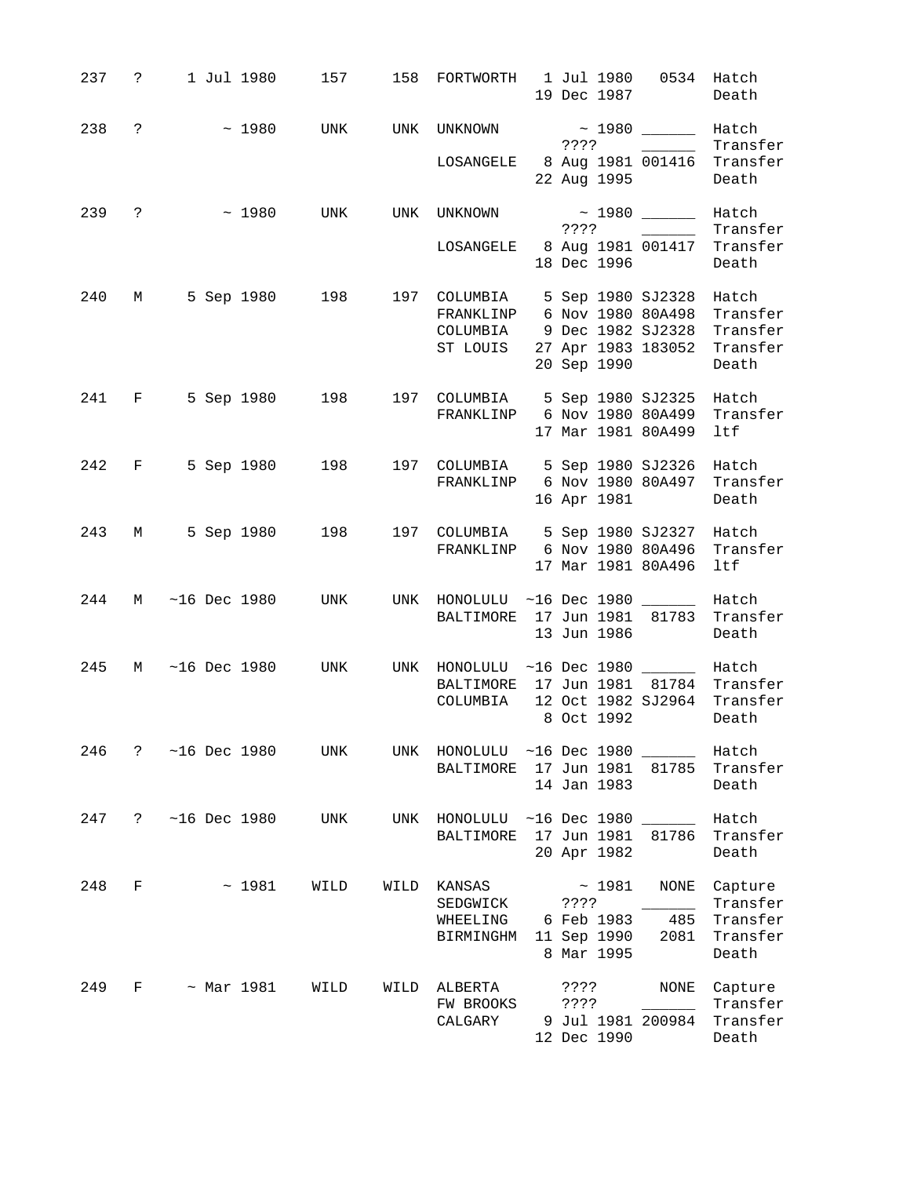| | | | | | | | | |
|---|---|---|---|---|---|---|---|---|
| 237 | ? | 1 Jul 1980 | 157 | 158 | FORTWORTH | 1 Jul 1980 | 0534 | Hatch |
| | | | | | | 19 Dec 1987 | | Death |
| 238 | ? | ~ 1980 | UNK | UNK | UNKNOWN | ~ 1980 | ______ | Hatch |
| | | | | | | ???? | ______ | Transfer |
| | | | | | LOSANGELE | 8 Aug 1981 | 001416 | Transfer |
| | | | | | | 22 Aug 1995 | | Death |
| 239 | ? | ~ 1980 | UNK | UNK | UNKNOWN | ~ 1980 | ______ | Hatch |
| | | | | | | ???? | ______ | Transfer |
| | | | | | LOSANGELE | 8 Aug 1981 | 001417 | Transfer |
| | | | | | | 18 Dec 1996 | | Death |
| 240 | M | 5 Sep 1980 | 198 | 197 | COLUMBIA | 5 Sep 1980 | SJ2328 | Hatch |
| | | | | | FRANKLINP | 6 Nov 1980 | 80A498 | Transfer |
| | | | | | COLUMBIA | 9 Dec 1982 | SJ2328 | Transfer |
| | | | | | ST LOUIS | 27 Apr 1983 | 183052 | Transfer |
| | | | | | | 20 Sep 1990 | | Death |
| 241 | F | 5 Sep 1980 | 198 | 197 | COLUMBIA | 5 Sep 1980 | SJ2325 | Hatch |
| | | | | | FRANKLINP | 6 Nov 1980 | 80A499 | Transfer |
| | | | | | | 17 Mar 1981 | 80A499 | ltf |
| 242 | F | 5 Sep 1980 | 198 | 197 | COLUMBIA | 5 Sep 1980 | SJ2326 | Hatch |
| | | | | | FRANKLINP | 6 Nov 1980 | 80A497 | Transfer |
| | | | | | | 16 Apr 1981 | | Death |
| 243 | M | 5 Sep 1980 | 198 | 197 | COLUMBIA | 5 Sep 1980 | SJ2327 | Hatch |
| | | | | | FRANKLINP | 6 Nov 1980 | 80A496 | Transfer |
| | | | | | | 17 Mar 1981 | 80A496 | ltf |
| 244 | M | ~16 Dec 1980 | UNK | UNK | HONOLULU | ~16 Dec 1980 | ______ | Hatch |
| | | | | | BALTIMORE | 17 Jun 1981 | 81783 | Transfer |
| | | | | | | 13 Jun 1986 | | Death |
| 245 | M | ~16 Dec 1980 | UNK | UNK | HONOLULU | ~16 Dec 1980 | ______ | Hatch |
| | | | | | BALTIMORE | 17 Jun 1981 | 81784 | Transfer |
| | | | | | COLUMBIA | 12 Oct 1982 | SJ2964 | Transfer |
| | | | | | | 8 Oct 1992 | | Death |
| 246 | ? | ~16 Dec 1980 | UNK | UNK | HONOLULU | ~16 Dec 1980 | ______ | Hatch |
| | | | | | BALTIMORE | 17 Jun 1981 | 81785 | Transfer |
| | | | | | | 14 Jan 1983 | | Death |
| 247 | ? | ~16 Dec 1980 | UNK | UNK | HONOLULU | ~16 Dec 1980 | ______ | Hatch |
| | | | | | BALTIMORE | 17 Jun 1981 | 81786 | Transfer |
| | | | | | | 20 Apr 1982 | | Death |
| 248 | F | ~ 1981 | WILD | WILD | KANSAS | ~ 1981 | NONE | Capture |
| | | | | | SEDGWICK | ???? | ______ | Transfer |
| | | | | | WHEELING | 6 Feb 1983 | 485 | Transfer |
| | | | | | BIRMINGHM | 11 Sep 1990 | 2081 | Transfer |
| | | | | | | 8 Mar 1995 | | Death |
| 249 | F | ~ Mar 1981 | WILD | WILD | ALBERTA | ???? | NONE | Capture |
| | | | | | FW BROOKS | ???? | ______ | Transfer |
| | | | | | CALGARY | 9 Jul 1981 | 200984 | Transfer |
| | | | | | | 12 Dec 1990 | | Death |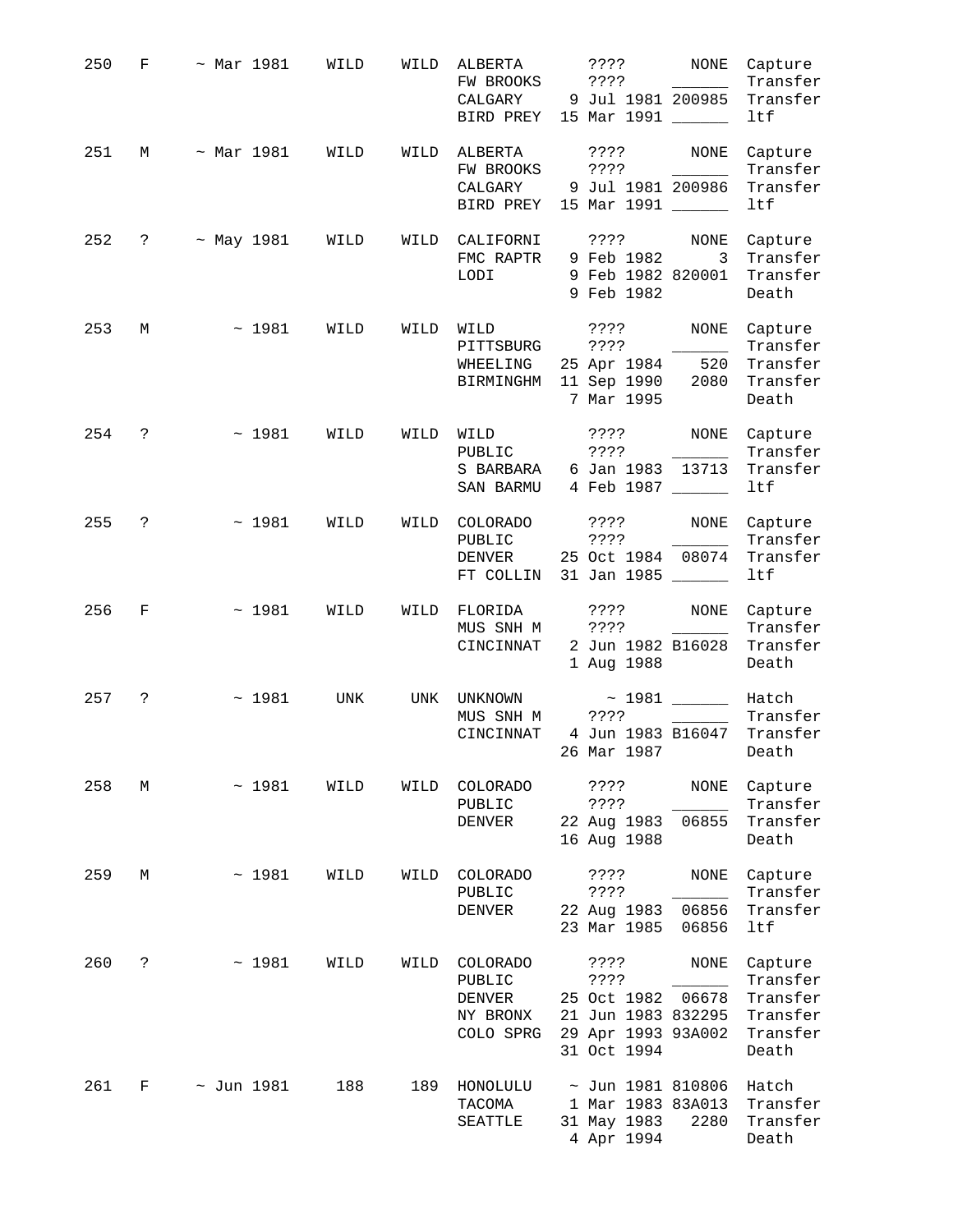| | | | | | | | | |
|---|---|---|---|---|---|---|---|---|
| 250 | F | ~ Mar 1981 | WILD | WILD | ALBERTA | ???? | NONE | Capture |
| | | | | | FW BROOKS | ???? | ______ | Transfer |
| | | | | | CALGARY | 9 Jul 1981 | 200985 | Transfer |
| | | | | | BIRD PREY | 15 Mar 1991 | ______ | ltf |
| 251 | M | ~ Mar 1981 | WILD | WILD | ALBERTA | ???? | NONE | Capture |
| | | | | | FW BROOKS | ???? | ______ | Transfer |
| | | | | | CALGARY | 9 Jul 1981 | 200986 | Transfer |
| | | | | | BIRD PREY | 15 Mar 1991 | ______ | ltf |
| 252 | ? | ~ May 1981 | WILD | WILD | CALIFORNI | ???? | NONE | Capture |
| | | | | | FMC RAPTR | 9 Feb 1982 | 3 | Transfer |
| | | | | | LODI | 9 Feb 1982 | 820001 | Transfer |
| | | | | | | 9 Feb 1982 | | Death |
| 253 | M | ~ 1981 | WILD | WILD | WILD | ???? | NONE | Capture |
| | | | | | PITTSBURG | ???? | ______ | Transfer |
| | | | | | WHEELING | 25 Apr 1984 | 520 | Transfer |
| | | | | | BIRMINGHM | 11 Sep 1990 | 2080 | Transfer |
| | | | | | | 7 Mar 1995 | | Death |
| 254 | ? | ~ 1981 | WILD | WILD | WILD | ???? | NONE | Capture |
| | | | | | PUBLIC | ???? | ______ | Transfer |
| | | | | | S BARBARA | 6 Jan 1983 | 13713 | Transfer |
| | | | | | SAN BARMU | 4 Feb 1987 | ______ | ltf |
| 255 | ? | ~ 1981 | WILD | WILD | COLORADO | ???? | NONE | Capture |
| | | | | | PUBLIC | ???? | ______ | Transfer |
| | | | | | DENVER | 25 Oct 1984 | 08074 | Transfer |
| | | | | | FT COLLIN | 31 Jan 1985 | ______ | ltf |
| 256 | F | ~ 1981 | WILD | WILD | FLORIDA | ???? | NONE | Capture |
| | | | | | MUS SNH M | ???? | ______ | Transfer |
| | | | | | CINCINNAT | 2 Jun 1982 | B16028 | Transfer |
| | | | | | | 1 Aug 1988 | | Death |
| 257 | ? | ~ 1981 | UNK | UNK | UNKNOWN | ~ 1981 | ______ | Hatch |
| | | | | | MUS SNH M | ???? | ______ | Transfer |
| | | | | | CINCINNAT | 4 Jun 1983 | B16047 | Transfer |
| | | | | | | 26 Mar 1987 | | Death |
| 258 | M | ~ 1981 | WILD | WILD | COLORADO | ???? | NONE | Capture |
| | | | | | PUBLIC | ???? | ______ | Transfer |
| | | | | | DENVER | 22 Aug 1983 | 06855 | Transfer |
| | | | | | | 16 Aug 1988 | | Death |
| 259 | M | ~ 1981 | WILD | WILD | COLORADO | ???? | NONE | Capture |
| | | | | | PUBLIC | ???? | ______ | Transfer |
| | | | | | DENVER | 22 Aug 1983 | 06856 | Transfer |
| | | | | | | 23 Mar 1985 | 06856 | ltf |
| 260 | ? | ~ 1981 | WILD | WILD | COLORADO | ???? | NONE | Capture |
| | | | | | PUBLIC | ???? | ______ | Transfer |
| | | | | | DENVER | 25 Oct 1982 | 06678 | Transfer |
| | | | | | NY BRONX | 21 Jun 1983 | 832295 | Transfer |
| | | | | | COLO SPRG | 29 Apr 1993 | 93A002 | Transfer |
| | | | | | | 31 Oct 1994 | | Death |
| 261 | F | ~ Jun 1981 | 188 | 189 | HONOLULU | ~ Jun 1981 | 810806 | Hatch |
| | | | | | TACOMA | 1 Mar 1983 | 83A013 | Transfer |
| | | | | | SEATTLE | 31 May 1983 | 2280 | Transfer |
| | | | | | | 4 Apr 1994 | | Death |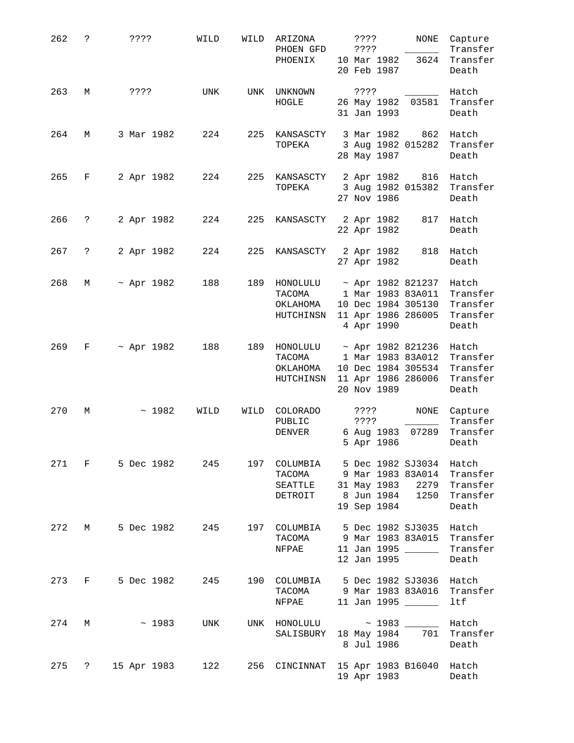| | | | | | | | | |
|---|---|---|---|---|---|---|---|---|
| 262 | ? | ???? | WILD | WILD | ARIZONA | ???? | NONE | Capture |
| | | | | | PHOEN GFD | ???? | ______ | Transfer |
| | | | | | PHOENIX | 10 Mar 1982 | 3624 | Transfer |
| | | | | | | 20 Feb 1987 | | Death |
| 263 | M | ???? | UNK | UNK | UNKNOWN | ???? | ______ | Hatch |
| | | | | | HOGLE | 26 May 1982 | 03581 | Transfer |
| | | | | | | 31 Jan 1993 | | Death |
| 264 | M | 3 Mar 1982 | 224 | 225 | KANSASCTY | 3 Mar 1982 | 862 | Hatch |
| | | | | | TOPEKA | 3 Aug 1982 | 015282 | Transfer |
| | | | | | | 28 May 1987 | | Death |
| 265 | F | 2 Apr 1982 | 224 | 225 | KANSASCTY | 2 Apr 1982 | 816 | Hatch |
| | | | | | TOPEKA | 3 Aug 1982 | 015382 | Transfer |
| | | | | | | 27 Nov 1986 | | Death |
| 266 | ? | 2 Apr 1982 | 224 | 225 | KANSASCTY | 2 Apr 1982 | 817 | Hatch |
| | | | | | | 22 Apr 1982 | | Death |
| 267 | ? | 2 Apr 1982 | 224 | 225 | KANSASCTY | 2 Apr 1982 | 818 | Hatch |
| | | | | | | 27 Apr 1982 | | Death |
| 268 | M | ~ Apr 1982 | 188 | 189 | HONOLULU | ~ Apr 1982 | 821237 | Hatch |
| | | | | | TACOMA | 1 Mar 1983 | 83A011 | Transfer |
| | | | | | OKLAHOMA | 10 Dec 1984 | 305130 | Transfer |
| | | | | | HUTCHINSN | 11 Apr 1986 | 286005 | Transfer |
| | | | | | | 4 Apr 1990 | | Death |
| 269 | F | ~ Apr 1982 | 188 | 189 | HONOLULU | ~ Apr 1982 | 821236 | Hatch |
| | | | | | TACOMA | 1 Mar 1983 | 83A012 | Transfer |
| | | | | | OKLAHOMA | 10 Dec 1984 | 305534 | Transfer |
| | | | | | HUTCHINSN | 11 Apr 1986 | 286006 | Transfer |
| | | | | | | 20 Nov 1989 | | Death |
| 270 | M | ~ 1982 | WILD | WILD | COLORADO | ???? | NONE | Capture |
| | | | | | PUBLIC | ???? | ______ | Transfer |
| | | | | | DENVER | 6 Aug 1983 | 07289 | Transfer |
| | | | | | | 5 Apr 1986 | | Death |
| 271 | F | 5 Dec 1982 | 245 | 197 | COLUMBIA | 5 Dec 1982 | SJ3034 | Hatch |
| | | | | | TACOMA | 9 Mar 1983 | 83A014 | Transfer |
| | | | | | SEATTLE | 31 May 1983 | 2279 | Transfer |
| | | | | | DETROIT | 8 Jun 1984 | 1250 | Transfer |
| | | | | | | 19 Sep 1984 | | Death |
| 272 | M | 5 Dec 1982 | 245 | 197 | COLUMBIA | 5 Dec 1982 | SJ3035 | Hatch |
| | | | | | TACOMA | 9 Mar 1983 | 83A015 | Transfer |
| | | | | | NFPAE | 11 Jan 1995 | ______ | Transfer |
| | | | | | | 12 Jan 1995 | | Death |
| 273 | F | 5 Dec 1982 | 245 | 190 | COLUMBIA | 5 Dec 1982 | SJ3036 | Hatch |
| | | | | | TACOMA | 9 Mar 1983 | 83A016 | Transfer |
| | | | | | NFPAE | 11 Jan 1995 | ______ | ltf |
| 274 | M | ~ 1983 | UNK | UNK | HONOLULU | ~ 1983 | ______ | Hatch |
| | | | | | SALISBURY | 18 May 1984 | 701 | Transfer |
| | | | | | | 8 Jul 1986 | | Death |
| 275 | ? | 15 Apr 1983 | 122 | 256 | CINCINNAT | 15 Apr 1983 | B16040 | Hatch |
| | | | | | | 19 Apr 1983 | | Death |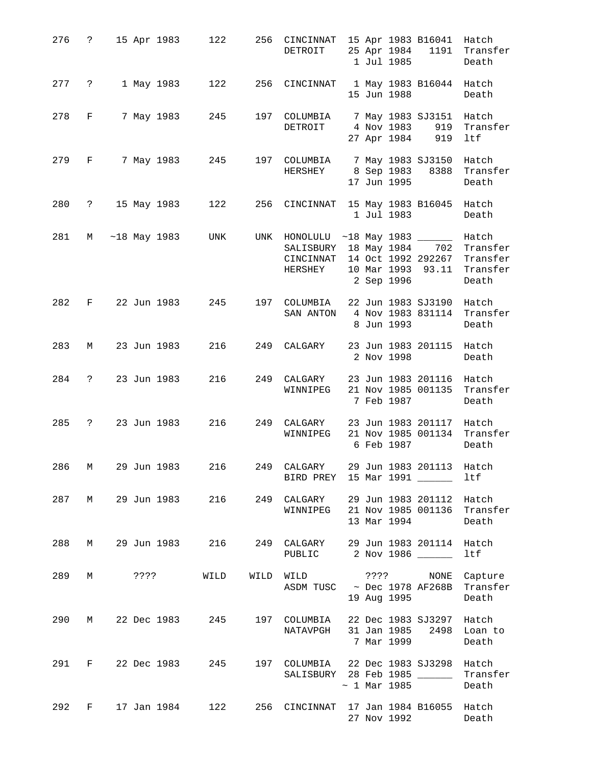| | | | | | | | | |
|---|---|---|---|---|---|---|---|---|
| 276 | ? | 15 Apr 1983 | 122 | 256 | CINCINNAT | 15 Apr 1983 | B16041 | Hatch |
| | | | | | DETROIT | 25 Apr 1984 | 1191 | Transfer |
| | | | | | | 1 Jul 1985 | | Death |
| 277 | ? | 1 May 1983 | 122 | 256 | CINCINNAT | 1 May 1983 | B16044 | Hatch |
| | | | | | | 15 Jun 1988 | | Death |
| 278 | F | 7 May 1983 | 245 | 197 | COLUMBIA | 7 May 1983 | SJ3151 | Hatch |
| | | | | | DETROIT | 4 Nov 1983 | 919 | Transfer |
| | | | | | | 27 Apr 1984 | 919 | ltf |
| 279 | F | 7 May 1983 | 245 | 197 | COLUMBIA | 7 May 1983 | SJ3150 | Hatch |
| | | | | | HERSHEY | 8 Sep 1983 | 8388 | Transfer |
| | | | | | | 17 Jun 1995 | | Death |
| 280 | ? | 15 May 1983 | 122 | 256 | CINCINNAT | 15 May 1983 | B16045 | Hatch |
| | | | | | | 1 Jul 1983 | | Death |
| 281 | M | ~18 May 1983 | UNK | UNK | HONOLULU | ~18 May 1983 | ______ | Hatch |
| | | | | | SALISBURY | 18 May 1984 | 702 | Transfer |
| | | | | | CINCINNAT | 14 Oct 1992 | 292267 | Transfer |
| | | | | | HERSHEY | 10 Mar 1993 | 93.11 | Transfer |
| | | | | | | 2 Sep 1996 | | Death |
| 282 | F | 22 Jun 1983 | 245 | 197 | COLUMBIA | 22 Jun 1983 | SJ3190 | Hatch |
| | | | | | SAN ANTON | 4 Nov 1983 | 831114 | Transfer |
| | | | | | | 8 Jun 1993 | | Death |
| 283 | M | 23 Jun 1983 | 216 | 249 | CALGARY | 23 Jun 1983 | 201115 | Hatch |
| | | | | | | 2 Nov 1998 | | Death |
| 284 | ? | 23 Jun 1983 | 216 | 249 | CALGARY | 23 Jun 1983 | 201116 | Hatch |
| | | | | | WINNIPEG | 21 Nov 1985 | 001135 | Transfer |
| | | | | | | 7 Feb 1987 | | Death |
| 285 | ? | 23 Jun 1983 | 216 | 249 | CALGARY | 23 Jun 1983 | 201117 | Hatch |
| | | | | | WINNIPEG | 21 Nov 1985 | 001134 | Transfer |
| | | | | | | 6 Feb 1987 | | Death |
| 286 | M | 29 Jun 1983 | 216 | 249 | CALGARY | 29 Jun 1983 | 201113 | Hatch |
| | | | | | BIRD PREY | 15 Mar 1991 | ______ | ltf |
| 287 | M | 29 Jun 1983 | 216 | 249 | CALGARY | 29 Jun 1983 | 201112 | Hatch |
| | | | | | WINNIPEG | 21 Nov 1985 | 001136 | Transfer |
| | | | | | | 13 Mar 1994 | | Death |
| 288 | M | 29 Jun 1983 | 216 | 249 | CALGARY | 29 Jun 1983 | 201114 | Hatch |
| | | | | | PUBLIC | 2 Nov 1986 | ______ | ltf |
| 289 | M | ???? | WILD | WILD | WILD | ???? | NONE | Capture |
| | | | | | ASDM TUSC | ~ Dec 1978 | AF268B | Transfer |
| | | | | | | 19 Aug 1995 | | Death |
| 290 | M | 22 Dec 1983 | 245 | 197 | COLUMBIA | 22 Dec 1983 | SJ3297 | Hatch |
| | | | | | NATAVPGH | 31 Jan 1985 | 2498 | Loan to |
| | | | | | | 7 Mar 1999 | | Death |
| 291 | F | 22 Dec 1983 | 245 | 197 | COLUMBIA | 22 Dec 1983 | SJ3298 | Hatch |
| | | | | | SALISBURY | 28 Feb 1985 | ______ | Transfer |
| | | | | | | ~ 1 Mar 1985 | | Death |
| 292 | F | 17 Jan 1984 | 122 | 256 | CINCINNAT | 17 Jan 1984 | B16055 | Hatch |
| | | | | | | 27 Nov 1992 | | Death |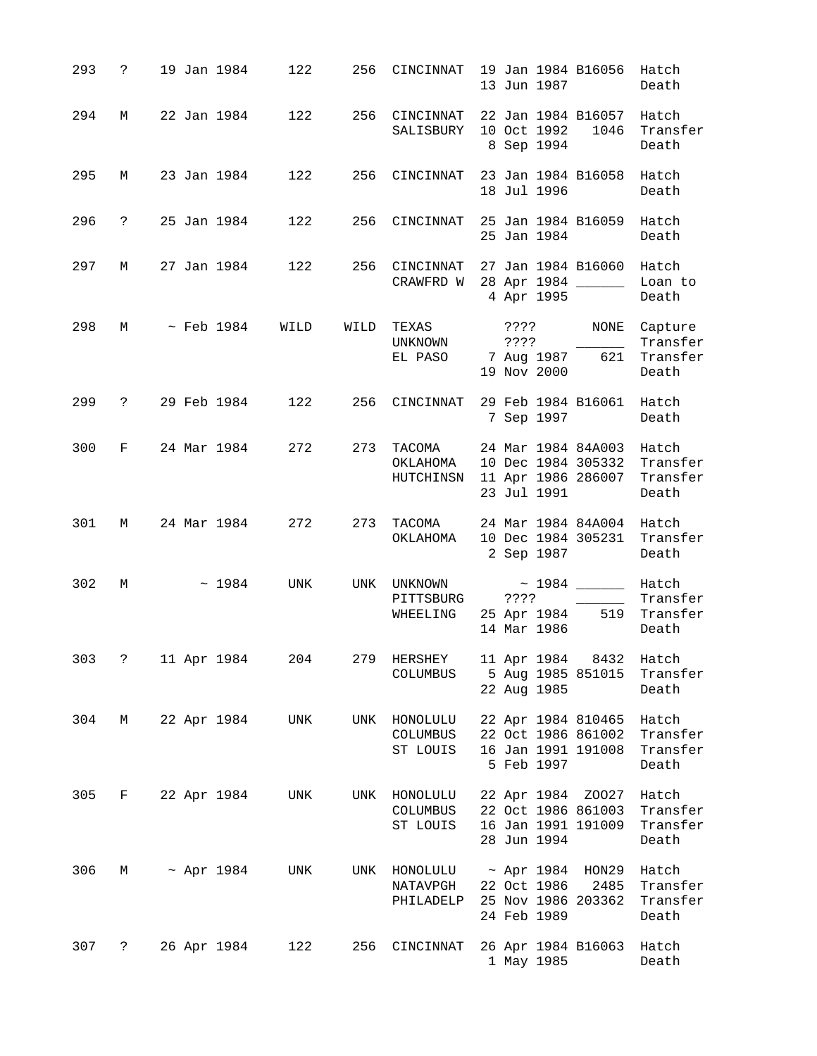| | | | | | | | | |
|---|---|---|---|---|---|---|---|---|
| 293 | ? | 19 Jan 1984 | 122 | 256 | CINCINNAT | 19 Jan 1984 | B16056 | Hatch |
| | | | | | | 13 Jun 1987 | | Death |
| 294 | M | 22 Jan 1984 | 122 | 256 | CINCINNAT | 22 Jan 1984 | B16057 | Hatch |
| | | | | | SALISBURY | 10 Oct 1992 | 1046 | Transfer |
| | | | | | | 8 Sep 1994 | | Death |
| 295 | M | 23 Jan 1984 | 122 | 256 | CINCINNAT | 23 Jan 1984 | B16058 | Hatch |
| | | | | | | 18 Jul 1996 | | Death |
| 296 | ? | 25 Jan 1984 | 122 | 256 | CINCINNAT | 25 Jan 1984 | B16059 | Hatch |
| | | | | | | 25 Jan 1984 | | Death |
| 297 | M | 27 Jan 1984 | 122 | 256 | CINCINNAT | 27 Jan 1984 | B16060 | Hatch |
| | | | | | CRAWFRD W | 28 Apr 1984 | ______ | Loan to |
| | | | | | | 4 Apr 1995 | | Death |
| 298 | M | ~ Feb 1984 | WILD | WILD | TEXAS | ???? | NONE | Capture |
| | | | | | UNKNOWN | ???? | ______ | Transfer |
| | | | | | EL PASO | 7 Aug 1987 | 621 | Transfer |
| | | | | | | 19 Nov 2000 | | Death |
| 299 | ? | 29 Feb 1984 | 122 | 256 | CINCINNAT | 29 Feb 1984 | B16061 | Hatch |
| | | | | | | 7 Sep 1997 | | Death |
| 300 | F | 24 Mar 1984 | 272 | 273 | TACOMA | 24 Mar 1984 | 84A003 | Hatch |
| | | | | | OKLAHOMA | 10 Dec 1984 | 305332 | Transfer |
| | | | | | HUTCHINSN | 11 Apr 1986 | 286007 | Transfer |
| | | | | | | 23 Jul 1991 | | Death |
| 301 | M | 24 Mar 1984 | 272 | 273 | TACOMA | 24 Mar 1984 | 84A004 | Hatch |
| | | | | | OKLAHOMA | 10 Dec 1984 | 305231 | Transfer |
| | | | | | | 2 Sep 1987 | | Death |
| 302 | M | ~ 1984 | UNK | UNK | UNKNOWN | ~ 1984 | ______ | Hatch |
| | | | | | PITTSBURG | ???? | ______ | Transfer |
| | | | | | WHEELING | 25 Apr 1984 | 519 | Transfer |
| | | | | | | 14 Mar 1986 | | Death |
| 303 | ? | 11 Apr 1984 | 204 | 279 | HERSHEY | 11 Apr 1984 | 8432 | Hatch |
| | | | | | COLUMBUS | 5 Aug 1985 | 851015 | Transfer |
| | | | | | | 22 Aug 1985 | | Death |
| 304 | M | 22 Apr 1984 | UNK | UNK | HONOLULU | 22 Apr 1984 | 810465 | Hatch |
| | | | | | COLUMBUS | 22 Oct 1986 | 861002 | Transfer |
| | | | | | ST LOUIS | 16 Jan 1991 | 191008 | Transfer |
| | | | | | | 5 Feb 1997 | | Death |
| 305 | F | 22 Apr 1984 | UNK | UNK | HONOLULU | 22 Apr 1984 | ZOO27 | Hatch |
| | | | | | COLUMBUS | 22 Oct 1986 | 861003 | Transfer |
| | | | | | ST LOUIS | 16 Jan 1991 | 191009 | Transfer |
| | | | | | | 28 Jun 1994 | | Death |
| 306 | M | ~ Apr 1984 | UNK | UNK | HONOLULU | ~ Apr 1984 | HON29 | Hatch |
| | | | | | NATAVPGH | 22 Oct 1986 | 2485 | Transfer |
| | | | | | PHILADELP | 25 Nov 1986 | 203362 | Transfer |
| | | | | | | 24 Feb 1989 | | Death |
| 307 | ? | 26 Apr 1984 | 122 | 256 | CINCINNAT | 26 Apr 1984 | B16063 | Hatch |
| | | | | | | 1 May 1985 | | Death |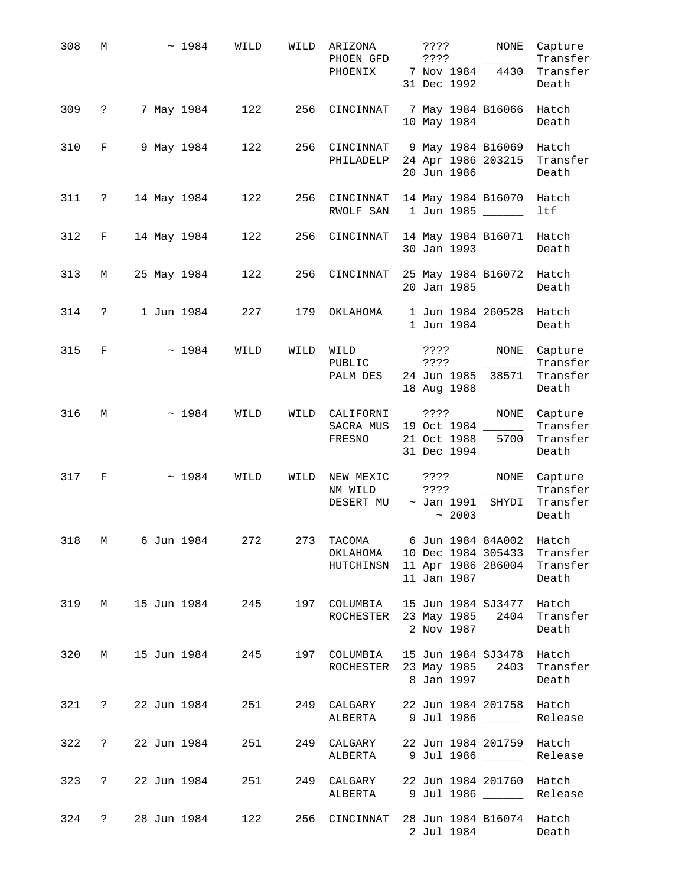| | | | | | | | | |
|---|---|---|---|---|---|---|---|---|
| 308 | M | ~ 1984 | WILD | WILD | ARIZONA | ???? | NONE | Capture |
| | | | | | PHOEN GFD | ???? | ______ | Transfer |
| | | | | | PHOENIX | 7 Nov 1984 | 4430 | Transfer |
| | | | | | | 31 Dec 1992 | | Death |
| 309 | ? | 7 May 1984 | 122 | 256 | CINCINNAT | 7 May 1984 | B16066 | Hatch |
| | | | | | | 10 May 1984 | | Death |
| 310 | F | 9 May 1984 | 122 | 256 | CINCINNAT | 9 May 1984 | B16069 | Hatch |
| | | | | | PHILADELP | 24 Apr 1986 | 203215 | Transfer |
| | | | | | | 20 Jun 1986 | | Death |
| 311 | ? | 14 May 1984 | 122 | 256 | CINCINNAT | 14 May 1984 | B16070 | Hatch |
| | | | | | RWOLF SAN | 1 Jun 1985 | ______ | ltf |
| 312 | F | 14 May 1984 | 122 | 256 | CINCINNAT | 14 May 1984 | B16071 | Hatch |
| | | | | | | 30 Jan 1993 | | Death |
| 313 | M | 25 May 1984 | 122 | 256 | CINCINNAT | 25 May 1984 | B16072 | Hatch |
| | | | | | | 20 Jan 1985 | | Death |
| 314 | ? | 1 Jun 1984 | 227 | 179 | OKLAHOMA | 1 Jun 1984 | 260528 | Hatch |
| | | | | | | 1 Jun 1984 | | Death |
| 315 | F | ~ 1984 | WILD | WILD | WILD | ???? | NONE | Capture |
| | | | | | PUBLIC | ???? | ______ | Transfer |
| | | | | | PALM DES | 24 Jun 1985 | 38571 | Transfer |
| | | | | | | 18 Aug 1988 | | Death |
| 316 | M | ~ 1984 | WILD | WILD | CALIFORNI | ???? | NONE | Capture |
| | | | | | SACRA MUS | 19 Oct 1984 | ______ | Transfer |
| | | | | | FRESNO | 21 Oct 1988 | 5700 | Transfer |
| | | | | | | 31 Dec 1994 | | Death |
| 317 | F | ~ 1984 | WILD | WILD | NEW MEXIC | ???? | NONE | Capture |
| | | | | | NM WILD | ???? | ______ | Transfer |
| | | | | | DESERT MU | ~ Jan 1991 | SHYDI | Transfer |
| | | | | | | ~ 2003 | | Death |
| 318 | M | 6 Jun 1984 | 272 | 273 | TACOMA | 6 Jun 1984 | 84A002 | Hatch |
| | | | | | OKLAHOMA | 10 Dec 1984 | 305433 | Transfer |
| | | | | | HUTCHINSN | 11 Apr 1986 | 286004 | Transfer |
| | | | | | | 11 Jan 1987 | | Death |
| 319 | M | 15 Jun 1984 | 245 | 197 | COLUMBIA | 15 Jun 1984 | SJ3477 | Hatch |
| | | | | | ROCHESTER | 23 May 1985 | 2404 | Transfer |
| | | | | | | 2 Nov 1987 | | Death |
| 320 | M | 15 Jun 1984 | 245 | 197 | COLUMBIA | 15 Jun 1984 | SJ3478 | Hatch |
| | | | | | ROCHESTER | 23 May 1985 | 2403 | Transfer |
| | | | | | | 8 Jan 1997 | | Death |
| 321 | ? | 22 Jun 1984 | 251 | 249 | CALGARY | 22 Jun 1984 | 201758 | Hatch |
| | | | | | ALBERTA | 9 Jul 1986 | ______ | Release |
| 322 | ? | 22 Jun 1984 | 251 | 249 | CALGARY | 22 Jun 1984 | 201759 | Hatch |
| | | | | | ALBERTA | 9 Jul 1986 | ______ | Release |
| 323 | ? | 22 Jun 1984 | 251 | 249 | CALGARY | 22 Jun 1984 | 201760 | Hatch |
| | | | | | ALBERTA | 9 Jul 1986 | ______ | Release |
| 324 | ? | 28 Jun 1984 | 122 | 256 | CINCINNAT | 28 Jun 1984 | B16074 | Hatch |
| | | | | | | 2 Jul 1984 | | Death |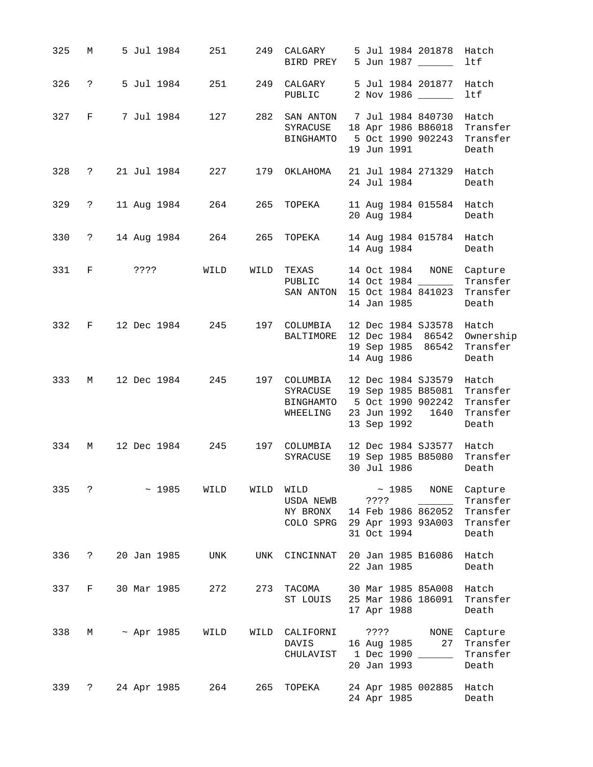| | | | | | | | | |
|---|---|---|---|---|---|---|---|---|
| 325 | M | 5 Jul 1984 | 251 | 249 | CALGARY | 5 Jul 1984 | 201878 | Hatch |
| | | | | | BIRD PREY | 5 Jun 1987 | ______ | ltf |
| 326 | ? | 5 Jul 1984 | 251 | 249 | CALGARY | 5 Jul 1984 | 201877 | Hatch |
| | | | | | PUBLIC | 2 Nov 1986 | ______ | ltf |
| 327 | F | 7 Jul 1984 | 127 | 282 | SAN ANTON | 7 Jul 1984 | 840730 | Hatch |
| | | | | | SYRACUSE | 18 Apr 1986 | B86018 | Transfer |
| | | | | | BINGHAMTO | 5 Oct 1990 | 902243 | Transfer |
| | | | | | | 19 Jun 1991 | | Death |
| 328 | ? | 21 Jul 1984 | 227 | 179 | OKLAHOMA | 21 Jul 1984 | 271329 | Hatch |
| | | | | | | 24 Jul 1984 | | Death |
| 329 | ? | 11 Aug 1984 | 264 | 265 | TOPEKA | 11 Aug 1984 | 015584 | Hatch |
| | | | | | | 20 Aug 1984 | | Death |
| 330 | ? | 14 Aug 1984 | 264 | 265 | TOPEKA | 14 Aug 1984 | 015784 | Hatch |
| | | | | | | 14 Aug 1984 | | Death |
| 331 | F | ???? | WILD | WILD | TEXAS | 14 Oct 1984 | NONE | Capture |
| | | | | | PUBLIC | 14 Oct 1984 | ______ | Transfer |
| | | | | | SAN ANTON | 15 Oct 1984 | 841023 | Transfer |
| | | | | | | 14 Jan 1985 | | Death |
| 332 | F | 12 Dec 1984 | 245 | 197 | COLUMBIA | 12 Dec 1984 | SJ3578 | Hatch |
| | | | | | BALTIMORE | 12 Dec 1984 | 86542 | Ownership |
| | | | | | | 19 Sep 1985 | 86542 | Transfer |
| | | | | | | 14 Aug 1986 | | Death |
| 333 | M | 12 Dec 1984 | 245 | 197 | COLUMBIA | 12 Dec 1984 | SJ3579 | Hatch |
| | | | | | SYRACUSE | 19 Sep 1985 | B85081 | Transfer |
| | | | | | BINGHAMTO | 5 Oct 1990 | 902242 | Transfer |
| | | | | | WHEELING | 23 Jun 1992 | 1640 | Transfer |
| | | | | | | 13 Sep 1992 | | Death |
| 334 | M | 12 Dec 1984 | 245 | 197 | COLUMBIA | 12 Dec 1984 | SJ3577 | Hatch |
| | | | | | SYRACUSE | 19 Sep 1985 | B85080 | Transfer |
| | | | | | | 30 Jul 1986 | | Death |
| 335 | ? | ~ 1985 | WILD | WILD | WILD | ~ 1985 | NONE | Capture |
| | | | | | USDA NEWB | ???? | ______ | Transfer |
| | | | | | NY BRONX | 14 Feb 1986 | 862052 | Transfer |
| | | | | | COLO SPRG | 29 Apr 1993 | 93A003 | Transfer |
| | | | | | | 31 Oct 1994 | | Death |
| 336 | ? | 20 Jan 1985 | UNK | UNK | CINCINNAT | 20 Jan 1985 | B16086 | Hatch |
| | | | | | | 22 Jan 1985 | | Death |
| 337 | F | 30 Mar 1985 | 272 | 273 | TACOMA | 30 Mar 1985 | 85A008 | Hatch |
| | | | | | ST LOUIS | 25 Mar 1986 | 186091 | Transfer |
| | | | | | | 17 Apr 1988 | | Death |
| 338 | M | ~ Apr 1985 | WILD | WILD | CALIFORNI | ???? | NONE | Capture |
| | | | | | DAVIS | 16 Aug 1985 | 27 | Transfer |
| | | | | | CHULAVIST | 1 Dec 1990 | ______ | Transfer |
| | | | | | | 20 Jan 1993 | | Death |
| 339 | ? | 24 Apr 1985 | 264 | 265 | TOPEKA | 24 Apr 1985 | 002885 | Hatch |
| | | | | | | 24 Apr 1985 | | Death |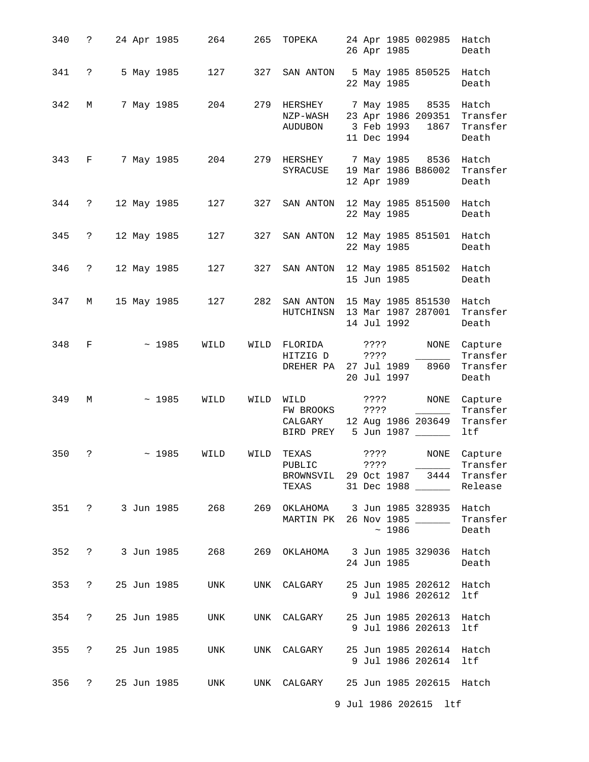| | | | | | | | | |
|---|---|---|---|---|---|---|---|---|
| 340 | ? | 24 Apr 1985 | 264 | 265 | TOPEKA | 24 Apr 1985 | 002985 | Hatch |
| | | | | | | 26 Apr 1985 | | Death |
| 341 | ? | 5 May 1985 | 127 | 327 | SAN ANTON | 5 May 1985 | 850525 | Hatch |
| | | | | | | 22 May 1985 | | Death |
| 342 | M | 7 May 1985 | 204 | 279 | HERSHEY | 7 May 1985 | 8535 | Hatch |
| | | | | | NZP-WASH | 23 Apr 1986 | 209351 | Transfer |
| | | | | | AUDUBON | 3 Feb 1993 | 1867 | Transfer |
| | | | | | | 11 Dec 1994 | | Death |
| 343 | F | 7 May 1985 | 204 | 279 | HERSHEY | 7 May 1985 | 8536 | Hatch |
| | | | | | SYRACUSE | 19 Mar 1986 | B86002 | Transfer |
| | | | | | | 12 Apr 1989 | | Death |
| 344 | ? | 12 May 1985 | 127 | 327 | SAN ANTON | 12 May 1985 | 851500 | Hatch |
| | | | | | | 22 May 1985 | | Death |
| 345 | ? | 12 May 1985 | 127 | 327 | SAN ANTON | 12 May 1985 | 851501 | Hatch |
| | | | | | | 22 May 1985 | | Death |
| 346 | ? | 12 May 1985 | 127 | 327 | SAN ANTON | 12 May 1985 | 851502 | Hatch |
| | | | | | | 15 Jun 1985 | | Death |
| 347 | M | 15 May 1985 | 127 | 282 | SAN ANTON | 15 May 1985 | 851530 | Hatch |
| | | | | | HUTCHINSN | 13 Mar 1987 | 287001 | Transfer |
| | | | | | | 14 Jul 1992 | | Death |
| 348 | F | ~ 1985 | WILD | WILD | FLORIDA | ???? | NONE | Capture |
| | | | | | HITZIG D | ???? | ______ | Transfer |
| | | | | | DREHER PA | 27 Jul 1989 | 8960 | Transfer |
| | | | | | | 20 Jul 1997 | | Death |
| 349 | M | ~ 1985 | WILD | WILD | WILD | ???? | NONE | Capture |
| | | | | | FW BROOKS | ???? | ______ | Transfer |
| | | | | | CALGARY | 12 Aug 1986 | 203649 | Transfer |
| | | | | | BIRD PREY | 5 Jun 1987 | ______ | ltf |
| 350 | ? | ~ 1985 | WILD | WILD | TEXAS | ???? | NONE | Capture |
| | | | | | PUBLIC | ???? | ______ | Transfer |
| | | | | | BROWNSVIL | 29 Oct 1987 | 3444 | Transfer |
| | | | | | TEXAS | 31 Dec 1988 | ______ | Release |
| 351 | ? | 3 Jun 1985 | 268 | 269 | OKLAHOMA | 3 Jun 1985 | 328935 | Hatch |
| | | | | | MARTIN PK | 26 Nov 1985 | ______ | Transfer |
| | | | | | | ~ 1986 | | Death |
| 352 | ? | 3 Jun 1985 | 268 | 269 | OKLAHOMA | 3 Jun 1985 | 329036 | Hatch |
| | | | | | | 24 Jun 1985 | | Death |
| 353 | ? | 25 Jun 1985 | UNK | UNK | CALGARY | 25 Jun 1985 | 202612 | Hatch |
| | | | | | | 9 Jul 1986 | 202612 | ltf |
| 354 | ? | 25 Jun 1985 | UNK | UNK | CALGARY | 25 Jun 1985 | 202613 | Hatch |
| | | | | | | 9 Jul 1986 | 202613 | ltf |
| 355 | ? | 25 Jun 1985 | UNK | UNK | CALGARY | 25 Jun 1985 | 202614 | Hatch |
| | | | | | | 9 Jul 1986 | 202614 | ltf |
| 356 | ? | 25 Jun 1985 | UNK | UNK | CALGARY | 25 Jun 1985 | 202615 | Hatch |
| | | | | | | 9 Jul 1986 | 202615 | ltf |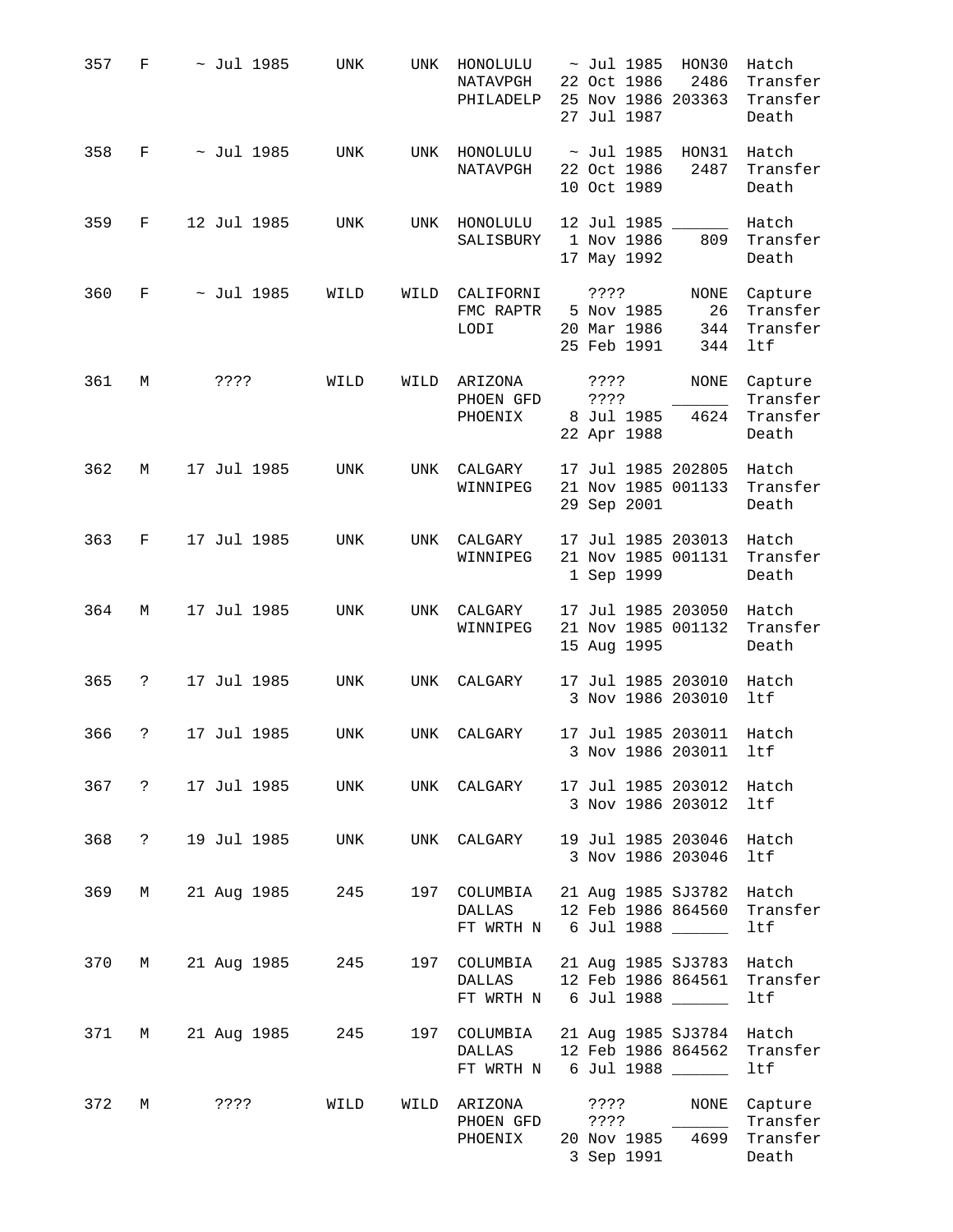| | | | | | | | | |
|---|---|---|---|---|---|---|---|---|
| 357 | F | ~ Jul 1985 | UNK | UNK | HONOLULU | ~ Jul 1985 | HON30 | Hatch |
| | | | | | NATAVPGH | 22 Oct 1986 | 2486 | Transfer |
| | | | | | PHILADELP | 25 Nov 1986 | 203363 | Transfer |
| | | | | | | 27 Jul 1987 | | Death |
| 358 | F | ~ Jul 1985 | UNK | UNK | HONOLULU | ~ Jul 1985 | HON31 | Hatch |
| | | | | | NATAVPGH | 22 Oct 1986 | 2487 | Transfer |
| | | | | | | 10 Oct 1989 | | Death |
| 359 | F | 12 Jul 1985 | UNK | UNK | HONOLULU | 12 Jul 1985 | ______ | Hatch |
| | | | | | SALISBURY | 1 Nov 1986 | 809 | Transfer |
| | | | | | | 17 May 1992 | | Death |
| 360 | F | ~ Jul 1985 | WILD | WILD | CALIFORNI | ???? | NONE | Capture |
| | | | | | FMC RAPTR | 5 Nov 1985 | 26 | Transfer |
| | | | | | LODI | 20 Mar 1986 | 344 | Transfer |
| | | | | | | 25 Feb 1991 | 344 | ltf |
| 361 | M | ???? | WILD | WILD | ARIZONA | ???? | NONE | Capture |
| | | | | | PHOEN GFD | ???? | ______ | Transfer |
| | | | | | PHOENIX | 8 Jul 1985 | 4624 | Transfer |
| | | | | | | 22 Apr 1988 | | Death |
| 362 | M | 17 Jul 1985 | UNK | UNK | CALGARY | 17 Jul 1985 | 202805 | Hatch |
| | | | | | WINNIPEG | 21 Nov 1985 | 001133 | Transfer |
| | | | | | | 29 Sep 2001 | | Death |
| 363 | F | 17 Jul 1985 | UNK | UNK | CALGARY | 17 Jul 1985 | 203013 | Hatch |
| | | | | | WINNIPEG | 21 Nov 1985 | 001131 | Transfer |
| | | | | | | 1 Sep 1999 | | Death |
| 364 | M | 17 Jul 1985 | UNK | UNK | CALGARY | 17 Jul 1985 | 203050 | Hatch |
| | | | | | WINNIPEG | 21 Nov 1985 | 001132 | Transfer |
| | | | | | | 15 Aug 1995 | | Death |
| 365 | ? | 17 Jul 1985 | UNK | UNK | CALGARY | 17 Jul 1985 | 203010 | Hatch |
| | | | | | | 3 Nov 1986 | 203010 | ltf |
| 366 | ? | 17 Jul 1985 | UNK | UNK | CALGARY | 17 Jul 1985 | 203011 | Hatch |
| | | | | | | 3 Nov 1986 | 203011 | ltf |
| 367 | ? | 17 Jul 1985 | UNK | UNK | CALGARY | 17 Jul 1985 | 203012 | Hatch |
| | | | | | | 3 Nov 1986 | 203012 | ltf |
| 368 | ? | 19 Jul 1985 | UNK | UNK | CALGARY | 19 Jul 1985 | 203046 | Hatch |
| | | | | | | 3 Nov 1986 | 203046 | ltf |
| 369 | M | 21 Aug 1985 | 245 | 197 | COLUMBIA | 21 Aug 1985 | SJ3782 | Hatch |
| | | | | | DALLAS | 12 Feb 1986 | 864560 | Transfer |
| | | | | | FT WRTH N | 6 Jul 1988 | ______ | ltf |
| 370 | M | 21 Aug 1985 | 245 | 197 | COLUMBIA | 21 Aug 1985 | SJ3783 | Hatch |
| | | | | | DALLAS | 12 Feb 1986 | 864561 | Transfer |
| | | | | | FT WRTH N | 6 Jul 1988 | ______ | ltf |
| 371 | M | 21 Aug 1985 | 245 | 197 | COLUMBIA | 21 Aug 1985 | SJ3784 | Hatch |
| | | | | | DALLAS | 12 Feb 1986 | 864562 | Transfer |
| | | | | | FT WRTH N | 6 Jul 1988 | ______ | ltf |
| 372 | M | ???? | WILD | WILD | ARIZONA | ???? | NONE | Capture |
| | | | | | PHOEN GFD | ???? | ______ | Transfer |
| | | | | | PHOENIX | 20 Nov 1985 | 4699 | Transfer |
| | | | | | | 3 Sep 1991 | | Death |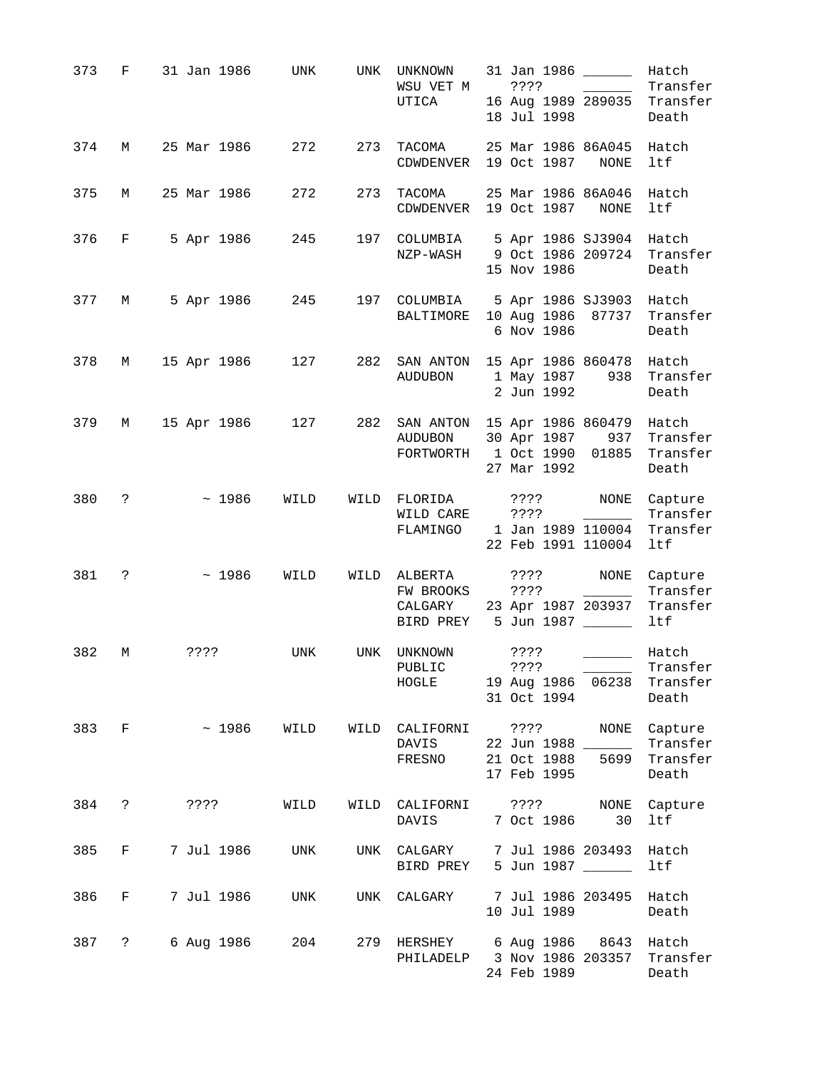| | | | | | | | | |
|---|---|---|---|---|---|---|---|---|
| 373 | F | 31 Jan 1986 | UNK | UNK | UNKNOWN | 31 Jan 1986 | ______ | Hatch |
| | | | | | WSU VET M | ???? | ______ | Transfer |
| | | | | | UTICA | 16 Aug 1989 | 289035 | Transfer |
| | | | | | | 18 Jul 1998 | | Death |
| 374 | M | 25 Mar 1986 | 272 | 273 | TACOMA | 25 Mar 1986 | 86A045 | Hatch |
| | | | | | CDWDENVER | 19 Oct 1987 | NONE | ltf |
| 375 | M | 25 Mar 1986 | 272 | 273 | TACOMA | 25 Mar 1986 | 86A046 | Hatch |
| | | | | | CDWDENVER | 19 Oct 1987 | NONE | ltf |
| 376 | F | 5 Apr 1986 | 245 | 197 | COLUMBIA | 5 Apr 1986 | SJ3904 | Hatch |
| | | | | | NZP-WASH | 9 Oct 1986 | 209724 | Transfer |
| | | | | | | 15 Nov 1986 | | Death |
| 377 | M | 5 Apr 1986 | 245 | 197 | COLUMBIA | 5 Apr 1986 | SJ3903 | Hatch |
| | | | | | BALTIMORE | 10 Aug 1986 | 87737 | Transfer |
| | | | | | | 6 Nov 1986 | | Death |
| 378 | M | 15 Apr 1986 | 127 | 282 | SAN ANTON | 15 Apr 1986 | 860478 | Hatch |
| | | | | | AUDUBON | 1 May 1987 | 938 | Transfer |
| | | | | | | 2 Jun 1992 | | Death |
| 379 | M | 15 Apr 1986 | 127 | 282 | SAN ANTON | 15 Apr 1986 | 860479 | Hatch |
| | | | | | AUDUBON | 30 Apr 1987 | 937 | Transfer |
| | | | | | FORTWORTH | 1 Oct 1990 | 01885 | Transfer |
| | | | | | | 27 Mar 1992 | | Death |
| 380 | ? | ~ 1986 | WILD | WILD | FLORIDA | ???? | NONE | Capture |
| | | | | | WILD CARE | ???? | ______ | Transfer |
| | | | | | FLAMINGO | 1 Jan 1989 | 110004 | Transfer |
| | | | | | | 22 Feb 1991 | 110004 | ltf |
| 381 | ? | ~ 1986 | WILD | WILD | ALBERTA | ???? | NONE | Capture |
| | | | | | FW BROOKS | ???? | ______ | Transfer |
| | | | | | CALGARY | 23 Apr 1987 | 203937 | Transfer |
| | | | | | BIRD PREY | 5 Jun 1987 | ______ | ltf |
| 382 | M | ???? | UNK | UNK | UNKNOWN | ???? | ______ | Hatch |
| | | | | | PUBLIC | ???? | ______ | Transfer |
| | | | | | HOGLE | 19 Aug 1986 | 06238 | Transfer |
| | | | | | | 31 Oct 1994 | | Death |
| 383 | F | ~ 1986 | WILD | WILD | CALIFORNI | ???? | NONE | Capture |
| | | | | | DAVIS | 22 Jun 1988 | ______ | Transfer |
| | | | | | FRESNO | 21 Oct 1988 | 5699 | Transfer |
| | | | | | | 17 Feb 1995 | | Death |
| 384 | ? | ???? | WILD | WILD | CALIFORNI | ???? | NONE | Capture |
| | | | | | DAVIS | 7 Oct 1986 | 30 | ltf |
| 385 | F | 7 Jul 1986 | UNK | UNK | CALGARY | 7 Jul 1986 | 203493 | Hatch |
| | | | | | BIRD PREY | 5 Jun 1987 | ______ | ltf |
| 386 | F | 7 Jul 1986 | UNK | UNK | CALGARY | 7 Jul 1986 | 203495 | Hatch |
| | | | | | | 10 Jul 1989 | | Death |
| 387 | ? | 6 Aug 1986 | 204 | 279 | HERSHEY | 6 Aug 1986 | 8643 | Hatch |
| | | | | | PHILADELP | 3 Nov 1986 | 203357 | Transfer |
| | | | | | | 24 Feb 1989 | | Death |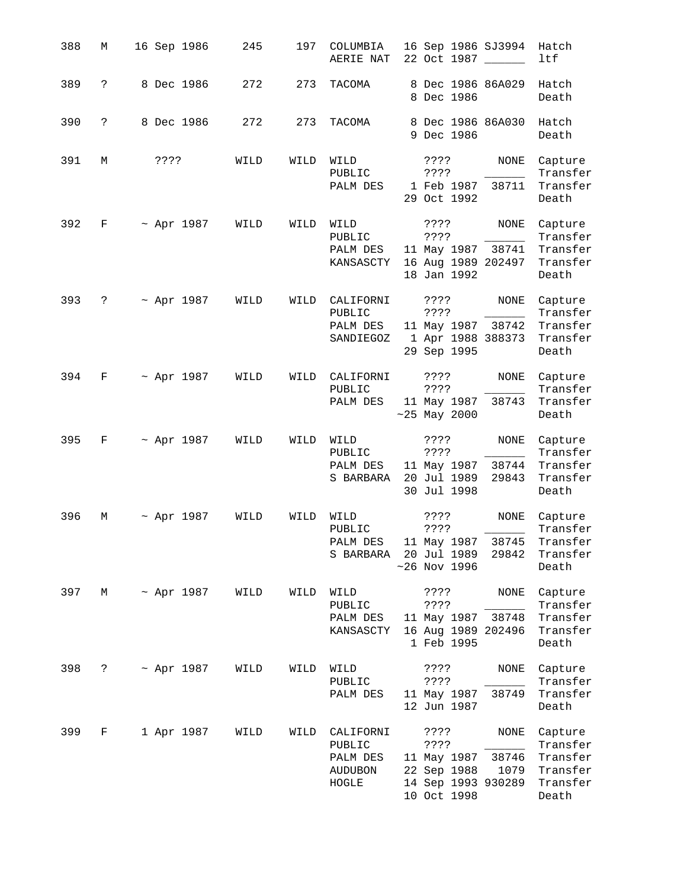| | | | | | | | | |
|---|---|---|---|---|---|---|---|---|
| 388 | M | 16 Sep 1986 | 245 | 197 | COLUMBIA | 16 Sep 1986 | SJ3994 | Hatch |
| | | | | | AERIE NAT | 22 Oct 1987 | ______ | ltf |
| 389 | ? | 8 Dec 1986 | 272 | 273 | TACOMA | 8 Dec 1986 | 86A029 | Hatch |
| | | | | | | 8 Dec 1986 | | Death |
| 390 | ? | 8 Dec 1986 | 272 | 273 | TACOMA | 8 Dec 1986 | 86A030 | Hatch |
| | | | | | | 9 Dec 1986 | | Death |
| 391 | M | ???? | WILD | WILD | WILD | ???? | NONE | Capture |
| | | | | | PUBLIC | ???? | ______ | Transfer |
| | | | | | PALM DES | 1 Feb 1987 | 38711 | Transfer |
| | | | | | | 29 Oct 1992 | | Death |
| 392 | F | ~ Apr 1987 | WILD | WILD | WILD | ???? | NONE | Capture |
| | | | | | PUBLIC | ???? | ______ | Transfer |
| | | | | | PALM DES | 11 May 1987 | 38741 | Transfer |
| | | | | | KANSASCTY | 16 Aug 1989 | 202497 | Transfer |
| | | | | | | 18 Jan 1992 | | Death |
| 393 | ? | ~ Apr 1987 | WILD | WILD | CALIFORNI | ???? | NONE | Capture |
| | | | | | PUBLIC | ???? | ______ | Transfer |
| | | | | | PALM DES | 11 May 1987 | 38742 | Transfer |
| | | | | | SANDIEGOZ | 1 Apr 1988 | 388373 | Transfer |
| | | | | | | 29 Sep 1995 | | Death |
| 394 | F | ~ Apr 1987 | WILD | WILD | CALIFORNI | ???? | NONE | Capture |
| | | | | | PUBLIC | ???? | ______ | Transfer |
| | | | | | PALM DES | 11 May 1987 | 38743 | Transfer |
| | | | | | | ~25 May 2000 | | Death |
| 395 | F | ~ Apr 1987 | WILD | WILD | WILD | ???? | NONE | Capture |
| | | | | | PUBLIC | ???? | ______ | Transfer |
| | | | | | PALM DES | 11 May 1987 | 38744 | Transfer |
| | | | | | S BARBARA | 20 Jul 1989 | 29843 | Transfer |
| | | | | | | 30 Jul 1998 | | Death |
| 396 | M | ~ Apr 1987 | WILD | WILD | WILD | ???? | NONE | Capture |
| | | | | | PUBLIC | ???? | ______ | Transfer |
| | | | | | PALM DES | 11 May 1987 | 38745 | Transfer |
| | | | | | S BARBARA | 20 Jul 1989 | 29842 | Transfer |
| | | | | | | ~26 Nov 1996 | | Death |
| 397 | M | ~ Apr 1987 | WILD | WILD | WILD | ???? | NONE | Capture |
| | | | | | PUBLIC | ???? | ______ | Transfer |
| | | | | | PALM DES | 11 May 1987 | 38748 | Transfer |
| | | | | | KANSASCTY | 16 Aug 1989 | 202496 | Transfer |
| | | | | | | 1 Feb 1995 | | Death |
| 398 | ? | ~ Apr 1987 | WILD | WILD | WILD | ???? | NONE | Capture |
| | | | | | PUBLIC | ???? | ______ | Transfer |
| | | | | | PALM DES | 11 May 1987 | 38749 | Transfer |
| | | | | | | 12 Jun 1987 | | Death |
| 399 | F | 1 Apr 1987 | WILD | WILD | CALIFORNI | ???? | NONE | Capture |
| | | | | | PUBLIC | ???? | ______ | Transfer |
| | | | | | PALM DES | 11 May 1987 | 38746 | Transfer |
| | | | | | AUDUBON | 22 Sep 1988 | 1079 | Transfer |
| | | | | | HOGLE | 14 Sep 1993 | 930289 | Transfer |
| | | | | | | 10 Oct 1998 | | Death |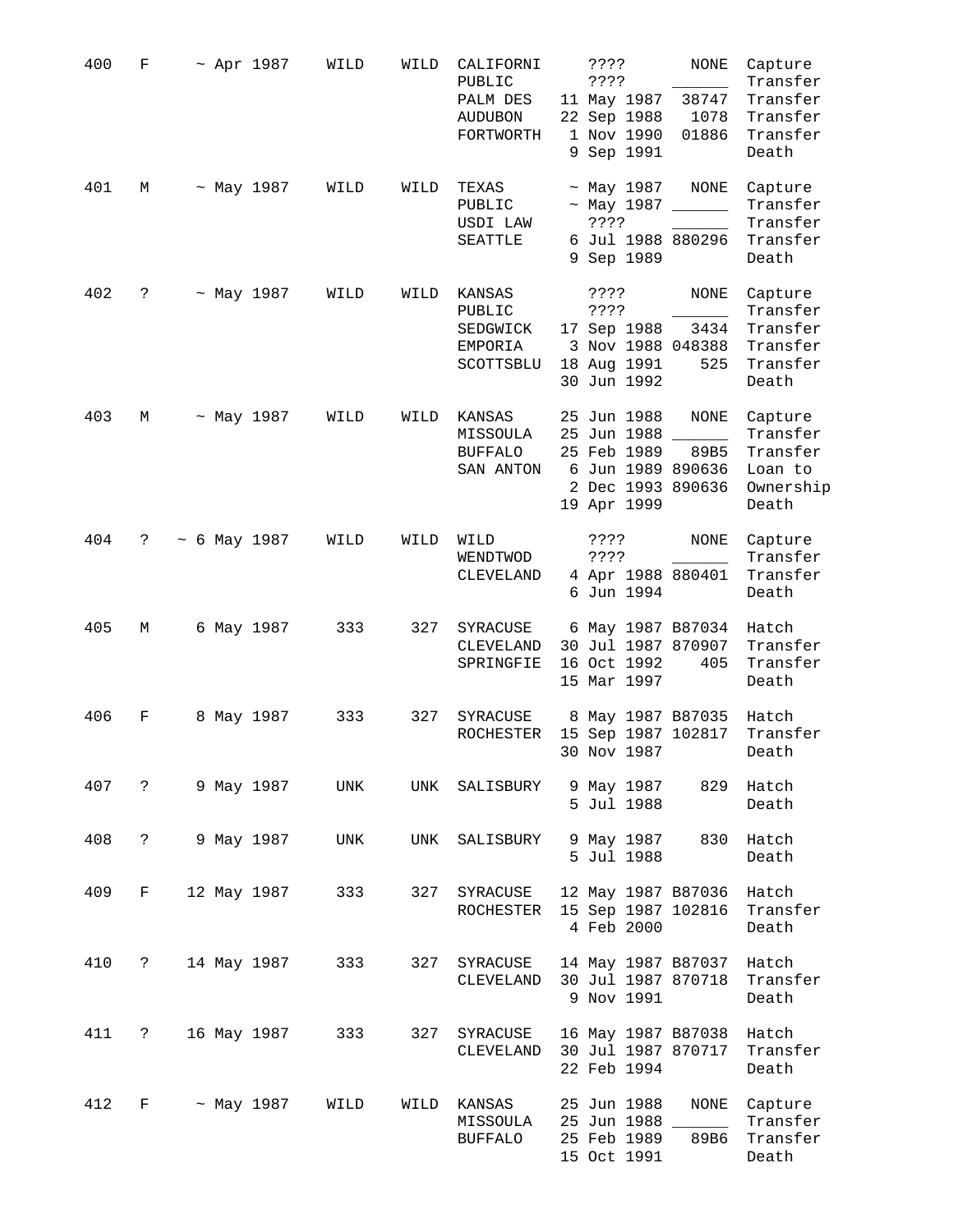```
400   F     ~ Apr 1987    WILD     WILD  CALIFORNI     ????       NONE  Capture
                                         PUBLIC        ????      ______  Transfer
                                         PALM DES   11 May 1987  38747  Transfer
                                         AUDUBON    22 Sep 1988   1078  Transfer
                                         FORTWORTH   1 Nov 1990  01886  Transfer
                                                     9 Sep 1991         Death

401   M     ~ May 1987    WILD     WILD  TEXAS       ~ May 1987   NONE  Capture
                                         PUBLIC      ~ May 1987 ______  Transfer
                                         USDI LAW      ????      ______  Transfer
                                         SEATTLE     6 Jul 1988 880296  Transfer
                                                     9 Sep 1989         Death

402   ?     ~ May 1987    WILD     WILD  KANSAS        ????       NONE  Capture
                                         PUBLIC        ????      ______  Transfer
                                         SEDGWICK   17 Sep 1988   3434  Transfer
                                         EMPORIA     3 Nov 1988 048388  Transfer
                                         SCOTTSBLU  18 Aug 1991    525  Transfer
                                                    30 Jun 1992         Death

403   M     ~ May 1987    WILD     WILD  KANSAS     25 Jun 1988   NONE  Capture
                                         MISSOULA   25 Jun 1988 ______  Transfer
                                         BUFFALO    25 Feb 1989   89B5  Transfer
                                         SAN ANTON   6 Jun 1989 890636  Loan to
                                                     2 Dec 1993 890636  Ownership
                                                    19 Apr 1999         Death

404   ?   ~ 6 May 1987    WILD     WILD  WILD          ????       NONE  Capture
                                         WENDTWOD      ????      ______  Transfer
                                         CLEVELAND   4 Apr 1988 880401  Transfer
                                                     6 Jun 1994         Death

405   M     6 May 1987     333      327  SYRACUSE    6 May 1987 B87034  Hatch
                                         CLEVELAND  30 Jul 1987 870907  Transfer
                                         SPRINGFIE  16 Oct 1992    405  Transfer
                                                    15 Mar 1997         Death

406   F     8 May 1987     333      327  SYRACUSE    8 May 1987 B87035  Hatch
                                         ROCHESTER  15 Sep 1987 102817  Transfer
                                                    30 Nov 1987         Death

407   ?     9 May 1987     UNK      UNK  SALISBURY   9 May 1987    829  Hatch
                                                     5 Jul 1988         Death

408   ?     9 May 1987     UNK      UNK  SALISBURY   9 May 1987    830  Hatch
                                                     5 Jul 1988         Death

409   F    12 May 1987     333      327  SYRACUSE   12 May 1987 B87036  Hatch
                                         ROCHESTER  15 Sep 1987 102816  Transfer
                                                     4 Feb 2000         Death

410   ?    14 May 1987     333      327  SYRACUSE   14 May 1987 B87037  Hatch
                                         CLEVELAND  30 Jul 1987 870718  Transfer
                                                     9 Nov 1991         Death

411   ?    16 May 1987     333      327  SYRACUSE   16 May 1987 B87038  Hatch
                                         CLEVELAND  30 Jul 1987 870717  Transfer
                                                    22 Feb 1994         Death

412   F     ~ May 1987    WILD     WILD  KANSAS     25 Jun 1988   NONE  Capture
                                         MISSOULA   25 Jun 1988 ______  Transfer
                                         BUFFALO    25 Feb 1989   89B6  Transfer
                                                    15 Oct 1991         Death
```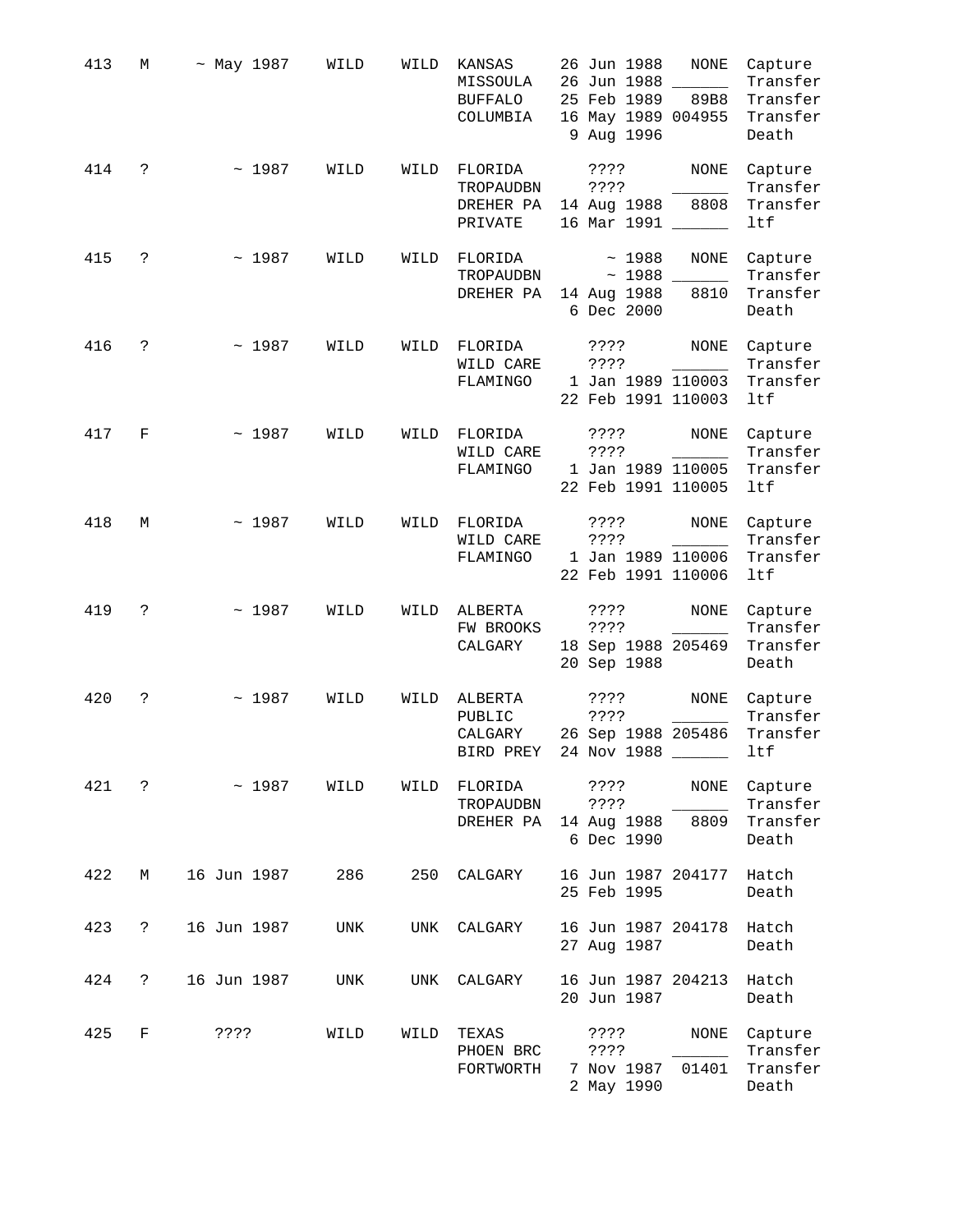| | | | | | | | | |
|---|---|---|---|---|---|---|---|---|
| 413 | M | ~ May 1987 | WILD | WILD | KANSAS | 26 Jun 1988 | NONE | Capture |
| | | | | | MISSOULA | 26 Jun 1988 | ______ | Transfer |
| | | | | | BUFFALO | 25 Feb 1989 | 89B8 | Transfer |
| | | | | | COLUMBIA | 16 May 1989 | 004955 | Transfer |
| | | | | | | 9 Aug 1996 | | Death |
| 414 | ? | ~ 1987 | WILD | WILD | FLORIDA | ???? | NONE | Capture |
| | | | | | TROPAUDBN | ???? | ______ | Transfer |
| | | | | | DREHER PA | 14 Aug 1988 | 8808 | Transfer |
| | | | | | PRIVATE | 16 Mar 1991 | ______ | ltf |
| 415 | ? | ~ 1987 | WILD | WILD | FLORIDA | ~ 1988 | NONE | Capture |
| | | | | | TROPAUDBN | ~ 1988 | ______ | Transfer |
| | | | | | DREHER PA | 14 Aug 1988 | 8810 | Transfer |
| | | | | | | 6 Dec 2000 | | Death |
| 416 | ? | ~ 1987 | WILD | WILD | FLORIDA | ???? | NONE | Capture |
| | | | | | WILD CARE | ???? | ______ | Transfer |
| | | | | | FLAMINGO | 1 Jan 1989 | 110003 | Transfer |
| | | | | | | 22 Feb 1991 | 110003 | ltf |
| 417 | F | ~ 1987 | WILD | WILD | FLORIDA | ???? | NONE | Capture |
| | | | | | WILD CARE | ???? | ______ | Transfer |
| | | | | | FLAMINGO | 1 Jan 1989 | 110005 | Transfer |
| | | | | | | 22 Feb 1991 | 110005 | ltf |
| 418 | M | ~ 1987 | WILD | WILD | FLORIDA | ???? | NONE | Capture |
| | | | | | WILD CARE | ???? | ______ | Transfer |
| | | | | | FLAMINGO | 1 Jan 1989 | 110006 | Transfer |
| | | | | | | 22 Feb 1991 | 110006 | ltf |
| 419 | ? | ~ 1987 | WILD | WILD | ALBERTA | ???? | NONE | Capture |
| | | | | | FW BROOKS | ???? | ______ | Transfer |
| | | | | | CALGARY | 18 Sep 1988 | 205469 | Transfer |
| | | | | | | 20 Sep 1988 | | Death |
| 420 | ? | ~ 1987 | WILD | WILD | ALBERTA | ???? | NONE | Capture |
| | | | | | PUBLIC | ???? | ______ | Transfer |
| | | | | | CALGARY | 26 Sep 1988 | 205486 | Transfer |
| | | | | | BIRD PREY | 24 Nov 1988 | ______ | ltf |
| 421 | ? | ~ 1987 | WILD | WILD | FLORIDA | ???? | NONE | Capture |
| | | | | | TROPAUDBN | ???? | ______ | Transfer |
| | | | | | DREHER PA | 14 Aug 1988 | 8809 | Transfer |
| | | | | | | 6 Dec 1990 | | Death |
| 422 | M | 16 Jun 1987 | 286 | 250 | CALGARY | 16 Jun 1987 | 204177 | Hatch |
| | | | | | | 25 Feb 1995 | | Death |
| 423 | ? | 16 Jun 1987 | UNK | UNK | CALGARY | 16 Jun 1987 | 204178 | Hatch |
| | | | | | | 27 Aug 1987 | | Death |
| 424 | ? | 16 Jun 1987 | UNK | UNK | CALGARY | 16 Jun 1987 | 204213 | Hatch |
| | | | | | | 20 Jun 1987 | | Death |
| 425 | F | ???? | WILD | WILD | TEXAS | ???? | NONE | Capture |
| | | | | | PHOEN BRC | ???? | ______ | Transfer |
| | | | | | FORTWORTH | 7 Nov 1987 | 01401 | Transfer |
| | | | | | | 2 May 1990 | | Death |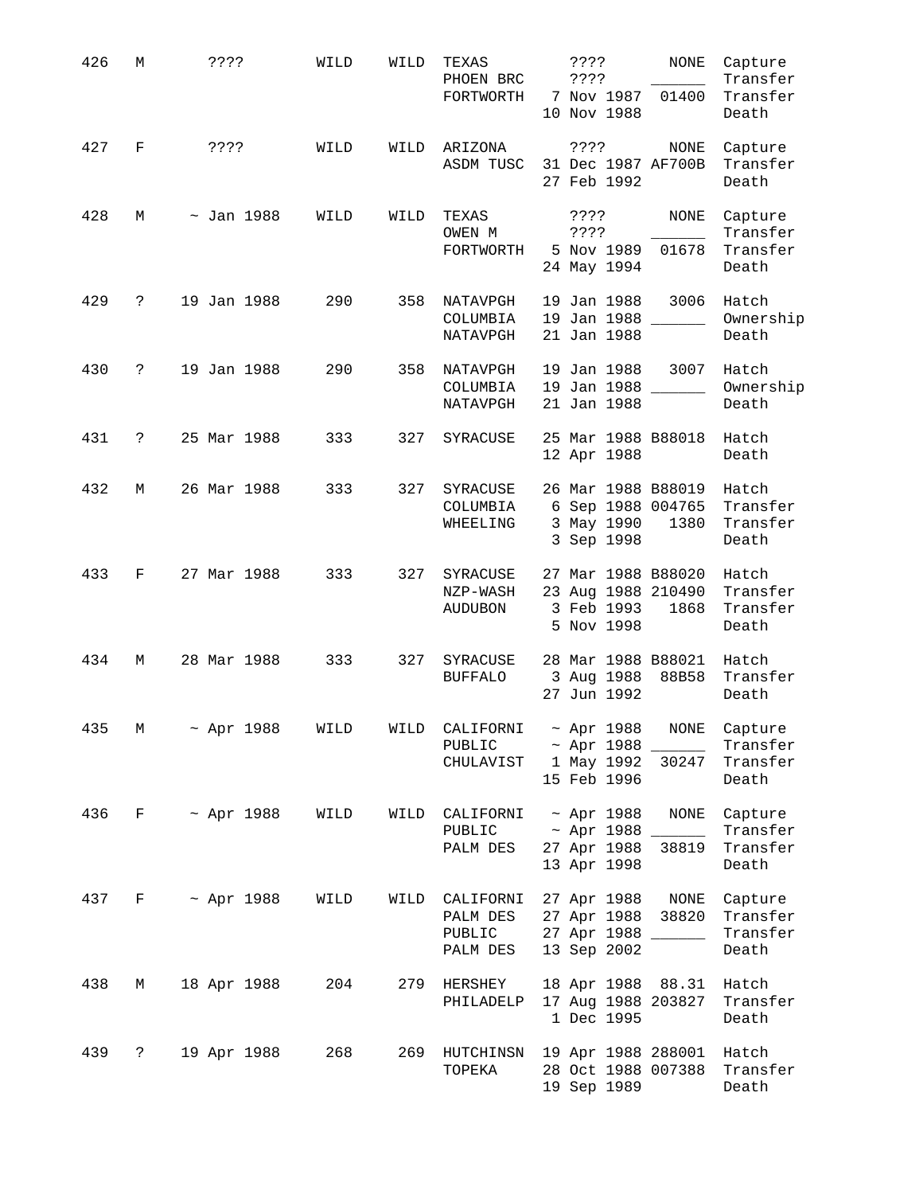| | | | | | | | | |
|---|---|---|---|---|---|---|---|---|
| 426 | M | ???? | WILD | WILD | TEXAS | ???? | NONE | Capture |
| | | | | | PHOEN BRC | ???? | ______ | Transfer |
| | | | | | FORTWORTH | 7 Nov 1987 | 01400 | Transfer |
| | | | | | | 10 Nov 1988 | | Death |
| 427 | F | ???? | WILD | WILD | ARIZONA | ???? | NONE | Capture |
| | | | | | ASDM TUSC | 31 Dec 1987 | AF700B | Transfer |
| | | | | | | 27 Feb 1992 | | Death |
| 428 | M | ~ Jan 1988 | WILD | WILD | TEXAS | ???? | NONE | Capture |
| | | | | | OWEN M | ???? | ______ | Transfer |
| | | | | | FORTWORTH | 5 Nov 1989 | 01678 | Transfer |
| | | | | | | 24 May 1994 | | Death |
| 429 | ? | 19 Jan 1988 | 290 | 358 | NATAVPGH | 19 Jan 1988 | 3006 | Hatch |
| | | | | | COLUMBIA | 19 Jan 1988 | ______ | Ownership |
| | | | | | NATAVPGH | 21 Jan 1988 | | Death |
| 430 | ? | 19 Jan 1988 | 290 | 358 | NATAVPGH | 19 Jan 1988 | 3007 | Hatch |
| | | | | | COLUMBIA | 19 Jan 1988 | ______ | Ownership |
| | | | | | NATAVPGH | 21 Jan 1988 | | Death |
| 431 | ? | 25 Mar 1988 | 333 | 327 | SYRACUSE | 25 Mar 1988 | B88018 | Hatch |
| | | | | | | 12 Apr 1988 | | Death |
| 432 | M | 26 Mar 1988 | 333 | 327 | SYRACUSE | 26 Mar 1988 | B88019 | Hatch |
| | | | | | COLUMBIA | 6 Sep 1988 | 004765 | Transfer |
| | | | | | WHEELING | 3 May 1990 | 1380 | Transfer |
| | | | | | | 3 Sep 1998 | | Death |
| 433 | F | 27 Mar 1988 | 333 | 327 | SYRACUSE | 27 Mar 1988 | B88020 | Hatch |
| | | | | | NZP-WASH | 23 Aug 1988 | 210490 | Transfer |
| | | | | | AUDUBON | 3 Feb 1993 | 1868 | Transfer |
| | | | | | | 5 Nov 1998 | | Death |
| 434 | M | 28 Mar 1988 | 333 | 327 | SYRACUSE | 28 Mar 1988 | B88021 | Hatch |
| | | | | | BUFFALO | 3 Aug 1988 | 88B58 | Transfer |
| | | | | | | 27 Jun 1992 | | Death |
| 435 | M | ~ Apr 1988 | WILD | WILD | CALIFORNI | ~ Apr 1988 | NONE | Capture |
| | | | | | PUBLIC | ~ Apr 1988 | ______ | Transfer |
| | | | | | CHULAVIST | 1 May 1992 | 30247 | Transfer |
| | | | | | | 15 Feb 1996 | | Death |
| 436 | F | ~ Apr 1988 | WILD | WILD | CALIFORNI | ~ Apr 1988 | NONE | Capture |
| | | | | | PUBLIC | ~ Apr 1988 | ______ | Transfer |
| | | | | | PALM DES | 27 Apr 1988 | 38819 | Transfer |
| | | | | | | 13 Apr 1998 | | Death |
| 437 | F | ~ Apr 1988 | WILD | WILD | CALIFORNI | 27 Apr 1988 | NONE | Capture |
| | | | | | PALM DES | 27 Apr 1988 | 38820 | Transfer |
| | | | | | PUBLIC | 27 Apr 1988 | ______ | Transfer |
| | | | | | PALM DES | 13 Sep 2002 | | Death |
| 438 | M | 18 Apr 1988 | 204 | 279 | HERSHEY | 18 Apr 1988 | 88.31 | Hatch |
| | | | | | PHILADELP | 17 Aug 1988 | 203827 | Transfer |
| | | | | | | 1 Dec 1995 | | Death |
| 439 | ? | 19 Apr 1988 | 268 | 269 | HUTCHINSN | 19 Apr 1988 | 288001 | Hatch |
| | | | | | TOPEKA | 28 Oct 1988 | 007388 | Transfer |
| | | | | | | 19 Sep 1989 | | Death |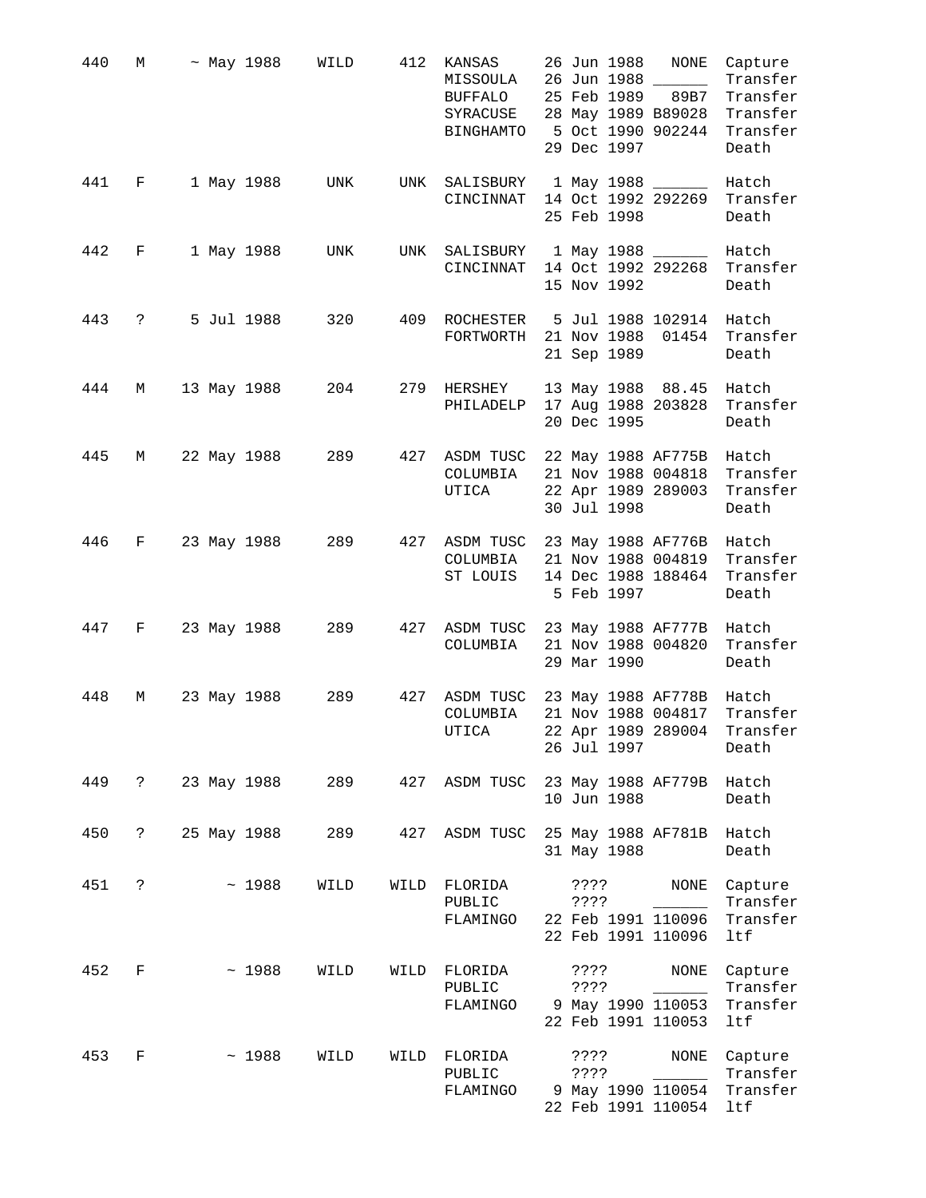| | | | | | | | | |
|---|---|---|---|---|---|---|---|---|
| 440 | M | ~ May 1988 | WILD | 412 | KANSAS | 26 Jun 1988 | NONE | Capture |
| | | | | | MISSOULA | 26 Jun 1988 | ______ | Transfer |
| | | | | | BUFFALO | 25 Feb 1989 | 89B7 | Transfer |
| | | | | | SYRACUSE | 28 May 1989 | B89028 | Transfer |
| | | | | | BINGHAMTO | 5 Oct 1990 | 902244 | Transfer |
| | | | | | | 29 Dec 1997 | | Death |
| 441 | F | 1 May 1988 | UNK | UNK | SALISBURY | 1 May 1988 | ______ | Hatch |
| | | | | | CINCINNAT | 14 Oct 1992 | 292269 | Transfer |
| | | | | | | 25 Feb 1998 | | Death |
| 442 | F | 1 May 1988 | UNK | UNK | SALISBURY | 1 May 1988 | ______ | Hatch |
| | | | | | CINCINNAT | 14 Oct 1992 | 292268 | Transfer |
| | | | | | | 15 Nov 1992 | | Death |
| 443 | ? | 5 Jul 1988 | 320 | 409 | ROCHESTER | 5 Jul 1988 | 102914 | Hatch |
| | | | | | FORTWORTH | 21 Nov 1988 | 01454 | Transfer |
| | | | | | | 21 Sep 1989 | | Death |
| 444 | M | 13 May 1988 | 204 | 279 | HERSHEY | 13 May 1988 | 88.45 | Hatch |
| | | | | | PHILADELP | 17 Aug 1988 | 203828 | Transfer |
| | | | | | | 20 Dec 1995 | | Death |
| 445 | M | 22 May 1988 | 289 | 427 | ASDM TUSC | 22 May 1988 | AF775B | Hatch |
| | | | | | COLUMBIA | 21 Nov 1988 | 004818 | Transfer |
| | | | | | UTICA | 22 Apr 1989 | 289003 | Transfer |
| | | | | | | 30 Jul 1998 | | Death |
| 446 | F | 23 May 1988 | 289 | 427 | ASDM TUSC | 23 May 1988 | AF776B | Hatch |
| | | | | | COLUMBIA | 21 Nov 1988 | 004819 | Transfer |
| | | | | | ST LOUIS | 14 Dec 1988 | 188464 | Transfer |
| | | | | | | 5 Feb 1997 | | Death |
| 447 | F | 23 May 1988 | 289 | 427 | ASDM TUSC | 23 May 1988 | AF777B | Hatch |
| | | | | | COLUMBIA | 21 Nov 1988 | 004820 | Transfer |
| | | | | | | 29 Mar 1990 | | Death |
| 448 | M | 23 May 1988 | 289 | 427 | ASDM TUSC | 23 May 1988 | AF778B | Hatch |
| | | | | | COLUMBIA | 21 Nov 1988 | 004817 | Transfer |
| | | | | | UTICA | 22 Apr 1989 | 289004 | Transfer |
| | | | | | | 26 Jul 1997 | | Death |
| 449 | ? | 23 May 1988 | 289 | 427 | ASDM TUSC | 23 May 1988 | AF779B | Hatch |
| | | | | | | 10 Jun 1988 | | Death |
| 450 | ? | 25 May 1988 | 289 | 427 | ASDM TUSC | 25 May 1988 | AF781B | Hatch |
| | | | | | | 31 May 1988 | | Death |
| 451 | ? | ~ 1988 | WILD | WILD | FLORIDA | ???? | NONE | Capture |
| | | | | | PUBLIC | ???? | ______ | Transfer |
| | | | | | FLAMINGO | 22 Feb 1991 | 110096 | Transfer |
| | | | | | | 22 Feb 1991 | 110096 | ltf |
| 452 | F | ~ 1988 | WILD | WILD | FLORIDA | ???? | NONE | Capture |
| | | | | | PUBLIC | ???? | ______ | Transfer |
| | | | | | FLAMINGO | 9 May 1990 | 110053 | Transfer |
| | | | | | | 22 Feb 1991 | 110053 | ltf |
| 453 | F | ~ 1988 | WILD | WILD | FLORIDA | ???? | NONE | Capture |
| | | | | | PUBLIC | ???? | ______ | Transfer |
| | | | | | FLAMINGO | 9 May 1990 | 110054 | Transfer |
| | | | | | | 22 Feb 1991 | 110054 | ltf |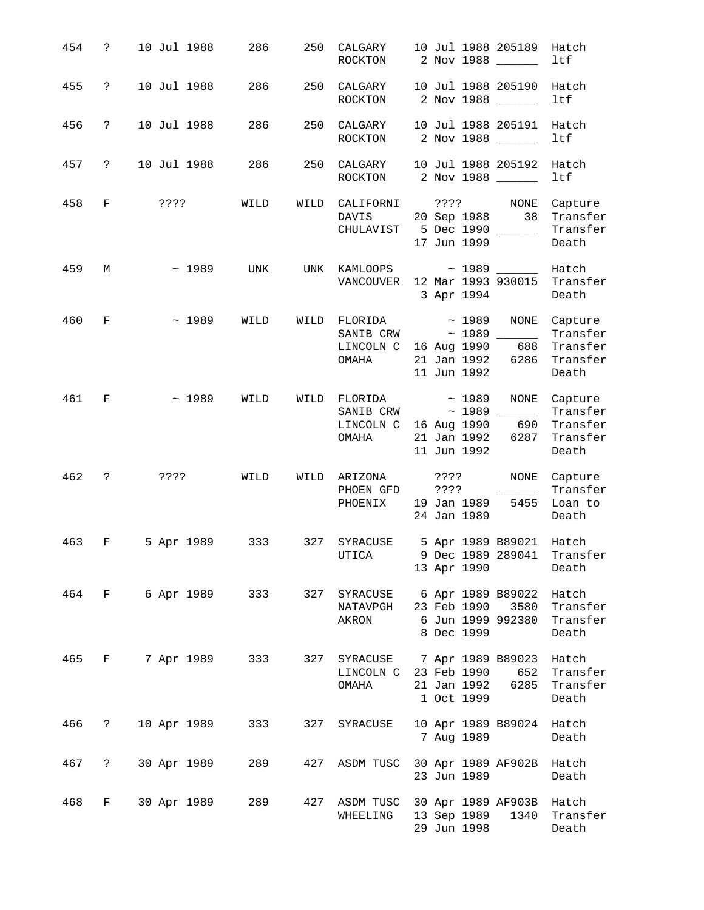```
454   ?   10 Jul 1988    286     250  CALGARY    10 Jul 1988 205189  Hatch
                                      ROCKTON     2 Nov 1988 ______  ltf

455   ?   10 Jul 1988    286     250  CALGARY    10 Jul 1988 205190  Hatch
                                      ROCKTON     2 Nov 1988 ______  ltf

456   ?   10 Jul 1988    286     250  CALGARY    10 Jul 1988 205191  Hatch
                                      ROCKTON     2 Nov 1988 ______  ltf

457   ?   10 Jul 1988    286     250  CALGARY    10 Jul 1988 205192  Hatch
                                      ROCKTON     2 Nov 1988 ______  ltf

458   F      ????       WILD    WILD  CALIFORNI     ????       NONE  Capture
                                      DAVIS      20 Sep 1988     38  Transfer
                                      CHULAVIST   5 Dec 1990 ______  Transfer
                                                 17 Jun 1999         Death

459   M        ~ 1989    UNK     UNK  KAMLOOPS        ~ 1989 ______  Hatch
                                      VANCOUVER  12 Mar 1993 930015  Transfer
                                                  3 Apr 1994         Death

460   F        ~ 1989   WILD    WILD  FLORIDA         ~ 1989   NONE  Capture
                                      SANIB CRW       ~ 1989 ______  Transfer
                                      LINCOLN C  16 Aug 1990    688  Transfer
                                      OMAHA      21 Jan 1992   6286  Transfer
                                                 11 Jun 1992         Death

461   F        ~ 1989   WILD    WILD  FLORIDA         ~ 1989   NONE  Capture
                                      SANIB CRW       ~ 1989 ______  Transfer
                                      LINCOLN C  16 Aug 1990    690  Transfer
                                      OMAHA      21 Jan 1992   6287  Transfer
                                                 11 Jun 1992         Death

462   ?      ????       WILD    WILD  ARIZONA       ????       NONE  Capture
                                      PHOEN GFD     ????      ______  Transfer
                                      PHOENIX    19 Jan 1989   5455  Loan to
                                                 24 Jan 1989         Death

463   F    5 Apr 1989    333     327  SYRACUSE    5 Apr 1989 B89021  Hatch
                                      UTICA       9 Dec 1989 289041  Transfer
                                                 13 Apr 1990         Death

464   F    6 Apr 1989    333     327  SYRACUSE    6 Apr 1989 B89022  Hatch
                                      NATAVPGH   23 Feb 1990   3580  Transfer
                                      AKRON       6 Jun 1999 992380  Transfer
                                                  8 Dec 1999         Death

465   F    7 Apr 1989    333     327  SYRACUSE    7 Apr 1989 B89023  Hatch
                                      LINCOLN C  23 Feb 1990    652  Transfer
                                      OMAHA      21 Jan 1992   6285  Transfer
                                                  1 Oct 1999         Death

466   ?   10 Apr 1989    333     327  SYRACUSE   10 Apr 1989 B89024  Hatch
                                                  7 Aug 1989         Death

467   ?   30 Apr 1989    289     427  ASDM TUSC  30 Apr 1989 AF902B  Hatch
                                                 23 Jun 1989         Death

468   F   30 Apr 1989    289     427  ASDM TUSC  30 Apr 1989 AF903B  Hatch
                                      WHEELING   13 Sep 1989   1340  Transfer
                                                 29 Jun 1998         Death
```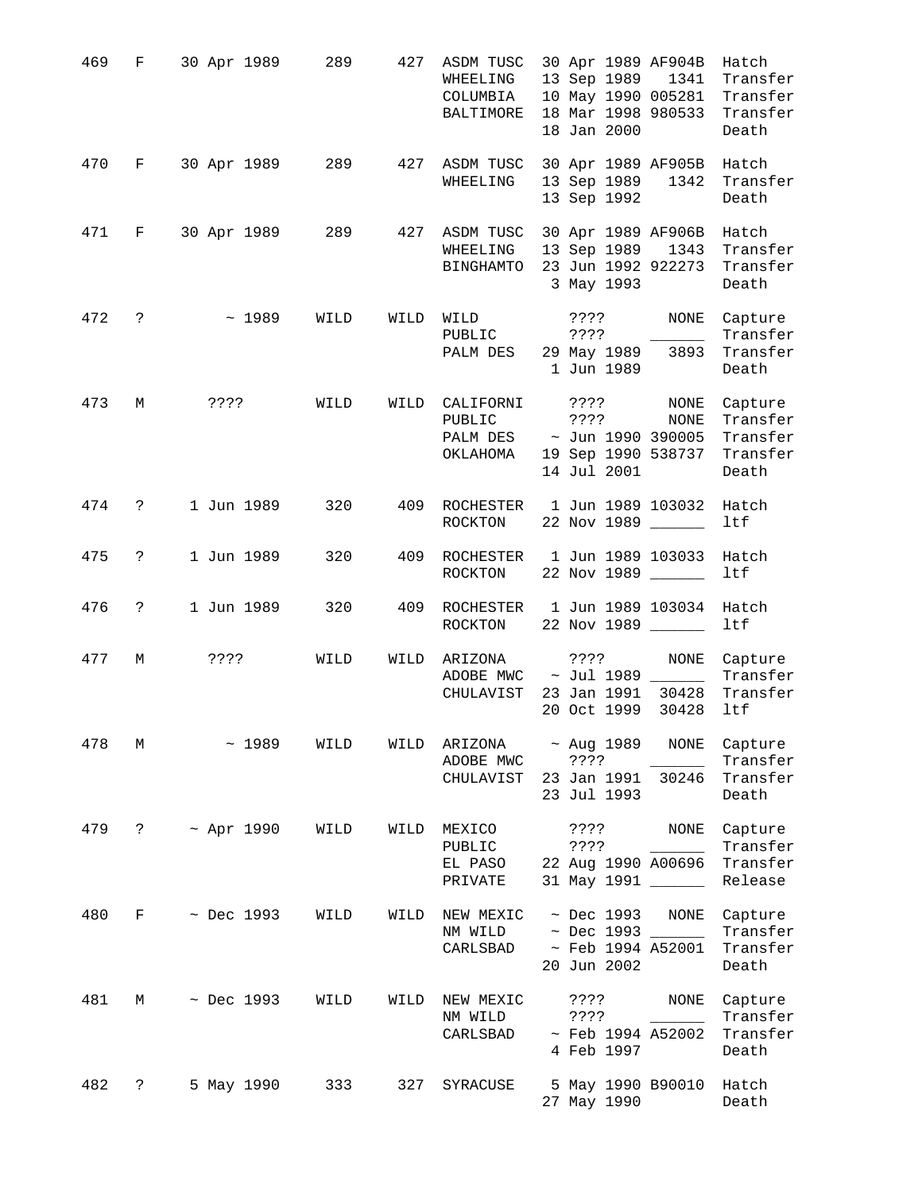| | | | | | | | | |
|---|---|---|---|---|---|---|---|---|
| 469 | F | 30 Apr 1989 | 289 | 427 | ASDM TUSC | 30 Apr 1989 | AF904B | Hatch |
| | | | | | WHEELING | 13 Sep 1989 | 1341 | Transfer |
| | | | | | COLUMBIA | 10 May 1990 | 005281 | Transfer |
| | | | | | BALTIMORE | 18 Mar 1998 | 980533 | Transfer |
| | | | | | | 18 Jan 2000 | | Death |
| 470 | F | 30 Apr 1989 | 289 | 427 | ASDM TUSC | 30 Apr 1989 | AF905B | Hatch |
| | | | | | WHEELING | 13 Sep 1989 | 1342 | Transfer |
| | | | | | | 13 Sep 1992 | | Death |
| 471 | F | 30 Apr 1989 | 289 | 427 | ASDM TUSC | 30 Apr 1989 | AF906B | Hatch |
| | | | | | WHEELING | 13 Sep 1989 | 1343 | Transfer |
| | | | | | BINGHAMTO | 23 Jun 1992 | 922273 | Transfer |
| | | | | | | 3 May 1993 | | Death |
| 472 | ? | ~ 1989 | WILD | WILD | WILD | ???? | NONE | Capture |
| | | | | | PUBLIC | ???? | ______ | Transfer |
| | | | | | PALM DES | 29 May 1989 | 3893 | Transfer |
| | | | | | | 1 Jun 1989 | | Death |
| 473 | M | ???? | WILD | WILD | CALIFORNI | ???? | NONE | Capture |
| | | | | | PUBLIC | ???? | NONE | Transfer |
| | | | | | PALM DES | ~ Jun 1990 | 390005 | Transfer |
| | | | | | OKLAHOMA | 19 Sep 1990 | 538737 | Transfer |
| | | | | | | 14 Jul 2001 | | Death |
| 474 | ? | 1 Jun 1989 | 320 | 409 | ROCHESTER | 1 Jun 1989 | 103032 | Hatch |
| | | | | | ROCKTON | 22 Nov 1989 | ______ | ltf |
| 475 | ? | 1 Jun 1989 | 320 | 409 | ROCHESTER | 1 Jun 1989 | 103033 | Hatch |
| | | | | | ROCKTON | 22 Nov 1989 | ______ | ltf |
| 476 | ? | 1 Jun 1989 | 320 | 409 | ROCHESTER | 1 Jun 1989 | 103034 | Hatch |
| | | | | | ROCKTON | 22 Nov 1989 | ______ | ltf |
| 477 | M | ???? | WILD | WILD | ARIZONA | ???? | NONE | Capture |
| | | | | | ADOBE MWC | ~ Jul 1989 | ______ | Transfer |
| | | | | | CHULAVIST | 23 Jan 1991 | 30428 | Transfer |
| | | | | | | 20 Oct 1999 | 30428 | ltf |
| 478 | M | ~ 1989 | WILD | WILD | ARIZONA | ~ Aug 1989 | NONE | Capture |
| | | | | | ADOBE MWC | ???? | ______ | Transfer |
| | | | | | CHULAVIST | 23 Jan 1991 | 30246 | Transfer |
| | | | | | | 23 Jul 1993 | | Death |
| 479 | ? | ~ Apr 1990 | WILD | WILD | MEXICO | ???? | NONE | Capture |
| | | | | | PUBLIC | ???? | ______ | Transfer |
| | | | | | EL PASO | 22 Aug 1990 | A00696 | Transfer |
| | | | | | PRIVATE | 31 May 1991 | ______ | Release |
| 480 | F | ~ Dec 1993 | WILD | WILD | NEW MEXIC | ~ Dec 1993 | NONE | Capture |
| | | | | | NM WILD | ~ Dec 1993 | ______ | Transfer |
| | | | | | CARLSBAD | ~ Feb 1994 | A52001 | Transfer |
| | | | | | | 20 Jun 2002 | | Death |
| 481 | M | ~ Dec 1993 | WILD | WILD | NEW MEXIC | ???? | NONE | Capture |
| | | | | | NM WILD | ???? | ______ | Transfer |
| | | | | | CARLSBAD | ~ Feb 1994 | A52002 | Transfer |
| | | | | | | 4 Feb 1997 | | Death |
| 482 | ? | 5 May 1990 | 333 | 327 | SYRACUSE | 5 May 1990 | B90010 | Hatch |
| | | | | | | 27 May 1990 | | Death |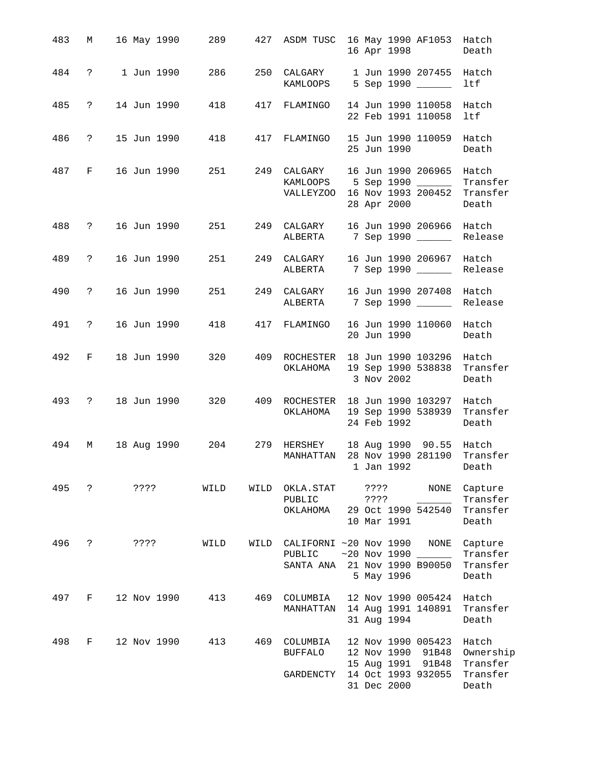| | | | | | | | | |
|---|---|---|---|---|---|---|---|---|
| 483 | M | 16 May 1990 | 289 | 427 | ASDM TUSC | 16 May 1990 | AF1053 | Hatch |
| | | | | | | 16 Apr 1998 | | Death |
| 484 | ? | 1 Jun 1990 | 286 | 250 | CALGARY | 1 Jun 1990 | 207455 | Hatch |
| | | | | | KAMLOOPS | 5 Sep 1990 | ______ | ltf |
| 485 | ? | 14 Jun 1990 | 418 | 417 | FLAMINGO | 14 Jun 1990 | 110058 | Hatch |
| | | | | | | 22 Feb 1991 | 110058 | ltf |
| 486 | ? | 15 Jun 1990 | 418 | 417 | FLAMINGO | 15 Jun 1990 | 110059 | Hatch |
| | | | | | | 25 Jun 1990 | | Death |
| 487 | F | 16 Jun 1990 | 251 | 249 | CALGARY | 16 Jun 1990 | 206965 | Hatch |
| | | | | | KAMLOOPS | 5 Sep 1990 | ______ | Transfer |
| | | | | | VALLEYZOO | 16 Nov 1993 | 200452 | Transfer |
| | | | | | | 28 Apr 2000 | | Death |
| 488 | ? | 16 Jun 1990 | 251 | 249 | CALGARY | 16 Jun 1990 | 206966 | Hatch |
| | | | | | ALBERTA | 7 Sep 1990 | ______ | Release |
| 489 | ? | 16 Jun 1990 | 251 | 249 | CALGARY | 16 Jun 1990 | 206967 | Hatch |
| | | | | | ALBERTA | 7 Sep 1990 | ______ | Release |
| 490 | ? | 16 Jun 1990 | 251 | 249 | CALGARY | 16 Jun 1990 | 207408 | Hatch |
| | | | | | ALBERTA | 7 Sep 1990 | ______ | Release |
| 491 | ? | 16 Jun 1990 | 418 | 417 | FLAMINGO | 16 Jun 1990 | 110060 | Hatch |
| | | | | | | 20 Jun 1990 | | Death |
| 492 | F | 18 Jun 1990 | 320 | 409 | ROCHESTER | 18 Jun 1990 | 103296 | Hatch |
| | | | | | OKLAHOMA | 19 Sep 1990 | 538838 | Transfer |
| | | | | | | 3 Nov 2002 | | Death |
| 493 | ? | 18 Jun 1990 | 320 | 409 | ROCHESTER | 18 Jun 1990 | 103297 | Hatch |
| | | | | | OKLAHOMA | 19 Sep 1990 | 538939 | Transfer |
| | | | | | | 24 Feb 1992 | | Death |
| 494 | M | 18 Aug 1990 | 204 | 279 | HERSHEY | 18 Aug 1990 | 90.55 | Hatch |
| | | | | | MANHATTAN | 28 Nov 1990 | 281190 | Transfer |
| | | | | | | 1 Jan 1992 | | Death |
| 495 | ? | ???? | WILD | WILD | OKLA.STAT | ???? | NONE | Capture |
| | | | | | PUBLIC | ???? | ______ | Transfer |
| | | | | | OKLAHOMA | 29 Oct 1990 | 542540 | Transfer |
| | | | | | | 10 Mar 1991 | | Death |
| 496 | ? | ???? | WILD | WILD | CALIFORNI | ~20 Nov 1990 | NONE | Capture |
| | | | | | PUBLIC | ~20 Nov 1990 | ______ | Transfer |
| | | | | | SANTA ANA | 21 Nov 1990 | B90050 | Transfer |
| | | | | | | 5 May 1996 | | Death |
| 497 | F | 12 Nov 1990 | 413 | 469 | COLUMBIA | 12 Nov 1990 | 005424 | Hatch |
| | | | | | MANHATTAN | 14 Aug 1991 | 140891 | Transfer |
| | | | | | | 31 Aug 1994 | | Death |
| 498 | F | 12 Nov 1990 | 413 | 469 | COLUMBIA | 12 Nov 1990 | 005423 | Hatch |
| | | | | | BUFFALO | 12 Nov 1990 | 91B48 | Ownership |
| | | | | | | 15 Aug 1991 | 91B48 | Transfer |
| | | | | | GARDENCTY | 14 Oct 1993 | 932055 | Transfer |
| | | | | | | 31 Dec 2000 | | Death |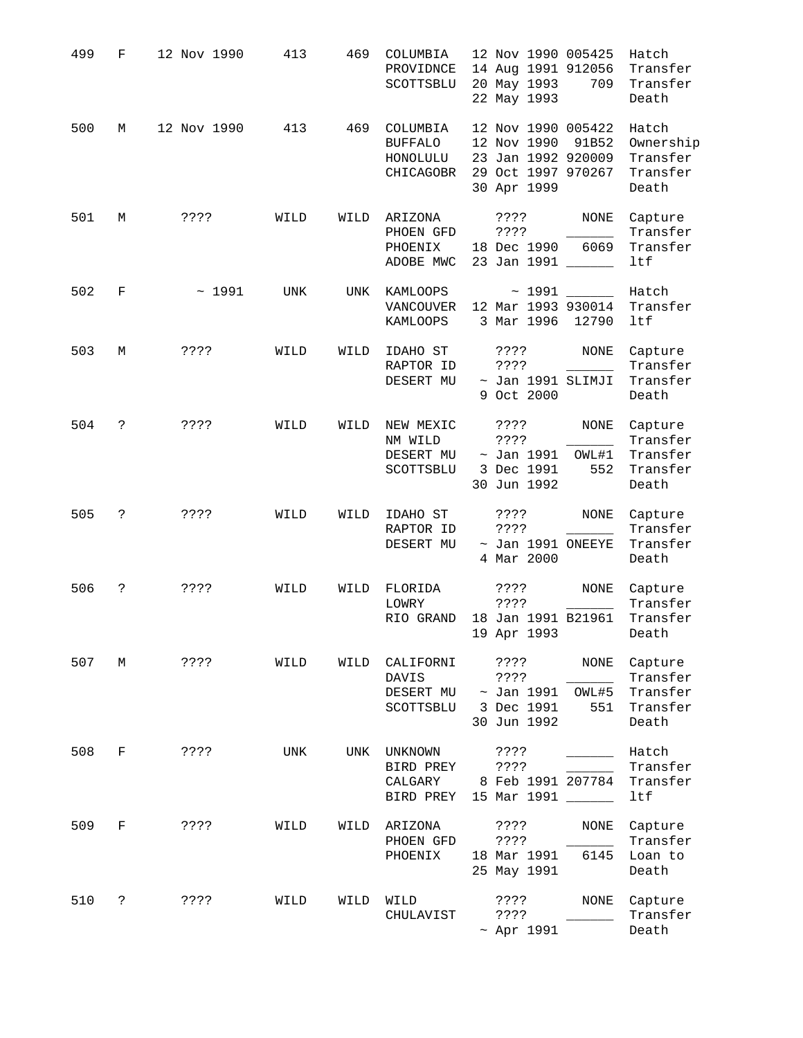| | | | | | | | | |
|---|---|---|---|---|---|---|---|---|
| 499 | F | 12 Nov 1990 | 413 | 469 | COLUMBIA | 12 Nov 1990 | 005425 | Hatch |
| | | | | | PROVIDNCE | 14 Aug 1991 | 912056 | Transfer |
| | | | | | SCOTTSBLU | 20 May 1993 | 709 | Transfer |
| | | | | | | 22 May 1993 | | Death |
| 500 | M | 12 Nov 1990 | 413 | 469 | COLUMBIA | 12 Nov 1990 | 005422 | Hatch |
| | | | | | BUFFALO | 12 Nov 1990 | 91B52 | Ownership |
| | | | | | HONOLULU | 23 Jan 1992 | 920009 | Transfer |
| | | | | | CHICAGOBR | 29 Oct 1997 | 970267 | Transfer |
| | | | | | | 30 Apr 1999 | | Death |
| 501 | M | ???? | WILD | WILD | ARIZONA | ???? | NONE | Capture |
| | | | | | PHOEN GFD | ???? | ______ | Transfer |
| | | | | | PHOENIX | 18 Dec 1990 | 6069 | Transfer |
| | | | | | ADOBE MWC | 23 Jan 1991 | ______ | ltf |
| 502 | F | ~ 1991 | UNK | UNK | KAMLOOPS | ~ 1991 | ______ | Hatch |
| | | | | | VANCOUVER | 12 Mar 1993 | 930014 | Transfer |
| | | | | | KAMLOOPS | 3 Mar 1996 | 12790 | ltf |
| 503 | M | ???? | WILD | WILD | IDAHO ST | ???? | NONE | Capture |
| | | | | | RAPTOR ID | ???? | ______ | Transfer |
| | | | | | DESERT MU | ~ Jan 1991 | SLIMJI | Transfer |
| | | | | | | 9 Oct 2000 | | Death |
| 504 | ? | ???? | WILD | WILD | NEW MEXIC | ???? | NONE | Capture |
| | | | | | NM WILD | ???? | ______ | Transfer |
| | | | | | DESERT MU | ~ Jan 1991 | OWL#1 | Transfer |
| | | | | | SCOTTSBLU | 3 Dec 1991 | 552 | Transfer |
| | | | | | | 30 Jun 1992 | | Death |
| 505 | ? | ???? | WILD | WILD | IDAHO ST | ???? | NONE | Capture |
| | | | | | RAPTOR ID | ???? | ______ | Transfer |
| | | | | | DESERT MU | ~ Jan 1991 | ONEEYE | Transfer |
| | | | | | | 4 Mar 2000 | | Death |
| 506 | ? | ???? | WILD | WILD | FLORIDA | ???? | NONE | Capture |
| | | | | | LOWRY | ???? | ______ | Transfer |
| | | | | | RIO GRAND | 18 Jan 1991 | B21961 | Transfer |
| | | | | | | 19 Apr 1993 | | Death |
| 507 | M | ???? | WILD | WILD | CALIFORNI | ???? | NONE | Capture |
| | | | | | DAVIS | ???? | ______ | Transfer |
| | | | | | DESERT MU | ~ Jan 1991 | OWL#5 | Transfer |
| | | | | | SCOTTSBLU | 3 Dec 1991 | 551 | Transfer |
| | | | | | | 30 Jun 1992 | | Death |
| 508 | F | ???? | UNK | UNK | UNKNOWN | ???? | ______ | Hatch |
| | | | | | BIRD PREY | ???? | ______ | Transfer |
| | | | | | CALGARY | 8 Feb 1991 | 207784 | Transfer |
| | | | | | BIRD PREY | 15 Mar 1991 | ______ | ltf |
| 509 | F | ???? | WILD | WILD | ARIZONA | ???? | NONE | Capture |
| | | | | | PHOEN GFD | ???? | ______ | Transfer |
| | | | | | PHOENIX | 18 Mar 1991 | 6145 | Loan to |
| | | | | | | 25 May 1991 | | Death |
| 510 | ? | ???? | WILD | WILD | WILD | ???? | NONE | Capture |
| | | | | | CHULAVIST | ???? | ______ | Transfer |
| | | | | | | ~ Apr 1991 | | Death |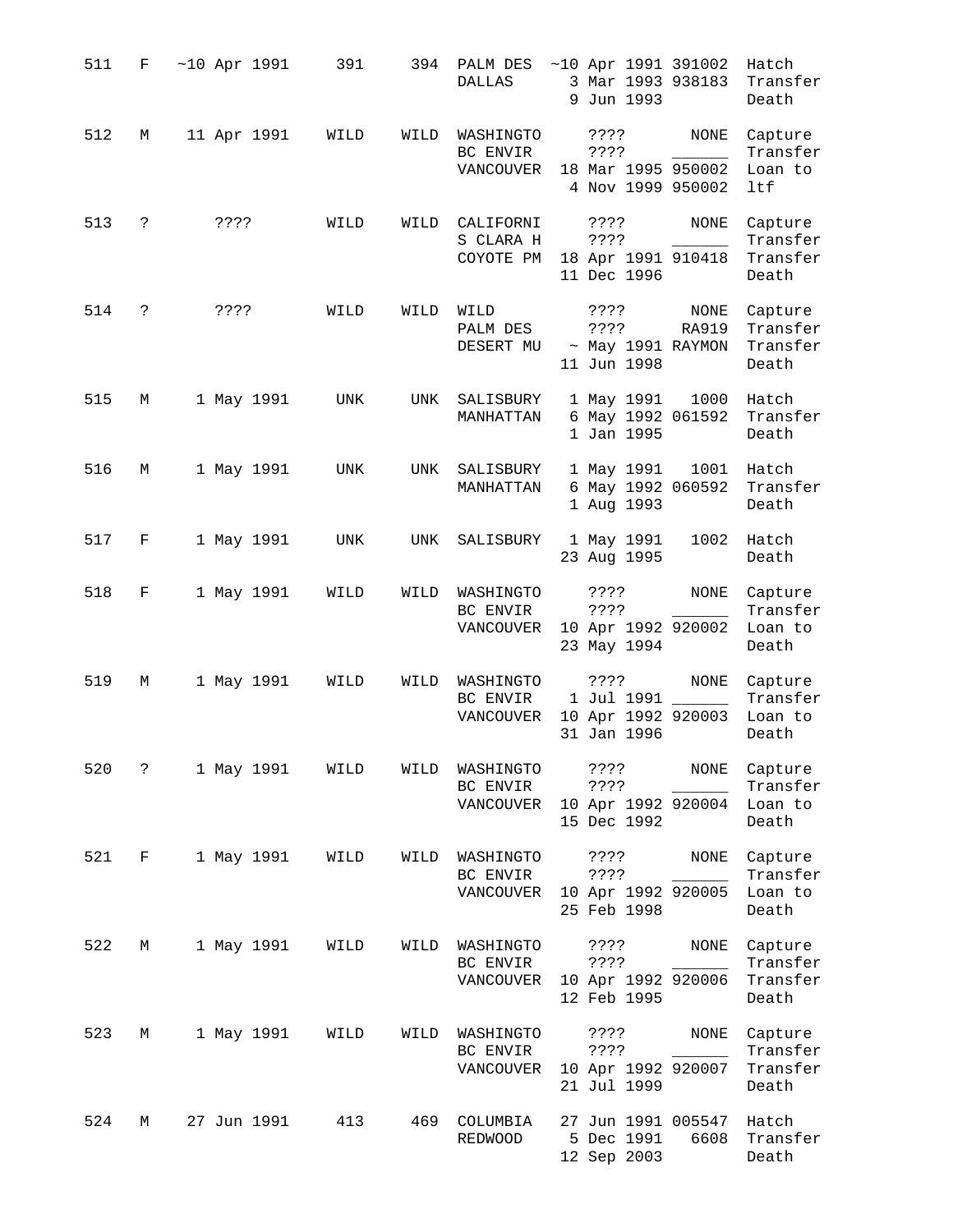| | | | | | | | | |
|---|---|---|---|---|---|---|---|---|
| 511 | F | ~10 Apr 1991 | 391 | 394 | PALM DES | ~10 Apr 1991 | 391002 | Hatch |
| | | | | | DALLAS | 3 Mar 1993 | 938183 | Transfer |
| | | | | | | 9 Jun 1993 | | Death |
| 512 | M | 11 Apr 1991 | WILD | WILD | WASHINGTO | ???? | NONE | Capture |
| | | | | | BC ENVIR | ???? | ______ | Transfer |
| | | | | | VANCOUVER | 18 Mar 1995 | 950002 | Loan to |
| | | | | | | 4 Nov 1999 | 950002 | ltf |
| 513 | ? | ???? | WILD | WILD | CALIFORNI | ???? | NONE | Capture |
| | | | | | S CLARA H | ???? | ______ | Transfer |
| | | | | | COYOTE PM | 18 Apr 1991 | 910418 | Transfer |
| | | | | | | 11 Dec 1996 | | Death |
| 514 | ? | ???? | WILD | WILD | WILD | ???? | NONE | Capture |
| | | | | | PALM DES | ???? | RA919 | Transfer |
| | | | | | DESERT MU | ~ May 1991 | RAYMON | Transfer |
| | | | | | | 11 Jun 1998 | | Death |
| 515 | M | 1 May 1991 | UNK | UNK | SALISBURY | 1 May 1991 | 1000 | Hatch |
| | | | | | MANHATTAN | 6 May 1992 | 061592 | Transfer |
| | | | | | | 1 Jan 1995 | | Death |
| 516 | M | 1 May 1991 | UNK | UNK | SALISBURY | 1 May 1991 | 1001 | Hatch |
| | | | | | MANHATTAN | 6 May 1992 | 060592 | Transfer |
| | | | | | | 1 Aug 1993 | | Death |
| 517 | F | 1 May 1991 | UNK | UNK | SALISBURY | 1 May 1991 | 1002 | Hatch |
| | | | | | | 23 Aug 1995 | | Death |
| 518 | F | 1 May 1991 | WILD | WILD | WASHINGTO | ???? | NONE | Capture |
| | | | | | BC ENVIR | ???? | ______ | Transfer |
| | | | | | VANCOUVER | 10 Apr 1992 | 920002 | Loan to |
| | | | | | | 23 May 1994 | | Death |
| 519 | M | 1 May 1991 | WILD | WILD | WASHINGTO | ???? | NONE | Capture |
| | | | | | BC ENVIR | 1 Jul 1991 | ______ | Transfer |
| | | | | | VANCOUVER | 10 Apr 1992 | 920003 | Loan to |
| | | | | | | 31 Jan 1996 | | Death |
| 520 | ? | 1 May 1991 | WILD | WILD | WASHINGTO | ???? | NONE | Capture |
| | | | | | BC ENVIR | ???? | ______ | Transfer |
| | | | | | VANCOUVER | 10 Apr 1992 | 920004 | Loan to |
| | | | | | | 15 Dec 1992 | | Death |
| 521 | F | 1 May 1991 | WILD | WILD | WASHINGTO | ???? | NONE | Capture |
| | | | | | BC ENVIR | ???? | ______ | Transfer |
| | | | | | VANCOUVER | 10 Apr 1992 | 920005 | Loan to |
| | | | | | | 25 Feb 1998 | | Death |
| 522 | M | 1 May 1991 | WILD | WILD | WASHINGTO | ???? | NONE | Capture |
| | | | | | BC ENVIR | ???? | ______ | Transfer |
| | | | | | VANCOUVER | 10 Apr 1992 | 920006 | Transfer |
| | | | | | | 12 Feb 1995 | | Death |
| 523 | M | 1 May 1991 | WILD | WILD | WASHINGTO | ???? | NONE | Capture |
| | | | | | BC ENVIR | ???? | ______ | Transfer |
| | | | | | VANCOUVER | 10 Apr 1992 | 920007 | Transfer |
| | | | | | | 21 Jul 1999 | | Death |
| 524 | M | 27 Jun 1991 | 413 | 469 | COLUMBIA | 27 Jun 1991 | 005547 | Hatch |
| | | | | | REDWOOD | 5 Dec 1991 | 6608 | Transfer |
| | | | | | | 12 Sep 2003 | | Death |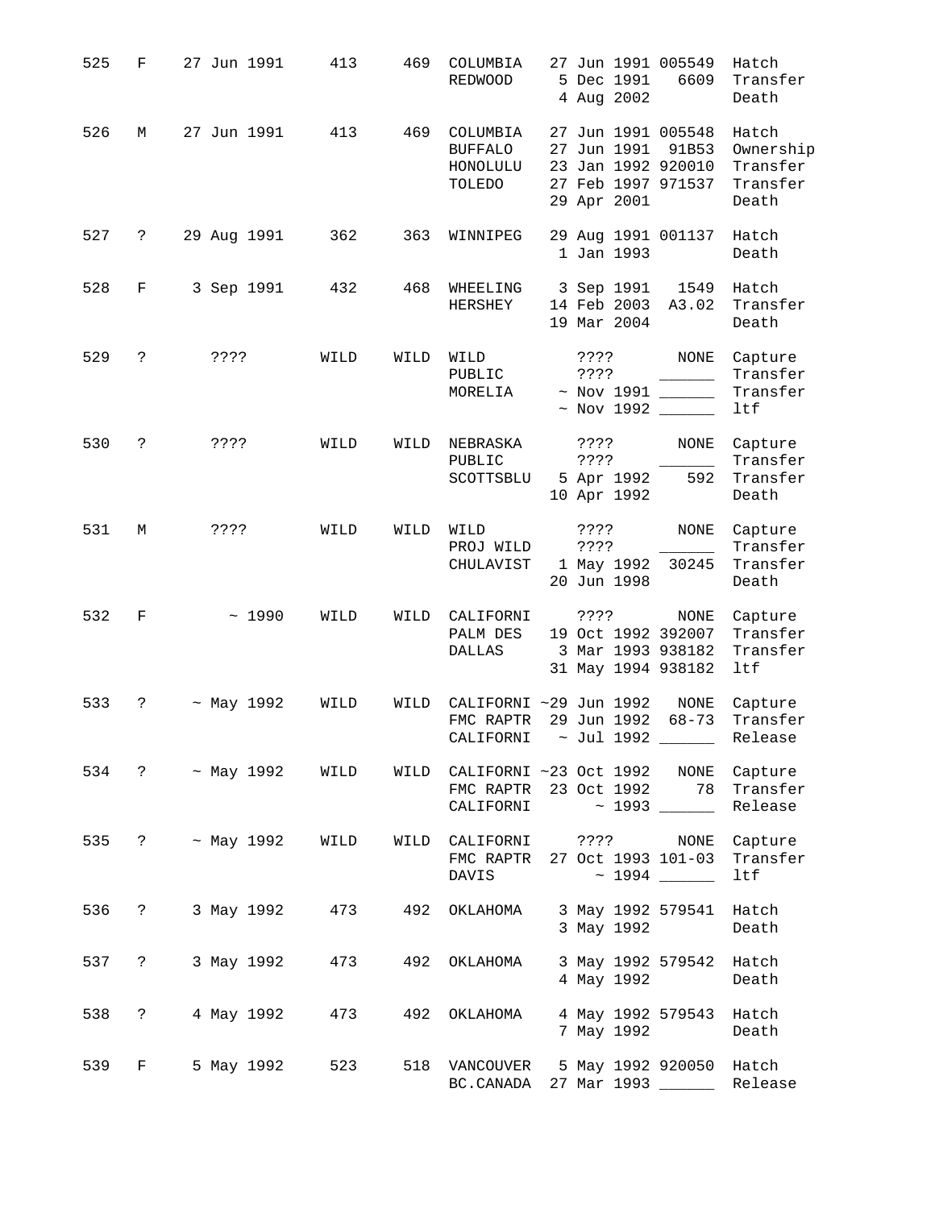| | | | | | | | | | |
|---|---|---|---|---|---|---|---|---|---|
| 525 | F | 27 Jun 1991 | 413 | 469 | COLUMBIA | 27 Jun 1991 | 005549 | Hatch |
| | | | | | REDWOOD | 5 Dec 1991 | 6609 | Transfer |
| | | | | | | 4 Aug 2002 | | Death |
| 526 | M | 27 Jun 1991 | 413 | 469 | COLUMBIA | 27 Jun 1991 | 005548 | Hatch |
| | | | | | BUFFALO | 27 Jun 1991 | 91B53 | Ownership |
| | | | | | HONOLULU | 23 Jan 1992 | 920010 | Transfer |
| | | | | | TOLEDO | 27 Feb 1997 | 971537 | Transfer |
| | | | | | | 29 Apr 2001 | | Death |
| 527 | ? | 29 Aug 1991 | 362 | 363 | WINNIPEG | 29 Aug 1991 | 001137 | Hatch |
| | | | | | | 1 Jan 1993 | | Death |
| 528 | F | 3 Sep 1991 | 432 | 468 | WHEELING | 3 Sep 1991 | 1549 | Hatch |
| | | | | | HERSHEY | 14 Feb 2003 | A3.02 | Transfer |
| | | | | | | 19 Mar 2004 | | Death |
| 529 | ? | ???? | WILD | WILD | WILD | ???? | NONE | Capture |
| | | | | | PUBLIC | ???? | ______ | Transfer |
| | | | | | MORELIA | ~ Nov 1991 | ______ | Transfer |
| | | | | | | ~ Nov 1992 | ______ | ltf |
| 530 | ? | ???? | WILD | WILD | NEBRASKA | ???? | NONE | Capture |
| | | | | | PUBLIC | ???? | ______ | Transfer |
| | | | | | SCOTTSBLU | 5 Apr 1992 | 592 | Transfer |
| | | | | | | 10 Apr 1992 | | Death |
| 531 | M | ???? | WILD | WILD | WILD | ???? | NONE | Capture |
| | | | | | PROJ WILD | ???? | ______ | Transfer |
| | | | | | CHULAVIST | 1 May 1992 | 30245 | Transfer |
| | | | | | | 20 Jun 1998 | | Death |
| 532 | F | ~ 1990 | WILD | WILD | CALIFORNI | ???? | NONE | Capture |
| | | | | | PALM DES | 19 Oct 1992 | 392007 | Transfer |
| | | | | | DALLAS | 3 Mar 1993 | 938182 | Transfer |
| | | | | | | 31 May 1994 | 938182 | ltf |
| 533 | ? | ~ May 1992 | WILD | WILD | CALIFORNI | ~29 Jun 1992 | NONE | Capture |
| | | | | | FMC RAPTR | 29 Jun 1992 | 68-73 | Transfer |
| | | | | | CALIFORNI | ~ Jul 1992 | ______ | Release |
| 534 | ? | ~ May 1992 | WILD | WILD | CALIFORNI | ~23 Oct 1992 | NONE | Capture |
| | | | | | FMC RAPTR | 23 Oct 1992 | 78 | Transfer |
| | | | | | CALIFORNI | ~ 1993 | ______ | Release |
| 535 | ? | ~ May 1992 | WILD | WILD | CALIFORNI | ???? | NONE | Capture |
| | | | | | FMC RAPTR | 27 Oct 1993 | 101-03 | Transfer |
| | | | | | DAVIS | ~ 1994 | ______ | ltf |
| 536 | ? | 3 May 1992 | 473 | 492 | OKLAHOMA | 3 May 1992 | 579541 | Hatch |
| | | | | | | 3 May 1992 | | Death |
| 537 | ? | 3 May 1992 | 473 | 492 | OKLAHOMA | 3 May 1992 | 579542 | Hatch |
| | | | | | | 4 May 1992 | | Death |
| 538 | ? | 4 May 1992 | 473 | 492 | OKLAHOMA | 4 May 1992 | 579543 | Hatch |
| | | | | | | 7 May 1992 | | Death |
| 539 | F | 5 May 1992 | 523 | 518 | VANCOUVER | 5 May 1992 | 920050 | Hatch |
| | | | | | BC.CANADA | 27 Mar 1993 | ______ | Release |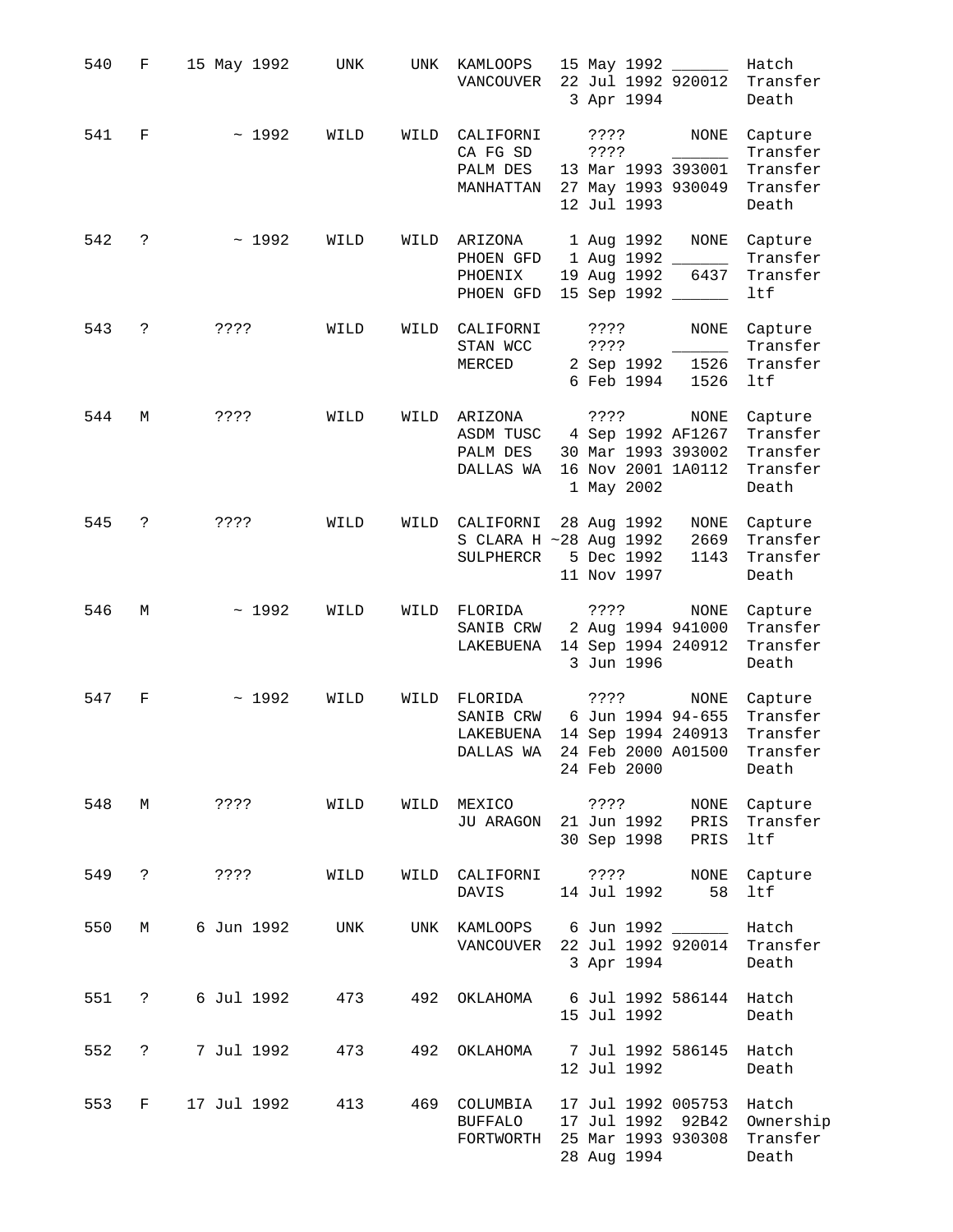| | | | | | | | | |
|---|---|---|---|---|---|---|---|---|
| 540 | F | 15 May 1992 | UNK | UNK | KAMLOOPS | 15 May 1992 | ______ | Hatch |
| | | | | | VANCOUVER | 22 Jul 1992 | 920012 | Transfer |
| | | | | | | 3 Apr 1994 | | Death |
| 541 | F | ~ 1992 | WILD | WILD | CALIFORNI | ???? | NONE | Capture |
| | | | | | CA FG SD | ???? | ______ | Transfer |
| | | | | | PALM DES | 13 Mar 1993 | 393001 | Transfer |
| | | | | | MANHATTAN | 27 May 1993 | 930049 | Transfer |
| | | | | | | 12 Jul 1993 | | Death |
| 542 | ? | ~ 1992 | WILD | WILD | ARIZONA | 1 Aug 1992 | NONE | Capture |
| | | | | | PHOEN GFD | 1 Aug 1992 | ______ | Transfer |
| | | | | | PHOENIX | 19 Aug 1992 | 6437 | Transfer |
| | | | | | PHOEN GFD | 15 Sep 1992 | ______ | ltf |
| 543 | ? | ???? | WILD | WILD | CALIFORNI | ???? | NONE | Capture |
| | | | | | STAN WCC | ???? | ______ | Transfer |
| | | | | | MERCED | 2 Sep 1992 | 1526 | Transfer |
| | | | | | | 6 Feb 1994 | 1526 | ltf |
| 544 | M | ???? | WILD | WILD | ARIZONA | ???? | NONE | Capture |
| | | | | | ASDM TUSC | 4 Sep 1992 | AF1267 | Transfer |
| | | | | | PALM DES | 30 Mar 1993 | 393002 | Transfer |
| | | | | | DALLAS WA | 16 Nov 2001 | 1A0112 | Transfer |
| | | | | | | 1 May 2002 | | Death |
| 545 | ? | ???? | WILD | WILD | CALIFORNI | 28 Aug 1992 | NONE | Capture |
| | | | | | S CLARA H | ~28 Aug 1992 | 2669 | Transfer |
| | | | | | SULPHERCR | 5 Dec 1992 | 1143 | Transfer |
| | | | | | | 11 Nov 1997 | | Death |
| 546 | M | ~ 1992 | WILD | WILD | FLORIDA | ???? | NONE | Capture |
| | | | | | SANIB CRW | 2 Aug 1994 | 941000 | Transfer |
| | | | | | LAKEBUENA | 14 Sep 1994 | 240912 | Transfer |
| | | | | | | 3 Jun 1996 | | Death |
| 547 | F | ~ 1992 | WILD | WILD | FLORIDA | ???? | NONE | Capture |
| | | | | | SANIB CRW | 6 Jun 1994 | 94-655 | Transfer |
| | | | | | LAKEBUENA | 14 Sep 1994 | 240913 | Transfer |
| | | | | | DALLAS WA | 24 Feb 2000 | A01500 | Transfer |
| | | | | | | 24 Feb 2000 | | Death |
| 548 | M | ???? | WILD | WILD | MEXICO | ???? | NONE | Capture |
| | | | | | JU ARAGON | 21 Jun 1992 | PRIS | Transfer |
| | | | | | | 30 Sep 1998 | PRIS | ltf |
| 549 | ? | ???? | WILD | WILD | CALIFORNI | ???? | NONE | Capture |
| | | | | | DAVIS | 14 Jul 1992 | 58 | ltf |
| 550 | M | 6 Jun 1992 | UNK | UNK | KAMLOOPS | 6 Jun 1992 | ______ | Hatch |
| | | | | | VANCOUVER | 22 Jul 1992 | 920014 | Transfer |
| | | | | | | 3 Apr 1994 | | Death |
| 551 | ? | 6 Jul 1992 | 473 | 492 | OKLAHOMA | 6 Jul 1992 | 586144 | Hatch |
| | | | | | | 15 Jul 1992 | | Death |
| 552 | ? | 7 Jul 1992 | 473 | 492 | OKLAHOMA | 7 Jul 1992 | 586145 | Hatch |
| | | | | | | 12 Jul 1992 | | Death |
| 553 | F | 17 Jul 1992 | 413 | 469 | COLUMBIA | 17 Jul 1992 | 005753 | Hatch |
| | | | | | BUFFALO | 17 Jul 1992 | 92B42 | Ownership |
| | | | | | FORTWORTH | 25 Mar 1993 | 930308 | Transfer |
| | | | | | | 28 Aug 1994 | | Death |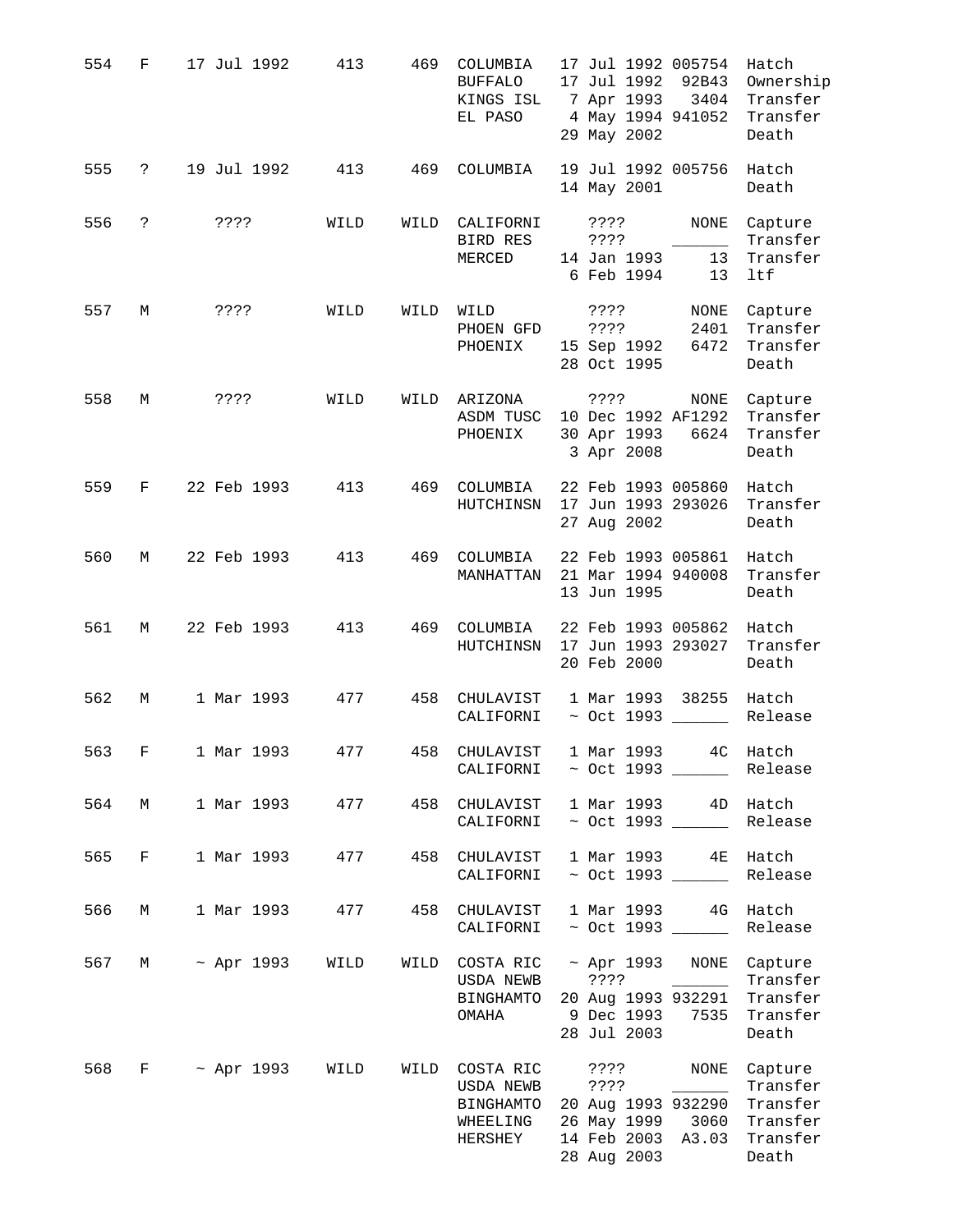| | | | | | | | | |
|---|---|---|---|---|---|---|---|---|
| 554 | F | 17 Jul 1992 | 413 | 469 | COLUMBIA | 17 Jul 1992 | 005754 | Hatch |
| | | | | | BUFFALO | 17 Jul 1992 | 92B43 | Ownership |
| | | | | | KINGS ISL | 7 Apr 1993 | 3404 | Transfer |
| | | | | | EL PASO | 4 May 1994 | 941052 | Transfer |
| | | | | | | 29 May 2002 | | Death |
| 555 | ? | 19 Jul 1992 | 413 | 469 | COLUMBIA | 19 Jul 1992 | 005756 | Hatch |
| | | | | | | 14 May 2001 | | Death |
| 556 | ? | ???? | WILD | WILD | CALIFORNI | ???? | NONE | Capture |
| | | | | | BIRD RES | ???? | ______ | Transfer |
| | | | | | MERCED | 14 Jan 1993 | 13 | Transfer |
| | | | | | | 6 Feb 1994 | 13 | ltf |
| 557 | M | ???? | WILD | WILD | WILD | ???? | NONE | Capture |
| | | | | | PHOEN GFD | ???? | 2401 | Transfer |
| | | | | | PHOENIX | 15 Sep 1992 | 6472 | Transfer |
| | | | | | | 28 Oct 1995 | | Death |
| 558 | M | ???? | WILD | WILD | ARIZONA | ???? | NONE | Capture |
| | | | | | ASDM TUSC | 10 Dec 1992 | AF1292 | Transfer |
| | | | | | PHOENIX | 30 Apr 1993 | 6624 | Transfer |
| | | | | | | 3 Apr 2008 | | Death |
| 559 | F | 22 Feb 1993 | 413 | 469 | COLUMBIA | 22 Feb 1993 | 005860 | Hatch |
| | | | | | HUTCHINSN | 17 Jun 1993 | 293026 | Transfer |
| | | | | | | 27 Aug 2002 | | Death |
| 560 | M | 22 Feb 1993 | 413 | 469 | COLUMBIA | 22 Feb 1993 | 005861 | Hatch |
| | | | | | MANHATTAN | 21 Mar 1994 | 940008 | Transfer |
| | | | | | | 13 Jun 1995 | | Death |
| 561 | M | 22 Feb 1993 | 413 | 469 | COLUMBIA | 22 Feb 1993 | 005862 | Hatch |
| | | | | | HUTCHINSN | 17 Jun 1993 | 293027 | Transfer |
| | | | | | | 20 Feb 2000 | | Death |
| 562 | M | 1 Mar 1993 | 477 | 458 | CHULAVIST | 1 Mar 1993 | 38255 | Hatch |
| | | | | | CALIFORNI | ~ Oct 1993 | ______ | Release |
| 563 | F | 1 Mar 1993 | 477 | 458 | CHULAVIST | 1 Mar 1993 | 4C | Hatch |
| | | | | | CALIFORNI | ~ Oct 1993 | ______ | Release |
| 564 | M | 1 Mar 1993 | 477 | 458 | CHULAVIST | 1 Mar 1993 | 4D | Hatch |
| | | | | | CALIFORNI | ~ Oct 1993 | ______ | Release |
| 565 | F | 1 Mar 1993 | 477 | 458 | CHULAVIST | 1 Mar 1993 | 4E | Hatch |
| | | | | | CALIFORNI | ~ Oct 1993 | ______ | Release |
| 566 | M | 1 Mar 1993 | 477 | 458 | CHULAVIST | 1 Mar 1993 | 4G | Hatch |
| | | | | | CALIFORNI | ~ Oct 1993 | ______ | Release |
| 567 | M | ~ Apr 1993 | WILD | WILD | COSTA RIC | ~ Apr 1993 | NONE | Capture |
| | | | | | USDA NEWB | ???? | ______ | Transfer |
| | | | | | BINGHAMTO | 20 Aug 1993 | 932291 | Transfer |
| | | | | | OMAHA | 9 Dec 1993 | 7535 | Transfer |
| | | | | | | 28 Jul 2003 | | Death |
| 568 | F | ~ Apr 1993 | WILD | WILD | COSTA RIC | ???? | NONE | Capture |
| | | | | | USDA NEWB | ???? | ______ | Transfer |
| | | | | | BINGHAMTO | 20 Aug 1993 | 932290 | Transfer |
| | | | | | WHEELING | 26 May 1999 | 3060 | Transfer |
| | | | | | HERSHEY | 14 Feb 2003 | A3.03 | Transfer |
| | | | | | | 28 Aug 2003 | | Death |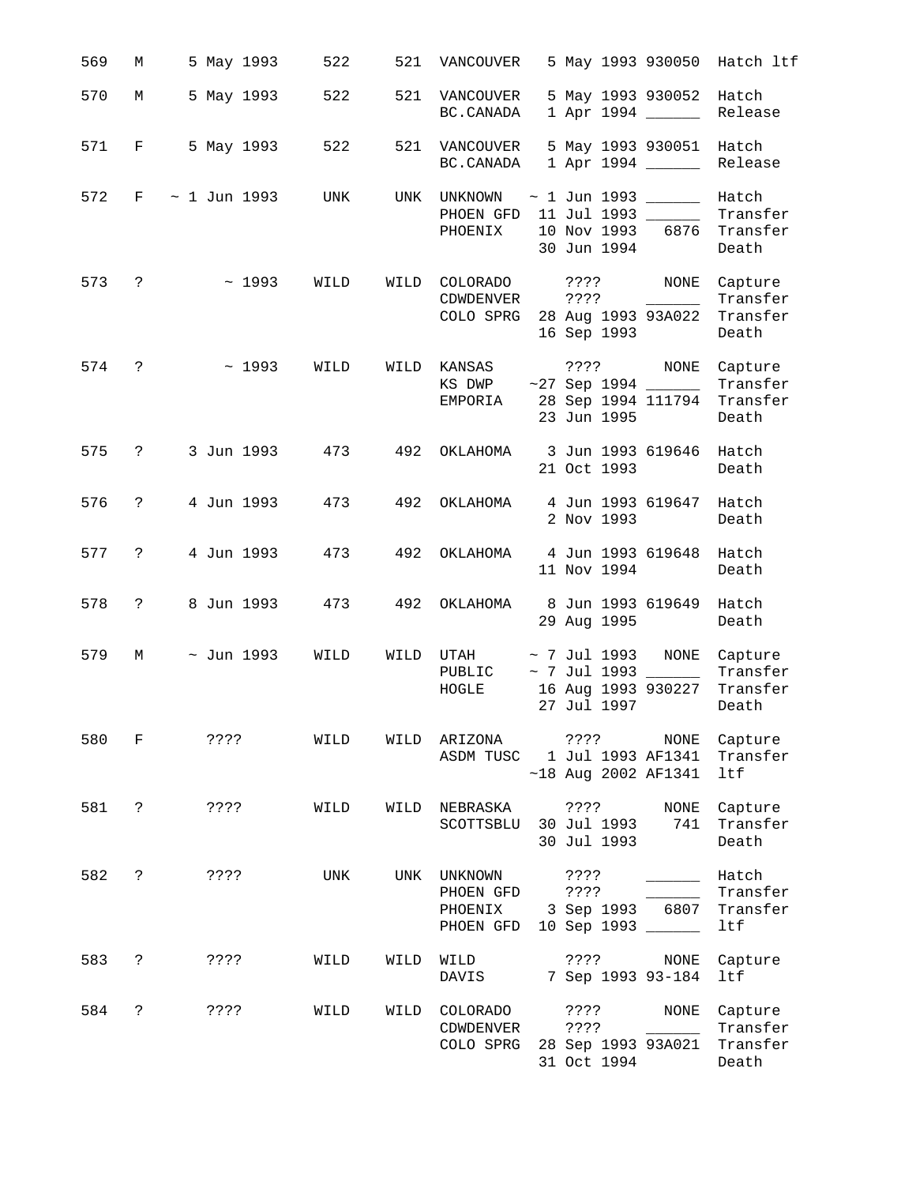| | | | | | | | | |
|---|---|---|---|---|---|---|---|---|
| 569 | M | 5 May 1993 | 522 | 521 | VANCOUVER | 5 May 1993 | 930050 | Hatch ltf |
| 570 | M | 5 May 1993 | 522 | 521 | VANCOUVER | 5 May 1993 | 930052 | Hatch |
| | | | | | BC.CANADA | 1 Apr 1994 | ______ | Release |
| 571 | F | 5 May 1993 | 522 | 521 | VANCOUVER | 5 May 1993 | 930051 | Hatch |
| | | | | | BC.CANADA | 1 Apr 1994 | ______ | Release |
| 572 | F | ~ 1 Jun 1993 | UNK | UNK | UNKNOWN | ~ 1 Jun 1993 | ______ | Hatch |
| | | | | | PHOEN GFD | 11 Jul 1993 | ______ | Transfer |
| | | | | | PHOENIX | 10 Nov 1993 | 6876 | Transfer |
| | | | | | | 30 Jun 1994 | | Death |
| 573 | ? | ~ 1993 | WILD | WILD | COLORADO | ???? | NONE | Capture |
| | | | | | CDWDENVER | ???? | ______ | Transfer |
| | | | | | COLO SPRG | 28 Aug 1993 | 93A022 | Transfer |
| | | | | | | 16 Sep 1993 | | Death |
| 574 | ? | ~ 1993 | WILD | WILD | KANSAS | ???? | NONE | Capture |
| | | | | | KS DWP | ~27 Sep 1994 | ______ | Transfer |
| | | | | | EMPORIA | 28 Sep 1994 | 111794 | Transfer |
| | | | | | | 23 Jun 1995 | | Death |
| 575 | ? | 3 Jun 1993 | 473 | 492 | OKLAHOMA | 3 Jun 1993 | 619646 | Hatch |
| | | | | | | 21 Oct 1993 | | Death |
| 576 | ? | 4 Jun 1993 | 473 | 492 | OKLAHOMA | 4 Jun 1993 | 619647 | Hatch |
| | | | | | | 2 Nov 1993 | | Death |
| 577 | ? | 4 Jun 1993 | 473 | 492 | OKLAHOMA | 4 Jun 1993 | 619648 | Hatch |
| | | | | | | 11 Nov 1994 | | Death |
| 578 | ? | 8 Jun 1993 | 473 | 492 | OKLAHOMA | 8 Jun 1993 | 619649 | Hatch |
| | | | | | | 29 Aug 1995 | | Death |
| 579 | M | ~ Jun 1993 | WILD | WILD | UTAH | ~ 7 Jul 1993 | NONE | Capture |
| | | | | | PUBLIC | ~ 7 Jul 1993 | ______ | Transfer |
| | | | | | HOGLE | 16 Aug 1993 | 930227 | Transfer |
| | | | | | | 27 Jul 1997 | | Death |
| 580 | F | ???? | WILD | WILD | ARIZONA | ???? | NONE | Capture |
| | | | | | ASDM TUSC | 1 Jul 1993 | AF1341 | Transfer |
| | | | | | | ~18 Aug 2002 | AF1341 | ltf |
| 581 | ? | ???? | WILD | WILD | NEBRASKA | ???? | NONE | Capture |
| | | | | | SCOTTSBLU | 30 Jul 1993 | 741 | Transfer |
| | | | | | | 30 Jul 1993 | | Death |
| 582 | ? | ???? | UNK | UNK | UNKNOWN | ???? | ______ | Hatch |
| | | | | | PHOEN GFD | ???? | ______ | Transfer |
| | | | | | PHOENIX | 3 Sep 1993 | 6807 | Transfer |
| | | | | | PHOEN GFD | 10 Sep 1993 | ______ | ltf |
| 583 | ? | ???? | WILD | WILD | WILD | ???? | NONE | Capture |
| | | | | | DAVIS | 7 Sep 1993 | 93-184 | ltf |
| 584 | ? | ???? | WILD | WILD | COLORADO | ???? | NONE | Capture |
| | | | | | CDWDENVER | ???? | ______ | Transfer |
| | | | | | COLO SPRG | 28 Sep 1993 | 93A021 | Transfer |
| | | | | | | 31 Oct 1994 | | Death |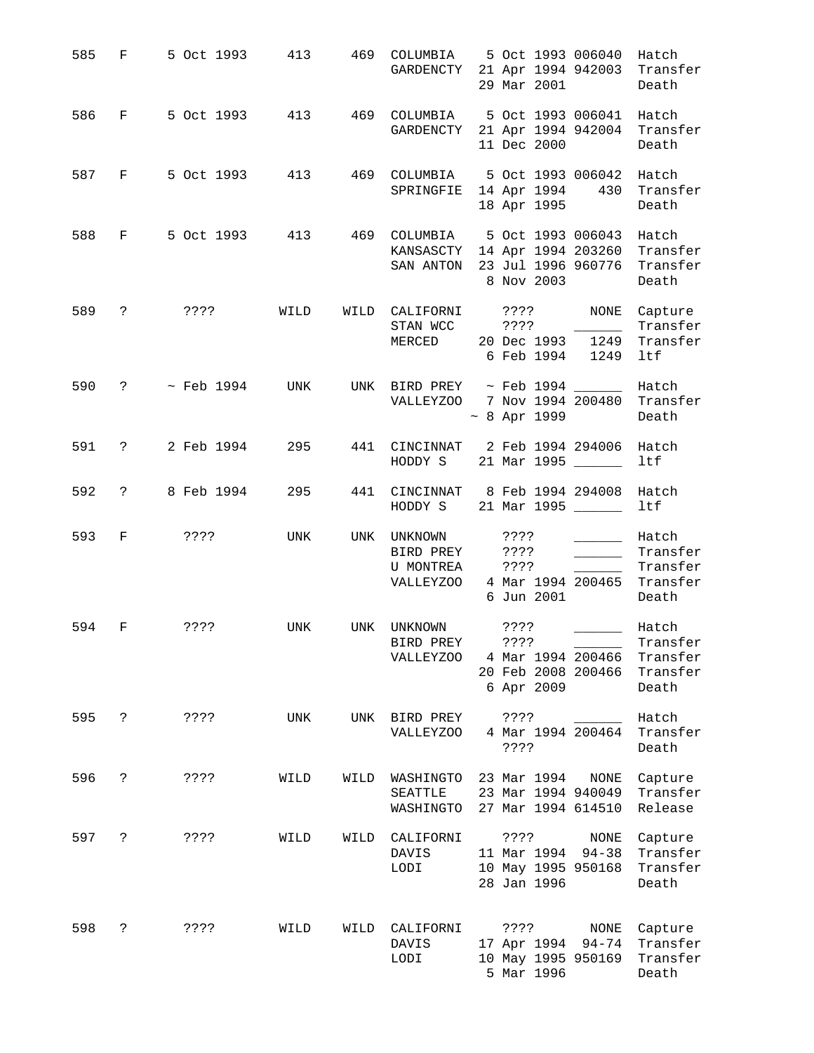```
585   F     5 Oct 1993     413     469  COLUMBIA    5 Oct 1993 006040  Hatch
                                        GARDENCTY  21 Apr 1994 942003  Transfer
                                                   29 Mar 2001         Death

586   F     5 Oct 1993     413     469  COLUMBIA    5 Oct 1993 006041  Hatch
                                        GARDENCTY  21 Apr 1994 942004  Transfer
                                                   11 Dec 2000         Death

587   F     5 Oct 1993     413     469  COLUMBIA    5 Oct 1993 006042  Hatch
                                        SPRINGFIE  14 Apr 1994    430  Transfer
                                                   18 Apr 1995         Death

588   F     5 Oct 1993     413     469  COLUMBIA    5 Oct 1993 006043  Hatch
                                        KANSASCTY  14 Apr 1994 203260  Transfer
                                        SAN ANTON  23 Jul 1996 960776  Transfer
                                                    8 Nov 2003         Death

589   ?      ????         WILD    WILD  CALIFORNI     ????       NONE  Capture
                                        STAN WCC      ????      ______ Transfer
                                        MERCED     20 Dec 1993   1249  Transfer
                                                    6 Feb 1994   1249  ltf

590   ?   ~ Feb 1994       UNK     UNK  BIRD PREY   ~ Feb 1994 ______  Hatch
                                        VALLEYZOO   7 Nov 1994 200480  Transfer
                                                 ~ 8 Apr 1999          Death

591   ?     2 Feb 1994     295     441  CINCINNAT   2 Feb 1994 294006  Hatch
                                        HODDY S    21 Mar 1995 ______  ltf

592   ?     8 Feb 1994     295     441  CINCINNAT   8 Feb 1994 294008  Hatch
                                        HODDY S    21 Mar 1995 ______  ltf

593   F      ????          UNK     UNK  UNKNOWN       ????      ______ Hatch
                                        BIRD PREY     ????      ______ Transfer
                                        U MONTREA     ????      ______ Transfer
                                        VALLEYZOO   4 Mar 1994 200465  Transfer
                                                    6 Jun 2001         Death

594   F      ????          UNK     UNK  UNKNOWN       ????      ______ Hatch
                                        BIRD PREY     ????      ______ Transfer
                                        VALLEYZOO   4 Mar 1994 200466  Transfer
                                                   20 Feb 2008 200466  Transfer
                                                    6 Apr 2009         Death

595   ?      ????          UNK     UNK  BIRD PREY     ????      ______ Hatch
                                        VALLEYZOO   4 Mar 1994 200464  Transfer
                                                      ????             Death

596   ?      ????         WILD    WILD  WASHINGTO  23 Mar 1994   NONE  Capture
                                        SEATTLE    23 Mar 1994 940049  Transfer
                                        WASHINGTO  27 Mar 1994 614510  Release

597   ?      ????         WILD    WILD  CALIFORNI     ????       NONE  Capture
                                        DAVIS      11 Mar 1994  94-38  Transfer
                                        LODI       10 May 1995 950168  Transfer
                                                   28 Jan 1996         Death

598   ?      ????         WILD    WILD  CALIFORNI     ????       NONE  Capture
                                        DAVIS      17 Apr 1994  94-74  Transfer
                                        LODI       10 May 1995 950169  Transfer
                                                    5 Mar 1996         Death
```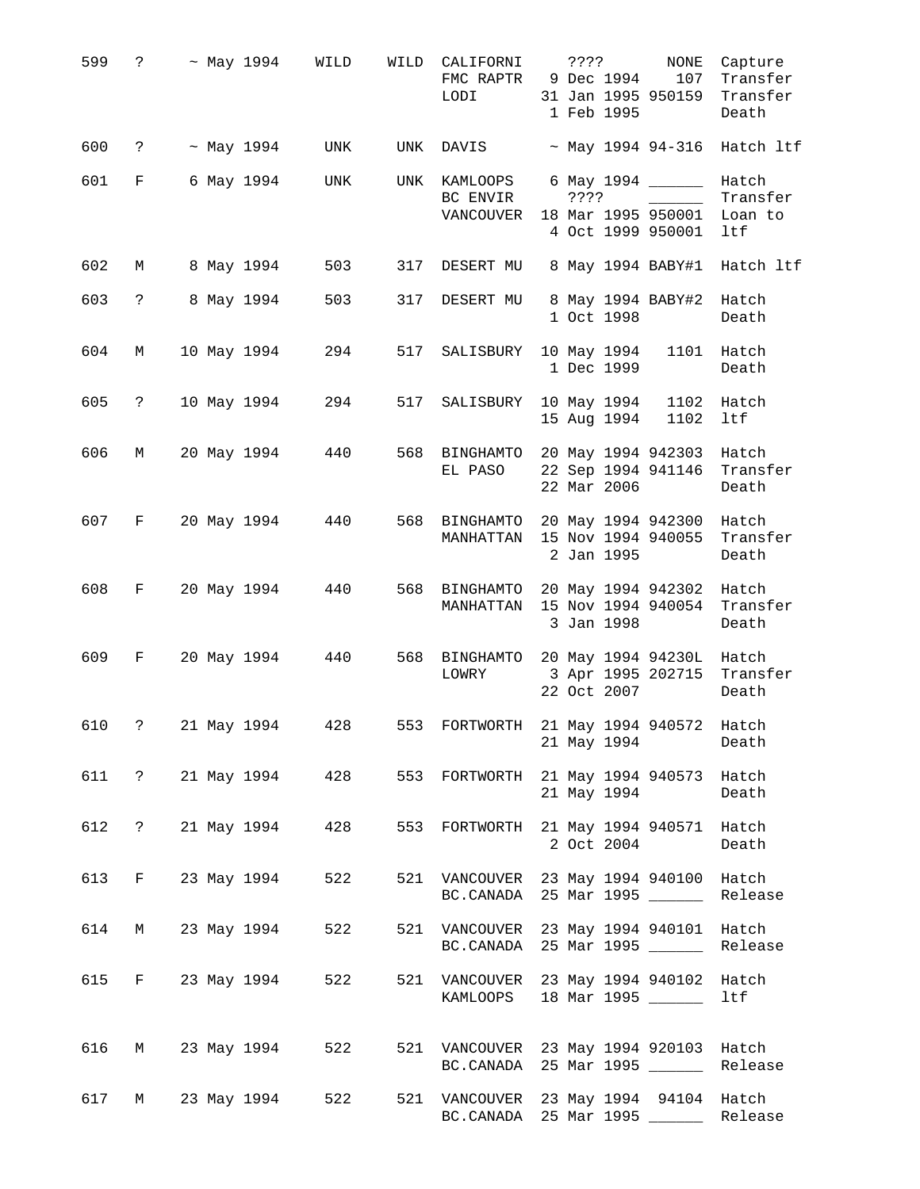| | | | | | | | | |
|---|---|---|---|---|---|---|---|---|
| 599 | ? | ~ May 1994 | WILD | WILD | CALIFORNI | ???? | NONE | Capture |
| | | | | | FMC RAPTR | 9 Dec 1994 | 107 | Transfer |
| | | | | | LODI | 31 Jan 1995 | 950159 | Transfer |
| | | | | | | 1 Feb 1995 | | Death |
| 600 | ? | ~ May 1994 | UNK | UNK | DAVIS | ~ May 1994 | 94-316 | Hatch ltf |
| 601 | F | 6 May 1994 | UNK | UNK | KAMLOOPS | 6 May 1994 | ______ | Hatch |
| | | | | | BC ENVIR | ???? | ______ | Transfer |
| | | | | | VANCOUVER | 18 Mar 1995 | 950001 | Loan to |
| | | | | | | 4 Oct 1999 | 950001 | ltf |
| 602 | M | 8 May 1994 | 503 | 317 | DESERT MU | 8 May 1994 | BABY#1 | Hatch ltf |
| 603 | ? | 8 May 1994 | 503 | 317 | DESERT MU | 8 May 1994 | BABY#2 | Hatch |
| | | | | | | 1 Oct 1998 | | Death |
| 604 | M | 10 May 1994 | 294 | 517 | SALISBURY | 10 May 1994 | 1101 | Hatch |
| | | | | | | 1 Dec 1999 | | Death |
| 605 | ? | 10 May 1994 | 294 | 517 | SALISBURY | 10 May 1994 | 1102 | Hatch |
| | | | | | | 15 Aug 1994 | 1102 | ltf |
| 606 | M | 20 May 1994 | 440 | 568 | BINGHAMTO | 20 May 1994 | 942303 | Hatch |
| | | | | | EL PASO | 22 Sep 1994 | 941146 | Transfer |
| | | | | | | 22 Mar 2006 | | Death |
| 607 | F | 20 May 1994 | 440 | 568 | BINGHAMTO | 20 May 1994 | 942300 | Hatch |
| | | | | | MANHATTAN | 15 Nov 1994 | 940055 | Transfer |
| | | | | | | 2 Jan 1995 | | Death |
| 608 | F | 20 May 1994 | 440 | 568 | BINGHAMTO | 20 May 1994 | 942302 | Hatch |
| | | | | | MANHATTAN | 15 Nov 1994 | 940054 | Transfer |
| | | | | | | 3 Jan 1998 | | Death |
| 609 | F | 20 May 1994 | 440 | 568 | BINGHAMTO | 20 May 1994 | 94230L | Hatch |
| | | | | | LOWRY | 3 Apr 1995 | 202715 | Transfer |
| | | | | | | 22 Oct 2007 | | Death |
| 610 | ? | 21 May 1994 | 428 | 553 | FORTWORTH | 21 May 1994 | 940572 | Hatch |
| | | | | | | 21 May 1994 | | Death |
| 611 | ? | 21 May 1994 | 428 | 553 | FORTWORTH | 21 May 1994 | 940573 | Hatch |
| | | | | | | 21 May 1994 | | Death |
| 612 | ? | 21 May 1994 | 428 | 553 | FORTWORTH | 21 May 1994 | 940571 | Hatch |
| | | | | | | 2 Oct 2004 | | Death |
| 613 | F | 23 May 1994 | 522 | 521 | VANCOUVER | 23 May 1994 | 940100 | Hatch |
| | | | | | BC.CANADA | 25 Mar 1995 | ______ | Release |
| 614 | M | 23 May 1994 | 522 | 521 | VANCOUVER | 23 May 1994 | 940101 | Hatch |
| | | | | | BC.CANADA | 25 Mar 1995 | ______ | Release |
| 615 | F | 23 May 1994 | 522 | 521 | VANCOUVER | 23 May 1994 | 940102 | Hatch |
| | | | | | KAMLOOPS | 18 Mar 1995 | ______ | ltf |
| 616 | M | 23 May 1994 | 522 | 521 | VANCOUVER | 23 May 1994 | 920103 | Hatch |
| | | | | | BC.CANADA | 25 Mar 1995 | ______ | Release |
| 617 | M | 23 May 1994 | 522 | 521 | VANCOUVER | 23 May 1994 | 94104 | Hatch |
| | | | | | BC.CANADA | 25 Mar 1995 | ______ | Release |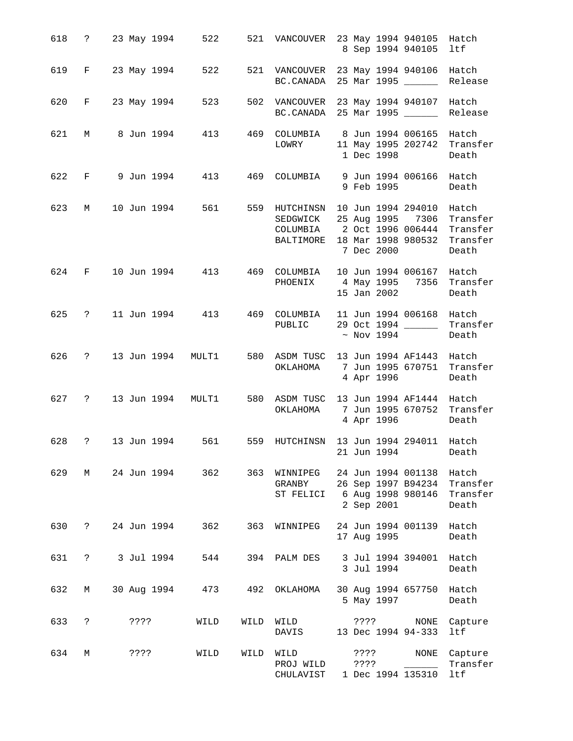```
618   ?   23 May 1994     522     521  VANCOUVER  23 May 1994 940105  Hatch
                                                   8 Sep 1994 940105  ltf

619   F   23 May 1994     522     521  VANCOUVER  23 May 1994 940106  Hatch
                                       BC.CANADA  25 Mar 1995 ______  Release

620   F   23 May 1994     523     502  VANCOUVER  23 May 1994 940107  Hatch
                                       BC.CANADA  25 Mar 1995 ______  Release

621   M    8 Jun 1994     413     469  COLUMBIA    8 Jun 1994 006165  Hatch
                                       LOWRY      11 May 1995 202742  Transfer
                                                   1 Dec 1998         Death

622   F    9 Jun 1994     413     469  COLUMBIA    9 Jun 1994 006166  Hatch
                                                   9 Feb 1995         Death

623   M   10 Jun 1994     561     559  HUTCHINSN  10 Jun 1994 294010  Hatch
                                       SEDGWICK   25 Aug 1995   7306  Transfer
                                       COLUMBIA    2 Oct 1996 006444  Transfer
                                       BALTIMORE  18 Mar 1998 980532  Transfer
                                                   7 Dec 2000         Death

624   F   10 Jun 1994     413     469  COLUMBIA   10 Jun 1994 006167  Hatch
                                       PHOENIX     4 May 1995   7356  Transfer
                                                  15 Jan 2002         Death

625   ?   11 Jun 1994     413     469  COLUMBIA   11 Jun 1994 006168  Hatch
                                       PUBLIC     29 Oct 1994 ______  Transfer
                                                   ~ Nov 1994         Death

626   ?   13 Jun 1994   MULT1     580  ASDM TUSC  13 Jun 1994 AF1443  Hatch
                                       OKLAHOMA    7 Jun 1995 670751  Transfer
                                                   4 Apr 1996         Death

627   ?   13 Jun 1994   MULT1     580  ASDM TUSC  13 Jun 1994 AF1444  Hatch
                                       OKLAHOMA    7 Jun 1995 670752  Transfer
                                                   4 Apr 1996         Death

628   ?   13 Jun 1994     561     559  HUTCHINSN  13 Jun 1994 294011  Hatch
                                                  21 Jun 1994         Death

629   M   24 Jun 1994     362     363  WINNIPEG   24 Jun 1994 001138  Hatch
                                       GRANBY     26 Sep 1997 B94234  Transfer
                                       ST FELICI   6 Aug 1998 980146  Transfer
                                                   2 Sep 2001         Death

630   ?   24 Jun 1994     362     363  WINNIPEG   24 Jun 1994 001139  Hatch
                                                  17 Aug 1995         Death

631   ?    3 Jul 1994     544     394  PALM DES    3 Jul 1994 394001  Hatch
                                                   3 Jul 1994         Death

632   M   30 Aug 1994     473     492  OKLAHOMA   30 Aug 1994 657750  Hatch
                                                   5 May 1997         Death

633   ?      ????        WILD    WILD  WILD          ????       NONE  Capture
                                       DAVIS      13 Dec 1994 94-333  ltf

634   M      ????        WILD    WILD  WILD          ????       NONE  Capture
                                       PROJ WILD     ????     ______  Transfer
                                       CHULAVIST   1 Dec 1994 135310  ltf
```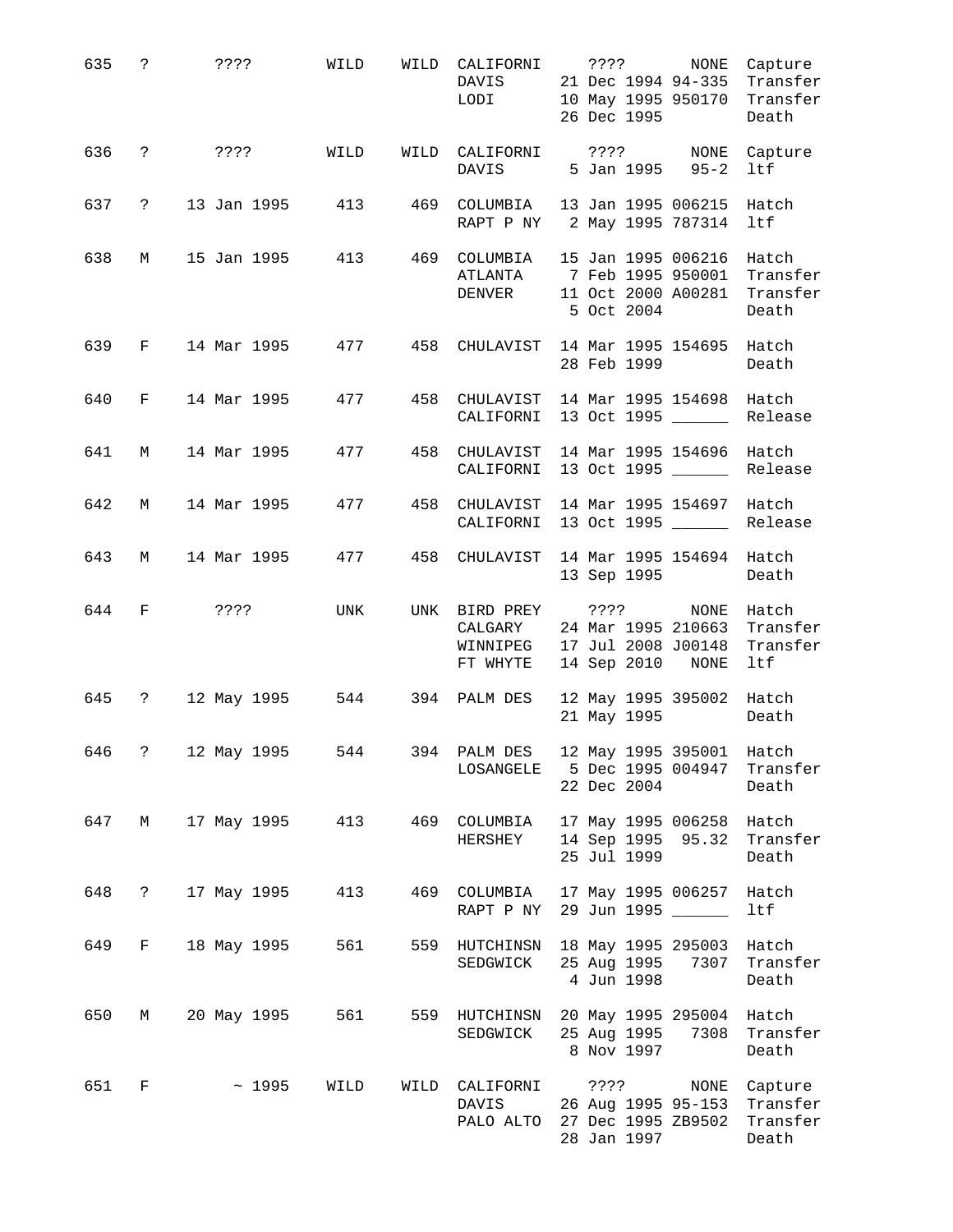| | | | | | | | | |
|---|---|---|---|---|---|---|---|---|
| 635 | ? | ???? | WILD | WILD | CALIFORNI | ???? | NONE | Capture |
| | | | | | DAVIS | 21 Dec 1994 | 94-335 | Transfer |
| | | | | | LODI | 10 May 1995 | 950170 | Transfer |
| | | | | | | 26 Dec 1995 | | Death |
| 636 | ? | ???? | WILD | WILD | CALIFORNI | ???? | NONE | Capture |
| | | | | | DAVIS | 5 Jan 1995 | 95-2 | ltf |
| 637 | ? | 13 Jan 1995 | 413 | 469 | COLUMBIA | 13 Jan 1995 | 006215 | Hatch |
| | | | | | RAPT P NY | 2 May 1995 | 787314 | ltf |
| 638 | M | 15 Jan 1995 | 413 | 469 | COLUMBIA | 15 Jan 1995 | 006216 | Hatch |
| | | | | | ATLANTA | 7 Feb 1995 | 950001 | Transfer |
| | | | | | DENVER | 11 Oct 2000 | A00281 | Transfer |
| | | | | | | 5 Oct 2004 | | Death |
| 639 | F | 14 Mar 1995 | 477 | 458 | CHULAVIST | 14 Mar 1995 | 154695 | Hatch |
| | | | | | | 28 Feb 1999 | | Death |
| 640 | F | 14 Mar 1995 | 477 | 458 | CHULAVIST | 14 Mar 1995 | 154698 | Hatch |
| | | | | | CALIFORNI | 13 Oct 1995 | ______ | Release |
| 641 | M | 14 Mar 1995 | 477 | 458 | CHULAVIST | 14 Mar 1995 | 154696 | Hatch |
| | | | | | CALIFORNI | 13 Oct 1995 | ______ | Release |
| 642 | M | 14 Mar 1995 | 477 | 458 | CHULAVIST | 14 Mar 1995 | 154697 | Hatch |
| | | | | | CALIFORNI | 13 Oct 1995 | ______ | Release |
| 643 | M | 14 Mar 1995 | 477 | 458 | CHULAVIST | 14 Mar 1995 | 154694 | Hatch |
| | | | | | | 13 Sep 1995 | | Death |
| 644 | F | ???? | UNK | UNK | BIRD PREY | ???? | NONE | Hatch |
| | | | | | CALGARY | 24 Mar 1995 | 210663 | Transfer |
| | | | | | WINNIPEG | 17 Jul 2008 | J00148 | Transfer |
| | | | | | FT WHYTE | 14 Sep 2010 | NONE | ltf |
| 645 | ? | 12 May 1995 | 544 | 394 | PALM DES | 12 May 1995 | 395002 | Hatch |
| | | | | | | 21 May 1995 | | Death |
| 646 | ? | 12 May 1995 | 544 | 394 | PALM DES | 12 May 1995 | 395001 | Hatch |
| | | | | | LOSANGELE | 5 Dec 1995 | 004947 | Transfer |
| | | | | | | 22 Dec 2004 | | Death |
| 647 | M | 17 May 1995 | 413 | 469 | COLUMBIA | 17 May 1995 | 006258 | Hatch |
| | | | | | HERSHEY | 14 Sep 1995 | 95.32 | Transfer |
| | | | | | | 25 Jul 1999 | | Death |
| 648 | ? | 17 May 1995 | 413 | 469 | COLUMBIA | 17 May 1995 | 006257 | Hatch |
| | | | | | RAPT P NY | 29 Jun 1995 | ______ | ltf |
| 649 | F | 18 May 1995 | 561 | 559 | HUTCHINSN | 18 May 1995 | 295003 | Hatch |
| | | | | | SEDGWICK | 25 Aug 1995 | 7307 | Transfer |
| | | | | | | 4 Jun 1998 | | Death |
| 650 | M | 20 May 1995 | 561 | 559 | HUTCHINSN | 20 May 1995 | 295004 | Hatch |
| | | | | | SEDGWICK | 25 Aug 1995 | 7308 | Transfer |
| | | | | | | 8 Nov 1997 | | Death |
| 651 | F | ~ 1995 | WILD | WILD | CALIFORNI | ???? | NONE | Capture |
| | | | | | DAVIS | 26 Aug 1995 | 95-153 | Transfer |
| | | | | | PALO ALTO | 27 Dec 1995 | ZB9502 | Transfer |
| | | | | | | 28 Jan 1997 | | Death |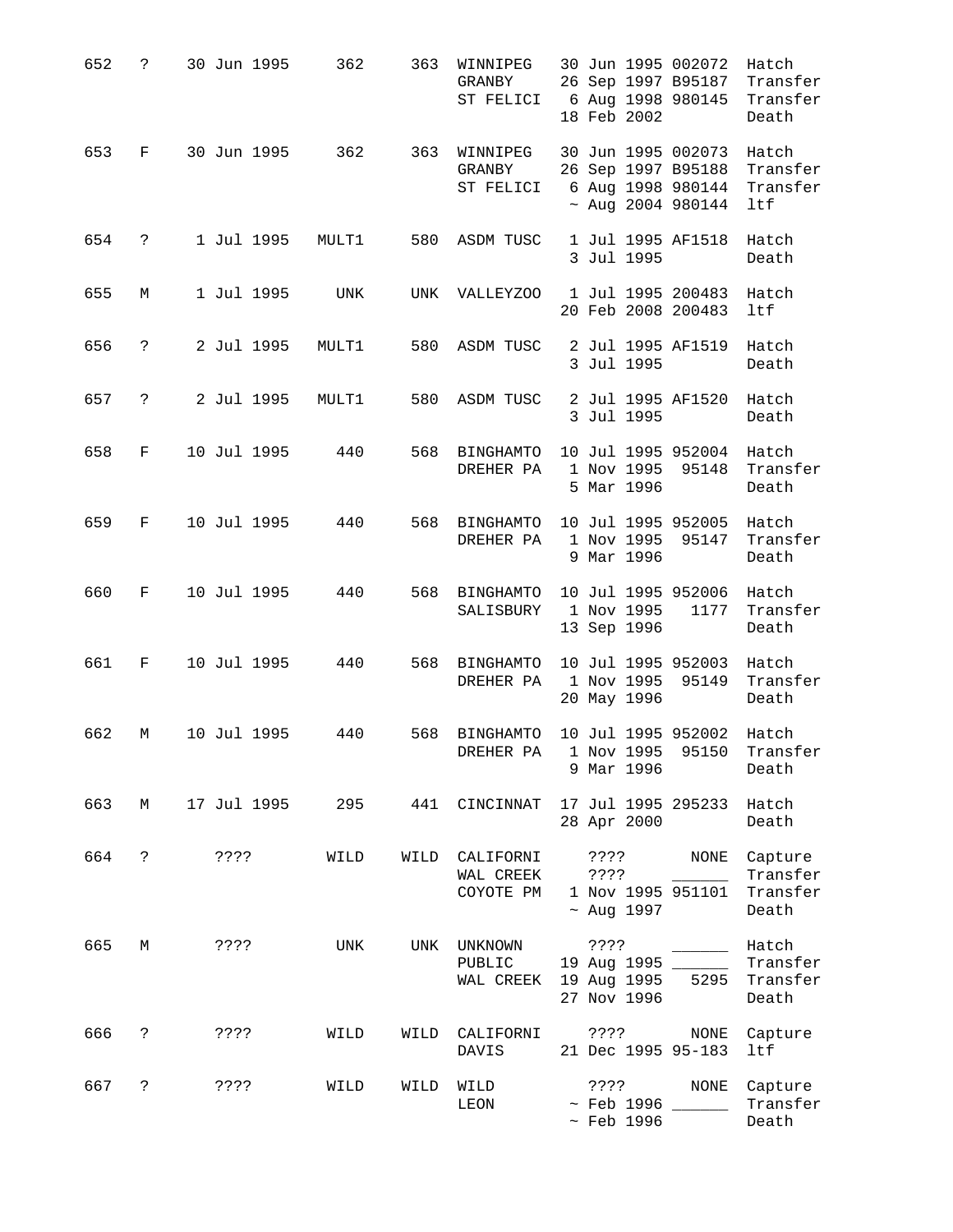| | | | | | | | | |
|---|---|---|---|---|---|---|---|---|
| 652 | ? | 30 Jun 1995 | 362 | 363 | WINNIPEG | 30 Jun 1995 | 002072 | Hatch |
| | | | | | GRANBY | 26 Sep 1997 | B95187 | Transfer |
| | | | | | ST FELICI | 6 Aug 1998 | 980145 | Transfer |
| | | | | | | 18 Feb 2002 | | Death |
| 653 | F | 30 Jun 1995 | 362 | 363 | WINNIPEG | 30 Jun 1995 | 002073 | Hatch |
| | | | | | GRANBY | 26 Sep 1997 | B95188 | Transfer |
| | | | | | ST FELICI | 6 Aug 1998 | 980144 | Transfer |
| | | | | | | ~ Aug 2004 | 980144 | ltf |
| 654 | ? | 1 Jul 1995 | MULT1 | 580 | ASDM TUSC | 1 Jul 1995 | AF1518 | Hatch |
| | | | | | | 3 Jul 1995 | | Death |
| 655 | M | 1 Jul 1995 | UNK | UNK | VALLEYZOO | 1 Jul 1995 | 200483 | Hatch |
| | | | | | | 20 Feb 2008 | 200483 | ltf |
| 656 | ? | 2 Jul 1995 | MULT1 | 580 | ASDM TUSC | 2 Jul 1995 | AF1519 | Hatch |
| | | | | | | 3 Jul 1995 | | Death |
| 657 | ? | 2 Jul 1995 | MULT1 | 580 | ASDM TUSC | 2 Jul 1995 | AF1520 | Hatch |
| | | | | | | 3 Jul 1995 | | Death |
| 658 | F | 10 Jul 1995 | 440 | 568 | BINGHAMTO | 10 Jul 1995 | 952004 | Hatch |
| | | | | | DREHER PA | 1 Nov 1995 | 95148 | Transfer |
| | | | | | | 5 Mar 1996 | | Death |
| 659 | F | 10 Jul 1995 | 440 | 568 | BINGHAMTO | 10 Jul 1995 | 952005 | Hatch |
| | | | | | DREHER PA | 1 Nov 1995 | 95147 | Transfer |
| | | | | | | 9 Mar 1996 | | Death |
| 660 | F | 10 Jul 1995 | 440 | 568 | BINGHAMTO | 10 Jul 1995 | 952006 | Hatch |
| | | | | | SALISBURY | 1 Nov 1995 | 1177 | Transfer |
| | | | | | | 13 Sep 1996 | | Death |
| 661 | F | 10 Jul 1995 | 440 | 568 | BINGHAMTO | 10 Jul 1995 | 952003 | Hatch |
| | | | | | DREHER PA | 1 Nov 1995 | 95149 | Transfer |
| | | | | | | 20 May 1996 | | Death |
| 662 | M | 10 Jul 1995 | 440 | 568 | BINGHAMTO | 10 Jul 1995 | 952002 | Hatch |
| | | | | | DREHER PA | 1 Nov 1995 | 95150 | Transfer |
| | | | | | | 9 Mar 1996 | | Death |
| 663 | M | 17 Jul 1995 | 295 | 441 | CINCINNAT | 17 Jul 1995 | 295233 | Hatch |
| | | | | | | 28 Apr 2000 | | Death |
| 664 | ? | ???? | WILD | WILD | CALIFORNI | ???? | NONE | Capture |
| | | | | | WAL CREEK | ???? | ______ | Transfer |
| | | | | | COYOTE PM | 1 Nov 1995 | 951101 | Transfer |
| | | | | | | ~ Aug 1997 | | Death |
| 665 | M | ???? | UNK | UNK | UNKNOWN | ???? | ______ | Hatch |
| | | | | | PUBLIC | 19 Aug 1995 | ______ | Transfer |
| | | | | | WAL CREEK | 19 Aug 1995 | 5295 | Transfer |
| | | | | | | 27 Nov 1996 | | Death |
| 666 | ? | ???? | WILD | WILD | CALIFORNI | ???? | NONE | Capture |
| | | | | | DAVIS | 21 Dec 1995 | 95-183 | ltf |
| 667 | ? | ???? | WILD | WILD | WILD | ???? | NONE | Capture |
| | | | | | LEON | ~ Feb 1996 | ______ | Transfer |
| | | | | | | ~ Feb 1996 | | Death |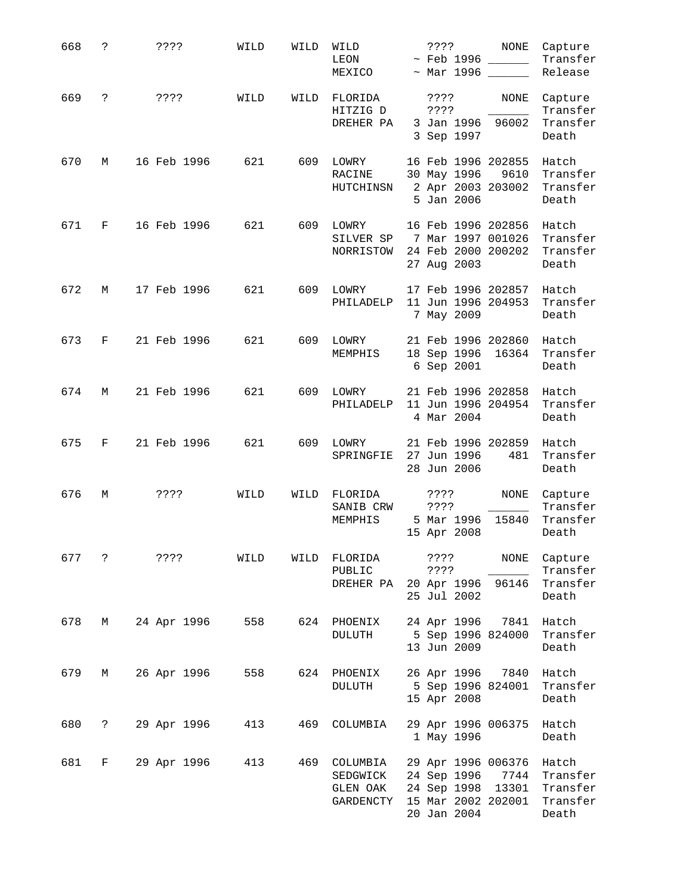| | | | | | | | | | |
|---|---|---|---|---|---|---|---|---|---|
| 668 | ? | ???? | WILD | WILD | WILD | ???? | NONE | Capture |
| | | | | | LEON | ~ Feb 1996 | ______ | Transfer |
| | | | | | MEXICO | ~ Mar 1996 | ______ | Release |
| 669 | ? | ???? | WILD | WILD | FLORIDA | ???? | NONE | Capture |
| | | | | | HITZIG D | ???? | ______ | Transfer |
| | | | | | DREHER PA | 3 Jan 1996 | 96002 | Transfer |
| | | | | | | 3 Sep 1997 | | Death |
| 670 | M | 16 Feb 1996 | 621 | 609 | LOWRY | 16 Feb 1996 | 202855 | Hatch |
| | | | | | RACINE | 30 May 1996 | 9610 | Transfer |
| | | | | | HUTCHINSN | 2 Apr 2003 | 203002 | Transfer |
| | | | | | | 5 Jan 2006 | | Death |
| 671 | F | 16 Feb 1996 | 621 | 609 | LOWRY | 16 Feb 1996 | 202856 | Hatch |
| | | | | | SILVER SP | 7 Mar 1997 | 001026 | Transfer |
| | | | | | NORRISTOW | 24 Feb 2000 | 200202 | Transfer |
| | | | | | | 27 Aug 2003 | | Death |
| 672 | M | 17 Feb 1996 | 621 | 609 | LOWRY | 17 Feb 1996 | 202857 | Hatch |
| | | | | | PHILADELP | 11 Jun 1996 | 204953 | Transfer |
| | | | | | | 7 May 2009 | | Death |
| 673 | F | 21 Feb 1996 | 621 | 609 | LOWRY | 21 Feb 1996 | 202860 | Hatch |
| | | | | | MEMPHIS | 18 Sep 1996 | 16364 | Transfer |
| | | | | | | 6 Sep 2001 | | Death |
| 674 | M | 21 Feb 1996 | 621 | 609 | LOWRY | 21 Feb 1996 | 202858 | Hatch |
| | | | | | PHILADELP | 11 Jun 1996 | 204954 | Transfer |
| | | | | | | 4 Mar 2004 | | Death |
| 675 | F | 21 Feb 1996 | 621 | 609 | LOWRY | 21 Feb 1996 | 202859 | Hatch |
| | | | | | SPRINGFIE | 27 Jun 1996 | 481 | Transfer |
| | | | | | | 28 Jun 2006 | | Death |
| 676 | M | ???? | WILD | WILD | FLORIDA | ???? | NONE | Capture |
| | | | | | SANIB CRW | ???? | ______ | Transfer |
| | | | | | MEMPHIS | 5 Mar 1996 | 15840 | Transfer |
| | | | | | | 15 Apr 2008 | | Death |
| 677 | ? | ???? | WILD | WILD | FLORIDA | ???? | NONE | Capture |
| | | | | | PUBLIC | ???? | ______ | Transfer |
| | | | | | DREHER PA | 20 Apr 1996 | 96146 | Transfer |
| | | | | | | 25 Jul 2002 | | Death |
| 678 | M | 24 Apr 1996 | 558 | 624 | PHOENIX | 24 Apr 1996 | 7841 | Hatch |
| | | | | | DULUTH | 5 Sep 1996 | 824000 | Transfer |
| | | | | | | 13 Jun 2009 | | Death |
| 679 | M | 26 Apr 1996 | 558 | 624 | PHOENIX | 26 Apr 1996 | 7840 | Hatch |
| | | | | | DULUTH | 5 Sep 1996 | 824001 | Transfer |
| | | | | | | 15 Apr 2008 | | Death |
| 680 | ? | 29 Apr 1996 | 413 | 469 | COLUMBIA | 29 Apr 1996 | 006375 | Hatch |
| | | | | | | 1 May 1996 | | Death |
| 681 | F | 29 Apr 1996 | 413 | 469 | COLUMBIA | 29 Apr 1996 | 006376 | Hatch |
| | | | | | SEDGWICK | 24 Sep 1996 | 7744 | Transfer |
| | | | | | GLEN OAK | 24 Sep 1998 | 13301 | Transfer |
| | | | | | GARDENCTY | 15 Mar 2002 | 202001 | Transfer |
| | | | | | | 20 Jan 2004 | | Death |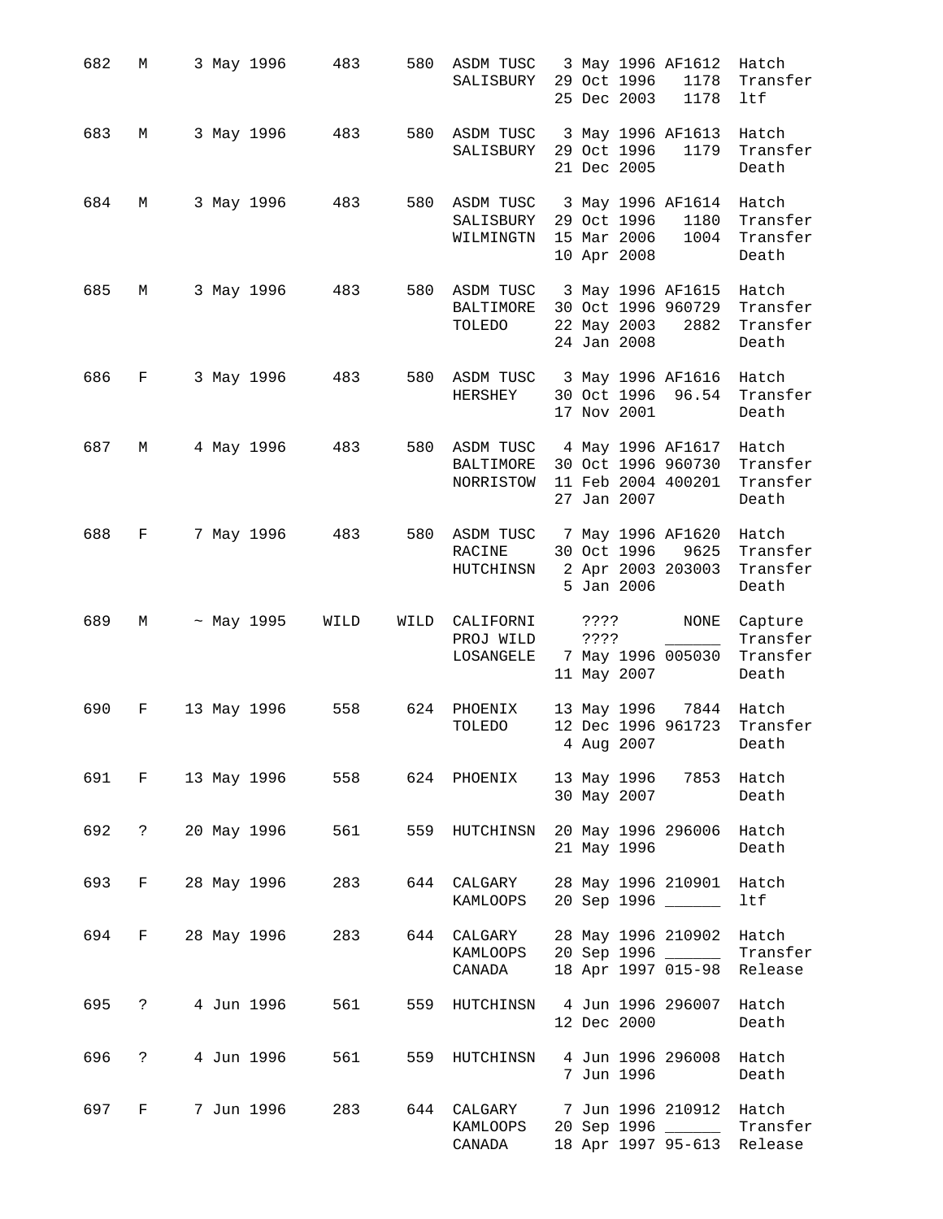```
682   M      3 May 1996     483     580  ASDM TUSC    3 May 1996 AF1612  Hatch
                                         SALISBURY   29 Oct 1996   1178  Transfer
                                                     25 Dec 2003   1178  ltf

683   M      3 May 1996     483     580  ASDM TUSC    3 May 1996 AF1613  Hatch
                                         SALISBURY   29 Oct 1996   1179  Transfer
                                                     21 Dec 2005         Death

684   M      3 May 1996     483     580  ASDM TUSC    3 May 1996 AF1614  Hatch
                                         SALISBURY   29 Oct 1996   1180  Transfer
                                         WILMINGTN   15 Mar 2006   1004  Transfer
                                                     10 Apr 2008         Death

685   M      3 May 1996     483     580  ASDM TUSC    3 May 1996 AF1615  Hatch
                                         BALTIMORE   30 Oct 1996 960729  Transfer
                                         TOLEDO      22 May 2003   2882  Transfer
                                                     24 Jan 2008         Death

686   F      3 May 1996     483     580  ASDM TUSC    3 May 1996 AF1616  Hatch
                                         HERSHEY     30 Oct 1996  96.54  Transfer
                                                     17 Nov 2001         Death

687   M      4 May 1996     483     580  ASDM TUSC    4 May 1996 AF1617  Hatch
                                         BALTIMORE   30 Oct 1996 960730  Transfer
                                         NORRISTOW   11 Feb 2004 400201  Transfer
                                                     27 Jan 2007         Death

688   F      7 May 1996     483     580  ASDM TUSC    7 May 1996 AF1620  Hatch
                                         RACINE      30 Oct 1996   9625  Transfer
                                         HUTCHINSN    2 Apr 2003 203003  Transfer
                                                      5 Jan 2006         Death

689   M    ~ May 1995    WILD    WILD  CALIFORNI      ????        NONE  Capture
                                         PROJ WILD      ????      ______  Transfer
                                         LOSANGELE    7 May 1996 005030  Transfer
                                                     11 May 2007         Death

690   F     13 May 1996     558     624  PHOENIX     13 May 1996   7844  Hatch
                                         TOLEDO      12 Dec 1996 961723  Transfer
                                                      4 Aug 2007         Death

691   F     13 May 1996     558     624  PHOENIX     13 May 1996   7853  Hatch
                                                     30 May 2007         Death

692   ?     20 May 1996     561     559  HUTCHINSN   20 May 1996 296006  Hatch
                                                     21 May 1996         Death

693   F     28 May 1996     283     644  CALGARY     28 May 1996 210901  Hatch
                                         KAMLOOPS    20 Sep 1996 ______  ltf

694   F     28 May 1996     283     644  CALGARY     28 May 1996 210902  Hatch
                                         KAMLOOPS    20 Sep 1996 ______  Transfer
                                         CANADA      18 Apr 1997 015-98  Release

695   ?      4 Jun 1996     561     559  HUTCHINSN    4 Jun 1996 296007  Hatch
                                                     12 Dec 2000         Death

696   ?      4 Jun 1996     561     559  HUTCHINSN    4 Jun 1996 296008  Hatch
                                                      7 Jun 1996         Death

697   F      7 Jun 1996     283     644  CALGARY      7 Jun 1996 210912  Hatch
                                         KAMLOOPS    20 Sep 1996 ______  Transfer
                                         CANADA      18 Apr 1997 95-613  Release
```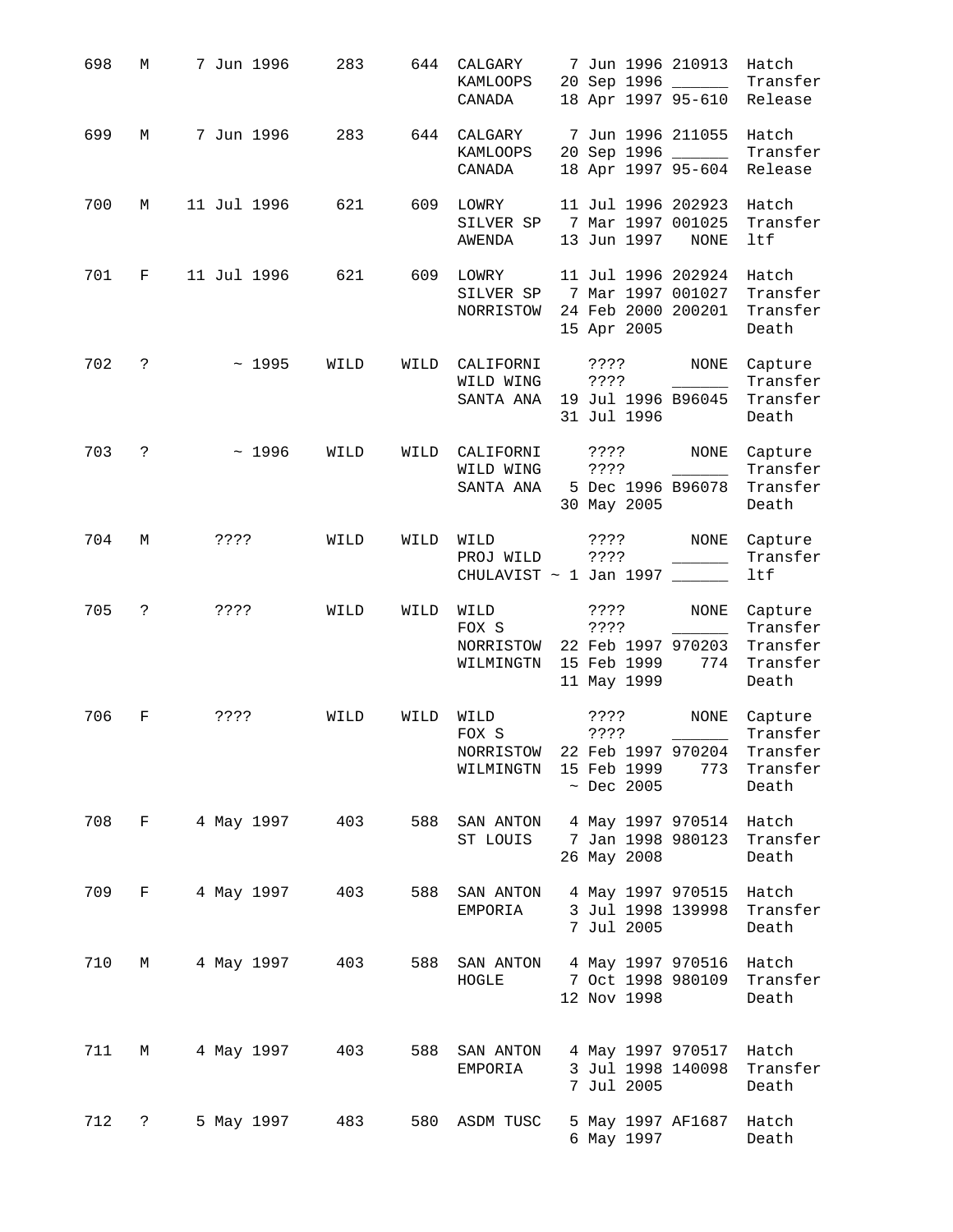| | | | | | | | | |
|---|---|---|---|---|---|---|---|---|
| 698 | M | 7 Jun 1996 | 283 | 644 | CALGARY | 7 Jun 1996 | 210913 | Hatch |
| | | | | | KAMLOOPS | 20 Sep 1996 | ______ | Transfer |
| | | | | | CANADA | 18 Apr 1997 | 95-610 | Release |
| 699 | M | 7 Jun 1996 | 283 | 644 | CALGARY | 7 Jun 1996 | 211055 | Hatch |
| | | | | | KAMLOOPS | 20 Sep 1996 | ______ | Transfer |
| | | | | | CANADA | 18 Apr 1997 | 95-604 | Release |
| 700 | M | 11 Jul 1996 | 621 | 609 | LOWRY | 11 Jul 1996 | 202923 | Hatch |
| | | | | | SILVER SP | 7 Mar 1997 | 001025 | Transfer |
| | | | | | AWENDA | 13 Jun 1997 | NONE | ltf |
| 701 | F | 11 Jul 1996 | 621 | 609 | LOWRY | 11 Jul 1996 | 202924 | Hatch |
| | | | | | SILVER SP | 7 Mar 1997 | 001027 | Transfer |
| | | | | | NORRISTOW | 24 Feb 2000 | 200201 | Transfer |
| | | | | | | 15 Apr 2005 | | Death |
| 702 | ? | ~ 1995 | WILD | WILD | CALIFORNI | ???? | NONE | Capture |
| | | | | | WILD WING | ???? | ______ | Transfer |
| | | | | | SANTA ANA | 19 Jul 1996 | B96045 | Transfer |
| | | | | | | 31 Jul 1996 | | Death |
| 703 | ? | ~ 1996 | WILD | WILD | CALIFORNI | ???? | NONE | Capture |
| | | | | | WILD WING | ???? | ______ | Transfer |
| | | | | | SANTA ANA | 5 Dec 1996 | B96078 | Transfer |
| | | | | | | 30 May 2005 | | Death |
| 704 | M | ???? | WILD | WILD | WILD | ???? | NONE | Capture |
| | | | | | PROJ WILD | ???? | ______ | Transfer |
| | | | | | CHULAVIST | ~ 1 Jan 1997 | ______ | ltf |
| 705 | ? | ???? | WILD | WILD | WILD | ???? | NONE | Capture |
| | | | | | FOX S | ???? | ______ | Transfer |
| | | | | | NORRISTOW | 22 Feb 1997 | 970203 | Transfer |
| | | | | | WILMINGTN | 15 Feb 1999 | 774 | Transfer |
| | | | | | | 11 May 1999 | | Death |
| 706 | F | ???? | WILD | WILD | WILD | ???? | NONE | Capture |
| | | | | | FOX S | ???? | ______ | Transfer |
| | | | | | NORRISTOW | 22 Feb 1997 | 970204 | Transfer |
| | | | | | WILMINGTN | 15 Feb 1999 | 773 | Transfer |
| | | | | | | ~ Dec 2005 | | Death |
| 708 | F | 4 May 1997 | 403 | 588 | SAN ANTON | 4 May 1997 | 970514 | Hatch |
| | | | | | ST LOUIS | 7 Jan 1998 | 980123 | Transfer |
| | | | | | | 26 May 2008 | | Death |
| 709 | F | 4 May 1997 | 403 | 588 | SAN ANTON | 4 May 1997 | 970515 | Hatch |
| | | | | | EMPORIA | 3 Jul 1998 | 139998 | Transfer |
| | | | | | | 7 Jul 2005 | | Death |
| 710 | M | 4 May 1997 | 403 | 588 | SAN ANTON | 4 May 1997 | 970516 | Hatch |
| | | | | | HOGLE | 7 Oct 1998 | 980109 | Transfer |
| | | | | | | 12 Nov 1998 | | Death |
| 711 | M | 4 May 1997 | 403 | 588 | SAN ANTON | 4 May 1997 | 970517 | Hatch |
| | | | | | EMPORIA | 3 Jul 1998 | 140098 | Transfer |
| | | | | | | 7 Jul 2005 | | Death |
| 712 | ? | 5 May 1997 | 483 | 580 | ASDM TUSC | 5 May 1997 | AF1687 | Hatch |
| | | | | | | 6 May 1997 | | Death |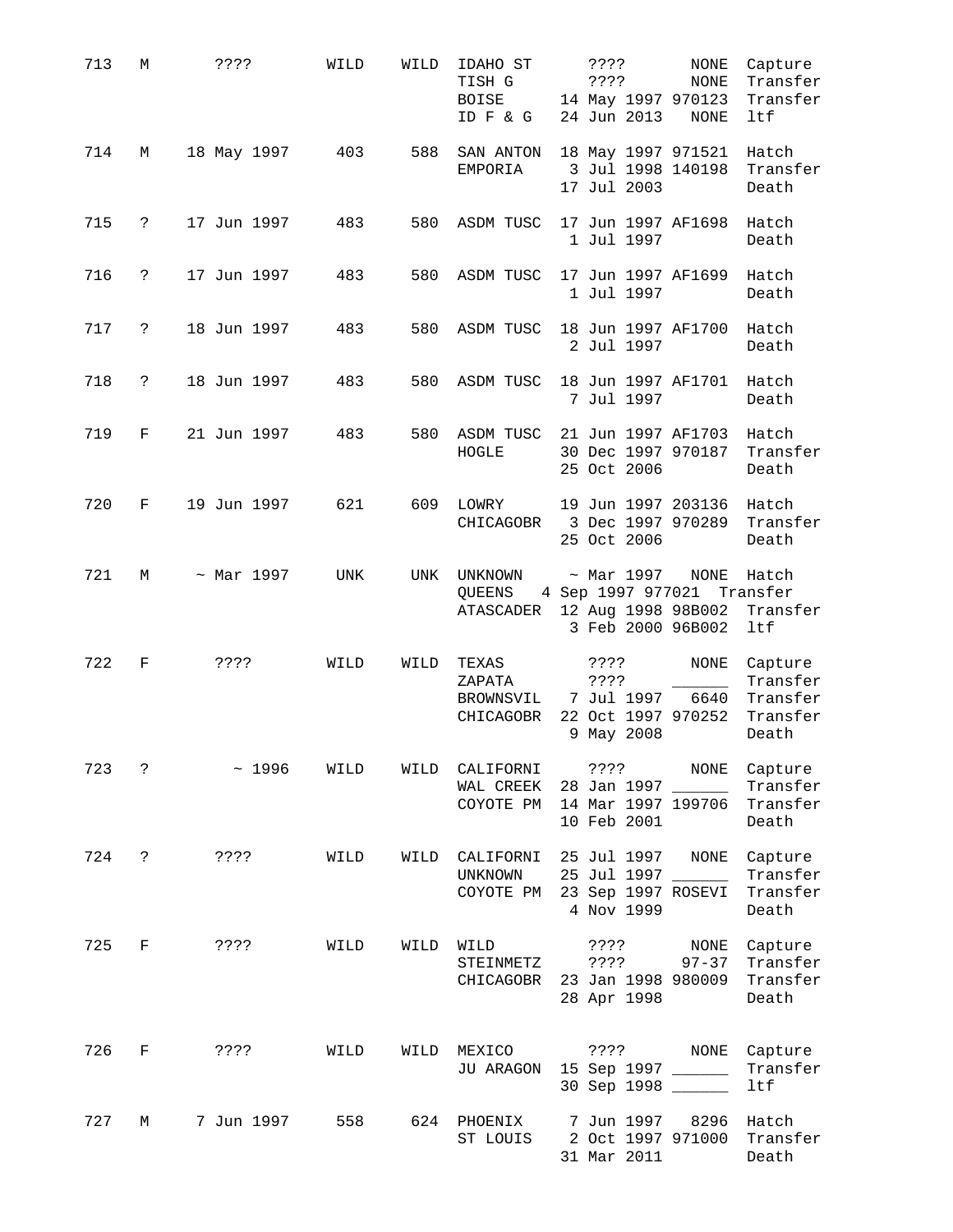| | | | | | | | | |
|---|---|---|---|---|---|---|---|---|
| 713 | M | ???? | WILD | WILD | IDAHO ST | ???? | NONE | Capture |
| | | | | | TISH G | ???? | NONE | Transfer |
| | | | | | BOISE | 14 May 1997 | 970123 | Transfer |
| | | | | | ID F & G | 24 Jun 2013 | NONE | ltf |
| 714 | M | 18 May 1997 | 403 | 588 | SAN ANTON | 18 May 1997 | 971521 | Hatch |
| | | | | | EMPORIA | 3 Jul 1998 | 140198 | Transfer |
| | | | | | | 17 Jul 2003 | | Death |
| 715 | ? | 17 Jun 1997 | 483 | 580 | ASDM TUSC | 17 Jun 1997 | AF1698 | Hatch |
| | | | | | | 1 Jul 1997 | | Death |
| 716 | ? | 17 Jun 1997 | 483 | 580 | ASDM TUSC | 17 Jun 1997 | AF1699 | Hatch |
| | | | | | | 1 Jul 1997 | | Death |
| 717 | ? | 18 Jun 1997 | 483 | 580 | ASDM TUSC | 18 Jun 1997 | AF1700 | Hatch |
| | | | | | | 2 Jul 1997 | | Death |
| 718 | ? | 18 Jun 1997 | 483 | 580 | ASDM TUSC | 18 Jun 1997 | AF1701 | Hatch |
| | | | | | | 7 Jul 1997 | | Death |
| 719 | F | 21 Jun 1997 | 483 | 580 | ASDM TUSC | 21 Jun 1997 | AF1703 | Hatch |
| | | | | | HOGLE | 30 Dec 1997 | 970187 | Transfer |
| | | | | | | 25 Oct 2006 | | Death |
| 720 | F | 19 Jun 1997 | 621 | 609 | LOWRY | 19 Jun 1997 | 203136 | Hatch |
| | | | | | CHICAGOBR | 3 Dec 1997 | 970289 | Transfer |
| | | | | | | 25 Oct 2006 | | Death |
| 721 | M | ~ Mar 1997 | UNK | UNK | UNKNOWN | ~ Mar 1997 | NONE | Hatch |
| | | | | | QUEENS | 4 Sep 1997 | 977021 | Transfer |
| | | | | | ATASCADER | 12 Aug 1998 | 98B002 | Transfer |
| | | | | | | 3 Feb 2000 | 96B002 | ltf |
| 722 | F | ???? | WILD | WILD | TEXAS | ???? | NONE | Capture |
| | | | | | ZAPATA | ???? | ______ | Transfer |
| | | | | | BROWNSVIL | 7 Jul 1997 | 6640 | Transfer |
| | | | | | CHICAGOBR | 22 Oct 1997 | 970252 | Transfer |
| | | | | | | 9 May 2008 | | Death |
| 723 | ? | ~ 1996 | WILD | WILD | CALIFORNI | ???? | NONE | Capture |
| | | | | | WAL CREEK | 28 Jan 1997 | ______ | Transfer |
| | | | | | COYOTE PM | 14 Mar 1997 | 199706 | Transfer |
| | | | | | | 10 Feb 2001 | | Death |
| 724 | ? | ???? | WILD | WILD | CALIFORNI | 25 Jul 1997 | NONE | Capture |
| | | | | | UNKNOWN | 25 Jul 1997 | ______ | Transfer |
| | | | | | COYOTE PM | 23 Sep 1997 | ROSEVI | Transfer |
| | | | | | | 4 Nov 1999 | | Death |
| 725 | F | ???? | WILD | WILD | WILD | ???? | NONE | Capture |
| | | | | | STEINMETZ | ???? | 97-37 | Transfer |
| | | | | | CHICAGOBR | 23 Jan 1998 | 980009 | Transfer |
| | | | | | | 28 Apr 1998 | | Death |
| 726 | F | ???? | WILD | WILD | MEXICO | ???? | NONE | Capture |
| | | | | | JU ARAGON | 15 Sep 1997 | ______ | Transfer |
| | | | | | | 30 Sep 1998 | ______ | ltf |
| 727 | M | 7 Jun 1997 | 558 | 624 | PHOENIX | 7 Jun 1997 | 8296 | Hatch |
| | | | | | ST LOUIS | 2 Oct 1997 | 971000 | Transfer |
| | | | | | | 31 Mar 2011 | | Death |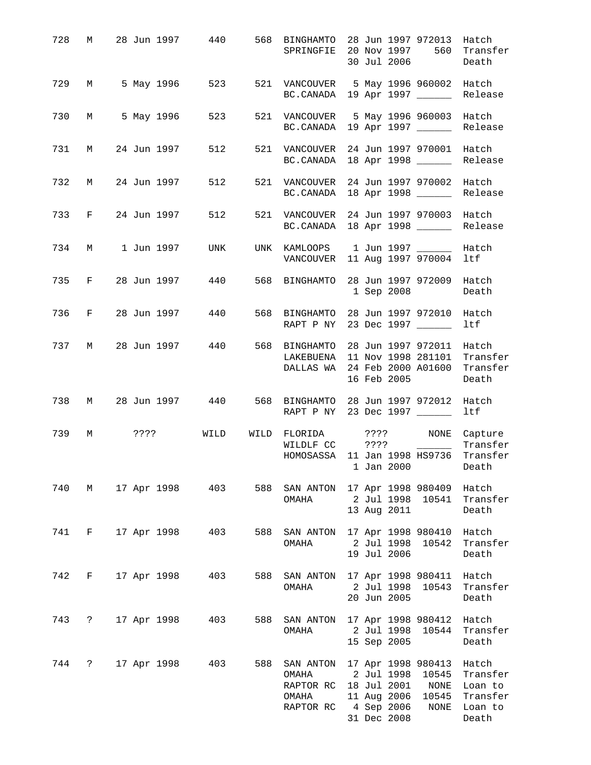| | | | | | | | | |
|---|---|---|---|---|---|---|---|---|
| 728 | M | 28 Jun 1997 | 440 | 568 | BINGHAMTO | 28 Jun 1997 | 972013 | Hatch |
| | | | | | SPRINGFIE | 20 Nov 1997 | 560 | Transfer |
| | | | | | | 30 Jul 2006 | | Death |
| 729 | M | 5 May 1996 | 523 | 521 | VANCOUVER | 5 May 1996 | 960002 | Hatch |
| | | | | | BC.CANADA | 19 Apr 1997 | ______ | Release |
| 730 | M | 5 May 1996 | 523 | 521 | VANCOUVER | 5 May 1996 | 960003 | Hatch |
| | | | | | BC.CANADA | 19 Apr 1997 | ______ | Release |
| 731 | M | 24 Jun 1997 | 512 | 521 | VANCOUVER | 24 Jun 1997 | 970001 | Hatch |
| | | | | | BC.CANADA | 18 Apr 1998 | ______ | Release |
| 732 | M | 24 Jun 1997 | 512 | 521 | VANCOUVER | 24 Jun 1997 | 970002 | Hatch |
| | | | | | BC.CANADA | 18 Apr 1998 | ______ | Release |
| 733 | F | 24 Jun 1997 | 512 | 521 | VANCOUVER | 24 Jun 1997 | 970003 | Hatch |
| | | | | | BC.CANADA | 18 Apr 1998 | ______ | Release |
| 734 | M | 1 Jun 1997 | UNK | UNK | KAMLOOPS | 1 Jun 1997 | ______ | Hatch |
| | | | | | VANCOUVER | 11 Aug 1997 | 970004 | ltf |
| 735 | F | 28 Jun 1997 | 440 | 568 | BINGHAMTO | 28 Jun 1997 | 972009 | Hatch |
| | | | | | | 1 Sep 2008 | | Death |
| 736 | F | 28 Jun 1997 | 440 | 568 | BINGHAMTO | 28 Jun 1997 | 972010 | Hatch |
| | | | | | RAPT P NY | 23 Dec 1997 | ______ | ltf |
| 737 | M | 28 Jun 1997 | 440 | 568 | BINGHAMTO | 28 Jun 1997 | 972011 | Hatch |
| | | | | | LAKEBUENA | 11 Nov 1998 | 281101 | Transfer |
| | | | | | DALLAS WA | 24 Feb 2000 | A01600 | Transfer |
| | | | | | | 16 Feb 2005 | | Death |
| 738 | M | 28 Jun 1997 | 440 | 568 | BINGHAMTO | 28 Jun 1997 | 972012 | Hatch |
| | | | | | RAPT P NY | 23 Dec 1997 | ______ | ltf |
| 739 | M | ???? | WILD | WILD | FLORIDA | ???? | NONE | Capture |
| | | | | | WILDLF CC | ???? | ______ | Transfer |
| | | | | | HOMOSASSA | 11 Jan 1998 | HS9736 | Transfer |
| | | | | | | 1 Jan 2000 | | Death |
| 740 | M | 17 Apr 1998 | 403 | 588 | SAN ANTON | 17 Apr 1998 | 980409 | Hatch |
| | | | | | OMAHA | 2 Jul 1998 | 10541 | Transfer |
| | | | | | | 13 Aug 2011 | | Death |
| 741 | F | 17 Apr 1998 | 403 | 588 | SAN ANTON | 17 Apr 1998 | 980410 | Hatch |
| | | | | | OMAHA | 2 Jul 1998 | 10542 | Transfer |
| | | | | | | 19 Jul 2006 | | Death |
| 742 | F | 17 Apr 1998 | 403 | 588 | SAN ANTON | 17 Apr 1998 | 980411 | Hatch |
| | | | | | OMAHA | 2 Jul 1998 | 10543 | Transfer |
| | | | | | | 20 Jun 2005 | | Death |
| 743 | ? | 17 Apr 1998 | 403 | 588 | SAN ANTON | 17 Apr 1998 | 980412 | Hatch |
| | | | | | OMAHA | 2 Jul 1998 | 10544 | Transfer |
| | | | | | | 15 Sep 2005 | | Death |
| 744 | ? | 17 Apr 1998 | 403 | 588 | SAN ANTON | 17 Apr 1998 | 980413 | Hatch |
| | | | | | OMAHA | 2 Jul 1998 | 10545 | Transfer |
| | | | | | RAPTOR RC | 18 Jul 2001 | NONE | Loan to |
| | | | | | OMAHA | 11 Aug 2006 | 10545 | Transfer |
| | | | | | RAPTOR RC | 4 Sep 2006 | NONE | Loan to |
| | | | | | | 31 Dec 2008 | | Death |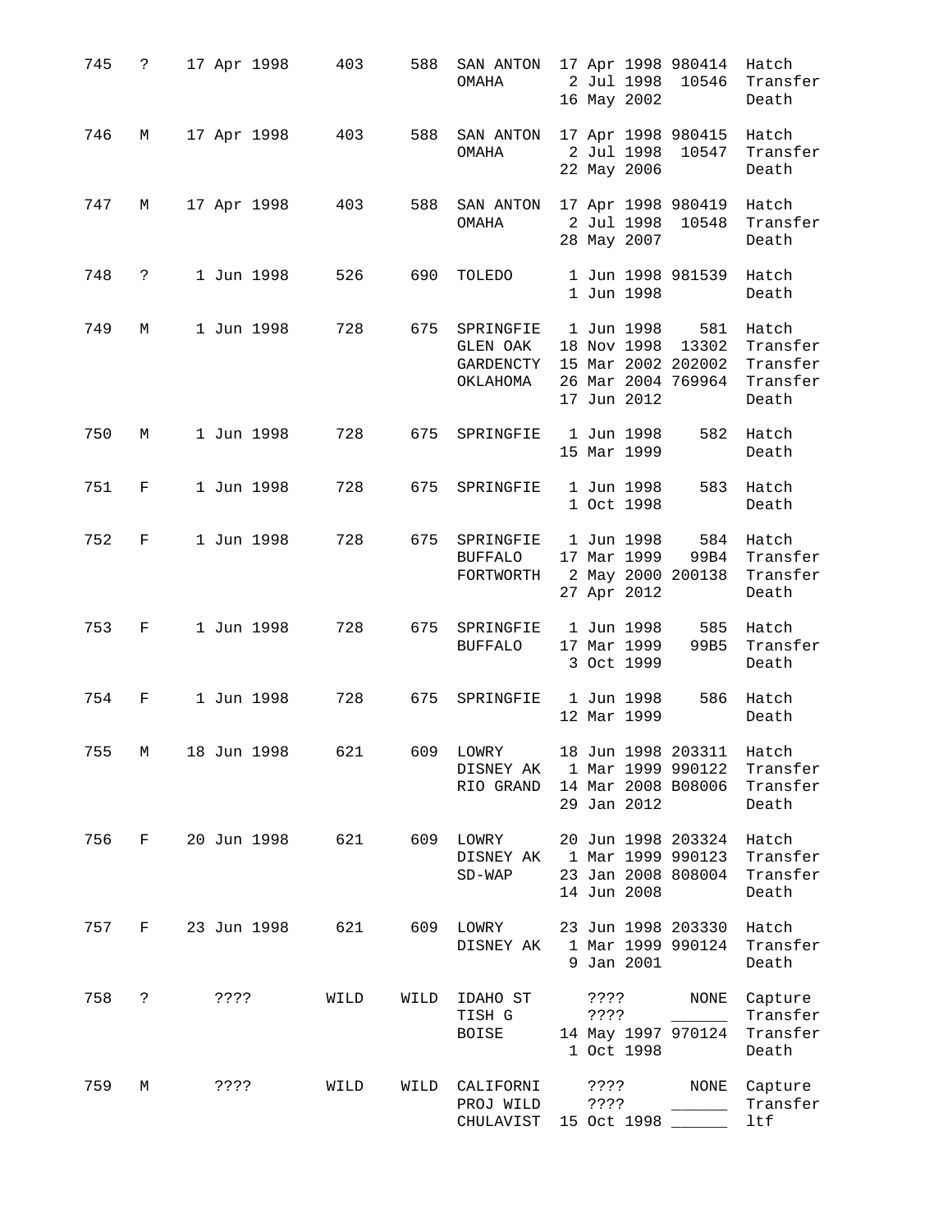| | | | | | | | | |
|---|---|---|---|---|---|---|---|---|
| 745 | ? | 17 Apr 1998 | 403 | 588 | SAN ANTON | 17 Apr 1998 | 980414 | Hatch |
| | | | | | OMAHA | 2 Jul 1998 | 10546 | Transfer |
| | | | | | | 16 May 2002 | | Death |
| 746 | M | 17 Apr 1998 | 403 | 588 | SAN ANTON | 17 Apr 1998 | 980415 | Hatch |
| | | | | | OMAHA | 2 Jul 1998 | 10547 | Transfer |
| | | | | | | 22 May 2006 | | Death |
| 747 | M | 17 Apr 1998 | 403 | 588 | SAN ANTON | 17 Apr 1998 | 980419 | Hatch |
| | | | | | OMAHA | 2 Jul 1998 | 10548 | Transfer |
| | | | | | | 28 May 2007 | | Death |
| 748 | ? | 1 Jun 1998 | 526 | 690 | TOLEDO | 1 Jun 1998 | 981539 | Hatch |
| | | | | | | 1 Jun 1998 | | Death |
| 749 | M | 1 Jun 1998 | 728 | 675 | SPRINGFIE | 1 Jun 1998 | 581 | Hatch |
| | | | | | GLEN OAK | 18 Nov 1998 | 13302 | Transfer |
| | | | | | GARDENCTY | 15 Mar 2002 | 202002 | Transfer |
| | | | | | OKLAHOMA | 26 Mar 2004 | 769964 | Transfer |
| | | | | | | 17 Jun 2012 | | Death |
| 750 | M | 1 Jun 1998 | 728 | 675 | SPRINGFIE | 1 Jun 1998 | 582 | Hatch |
| | | | | | | 15 Mar 1999 | | Death |
| 751 | F | 1 Jun 1998 | 728 | 675 | SPRINGFIE | 1 Jun 1998 | 583 | Hatch |
| | | | | | | 1 Oct 1998 | | Death |
| 752 | F | 1 Jun 1998 | 728 | 675 | SPRINGFIE | 1 Jun 1998 | 584 | Hatch |
| | | | | | BUFFALO | 17 Mar 1999 | 99B4 | Transfer |
| | | | | | FORTWORTH | 2 May 2000 | 200138 | Transfer |
| | | | | | | 27 Apr 2012 | | Death |
| 753 | F | 1 Jun 1998 | 728 | 675 | SPRINGFIE | 1 Jun 1998 | 585 | Hatch |
| | | | | | BUFFALO | 17 Mar 1999 | 99B5 | Transfer |
| | | | | | | 3 Oct 1999 | | Death |
| 754 | F | 1 Jun 1998 | 728 | 675 | SPRINGFIE | 1 Jun 1998 | 586 | Hatch |
| | | | | | | 12 Mar 1999 | | Death |
| 755 | M | 18 Jun 1998 | 621 | 609 | LOWRY | 18 Jun 1998 | 203311 | Hatch |
| | | | | | DISNEY AK | 1 Mar 1999 | 990122 | Transfer |
| | | | | | RIO GRAND | 14 Mar 2008 | B08006 | Transfer |
| | | | | | | 29 Jan 2012 | | Death |
| 756 | F | 20 Jun 1998 | 621 | 609 | LOWRY | 20 Jun 1998 | 203324 | Hatch |
| | | | | | DISNEY AK | 1 Mar 1999 | 990123 | Transfer |
| | | | | | SD-WAP | 23 Jan 2008 | 808004 | Transfer |
| | | | | | | 14 Jun 2008 | | Death |
| 757 | F | 23 Jun 1998 | 621 | 609 | LOWRY | 23 Jun 1998 | 203330 | Hatch |
| | | | | | DISNEY AK | 1 Mar 1999 | 990124 | Transfer |
| | | | | | | 9 Jan 2001 | | Death |
| 758 | ? | ???? | WILD | WILD | IDAHO ST | ???? | NONE | Capture |
| | | | | | TISH G | ???? | ______ | Transfer |
| | | | | | BOISE | 14 May 1997 | 970124 | Transfer |
| | | | | | | 1 Oct 1998 | | Death |
| 759 | M | ???? | WILD | WILD | CALIFORNI | ???? | NONE | Capture |
| | | | | | PROJ WILD | ???? | ______ | Transfer |
| | | | | | CHULAVIST | 15 Oct 1998 | ______ | ltf |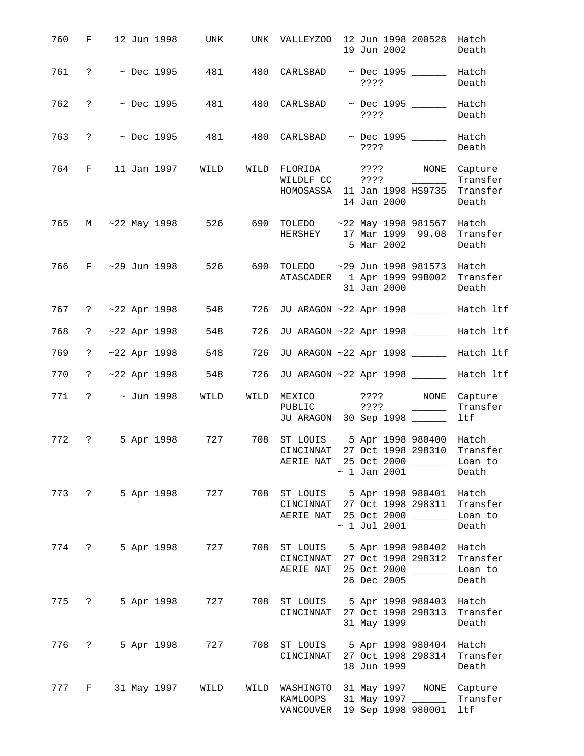| | | | | | | | | |
|---|---|---|---|---|---|---|---|---|
| 760 | F | 12 Jun 1998 | UNK | UNK | VALLEYZOO | 12 Jun 1998 | 200528 | Hatch |
| | | | | | | 19 Jun 2002 | | Death |
| 761 | ? | ~ Dec 1995 | 481 | 480 | CARLSBAD | ~ Dec 1995 | ______ | Hatch |
| | | | | | | ???? | | Death |
| 762 | ? | ~ Dec 1995 | 481 | 480 | CARLSBAD | ~ Dec 1995 | ______ | Hatch |
| | | | | | | ???? | | Death |
| 763 | ? | ~ Dec 1995 | 481 | 480 | CARLSBAD | ~ Dec 1995 | ______ | Hatch |
| | | | | | | ???? | | Death |
| 764 | F | 11 Jan 1997 | WILD | WILD | FLORIDA | ???? | NONE | Capture |
| | | | | | WILDLF CC | ???? | ______ | Transfer |
| | | | | | HOMOSASSA | 11 Jan 1998 | HS9735 | Transfer |
| | | | | | | 14 Jan 2000 | | Death |
| 765 | M | ~22 May 1998 | 526 | 690 | TOLEDO | ~22 May 1998 | 981567 | Hatch |
| | | | | | HERSHEY | 17 Mar 1999 | 99.08 | Transfer |
| | | | | | | 5 Mar 2002 | | Death |
| 766 | F | ~29 Jun 1998 | 526 | 690 | TOLEDO | ~29 Jun 1998 | 981573 | Hatch |
| | | | | | ATASCADER | 1 Apr 1999 | 99B002 | Transfer |
| | | | | | | 31 Jan 2000 | | Death |
| 767 | ? | ~22 Apr 1998 | 548 | 726 | JU ARAGON | ~22 Apr 1998 | ______ | Hatch ltf |
| 768 | ? | ~22 Apr 1998 | 548 | 726 | JU ARAGON | ~22 Apr 1998 | ______ | Hatch ltf |
| 769 | ? | ~22 Apr 1998 | 548 | 726 | JU ARAGON | ~22 Apr 1998 | ______ | Hatch ltf |
| 770 | ? | ~22 Apr 1998 | 548 | 726 | JU ARAGON | ~22 Apr 1998 | ______ | Hatch ltf |
| 771 | ? | ~ Jun 1998 | WILD | WILD | MEXICO | ???? | NONE | Capture |
| | | | | | PUBLIC | ???? | ______ | Transfer |
| | | | | | JU ARAGON | 30 Sep 1998 | ______ | ltf |
| 772 | ? | 5 Apr 1998 | 727 | 708 | ST LOUIS | 5 Apr 1998 | 980400 | Hatch |
| | | | | | CINCINNAT | 27 Oct 1998 | 298310 | Transfer |
| | | | | | AERIE NAT | 25 Oct 2000 | ______ | Loan to |
| | | | | | | ~ 1 Jan 2001 | | Death |
| 773 | ? | 5 Apr 1998 | 727 | 708 | ST LOUIS | 5 Apr 1998 | 980401 | Hatch |
| | | | | | CINCINNAT | 27 Oct 1998 | 298311 | Transfer |
| | | | | | AERIE NAT | 25 Oct 2000 | ______ | Loan to |
| | | | | | | ~ 1 Jul 2001 | | Death |
| 774 | ? | 5 Apr 1998 | 727 | 708 | ST LOUIS | 5 Apr 1998 | 980402 | Hatch |
| | | | | | CINCINNAT | 27 Oct 1998 | 298312 | Transfer |
| | | | | | AERIE NAT | 25 Oct 2000 | ______ | Loan to |
| | | | | | | 26 Dec 2005 | | Death |
| 775 | ? | 5 Apr 1998 | 727 | 708 | ST LOUIS | 5 Apr 1998 | 980403 | Hatch |
| | | | | | CINCINNAT | 27 Oct 1998 | 298313 | Transfer |
| | | | | | | 31 May 1999 | | Death |
| 776 | ? | 5 Apr 1998 | 727 | 708 | ST LOUIS | 5 Apr 1998 | 980404 | Hatch |
| | | | | | CINCINNAT | 27 Oct 1998 | 298314 | Transfer |
| | | | | | | 18 Jun 1999 | | Death |
| 777 | F | 31 May 1997 | WILD | WILD | WASHINGTO | 31 May 1997 | NONE | Capture |
| | | | | | KAMLOOPS | 31 May 1997 | ______ | Transfer |
| | | | | | VANCOUVER | 19 Sep 1998 | 980001 | ltf |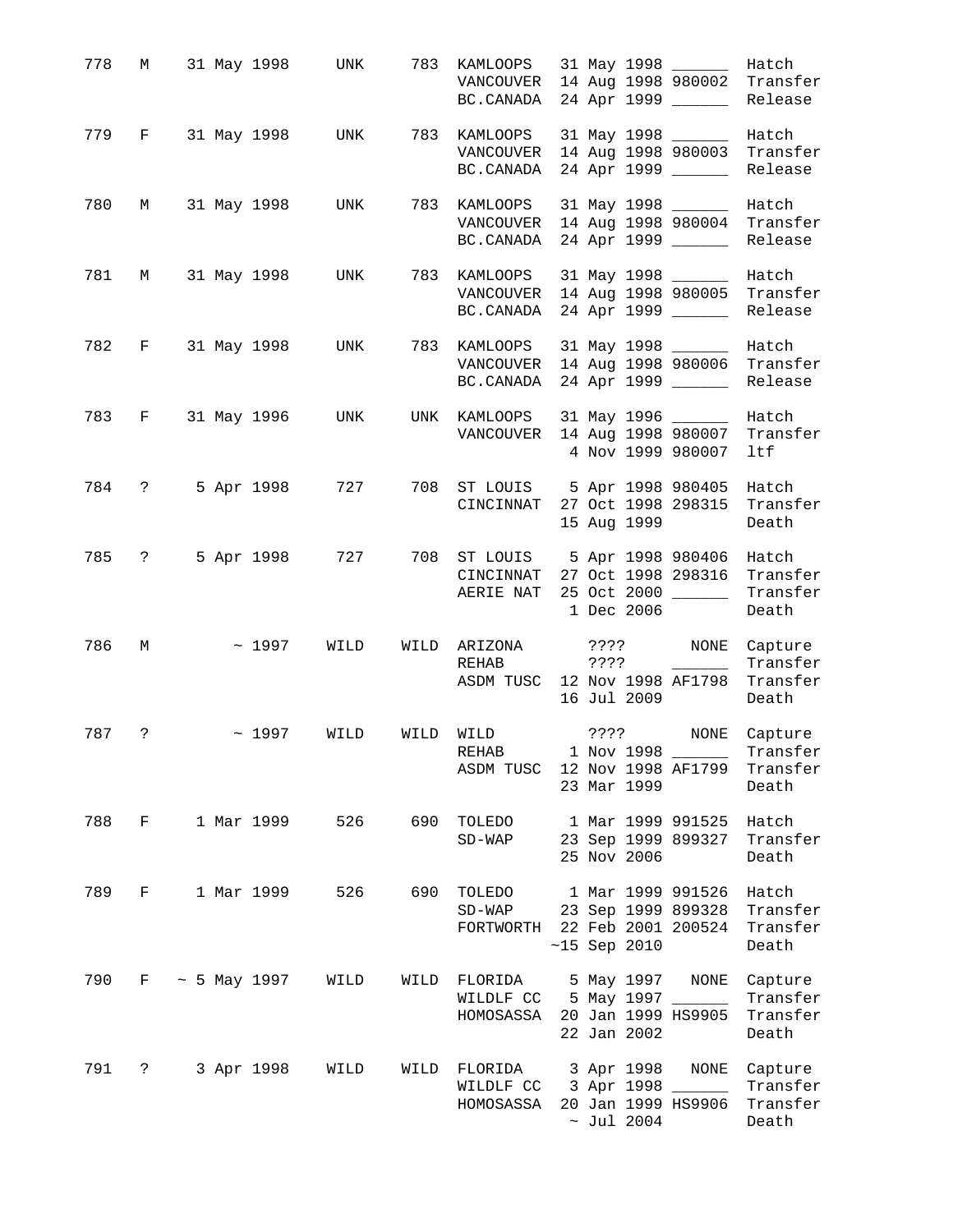| | | | | | | | | |
|---|---|---|---|---|---|---|---|---|
| 778 | M | 31 May 1998 | UNK | 783 | KAMLOOPS | 31 May 1998 | ______ | Hatch |
| | | | | | VANCOUVER | 14 Aug 1998 | 980002 | Transfer |
| | | | | | BC.CANADA | 24 Apr 1999 | ______ | Release |
| 779 | F | 31 May 1998 | UNK | 783 | KAMLOOPS | 31 May 1998 | ______ | Hatch |
| | | | | | VANCOUVER | 14 Aug 1998 | 980003 | Transfer |
| | | | | | BC.CANADA | 24 Apr 1999 | ______ | Release |
| 780 | M | 31 May 1998 | UNK | 783 | KAMLOOPS | 31 May 1998 | ______ | Hatch |
| | | | | | VANCOUVER | 14 Aug 1998 | 980004 | Transfer |
| | | | | | BC.CANADA | 24 Apr 1999 | ______ | Release |
| 781 | M | 31 May 1998 | UNK | 783 | KAMLOOPS | 31 May 1998 | ______ | Hatch |
| | | | | | VANCOUVER | 14 Aug 1998 | 980005 | Transfer |
| | | | | | BC.CANADA | 24 Apr 1999 | ______ | Release |
| 782 | F | 31 May 1998 | UNK | 783 | KAMLOOPS | 31 May 1998 | ______ | Hatch |
| | | | | | VANCOUVER | 14 Aug 1998 | 980006 | Transfer |
| | | | | | BC.CANADA | 24 Apr 1999 | ______ | Release |
| 783 | F | 31 May 1996 | UNK | UNK | KAMLOOPS | 31 May 1996 | ______ | Hatch |
| | | | | | VANCOUVER | 14 Aug 1998 | 980007 | Transfer |
| | | | | | | 4 Nov 1999 | 980007 | ltf |
| 784 | ? | 5 Apr 1998 | 727 | 708 | ST LOUIS | 5 Apr 1998 | 980405 | Hatch |
| | | | | | CINCINNAT | 27 Oct 1998 | 298315 | Transfer |
| | | | | | | 15 Aug 1999 | | Death |
| 785 | ? | 5 Apr 1998 | 727 | 708 | ST LOUIS | 5 Apr 1998 | 980406 | Hatch |
| | | | | | CINCINNAT | 27 Oct 1998 | 298316 | Transfer |
| | | | | | AERIE NAT | 25 Oct 2000 | ______ | Transfer |
| | | | | | | 1 Dec 2006 | | Death |
| 786 | M | ~ 1997 | WILD | WILD | ARIZONA | ???? | NONE | Capture |
| | | | | | REHAB | ???? | ______ | Transfer |
| | | | | | ASDM TUSC | 12 Nov 1998 | AF1798 | Transfer |
| | | | | | | 16 Jul 2009 | | Death |
| 787 | ? | ~ 1997 | WILD | WILD | WILD | ???? | NONE | Capture |
| | | | | | REHAB | 1 Nov 1998 | ______ | Transfer |
| | | | | | ASDM TUSC | 12 Nov 1998 | AF1799 | Transfer |
| | | | | | | 23 Mar 1999 | | Death |
| 788 | F | 1 Mar 1999 | 526 | 690 | TOLEDO | 1 Mar 1999 | 991525 | Hatch |
| | | | | | SD-WAP | 23 Sep 1999 | 899327 | Transfer |
| | | | | | | 25 Nov 2006 | | Death |
| 789 | F | 1 Mar 1999 | 526 | 690 | TOLEDO | 1 Mar 1999 | 991526 | Hatch |
| | | | | | SD-WAP | 23 Sep 1999 | 899328 | Transfer |
| | | | | | FORTWORTH | 22 Feb 2001 | 200524 | Transfer |
| | | | | | | ~15 Sep 2010 | | Death |
| 790 | F | ~ 5 May 1997 | WILD | WILD | FLORIDA | 5 May 1997 | NONE | Capture |
| | | | | | WILDLF CC | 5 May 1997 | ______ | Transfer |
| | | | | | HOMOSASSA | 20 Jan 1999 | HS9905 | Transfer |
| | | | | | | 22 Jan 2002 | | Death |
| 791 | ? | 3 Apr 1998 | WILD | WILD | FLORIDA | 3 Apr 1998 | NONE | Capture |
| | | | | | WILDLF CC | 3 Apr 1998 | ______ | Transfer |
| | | | | | HOMOSASSA | 20 Jan 1999 | HS9906 | Transfer |
| | | | | | | ~ Jul 2004 | | Death |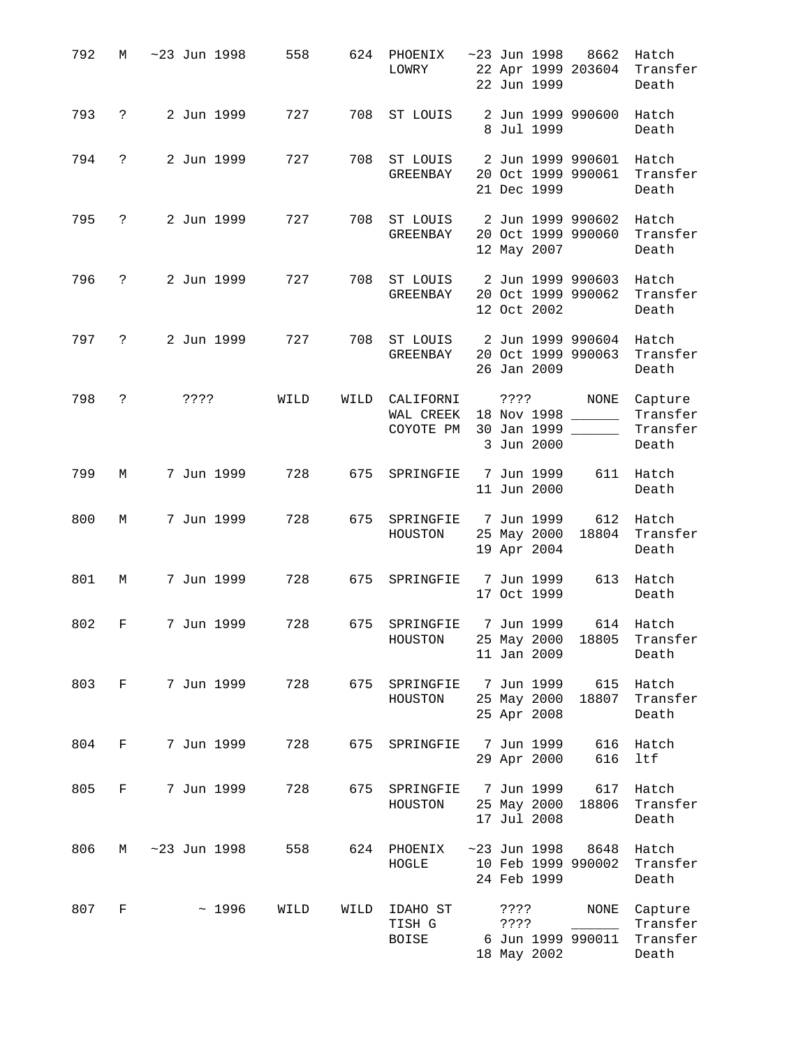```
792   M   ~23 Jun 1998    558     624  PHOENIX    ~23 Jun 1998   8662  Hatch
                                       LOWRY       22 Apr 1999 203604  Transfer
                                                   22 Jun 1999         Death

793   ?     2 Jun 1999    727     708  ST LOUIS     2 Jun 1999 990600  Hatch
                                                    8 Jul 1999         Death

794   ?     2 Jun 1999    727     708  ST LOUIS     2 Jun 1999 990601  Hatch
                                       GREENBAY    20 Oct 1999 990061  Transfer
                                                   21 Dec 1999         Death

795   ?     2 Jun 1999    727     708  ST LOUIS     2 Jun 1999 990602  Hatch
                                       GREENBAY    20 Oct 1999 990060  Transfer
                                                   12 May 2007         Death

796   ?     2 Jun 1999    727     708  ST LOUIS     2 Jun 1999 990603  Hatch
                                       GREENBAY    20 Oct 1999 990062  Transfer
                                                   12 Oct 2002         Death

797   ?     2 Jun 1999    727     708  ST LOUIS     2 Jun 1999 990604  Hatch
                                       GREENBAY    20 Oct 1999 990063  Transfer
                                                   26 Jan 2009         Death

798   ?       ????       WILD    WILD  CALIFORNI     ????        NONE  Capture
                                       WAL CREEK   18 Nov 1998 ______  Transfer
                                       COYOTE PM   30 Jan 1999 ______  Transfer
                                                    3 Jun 2000         Death

799   M     7 Jun 1999    728     675  SPRINGFIE    7 Jun 1999    611  Hatch
                                                   11 Jun 2000         Death

800   M     7 Jun 1999    728     675  SPRINGFIE    7 Jun 1999    612  Hatch
                                       HOUSTON     25 May 2000  18804  Transfer
                                                   19 Apr 2004         Death

801   M     7 Jun 1999    728     675  SPRINGFIE    7 Jun 1999    613  Hatch
                                                   17 Oct 1999         Death

802   F     7 Jun 1999    728     675  SPRINGFIE    7 Jun 1999    614  Hatch
                                       HOUSTON     25 May 2000  18805  Transfer
                                                   11 Jan 2009         Death

803   F     7 Jun 1999    728     675  SPRINGFIE    7 Jun 1999    615  Hatch
                                       HOUSTON     25 May 2000  18807  Transfer
                                                   25 Apr 2008         Death

804   F     7 Jun 1999    728     675  SPRINGFIE    7 Jun 1999    616  Hatch
                                                   29 Apr 2000    616  ltf

805   F     7 Jun 1999    728     675  SPRINGFIE    7 Jun 1999    617  Hatch
                                       HOUSTON     25 May 2000  18806  Transfer
                                                   17 Jul 2008         Death

806   M   ~23 Jun 1998    558     624  PHOENIX    ~23 Jun 1998   8648  Hatch
                                       HOGLE       10 Feb 1999 990002  Transfer
                                                   24 Feb 1999         Death

807   F         ~ 1996   WILD    WILD  IDAHO ST      ????        NONE  Capture
                                       TISH G        ????      ______  Transfer
                                       BOISE        6 Jun 1999 990011  Transfer
                                                   18 May 2002         Death
```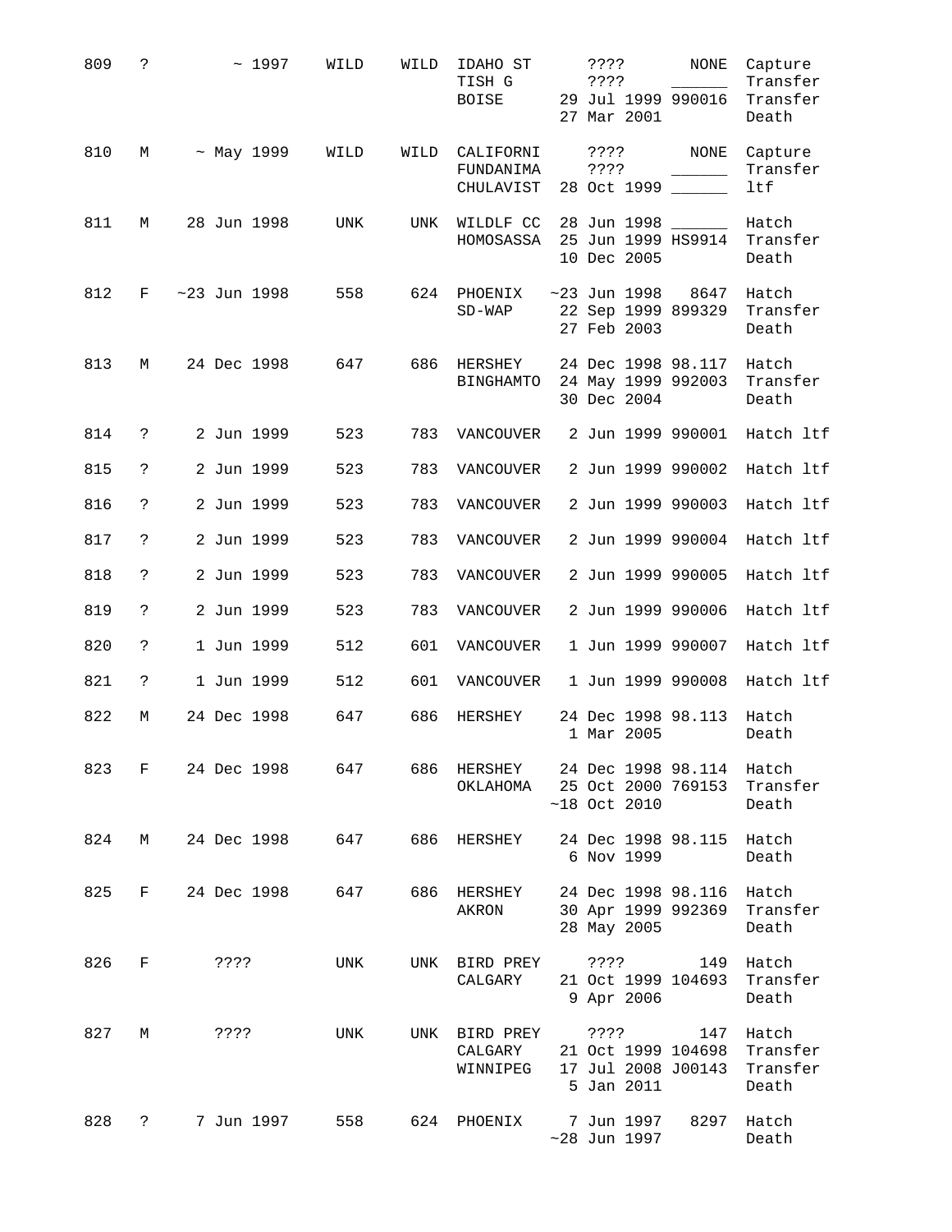| | | | | | | | | | |
|---|---|---|---|---|---|---|---|---|---|
| 809 | ? | ~ 1997 | WILD | WILD | IDAHO ST | ???? | | NONE | Capture |
| | | | | | TISH G | ???? | | ______ | Transfer |
| | | | | | BOISE | 29 Jul 1999 | | 990016 | Transfer |
| | | | | | | 27 Mar 2001 | | | Death |
| 810 | M | ~ May 1999 | WILD | WILD | CALIFORNI | ???? | | NONE | Capture |
| | | | | | FUNDANIMA | ???? | | ______ | Transfer |
| | | | | | CHULAVIST | 28 Oct 1999 | | ______ | ltf |
| 811 | M | 28 Jun 1998 | UNK | UNK | WILDLF CC | 28 Jun 1998 | | ______ | Hatch |
| | | | | | HOMOSASSA | 25 Jun 1999 | | HS9914 | Transfer |
| | | | | | | 10 Dec 2005 | | | Death |
| 812 | F | ~23 Jun 1998 | 558 | 624 | PHOENIX | ~23 Jun 1998 | | 8647 | Hatch |
| | | | | | SD-WAP | 22 Sep 1999 | | 899329 | Transfer |
| | | | | | | 27 Feb 2003 | | | Death |
| 813 | M | 24 Dec 1998 | 647 | 686 | HERSHEY | 24 Dec 1998 | | 98.117 | Hatch |
| | | | | | BINGHAMTO | 24 May 1999 | | 992003 | Transfer |
| | | | | | | 30 Dec 2004 | | | Death |
| 814 | ? | 2 Jun 1999 | 523 | 783 | VANCOUVER | 2 Jun 1999 | | 990001 | Hatch ltf |
| 815 | ? | 2 Jun 1999 | 523 | 783 | VANCOUVER | 2 Jun 1999 | | 990002 | Hatch ltf |
| 816 | ? | 2 Jun 1999 | 523 | 783 | VANCOUVER | 2 Jun 1999 | | 990003 | Hatch ltf |
| 817 | ? | 2 Jun 1999 | 523 | 783 | VANCOUVER | 2 Jun 1999 | | 990004 | Hatch ltf |
| 818 | ? | 2 Jun 1999 | 523 | 783 | VANCOUVER | 2 Jun 1999 | | 990005 | Hatch ltf |
| 819 | ? | 2 Jun 1999 | 523 | 783 | VANCOUVER | 2 Jun 1999 | | 990006 | Hatch ltf |
| 820 | ? | 1 Jun 1999 | 512 | 601 | VANCOUVER | 1 Jun 1999 | | 990007 | Hatch ltf |
| 821 | ? | 1 Jun 1999 | 512 | 601 | VANCOUVER | 1 Jun 1999 | | 990008 | Hatch ltf |
| 822 | M | 24 Dec 1998 | 647 | 686 | HERSHEY | 24 Dec 1998 | | 98.113 | Hatch |
| | | | | | | 1 Mar 2005 | | | Death |
| 823 | F | 24 Dec 1998 | 647 | 686 | HERSHEY | 24 Dec 1998 | | 98.114 | Hatch |
| | | | | | OKLAHOMA | 25 Oct 2000 | | 769153 | Transfer |
| | | | | | | ~18 Oct 2010 | | | Death |
| 824 | M | 24 Dec 1998 | 647 | 686 | HERSHEY | 24 Dec 1998 | | 98.115 | Hatch |
| | | | | | | 6 Nov 1999 | | | Death |
| 825 | F | 24 Dec 1998 | 647 | 686 | HERSHEY | 24 Dec 1998 | | 98.116 | Hatch |
| | | | | | AKRON | 30 Apr 1999 | | 992369 | Transfer |
| | | | | | | 28 May 2005 | | | Death |
| 826 | F | ???? | UNK | UNK | BIRD PREY | ???? | | 149 | Hatch |
| | | | | | CALGARY | 21 Oct 1999 | | 104693 | Transfer |
| | | | | | | 9 Apr 2006 | | | Death |
| 827 | M | ???? | UNK | UNK | BIRD PREY | ???? | | 147 | Hatch |
| | | | | | CALGARY | 21 Oct 1999 | | 104698 | Transfer |
| | | | | | WINNIPEG | 17 Jul 2008 | | J00143 | Transfer |
| | | | | | | 5 Jan 2011 | | | Death |
| 828 | ? | 7 Jun 1997 | 558 | 624 | PHOENIX | 7 Jun 1997 | | 8297 | Hatch |
| | | | | | | ~28 Jun 1997 | | | Death |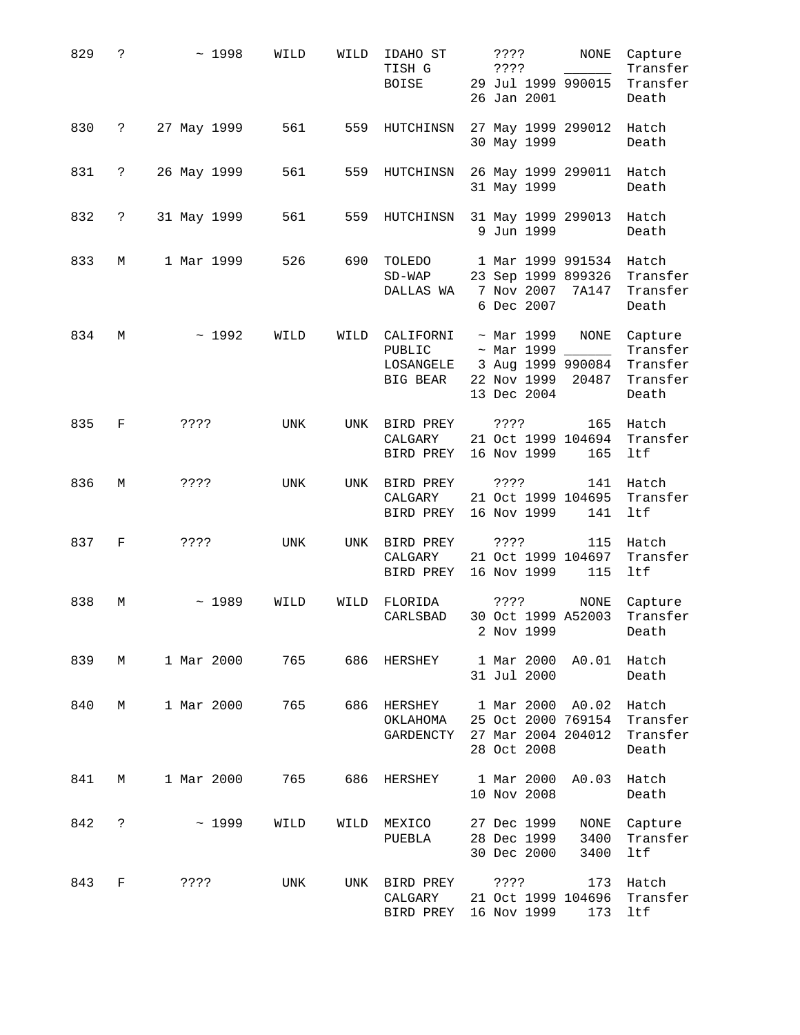| ID | Sex | Hatch Date | Sire | Dam | Location | Date | Local ID | Event |
|---|---|---|---|---|---|---|---|---|
| 829 | ? | ~ 1998 | WILD | WILD | IDAHO ST | ???? | NONE | Capture |
| | | | | | TISH G | ???? | ______ | Transfer |
| | | | | | BOISE | 29 Jul 1999 | 990015 | Transfer |
| | | | | | | 26 Jan 2001 | | Death |
| 830 | ? | 27 May 1999 | 561 | 559 | HUTCHINSN | 27 May 1999 | 299012 | Hatch |
| | | | | | | 30 May 1999 | | Death |
| 831 | ? | 26 May 1999 | 561 | 559 | HUTCHINSN | 26 May 1999 | 299011 | Hatch |
| | | | | | | 31 May 1999 | | Death |
| 832 | ? | 31 May 1999 | 561 | 559 | HUTCHINSN | 31 May 1999 | 299013 | Hatch |
| | | | | | | 9 Jun 1999 | | Death |
| 833 | M | 1 Mar 1999 | 526 | 690 | TOLEDO | 1 Mar 1999 | 991534 | Hatch |
| | | | | | SD-WAP | 23 Sep 1999 | 899326 | Transfer |
| | | | | | DALLAS WA | 7 Nov 2007 | 7A147 | Transfer |
| | | | | | | 6 Dec 2007 | | Death |
| 834 | M | ~ 1992 | WILD | WILD | CALIFORNI | ~ Mar 1999 | NONE | Capture |
| | | | | | PUBLIC | ~ Mar 1999 | ______ | Transfer |
| | | | | | LOSANGELE | 3 Aug 1999 | 990084 | Transfer |
| | | | | | BIG BEAR | 22 Nov 1999 | 20487 | Transfer |
| | | | | | | 13 Dec 2004 | | Death |
| 835 | F | ???? | UNK | UNK | BIRD PREY | ???? | 165 | Hatch |
| | | | | | CALGARY | 21 Oct 1999 | 104694 | Transfer |
| | | | | | BIRD PREY | 16 Nov 1999 | 165 | ltf |
| 836 | M | ???? | UNK | UNK | BIRD PREY | ???? | 141 | Hatch |
| | | | | | CALGARY | 21 Oct 1999 | 104695 | Transfer |
| | | | | | BIRD PREY | 16 Nov 1999 | 141 | ltf |
| 837 | F | ???? | UNK | UNK | BIRD PREY | ???? | 115 | Hatch |
| | | | | | CALGARY | 21 Oct 1999 | 104697 | Transfer |
| | | | | | BIRD PREY | 16 Nov 1999 | 115 | ltf |
| 838 | M | ~ 1989 | WILD | WILD | FLORIDA | ???? | NONE | Capture |
| | | | | | CARLSBAD | 30 Oct 1999 | A52003 | Transfer |
| | | | | | | 2 Nov 1999 | | Death |
| 839 | M | 1 Mar 2000 | 765 | 686 | HERSHEY | 1 Mar 2000 | A0.01 | Hatch |
| | | | | | | 31 Jul 2000 | | Death |
| 840 | M | 1 Mar 2000 | 765 | 686 | HERSHEY | 1 Mar 2000 | A0.02 | Hatch |
| | | | | | OKLAHOMA | 25 Oct 2000 | 769154 | Transfer |
| | | | | | GARDENCTY | 27 Mar 2004 | 204012 | Transfer |
| | | | | | | 28 Oct 2008 | | Death |
| 841 | M | 1 Mar 2000 | 765 | 686 | HERSHEY | 1 Mar 2000 | A0.03 | Hatch |
| | | | | | | 10 Nov 2008 | | Death |
| 842 | ? | ~ 1999 | WILD | WILD | MEXICO | 27 Dec 1999 | NONE | Capture |
| | | | | | PUEBLA | 28 Dec 1999 | 3400 | Transfer |
| | | | | | | 30 Dec 2000 | 3400 | ltf |
| 843 | F | ???? | UNK | UNK | BIRD PREY | ???? | 173 | Hatch |
| | | | | | CALGARY | 21 Oct 1999 | 104696 | Transfer |
| | | | | | BIRD PREY | 16 Nov 1999 | 173 | ltf |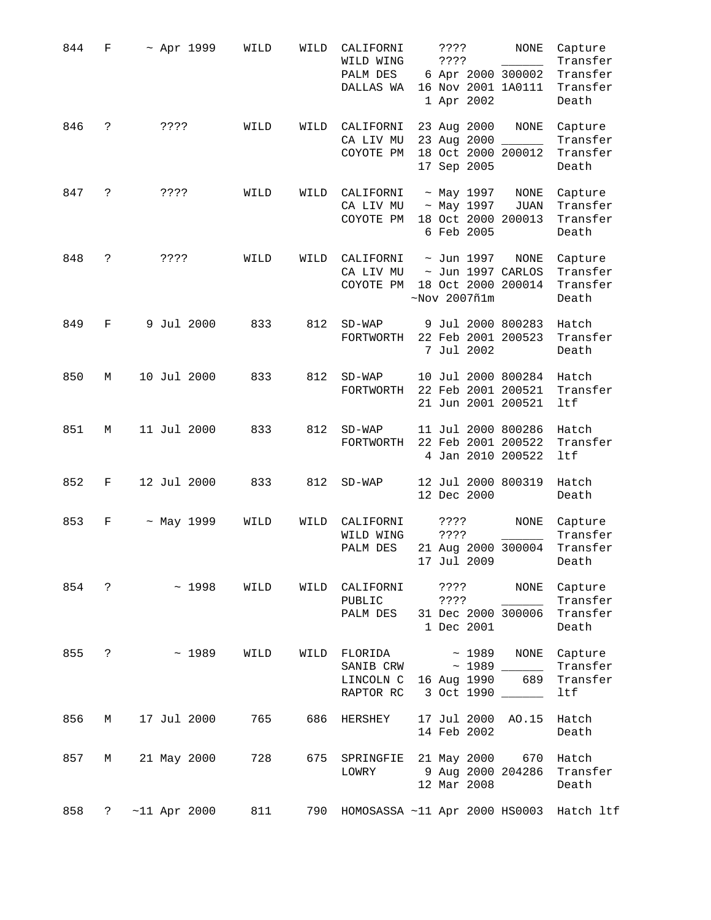| | | | | | | | | |
|---|---|---|---|---|---|---|---|---|
| 844 | F | ~ Apr 1999 | WILD | WILD | CALIFORNI | ???? | NONE | Capture |
| | | | | | WILD WING | ???? | ______ | Transfer |
| | | | | | PALM DES | 6 Apr 2000 | 300002 | Transfer |
| | | | | | DALLAS WA | 16 Nov 2001 | 1A0111 | Transfer |
| | | | | | | 1 Apr 2002 | | Death |
| 846 | ? | ???? | WILD | WILD | CALIFORNI | 23 Aug 2000 | NONE | Capture |
| | | | | | CA LIV MU | 23 Aug 2000 | ______ | Transfer |
| | | | | | COYOTE PM | 18 Oct 2000 | 200012 | Transfer |
| | | | | | | 17 Sep 2005 | | Death |
| 847 | ? | ???? | WILD | WILD | CALIFORNI | ~ May 1997 | NONE | Capture |
| | | | | | CA LIV MU | ~ May 1997 | JUAN | Transfer |
| | | | | | COYOTE PM | 18 Oct 2000 | 200013 | Transfer |
| | | | | | | 6 Feb 2005 | | Death |
| 848 | ? | ???? | WILD | WILD | CALIFORNI | ~ Jun 1997 | NONE | Capture |
| | | | | | CA LIV MU | ~ Jun 1997 | CARLOS | Transfer |
| | | | | | COYOTE PM | 18 Oct 2000 | 200014 | Transfer |
| | | | | | | ~Nov 2007ñ1m | | Death |
| 849 | F | 9 Jul 2000 | 833 | 812 | SD-WAP | 9 Jul 2000 | 800283 | Hatch |
| | | | | | FORTWORTH | 22 Feb 2001 | 200523 | Transfer |
| | | | | | | 7 Jul 2002 | | Death |
| 850 | M | 10 Jul 2000 | 833 | 812 | SD-WAP | 10 Jul 2000 | 800284 | Hatch |
| | | | | | FORTWORTH | 22 Feb 2001 | 200521 | Transfer |
| | | | | | | 21 Jun 2001 | 200521 | ltf |
| 851 | M | 11 Jul 2000 | 833 | 812 | SD-WAP | 11 Jul 2000 | 800286 | Hatch |
| | | | | | FORTWORTH | 22 Feb 2001 | 200522 | Transfer |
| | | | | | | 4 Jan 2010 | 200522 | ltf |
| 852 | F | 12 Jul 2000 | 833 | 812 | SD-WAP | 12 Jul 2000 | 800319 | Hatch |
| | | | | | | 12 Dec 2000 | | Death |
| 853 | F | ~ May 1999 | WILD | WILD | CALIFORNI | ???? | NONE | Capture |
| | | | | | WILD WING | ???? | ______ | Transfer |
| | | | | | PALM DES | 21 Aug 2000 | 300004 | Transfer |
| | | | | | | 17 Jul 2009 | | Death |
| 854 | ? | ~ 1998 | WILD | WILD | CALIFORNI | ???? | NONE | Capture |
| | | | | | PUBLIC | ???? | ______ | Transfer |
| | | | | | PALM DES | 31 Dec 2000 | 300006 | Transfer |
| | | | | | | 1 Dec 2001 | | Death |
| 855 | ? | ~ 1989 | WILD | WILD | FLORIDA | ~ 1989 | NONE | Capture |
| | | | | | SANIB CRW | ~ 1989 | ______ | Transfer |
| | | | | | LINCOLN C | 16 Aug 1990 | 689 | Transfer |
| | | | | | RAPTOR RC | 3 Oct 1990 | ______ | ltf |
| 856 | M | 17 Jul 2000 | 765 | 686 | HERSHEY | 17 Jul 2000 | AO.15 | Hatch |
| | | | | | | 14 Feb 2002 | | Death |
| 857 | M | 21 May 2000 | 728 | 675 | SPRINGFIE | 21 May 2000 | 670 | Hatch |
| | | | | | LOWRY | 9 Aug 2000 | 204286 | Transfer |
| | | | | | | 12 Mar 2008 | | Death |
| 858 | ? | ~11 Apr 2000 | 811 | 790 | HOMOSASSA | ~11 Apr 2000 | HS0003 | Hatch ltf |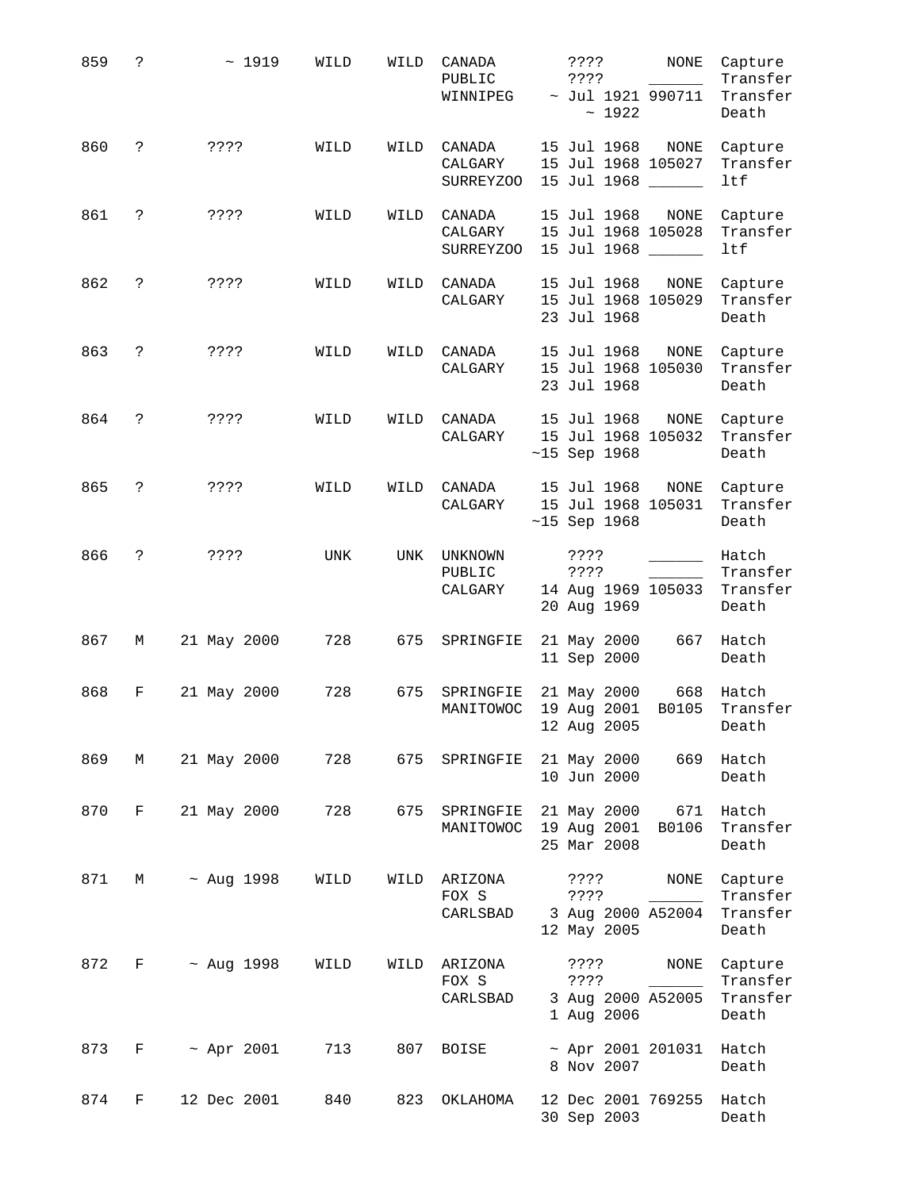| | | | | | | | | |
|---|---|---|---|---|---|---|---|---|
| 859 | ? | ~ 1919 | WILD | WILD | CANADA | ???? | NONE | Capture |
| | | | | | PUBLIC | ???? | ______ | Transfer |
| | | | | | WINNIPEG | ~ Jul 1921 | 990711 | Transfer |
| | | | | | | ~ 1922 | | Death |
| 860 | ? | ???? | WILD | WILD | CANADA | 15 Jul 1968 | NONE | Capture |
| | | | | | CALGARY | 15 Jul 1968 | 105027 | Transfer |
| | | | | | SURREYZOO | 15 Jul 1968 | ______ | ltf |
| 861 | ? | ???? | WILD | WILD | CANADA | 15 Jul 1968 | NONE | Capture |
| | | | | | CALGARY | 15 Jul 1968 | 105028 | Transfer |
| | | | | | SURREYZOO | 15 Jul 1968 | ______ | ltf |
| 862 | ? | ???? | WILD | WILD | CANADA | 15 Jul 1968 | NONE | Capture |
| | | | | | CALGARY | 15 Jul 1968 | 105029 | Transfer |
| | | | | | | 23 Jul 1968 | | Death |
| 863 | ? | ???? | WILD | WILD | CANADA | 15 Jul 1968 | NONE | Capture |
| | | | | | CALGARY | 15 Jul 1968 | 105030 | Transfer |
| | | | | | | 23 Jul 1968 | | Death |
| 864 | ? | ???? | WILD | WILD | CANADA | 15 Jul 1968 | NONE | Capture |
| | | | | | CALGARY | 15 Jul 1968 | 105032 | Transfer |
| | | | | | | ~15 Sep 1968 | | Death |
| 865 | ? | ???? | WILD | WILD | CANADA | 15 Jul 1968 | NONE | Capture |
| | | | | | CALGARY | 15 Jul 1968 | 105031 | Transfer |
| | | | | | | ~15 Sep 1968 | | Death |
| 866 | ? | ???? | UNK | UNK | UNKNOWN | ???? | ______ | Hatch |
| | | | | | PUBLIC | ???? | ______ | Transfer |
| | | | | | CALGARY | 14 Aug 1969 | 105033 | Transfer |
| | | | | | | 20 Aug 1969 | | Death |
| 867 | M | 21 May 2000 | 728 | 675 | SPRINGFIE | 21 May 2000 | 667 | Hatch |
| | | | | | | 11 Sep 2000 | | Death |
| 868 | F | 21 May 2000 | 728 | 675 | SPRINGFIE | 21 May 2000 | 668 | Hatch |
| | | | | | MANITOWOC | 19 Aug 2001 | B0105 | Transfer |
| | | | | | | 12 Aug 2005 | | Death |
| 869 | M | 21 May 2000 | 728 | 675 | SPRINGFIE | 21 May 2000 | 669 | Hatch |
| | | | | | | 10 Jun 2000 | | Death |
| 870 | F | 21 May 2000 | 728 | 675 | SPRINGFIE | 21 May 2000 | 671 | Hatch |
| | | | | | MANITOWOC | 19 Aug 2001 | B0106 | Transfer |
| | | | | | | 25 Mar 2008 | | Death |
| 871 | M | ~ Aug 1998 | WILD | WILD | ARIZONA | ???? | NONE | Capture |
| | | | | | FOX S | ???? | ______ | Transfer |
| | | | | | CARLSBAD | 3 Aug 2000 | A52004 | Transfer |
| | | | | | | 12 May 2005 | | Death |
| 872 | F | ~ Aug 1998 | WILD | WILD | ARIZONA | ???? | NONE | Capture |
| | | | | | FOX S | ???? | ______ | Transfer |
| | | | | | CARLSBAD | 3 Aug 2000 | A52005 | Transfer |
| | | | | | | 1 Aug 2006 | | Death |
| 873 | F | ~ Apr 2001 | 713 | 807 | BOISE | ~ Apr 2001 | 201031 | Hatch |
| | | | | | | 8 Nov 2007 | | Death |
| 874 | F | 12 Dec 2001 | 840 | 823 | OKLAHOMA | 12 Dec 2001 | 769255 | Hatch |
| | | | | | | 30 Sep 2003 | | Death |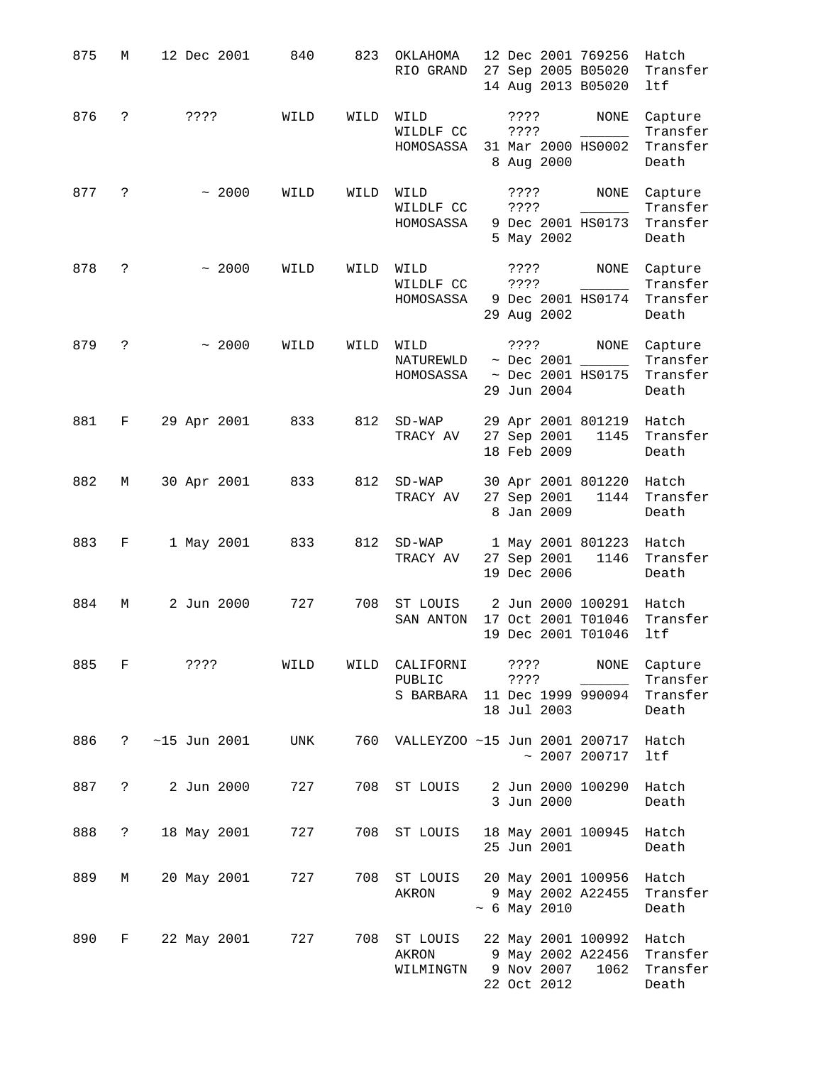| | | | | | | | | |
|---|---|---|---|---|---|---|---|---|
| 875 | M | 12 Dec 2001 | 840 | 823 | OKLAHOMA | 12 Dec 2001 | 769256 | Hatch |
| | | | | | RIO GRAND | 27 Sep 2005 | B05020 | Transfer |
| | | | | | | 14 Aug 2013 | B05020 | ltf |
| 876 | ? | ???? | WILD | WILD | WILD | ???? | NONE | Capture |
| | | | | | WILDLF CC | ???? | ______ | Transfer |
| | | | | | HOMOSASSA | 31 Mar 2000 | HS0002 | Transfer |
| | | | | | | 8 Aug 2000 | | Death |
| 877 | ? | ~ 2000 | WILD | WILD | WILD | ???? | NONE | Capture |
| | | | | | WILDLF CC | ???? | ______ | Transfer |
| | | | | | HOMOSASSA | 9 Dec 2001 | HS0173 | Transfer |
| | | | | | | 5 May 2002 | | Death |
| 878 | ? | ~ 2000 | WILD | WILD | WILD | ???? | NONE | Capture |
| | | | | | WILDLF CC | ???? | ______ | Transfer |
| | | | | | HOMOSASSA | 9 Dec 2001 | HS0174 | Transfer |
| | | | | | | 29 Aug 2002 | | Death |
| 879 | ? | ~ 2000 | WILD | WILD | WILD | ???? | NONE | Capture |
| | | | | | NATUREWLD | ~ Dec 2001 | ______ | Transfer |
| | | | | | HOMOSASSA | ~ Dec 2001 | HS0175 | Transfer |
| | | | | | | 29 Jun 2004 | | Death |
| 881 | F | 29 Apr 2001 | 833 | 812 | SD-WAP | 29 Apr 2001 | 801219 | Hatch |
| | | | | | TRACY AV | 27 Sep 2001 | 1145 | Transfer |
| | | | | | | 18 Feb 2009 | | Death |
| 882 | M | 30 Apr 2001 | 833 | 812 | SD-WAP | 30 Apr 2001 | 801220 | Hatch |
| | | | | | TRACY AV | 27 Sep 2001 | 1144 | Transfer |
| | | | | | | 8 Jan 2009 | | Death |
| 883 | F | 1 May 2001 | 833 | 812 | SD-WAP | 1 May 2001 | 801223 | Hatch |
| | | | | | TRACY AV | 27 Sep 2001 | 1146 | Transfer |
| | | | | | | 19 Dec 2006 | | Death |
| 884 | M | 2 Jun 2000 | 727 | 708 | ST LOUIS | 2 Jun 2000 | 100291 | Hatch |
| | | | | | SAN ANTON | 17 Oct 2001 | T01046 | Transfer |
| | | | | | | 19 Dec 2001 | T01046 | ltf |
| 885 | F | ???? | WILD | WILD | CALIFORNI | ???? | NONE | Capture |
| | | | | | PUBLIC | ???? | ______ | Transfer |
| | | | | | S BARBARA | 11 Dec 1999 | 990094 | Transfer |
| | | | | | | 18 Jul 2003 | | Death |
| 886 | ? | ~15 Jun 2001 | UNK | 760 | VALLEYZOO | ~15 Jun 2001 | 200717 | Hatch |
| | | | | | | ~ 2007 | 200717 | ltf |
| 887 | ? | 2 Jun 2000 | 727 | 708 | ST LOUIS | 2 Jun 2000 | 100290 | Hatch |
| | | | | | | 3 Jun 2000 | | Death |
| 888 | ? | 18 May 2001 | 727 | 708 | ST LOUIS | 18 May 2001 | 100945 | Hatch |
| | | | | | | 25 Jun 2001 | | Death |
| 889 | M | 20 May 2001 | 727 | 708 | ST LOUIS | 20 May 2001 | 100956 | Hatch |
| | | | | | AKRON | 9 May 2002 | A22455 | Transfer |
| | | | | | | ~ 6 May 2010 | | Death |
| 890 | F | 22 May 2001 | 727 | 708 | ST LOUIS | 22 May 2001 | 100992 | Hatch |
| | | | | | AKRON | 9 May 2002 | A22456 | Transfer |
| | | | | | WILMINGTN | 9 Nov 2007 | 1062 | Transfer |
| | | | | | | 22 Oct 2012 | | Death |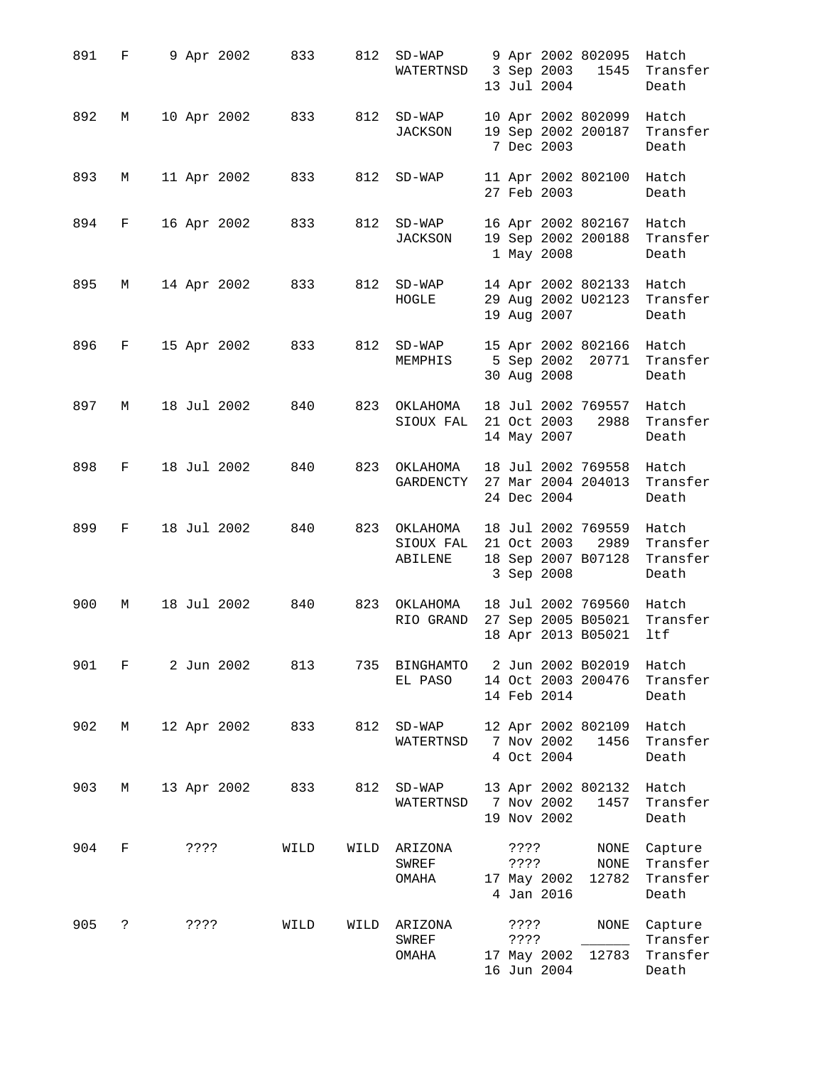| | | | | | | | | |
|---|---|---|---|---|---|---|---|---|
| 891 | F | 9 Apr 2002 | 833 | 812 | SD-WAP | 9 Apr 2002 | 802095 | Hatch |
| | | | | | WATERTNSD | 3 Sep 2003 | 1545 | Transfer |
| | | | | | | 13 Jul 2004 | | Death |
| 892 | M | 10 Apr 2002 | 833 | 812 | SD-WAP | 10 Apr 2002 | 802099 | Hatch |
| | | | | | JACKSON | 19 Sep 2002 | 200187 | Transfer |
| | | | | | | 7 Dec 2003 | | Death |
| 893 | M | 11 Apr 2002 | 833 | 812 | SD-WAP | 11 Apr 2002 | 802100 | Hatch |
| | | | | | | 27 Feb 2003 | | Death |
| 894 | F | 16 Apr 2002 | 833 | 812 | SD-WAP | 16 Apr 2002 | 802167 | Hatch |
| | | | | | JACKSON | 19 Sep 2002 | 200188 | Transfer |
| | | | | | | 1 May 2008 | | Death |
| 895 | M | 14 Apr 2002 | 833 | 812 | SD-WAP | 14 Apr 2002 | 802133 | Hatch |
| | | | | | HOGLE | 29 Aug 2002 | U02123 | Transfer |
| | | | | | | 19 Aug 2007 | | Death |
| 896 | F | 15 Apr 2002 | 833 | 812 | SD-WAP | 15 Apr 2002 | 802166 | Hatch |
| | | | | | MEMPHIS | 5 Sep 2002 | 20771 | Transfer |
| | | | | | | 30 Aug 2008 | | Death |
| 897 | M | 18 Jul 2002 | 840 | 823 | OKLAHOMA | 18 Jul 2002 | 769557 | Hatch |
| | | | | | SIOUX FAL | 21 Oct 2003 | 2988 | Transfer |
| | | | | | | 14 May 2007 | | Death |
| 898 | F | 18 Jul 2002 | 840 | 823 | OKLAHOMA | 18 Jul 2002 | 769558 | Hatch |
| | | | | | GARDENCTY | 27 Mar 2004 | 204013 | Transfer |
| | | | | | | 24 Dec 2004 | | Death |
| 899 | F | 18 Jul 2002 | 840 | 823 | OKLAHOMA | 18 Jul 2002 | 769559 | Hatch |
| | | | | | SIOUX FAL | 21 Oct 2003 | 2989 | Transfer |
| | | | | | ABILENE | 18 Sep 2007 | B07128 | Transfer |
| | | | | | | 3 Sep 2008 | | Death |
| 900 | M | 18 Jul 2002 | 840 | 823 | OKLAHOMA | 18 Jul 2002 | 769560 | Hatch |
| | | | | | RIO GRAND | 27 Sep 2005 | B05021 | Transfer |
| | | | | | | 18 Apr 2013 | B05021 | ltf |
| 901 | F | 2 Jun 2002 | 813 | 735 | BINGHAMTO | 2 Jun 2002 | B02019 | Hatch |
| | | | | | EL PASO | 14 Oct 2003 | 200476 | Transfer |
| | | | | | | 14 Feb 2014 | | Death |
| 902 | M | 12 Apr 2002 | 833 | 812 | SD-WAP | 12 Apr 2002 | 802109 | Hatch |
| | | | | | WATERTNSD | 7 Nov 2002 | 1456 | Transfer |
| | | | | | | 4 Oct 2004 | | Death |
| 903 | M | 13 Apr 2002 | 833 | 812 | SD-WAP | 13 Apr 2002 | 802132 | Hatch |
| | | | | | WATERTNSD | 7 Nov 2002 | 1457 | Transfer |
| | | | | | | 19 Nov 2002 | | Death |
| 904 | F | ???? | WILD | WILD | ARIZONA | ???? | NONE | Capture |
| | | | | | SWREF | ???? | NONE | Transfer |
| | | | | | OMAHA | 17 May 2002 | 12782 | Transfer |
| | | | | | | 4 Jan 2016 | | Death |
| 905 | ? | ???? | WILD | WILD | ARIZONA | ???? | NONE | Capture |
| | | | | | SWREF | ???? | ______ | Transfer |
| | | | | | OMAHA | 17 May 2002 | 12783 | Transfer |
| | | | | | | 16 Jun 2004 | | Death |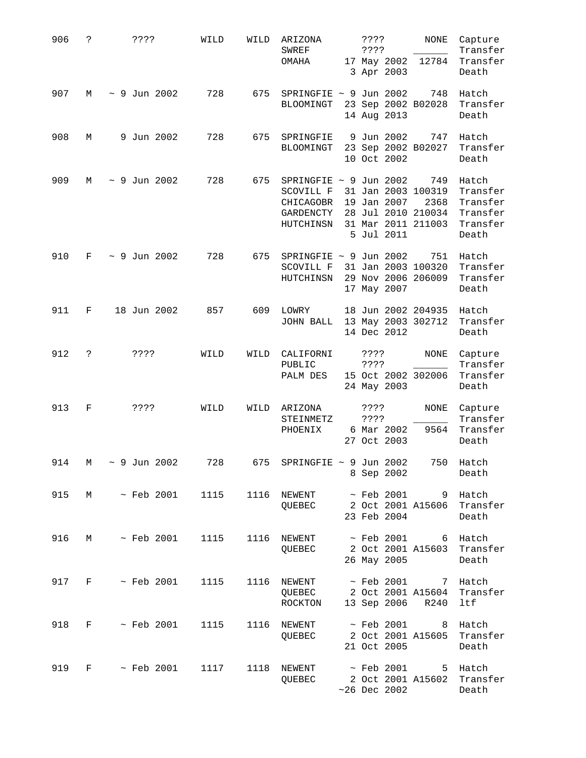| | | | | | | | | |
|---|---|---|---|---|---|---|---|---|
| 906 | ? | ???? | WILD | WILD | ARIZONA | ???? | NONE | Capture |
| | | | | | SWREF | ???? | ______ | Transfer |
| | | | | | OMAHA | 17 May 2002 | 12784 | Transfer |
| | | | | | | 3 Apr 2003 | | Death |
| 907 | M | ~ 9 Jun 2002 | 728 | 675 | SPRINGFIE | ~ 9 Jun 2002 | 748 | Hatch |
| | | | | | BLOOMINGT | 23 Sep 2002 | B02028 | Transfer |
| | | | | | | 14 Aug 2013 | | Death |
| 908 | M | 9 Jun 2002 | 728 | 675 | SPRINGFIE | 9 Jun 2002 | 747 | Hatch |
| | | | | | BLOOMINGT | 23 Sep 2002 | B02027 | Transfer |
| | | | | | | 10 Oct 2002 | | Death |
| 909 | M | ~ 9 Jun 2002 | 728 | 675 | SPRINGFIE | ~ 9 Jun 2002 | 749 | Hatch |
| | | | | | SCOVILL F | 31 Jan 2003 | 100319 | Transfer |
| | | | | | CHICAGOBR | 19 Jan 2007 | 2368 | Transfer |
| | | | | | GARDENCTY | 28 Jul 2010 | 210034 | Transfer |
| | | | | | HUTCHINSN | 31 Mar 2011 | 211003 | Transfer |
| | | | | | | 5 Jul 2011 | | Death |
| 910 | F | ~ 9 Jun 2002 | 728 | 675 | SPRINGFIE | ~ 9 Jun 2002 | 751 | Hatch |
| | | | | | SCOVILL F | 31 Jan 2003 | 100320 | Transfer |
| | | | | | HUTCHINSN | 29 Nov 2006 | 206009 | Transfer |
| | | | | | | 17 May 2007 | | Death |
| 911 | F | 18 Jun 2002 | 857 | 609 | LOWRY | 18 Jun 2002 | 204935 | Hatch |
| | | | | | JOHN BALL | 13 May 2003 | 302712 | Transfer |
| | | | | | | 14 Dec 2012 | | Death |
| 912 | ? | ???? | WILD | WILD | CALIFORNI | ???? | NONE | Capture |
| | | | | | PUBLIC | ???? | ______ | Transfer |
| | | | | | PALM DES | 15 Oct 2002 | 302006 | Transfer |
| | | | | | | 24 May 2003 | | Death |
| 913 | F | ???? | WILD | WILD | ARIZONA | ???? | NONE | Capture |
| | | | | | STEINMETZ | ???? | ______ | Transfer |
| | | | | | PHOENIX | 6 Mar 2002 | 9564 | Transfer |
| | | | | | | 27 Oct 2003 | | Death |
| 914 | M | ~ 9 Jun 2002 | 728 | 675 | SPRINGFIE | ~ 9 Jun 2002 | 750 | Hatch |
| | | | | | | 8 Sep 2002 | | Death |
| 915 | M | ~ Feb 2001 | 1115 | 1116 | NEWENT | ~ Feb 2001 | 9 | Hatch |
| | | | | | QUEBEC | 2 Oct 2001 | A15606 | Transfer |
| | | | | | | 23 Feb 2004 | | Death |
| 916 | M | ~ Feb 2001 | 1115 | 1116 | NEWENT | ~ Feb 2001 | 6 | Hatch |
| | | | | | QUEBEC | 2 Oct 2001 | A15603 | Transfer |
| | | | | | | 26 May 2005 | | Death |
| 917 | F | ~ Feb 2001 | 1115 | 1116 | NEWENT | ~ Feb 2001 | 7 | Hatch |
| | | | | | QUEBEC | 2 Oct 2001 | A15604 | Transfer |
| | | | | | ROCKTON | 13 Sep 2006 | R240 | ltf |
| 918 | F | ~ Feb 2001 | 1115 | 1116 | NEWENT | ~ Feb 2001 | 8 | Hatch |
| | | | | | QUEBEC | 2 Oct 2001 | A15605 | Transfer |
| | | | | | | 21 Oct 2005 | | Death |
| 919 | F | ~ Feb 2001 | 1117 | 1118 | NEWENT | ~ Feb 2001 | 5 | Hatch |
| | | | | | QUEBEC | 2 Oct 2001 | A15602 | Transfer |
| | | | | | | ~26 Dec 2002 | | Death |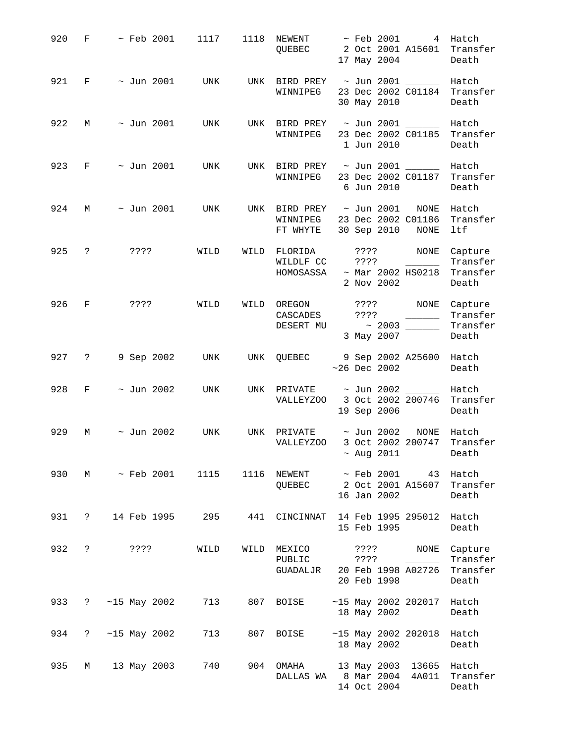| | | | | | | | | |
|---|---|---|---|---|---|---|---|---|
| 920 | F | ~ Feb 2001 | 1117 | 1118 | NEWENT | ~ Feb 2001 | 4 | Hatch |
| | | | | | QUEBEC | 2 Oct 2001 | A15601 | Transfer |
| | | | | | | 17 May 2004 | | Death |
| 921 | F | ~ Jun 2001 | UNK | UNK | BIRD PREY | ~ Jun 2001 | ______ | Hatch |
| | | | | | WINNIPEG | 23 Dec 2002 | C01184 | Transfer |
| | | | | | | 30 May 2010 | | Death |
| 922 | M | ~ Jun 2001 | UNK | UNK | BIRD PREY | ~ Jun 2001 | ______ | Hatch |
| | | | | | WINNIPEG | 23 Dec 2002 | C01185 | Transfer |
| | | | | | | 1 Jun 2010 | | Death |
| 923 | F | ~ Jun 2001 | UNK | UNK | BIRD PREY | ~ Jun 2001 | ______ | Hatch |
| | | | | | WINNIPEG | 23 Dec 2002 | C01187 | Transfer |
| | | | | | | 6 Jun 2010 | | Death |
| 924 | M | ~ Jun 2001 | UNK | UNK | BIRD PREY | ~ Jun 2001 | NONE | Hatch |
| | | | | | WINNIPEG | 23 Dec 2002 | C01186 | Transfer |
| | | | | | FT WHYTE | 30 Sep 2010 | NONE | ltf |
| 925 | ? | ???? | WILD | WILD | FLORIDA | ???? | NONE | Capture |
| | | | | | WILDLF CC | ???? | ______ | Transfer |
| | | | | | HOMOSASSA | ~ Mar 2002 | HS0218 | Transfer |
| | | | | | | 2 Nov 2002 | | Death |
| 926 | F | ???? | WILD | WILD | OREGON | ???? | NONE | Capture |
| | | | | | CASCADES | ???? | ______ | Transfer |
| | | | | | DESERT MU | ~ 2003 | ______ | Transfer |
| | | | | | | 3 May 2007 | | Death |
| 927 | ? | 9 Sep 2002 | UNK | UNK | QUEBEC | 9 Sep 2002 | A25600 | Hatch |
| | | | | | | ~26 Dec 2002 | | Death |
| 928 | F | ~ Jun 2002 | UNK | UNK | PRIVATE | ~ Jun 2002 | ______ | Hatch |
| | | | | | VALLEYZOO | 3 Oct 2002 | 200746 | Transfer |
| | | | | | | 19 Sep 2006 | | Death |
| 929 | M | ~ Jun 2002 | UNK | UNK | PRIVATE | ~ Jun 2002 | NONE | Hatch |
| | | | | | VALLEYZOO | 3 Oct 2002 | 200747 | Transfer |
| | | | | | | ~ Aug 2011 | | Death |
| 930 | M | ~ Feb 2001 | 1115 | 1116 | NEWENT | ~ Feb 2001 | 43 | Hatch |
| | | | | | QUEBEC | 2 Oct 2001 | A15607 | Transfer |
| | | | | | | 16 Jan 2002 | | Death |
| 931 | ? | 14 Feb 1995 | 295 | 441 | CINCINNAT | 14 Feb 1995 | 295012 | Hatch |
| | | | | | | 15 Feb 1995 | | Death |
| 932 | ? | ???? | WILD | WILD | MEXICO | ???? | NONE | Capture |
| | | | | | PUBLIC | ???? | ______ | Transfer |
| | | | | | GUADALJR | 20 Feb 1998 | A02726 | Transfer |
| | | | | | | 20 Feb 1998 | | Death |
| 933 | ? | ~15 May 2002 | 713 | 807 | BOISE | ~15 May 2002 | 202017 | Hatch |
| | | | | | | 18 May 2002 | | Death |
| 934 | ? | ~15 May 2002 | 713 | 807 | BOISE | ~15 May 2002 | 202018 | Hatch |
| | | | | | | 18 May 2002 | | Death |
| 935 | M | 13 May 2003 | 740 | 904 | OMAHA | 13 May 2003 | 13665 | Hatch |
| | | | | | DALLAS WA | 8 Mar 2004 | 4A011 | Transfer |
| | | | | | | 14 Oct 2004 | | Death |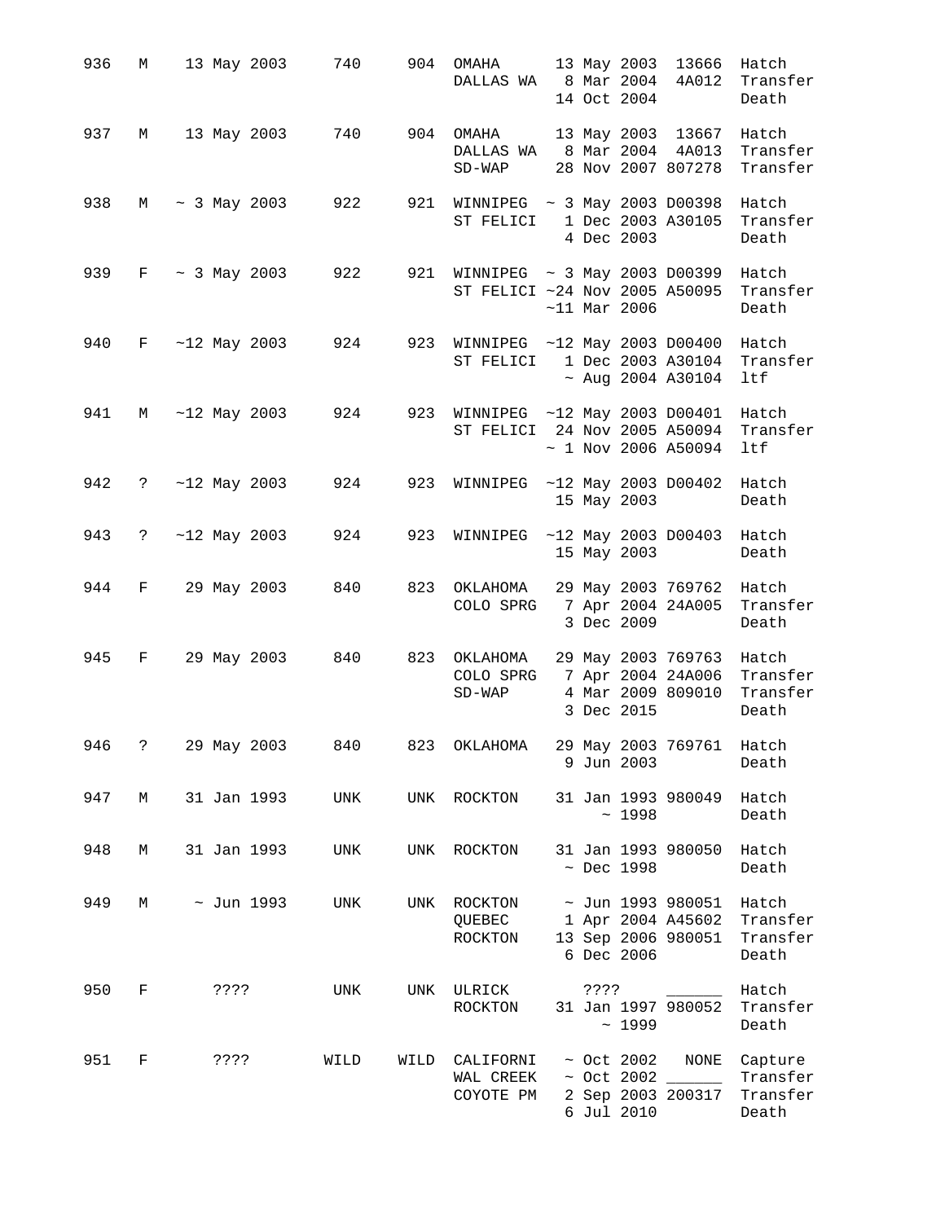| | | | | | | | | |
|---|---|---|---|---|---|---|---|---|
| 936 | M | 13 May 2003 | 740 | 904 | OMAHA | 13 May 2003 | 13666 | Hatch |
| | | | | | DALLAS WA | 8 Mar 2004 | 4A012 | Transfer |
| | | | | | | 14 Oct 2004 | | Death |
| 937 | M | 13 May 2003 | 740 | 904 | OMAHA | 13 May 2003 | 13667 | Hatch |
| | | | | | DALLAS WA | 8 Mar 2004 | 4A013 | Transfer |
| | | | | | SD-WAP | 28 Nov 2007 | 807278 | Transfer |
| 938 | M | ~ 3 May 2003 | 922 | 921 | WINNIPEG | ~ 3 May 2003 | D00398 | Hatch |
| | | | | | ST FELICI | 1 Dec 2003 | A30105 | Transfer |
| | | | | | | 4 Dec 2003 | | Death |
| 939 | F | ~ 3 May 2003 | 922 | 921 | WINNIPEG | ~ 3 May 2003 | D00399 | Hatch |
| | | | | | ST FELICI | ~24 Nov 2005 | A50095 | Transfer |
| | | | | | | ~11 Mar 2006 | | Death |
| 940 | F | ~12 May 2003 | 924 | 923 | WINNIPEG | ~12 May 2003 | D00400 | Hatch |
| | | | | | ST FELICI | 1 Dec 2003 | A30104 | Transfer |
| | | | | | | ~ Aug 2004 | A30104 | ltf |
| 941 | M | ~12 May 2003 | 924 | 923 | WINNIPEG | ~12 May 2003 | D00401 | Hatch |
| | | | | | ST FELICI | 24 Nov 2005 | A50094 | Transfer |
| | | | | | | ~ 1 Nov 2006 | A50094 | ltf |
| 942 | ? | ~12 May 2003 | 924 | 923 | WINNIPEG | ~12 May 2003 | D00402 | Hatch |
| | | | | | | 15 May 2003 | | Death |
| 943 | ? | ~12 May 2003 | 924 | 923 | WINNIPEG | ~12 May 2003 | D00403 | Hatch |
| | | | | | | 15 May 2003 | | Death |
| 944 | F | 29 May 2003 | 840 | 823 | OKLAHOMA | 29 May 2003 | 769762 | Hatch |
| | | | | | COLO SPRG | 7 Apr 2004 | 24A005 | Transfer |
| | | | | | | 3 Dec 2009 | | Death |
| 945 | F | 29 May 2003 | 840 | 823 | OKLAHOMA | 29 May 2003 | 769763 | Hatch |
| | | | | | COLO SPRG | 7 Apr 2004 | 24A006 | Transfer |
| | | | | | SD-WAP | 4 Mar 2009 | 809010 | Transfer |
| | | | | | | 3 Dec 2015 | | Death |
| 946 | ? | 29 May 2003 | 840 | 823 | OKLAHOMA | 29 May 2003 | 769761 | Hatch |
| | | | | | | 9 Jun 2003 | | Death |
| 947 | M | 31 Jan 1993 | UNK | UNK | ROCKTON | 31 Jan 1993 | 980049 | Hatch |
| | | | | | | ~ 1998 | | Death |
| 948 | M | 31 Jan 1993 | UNK | UNK | ROCKTON | 31 Jan 1993 | 980050 | Hatch |
| | | | | | | ~ Dec 1998 | | Death |
| 949 | M | ~ Jun 1993 | UNK | UNK | ROCKTON | ~ Jun 1993 | 980051 | Hatch |
| | | | | | QUEBEC | 1 Apr 2004 | A45602 | Transfer |
| | | | | | ROCKTON | 13 Sep 2006 | 980051 | Transfer |
| | | | | | | 6 Dec 2006 | | Death |
| 950 | F | ???? | UNK | UNK | ULRICK | ???? | ______ | Hatch |
| | | | | | ROCKTON | 31 Jan 1997 | 980052 | Transfer |
| | | | | | | ~ 1999 | | Death |
| 951 | F | ???? | WILD | WILD | CALIFORNI | ~ Oct 2002 | NONE | Capture |
| | | | | | WAL CREEK | ~ Oct 2002 | ______ | Transfer |
| | | | | | COYOTE PM | 2 Sep 2003 | 200317 | Transfer |
| | | | | | | 6 Jul 2010 | | Death |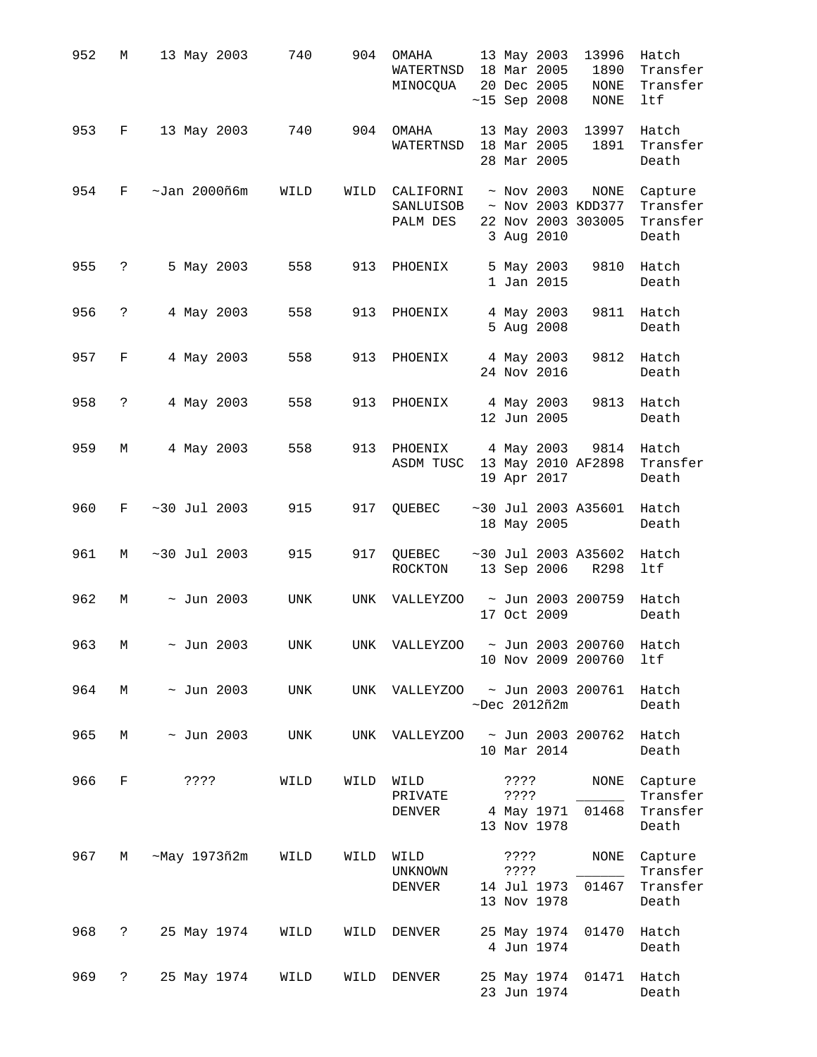| | | | | | | | | |
|---|---|---|---|---|---|---|---|---|
| 952 | M | 13 May 2003 | 740 | 904 | OMAHA | 13 May 2003 | 13996 | Hatch |
| | | | | | WATERTNSD | 18 Mar 2005 | 1890 | Transfer |
| | | | | | MINOCQUA | 20 Dec 2005 | NONE | Transfer |
| | | | | | | ~15 Sep 2008 | NONE | ltf |
| 953 | F | 13 May 2003 | 740 | 904 | OMAHA | 13 May 2003 | 13997 | Hatch |
| | | | | | WATERTNSD | 18 Mar 2005 | 1891 | Transfer |
| | | | | | | 28 Mar 2005 | | Death |
| 954 | F | ~Jan 2000ñ6m | WILD | WILD | CALIFORNI | ~ Nov 2003 | NONE | Capture |
| | | | | | SANLUISOB | ~ Nov 2003 | KDD377 | Transfer |
| | | | | | PALM DES | 22 Nov 2003 | 303005 | Transfer |
| | | | | | | 3 Aug 2010 | | Death |
| 955 | ? | 5 May 2003 | 558 | 913 | PHOENIX | 5 May 2003 | 9810 | Hatch |
| | | | | | | 1 Jan 2015 | | Death |
| 956 | ? | 4 May 2003 | 558 | 913 | PHOENIX | 4 May 2003 | 9811 | Hatch |
| | | | | | | 5 Aug 2008 | | Death |
| 957 | F | 4 May 2003 | 558 | 913 | PHOENIX | 4 May 2003 | 9812 | Hatch |
| | | | | | | 24 Nov 2016 | | Death |
| 958 | ? | 4 May 2003 | 558 | 913 | PHOENIX | 4 May 2003 | 9813 | Hatch |
| | | | | | | 12 Jun 2005 | | Death |
| 959 | M | 4 May 2003 | 558 | 913 | PHOENIX | 4 May 2003 | 9814 | Hatch |
| | | | | | ASDM TUSC | 13 May 2010 | AF2898 | Transfer |
| | | | | | | 19 Apr 2017 | | Death |
| 960 | F | ~30 Jul 2003 | 915 | 917 | QUEBEC | ~30 Jul 2003 | A35601 | Hatch |
| | | | | | | 18 May 2005 | | Death |
| 961 | M | ~30 Jul 2003 | 915 | 917 | QUEBEC | ~30 Jul 2003 | A35602 | Hatch |
| | | | | | ROCKTON | 13 Sep 2006 | R298 | ltf |
| 962 | M | ~ Jun 2003 | UNK | UNK | VALLEYZOO | ~ Jun 2003 | 200759 | Hatch |
| | | | | | | 17 Oct 2009 | | Death |
| 963 | M | ~ Jun 2003 | UNK | UNK | VALLEYZOO | ~ Jun 2003 | 200760 | Hatch |
| | | | | | | 10 Nov 2009 | 200760 | ltf |
| 964 | M | ~ Jun 2003 | UNK | UNK | VALLEYZOO | ~ Jun 2003 | 200761 | Hatch |
| | | | | | | ~Dec 2012ñ2m | | Death |
| 965 | M | ~ Jun 2003 | UNK | UNK | VALLEYZOO | ~ Jun 2003 | 200762 | Hatch |
| | | | | | | 10 Mar 2014 | | Death |
| 966 | F | ???? | WILD | WILD | WILD | ???? | NONE | Capture |
| | | | | | PRIVATE | ???? | ______ | Transfer |
| | | | | | DENVER | 4 May 1971 | 01468 | Transfer |
| | | | | | | 13 Nov 1978 | | Death |
| 967 | M | ~May 1973ñ2m | WILD | WILD | WILD | ???? | NONE | Capture |
| | | | | | UNKNOWN | ???? | ______ | Transfer |
| | | | | | DENVER | 14 Jul 1973 | 01467 | Transfer |
| | | | | | | 13 Nov 1978 | | Death |
| 968 | ? | 25 May 1974 | WILD | WILD | DENVER | 25 May 1974 | 01470 | Hatch |
| | | | | | | 4 Jun 1974 | | Death |
| 969 | ? | 25 May 1974 | WILD | WILD | DENVER | 25 May 1974 | 01471 | Hatch |
| | | | | | | 23 Jun 1974 | | Death |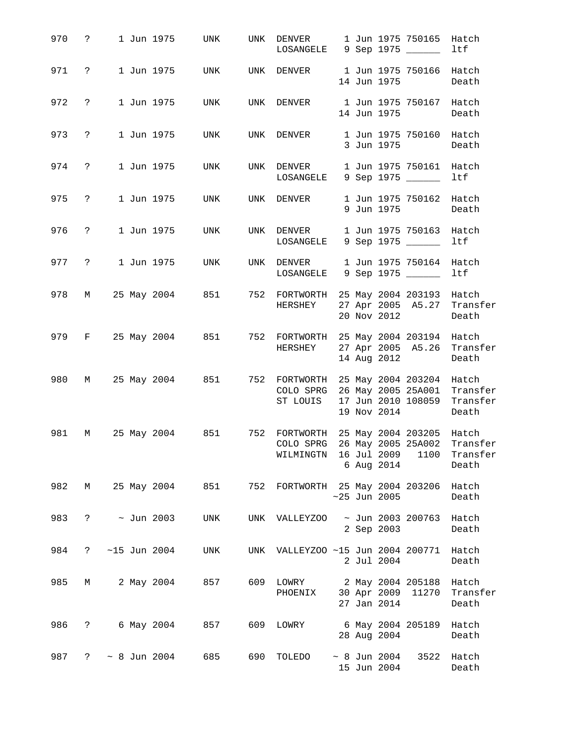| | | | | | | | | |
|---|---|---|---|---|---|---|---|---|
| 970 | ? | 1 Jun 1975 | UNK | UNK | DENVER | 1 Jun 1975 | 750165 | Hatch |
| | | | | | LOSANGELE | 9 Sep 1975 | ______ | ltf |
| 971 | ? | 1 Jun 1975 | UNK | UNK | DENVER | 1 Jun 1975 | 750166 | Hatch |
| | | | | | | 14 Jun 1975 | | Death |
| 972 | ? | 1 Jun 1975 | UNK | UNK | DENVER | 1 Jun 1975 | 750167 | Hatch |
| | | | | | | 14 Jun 1975 | | Death |
| 973 | ? | 1 Jun 1975 | UNK | UNK | DENVER | 1 Jun 1975 | 750160 | Hatch |
| | | | | | | 3 Jun 1975 | | Death |
| 974 | ? | 1 Jun 1975 | UNK | UNK | DENVER | 1 Jun 1975 | 750161 | Hatch |
| | | | | | LOSANGELE | 9 Sep 1975 | ______ | ltf |
| 975 | ? | 1 Jun 1975 | UNK | UNK | DENVER | 1 Jun 1975 | 750162 | Hatch |
| | | | | | | 9 Jun 1975 | | Death |
| 976 | ? | 1 Jun 1975 | UNK | UNK | DENVER | 1 Jun 1975 | 750163 | Hatch |
| | | | | | LOSANGELE | 9 Sep 1975 | ______ | ltf |
| 977 | ? | 1 Jun 1975 | UNK | UNK | DENVER | 1 Jun 1975 | 750164 | Hatch |
| | | | | | LOSANGELE | 9 Sep 1975 | ______ | ltf |
| 978 | M | 25 May 2004 | 851 | 752 | FORTWORTH | 25 May 2004 | 203193 | Hatch |
| | | | | | HERSHEY | 27 Apr 2005 | A5.27 | Transfer |
| | | | | | | 20 Nov 2012 | | Death |
| 979 | F | 25 May 2004 | 851 | 752 | FORTWORTH | 25 May 2004 | 203194 | Hatch |
| | | | | | HERSHEY | 27 Apr 2005 | A5.26 | Transfer |
| | | | | | | 14 Aug 2012 | | Death |
| 980 | M | 25 May 2004 | 851 | 752 | FORTWORTH | 25 May 2004 | 203204 | Hatch |
| | | | | | COLO SPRG | 26 May 2005 | 25A001 | Transfer |
| | | | | | ST LOUIS | 17 Jun 2010 | 108059 | Transfer |
| | | | | | | 19 Nov 2014 | | Death |
| 981 | M | 25 May 2004 | 851 | 752 | FORTWORTH | 25 May 2004 | 203205 | Hatch |
| | | | | | COLO SPRG | 26 May 2005 | 25A002 | Transfer |
| | | | | | WILMINGTN | 16 Jul 2009 | 1100 | Transfer |
| | | | | | | 6 Aug 2014 | | Death |
| 982 | M | 25 May 2004 | 851 | 752 | FORTWORTH | 25 May 2004 | 203206 | Hatch |
| | | | | | | ~25 Jun 2005 | | Death |
| 983 | ? | ~ Jun 2003 | UNK | UNK | VALLEYZOO | ~ Jun 2003 | 200763 | Hatch |
| | | | | | | 2 Sep 2003 | | Death |
| 984 | ? | ~15 Jun 2004 | UNK | UNK | VALLEYZOO | ~15 Jun 2004 | 200771 | Hatch |
| | | | | | | 2 Jul 2004 | | Death |
| 985 | M | 2 May 2004 | 857 | 609 | LOWRY | 2 May 2004 | 205188 | Hatch |
| | | | | | PHOENIX | 30 Apr 2009 | 11270 | Transfer |
| | | | | | | 27 Jan 2014 | | Death |
| 986 | ? | 6 May 2004 | 857 | 609 | LOWRY | 6 May 2004 | 205189 | Hatch |
| | | | | | | 28 Aug 2004 | | Death |
| 987 | ? | ~ 8 Jun 2004 | 685 | 690 | TOLEDO | ~ 8 Jun 2004 | 3522 | Hatch |
| | | | | | | 15 Jun 2004 | | Death |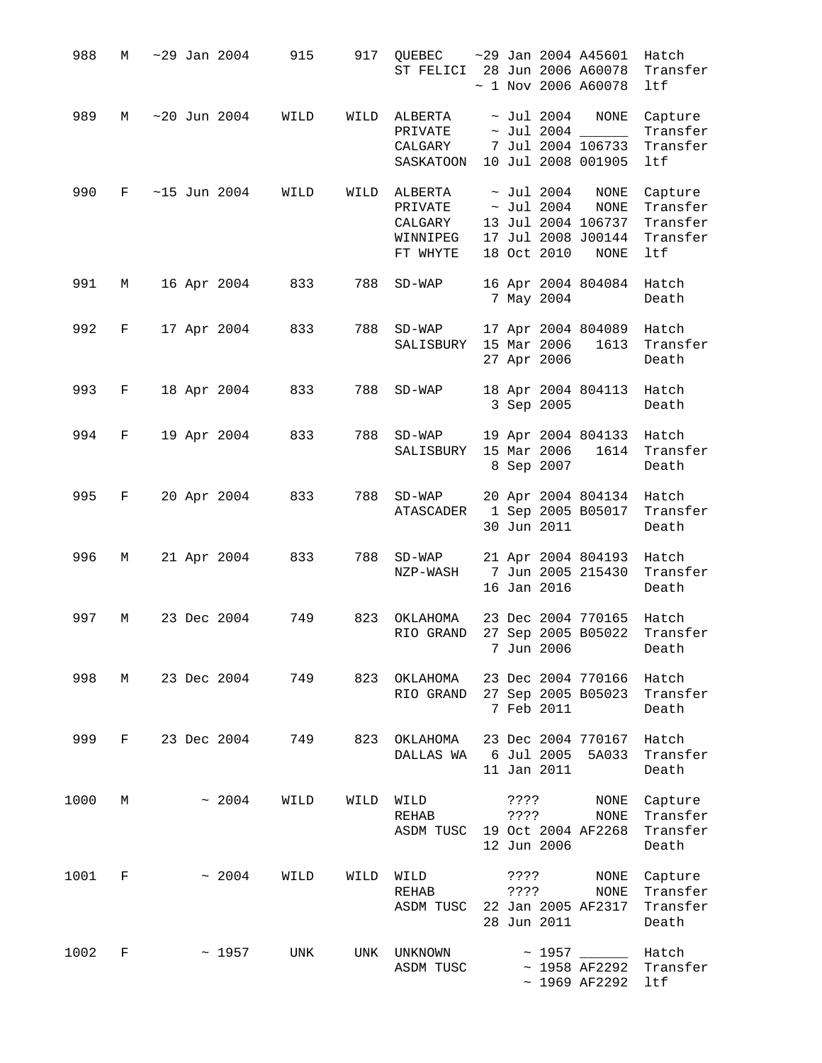| | | | | | | | | |
|---|---|---|---|---|---|---|---|---|
| 988 | M | ~29 Jan 2004 | 915 | 917 | QUEBEC | ~29 Jan 2004 | A45601 | Hatch |
| | | | | | ST FELICI | 28 Jun 2006 | A60078 | Transfer |
| | | | | | | ~ 1 Nov 2006 | A60078 | ltf |
| 989 | M | ~20 Jun 2004 | WILD | WILD | ALBERTA | ~ Jul 2004 | NONE | Capture |
| | | | | | PRIVATE | ~ Jul 2004 | ______ | Transfer |
| | | | | | CALGARY | 7 Jul 2004 | 106733 | Transfer |
| | | | | | SASKATOON | 10 Jul 2008 | 001905 | ltf |
| 990 | F | ~15 Jun 2004 | WILD | WILD | ALBERTA | ~ Jul 2004 | NONE | Capture |
| | | | | | PRIVATE | ~ Jul 2004 | NONE | Transfer |
| | | | | | CALGARY | 13 Jul 2004 | 106737 | Transfer |
| | | | | | WINNIPEG | 17 Jul 2008 | J00144 | Transfer |
| | | | | | FT WHYTE | 18 Oct 2010 | NONE | ltf |
| 991 | M | 16 Apr 2004 | 833 | 788 | SD-WAP | 16 Apr 2004 | 804084 | Hatch |
| | | | | | | 7 May 2004 | | Death |
| 992 | F | 17 Apr 2004 | 833 | 788 | SD-WAP | 17 Apr 2004 | 804089 | Hatch |
| | | | | | SALISBURY | 15 Mar 2006 | 1613 | Transfer |
| | | | | | | 27 Apr 2006 | | Death |
| 993 | F | 18 Apr 2004 | 833 | 788 | SD-WAP | 18 Apr 2004 | 804113 | Hatch |
| | | | | | | 3 Sep 2005 | | Death |
| 994 | F | 19 Apr 2004 | 833 | 788 | SD-WAP | 19 Apr 2004 | 804133 | Hatch |
| | | | | | SALISBURY | 15 Mar 2006 | 1614 | Transfer |
| | | | | | | 8 Sep 2007 | | Death |
| 995 | F | 20 Apr 2004 | 833 | 788 | SD-WAP | 20 Apr 2004 | 804134 | Hatch |
| | | | | | ATASCADER | 1 Sep 2005 | B05017 | Transfer |
| | | | | | | 30 Jun 2011 | | Death |
| 996 | M | 21 Apr 2004 | 833 | 788 | SD-WAP | 21 Apr 2004 | 804193 | Hatch |
| | | | | | NZP-WASH | 7 Jun 2005 | 215430 | Transfer |
| | | | | | | 16 Jan 2016 | | Death |
| 997 | M | 23 Dec 2004 | 749 | 823 | OKLAHOMA | 23 Dec 2004 | 770165 | Hatch |
| | | | | | RIO GRAND | 27 Sep 2005 | B05022 | Transfer |
| | | | | | | 7 Jun 2006 | | Death |
| 998 | M | 23 Dec 2004 | 749 | 823 | OKLAHOMA | 23 Dec 2004 | 770166 | Hatch |
| | | | | | RIO GRAND | 27 Sep 2005 | B05023 | Transfer |
| | | | | | | 7 Feb 2011 | | Death |
| 999 | F | 23 Dec 2004 | 749 | 823 | OKLAHOMA | 23 Dec 2004 | 770167 | Hatch |
| | | | | | DALLAS WA | 6 Jul 2005 | 5A033 | Transfer |
| | | | | | | 11 Jan 2011 | | Death |
| 1000 | M | ~ 2004 | WILD | WILD | WILD | ???? | NONE | Capture |
| | | | | | REHAB | ???? | NONE | Transfer |
| | | | | | ASDM TUSC | 19 Oct 2004 | AF2268 | Transfer |
| | | | | | | 12 Jun 2006 | | Death |
| 1001 | F | ~ 2004 | WILD | WILD | WILD | ???? | NONE | Capture |
| | | | | | REHAB | ???? | NONE | Transfer |
| | | | | | ASDM TUSC | 22 Jan 2005 | AF2317 | Transfer |
| | | | | | | 28 Jun 2011 | | Death |
| 1002 | F | ~ 1957 | UNK | UNK | UNKNOWN | ~ 1957 | ______ | Hatch |
| | | | | | ASDM TUSC | ~ 1958 | AF2292 | Transfer |
| | | | | | | ~ 1969 | AF2292 | ltf |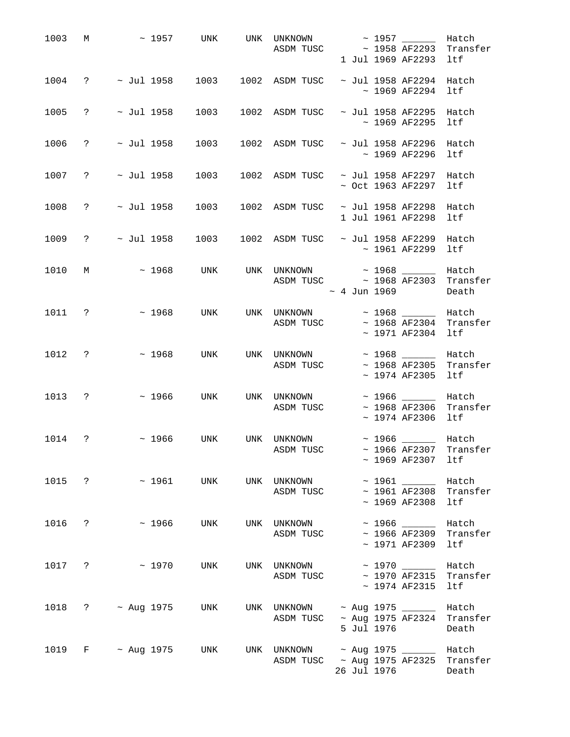| | | | | | | | | |
|---|---|---|---|---|---|---|---|---|
| 1003 | M | ~ 1957 | UNK | UNK | UNKNOWN | ~ 1957 | ______ | Hatch |
| | | | | | ASDM TUSC | ~ 1958 | AF2293 | Transfer |
| | | | | | | 1 Jul 1969 | AF2293 | ltf |
| 1004 | ? | ~ Jul 1958 | 1003 | 1002 | ASDM TUSC | ~ Jul 1958 | AF2294 | Hatch |
| | | | | | | ~ 1969 | AF2294 | ltf |
| 1005 | ? | ~ Jul 1958 | 1003 | 1002 | ASDM TUSC | ~ Jul 1958 | AF2295 | Hatch |
| | | | | | | ~ 1969 | AF2295 | ltf |
| 1006 | ? | ~ Jul 1958 | 1003 | 1002 | ASDM TUSC | ~ Jul 1958 | AF2296 | Hatch |
| | | | | | | ~ 1969 | AF2296 | ltf |
| 1007 | ? | ~ Jul 1958 | 1003 | 1002 | ASDM TUSC | ~ Jul 1958 | AF2297 | Hatch |
| | | | | | | ~ Oct 1963 | AF2297 | ltf |
| 1008 | ? | ~ Jul 1958 | 1003 | 1002 | ASDM TUSC | ~ Jul 1958 | AF2298 | Hatch |
| | | | | | | 1 Jul 1961 | AF2298 | ltf |
| 1009 | ? | ~ Jul 1958 | 1003 | 1002 | ASDM TUSC | ~ Jul 1958 | AF2299 | Hatch |
| | | | | | | ~ 1961 | AF2299 | ltf |
| 1010 | M | ~ 1968 | UNK | UNK | UNKNOWN | ~ 1968 | ______ | Hatch |
| | | | | | ASDM TUSC | ~ 1968 | AF2303 | Transfer |
| | | | | | | ~ 4 Jun 1969 | | Death |
| 1011 | ? | ~ 1968 | UNK | UNK | UNKNOWN | ~ 1968 | ______ | Hatch |
| | | | | | ASDM TUSC | ~ 1968 | AF2304 | Transfer |
| | | | | | | ~ 1971 | AF2304 | ltf |
| 1012 | ? | ~ 1968 | UNK | UNK | UNKNOWN | ~ 1968 | ______ | Hatch |
| | | | | | ASDM TUSC | ~ 1968 | AF2305 | Transfer |
| | | | | | | ~ 1974 | AF2305 | ltf |
| 1013 | ? | ~ 1966 | UNK | UNK | UNKNOWN | ~ 1966 | ______ | Hatch |
| | | | | | ASDM TUSC | ~ 1968 | AF2306 | Transfer |
| | | | | | | ~ 1974 | AF2306 | ltf |
| 1014 | ? | ~ 1966 | UNK | UNK | UNKNOWN | ~ 1966 | ______ | Hatch |
| | | | | | ASDM TUSC | ~ 1966 | AF2307 | Transfer |
| | | | | | | ~ 1969 | AF2307 | ltf |
| 1015 | ? | ~ 1961 | UNK | UNK | UNKNOWN | ~ 1961 | ______ | Hatch |
| | | | | | ASDM TUSC | ~ 1961 | AF2308 | Transfer |
| | | | | | | ~ 1969 | AF2308 | ltf |
| 1016 | ? | ~ 1966 | UNK | UNK | UNKNOWN | ~ 1966 | ______ | Hatch |
| | | | | | ASDM TUSC | ~ 1966 | AF2309 | Transfer |
| | | | | | | ~ 1971 | AF2309 | ltf |
| 1017 | ? | ~ 1970 | UNK | UNK | UNKNOWN | ~ 1970 | ______ | Hatch |
| | | | | | ASDM TUSC | ~ 1970 | AF2315 | Transfer |
| | | | | | | ~ 1974 | AF2315 | ltf |
| 1018 | ? | ~ Aug 1975 | UNK | UNK | UNKNOWN | ~ Aug 1975 | ______ | Hatch |
| | | | | | ASDM TUSC | ~ Aug 1975 | AF2324 | Transfer |
| | | | | | | 5 Jul 1976 | | Death |
| 1019 | F | ~ Aug 1975 | UNK | UNK | UNKNOWN | ~ Aug 1975 | ______ | Hatch |
| | | | | | ASDM TUSC | ~ Aug 1975 | AF2325 | Transfer |
| | | | | | | 26 Jul 1976 | | Death |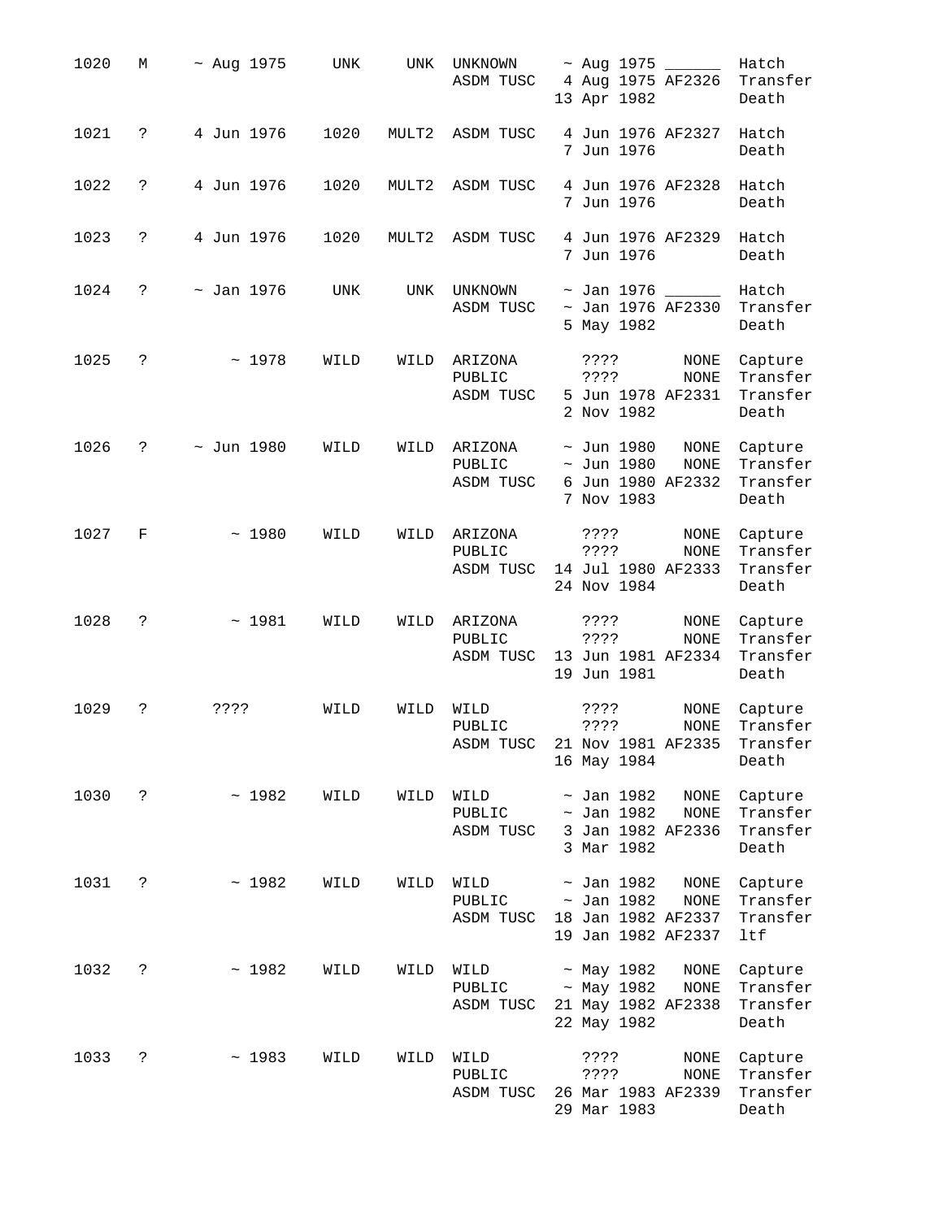| | | | | | | | | | |
|---|---|---|---|---|---|---|---|---|---|
| 1020 | M | ~ Aug 1975 | UNK | UNK | UNKNOWN | ~ Aug 1975 | ______ | Hatch |
| | | | | | ASDM TUSC | 4 Aug 1975 | AF2326 | Transfer |
| | | | | | | 13 Apr 1982 | | Death |
| 1021 | ? | 4 Jun 1976 | 1020 | MULT2 | ASDM TUSC | 4 Jun 1976 | AF2327 | Hatch |
| | | | | | | 7 Jun 1976 | | Death |
| 1022 | ? | 4 Jun 1976 | 1020 | MULT2 | ASDM TUSC | 4 Jun 1976 | AF2328 | Hatch |
| | | | | | | 7 Jun 1976 | | Death |
| 1023 | ? | 4 Jun 1976 | 1020 | MULT2 | ASDM TUSC | 4 Jun 1976 | AF2329 | Hatch |
| | | | | | | 7 Jun 1976 | | Death |
| 1024 | ? | ~ Jan 1976 | UNK | UNK | UNKNOWN | ~ Jan 1976 | ______ | Hatch |
| | | | | | ASDM TUSC | ~ Jan 1976 | AF2330 | Transfer |
| | | | | | | 5 May 1982 | | Death |
| 1025 | ? | ~ 1978 | WILD | WILD | ARIZONA | ???? | NONE | Capture |
| | | | | | PUBLIC | ???? | NONE | Transfer |
| | | | | | ASDM TUSC | 5 Jun 1978 | AF2331 | Transfer |
| | | | | | | 2 Nov 1982 | | Death |
| 1026 | ? | ~ Jun 1980 | WILD | WILD | ARIZONA | ~ Jun 1980 | NONE | Capture |
| | | | | | PUBLIC | ~ Jun 1980 | NONE | Transfer |
| | | | | | ASDM TUSC | 6 Jun 1980 | AF2332 | Transfer |
| | | | | | | 7 Nov 1983 | | Death |
| 1027 | F | ~ 1980 | WILD | WILD | ARIZONA | ???? | NONE | Capture |
| | | | | | PUBLIC | ???? | NONE | Transfer |
| | | | | | ASDM TUSC | 14 Jul 1980 | AF2333 | Transfer |
| | | | | | | 24 Nov 1984 | | Death |
| 1028 | ? | ~ 1981 | WILD | WILD | ARIZONA | ???? | NONE | Capture |
| | | | | | PUBLIC | ???? | NONE | Transfer |
| | | | | | ASDM TUSC | 13 Jun 1981 | AF2334 | Transfer |
| | | | | | | 19 Jun 1981 | | Death |
| 1029 | ? | ???? | WILD | WILD | WILD | ???? | NONE | Capture |
| | | | | | PUBLIC | ???? | NONE | Transfer |
| | | | | | ASDM TUSC | 21 Nov 1981 | AF2335 | Transfer |
| | | | | | | 16 May 1984 | | Death |
| 1030 | ? | ~ 1982 | WILD | WILD | WILD | ~ Jan 1982 | NONE | Capture |
| | | | | | PUBLIC | ~ Jan 1982 | NONE | Transfer |
| | | | | | ASDM TUSC | 3 Jan 1982 | AF2336 | Transfer |
| | | | | | | 3 Mar 1982 | | Death |
| 1031 | ? | ~ 1982 | WILD | WILD | WILD | ~ Jan 1982 | NONE | Capture |
| | | | | | PUBLIC | ~ Jan 1982 | NONE | Transfer |
| | | | | | ASDM TUSC | 18 Jan 1982 | AF2337 | Transfer |
| | | | | | | 19 Jan 1982 | AF2337 | ltf |
| 1032 | ? | ~ 1982 | WILD | WILD | WILD | ~ May 1982 | NONE | Capture |
| | | | | | PUBLIC | ~ May 1982 | NONE | Transfer |
| | | | | | ASDM TUSC | 21 May 1982 | AF2338 | Transfer |
| | | | | | | 22 May 1982 | | Death |
| 1033 | ? | ~ 1983 | WILD | WILD | WILD | ???? | NONE | Capture |
| | | | | | PUBLIC | ???? | NONE | Transfer |
| | | | | | ASDM TUSC | 26 Mar 1983 | AF2339 | Transfer |
| | | | | | | 29 Mar 1983 | | Death |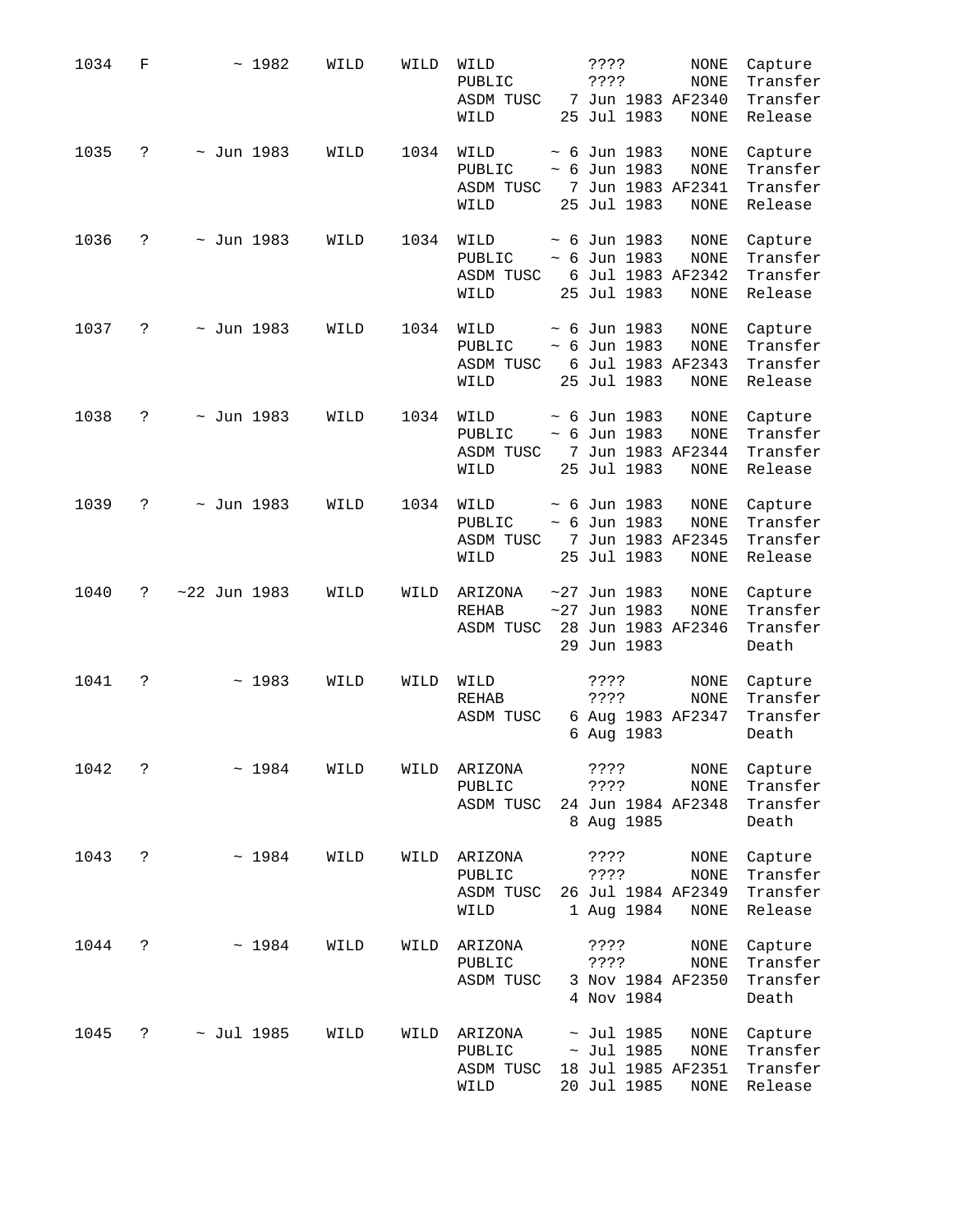```
1034   F        ~ 1982    WILD    WILD  WILD          ????        NONE  Capture
                                        PUBLIC        ????        NONE  Transfer
                                        ASDM TUSC   7 Jun 1983 AF2340  Transfer
                                        WILD       25 Jul 1983   NONE  Release

1035   ?    ~ Jun 1983    WILD    1034  WILD      ~ 6 Jun 1983   NONE  Capture
                                        PUBLIC    ~ 6 Jun 1983   NONE  Transfer
                                        ASDM TUSC   7 Jun 1983 AF2341  Transfer
                                        WILD       25 Jul 1983   NONE  Release

1036   ?    ~ Jun 1983    WILD    1034  WILD      ~ 6 Jun 1983   NONE  Capture
                                        PUBLIC    ~ 6 Jun 1983   NONE  Transfer
                                        ASDM TUSC   6 Jul 1983 AF2342  Transfer
                                        WILD       25 Jul 1983   NONE  Release

1037   ?    ~ Jun 1983    WILD    1034  WILD      ~ 6 Jun 1983   NONE  Capture
                                        PUBLIC    ~ 6 Jun 1983   NONE  Transfer
                                        ASDM TUSC   6 Jul 1983 AF2343  Transfer
                                        WILD       25 Jul 1983   NONE  Release

1038   ?    ~ Jun 1983    WILD    1034  WILD      ~ 6 Jun 1983   NONE  Capture
                                        PUBLIC    ~ 6 Jun 1983   NONE  Transfer
                                        ASDM TUSC   7 Jun 1983 AF2344  Transfer
                                        WILD       25 Jul 1983   NONE  Release

1039   ?    ~ Jun 1983    WILD    1034  WILD      ~ 6 Jun 1983   NONE  Capture
                                        PUBLIC    ~ 6 Jun 1983   NONE  Transfer
                                        ASDM TUSC   7 Jun 1983 AF2345  Transfer
                                        WILD       25 Jul 1983   NONE  Release

1040   ?   ~22 Jun 1983   WILD    WILD  ARIZONA   ~27 Jun 1983   NONE  Capture
                                        REHAB     ~27 Jun 1983   NONE  Transfer
                                        ASDM TUSC  28 Jun 1983 AF2346  Transfer
                                                   29 Jun 1983         Death

1041   ?        ~ 1983    WILD    WILD  WILD          ????        NONE  Capture
                                        REHAB         ????        NONE  Transfer
                                        ASDM TUSC   6 Aug 1983 AF2347  Transfer
                                                    6 Aug 1983         Death

1042   ?        ~ 1984    WILD    WILD  ARIZONA       ????        NONE  Capture
                                        PUBLIC        ????        NONE  Transfer
                                        ASDM TUSC  24 Jun 1984 AF2348  Transfer
                                                    8 Aug 1985         Death

1043   ?        ~ 1984    WILD    WILD  ARIZONA       ????        NONE  Capture
                                        PUBLIC        ????        NONE  Transfer
                                        ASDM TUSC  26 Jul 1984 AF2349  Transfer
                                        WILD        1 Aug 1984   NONE  Release

1044   ?        ~ 1984    WILD    WILD  ARIZONA       ????        NONE  Capture
                                        PUBLIC        ????        NONE  Transfer
                                        ASDM TUSC   3 Nov 1984 AF2350  Transfer
                                                    4 Nov 1984         Death

1045   ?    ~ Jul 1985    WILD    WILD  ARIZONA     ~ Jul 1985   NONE  Capture
                                        PUBLIC      ~ Jul 1985   NONE  Transfer
                                        ASDM TUSC  18 Jul 1985 AF2351  Transfer
                                        WILD       20 Jul 1985   NONE  Release
```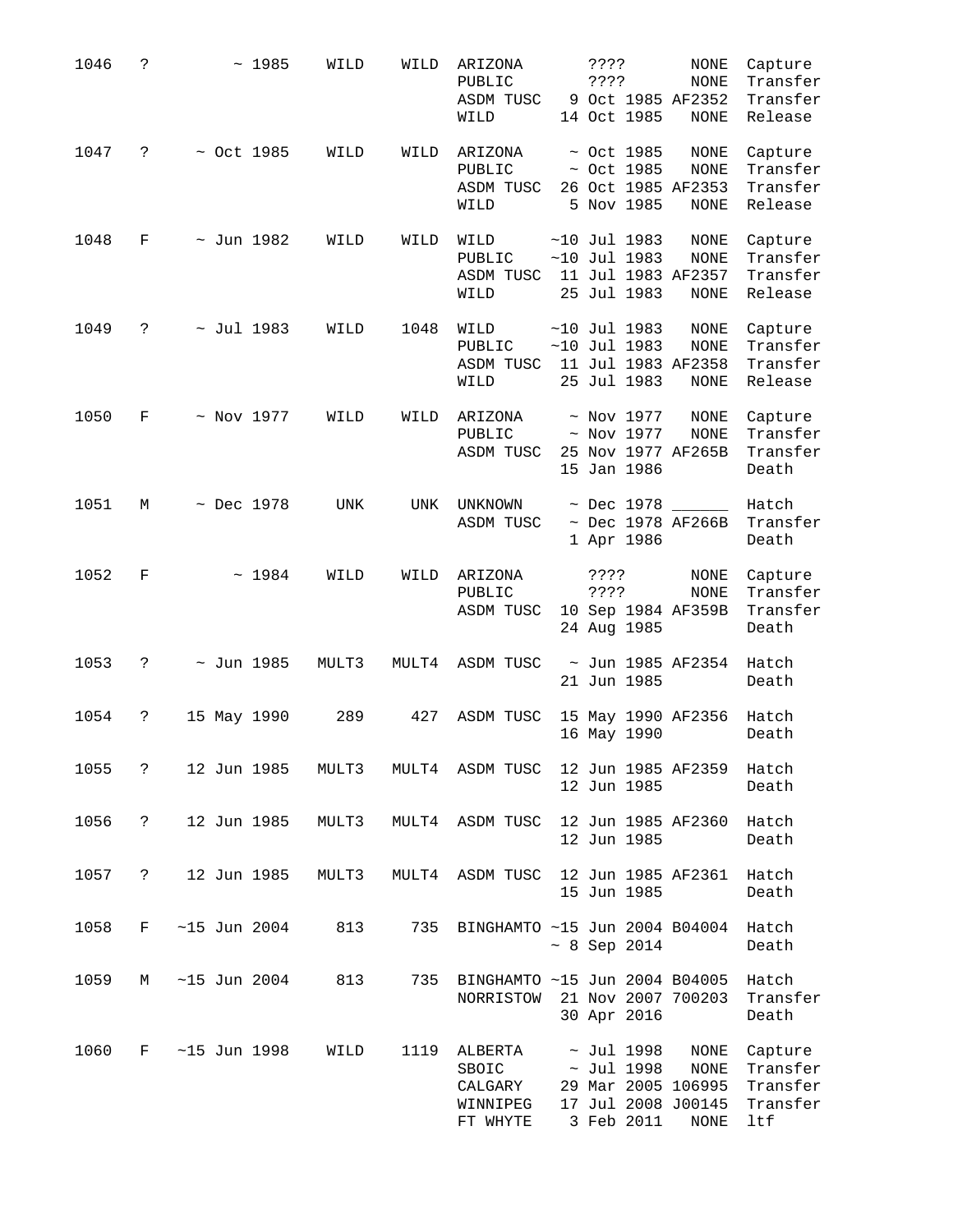| | | | | | | | | |
|---|---|---|---|---|---|---|---|---|
| 1046 | ? | ~ 1985 | WILD | WILD | ARIZONA | ???? | NONE | Capture |
| | | | | | PUBLIC | ???? | NONE | Transfer |
| | | | | | ASDM TUSC | 9 Oct 1985 | AF2352 | Transfer |
| | | | | | WILD | 14 Oct 1985 | NONE | Release |
| 1047 | ? | ~ Oct 1985 | WILD | WILD | ARIZONA | ~ Oct 1985 | NONE | Capture |
| | | | | | PUBLIC | ~ Oct 1985 | NONE | Transfer |
| | | | | | ASDM TUSC | 26 Oct 1985 | AF2353 | Transfer |
| | | | | | WILD | 5 Nov 1985 | NONE | Release |
| 1048 | F | ~ Jun 1982 | WILD | WILD | WILD | ~10 Jul 1983 | NONE | Capture |
| | | | | | PUBLIC | ~10 Jul 1983 | NONE | Transfer |
| | | | | | ASDM TUSC | 11 Jul 1983 | AF2357 | Transfer |
| | | | | | WILD | 25 Jul 1983 | NONE | Release |
| 1049 | ? | ~ Jul 1983 | WILD | 1048 | WILD | ~10 Jul 1983 | NONE | Capture |
| | | | | | PUBLIC | ~10 Jul 1983 | NONE | Transfer |
| | | | | | ASDM TUSC | 11 Jul 1983 | AF2358 | Transfer |
| | | | | | WILD | 25 Jul 1983 | NONE | Release |
| 1050 | F | ~ Nov 1977 | WILD | WILD | ARIZONA | ~ Nov 1977 | NONE | Capture |
| | | | | | PUBLIC | ~ Nov 1977 | NONE | Transfer |
| | | | | | ASDM TUSC | 25 Nov 1977 | AF265B | Transfer |
| | | | | | | 15 Jan 1986 | | Death |
| 1051 | M | ~ Dec 1978 | UNK | UNK | UNKNOWN | ~ Dec 1978 | ______ | Hatch |
| | | | | | ASDM TUSC | ~ Dec 1978 | AF266B | Transfer |
| | | | | | | 1 Apr 1986 | | Death |
| 1052 | F | ~ 1984 | WILD | WILD | ARIZONA | ???? | NONE | Capture |
| | | | | | PUBLIC | ???? | NONE | Transfer |
| | | | | | ASDM TUSC | 10 Sep 1984 | AF359B | Transfer |
| | | | | | | 24 Aug 1985 | | Death |
| 1053 | ? | ~ Jun 1985 | MULT3 | MULT4 | ASDM TUSC | ~ Jun 1985 | AF2354 | Hatch |
| | | | | | | 21 Jun 1985 | | Death |
| 1054 | ? | 15 May 1990 | 289 | 427 | ASDM TUSC | 15 May 1990 | AF2356 | Hatch |
| | | | | | | 16 May 1990 | | Death |
| 1055 | ? | 12 Jun 1985 | MULT3 | MULT4 | ASDM TUSC | 12 Jun 1985 | AF2359 | Hatch |
| | | | | | | 12 Jun 1985 | | Death |
| 1056 | ? | 12 Jun 1985 | MULT3 | MULT4 | ASDM TUSC | 12 Jun 1985 | AF2360 | Hatch |
| | | | | | | 12 Jun 1985 | | Death |
| 1057 | ? | 12 Jun 1985 | MULT3 | MULT4 | ASDM TUSC | 12 Jun 1985 | AF2361 | Hatch |
| | | | | | | 15 Jun 1985 | | Death |
| 1058 | F | ~15 Jun 2004 | 813 | 735 | BINGHAMTO | ~15 Jun 2004 | B04004 | Hatch |
| | | | | | | ~ 8 Sep 2014 | | Death |
| 1059 | M | ~15 Jun 2004 | 813 | 735 | BINGHAMTO | ~15 Jun 2004 | B04005 | Hatch |
| | | | | | NORRISTOW | 21 Nov 2007 | 700203 | Transfer |
| | | | | | | 30 Apr 2016 | | Death |
| 1060 | F | ~15 Jun 1998 | WILD | 1119 | ALBERTA | ~ Jul 1998 | NONE | Capture |
| | | | | | SBOIC | ~ Jul 1998 | NONE | Transfer |
| | | | | | CALGARY | 29 Mar 2005 | 106995 | Transfer |
| | | | | | WINNIPEG | 17 Jul 2008 | J00145 | Transfer |
| | | | | | FT WHYTE | 3 Feb 2011 | NONE | ltf |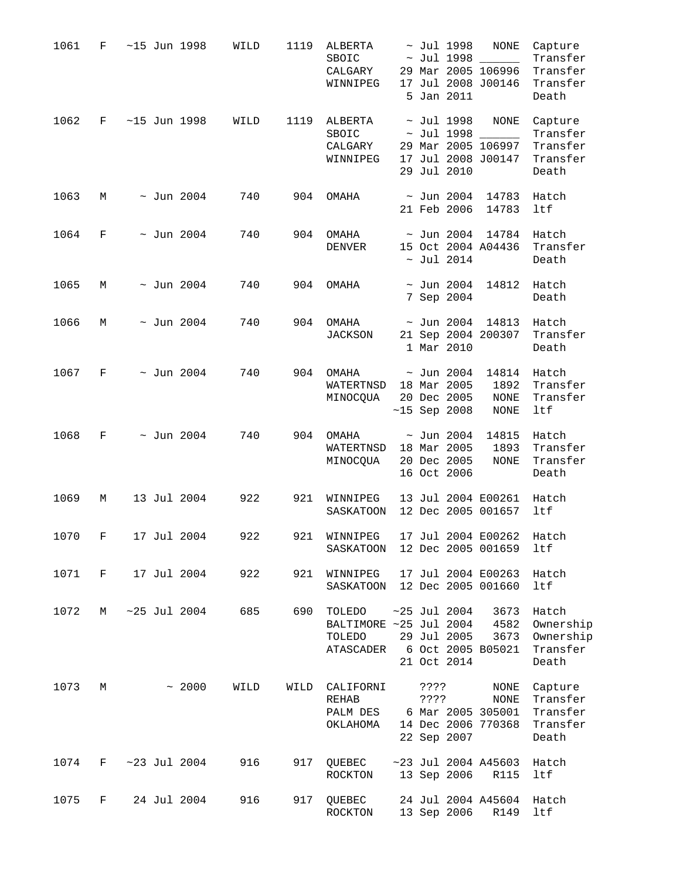```
1061   F   ~15 Jun 1998    WILD    1119  ALBERTA      ~ Jul 1998    NONE  Capture
                                         SBOIC        ~ Jul 1998 ______   Transfer
                                         CALGARY     29 Mar 2005 106996   Transfer
                                         WINNIPEG    17 Jul 2008 J00146   Transfer
                                                      5 Jan 2011          Death

1062   F   ~15 Jun 1998    WILD    1119  ALBERTA      ~ Jul 1998    NONE  Capture
                                         SBOIC        ~ Jul 1998 ______   Transfer
                                         CALGARY     29 Mar 2005 106997   Transfer
                                         WINNIPEG    17 Jul 2008 J00147   Transfer
                                                     29 Jul 2010          Death

1063   M     ~ Jun 2004     740     904  OMAHA        ~ Jun 2004  14783   Hatch
                                                     21 Feb 2006  14783   ltf

1064   F     ~ Jun 2004     740     904  OMAHA        ~ Jun 2004  14784   Hatch
                                         DENVER      15 Oct 2004 A04436   Transfer
                                                      ~ Jul 2014          Death

1065   M     ~ Jun 2004     740     904  OMAHA        ~ Jun 2004  14812   Hatch
                                                      7 Sep 2004          Death

1066   M     ~ Jun 2004     740     904  OMAHA        ~ Jun 2004  14813   Hatch
                                         JACKSON     21 Sep 2004 200307   Transfer
                                                      1 Mar 2010          Death

1067   F     ~ Jun 2004     740     904  OMAHA        ~ Jun 2004  14814   Hatch
                                         WATERTNSD   18 Mar 2005   1892   Transfer
                                         MINOCQUA    20 Dec 2005   NONE   Transfer
                                                    ~15 Sep 2008   NONE   ltf

1068   F     ~ Jun 2004     740     904  OMAHA        ~ Jun 2004  14815   Hatch
                                         WATERTNSD   18 Mar 2005   1893   Transfer
                                         MINOCQUA    20 Dec 2005   NONE   Transfer
                                                     16 Oct 2006          Death

1069   M    13 Jul 2004     922     921  WINNIPEG    13 Jul 2004 E00261   Hatch
                                         SASKATOON   12 Dec 2005 001657   ltf

1070   F    17 Jul 2004     922     921  WINNIPEG    17 Jul 2004 E00262   Hatch
                                         SASKATOON   12 Dec 2005 001659   ltf

1071   F    17 Jul 2004     922     921  WINNIPEG    17 Jul 2004 E00263   Hatch
                                         SASKATOON   12 Dec 2005 001660   ltf

1072   M   ~25 Jul 2004     685     690  TOLEDO     ~25 Jul 2004   3673   Hatch
                                         BALTIMORE  ~25 Jul 2004   4582   Ownership
                                         TOLEDO      29 Jul 2005   3673   Ownership
                                         ATASCADER    6 Oct 2005 B05021   Transfer
                                                     21 Oct 2014          Death

1073   M         ~ 2000    WILD    WILD  CALIFORNI      ????        NONE  Capture
                                         REHAB          ????        NONE  Transfer
                                         PALM DES     6 Mar 2005 305001   Transfer
                                         OKLAHOMA    14 Dec 2006 770368   Transfer
                                                     22 Sep 2007          Death

1074   F   ~23 Jul 2004     916     917  QUEBEC     ~23 Jul 2004 A45603   Hatch
                                         ROCKTON     13 Sep 2006   R115   ltf

1075   F    24 Jul 2004     916     917  QUEBEC      24 Jul 2004 A45604   Hatch
                                         ROCKTON     13 Sep 2006   R149   ltf
```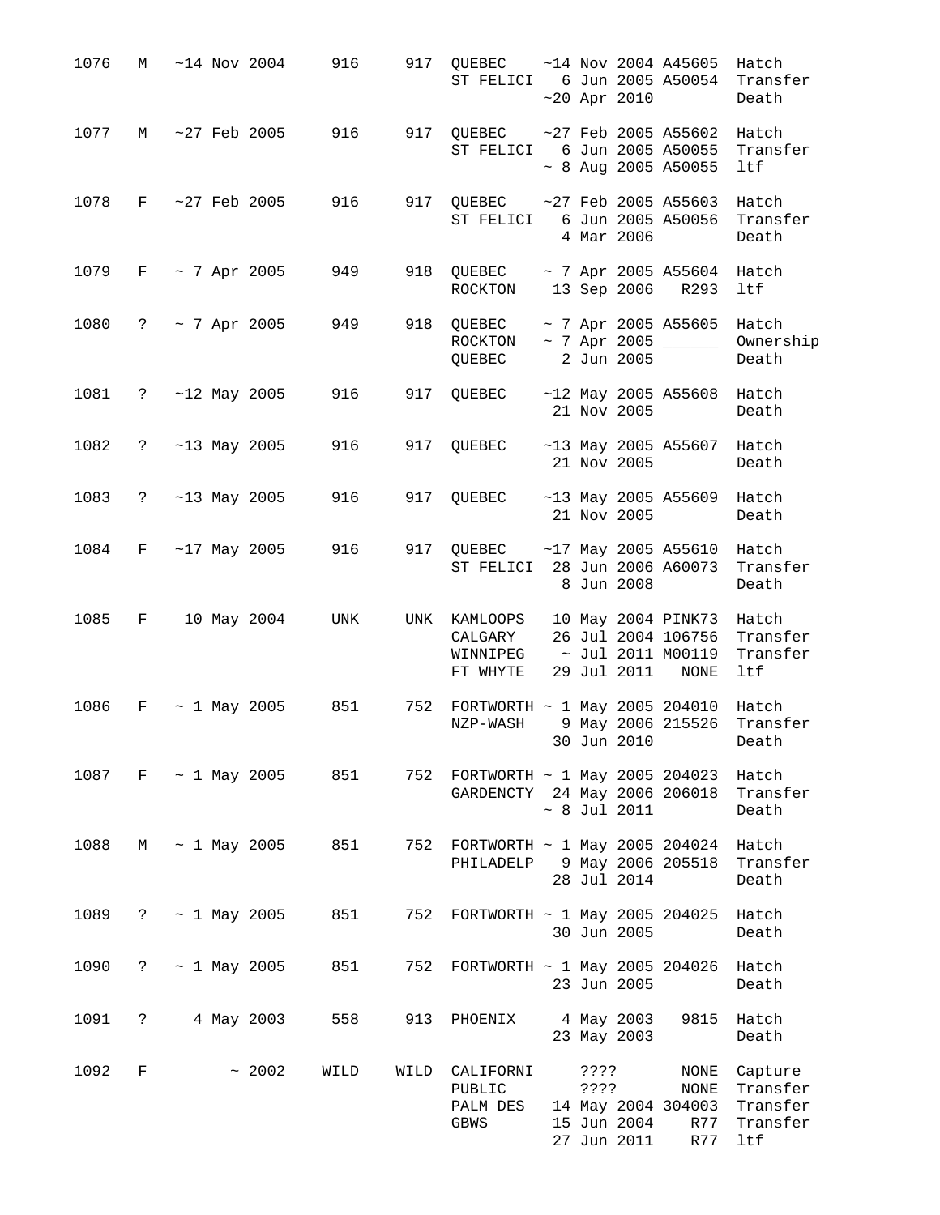| | | | | | | | | |
|---|---|---|---|---|---|---|---|---|
| 1076 | M | ~14 Nov 2004 | 916 | 917 | QUEBEC | ~14 Nov 2004 | A45605 | Hatch |
| | | | | | ST FELICI | 6 Jun 2005 | A50054 | Transfer |
| | | | | | | ~20 Apr 2010 | | Death |
| 1077 | M | ~27 Feb 2005 | 916 | 917 | QUEBEC | ~27 Feb 2005 | A55602 | Hatch |
| | | | | | ST FELICI | 6 Jun 2005 | A50055 | Transfer |
| | | | | | | ~ 8 Aug 2005 | A50055 | ltf |
| 1078 | F | ~27 Feb 2005 | 916 | 917 | QUEBEC | ~27 Feb 2005 | A55603 | Hatch |
| | | | | | ST FELICI | 6 Jun 2005 | A50056 | Transfer |
| | | | | | | 4 Mar 2006 | | Death |
| 1079 | F | ~ 7 Apr 2005 | 949 | 918 | QUEBEC | ~ 7 Apr 2005 | A55604 | Hatch |
| | | | | | ROCKTON | 13 Sep 2006 | R293 | ltf |
| 1080 | ? | ~ 7 Apr 2005 | 949 | 918 | QUEBEC | ~ 7 Apr 2005 | A55605 | Hatch |
| | | | | | ROCKTON | ~ 7 Apr 2005 | ______ | Ownership |
| | | | | | QUEBEC | 2 Jun 2005 | | Death |
| 1081 | ? | ~12 May 2005 | 916 | 917 | QUEBEC | ~12 May 2005 | A55608 | Hatch |
| | | | | | | 21 Nov 2005 | | Death |
| 1082 | ? | ~13 May 2005 | 916 | 917 | QUEBEC | ~13 May 2005 | A55607 | Hatch |
| | | | | | | 21 Nov 2005 | | Death |
| 1083 | ? | ~13 May 2005 | 916 | 917 | QUEBEC | ~13 May 2005 | A55609 | Hatch |
| | | | | | | 21 Nov 2005 | | Death |
| 1084 | F | ~17 May 2005 | 916 | 917 | QUEBEC | ~17 May 2005 | A55610 | Hatch |
| | | | | | ST FELICI | 28 Jun 2006 | A60073 | Transfer |
| | | | | | | 8 Jun 2008 | | Death |
| 1085 | F | 10 May 2004 | UNK | UNK | KAMLOOPS | 10 May 2004 | PINK73 | Hatch |
| | | | | | CALGARY | 26 Jul 2004 | 106756 | Transfer |
| | | | | | WINNIPEG | ~ Jul 2011 | M00119 | Transfer |
| | | | | | FT WHYTE | 29 Jul 2011 | NONE | ltf |
| 1086 | F | ~ 1 May 2005 | 851 | 752 | FORTWORTH | ~ 1 May 2005 | 204010 | Hatch |
| | | | | | NZP-WASH | 9 May 2006 | 215526 | Transfer |
| | | | | | | 30 Jun 2010 | | Death |
| 1087 | F | ~ 1 May 2005 | 851 | 752 | FORTWORTH | ~ 1 May 2005 | 204023 | Hatch |
| | | | | | GARDENCTY | 24 May 2006 | 206018 | Transfer |
| | | | | | | ~ 8 Jul 2011 | | Death |
| 1088 | M | ~ 1 May 2005 | 851 | 752 | FORTWORTH | ~ 1 May 2005 | 204024 | Hatch |
| | | | | | PHILADELP | 9 May 2006 | 205518 | Transfer |
| | | | | | | 28 Jul 2014 | | Death |
| 1089 | ? | ~ 1 May 2005 | 851 | 752 | FORTWORTH | ~ 1 May 2005 | 204025 | Hatch |
| | | | | | | 30 Jun 2005 | | Death |
| 1090 | ? | ~ 1 May 2005 | 851 | 752 | FORTWORTH | ~ 1 May 2005 | 204026 | Hatch |
| | | | | | | 23 Jun 2005 | | Death |
| 1091 | ? | 4 May 2003 | 558 | 913 | PHOENIX | 4 May 2003 | 9815 | Hatch |
| | | | | | | 23 May 2003 | | Death |
| 1092 | F | ~ 2002 | WILD | WILD | CALIFORNI | ???? | NONE | Capture |
| | | | | | PUBLIC | ???? | NONE | Transfer |
| | | | | | PALM DES | 14 May 2004 | 304003 | Transfer |
| | | | | | GBWS | 15 Jun 2004 | R77 | Transfer |
| | | | | | | 27 Jun 2011 | R77 | ltf |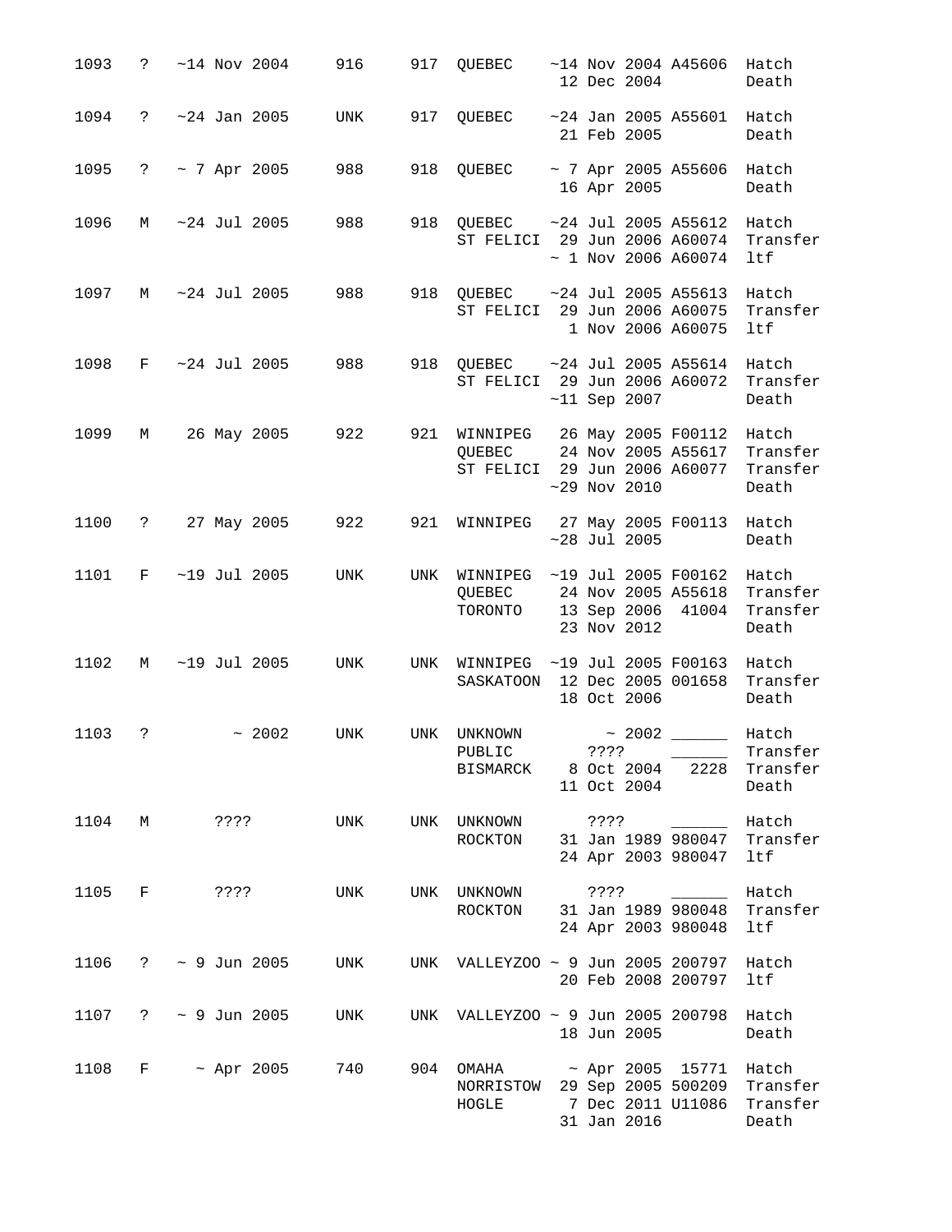| | | | | | | | | | |
|---|---|---|---|---|---|---|---|---|---|
| 1093 | ? | ~14 Nov 2004 | 916 | 917 | QUEBEC | ~14 Nov 2004 | A45606 | Hatch |
| | | | | | | 12 Dec 2004 | | Death |
| 1094 | ? | ~24 Jan 2005 | UNK | 917 | QUEBEC | ~24 Jan 2005 | A55601 | Hatch |
| | | | | | | 21 Feb 2005 | | Death |
| 1095 | ? | ~ 7 Apr 2005 | 988 | 918 | QUEBEC | ~ 7 Apr 2005 | A55606 | Hatch |
| | | | | | | 16 Apr 2005 | | Death |
| 1096 | M | ~24 Jul 2005 | 988 | 918 | QUEBEC | ~24 Jul 2005 | A55612 | Hatch |
| | | | | | ST FELICI | 29 Jun 2006 | A60074 | Transfer |
| | | | | | | ~ 1 Nov 2006 | A60074 | ltf |
| 1097 | M | ~24 Jul 2005 | 988 | 918 | QUEBEC | ~24 Jul 2005 | A55613 | Hatch |
| | | | | | ST FELICI | 29 Jun 2006 | A60075 | Transfer |
| | | | | | | 1 Nov 2006 | A60075 | ltf |
| 1098 | F | ~24 Jul 2005 | 988 | 918 | QUEBEC | ~24 Jul 2005 | A55614 | Hatch |
| | | | | | ST FELICI | 29 Jun 2006 | A60072 | Transfer |
| | | | | | | ~11 Sep 2007 | | Death |
| 1099 | M | 26 May 2005 | 922 | 921 | WINNIPEG | 26 May 2005 | F00112 | Hatch |
| | | | | | QUEBEC | 24 Nov 2005 | A55617 | Transfer |
| | | | | | ST FELICI | 29 Jun 2006 | A60077 | Transfer |
| | | | | | | ~29 Nov 2010 | | Death |
| 1100 | ? | 27 May 2005 | 922 | 921 | WINNIPEG | 27 May 2005 | F00113 | Hatch |
| | | | | | | ~28 Jul 2005 | | Death |
| 1101 | F | ~19 Jul 2005 | UNK | UNK | WINNIPEG | ~19 Jul 2005 | F00162 | Hatch |
| | | | | | QUEBEC | 24 Nov 2005 | A55618 | Transfer |
| | | | | | TORONTO | 13 Sep 2006 | 41004 | Transfer |
| | | | | | | 23 Nov 2012 | | Death |
| 1102 | M | ~19 Jul 2005 | UNK | UNK | WINNIPEG | ~19 Jul 2005 | F00163 | Hatch |
| | | | | | SASKATOON | 12 Dec 2005 | 001658 | Transfer |
| | | | | | | 18 Oct 2006 | | Death |
| 1103 | ? | ~ 2002 | UNK | UNK | UNKNOWN | ~ 2002 | ______ | Hatch |
| | | | | | PUBLIC | ???? | ______ | Transfer |
| | | | | | BISMARCK | 8 Oct 2004 | 2228 | Transfer |
| | | | | | | 11 Oct 2004 | | Death |
| 1104 | M | ???? | UNK | UNK | UNKNOWN | ???? | ______ | Hatch |
| | | | | | ROCKTON | 31 Jan 1989 | 980047 | Transfer |
| | | | | | | 24 Apr 2003 | 980047 | ltf |
| 1105 | F | ???? | UNK | UNK | UNKNOWN | ???? | ______ | Hatch |
| | | | | | ROCKTON | 31 Jan 1989 | 980048 | Transfer |
| | | | | | | 24 Apr 2003 | 980048 | ltf |
| 1106 | ? | ~ 9 Jun 2005 | UNK | UNK | VALLEYZOO | ~ 9 Jun 2005 | 200797 | Hatch |
| | | | | | | 20 Feb 2008 | 200797 | ltf |
| 1107 | ? | ~ 9 Jun 2005 | UNK | UNK | VALLEYZOO | ~ 9 Jun 2005 | 200798 | Hatch |
| | | | | | | 18 Jun 2005 | | Death |
| 1108 | F | ~ Apr 2005 | 740 | 904 | OMAHA | ~ Apr 2005 | 15771 | Hatch |
| | | | | | NORRISTOW | 29 Sep 2005 | 500209 | Transfer |
| | | | | | HOGLE | 7 Dec 2011 | U11086 | Transfer |
| | | | | | | 31 Jan 2016 | | Death |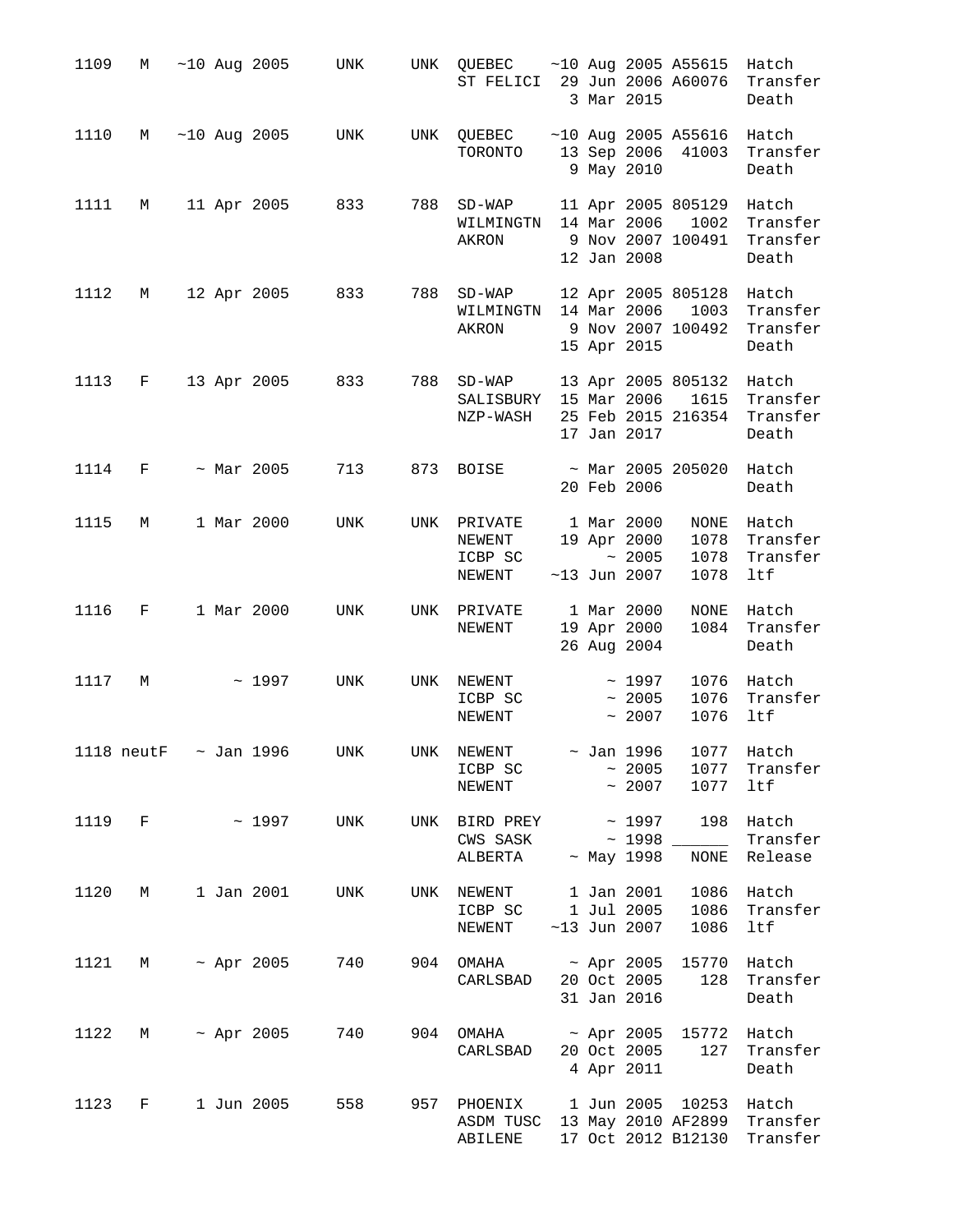| | | | | | | | | |
|---|---|---|---|---|---|---|---|---|
| 1109 | M | ~10 Aug 2005 | UNK | UNK | QUEBEC | ~10 Aug 2005 | A55615 | Hatch |
| | | | | | ST FELICI | 29 Jun 2006 | A60076 | Transfer |
| | | | | | | 3 Mar 2015 | | Death |
| 1110 | M | ~10 Aug 2005 | UNK | UNK | QUEBEC | ~10 Aug 2005 | A55616 | Hatch |
| | | | | | TORONTO | 13 Sep 2006 | 41003 | Transfer |
| | | | | | | 9 May 2010 | | Death |
| 1111 | M | 11 Apr 2005 | 833 | 788 | SD-WAP | 11 Apr 2005 | 805129 | Hatch |
| | | | | | WILMINGTN | 14 Mar 2006 | 1002 | Transfer |
| | | | | | AKRON | 9 Nov 2007 | 100491 | Transfer |
| | | | | | | 12 Jan 2008 | | Death |
| 1112 | M | 12 Apr 2005 | 833 | 788 | SD-WAP | 12 Apr 2005 | 805128 | Hatch |
| | | | | | WILMINGTN | 14 Mar 2006 | 1003 | Transfer |
| | | | | | AKRON | 9 Nov 2007 | 100492 | Transfer |
| | | | | | | 15 Apr 2015 | | Death |
| 1113 | F | 13 Apr 2005 | 833 | 788 | SD-WAP | 13 Apr 2005 | 805132 | Hatch |
| | | | | | SALISBURY | 15 Mar 2006 | 1615 | Transfer |
| | | | | | NZP-WASH | 25 Feb 2015 | 216354 | Transfer |
| | | | | | | 17 Jan 2017 | | Death |
| 1114 | F | ~ Mar 2005 | 713 | 873 | BOISE | ~ Mar 2005 | 205020 | Hatch |
| | | | | | | 20 Feb 2006 | | Death |
| 1115 | M | 1 Mar 2000 | UNK | UNK | PRIVATE | 1 Mar 2000 | NONE | Hatch |
| | | | | | NEWENT | 19 Apr 2000 | 1078 | Transfer |
| | | | | | ICBP SC | ~ 2005 | 1078 | Transfer |
| | | | | | NEWENT | ~13 Jun 2007 | 1078 | ltf |
| 1116 | F | 1 Mar 2000 | UNK | UNK | PRIVATE | 1 Mar 2000 | NONE | Hatch |
| | | | | | NEWENT | 19 Apr 2000 | 1084 | Transfer |
| | | | | | | 26 Aug 2004 | | Death |
| 1117 | M | ~ 1997 | UNK | UNK | NEWENT | ~ 1997 | 1076 | Hatch |
| | | | | | ICBP SC | ~ 2005 | 1076 | Transfer |
| | | | | | NEWENT | ~ 2007 | 1076 | ltf |
| 1118 | neutF | ~ Jan 1996 | UNK | UNK | NEWENT | ~ Jan 1996 | 1077 | Hatch |
| | | | | | ICBP SC | ~ 2005 | 1077 | Transfer |
| | | | | | NEWENT | ~ 2007 | 1077 | ltf |
| 1119 | F | ~ 1997 | UNK | UNK | BIRD PREY | ~ 1997 | 198 | Hatch |
| | | | | | CWS SASK | ~ 1998 | ______ | Transfer |
| | | | | | ALBERTA | ~ May 1998 | NONE | Release |
| 1120 | M | 1 Jan 2001 | UNK | UNK | NEWENT | 1 Jan 2001 | 1086 | Hatch |
| | | | | | ICBP SC | 1 Jul 2005 | 1086 | Transfer |
| | | | | | NEWENT | ~13 Jun 2007 | 1086 | ltf |
| 1121 | M | ~ Apr 2005 | 740 | 904 | OMAHA | ~ Apr 2005 | 15770 | Hatch |
| | | | | | CARLSBAD | 20 Oct 2005 | 128 | Transfer |
| | | | | | | 31 Jan 2016 | | Death |
| 1122 | M | ~ Apr 2005 | 740 | 904 | OMAHA | ~ Apr 2005 | 15772 | Hatch |
| | | | | | CARLSBAD | 20 Oct 2005 | 127 | Transfer |
| | | | | | | 4 Apr 2011 | | Death |
| 1123 | F | 1 Jun 2005 | 558 | 957 | PHOENIX | 1 Jun 2005 | 10253 | Hatch |
| | | | | | ASDM TUSC | 13 May 2010 | AF2899 | Transfer |
| | | | | | ABILENE | 17 Oct 2012 | B12130 | Transfer |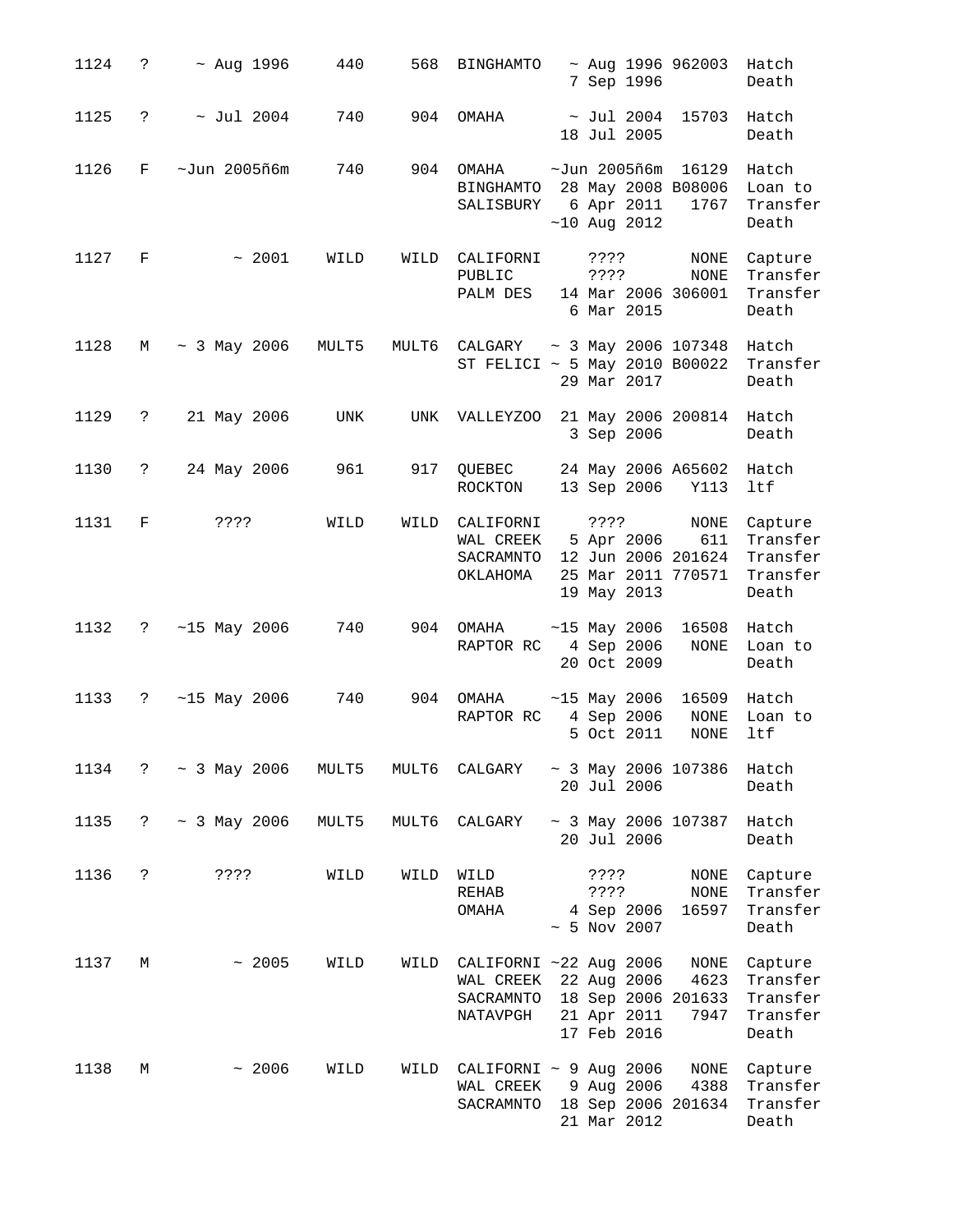```
1124  ?    ~ Aug 1996    440     568  BINGHAMTO   ~ Aug 1996 962003  Hatch
                                                   7 Sep 1996         Death

1125  ?    ~ Jul 2004    740     904  OMAHA       ~ Jul 2004  15703  Hatch
                                                  18 Jul 2005         Death

1126  F   ~Jun 2005ñ6m   740     904  OMAHA     ~Jun 2005ñ6m  16129  Hatch
                                      BINGHAMTO  28 May 2008 B08006  Loan to
                                      SALISBURY   6 Apr 2011   1767  Transfer
                                                 ~10 Aug 2012         Death

1127  F         ~ 2001   WILD    WILD  CALIFORNI     ????      NONE  Capture
                                      PUBLIC         ????      NONE  Transfer
                                      PALM DES   14 Mar 2006 306001  Transfer
                                                  6 Mar 2015         Death

1128  M   ~ 3 May 2006   MULT5   MULT6 CALGARY   ~ 3 May 2006 107348  Hatch
                                      ST FELICI ~ 5 May 2010 B00022  Transfer
                                                 29 Mar 2017         Death

1129  ?    21 May 2006    UNK     UNK  VALLEYZOO  21 May 2006 200814  Hatch
                                                  3 Sep 2006         Death

1130  ?    24 May 2006    961     917  QUEBEC     24 May 2006 A65602  Hatch
                                      ROCKTON    13 Sep 2006   Y113  ltf

1131  F        ????      WILD    WILD  CALIFORNI     ????      NONE  Capture
                                      WAL CREEK   5 Apr 2006    611  Transfer
                                      SACRAMNTO  12 Jun 2006 201624  Transfer
                                      OKLAHOMA   25 Mar 2011 770571  Transfer
                                                 19 May 2013         Death

1132  ?   ~15 May 2006    740     904  OMAHA     ~15 May 2006  16508  Hatch
                                      RAPTOR RC   4 Sep 2006   NONE  Loan to
                                                 20 Oct 2009         Death

1133  ?   ~15 May 2006    740     904  OMAHA     ~15 May 2006  16509  Hatch
                                      RAPTOR RC   4 Sep 2006   NONE  Loan to
                                                  5 Oct 2011   NONE  ltf

1134  ?   ~ 3 May 2006   MULT5   MULT6 CALGARY   ~ 3 May 2006 107386  Hatch
                                                 20 Jul 2006         Death

1135  ?   ~ 3 May 2006   MULT5   MULT6 CALGARY   ~ 3 May 2006 107387  Hatch
                                                 20 Jul 2006         Death

1136  ?        ????      WILD    WILD  WILD          ????      NONE  Capture
                                      REHAB          ????      NONE  Transfer
                                      OMAHA       4 Sep 2006  16597  Transfer
                                                ~ 5 Nov 2007         Death

1137  M         ~ 2005   WILD    WILD  CALIFORNI ~22 Aug 2006   NONE  Capture
                                      WAL CREEK  22 Aug 2006   4623  Transfer
                                      SACRAMNTO  18 Sep 2006 201633  Transfer
                                      NATAVPGH   21 Apr 2011   7947  Transfer
                                                 17 Feb 2016         Death

1138  M         ~ 2006   WILD    WILD  CALIFORNI ~ 9 Aug 2006   NONE  Capture
                                      WAL CREEK   9 Aug 2006   4388  Transfer
                                      SACRAMNTO  18 Sep 2006 201634  Transfer
                                                 21 Mar 2012         Death
```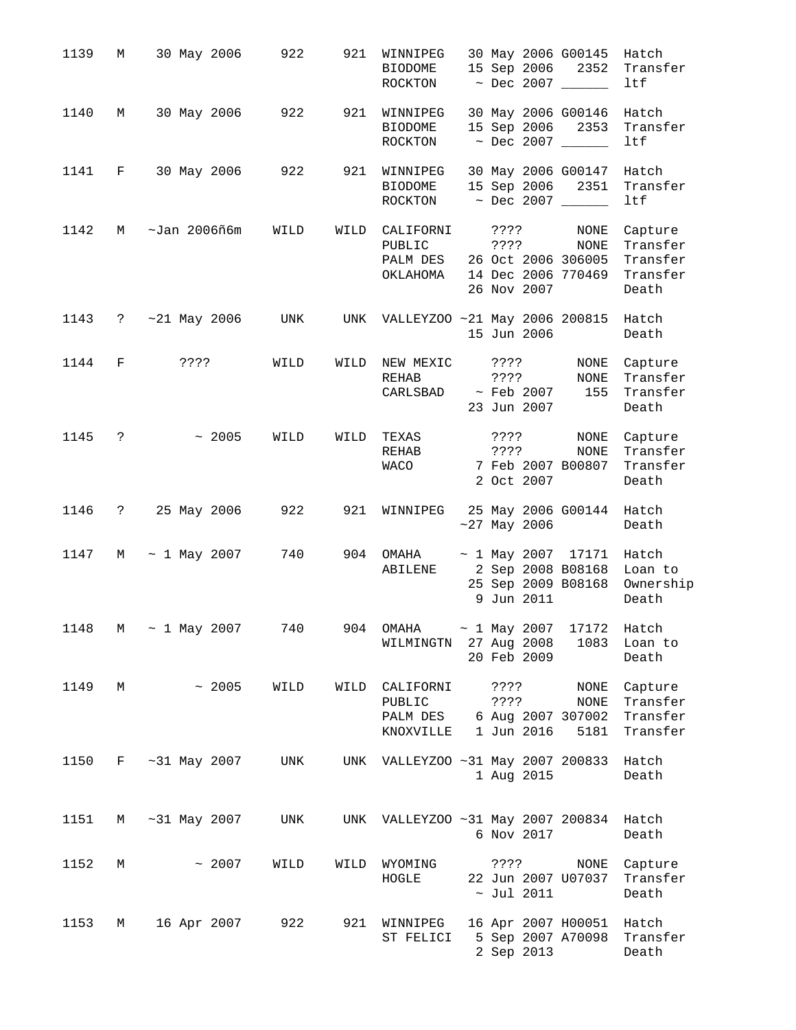| | | | | | | | | |
|---|---|---|---|---|---|---|---|---|
| 1139 | M | 30 May 2006 | 922 | 921 | WINNIPEG | 30 May 2006 | G00145 | Hatch |
| | | | | | BIODOME | 15 Sep 2006 | 2352 | Transfer |
| | | | | | ROCKTON | ~ Dec 2007 | ______ | ltf |
| 1140 | M | 30 May 2006 | 922 | 921 | WINNIPEG | 30 May 2006 | G00146 | Hatch |
| | | | | | BIODOME | 15 Sep 2006 | 2353 | Transfer |
| | | | | | ROCKTON | ~ Dec 2007 | ______ | ltf |
| 1141 | F | 30 May 2006 | 922 | 921 | WINNIPEG | 30 May 2006 | G00147 | Hatch |
| | | | | | BIODOME | 15 Sep 2006 | 2351 | Transfer |
| | | | | | ROCKTON | ~ Dec 2007 | ______ | ltf |
| 1142 | M | ~Jan 2006ñ6m | WILD | WILD | CALIFORNI | ???? | NONE | Capture |
| | | | | | PUBLIC | ???? | NONE | Transfer |
| | | | | | PALM DES | 26 Oct 2006 | 306005 | Transfer |
| | | | | | OKLAHOMA | 14 Dec 2006 | 770469 | Transfer |
| | | | | | | 26 Nov 2007 | | Death |
| 1143 | ? | ~21 May 2006 | UNK | UNK | VALLEYZOO | ~21 May 2006 | 200815 | Hatch |
| | | | | | | 15 Jun 2006 | | Death |
| 1144 | F | ???? | WILD | WILD | NEW MEXIC | ???? | NONE | Capture |
| | | | | | REHAB | ???? | NONE | Transfer |
| | | | | | CARLSBAD | ~ Feb 2007 | 155 | Transfer |
| | | | | | | 23 Jun 2007 | | Death |
| 1145 | ? | ~ 2005 | WILD | WILD | TEXAS | ???? | NONE | Capture |
| | | | | | REHAB | ???? | NONE | Transfer |
| | | | | | WACO | 7 Feb 2007 | B00807 | Transfer |
| | | | | | | 2 Oct 2007 | | Death |
| 1146 | ? | 25 May 2006 | 922 | 921 | WINNIPEG | 25 May 2006 | G00144 | Hatch |
| | | | | | | ~27 May 2006 | | Death |
| 1147 | M | ~ 1 May 2007 | 740 | 904 | OMAHA | ~ 1 May 2007 | 17171 | Hatch |
| | | | | | ABILENE | 2 Sep 2008 | B08168 | Loan to |
| | | | | | | 25 Sep 2009 | B08168 | Ownership |
| | | | | | | 9 Jun 2011 | | Death |
| 1148 | M | ~ 1 May 2007 | 740 | 904 | OMAHA | ~ 1 May 2007 | 17172 | Hatch |
| | | | | | WILMINGTN | 27 Aug 2008 | 1083 | Loan to |
| | | | | | | 20 Feb 2009 | | Death |
| 1149 | M | ~ 2005 | WILD | WILD | CALIFORNI | ???? | NONE | Capture |
| | | | | | PUBLIC | ???? | NONE | Transfer |
| | | | | | PALM DES | 6 Aug 2007 | 307002 | Transfer |
| | | | | | KNOXVILLE | 1 Jun 2016 | 5181 | Transfer |
| 1150 | F | ~31 May 2007 | UNK | UNK | VALLEYZOO | ~31 May 2007 | 200833 | Hatch |
| | | | | | | 1 Aug 2015 | | Death |
| 1151 | M | ~31 May 2007 | UNK | UNK | VALLEYZOO | ~31 May 2007 | 200834 | Hatch |
| | | | | | | 6 Nov 2017 | | Death |
| 1152 | M | ~ 2007 | WILD | WILD | WYOMING | ???? | NONE | Capture |
| | | | | | HOGLE | 22 Jun 2007 | U07037 | Transfer |
| | | | | | | ~ Jul 2011 | | Death |
| 1153 | M | 16 Apr 2007 | 922 | 921 | WINNIPEG | 16 Apr 2007 | H00051 | Hatch |
| | | | | | ST FELICI | 5 Sep 2007 | A70098 | Transfer |
| | | | | | | 2 Sep 2013 | | Death |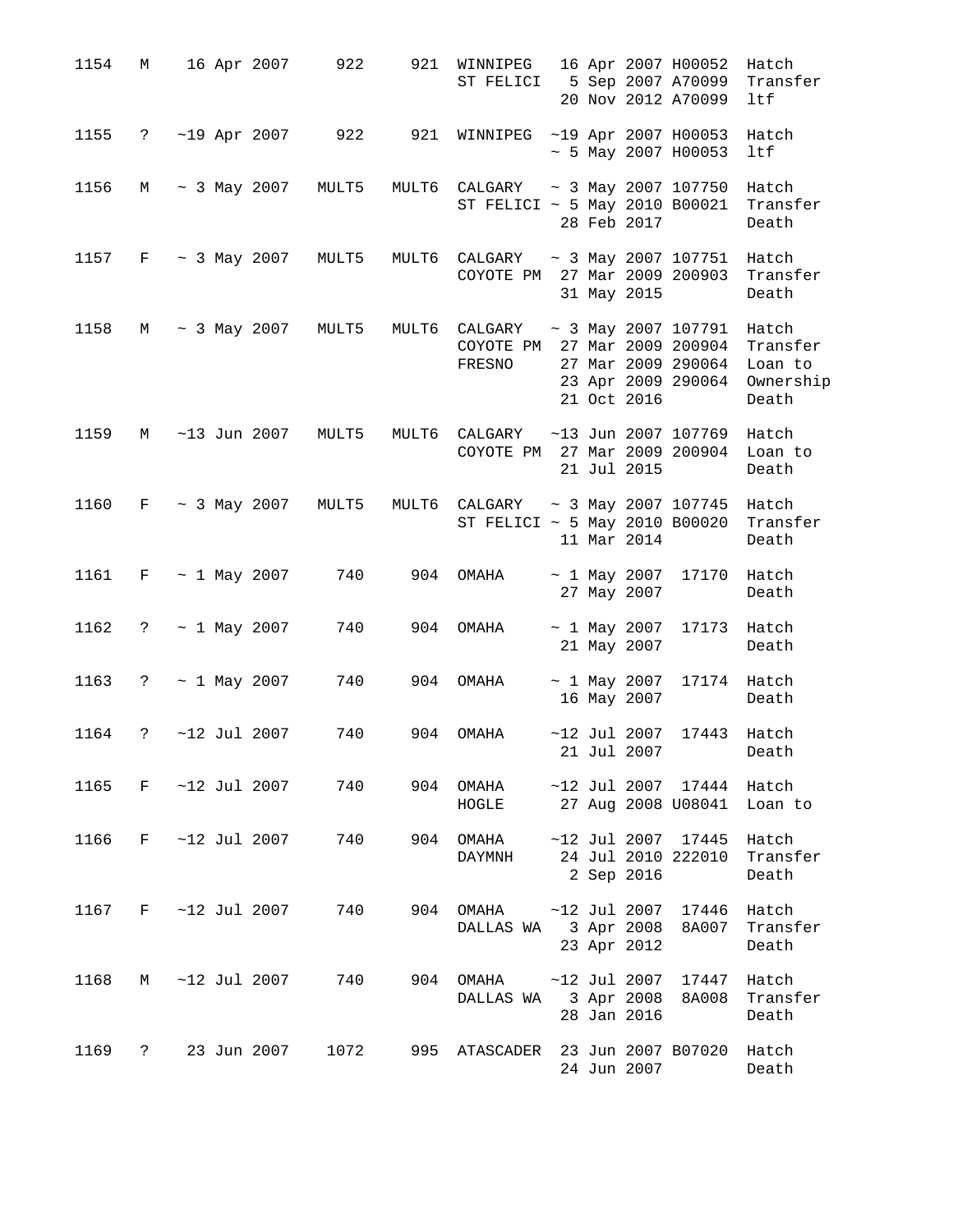| | | | | | | | | |
|---|---|---|---|---|---|---|---|---|
| 1154 | M | 16 Apr 2007 | 922 | 921 | WINNIPEG | 16 Apr 2007 | H00052 | Hatch |
| | | | | | ST FELICI | 5 Sep 2007 | A70099 | Transfer |
| | | | | | | 20 Nov 2012 | A70099 | ltf |
| 1155 | ? | ~19 Apr 2007 | 922 | 921 | WINNIPEG | ~19 Apr 2007 | H00053 | Hatch |
| | | | | | | ~ 5 May 2007 | H00053 | ltf |
| 1156 | M | ~ 3 May 2007 | MULT5 | MULT6 | CALGARY | ~ 3 May 2007 | 107750 | Hatch |
| | | | | | ST FELICI | ~ 5 May 2010 | B00021 | Transfer |
| | | | | | | 28 Feb 2017 | | Death |
| 1157 | F | ~ 3 May 2007 | MULT5 | MULT6 | CALGARY | ~ 3 May 2007 | 107751 | Hatch |
| | | | | | COYOTE PM | 27 Mar 2009 | 200903 | Transfer |
| | | | | | | 31 May 2015 | | Death |
| 1158 | M | ~ 3 May 2007 | MULT5 | MULT6 | CALGARY | ~ 3 May 2007 | 107791 | Hatch |
| | | | | | COYOTE PM | 27 Mar 2009 | 200904 | Transfer |
| | | | | | FRESNO | 27 Mar 2009 | 290064 | Loan to |
| | | | | | | 23 Apr 2009 | 290064 | Ownership |
| | | | | | | 21 Oct 2016 | | Death |
| 1159 | M | ~13 Jun 2007 | MULT5 | MULT6 | CALGARY | ~13 Jun 2007 | 107769 | Hatch |
| | | | | | COYOTE PM | 27 Mar 2009 | 200904 | Loan to |
| | | | | | | 21 Jul 2015 | | Death |
| 1160 | F | ~ 3 May 2007 | MULT5 | MULT6 | CALGARY | ~ 3 May 2007 | 107745 | Hatch |
| | | | | | ST FELICI | ~ 5 May 2010 | B00020 | Transfer |
| | | | | | | 11 Mar 2014 | | Death |
| 1161 | F | ~ 1 May 2007 | 740 | 904 | OMAHA | ~ 1 May 2007 | 17170 | Hatch |
| | | | | | | 27 May 2007 | | Death |
| 1162 | ? | ~ 1 May 2007 | 740 | 904 | OMAHA | ~ 1 May 2007 | 17173 | Hatch |
| | | | | | | 21 May 2007 | | Death |
| 1163 | ? | ~ 1 May 2007 | 740 | 904 | OMAHA | ~ 1 May 2007 | 17174 | Hatch |
| | | | | | | 16 May 2007 | | Death |
| 1164 | ? | ~12 Jul 2007 | 740 | 904 | OMAHA | ~12 Jul 2007 | 17443 | Hatch |
| | | | | | | 21 Jul 2007 | | Death |
| 1165 | F | ~12 Jul 2007 | 740 | 904 | OMAHA | ~12 Jul 2007 | 17444 | Hatch |
| | | | | | HOGLE | 27 Aug 2008 | U08041 | Loan to |
| 1166 | F | ~12 Jul 2007 | 740 | 904 | OMAHA | ~12 Jul 2007 | 17445 | Hatch |
| | | | | | DAYMNH | 24 Jul 2010 | 222010 | Transfer |
| | | | | | | 2 Sep 2016 | | Death |
| 1167 | F | ~12 Jul 2007 | 740 | 904 | OMAHA | ~12 Jul 2007 | 17446 | Hatch |
| | | | | | DALLAS WA | 3 Apr 2008 | 8A007 | Transfer |
| | | | | | | 23 Apr 2012 | | Death |
| 1168 | M | ~12 Jul 2007 | 740 | 904 | OMAHA | ~12 Jul 2007 | 17447 | Hatch |
| | | | | | DALLAS WA | 3 Apr 2008 | 8A008 | Transfer |
| | | | | | | 28 Jan 2016 | | Death |
| 1169 | ? | 23 Jun 2007 | 1072 | 995 | ATASCADER | 23 Jun 2007 | B07020 | Hatch |
| | | | | | | 24 Jun 2007 | | Death |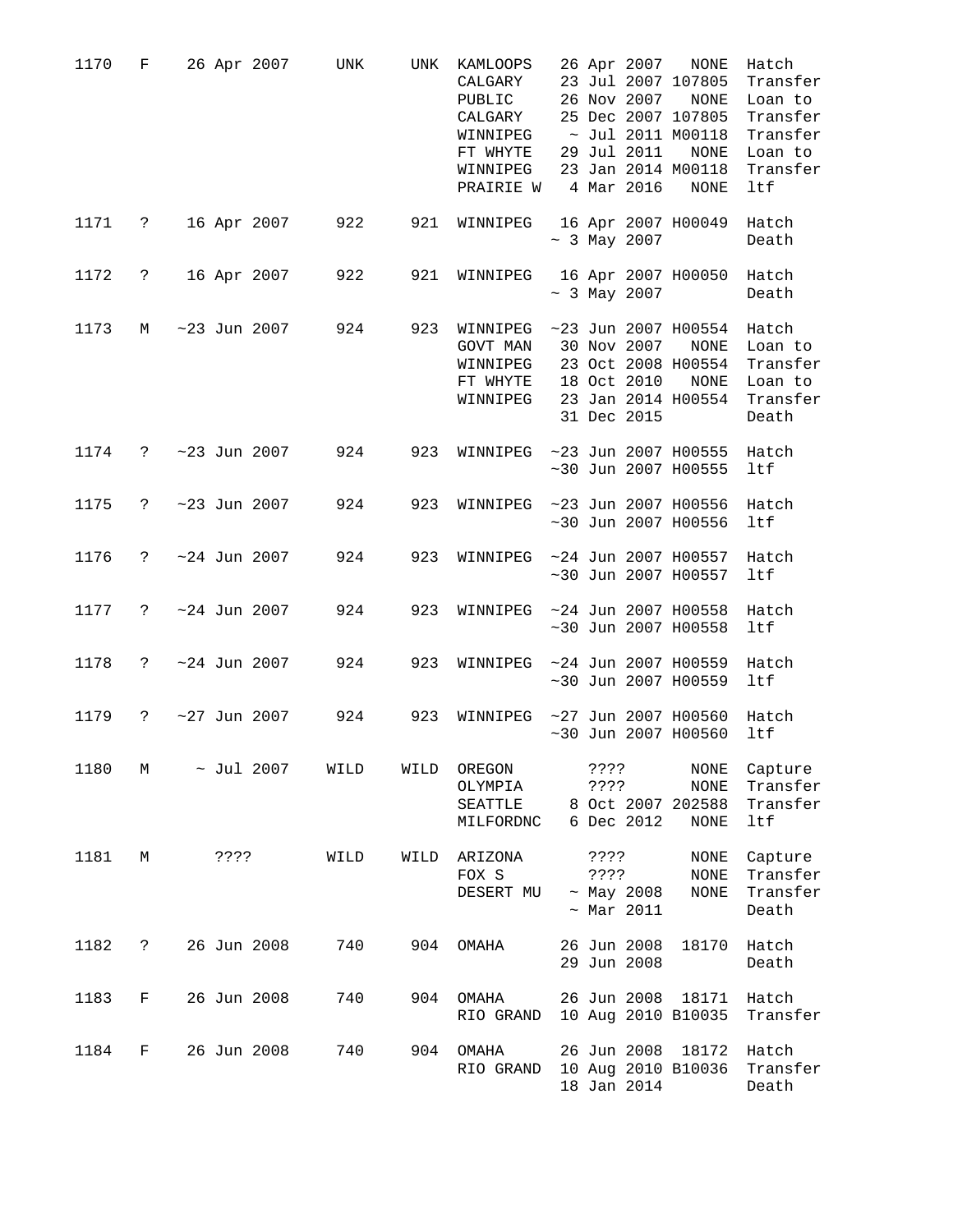| | | | | | | | | | |
|---|---|---|---|---|---|---|---|---|---|
| 1170 | F | 26 Apr 2007 | UNK | UNK | KAMLOOPS | 26 Apr 2007 | NONE | Hatch |
| | | | | | CALGARY | 23 Jul 2007 | 107805 | Transfer |
| | | | | | PUBLIC | 26 Nov 2007 | NONE | Loan to |
| | | | | | CALGARY | 25 Dec 2007 | 107805 | Transfer |
| | | | | | WINNIPEG | ~ Jul 2011 | M00118 | Transfer |
| | | | | | FT WHYTE | 29 Jul 2011 | NONE | Loan to |
| | | | | | WINNIPEG | 23 Jan 2014 | M00118 | Transfer |
| | | | | | PRAIRIE W | 4 Mar 2016 | NONE | ltf |
| 1171 | ? | 16 Apr 2007 | 922 | 921 | WINNIPEG | 16 Apr 2007 | H00049 | Hatch |
| | | | | | | ~ 3 May 2007 | | Death |
| 1172 | ? | 16 Apr 2007 | 922 | 921 | WINNIPEG | 16 Apr 2007 | H00050 | Hatch |
| | | | | | | ~ 3 May 2007 | | Death |
| 1173 | M | ~23 Jun 2007 | 924 | 923 | WINNIPEG | ~23 Jun 2007 | H00554 | Hatch |
| | | | | | GOVT MAN | 30 Nov 2007 | NONE | Loan to |
| | | | | | WINNIPEG | 23 Oct 2008 | H00554 | Transfer |
| | | | | | FT WHYTE | 18 Oct 2010 | NONE | Loan to |
| | | | | | WINNIPEG | 23 Jan 2014 | H00554 | Transfer |
| | | | | | | 31 Dec 2015 | | Death |
| 1174 | ? | ~23 Jun 2007 | 924 | 923 | WINNIPEG | ~23 Jun 2007 | H00555 | Hatch |
| | | | | | | ~30 Jun 2007 | H00555 | ltf |
| 1175 | ? | ~23 Jun 2007 | 924 | 923 | WINNIPEG | ~23 Jun 2007 | H00556 | Hatch |
| | | | | | | ~30 Jun 2007 | H00556 | ltf |
| 1176 | ? | ~24 Jun 2007 | 924 | 923 | WINNIPEG | ~24 Jun 2007 | H00557 | Hatch |
| | | | | | | ~30 Jun 2007 | H00557 | ltf |
| 1177 | ? | ~24 Jun 2007 | 924 | 923 | WINNIPEG | ~24 Jun 2007 | H00558 | Hatch |
| | | | | | | ~30 Jun 2007 | H00558 | ltf |
| 1178 | ? | ~24 Jun 2007 | 924 | 923 | WINNIPEG | ~24 Jun 2007 | H00559 | Hatch |
| | | | | | | ~30 Jun 2007 | H00559 | ltf |
| 1179 | ? | ~27 Jun 2007 | 924 | 923 | WINNIPEG | ~27 Jun 2007 | H00560 | Hatch |
| | | | | | | ~30 Jun 2007 | H00560 | ltf |
| 1180 | M | ~ Jul 2007 | WILD | WILD | OREGON | ???? | NONE | Capture |
| | | | | | OLYMPIA | ???? | NONE | Transfer |
| | | | | | SEATTLE | 8 Oct 2007 | 202588 | Transfer |
| | | | | | MILFORDNC | 6 Dec 2012 | NONE | ltf |
| 1181 | M | ???? | WILD | WILD | ARIZONA | ???? | NONE | Capture |
| | | | | | FOX S | ???? | NONE | Transfer |
| | | | | | DESERT MU | ~ May 2008 | NONE | Transfer |
| | | | | | | ~ Mar 2011 | | Death |
| 1182 | ? | 26 Jun 2008 | 740 | 904 | OMAHA | 26 Jun 2008 | 18170 | Hatch |
| | | | | | | 29 Jun 2008 | | Death |
| 1183 | F | 26 Jun 2008 | 740 | 904 | OMAHA | 26 Jun 2008 | 18171 | Hatch |
| | | | | | RIO GRAND | 10 Aug 2010 | B10035 | Transfer |
| 1184 | F | 26 Jun 2008 | 740 | 904 | OMAHA | 26 Jun 2008 | 18172 | Hatch |
| | | | | | RIO GRAND | 10 Aug 2010 | B10036 | Transfer |
| | | | | | | 18 Jan 2014 | | Death |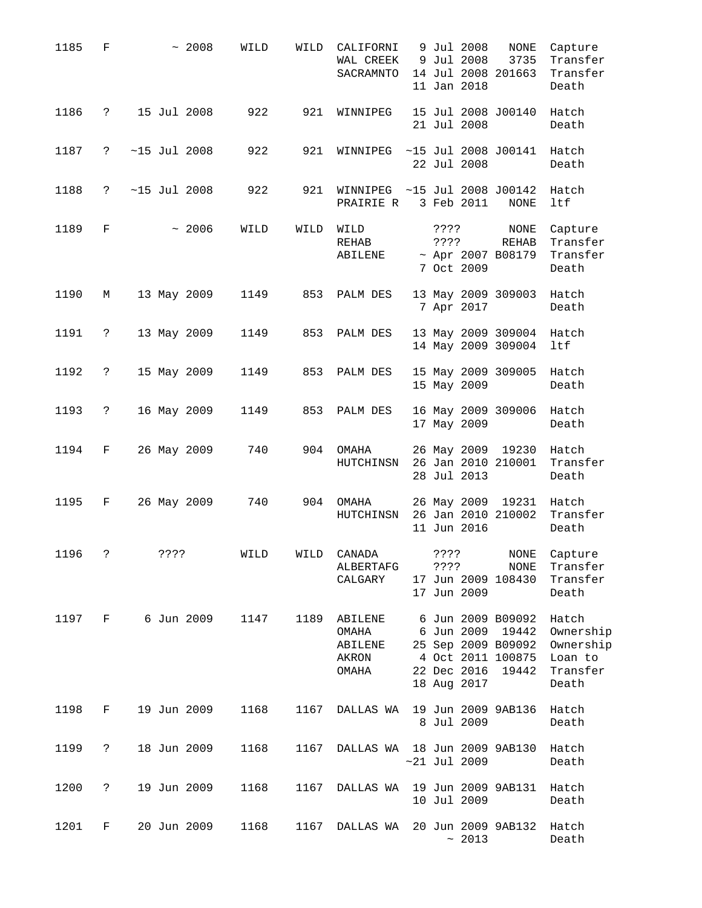| | | | | | | | | |
|---|---|---|---|---|---|---|---|---|
| 1185 | F | ~ 2008 | WILD | WILD | CALIFORNI | 9 Jul 2008 | NONE | Capture |
| | | | | | WAL CREEK | 9 Jul 2008 | 3735 | Transfer |
| | | | | | SACRAMNTO | 14 Jul 2008 | 201663 | Transfer |
| | | | | | | 11 Jan 2018 | | Death |
| 1186 | ? | 15 Jul 2008 | 922 | 921 | WINNIPEG | 15 Jul 2008 | J00140 | Hatch |
| | | | | | | 21 Jul 2008 | | Death |
| 1187 | ? | ~15 Jul 2008 | 922 | 921 | WINNIPEG | ~15 Jul 2008 | J00141 | Hatch |
| | | | | | | 22 Jul 2008 | | Death |
| 1188 | ? | ~15 Jul 2008 | 922 | 921 | WINNIPEG | ~15 Jul 2008 | J00142 | Hatch |
| | | | | | PRAIRIE R | 3 Feb 2011 | NONE | ltf |
| 1189 | F | ~ 2006 | WILD | WILD | WILD | ???? | NONE | Capture |
| | | | | | REHAB | ???? | REHAB | Transfer |
| | | | | | ABILENE | ~ Apr 2007 | B08179 | Transfer |
| | | | | | | 7 Oct 2009 | | Death |
| 1190 | M | 13 May 2009 | 1149 | 853 | PALM DES | 13 May 2009 | 309003 | Hatch |
| | | | | | | 7 Apr 2017 | | Death |
| 1191 | ? | 13 May 2009 | 1149 | 853 | PALM DES | 13 May 2009 | 309004 | Hatch |
| | | | | | | 14 May 2009 | 309004 | ltf |
| 1192 | ? | 15 May 2009 | 1149 | 853 | PALM DES | 15 May 2009 | 309005 | Hatch |
| | | | | | | 15 May 2009 | | Death |
| 1193 | ? | 16 May 2009 | 1149 | 853 | PALM DES | 16 May 2009 | 309006 | Hatch |
| | | | | | | 17 May 2009 | | Death |
| 1194 | F | 26 May 2009 | 740 | 904 | OMAHA | 26 May 2009 | 19230 | Hatch |
| | | | | | HUTCHINSN | 26 Jan 2010 | 210001 | Transfer |
| | | | | | | 28 Jul 2013 | | Death |
| 1195 | F | 26 May 2009 | 740 | 904 | OMAHA | 26 May 2009 | 19231 | Hatch |
| | | | | | HUTCHINSN | 26 Jan 2010 | 210002 | Transfer |
| | | | | | | 11 Jun 2016 | | Death |
| 1196 | ? | ???? | WILD | WILD | CANADA | ???? | NONE | Capture |
| | | | | | ALBERTAFG | ???? | NONE | Transfer |
| | | | | | CALGARY | 17 Jun 2009 | 108430 | Transfer |
| | | | | | | 17 Jun 2009 | | Death |
| 1197 | F | 6 Jun 2009 | 1147 | 1189 | ABILENE | 6 Jun 2009 | B09092 | Hatch |
| | | | | | OMAHA | 6 Jun 2009 | 19442 | Ownership |
| | | | | | ABILENE | 25 Sep 2009 | B09092 | Ownership |
| | | | | | AKRON | 4 Oct 2011 | 100875 | Loan to |
| | | | | | OMAHA | 22 Dec 2016 | 19442 | Transfer |
| | | | | | | 18 Aug 2017 | | Death |
| 1198 | F | 19 Jun 2009 | 1168 | 1167 | DALLAS WA | 19 Jun 2009 | 9AB136 | Hatch |
| | | | | | | 8 Jul 2009 | | Death |
| 1199 | ? | 18 Jun 2009 | 1168 | 1167 | DALLAS WA | 18 Jun 2009 | 9AB130 | Hatch |
| | | | | | | ~21 Jul 2009 | | Death |
| 1200 | ? | 19 Jun 2009 | 1168 | 1167 | DALLAS WA | 19 Jun 2009 | 9AB131 | Hatch |
| | | | | | | 10 Jul 2009 | | Death |
| 1201 | F | 20 Jun 2009 | 1168 | 1167 | DALLAS WA | 20 Jun 2009 | 9AB132 | Hatch |
| | | | | | | ~ 2013 | | Death |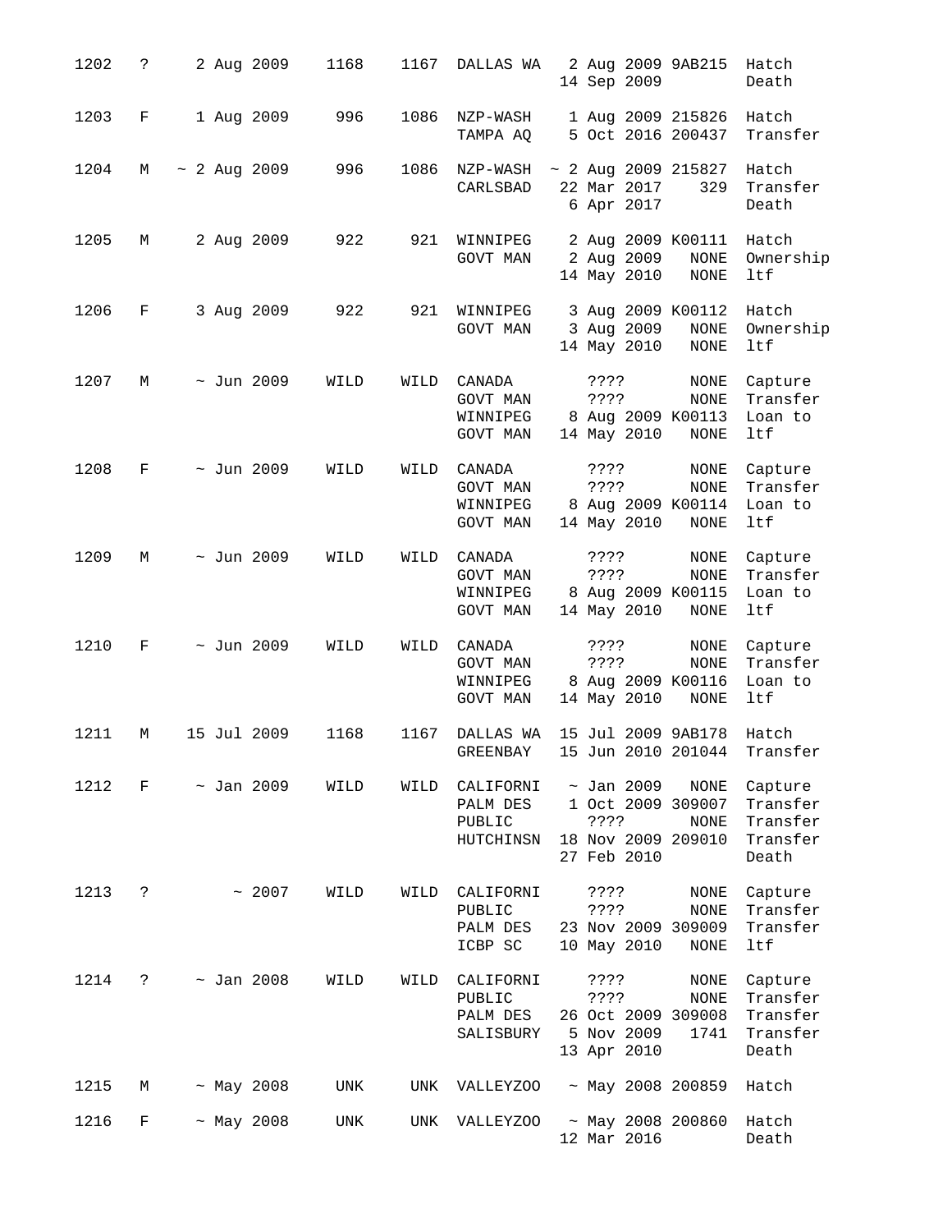| | | | | | | | | |
|---|---|---|---|---|---|---|---|---|
| 1202 | ? | 2 Aug 2009 | 1168 | 1167 | DALLAS WA | 2 Aug 2009 | 9AB215 | Hatch |
| | | | | | | 14 Sep 2009 | | Death |
| 1203 | F | 1 Aug 2009 | 996 | 1086 | NZP-WASH | 1 Aug 2009 | 215826 | Hatch |
| | | | | | TAMPA AQ | 5 Oct 2016 | 200437 | Transfer |
| 1204 | M | ~ 2 Aug 2009 | 996 | 1086 | NZP-WASH | ~ 2 Aug 2009 | 215827 | Hatch |
| | | | | | CARLSBAD | 22 Mar 2017 | 329 | Transfer |
| | | | | | | 6 Apr 2017 | | Death |
| 1205 | M | 2 Aug 2009 | 922 | 921 | WINNIPEG | 2 Aug 2009 | K00111 | Hatch |
| | | | | | GOVT MAN | 2 Aug 2009 | NONE | Ownership |
| | | | | | | 14 May 2010 | NONE | ltf |
| 1206 | F | 3 Aug 2009 | 922 | 921 | WINNIPEG | 3 Aug 2009 | K00112 | Hatch |
| | | | | | GOVT MAN | 3 Aug 2009 | NONE | Ownership |
| | | | | | | 14 May 2010 | NONE | ltf |
| 1207 | M | ~ Jun 2009 | WILD | WILD | CANADA | ???? | NONE | Capture |
| | | | | | GOVT MAN | ???? | NONE | Transfer |
| | | | | | WINNIPEG | 8 Aug 2009 | K00113 | Loan to |
| | | | | | GOVT MAN | 14 May 2010 | NONE | ltf |
| 1208 | F | ~ Jun 2009 | WILD | WILD | CANADA | ???? | NONE | Capture |
| | | | | | GOVT MAN | ???? | NONE | Transfer |
| | | | | | WINNIPEG | 8 Aug 2009 | K00114 | Loan to |
| | | | | | GOVT MAN | 14 May 2010 | NONE | ltf |
| 1209 | M | ~ Jun 2009 | WILD | WILD | CANADA | ???? | NONE | Capture |
| | | | | | GOVT MAN | ???? | NONE | Transfer |
| | | | | | WINNIPEG | 8 Aug 2009 | K00115 | Loan to |
| | | | | | GOVT MAN | 14 May 2010 | NONE | ltf |
| 1210 | F | ~ Jun 2009 | WILD | WILD | CANADA | ???? | NONE | Capture |
| | | | | | GOVT MAN | ???? | NONE | Transfer |
| | | | | | WINNIPEG | 8 Aug 2009 | K00116 | Loan to |
| | | | | | GOVT MAN | 14 May 2010 | NONE | ltf |
| 1211 | M | 15 Jul 2009 | 1168 | 1167 | DALLAS WA | 15 Jul 2009 | 9AB178 | Hatch |
| | | | | | GREENBAY | 15 Jun 2010 | 201044 | Transfer |
| 1212 | F | ~ Jan 2009 | WILD | WILD | CALIFORNI | ~ Jan 2009 | NONE | Capture |
| | | | | | PALM DES | 1 Oct 2009 | 309007 | Transfer |
| | | | | | PUBLIC | ???? | NONE | Transfer |
| | | | | | HUTCHINSN | 18 Nov 2009 | 209010 | Transfer |
| | | | | | | 27 Feb 2010 | | Death |
| 1213 | ? | ~ 2007 | WILD | WILD | CALIFORNI | ???? | NONE | Capture |
| | | | | | PUBLIC | ???? | NONE | Transfer |
| | | | | | PALM DES | 23 Nov 2009 | 309009 | Transfer |
| | | | | | ICBP SC | 10 May 2010 | NONE | ltf |
| 1214 | ? | ~ Jan 2008 | WILD | WILD | CALIFORNI | ???? | NONE | Capture |
| | | | | | PUBLIC | ???? | NONE | Transfer |
| | | | | | PALM DES | 26 Oct 2009 | 309008 | Transfer |
| | | | | | SALISBURY | 5 Nov 2009 | 1741 | Transfer |
| | | | | | | 13 Apr 2010 | | Death |
| 1215 | M | ~ May 2008 | UNK | UNK | VALLEYZOO | ~ May 2008 | 200859 | Hatch |
| 1216 | F | ~ May 2008 | UNK | UNK | VALLEYZOO | ~ May 2008 | 200860 | Hatch |
| | | | | | | 12 Mar 2016 | | Death |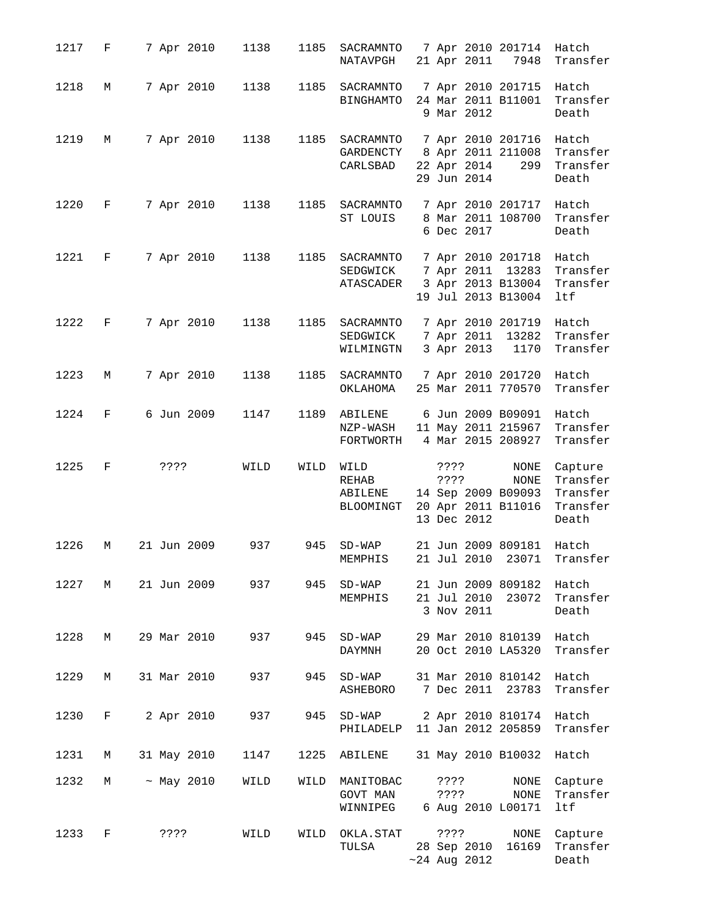| | | | | | | | | |
|---|---|---|---|---|---|---|---|---|
| 1217 | F | 7 Apr 2010 | 1138 | 1185 | SACRAMNTO | 7 Apr 2010 | 201714 | Hatch |
| | | | | | NATAVPGH | 21 Apr 2011 | 7948 | Transfer |
| 1218 | M | 7 Apr 2010 | 1138 | 1185 | SACRAMNTO | 7 Apr 2010 | 201715 | Hatch |
| | | | | | BINGHAMTO | 24 Mar 2011 | B11001 | Transfer |
| | | | | | | 9 Mar 2012 | | Death |
| 1219 | M | 7 Apr 2010 | 1138 | 1185 | SACRAMNTO | 7 Apr 2010 | 201716 | Hatch |
| | | | | | GARDENCTY | 8 Apr 2011 | 211008 | Transfer |
| | | | | | CARLSBAD | 22 Apr 2014 | 299 | Transfer |
| | | | | | | 29 Jun 2014 | | Death |
| 1220 | F | 7 Apr 2010 | 1138 | 1185 | SACRAMNTO | 7 Apr 2010 | 201717 | Hatch |
| | | | | | ST LOUIS | 8 Mar 2011 | 108700 | Transfer |
| | | | | | | 6 Dec 2017 | | Death |
| 1221 | F | 7 Apr 2010 | 1138 | 1185 | SACRAMNTO | 7 Apr 2010 | 201718 | Hatch |
| | | | | | SEDGWICK | 7 Apr 2011 | 13283 | Transfer |
| | | | | | ATASCADER | 3 Apr 2013 | B13004 | Transfer |
| | | | | | | 19 Jul 2013 | B13004 | ltf |
| 1222 | F | 7 Apr 2010 | 1138 | 1185 | SACRAMNTO | 7 Apr 2010 | 201719 | Hatch |
| | | | | | SEDGWICK | 7 Apr 2011 | 13282 | Transfer |
| | | | | | WILMINGTN | 3 Apr 2013 | 1170 | Transfer |
| 1223 | M | 7 Apr 2010 | 1138 | 1185 | SACRAMNTO | 7 Apr 2010 | 201720 | Hatch |
| | | | | | OKLAHOMA | 25 Mar 2011 | 770570 | Transfer |
| 1224 | F | 6 Jun 2009 | 1147 | 1189 | ABILENE | 6 Jun 2009 | B09091 | Hatch |
| | | | | | NZP-WASH | 11 May 2011 | 215967 | Transfer |
| | | | | | FORTWORTH | 4 Mar 2015 | 208927 | Transfer |
| 1225 | F | ???? | WILD | WILD | WILD | ???? | NONE | Capture |
| | | | | | REHAB | ???? | NONE | Transfer |
| | | | | | ABILENE | 14 Sep 2009 | B09093 | Transfer |
| | | | | | BLOOMINGT | 20 Apr 2011 | B11016 | Transfer |
| | | | | | | 13 Dec 2012 | | Death |
| 1226 | M | 21 Jun 2009 | 937 | 945 | SD-WAP | 21 Jun 2009 | 809181 | Hatch |
| | | | | | MEMPHIS | 21 Jul 2010 | 23071 | Transfer |
| 1227 | M | 21 Jun 2009 | 937 | 945 | SD-WAP | 21 Jun 2009 | 809182 | Hatch |
| | | | | | MEMPHIS | 21 Jul 2010 | 23072 | Transfer |
| | | | | | | 3 Nov 2011 | | Death |
| 1228 | M | 29 Mar 2010 | 937 | 945 | SD-WAP | 29 Mar 2010 | 810139 | Hatch |
| | | | | | DAYMNH | 20 Oct 2010 | LA5320 | Transfer |
| 1229 | M | 31 Mar 2010 | 937 | 945 | SD-WAP | 31 Mar 2010 | 810142 | Hatch |
| | | | | | ASHEBORO | 7 Dec 2011 | 23783 | Transfer |
| 1230 | F | 2 Apr 2010 | 937 | 945 | SD-WAP | 2 Apr 2010 | 810174 | Hatch |
| | | | | | PHILADELP | 11 Jan 2012 | 205859 | Transfer |
| 1231 | M | 31 May 2010 | 1147 | 1225 | ABILENE | 31 May 2010 | B10032 | Hatch |
| 1232 | M | ~ May 2010 | WILD | WILD | MANITOBAC | ???? | NONE | Capture |
| | | | | | GOVT MAN | ???? | NONE | Transfer |
| | | | | | WINNIPEG | 6 Aug 2010 | L00171 | ltf |
| 1233 | F | ???? | WILD | WILD | OKLA.STAT | ???? | NONE | Capture |
| | | | | | TULSA | 28 Sep 2010 | 16169 | Transfer |
| | | | | | | ~24 Aug 2012 | | Death |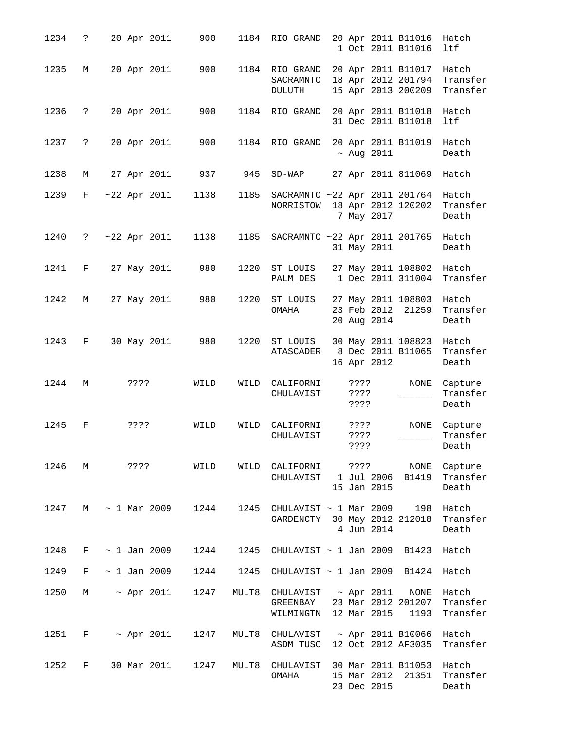| | | | | | | | | |
|---|---|---|---|---|---|---|---|---|
| 1234 | ? | 20 Apr 2011 | 900 | 1184 | RIO GRAND | 20 Apr 2011 | B11016 | Hatch |
| | | | | | | 1 Oct 2011 | B11016 | ltf |
| 1235 | M | 20 Apr 2011 | 900 | 1184 | RIO GRAND | 20 Apr 2011 | B11017 | Hatch |
| | | | | | SACRAMNTO | 18 Apr 2012 | 201794 | Transfer |
| | | | | | DULUTH | 15 Apr 2013 | 200209 | Transfer |
| 1236 | ? | 20 Apr 2011 | 900 | 1184 | RIO GRAND | 20 Apr 2011 | B11018 | Hatch |
| | | | | | | 31 Dec 2011 | B11018 | ltf |
| 1237 | ? | 20 Apr 2011 | 900 | 1184 | RIO GRAND | 20 Apr 2011 | B11019 | Hatch |
| | | | | | | ~ Aug 2011 | | Death |
| 1238 | M | 27 Apr 2011 | 937 | 945 | SD-WAP | 27 Apr 2011 | 811069 | Hatch |
| 1239 | F | ~22 Apr 2011 | 1138 | 1185 | SACRAMNTO | ~22 Apr 2011 | 201764 | Hatch |
| | | | | | NORRISTOW | 18 Apr 2012 | 120202 | Transfer |
| | | | | | | 7 May 2017 | | Death |
| 1240 | ? | ~22 Apr 2011 | 1138 | 1185 | SACRAMNTO | ~22 Apr 2011 | 201765 | Hatch |
| | | | | | | 31 May 2011 | | Death |
| 1241 | F | 27 May 2011 | 980 | 1220 | ST LOUIS | 27 May 2011 | 108802 | Hatch |
| | | | | | PALM DES | 1 Dec 2011 | 311004 | Transfer |
| 1242 | M | 27 May 2011 | 980 | 1220 | ST LOUIS | 27 May 2011 | 108803 | Hatch |
| | | | | | OMAHA | 23 Feb 2012 | 21259 | Transfer |
| | | | | | | 20 Aug 2014 | | Death |
| 1243 | F | 30 May 2011 | 980 | 1220 | ST LOUIS | 30 May 2011 | 108823 | Hatch |
| | | | | | ATASCADER | 8 Dec 2011 | B11065 | Transfer |
| | | | | | | 16 Apr 2012 | | Death |
| 1244 | M | ???? | WILD | WILD | CALIFORNI | ???? | NONE | Capture |
| | | | | | CHULAVIST | ???? | ______ | Transfer |
| | | | | | | ???? | | Death |
| 1245 | F | ???? | WILD | WILD | CALIFORNI | ???? | NONE | Capture |
| | | | | | CHULAVIST | ???? | ______ | Transfer |
| | | | | | | ???? | | Death |
| 1246 | M | ???? | WILD | WILD | CALIFORNI | ???? | NONE | Capture |
| | | | | | CHULAVIST | 1 Jul 2006 | B1419 | Transfer |
| | | | | | | 15 Jan 2015 | | Death |
| 1247 | M | ~ 1 Mar 2009 | 1244 | 1245 | CHULAVIST | ~ 1 Mar 2009 | 198 | Hatch |
| | | | | | GARDENCTY | 30 May 2012 | 212018 | Transfer |
| | | | | | | 4 Jun 2014 | | Death |
| 1248 | F | ~ 1 Jan 2009 | 1244 | 1245 | CHULAVIST | ~ 1 Jan 2009 | B1423 | Hatch |
| 1249 | F | ~ 1 Jan 2009 | 1244 | 1245 | CHULAVIST | ~ 1 Jan 2009 | B1424 | Hatch |
| 1250 | M | ~ Apr 2011 | 1247 | MULT8 | CHULAVIST | ~ Apr 2011 | NONE | Hatch |
| | | | | | GREENBAY | 23 Mar 2012 | 201207 | Transfer |
| | | | | | WILMINGTN | 12 Mar 2015 | 1193 | Transfer |
| 1251 | F | ~ Apr 2011 | 1247 | MULT8 | CHULAVIST | ~ Apr 2011 | B10066 | Hatch |
| | | | | | ASDM TUSC | 12 Oct 2012 | AF3035 | Transfer |
| 1252 | F | 30 Mar 2011 | 1247 | MULT8 | CHULAVIST | 30 Mar 2011 | B11053 | Hatch |
| | | | | | OMAHA | 15 Mar 2012 | 21351 | Transfer |
| | | | | | | 23 Dec 2015 | | Death |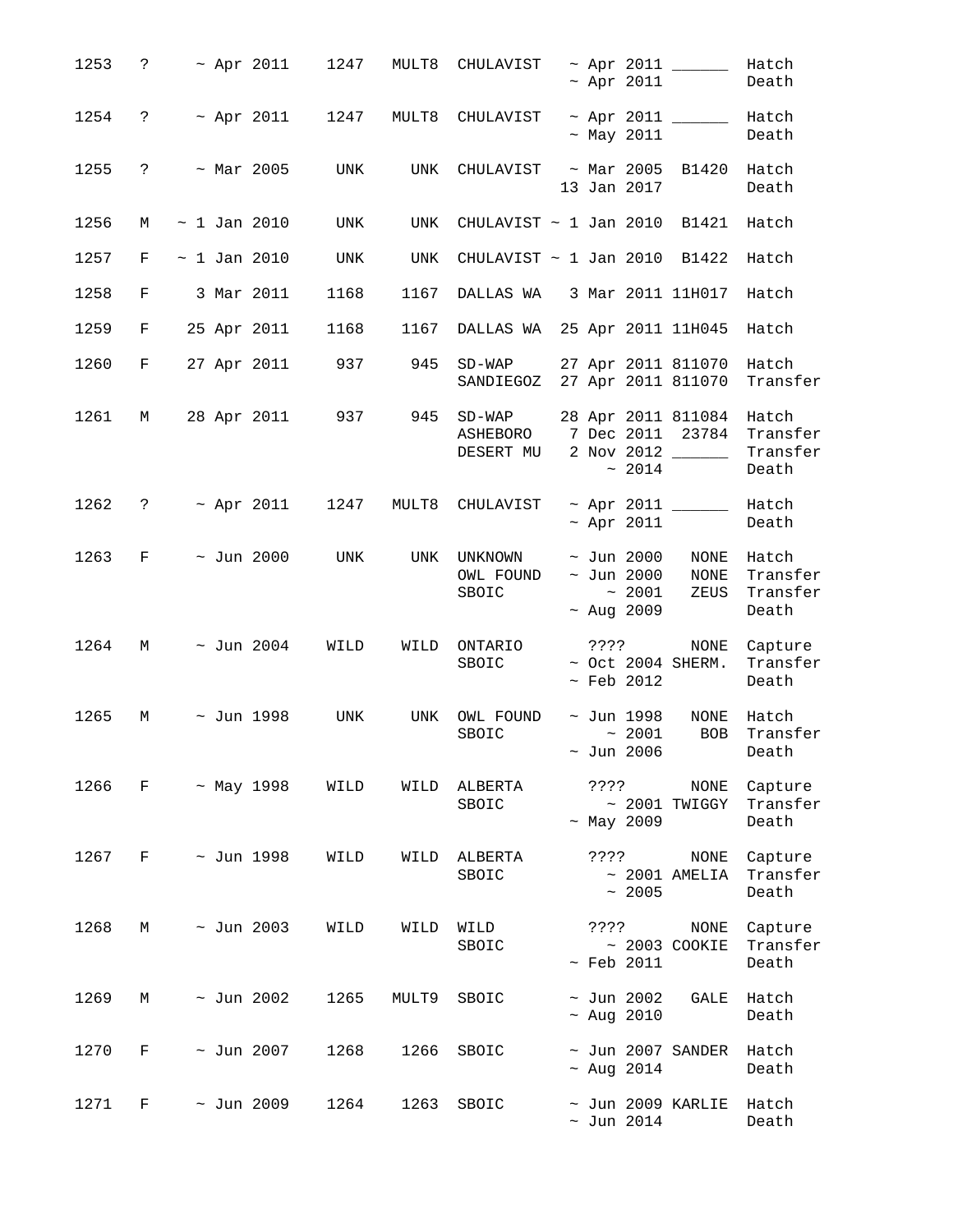| | | | | | | | | |
|---|---|---|---|---|---|---|---|---|
| 1253 | ? | ~ Apr 2011 | 1247 | MULT8 | CHULAVIST | ~ Apr 2011 | ______ | Hatch |
| | | | | | | ~ Apr 2011 | | Death |
| 1254 | ? | ~ Apr 2011 | 1247 | MULT8 | CHULAVIST | ~ Apr 2011 | ______ | Hatch |
| | | | | | | ~ May 2011 | | Death |
| 1255 | ? | ~ Mar 2005 | UNK | UNK | CHULAVIST | ~ Mar 2005 | B1420 | Hatch |
| | | | | | | 13 Jan 2017 | | Death |
| 1256 | M | ~ 1 Jan 2010 | UNK | UNK | CHULAVIST | ~ 1 Jan 2010 | B1421 | Hatch |
| 1257 | F | ~ 1 Jan 2010 | UNK | UNK | CHULAVIST | ~ 1 Jan 2010 | B1422 | Hatch |
| 1258 | F | 3 Mar 2011 | 1168 | 1167 | DALLAS WA | 3 Mar 2011 | 11H017 | Hatch |
| 1259 | F | 25 Apr 2011 | 1168 | 1167 | DALLAS WA | 25 Apr 2011 | 11H045 | Hatch |
| 1260 | F | 27 Apr 2011 | 937 | 945 | SD-WAP | 27 Apr 2011 | 811070 | Hatch |
| | | | | | SANDIEGOZ | 27 Apr 2011 | 811070 | Transfer |
| 1261 | M | 28 Apr 2011 | 937 | 945 | SD-WAP | 28 Apr 2011 | 811084 | Hatch |
| | | | | | ASHEBORO | 7 Dec 2011 | 23784 | Transfer |
| | | | | | DESERT MU | 2 Nov 2012 | ______ | Transfer |
| | | | | | | ~ 2014 | | Death |
| 1262 | ? | ~ Apr 2011 | 1247 | MULT8 | CHULAVIST | ~ Apr 2011 | ______ | Hatch |
| | | | | | | ~ Apr 2011 | | Death |
| 1263 | F | ~ Jun 2000 | UNK | UNK | UNKNOWN | ~ Jun 2000 | NONE | Hatch |
| | | | | | OWL FOUND | ~ Jun 2000 | NONE | Transfer |
| | | | | | SBOIC | ~ 2001 | ZEUS | Transfer |
| | | | | | | ~ Aug 2009 | | Death |
| 1264 | M | ~ Jun 2004 | WILD | WILD | ONTARIO | ???? | NONE | Capture |
| | | | | | SBOIC | ~ Oct 2004 | SHERM. | Transfer |
| | | | | | | ~ Feb 2012 | | Death |
| 1265 | M | ~ Jun 1998 | UNK | UNK | OWL FOUND | ~ Jun 1998 | NONE | Hatch |
| | | | | | SBOIC | ~ 2001 | BOB | Transfer |
| | | | | | | ~ Jun 2006 | | Death |
| 1266 | F | ~ May 1998 | WILD | WILD | ALBERTA | ???? | NONE | Capture |
| | | | | | SBOIC | ~ 2001 | TWIGGY | Transfer |
| | | | | | | ~ May 2009 | | Death |
| 1267 | F | ~ Jun 1998 | WILD | WILD | ALBERTA | ???? | NONE | Capture |
| | | | | | SBOIC | ~ 2001 | AMELIA | Transfer |
| | | | | | | ~ 2005 | | Death |
| 1268 | M | ~ Jun 2003 | WILD | WILD | WILD | ???? | NONE | Capture |
| | | | | | SBOIC | ~ 2003 | COOKIE | Transfer |
| | | | | | | ~ Feb 2011 | | Death |
| 1269 | M | ~ Jun 2002 | 1265 | MULT9 | SBOIC | ~ Jun 2002 | GALE | Hatch |
| | | | | | | ~ Aug 2010 | | Death |
| 1270 | F | ~ Jun 2007 | 1268 | 1266 | SBOIC | ~ Jun 2007 | SANDER | Hatch |
| | | | | | | ~ Aug 2014 | | Death |
| 1271 | F | ~ Jun 2009 | 1264 | 1263 | SBOIC | ~ Jun 2009 | KARLIE | Hatch |
| | | | | | | ~ Jun 2014 | | Death |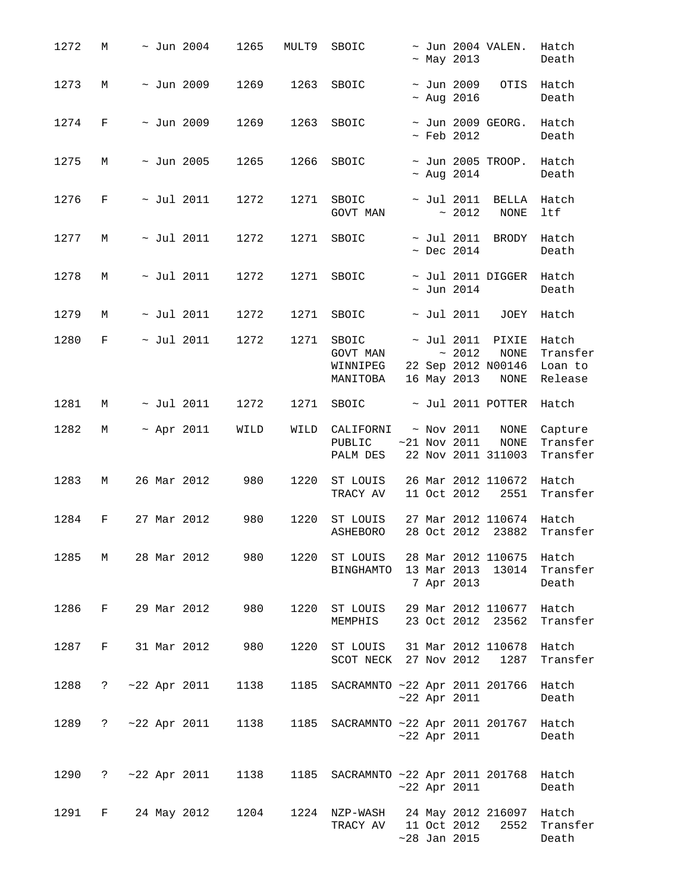| | | | | | | | | |
|---|---|---|---|---|---|---|---|---|
| 1272 | M | ~ Jun 2004 | 1265 | MULT9 | SBOIC | ~ Jun 2004 | VALEN. | Hatch |
| | | | | | | ~ May 2013 | | Death |
| 1273 | M | ~ Jun 2009 | 1269 | 1263 | SBOIC | ~ Jun 2009 | OTIS | Hatch |
| | | | | | | ~ Aug 2016 | | Death |
| 1274 | F | ~ Jun 2009 | 1269 | 1263 | SBOIC | ~ Jun 2009 | GEORG. | Hatch |
| | | | | | | ~ Feb 2012 | | Death |
| 1275 | M | ~ Jun 2005 | 1265 | 1266 | SBOIC | ~ Jun 2005 | TROOP. | Hatch |
| | | | | | | ~ Aug 2014 | | Death |
| 1276 | F | ~ Jul 2011 | 1272 | 1271 | SBOIC | ~ Jul 2011 | BELLA | Hatch |
| | | | | | GOVT MAN | ~ 2012 | NONE | ltf |
| 1277 | M | ~ Jul 2011 | 1272 | 1271 | SBOIC | ~ Jul 2011 | BRODY | Hatch |
| | | | | | | ~ Dec 2014 | | Death |
| 1278 | M | ~ Jul 2011 | 1272 | 1271 | SBOIC | ~ Jul 2011 | DIGGER | Hatch |
| | | | | | | ~ Jun 2014 | | Death |
| 1279 | M | ~ Jul 2011 | 1272 | 1271 | SBOIC | ~ Jul 2011 | JOEY | Hatch |
| 1280 | F | ~ Jul 2011 | 1272 | 1271 | SBOIC | ~ Jul 2011 | PIXIE | Hatch |
| | | | | | GOVT MAN | ~ 2012 | NONE | Transfer |
| | | | | | WINNIPEG | 22 Sep 2012 | N00146 | Loan to |
| | | | | | MANITOBA | 16 May 2013 | NONE | Release |
| 1281 | M | ~ Jul 2011 | 1272 | 1271 | SBOIC | ~ Jul 2011 | POTTER | Hatch |
| 1282 | M | ~ Apr 2011 | WILD | WILD | CALIFORNI | ~ Nov 2011 | NONE | Capture |
| | | | | | PUBLIC | ~21 Nov 2011 | NONE | Transfer |
| | | | | | PALM DES | 22 Nov 2011 | 311003 | Transfer |
| 1283 | M | 26 Mar 2012 | 980 | 1220 | ST LOUIS | 26 Mar 2012 | 110672 | Hatch |
| | | | | | TRACY AV | 11 Oct 2012 | 2551 | Transfer |
| 1284 | F | 27 Mar 2012 | 980 | 1220 | ST LOUIS | 27 Mar 2012 | 110674 | Hatch |
| | | | | | ASHEBORO | 28 Oct 2012 | 23882 | Transfer |
| 1285 | M | 28 Mar 2012 | 980 | 1220 | ST LOUIS | 28 Mar 2012 | 110675 | Hatch |
| | | | | | BINGHAMTO | 13 Mar 2013 | 13014 | Transfer |
| | | | | | | 7 Apr 2013 | | Death |
| 1286 | F | 29 Mar 2012 | 980 | 1220 | ST LOUIS | 29 Mar 2012 | 110677 | Hatch |
| | | | | | MEMPHIS | 23 Oct 2012 | 23562 | Transfer |
| 1287 | F | 31 Mar 2012 | 980 | 1220 | ST LOUIS | 31 Mar 2012 | 110678 | Hatch |
| | | | | | SCOT NECK | 27 Nov 2012 | 1287 | Transfer |
| 1288 | ? | ~22 Apr 2011 | 1138 | 1185 | SACRAMNTO | ~22 Apr 2011 | 201766 | Hatch |
| | | | | | | ~22 Apr 2011 | | Death |
| 1289 | ? | ~22 Apr 2011 | 1138 | 1185 | SACRAMNTO | ~22 Apr 2011 | 201767 | Hatch |
| | | | | | | ~22 Apr 2011 | | Death |
| 1290 | ? | ~22 Apr 2011 | 1138 | 1185 | SACRAMNTO | ~22 Apr 2011 | 201768 | Hatch |
| | | | | | | ~22 Apr 2011 | | Death |
| 1291 | F | 24 May 2012 | 1204 | 1224 | NZP-WASH | 24 May 2012 | 216097 | Hatch |
| | | | | | TRACY AV | 11 Oct 2012 | 2552 | Transfer |
| | | | | | | ~28 Jan 2015 | | Death |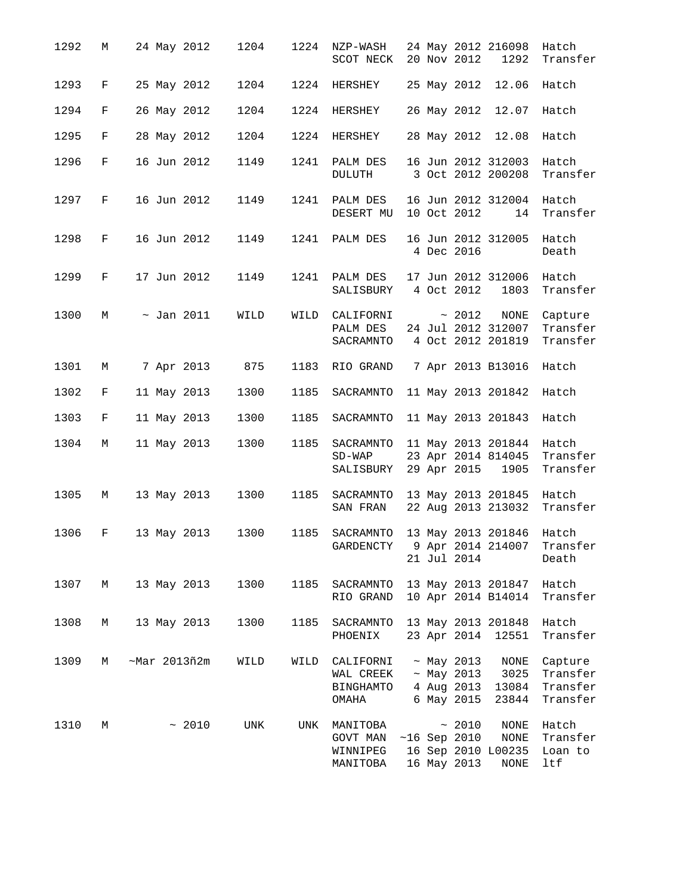| | | | | | | | | |
|---|---|---|---|---|---|---|---|---|
| 1292 | M | 24 May 2012 | 1204 | 1224 | NZP-WASH | 24 May 2012 | 216098 | Hatch |
| | | | | | SCOT NECK | 20 Nov 2012 | 1292 | Transfer |
| 1293 | F | 25 May 2012 | 1204 | 1224 | HERSHEY | 25 May 2012 | 12.06 | Hatch |
| 1294 | F | 26 May 2012 | 1204 | 1224 | HERSHEY | 26 May 2012 | 12.07 | Hatch |
| 1295 | F | 28 May 2012 | 1204 | 1224 | HERSHEY | 28 May 2012 | 12.08 | Hatch |
| 1296 | F | 16 Jun 2012 | 1149 | 1241 | PALM DES | 16 Jun 2012 | 312003 | Hatch |
| | | | | | DULUTH | 3 Oct 2012 | 200208 | Transfer |
| 1297 | F | 16 Jun 2012 | 1149 | 1241 | PALM DES | 16 Jun 2012 | 312004 | Hatch |
| | | | | | DESERT MU | 10 Oct 2012 | 14 | Transfer |
| 1298 | F | 16 Jun 2012 | 1149 | 1241 | PALM DES | 16 Jun 2012 | 312005 | Hatch |
| | | | | | | 4 Dec 2016 | | Death |
| 1299 | F | 17 Jun 2012 | 1149 | 1241 | PALM DES | 17 Jun 2012 | 312006 | Hatch |
| | | | | | SALISBURY | 4 Oct 2012 | 1803 | Transfer |
| 1300 | M | ~ Jan 2011 | WILD | WILD | CALIFORNI | ~ 2012 | NONE | Capture |
| | | | | | PALM DES | 24 Jul 2012 | 312007 | Transfer |
| | | | | | SACRAMNTO | 4 Oct 2012 | 201819 | Transfer |
| 1301 | M | 7 Apr 2013 | 875 | 1183 | RIO GRAND | 7 Apr 2013 | B13016 | Hatch |
| 1302 | F | 11 May 2013 | 1300 | 1185 | SACRAMNTO | 11 May 2013 | 201842 | Hatch |
| 1303 | F | 11 May 2013 | 1300 | 1185 | SACRAMNTO | 11 May 2013 | 201843 | Hatch |
| 1304 | M | 11 May 2013 | 1300 | 1185 | SACRAMNTO | 11 May 2013 | 201844 | Hatch |
| | | | | | SD-WAP | 23 Apr 2014 | 814045 | Transfer |
| | | | | | SALISBURY | 29 Apr 2015 | 1905 | Transfer |
| 1305 | M | 13 May 2013 | 1300 | 1185 | SACRAMNTO | 13 May 2013 | 201845 | Hatch |
| | | | | | SAN FRAN | 22 Aug 2013 | 213032 | Transfer |
| 1306 | F | 13 May 2013 | 1300 | 1185 | SACRAMNTO | 13 May 2013 | 201846 | Hatch |
| | | | | | GARDENCTY | 9 Apr 2014 | 214007 | Transfer |
| | | | | | | 21 Jul 2014 | | Death |
| 1307 | M | 13 May 2013 | 1300 | 1185 | SACRAMNTO | 13 May 2013 | 201847 | Hatch |
| | | | | | RIO GRAND | 10 Apr 2014 | B14014 | Transfer |
| 1308 | M | 13 May 2013 | 1300 | 1185 | SACRAMNTO | 13 May 2013 | 201848 | Hatch |
| | | | | | PHOENIX | 23 Apr 2014 | 12551 | Transfer |
| 1309 | M | ~Mar 2013ñ2m | WILD | WILD | CALIFORNI | ~ May 2013 | NONE | Capture |
| | | | | | WAL CREEK | ~ May 2013 | 3025 | Transfer |
| | | | | | BINGHAMTO | 4 Aug 2013 | 13084 | Transfer |
| | | | | | OMAHA | 6 May 2015 | 23844 | Transfer |
| 1310 | M | ~ 2010 | UNK | UNK | MANITOBA | ~ 2010 | NONE | Hatch |
| | | | | | GOVT MAN | ~16 Sep 2010 | NONE | Transfer |
| | | | | | WINNIPEG | 16 Sep 2010 | L00235 | Loan to |
| | | | | | MANITOBA | 16 May 2013 | NONE | ltf |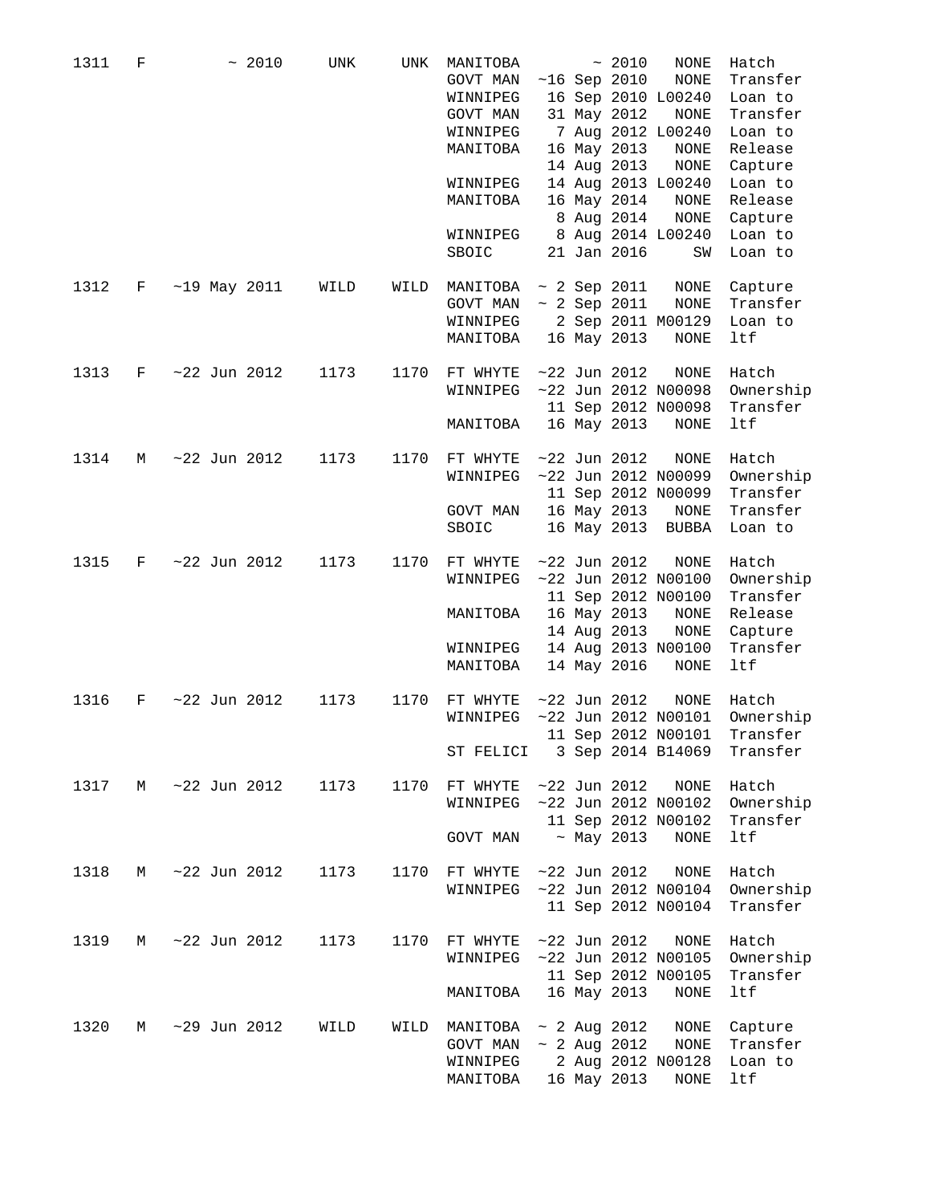| | | | | | | | | | |
|---|---|---|---|---|---|---|---|---|---|
| 1311 | F | ~ 2010 | UNK | UNK | MANITOBA | ~ 2010 | NONE | Hatch |
| | | | | | GOVT MAN | ~16 Sep 2010 | NONE | Transfer |
| | | | | | WINNIPEG | 16 Sep 2010 | L00240 | Loan to |
| | | | | | GOVT MAN | 31 May 2012 | NONE | Transfer |
| | | | | | WINNIPEG | 7 Aug 2012 | L00240 | Loan to |
| | | | | | MANITOBA | 16 May 2013 | NONE | Release |
| | | | | | | 14 Aug 2013 | NONE | Capture |
| | | | | | WINNIPEG | 14 Aug 2013 | L00240 | Loan to |
| | | | | | MANITOBA | 16 May 2014 | NONE | Release |
| | | | | | | 8 Aug 2014 | NONE | Capture |
| | | | | | WINNIPEG | 8 Aug 2014 | L00240 | Loan to |
| | | | | | SBOIC | 21 Jan 2016 | SW | Loan to |
| 1312 | F | ~19 May 2011 | WILD | WILD | MANITOBA | ~ 2 Sep 2011 | NONE | Capture |
| | | | | | GOVT MAN | ~ 2 Sep 2011 | NONE | Transfer |
| | | | | | WINNIPEG | 2 Sep 2011 | M00129 | Loan to |
| | | | | | MANITOBA | 16 May 2013 | NONE | ltf |
| 1313 | F | ~22 Jun 2012 | 1173 | 1170 | FT WHYTE | ~22 Jun 2012 | NONE | Hatch |
| | | | | | WINNIPEG | ~22 Jun 2012 | N00098 | Ownership |
| | | | | | | 11 Sep 2012 | N00098 | Transfer |
| | | | | | MANITOBA | 16 May 2013 | NONE | ltf |
| 1314 | M | ~22 Jun 2012 | 1173 | 1170 | FT WHYTE | ~22 Jun 2012 | NONE | Hatch |
| | | | | | WINNIPEG | ~22 Jun 2012 | N00099 | Ownership |
| | | | | | | 11 Sep 2012 | N00099 | Transfer |
| | | | | | GOVT MAN | 16 May 2013 | NONE | Transfer |
| | | | | | SBOIC | 16 May 2013 | BUBBA | Loan to |
| 1315 | F | ~22 Jun 2012 | 1173 | 1170 | FT WHYTE | ~22 Jun 2012 | NONE | Hatch |
| | | | | | WINNIPEG | ~22 Jun 2012 | N00100 | Ownership |
| | | | | | | 11 Sep 2012 | N00100 | Transfer |
| | | | | | MANITOBA | 16 May 2013 | NONE | Release |
| | | | | | | 14 Aug 2013 | NONE | Capture |
| | | | | | WINNIPEG | 14 Aug 2013 | N00100 | Transfer |
| | | | | | MANITOBA | 14 May 2016 | NONE | ltf |
| 1316 | F | ~22 Jun 2012 | 1173 | 1170 | FT WHYTE | ~22 Jun 2012 | NONE | Hatch |
| | | | | | WINNIPEG | ~22 Jun 2012 | N00101 | Ownership |
| | | | | | | 11 Sep 2012 | N00101 | Transfer |
| | | | | | ST FELICI | 3 Sep 2014 | B14069 | Transfer |
| 1317 | M | ~22 Jun 2012 | 1173 | 1170 | FT WHYTE | ~22 Jun 2012 | NONE | Hatch |
| | | | | | WINNIPEG | ~22 Jun 2012 | N00102 | Ownership |
| | | | | | | 11 Sep 2012 | N00102 | Transfer |
| | | | | | GOVT MAN | ~ May 2013 | NONE | ltf |
| 1318 | M | ~22 Jun 2012 | 1173 | 1170 | FT WHYTE | ~22 Jun 2012 | NONE | Hatch |
| | | | | | WINNIPEG | ~22 Jun 2012 | N00104 | Ownership |
| | | | | | | 11 Sep 2012 | N00104 | Transfer |
| 1319 | M | ~22 Jun 2012 | 1173 | 1170 | FT WHYTE | ~22 Jun 2012 | NONE | Hatch |
| | | | | | WINNIPEG | ~22 Jun 2012 | N00105 | Ownership |
| | | | | | | 11 Sep 2012 | N00105 | Transfer |
| | | | | | MANITOBA | 16 May 2013 | NONE | ltf |
| 1320 | M | ~29 Jun 2012 | WILD | WILD | MANITOBA | ~ 2 Aug 2012 | NONE | Capture |
| | | | | | GOVT MAN | ~ 2 Aug 2012 | NONE | Transfer |
| | | | | | WINNIPEG | 2 Aug 2012 | N00128 | Loan to |
| | | | | | MANITOBA | 16 May 2013 | NONE | ltf |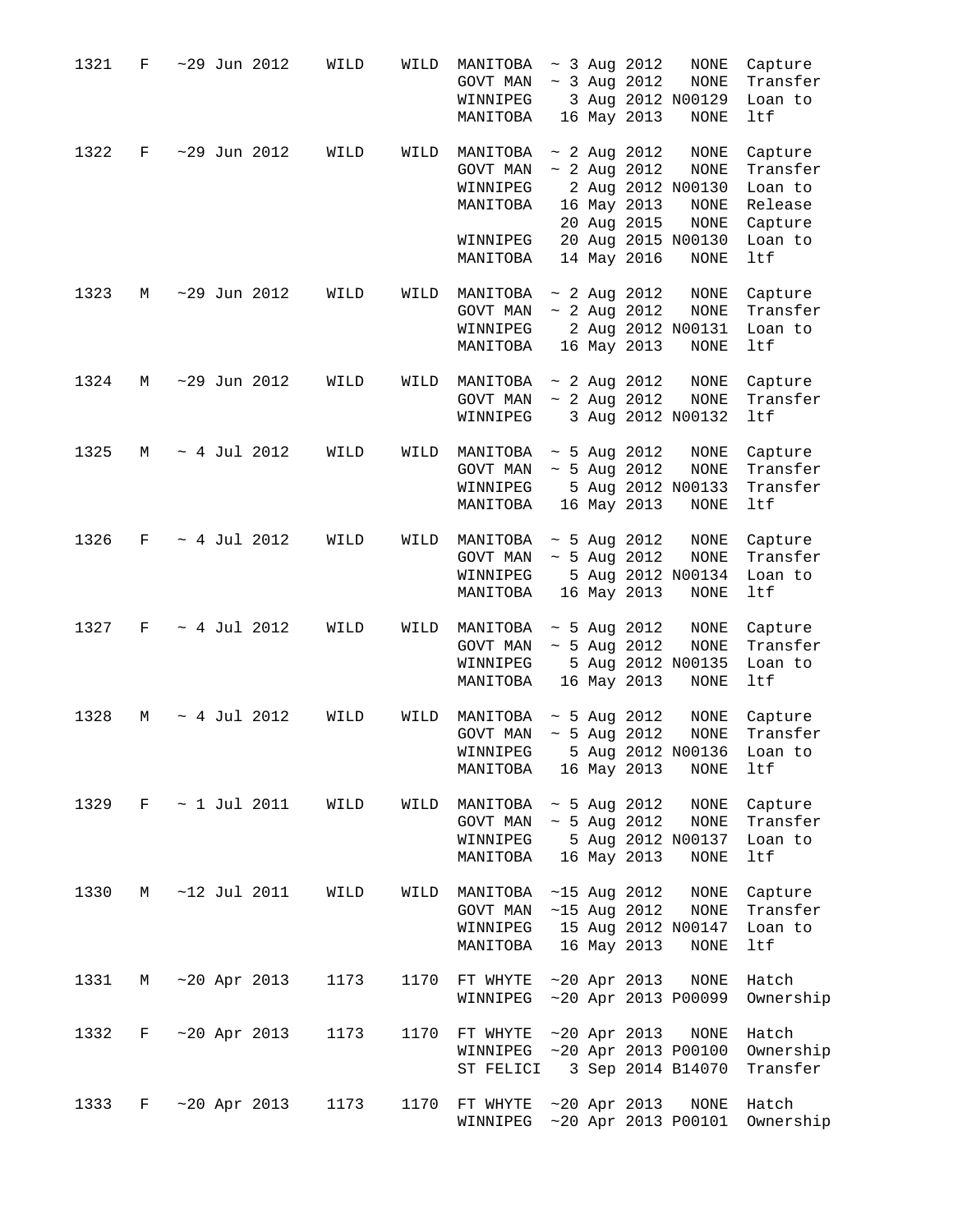| | | | | | | | | |
|---|---|---|---|---|---|---|---|---|
| 1321 | F | ~29 Jun 2012 | WILD | WILD | MANITOBA | ~ 3 Aug 2012 | NONE | Capture |
| | | | | | GOVT MAN | ~ 3 Aug 2012 | NONE | Transfer |
| | | | | | WINNIPEG | 3 Aug 2012 | N00129 | Loan to |
| | | | | | MANITOBA | 16 May 2013 | NONE | ltf |
| 1322 | F | ~29 Jun 2012 | WILD | WILD | MANITOBA | ~ 2 Aug 2012 | NONE | Capture |
| | | | | | GOVT MAN | ~ 2 Aug 2012 | NONE | Transfer |
| | | | | | WINNIPEG | 2 Aug 2012 | N00130 | Loan to |
| | | | | | MANITOBA | 16 May 2013 | NONE | Release |
| | | | | | | 20 Aug 2015 | NONE | Capture |
| | | | | | WINNIPEG | 20 Aug 2015 | N00130 | Loan to |
| | | | | | MANITOBA | 14 May 2016 | NONE | ltf |
| 1323 | M | ~29 Jun 2012 | WILD | WILD | MANITOBA | ~ 2 Aug 2012 | NONE | Capture |
| | | | | | GOVT MAN | ~ 2 Aug 2012 | NONE | Transfer |
| | | | | | WINNIPEG | 2 Aug 2012 | N00131 | Loan to |
| | | | | | MANITOBA | 16 May 2013 | NONE | ltf |
| 1324 | M | ~29 Jun 2012 | WILD | WILD | MANITOBA | ~ 2 Aug 2012 | NONE | Capture |
| | | | | | GOVT MAN | ~ 2 Aug 2012 | NONE | Transfer |
| | | | | | WINNIPEG | 3 Aug 2012 | N00132 | ltf |
| 1325 | M | ~ 4 Jul 2012 | WILD | WILD | MANITOBA | ~ 5 Aug 2012 | NONE | Capture |
| | | | | | GOVT MAN | ~ 5 Aug 2012 | NONE | Transfer |
| | | | | | WINNIPEG | 5 Aug 2012 | N00133 | Transfer |
| | | | | | MANITOBA | 16 May 2013 | NONE | ltf |
| 1326 | F | ~ 4 Jul 2012 | WILD | WILD | MANITOBA | ~ 5 Aug 2012 | NONE | Capture |
| | | | | | GOVT MAN | ~ 5 Aug 2012 | NONE | Transfer |
| | | | | | WINNIPEG | 5 Aug 2012 | N00134 | Loan to |
| | | | | | MANITOBA | 16 May 2013 | NONE | ltf |
| 1327 | F | ~ 4 Jul 2012 | WILD | WILD | MANITOBA | ~ 5 Aug 2012 | NONE | Capture |
| | | | | | GOVT MAN | ~ 5 Aug 2012 | NONE | Transfer |
| | | | | | WINNIPEG | 5 Aug 2012 | N00135 | Loan to |
| | | | | | MANITOBA | 16 May 2013 | NONE | ltf |
| 1328 | M | ~ 4 Jul 2012 | WILD | WILD | MANITOBA | ~ 5 Aug 2012 | NONE | Capture |
| | | | | | GOVT MAN | ~ 5 Aug 2012 | NONE | Transfer |
| | | | | | WINNIPEG | 5 Aug 2012 | N00136 | Loan to |
| | | | | | MANITOBA | 16 May 2013 | NONE | ltf |
| 1329 | F | ~ 1 Jul 2011 | WILD | WILD | MANITOBA | ~ 5 Aug 2012 | NONE | Capture |
| | | | | | GOVT MAN | ~ 5 Aug 2012 | NONE | Transfer |
| | | | | | WINNIPEG | 5 Aug 2012 | N00137 | Loan to |
| | | | | | MANITOBA | 16 May 2013 | NONE | ltf |
| 1330 | M | ~12 Jul 2011 | WILD | WILD | MANITOBA | ~15 Aug 2012 | NONE | Capture |
| | | | | | GOVT MAN | ~15 Aug 2012 | NONE | Transfer |
| | | | | | WINNIPEG | 15 Aug 2012 | N00147 | Loan to |
| | | | | | MANITOBA | 16 May 2013 | NONE | ltf |
| 1331 | M | ~20 Apr 2013 | 1173 | 1170 | FT WHYTE | ~20 Apr 2013 | NONE | Hatch |
| | | | | | WINNIPEG | ~20 Apr 2013 | P00099 | Ownership |
| 1332 | F | ~20 Apr 2013 | 1173 | 1170 | FT WHYTE | ~20 Apr 2013 | NONE | Hatch |
| | | | | | WINNIPEG | ~20 Apr 2013 | P00100 | Ownership |
| | | | | | ST FELICI | 3 Sep 2014 | B14070 | Transfer |
| 1333 | F | ~20 Apr 2013 | 1173 | 1170 | FT WHYTE | ~20 Apr 2013 | NONE | Hatch |
| | | | | | WINNIPEG | ~20 Apr 2013 | P00101 | Ownership |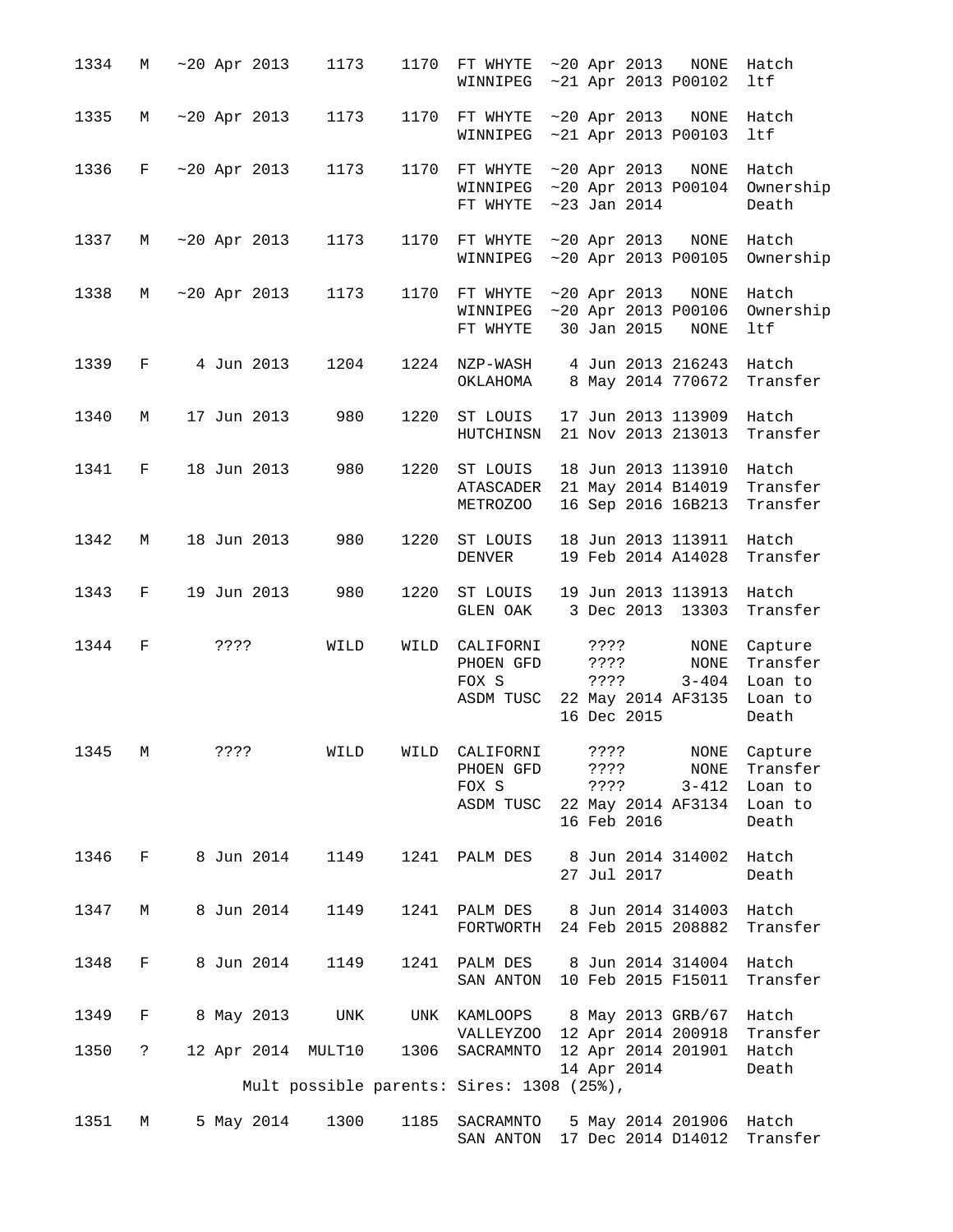| | | | | | | | | |
|---|---|---|---|---|---|---|---|---|
| 1334 | M | ~20 Apr 2013 | 1173 | 1170 | FT WHYTE | ~20 Apr 2013 | NONE | Hatch |
| | | | | | WINNIPEG | ~21 Apr 2013 | P00102 | ltf |
| 1335 | M | ~20 Apr 2013 | 1173 | 1170 | FT WHYTE | ~20 Apr 2013 | NONE | Hatch |
| | | | | | WINNIPEG | ~21 Apr 2013 | P00103 | ltf |
| 1336 | F | ~20 Apr 2013 | 1173 | 1170 | FT WHYTE | ~20 Apr 2013 | NONE | Hatch |
| | | | | | WINNIPEG | ~20 Apr 2013 | P00104 | Ownership |
| | | | | | FT WHYTE | ~23 Jan 2014 | | Death |
| 1337 | M | ~20 Apr 2013 | 1173 | 1170 | FT WHYTE | ~20 Apr 2013 | NONE | Hatch |
| | | | | | WINNIPEG | ~20 Apr 2013 | P00105 | Ownership |
| 1338 | M | ~20 Apr 2013 | 1173 | 1170 | FT WHYTE | ~20 Apr 2013 | NONE | Hatch |
| | | | | | WINNIPEG | ~20 Apr 2013 | P00106 | Ownership |
| | | | | | FT WHYTE | 30 Jan 2015 | NONE | ltf |
| 1339 | F | 4 Jun 2013 | 1204 | 1224 | NZP-WASH | 4 Jun 2013 | 216243 | Hatch |
| | | | | | OKLAHOMA | 8 May 2014 | 770672 | Transfer |
| 1340 | M | 17 Jun 2013 | 980 | 1220 | ST LOUIS | 17 Jun 2013 | 113909 | Hatch |
| | | | | | HUTCHINSN | 21 Nov 2013 | 213013 | Transfer |
| 1341 | F | 18 Jun 2013 | 980 | 1220 | ST LOUIS | 18 Jun 2013 | 113910 | Hatch |
| | | | | | ATASCADER | 21 May 2014 | B14019 | Transfer |
| | | | | | METROZOO | 16 Sep 2016 | 16B213 | Transfer |
| 1342 | M | 18 Jun 2013 | 980 | 1220 | ST LOUIS | 18 Jun 2013 | 113911 | Hatch |
| | | | | | DENVER | 19 Feb 2014 | A14028 | Transfer |
| 1343 | F | 19 Jun 2013 | 980 | 1220 | ST LOUIS | 19 Jun 2013 | 113913 | Hatch |
| | | | | | GLEN OAK | 3 Dec 2013 | 13303 | Transfer |
| 1344 | F | ???? | WILD | WILD | CALIFORNI | ???? | NONE | Capture |
| | | | | | PHOEN GFD | ???? | NONE | Transfer |
| | | | | | FOX S | ???? | 3-404 | Loan to |
| | | | | | ASDM TUSC | 22 May 2014 | AF3135 | Loan to |
| | | | | | | 16 Dec 2015 | | Death |
| 1345 | M | ???? | WILD | WILD | CALIFORNI | ???? | NONE | Capture |
| | | | | | PHOEN GFD | ???? | NONE | Transfer |
| | | | | | FOX S | ???? | 3-412 | Loan to |
| | | | | | ASDM TUSC | 22 May 2014 | AF3134 | Loan to |
| | | | | | | 16 Feb 2016 | | Death |
| 1346 | F | 8 Jun 2014 | 1149 | 1241 | PALM DES | 8 Jun 2014 | 314002 | Hatch |
| | | | | | | 27 Jul 2017 | | Death |
| 1347 | M | 8 Jun 2014 | 1149 | 1241 | PALM DES | 8 Jun 2014 | 314003 | Hatch |
| | | | | | FORTWORTH | 24 Feb 2015 | 208882 | Transfer |
| 1348 | F | 8 Jun 2014 | 1149 | 1241 | PALM DES | 8 Jun 2014 | 314004 | Hatch |
| | | | | | SAN ANTON | 10 Feb 2015 | F15011 | Transfer |
| 1349 | F | 8 May 2013 | UNK | UNK | KAMLOOPS | 8 May 2013 | GRB/67 | Hatch |
| | | | | | VALLEYZOO | 12 Apr 2014 | 200918 | Transfer |
| 1350 | ? | 12 Apr 2014 | MULT10 | 1306 | SACRAMNTO | 12 Apr 2014 | 201901 | Hatch |
| | | | | | | 14 Apr 2014 | | Death |
| | | Mult possible parents: Sires: 1308 (25%), | | | | | | |
| 1351 | M | 5 May 2014 | 1300 | 1185 | SACRAMNTO | 5 May 2014 | 201906 | Hatch |
| | | | | | SAN ANTON | 17 Dec 2014 | D14012 | Transfer |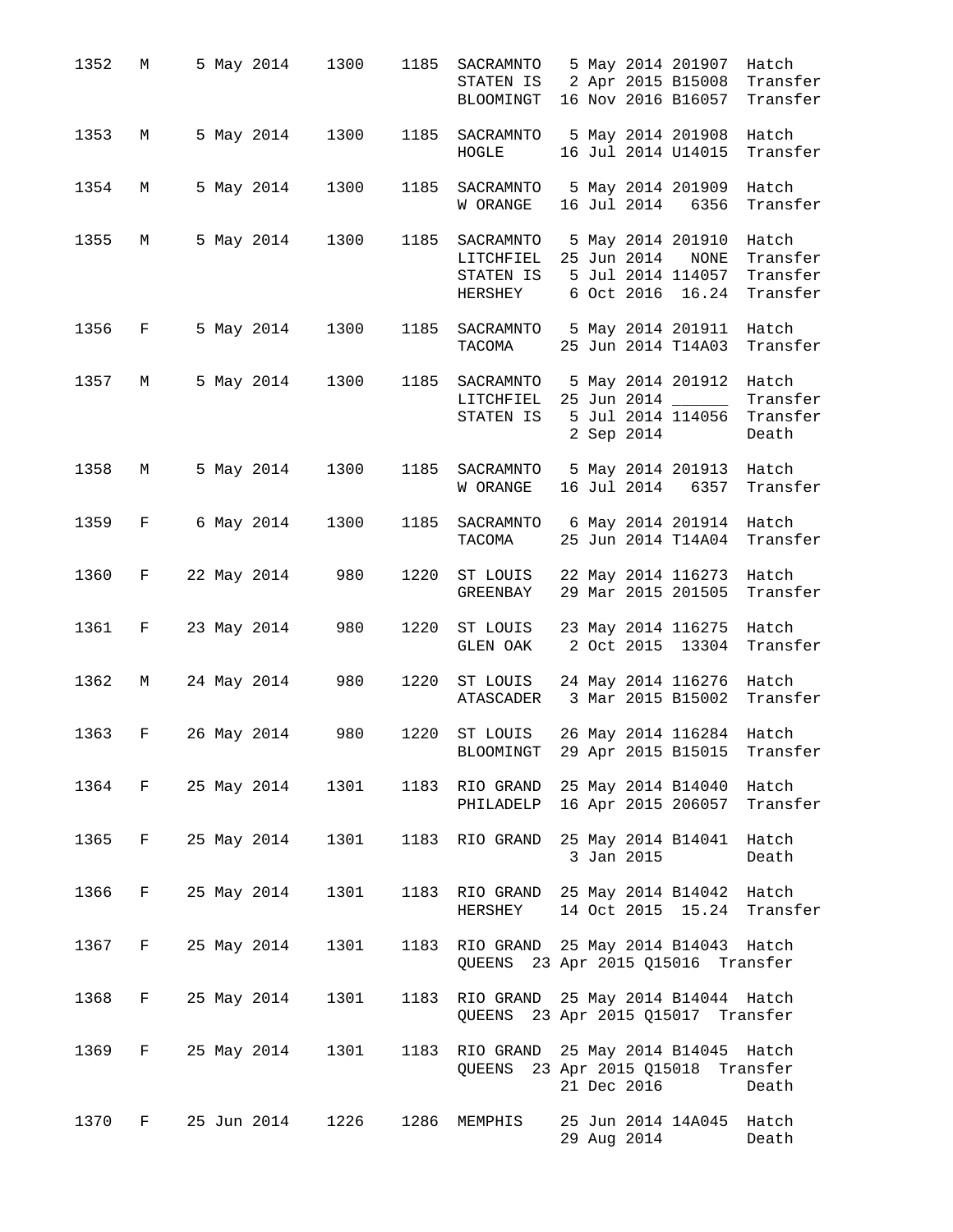| | | | | | | | | |
|---|---|---|---|---|---|---|---|---|
| 1352 | M | 5 May 2014 | 1300 | 1185 | SACRAMNTO | 5 May 2014 | 201907 | Hatch |
| | | | | | STATEN IS | 2 Apr 2015 | B15008 | Transfer |
| | | | | | BLOOMINGT | 16 Nov 2016 | B16057 | Transfer |
| 1353 | M | 5 May 2014 | 1300 | 1185 | SACRAMNTO | 5 May 2014 | 201908 | Hatch |
| | | | | | HOGLE | 16 Jul 2014 | U14015 | Transfer |
| 1354 | M | 5 May 2014 | 1300 | 1185 | SACRAMNTO | 5 May 2014 | 201909 | Hatch |
| | | | | | W ORANGE | 16 Jul 2014 | 6356 | Transfer |
| 1355 | M | 5 May 2014 | 1300 | 1185 | SACRAMNTO | 5 May 2014 | 201910 | Hatch |
| | | | | | LITCHFIEL | 25 Jun 2014 | NONE | Transfer |
| | | | | | STATEN IS | 5 Jul 2014 | 114057 | Transfer |
| | | | | | HERSHEY | 6 Oct 2016 | 16.24 | Transfer |
| 1356 | F | 5 May 2014 | 1300 | 1185 | SACRAMNTO | 5 May 2014 | 201911 | Hatch |
| | | | | | TACOMA | 25 Jun 2014 | T14A03 | Transfer |
| 1357 | M | 5 May 2014 | 1300 | 1185 | SACRAMNTO | 5 May 2014 | 201912 | Hatch |
| | | | | | LITCHFIEL | 25 Jun 2014 | ______ | Transfer |
| | | | | | STATEN IS | 5 Jul 2014 | 114056 | Transfer |
| | | | | | | 2 Sep 2014 | | Death |
| 1358 | M | 5 May 2014 | 1300 | 1185 | SACRAMNTO | 5 May 2014 | 201913 | Hatch |
| | | | | | W ORANGE | 16 Jul 2014 | 6357 | Transfer |
| 1359 | F | 6 May 2014 | 1300 | 1185 | SACRAMNTO | 6 May 2014 | 201914 | Hatch |
| | | | | | TACOMA | 25 Jun 2014 | T14A04 | Transfer |
| 1360 | F | 22 May 2014 | 980 | 1220 | ST LOUIS | 22 May 2014 | 116273 | Hatch |
| | | | | | GREENBAY | 29 Mar 2015 | 201505 | Transfer |
| 1361 | F | 23 May 2014 | 980 | 1220 | ST LOUIS | 23 May 2014 | 116275 | Hatch |
| | | | | | GLEN OAK | 2 Oct 2015 | 13304 | Transfer |
| 1362 | M | 24 May 2014 | 980 | 1220 | ST LOUIS | 24 May 2014 | 116276 | Hatch |
| | | | | | ATASCADER | 3 Mar 2015 | B15002 | Transfer |
| 1363 | F | 26 May 2014 | 980 | 1220 | ST LOUIS | 26 May 2014 | 116284 | Hatch |
| | | | | | BLOOMINGT | 29 Apr 2015 | B15015 | Transfer |
| 1364 | F | 25 May 2014 | 1301 | 1183 | RIO GRAND | 25 May 2014 | B14040 | Hatch |
| | | | | | PHILADELP | 16 Apr 2015 | 206057 | Transfer |
| 1365 | F | 25 May 2014 | 1301 | 1183 | RIO GRAND | 25 May 2014 | B14041 | Hatch |
| | | | | | | 3 Jan 2015 | | Death |
| 1366 | F | 25 May 2014 | 1301 | 1183 | RIO GRAND | 25 May 2014 | B14042 | Hatch |
| | | | | | HERSHEY | 14 Oct 2015 | 15.24 | Transfer |
| 1367 | F | 25 May 2014 | 1301 | 1183 | RIO GRAND | 25 May 2014 | B14043 | Hatch |
| | | | | | QUEENS | 23 Apr 2015 | Q15016 | Transfer |
| 1368 | F | 25 May 2014 | 1301 | 1183 | RIO GRAND | 25 May 2014 | B14044 | Hatch |
| | | | | | QUEENS | 23 Apr 2015 | Q15017 | Transfer |
| 1369 | F | 25 May 2014 | 1301 | 1183 | RIO GRAND | 25 May 2014 | B14045 | Hatch |
| | | | | | QUEENS | 23 Apr 2015 | Q15018 | Transfer |
| | | | | | | 21 Dec 2016 | | Death |
| 1370 | F | 25 Jun 2014 | 1226 | 1286 | MEMPHIS | 25 Jun 2014 | 14A045 | Hatch |
| | | | | | | 29 Aug 2014 | | Death |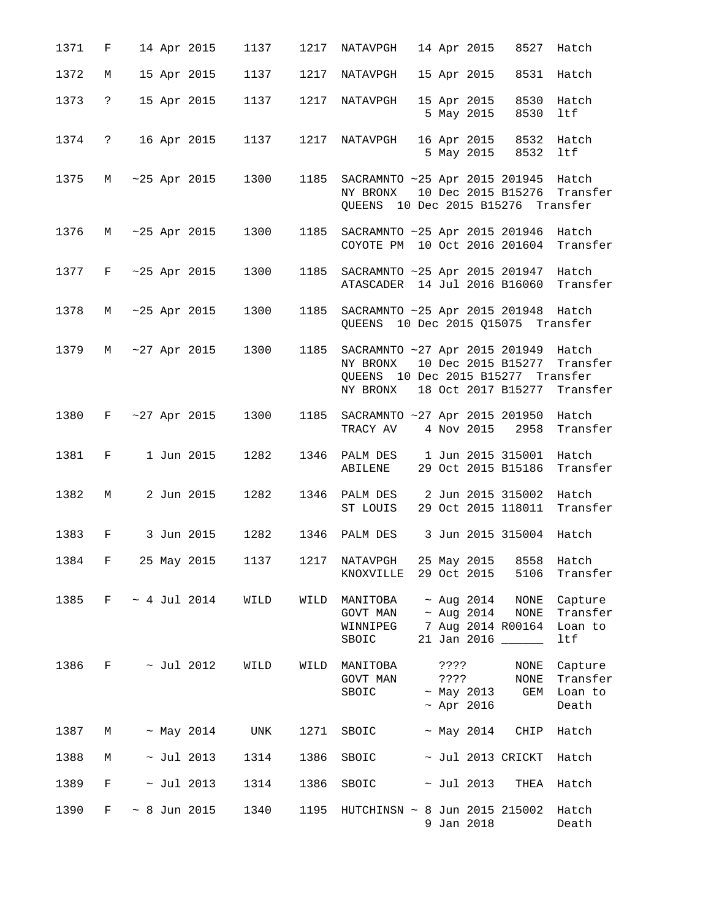| | | | | | | | | | |
|---|---|---|---|---|---|---|---|---|---|
| 1371 | F | 14 Apr 2015 | 1137 | 1217 | NATAVPGH | 14 Apr 2015 | 8527 | Hatch |
| 1372 | M | 15 Apr 2015 | 1137 | 1217 | NATAVPGH | 15 Apr 2015 | 8531 | Hatch |
| 1373 | ? | 15 Apr 2015 | 1137 | 1217 | NATAVPGH | 15 Apr 2015 | 8530 | Hatch |
| | | | | | | 5 May 2015 | 8530 | ltf |
| 1374 | ? | 16 Apr 2015 | 1137 | 1217 | NATAVPGH | 16 Apr 2015 | 8532 | Hatch |
| | | | | | | 5 May 2015 | 8532 | ltf |
| 1375 | M | ~25 Apr 2015 | 1300 | 1185 | SACRAMNTO | ~25 Apr 2015 | 201945 | Hatch |
| | | | | | NY BRONX | 10 Dec 2015 | B15276 | Transfer |
| | | | | | QUEENS | 10 Dec 2015 | B15276 | Transfer |
| 1376 | M | ~25 Apr 2015 | 1300 | 1185 | SACRAMNTO | ~25 Apr 2015 | 201946 | Hatch |
| | | | | | COYOTE PM | 10 Oct 2016 | 201604 | Transfer |
| 1377 | F | ~25 Apr 2015 | 1300 | 1185 | SACRAMNTO | ~25 Apr 2015 | 201947 | Hatch |
| | | | | | ATASCADER | 14 Jul 2016 | B16060 | Transfer |
| 1378 | M | ~25 Apr 2015 | 1300 | 1185 | SACRAMNTO | ~25 Apr 2015 | 201948 | Hatch |
| | | | | | QUEENS | 10 Dec 2015 | Q15075 | Transfer |
| 1379 | M | ~27 Apr 2015 | 1300 | 1185 | SACRAMNTO | ~27 Apr 2015 | 201949 | Hatch |
| | | | | | NY BRONX | 10 Dec 2015 | B15277 | Transfer |
| | | | | | QUEENS | 10 Dec 2015 | B15277 | Transfer |
| | | | | | NY BRONX | 18 Oct 2017 | B15277 | Transfer |
| 1380 | F | ~27 Apr 2015 | 1300 | 1185 | SACRAMNTO | ~27 Apr 2015 | 201950 | Hatch |
| | | | | | TRACY AV | 4 Nov 2015 | 2958 | Transfer |
| 1381 | F | 1 Jun 2015 | 1282 | 1346 | PALM DES | 1 Jun 2015 | 315001 | Hatch |
| | | | | | ABILENE | 29 Oct 2015 | B15186 | Transfer |
| 1382 | M | 2 Jun 2015 | 1282 | 1346 | PALM DES | 2 Jun 2015 | 315002 | Hatch |
| | | | | | ST LOUIS | 29 Oct 2015 | 118011 | Transfer |
| 1383 | F | 3 Jun 2015 | 1282 | 1346 | PALM DES | 3 Jun 2015 | 315004 | Hatch |
| 1384 | F | 25 May 2015 | 1137 | 1217 | NATAVPGH | 25 May 2015 | 8558 | Hatch |
| | | | | | KNOXVILLE | 29 Oct 2015 | 5106 | Transfer |
| 1385 | F | ~ 4 Jul 2014 | WILD | WILD | MANITOBA | ~ Aug 2014 | NONE | Capture |
| | | | | | GOVT MAN | ~ Aug 2014 | NONE | Transfer |
| | | | | | WINNIPEG | 7 Aug 2014 | R00164 | Loan to |
| | | | | | SBOIC | 21 Jan 2016 | ______ | ltf |
| 1386 | F | ~ Jul 2012 | WILD | WILD | MANITOBA | ???? | NONE | Capture |
| | | | | | GOVT MAN | ???? | NONE | Transfer |
| | | | | | SBOIC | ~ May 2013 | GEM | Loan to |
| | | | | | | ~ Apr 2016 | | Death |
| 1387 | M | ~ May 2014 | UNK | 1271 | SBOIC | ~ May 2014 | CHIP | Hatch |
| 1388 | M | ~ Jul 2013 | 1314 | 1386 | SBOIC | ~ Jul 2013 | CRICKT | Hatch |
| 1389 | F | ~ Jul 2013 | 1314 | 1386 | SBOIC | ~ Jul 2013 | THEA | Hatch |
| 1390 | F | ~ 8 Jun 2015 | 1340 | 1195 | HUTCHINSN | ~ 8 Jun 2015 | 215002 | Hatch |
| | | | | | | 9 Jan 2018 | | Death |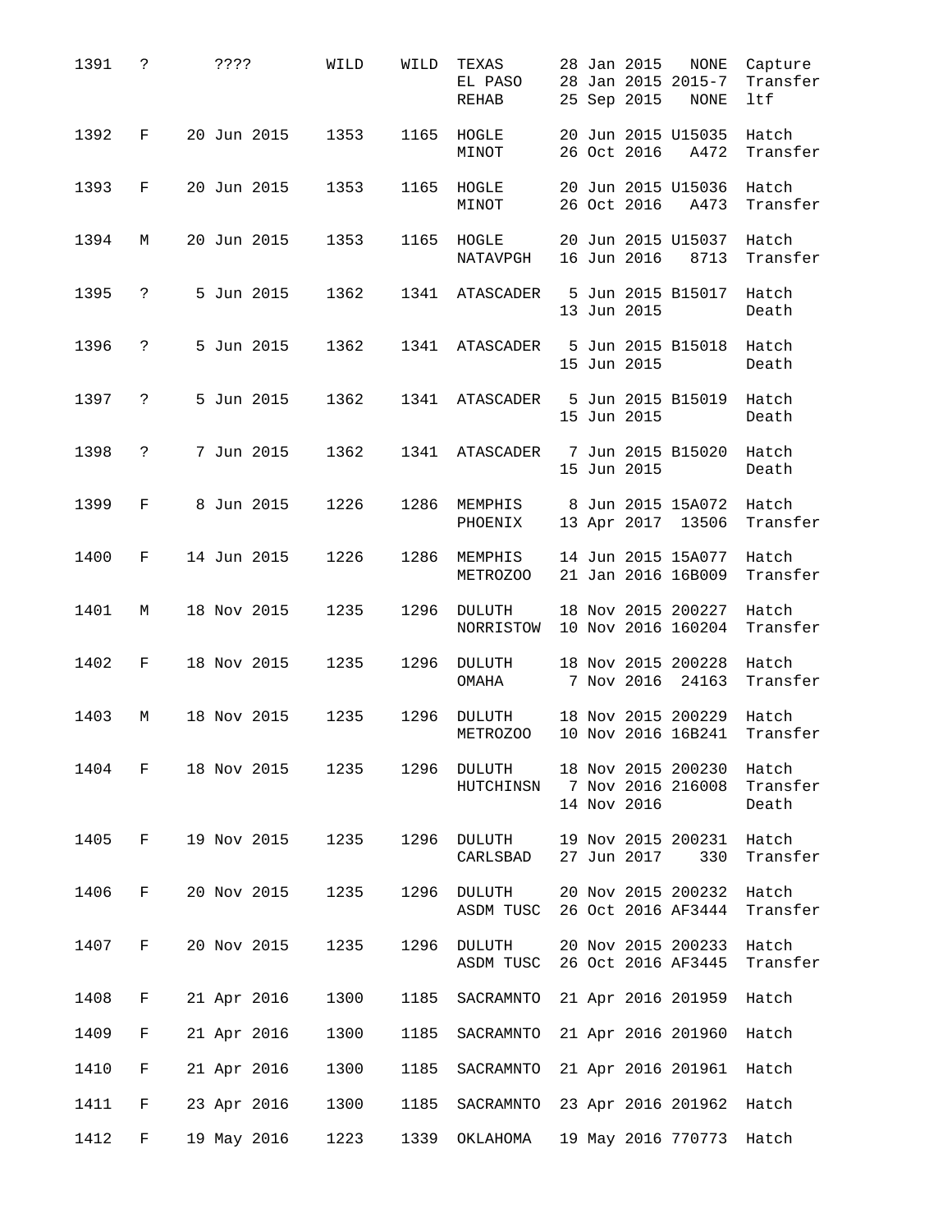| | | | | | | | | |
|---|---|---|---|---|---|---|---|---|
| 1391 | ? | ???? | WILD | WILD | TEXAS | 28 Jan 2015 | NONE | Capture |
| | | | | | EL PASO | 28 Jan 2015 | 2015-7 | Transfer |
| | | | | | REHAB | 25 Sep 2015 | NONE | ltf |
| 1392 | F | 20 Jun 2015 | 1353 | 1165 | HOGLE | 20 Jun 2015 | U15035 | Hatch |
| | | | | | MINOT | 26 Oct 2016 | A472 | Transfer |
| 1393 | F | 20 Jun 2015 | 1353 | 1165 | HOGLE | 20 Jun 2015 | U15036 | Hatch |
| | | | | | MINOT | 26 Oct 2016 | A473 | Transfer |
| 1394 | M | 20 Jun 2015 | 1353 | 1165 | HOGLE | 20 Jun 2015 | U15037 | Hatch |
| | | | | | NATAVPGH | 16 Jun 2016 | 8713 | Transfer |
| 1395 | ? | 5 Jun 2015 | 1362 | 1341 | ATASCADER | 5 Jun 2015 | B15017 | Hatch |
| | | | | | | 13 Jun 2015 | | Death |
| 1396 | ? | 5 Jun 2015 | 1362 | 1341 | ATASCADER | 5 Jun 2015 | B15018 | Hatch |
| | | | | | | 15 Jun 2015 | | Death |
| 1397 | ? | 5 Jun 2015 | 1362 | 1341 | ATASCADER | 5 Jun 2015 | B15019 | Hatch |
| | | | | | | 15 Jun 2015 | | Death |
| 1398 | ? | 7 Jun 2015 | 1362 | 1341 | ATASCADER | 7 Jun 2015 | B15020 | Hatch |
| | | | | | | 15 Jun 2015 | | Death |
| 1399 | F | 8 Jun 2015 | 1226 | 1286 | MEMPHIS | 8 Jun 2015 | 15A072 | Hatch |
| | | | | | PHOENIX | 13 Apr 2017 | 13506 | Transfer |
| 1400 | F | 14 Jun 2015 | 1226 | 1286 | MEMPHIS | 14 Jun 2015 | 15A077 | Hatch |
| | | | | | METROZOO | 21 Jan 2016 | 16B009 | Transfer |
| 1401 | M | 18 Nov 2015 | 1235 | 1296 | DULUTH | 18 Nov 2015 | 200227 | Hatch |
| | | | | | NORRISTOW | 10 Nov 2016 | 160204 | Transfer |
| 1402 | F | 18 Nov 2015 | 1235 | 1296 | DULUTH | 18 Nov 2015 | 200228 | Hatch |
| | | | | | OMAHA | 7 Nov 2016 | 24163 | Transfer |
| 1403 | M | 18 Nov 2015 | 1235 | 1296 | DULUTH | 18 Nov 2015 | 200229 | Hatch |
| | | | | | METROZOO | 10 Nov 2016 | 16B241 | Transfer |
| 1404 | F | 18 Nov 2015 | 1235 | 1296 | DULUTH | 18 Nov 2015 | 200230 | Hatch |
| | | | | | HUTCHINSN | 7 Nov 2016 | 216008 | Transfer |
| | | | | | | 14 Nov 2016 | | Death |
| 1405 | F | 19 Nov 2015 | 1235 | 1296 | DULUTH | 19 Nov 2015 | 200231 | Hatch |
| | | | | | CARLSBAD | 27 Jun 2017 | 330 | Transfer |
| 1406 | F | 20 Nov 2015 | 1235 | 1296 | DULUTH | 20 Nov 2015 | 200232 | Hatch |
| | | | | | ASDM TUSC | 26 Oct 2016 | AF3444 | Transfer |
| 1407 | F | 20 Nov 2015 | 1235 | 1296 | DULUTH | 20 Nov 2015 | 200233 | Hatch |
| | | | | | ASDM TUSC | 26 Oct 2016 | AF3445 | Transfer |
| 1408 | F | 21 Apr 2016 | 1300 | 1185 | SACRAMNTO | 21 Apr 2016 | 201959 | Hatch |
| 1409 | F | 21 Apr 2016 | 1300 | 1185 | SACRAMNTO | 21 Apr 2016 | 201960 | Hatch |
| 1410 | F | 21 Apr 2016 | 1300 | 1185 | SACRAMNTO | 21 Apr 2016 | 201961 | Hatch |
| 1411 | F | 23 Apr 2016 | 1300 | 1185 | SACRAMNTO | 23 Apr 2016 | 201962 | Hatch |
| 1412 | F | 19 May 2016 | 1223 | 1339 | OKLAHOMA | 19 May 2016 | 770773 | Hatch |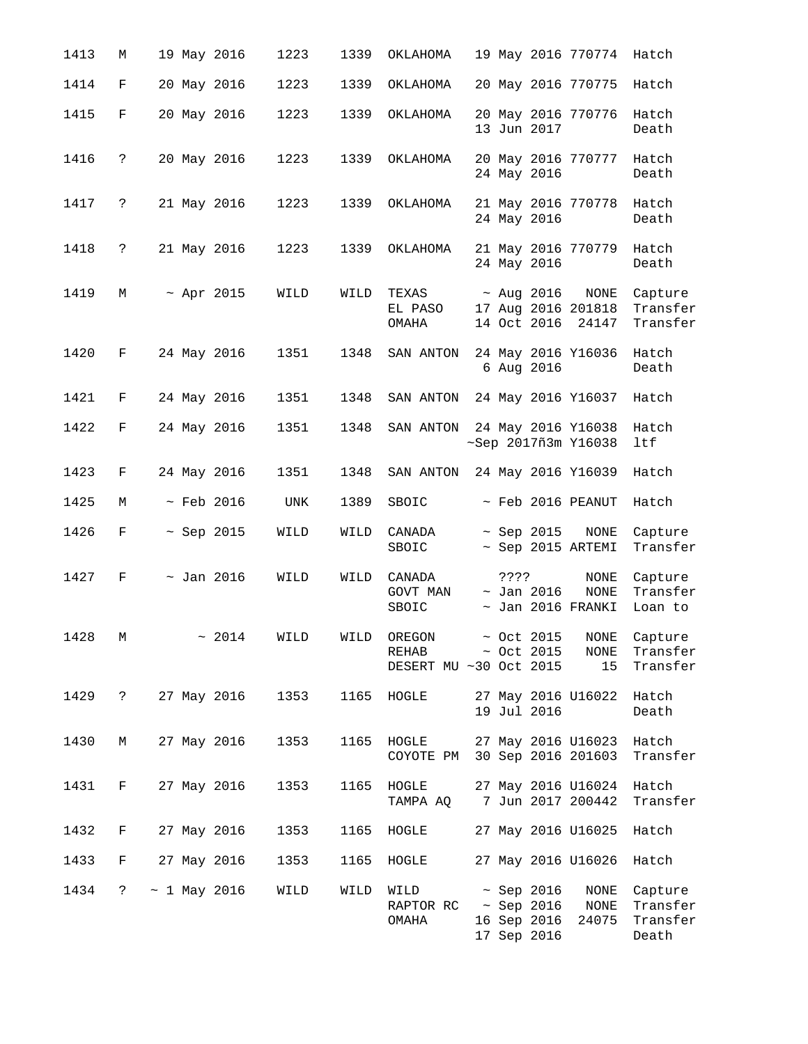| | | | | | | | | | |
|---|---|---|---|---|---|---|---|---|---|
| 1413 | M | 19 May 2016 | 1223 | 1339 | OKLAHOMA | 19 May 2016 | 770774 | Hatch |
| 1414 | F | 20 May 2016 | 1223 | 1339 | OKLAHOMA | 20 May 2016 | 770775 | Hatch |
| 1415 | F | 20 May 2016 | 1223 | 1339 | OKLAHOMA | 20 May 2016 | 770776 | Hatch |
| | | | | | | 13 Jun 2017 | | Death |
| 1416 | ? | 20 May 2016 | 1223 | 1339 | OKLAHOMA | 20 May 2016 | 770777 | Hatch |
| | | | | | | 24 May 2016 | | Death |
| 1417 | ? | 21 May 2016 | 1223 | 1339 | OKLAHOMA | 21 May 2016 | 770778 | Hatch |
| | | | | | | 24 May 2016 | | Death |
| 1418 | ? | 21 May 2016 | 1223 | 1339 | OKLAHOMA | 21 May 2016 | 770779 | Hatch |
| | | | | | | 24 May 2016 | | Death |
| 1419 | M | ~ Apr 2015 | WILD | WILD | TEXAS | ~ Aug 2016 | NONE | Capture |
| | | | | | EL PASO | 17 Aug 2016 | 201818 | Transfer |
| | | | | | OMAHA | 14 Oct 2016 | 24147 | Transfer |
| 1420 | F | 24 May 2016 | 1351 | 1348 | SAN ANTON | 24 May 2016 | Y16036 | Hatch |
| | | | | | | 6 Aug 2016 | | Death |
| 1421 | F | 24 May 2016 | 1351 | 1348 | SAN ANTON | 24 May 2016 | Y16037 | Hatch |
| 1422 | F | 24 May 2016 | 1351 | 1348 | SAN ANTON | 24 May 2016 | Y16038 | Hatch |
| | | | | | | ~Sep 2017ñ3m | Y16038 | ltf |
| 1423 | F | 24 May 2016 | 1351 | 1348 | SAN ANTON | 24 May 2016 | Y16039 | Hatch |
| 1425 | M | ~ Feb 2016 | UNK | 1389 | SBOIC | ~ Feb 2016 | PEANUT | Hatch |
| 1426 | F | ~ Sep 2015 | WILD | WILD | CANADA | ~ Sep 2015 | NONE | Capture |
| | | | | | SBOIC | ~ Sep 2015 | ARTEMI | Transfer |
| 1427 | F | ~ Jan 2016 | WILD | WILD | CANADA | ???? | NONE | Capture |
| | | | | | GOVT MAN | ~ Jan 2016 | NONE | Transfer |
| | | | | | SBOIC | ~ Jan 2016 | FRANKI | Loan to |
| 1428 | M | ~ 2014 | WILD | WILD | OREGON | ~ Oct 2015 | NONE | Capture |
| | | | | | REHAB | ~ Oct 2015 | NONE | Transfer |
| | | | | | DESERT MU | ~30 Oct 2015 | 15 | Transfer |
| 1429 | ? | 27 May 2016 | 1353 | 1165 | HOGLE | 27 May 2016 | U16022 | Hatch |
| | | | | | | 19 Jul 2016 | | Death |
| 1430 | M | 27 May 2016 | 1353 | 1165 | HOGLE | 27 May 2016 | U16023 | Hatch |
| | | | | | COYOTE PM | 30 Sep 2016 | 201603 | Transfer |
| 1431 | F | 27 May 2016 | 1353 | 1165 | HOGLE | 27 May 2016 | U16024 | Hatch |
| | | | | | TAMPA AQ | 7 Jun 2017 | 200442 | Transfer |
| 1432 | F | 27 May 2016 | 1353 | 1165 | HOGLE | 27 May 2016 | U16025 | Hatch |
| 1433 | F | 27 May 2016 | 1353 | 1165 | HOGLE | 27 May 2016 | U16026 | Hatch |
| 1434 | ? | ~ 1 May 2016 | WILD | WILD | WILD | ~ Sep 2016 | NONE | Capture |
| | | | | | RAPTOR RC | ~ Sep 2016 | NONE | Transfer |
| | | | | | OMAHA | 16 Sep 2016 | 24075 | Transfer |
| | | | | | | 17 Sep 2016 | | Death |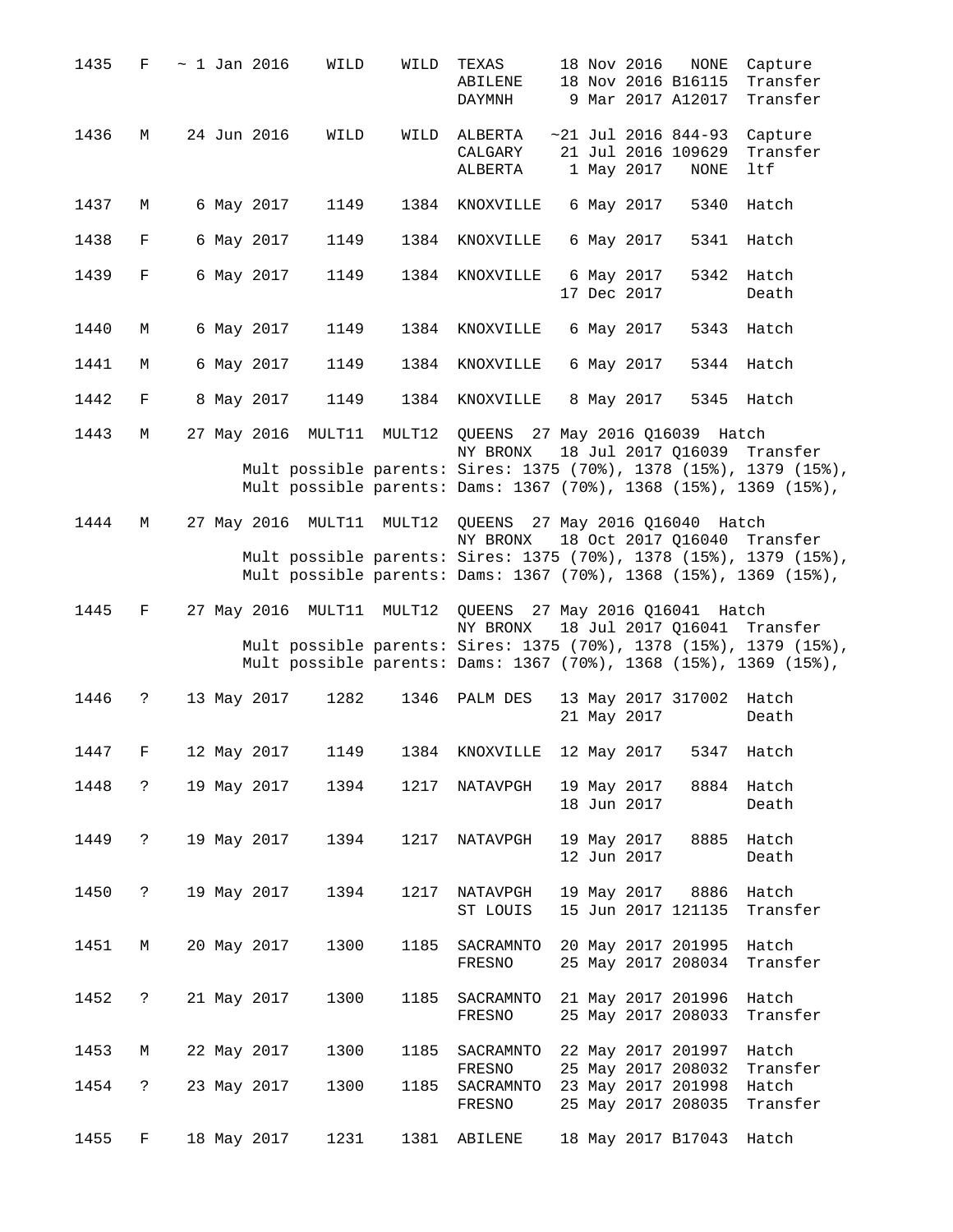```
1435   F   ~ 1 Jan 2016    WILD     WILD  TEXAS      18 Nov 2016   NONE  Capture
                                          ABILENE    18 Nov 2016 B16115  Transfer
                                          DAYMNH      9 Mar 2017 A12017  Transfer

1436   M    24 Jun 2016    WILD     WILD  ALBERTA   ~21 Jul 2016 844-93  Capture
                                          CALGARY    21 Jul 2016 109629  Transfer
                                          ALBERTA     1 May 2017   NONE  ltf

1437   M     6 May 2017    1149     1384  KNOXVILLE   6 May 2017   5340  Hatch

1438   F     6 May 2017    1149     1384  KNOXVILLE   6 May 2017   5341  Hatch

1439   F     6 May 2017    1149     1384  KNOXVILLE   6 May 2017   5342  Hatch
                                                     17 Dec 2017         Death

1440   M     6 May 2017    1149     1384  KNOXVILLE   6 May 2017   5343  Hatch

1441   M     6 May 2017    1149     1384  KNOXVILLE   6 May 2017   5344  Hatch

1442   F     8 May 2017    1149     1384  KNOXVILLE   8 May 2017   5345  Hatch

1443   M    27 May 2016  MULT11  MULT12  QUEENS  27 May 2016 Q16039  Hatch
                                          NY BRONX   18 Jul 2017 Q16039  Transfer
                     Mult possible parents: Sires: 1375 (70%), 1378 (15%), 1379 (15%),
                     Mult possible parents: Dams: 1367 (70%), 1368 (15%), 1369 (15%),

1444   M    27 May 2016  MULT11  MULT12  QUEENS  27 May 2016 Q16040  Hatch
                                          NY BRONX   18 Oct 2017 Q16040  Transfer
                     Mult possible parents: Sires: 1375 (70%), 1378 (15%), 1379 (15%),
                     Mult possible parents: Dams: 1367 (70%), 1368 (15%), 1369 (15%),

1445   F    27 May 2016  MULT11  MULT12  QUEENS  27 May 2016 Q16041  Hatch
                                          NY BRONX   18 Jul 2017 Q16041  Transfer
                     Mult possible parents: Sires: 1375 (70%), 1378 (15%), 1379 (15%),
                     Mult possible parents: Dams: 1367 (70%), 1368 (15%), 1369 (15%),

1446   ?    13 May 2017    1282     1346  PALM DES   13 May 2017 317002  Hatch
                                                     21 May 2017         Death

1447   F    12 May 2017    1149     1384  KNOXVILLE  12 May 2017   5347  Hatch

1448   ?    19 May 2017    1394     1217  NATAVPGH   19 May 2017   8884  Hatch
                                                     18 Jun 2017         Death

1449   ?    19 May 2017    1394     1217  NATAVPGH   19 May 2017   8885  Hatch
                                                     12 Jun 2017         Death

1450   ?    19 May 2017    1394     1217  NATAVPGH   19 May 2017   8886  Hatch
                                          ST LOUIS   15 Jun 2017 121135  Transfer

1451   M    20 May 2017    1300     1185  SACRAMNTO  20 May 2017 201995  Hatch
                                          FRESNO     25 May 2017 208034  Transfer

1452   ?    21 May 2017    1300     1185  SACRAMNTO  21 May 2017 201996  Hatch
                                          FRESNO     25 May 2017 208033  Transfer

1453   M    22 May 2017    1300     1185  SACRAMNTO  22 May 2017 201997  Hatch
                                          FRESNO     25 May 2017 208032  Transfer
1454   ?    23 May 2017    1300     1185  SACRAMNTO  23 May 2017 201998  Hatch
                                          FRESNO     25 May 2017 208035  Transfer

1455   F    18 May 2017    1231     1381  ABILENE    18 May 2017 B17043  Hatch
```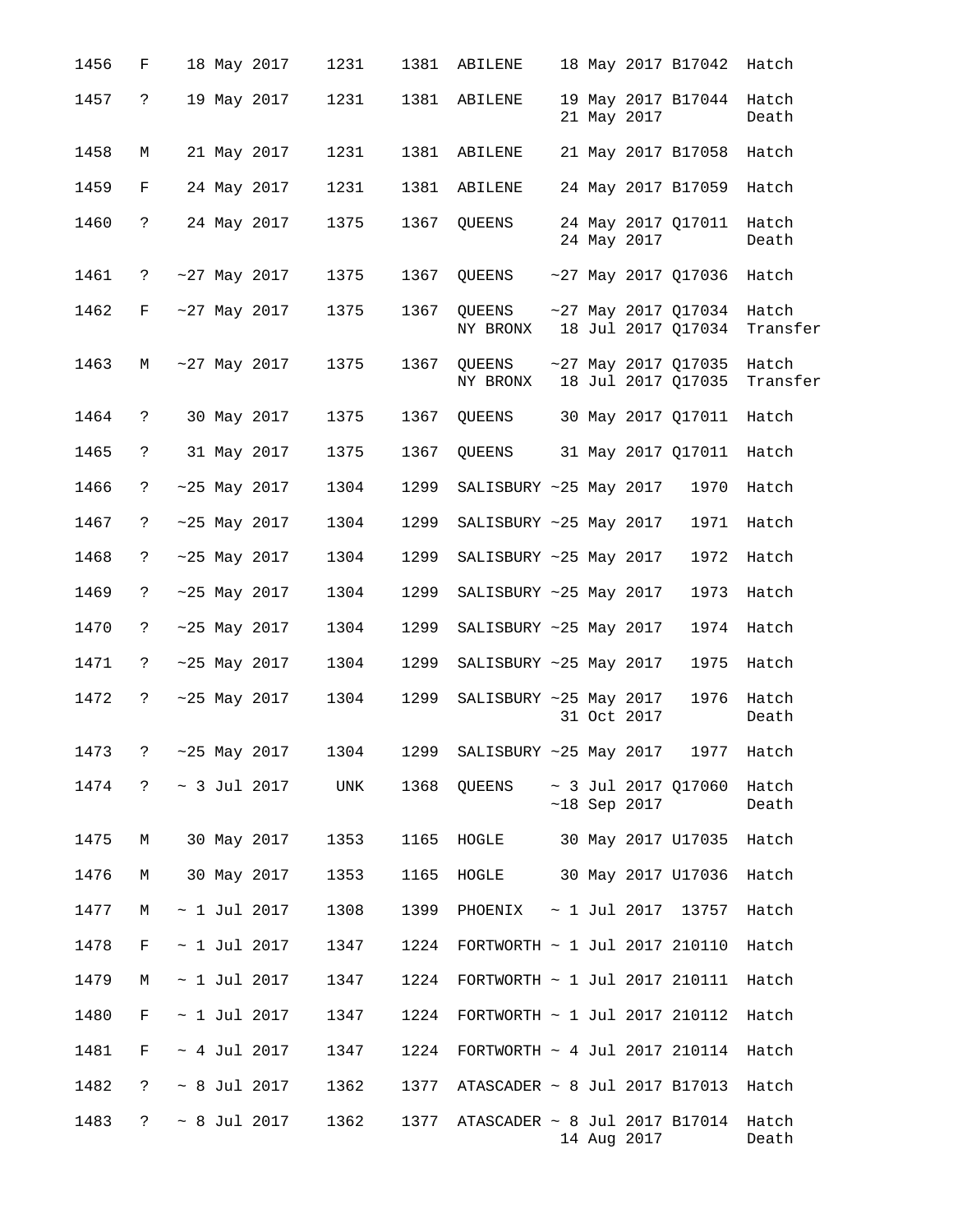| | | | | | | | | |
|---|---|---|---|---|---|---|---|---|
| 1456 | F | 18 May 2017 | 1231 | 1381 | ABILENE | 18 May 2017 | B17042 | Hatch |
| 1457 | ? | 19 May 2017 | 1231 | 1381 | ABILENE | 19 May 2017 | B17044 | Hatch |
| | | | | | | 21 May 2017 | | Death |
| 1458 | M | 21 May 2017 | 1231 | 1381 | ABILENE | 21 May 2017 | B17058 | Hatch |
| 1459 | F | 24 May 2017 | 1231 | 1381 | ABILENE | 24 May 2017 | B17059 | Hatch |
| 1460 | ? | 24 May 2017 | 1375 | 1367 | QUEENS | 24 May 2017 | Q17011 | Hatch |
| | | | | | | 24 May 2017 | | Death |
| 1461 | ? | ~27 May 2017 | 1375 | 1367 | QUEENS | ~27 May 2017 | Q17036 | Hatch |
| 1462 | F | ~27 May 2017 | 1375 | 1367 | QUEENS | ~27 May 2017 | Q17034 | Hatch |
| | | | | | NY BRONX | 18 Jul 2017 | Q17034 | Transfer |
| 1463 | M | ~27 May 2017 | 1375 | 1367 | QUEENS | ~27 May 2017 | Q17035 | Hatch |
| | | | | | NY BRONX | 18 Jul 2017 | Q17035 | Transfer |
| 1464 | ? | 30 May 2017 | 1375 | 1367 | QUEENS | 30 May 2017 | Q17011 | Hatch |
| 1465 | ? | 31 May 2017 | 1375 | 1367 | QUEENS | 31 May 2017 | Q17011 | Hatch |
| 1466 | ? | ~25 May 2017 | 1304 | 1299 | SALISBURY | ~25 May 2017 | 1970 | Hatch |
| 1467 | ? | ~25 May 2017 | 1304 | 1299 | SALISBURY | ~25 May 2017 | 1971 | Hatch |
| 1468 | ? | ~25 May 2017 | 1304 | 1299 | SALISBURY | ~25 May 2017 | 1972 | Hatch |
| 1469 | ? | ~25 May 2017 | 1304 | 1299 | SALISBURY | ~25 May 2017 | 1973 | Hatch |
| 1470 | ? | ~25 May 2017 | 1304 | 1299 | SALISBURY | ~25 May 2017 | 1974 | Hatch |
| 1471 | ? | ~25 May 2017 | 1304 | 1299 | SALISBURY | ~25 May 2017 | 1975 | Hatch |
| 1472 | ? | ~25 May 2017 | 1304 | 1299 | SALISBURY | ~25 May 2017 | 1976 | Hatch |
| | | | | | | 31 Oct 2017 | | Death |
| 1473 | ? | ~25 May 2017 | 1304 | 1299 | SALISBURY | ~25 May 2017 | 1977 | Hatch |
| 1474 | ? | ~ 3 Jul 2017 | UNK | 1368 | QUEENS | ~ 3 Jul 2017 | Q17060 | Hatch |
| | | | | | | ~18 Sep 2017 | | Death |
| 1475 | M | 30 May 2017 | 1353 | 1165 | HOGLE | 30 May 2017 | U17035 | Hatch |
| 1476 | M | 30 May 2017 | 1353 | 1165 | HOGLE | 30 May 2017 | U17036 | Hatch |
| 1477 | M | ~ 1 Jul 2017 | 1308 | 1399 | PHOENIX | ~ 1 Jul 2017 | 13757 | Hatch |
| 1478 | F | ~ 1 Jul 2017 | 1347 | 1224 | FORTWORTH | ~ 1 Jul 2017 | 210110 | Hatch |
| 1479 | M | ~ 1 Jul 2017 | 1347 | 1224 | FORTWORTH | ~ 1 Jul 2017 | 210111 | Hatch |
| 1480 | F | ~ 1 Jul 2017 | 1347 | 1224 | FORTWORTH | ~ 1 Jul 2017 | 210112 | Hatch |
| 1481 | F | ~ 4 Jul 2017 | 1347 | 1224 | FORTWORTH | ~ 4 Jul 2017 | 210114 | Hatch |
| 1482 | ? | ~ 8 Jul 2017 | 1362 | 1377 | ATASCADER | ~ 8 Jul 2017 | B17013 | Hatch |
| 1483 | ? | ~ 8 Jul 2017 | 1362 | 1377 | ATASCADER | ~ 8 Jul 2017 | B17014 | Hatch |
| | | | | | | 14 Aug 2017 | | Death |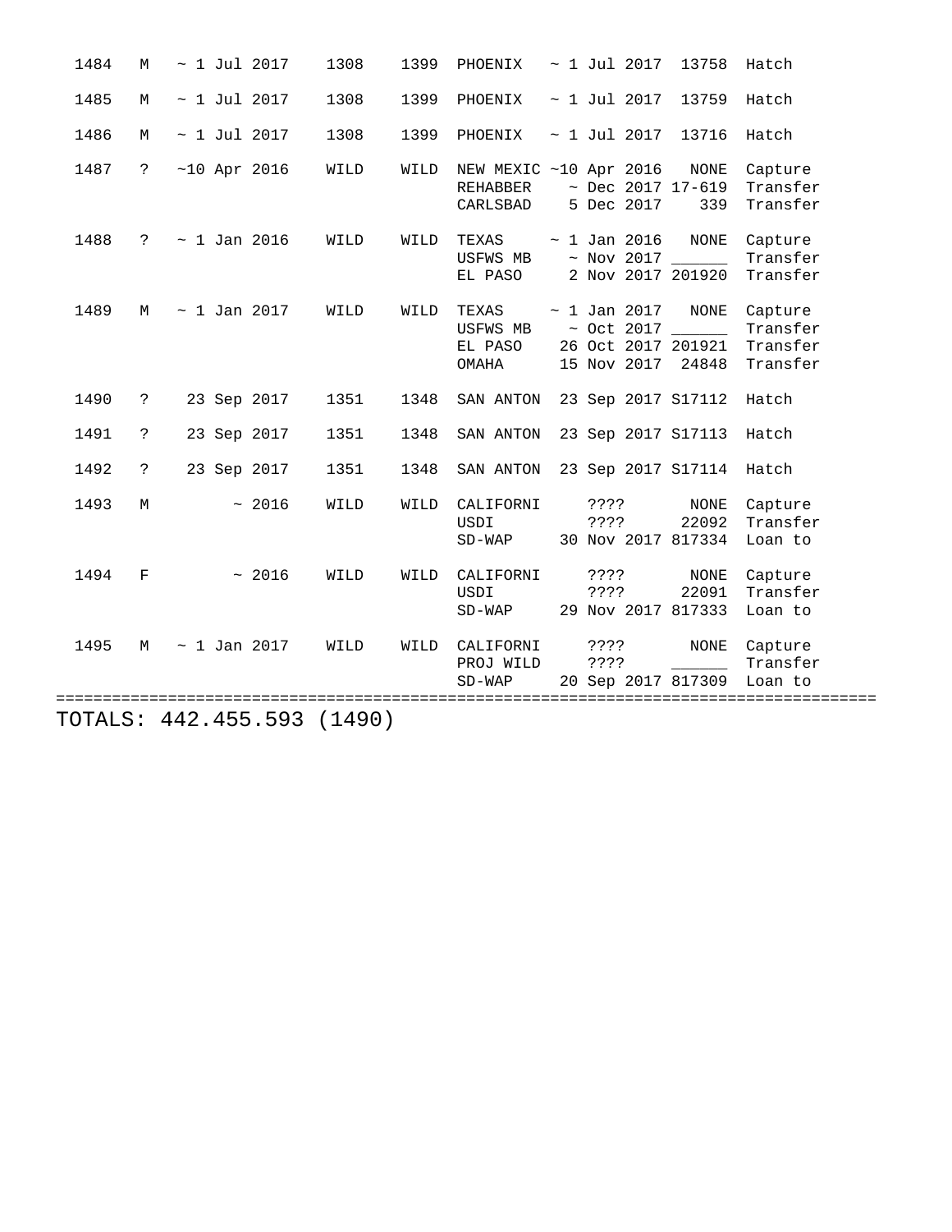| | | | | | | | | |
|---|---|---|---|---|---|---|---|---|
| 1484 | M | ~ 1 Jul 2017 | 1308 | 1399 | PHOENIX | ~ 1 Jul 2017 | 13758 | Hatch |
| 1485 | M | ~ 1 Jul 2017 | 1308 | 1399 | PHOENIX | ~ 1 Jul 2017 | 13759 | Hatch |
| 1486 | M | ~ 1 Jul 2017 | 1308 | 1399 | PHOENIX | ~ 1 Jul 2017 | 13716 | Hatch |
| 1487 | ? | ~10 Apr 2016 | WILD | WILD | NEW MEXIC | ~10 Apr 2016 | NONE | Capture |
| | | | | | REHABBER | ~ Dec 2017 | 17-619 | Transfer |
| | | | | | CARLSBAD | 5 Dec 2017 | 339 | Transfer |
| 1488 | ? | ~ 1 Jan 2016 | WILD | WILD | TEXAS | ~ 1 Jan 2016 | NONE | Capture |
| | | | | | USFWS MB | ~ Nov 2017 | ______ | Transfer |
| | | | | | EL PASO | 2 Nov 2017 | 201920 | Transfer |
| 1489 | M | ~ 1 Jan 2017 | WILD | WILD | TEXAS | ~ 1 Jan 2017 | NONE | Capture |
| | | | | | USFWS MB | ~ Oct 2017 | ______ | Transfer |
| | | | | | EL PASO | 26 Oct 2017 | 201921 | Transfer |
| | | | | | OMAHA | 15 Nov 2017 | 24848 | Transfer |
| 1490 | ? | 23 Sep 2017 | 1351 | 1348 | SAN ANTON | 23 Sep 2017 | S17112 | Hatch |
| 1491 | ? | 23 Sep 2017 | 1351 | 1348 | SAN ANTON | 23 Sep 2017 | S17113 | Hatch |
| 1492 | ? | 23 Sep 2017 | 1351 | 1348 | SAN ANTON | 23 Sep 2017 | S17114 | Hatch |
| 1493 | M | ~ 2016 | WILD | WILD | CALIFORNI | ???? | NONE | Capture |
| | | | | | USDI | ???? | 22092 | Transfer |
| | | | | | SD-WAP | 30 Nov 2017 | 817334 | Loan to |
| 1494 | F | ~ 2016 | WILD | WILD | CALIFORNI | ???? | NONE | Capture |
| | | | | | USDI | ???? | 22091 | Transfer |
| | | | | | SD-WAP | 29 Nov 2017 | 817333 | Loan to |
| 1495 | M | ~ 1 Jan 2017 | WILD | WILD | CALIFORNI | ???? | NONE | Capture |
| | | | | | PROJ WILD | ???? | ______ | Transfer |
| | | | | | SD-WAP | 20 Sep 2017 | 817309 | Loan to |

TOTALS: 442.455.593 (1490)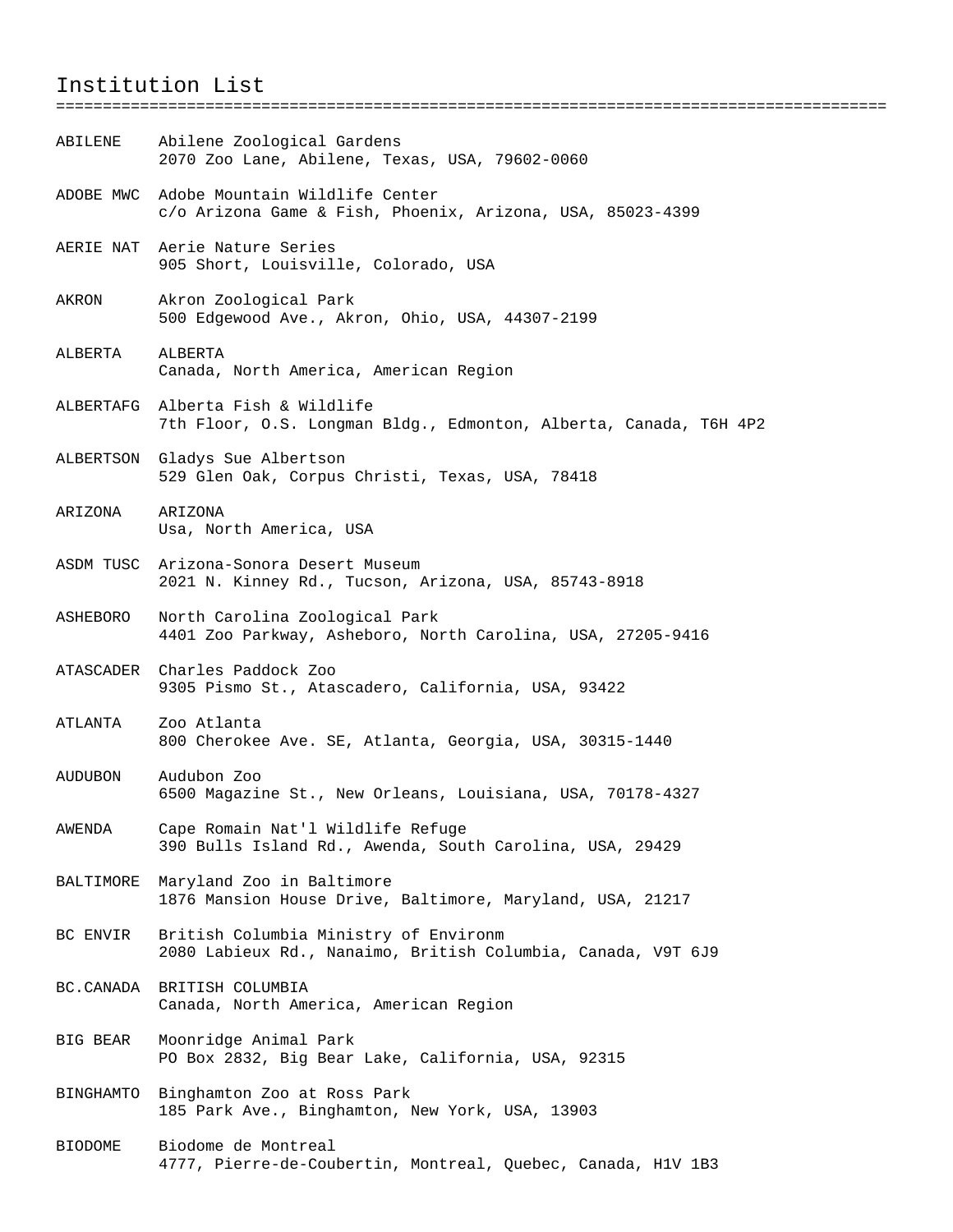# Institution List

| | | |
|---|---|---|
| ABILENE | Abilene Zoological Gardens<br>2070 Zoo Lane, Abilene, Texas, USA, 79602-0060 |
| ADOBE MWC | Adobe Mountain Wildlife Center<br>c/o Arizona Game & Fish, Phoenix, Arizona, USA, 85023-4399 |
| AERIE NAT | Aerie Nature Series<br>905 Short, Louisville, Colorado, USA |
| AKRON | Akron Zoological Park<br>500 Edgewood Ave., Akron, Ohio, USA, 44307-2199 |
| ALBERTA | ALBERTA<br>Canada, North America, American Region |
| ALBERTAFG | Alberta Fish & Wildlife<br>7th Floor, O.S. Longman Bldg., Edmonton, Alberta, Canada, T6H 4P2 |
| ALBERTSON | Gladys Sue Albertson<br>529 Glen Oak, Corpus Christi, Texas, USA, 78418 |
| ARIZONA | ARIZONA<br>Usa, North America, USA |
| ASDM TUSC | Arizona-Sonora Desert Museum<br>2021 N. Kinney Rd., Tucson, Arizona, USA, 85743-8918 |
| ASHEBORO | North Carolina Zoological Park<br>4401 Zoo Parkway, Asheboro, North Carolina, USA, 27205-9416 |
| ATASCADER | Charles Paddock Zoo<br>9305 Pismo St., Atascadero, California, USA, 93422 |
| ATLANTA | Zoo Atlanta<br>800 Cherokee Ave. SE, Atlanta, Georgia, USA, 30315-1440 |
| AUDUBON | Audubon Zoo<br>6500 Magazine St., New Orleans, Louisiana, USA, 70178-4327 |
| AWENDA | Cape Romain Nat'l Wildlife Refuge<br>390 Bulls Island Rd., Awenda, South Carolina, USA, 29429 |
| BALTIMORE | Maryland Zoo in Baltimore<br>1876 Mansion House Drive, Baltimore, Maryland, USA, 21217 |
| BC ENVIR | British Columbia Ministry of Environm<br>2080 Labieux Rd., Nanaimo, British Columbia, Canada, V9T 6J9 |
| BC.CANADA | BRITISH COLUMBIA<br>Canada, North America, American Region |
| BIG BEAR | Moonridge Animal Park<br>PO Box 2832, Big Bear Lake, California, USA, 92315 |
| BINGHAMTO | Binghamton Zoo at Ross Park<br>185 Park Ave., Binghamton, New York, USA, 13903 |
| BIODOME | Biodome de Montreal<br>4777, Pierre-de-Coubertin, Montreal, Quebec, Canada, H1V 1B3 |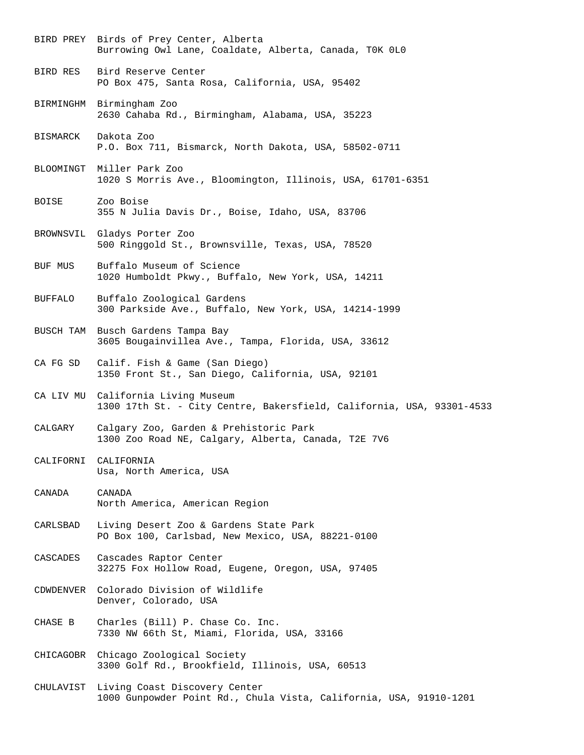BIRD PREY Birds of Prey Center, Alberta
Burrowing Owl Lane, Coaldate, Alberta, Canada, T0K 0L0

BIRD RES Bird Reserve Center
PO Box 475, Santa Rosa, California, USA, 95402

BIRMINGHM Birmingham Zoo
2630 Cahaba Rd., Birmingham, Alabama, USA, 35223

BISMARCK Dakota Zoo
P.O. Box 711, Bismarck, North Dakota, USA, 58502-0711

BLOOMINGT Miller Park Zoo
1020 S Morris Ave., Bloomington, Illinois, USA, 61701-6351

BOISE Zoo Boise
355 N Julia Davis Dr., Boise, Idaho, USA, 83706

BROWNSVIL Gladys Porter Zoo
500 Ringgold St., Brownsville, Texas, USA, 78520

BUF MUS Buffalo Museum of Science
1020 Humboldt Pkwy., Buffalo, New York, USA, 14211

BUFFALO Buffalo Zoological Gardens
300 Parkside Ave., Buffalo, New York, USA, 14214-1999

BUSCH TAM Busch Gardens Tampa Bay
3605 Bougainvillea Ave., Tampa, Florida, USA, 33612

CA FG SD Calif. Fish & Game (San Diego)
1350 Front St., San Diego, California, USA, 92101

CA LIV MU California Living Museum
1300 17th St. - City Centre, Bakersfield, California, USA, 93301-4533

CALGARY Calgary Zoo, Garden & Prehistoric Park
1300 Zoo Road NE, Calgary, Alberta, Canada, T2E 7V6

CALIFORNI CALIFORNIA
Usa, North America, USA

CANADA CANADA
North America, American Region

CARLSBAD Living Desert Zoo & Gardens State Park
PO Box 100, Carlsbad, New Mexico, USA, 88221-0100

CASCADES Cascades Raptor Center
32275 Fox Hollow Road, Eugene, Oregon, USA, 97405

CDWDENVER Colorado Division of Wildlife
Denver, Colorado, USA

CHASE B Charles (Bill) P. Chase Co. Inc.
7330 NW 66th St, Miami, Florida, USA, 33166

CHICAGOBR Chicago Zoological Society
3300 Golf Rd., Brookfield, Illinois, USA, 60513

CHULAVIST Living Coast Discovery Center
1000 Gunpowder Point Rd., Chula Vista, California, USA, 91910-1201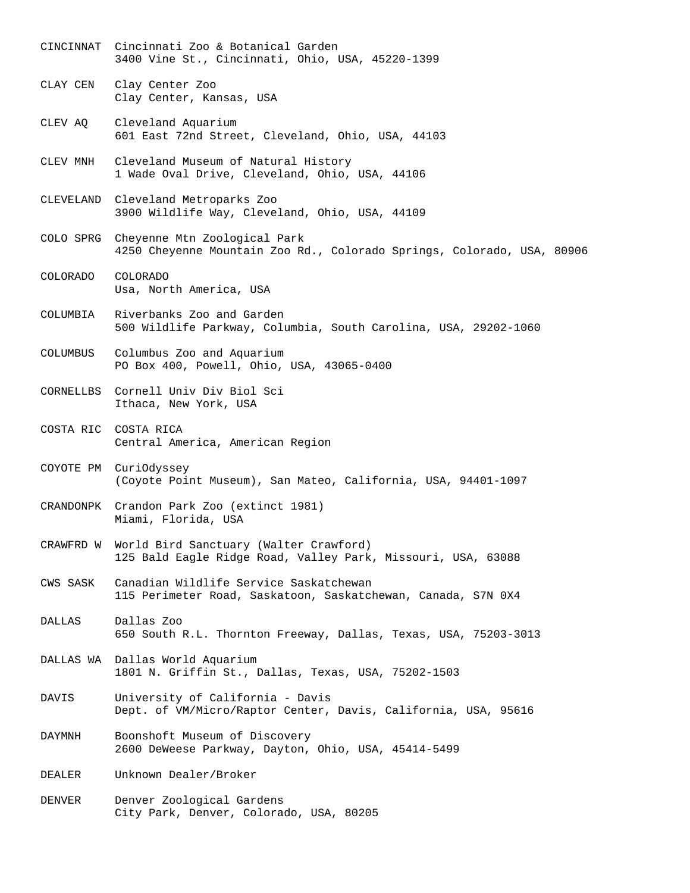CINCINNAT Cincinnati Zoo & Botanical Garden
3400 Vine St., Cincinnati, Ohio, USA, 45220-1399

CLAY CEN Clay Center Zoo
Clay Center, Kansas, USA

CLEV AQ Cleveland Aquarium
601 East 72nd Street, Cleveland, Ohio, USA, 44103

CLEV MNH Cleveland Museum of Natural History
1 Wade Oval Drive, Cleveland, Ohio, USA, 44106

CLEVELAND Cleveland Metroparks Zoo
3900 Wildlife Way, Cleveland, Ohio, USA, 44109

COLO SPRG Cheyenne Mtn Zoological Park
4250 Cheyenne Mountain Zoo Rd., Colorado Springs, Colorado, USA, 80906

COLORADO COLORADO
Usa, North America, USA

COLUMBIA Riverbanks Zoo and Garden
500 Wildlife Parkway, Columbia, South Carolina, USA, 29202-1060

COLUMBUS Columbus Zoo and Aquarium
PO Box 400, Powell, Ohio, USA, 43065-0400

CORNELLBS Cornell Univ Div Biol Sci
Ithaca, New York, USA

COSTA RIC COSTA RICA
Central America, American Region

COYOTE PM CuriOdyssey
(Coyote Point Museum), San Mateo, California, USA, 94401-1097

CRANDONPK Crandon Park Zoo (extinct 1981)
Miami, Florida, USA

CRAWFRD W World Bird Sanctuary (Walter Crawford)
125 Bald Eagle Ridge Road, Valley Park, Missouri, USA, 63088

CWS SASK Canadian Wildlife Service Saskatchewan
115 Perimeter Road, Saskatoon, Saskatchewan, Canada, S7N 0X4

DALLAS Dallas Zoo
650 South R.L. Thornton Freeway, Dallas, Texas, USA, 75203-3013

DALLAS WA Dallas World Aquarium
1801 N. Griffin St., Dallas, Texas, USA, 75202-1503

DAVIS University of California - Davis
Dept. of VM/Micro/Raptor Center, Davis, California, USA, 95616

DAYMNH Boonshoft Museum of Discovery
2600 DeWeese Parkway, Dayton, Ohio, USA, 45414-5499

DEALER Unknown Dealer/Broker

DENVER Denver Zoological Gardens
City Park, Denver, Colorado, USA, 80205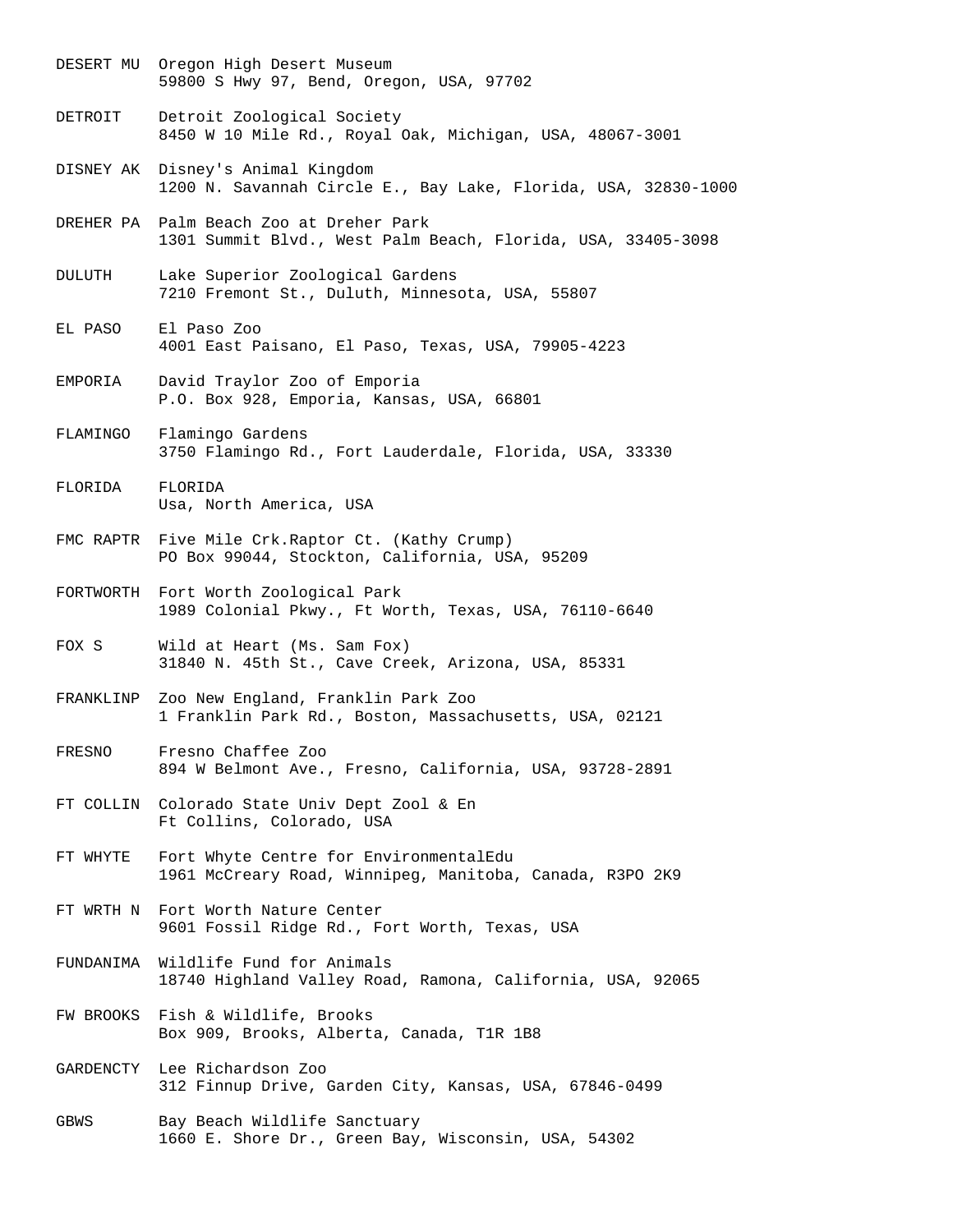| | |
|---|---|
| DESERT MU | Oregon High Desert Museum<br>59800 S Hwy 97, Bend, Oregon, USA, 97702 |
| DETROIT | Detroit Zoological Society<br>8450 W 10 Mile Rd., Royal Oak, Michigan, USA, 48067-3001 |
| DISNEY AK | Disney's Animal Kingdom<br>1200 N. Savannah Circle E., Bay Lake, Florida, USA, 32830-1000 |
| DREHER PA | Palm Beach Zoo at Dreher Park<br>1301 Summit Blvd., West Palm Beach, Florida, USA, 33405-3098 |
| DULUTH | Lake Superior Zoological Gardens<br>7210 Fremont St., Duluth, Minnesota, USA, 55807 |
| EL PASO | El Paso Zoo<br>4001 East Paisano, El Paso, Texas, USA, 79905-4223 |
| EMPORIA | David Traylor Zoo of Emporia<br>P.O. Box 928, Emporia, Kansas, USA, 66801 |
| FLAMINGO | Flamingo Gardens<br>3750 Flamingo Rd., Fort Lauderdale, Florida, USA, 33330 |
| FLORIDA | FLORIDA<br>Usa, North America, USA |
| FMC RAPTR | Five Mile Crk.Raptor Ct. (Kathy Crump)<br>PO Box 99044, Stockton, California, USA, 95209 |
| FORTWORTH | Fort Worth Zoological Park<br>1989 Colonial Pkwy., Ft Worth, Texas, USA, 76110-6640 |
| FOX S | Wild at Heart (Ms. Sam Fox)<br>31840 N. 45th St., Cave Creek, Arizona, USA, 85331 |
| FRANKLINP | Zoo New England, Franklin Park Zoo<br>1 Franklin Park Rd., Boston, Massachusetts, USA, 02121 |
| FRESNO | Fresno Chaffee Zoo<br>894 W Belmont Ave., Fresno, California, USA, 93728-2891 |
| FT COLLIN | Colorado State Univ Dept Zool & En<br>Ft Collins, Colorado, USA |
| FT WHYTE | Fort Whyte Centre for EnvironmentalEdu<br>1961 McCreary Road, Winnipeg, Manitoba, Canada, R3PO 2K9 |
| FT WRTH N | Fort Worth Nature Center<br>9601 Fossil Ridge Rd., Fort Worth, Texas, USA |
| FUNDANIMA | Wildlife Fund for Animals<br>18740 Highland Valley Road, Ramona, California, USA, 92065 |
| FW BROOKS | Fish & Wildlife, Brooks<br>Box 909, Brooks, Alberta, Canada, T1R 1B8 |
| GARDENCTY | Lee Richardson Zoo<br>312 Finnup Drive, Garden City, Kansas, USA, 67846-0499 |
| GBWS | Bay Beach Wildlife Sanctuary<br>1660 E. Shore Dr., Green Bay, Wisconsin, USA, 54302 |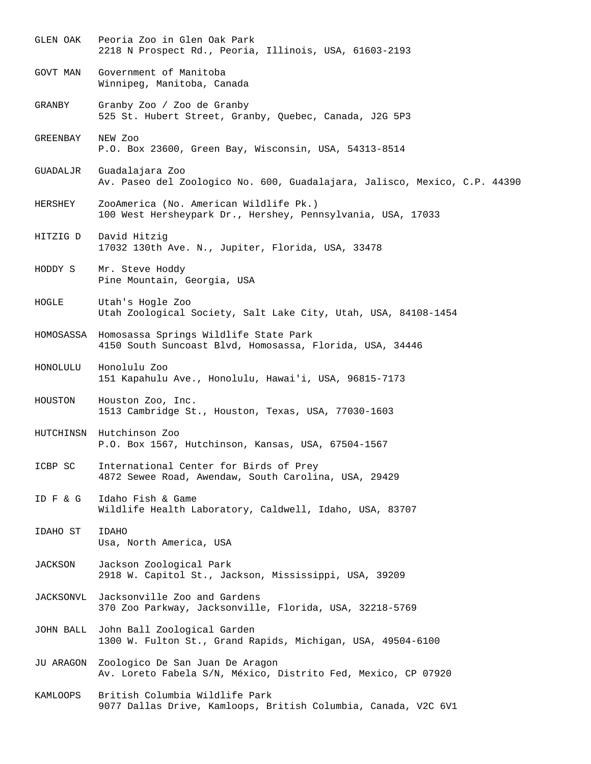| | | |
|---|---|---|
| GLEN OAK | Peoria Zoo in Glen Oak Park<br>2218 N Prospect Rd., Peoria, Illinois, USA, 61603-2193 |
| GOVT MAN | Government of Manitoba<br>Winnipeg, Manitoba, Canada |
| GRANBY | Granby Zoo / Zoo de Granby<br>525 St. Hubert Street, Granby, Quebec, Canada, J2G 5P3 |
| GREENBAY | NEW Zoo<br>P.O. Box 23600, Green Bay, Wisconsin, USA, 54313-8514 |
| GUADALJR | Guadalajara Zoo<br>Av. Paseo del Zoologico No. 600, Guadalajara, Jalisco, Mexico, C.P. 44390 |
| HERSHEY | ZooAmerica (No. American Wildlife Pk.)<br>100 West Hersheypark Dr., Hershey, Pennsylvania, USA, 17033 |
| HITZIG D | David Hitzig<br>17032 130th Ave. N., Jupiter, Florida, USA, 33478 |
| HODDY S | Mr. Steve Hoddy<br>Pine Mountain, Georgia, USA |
| HOGLE | Utah's Hogle Zoo<br>Utah Zoological Society, Salt Lake City, Utah, USA, 84108-1454 |
| HOMOSASSA | Homosassa Springs Wildlife State Park<br>4150 South Suncoast Blvd, Homosassa, Florida, USA, 34446 |
| HONOLULU | Honolulu Zoo<br>151 Kapahulu Ave., Honolulu, Hawai'i, USA, 96815-7173 |
| HOUSTON | Houston Zoo, Inc.<br>1513 Cambridge St., Houston, Texas, USA, 77030-1603 |
| HUTCHINSN | Hutchinson Zoo<br>P.O. Box 1567, Hutchinson, Kansas, USA, 67504-1567 |
| ICBP SC | International Center for Birds of Prey<br>4872 Sewee Road, Awendaw, South Carolina, USA, 29429 |
| ID F & G | Idaho Fish & Game<br>Wildlife Health Laboratory, Caldwell, Idaho, USA, 83707 |
| IDAHO ST | IDAHO<br>Usa, North America, USA |
| JACKSON | Jackson Zoological Park<br>2918 W. Capitol St., Jackson, Mississippi, USA, 39209 |
| JACKSONVL | Jacksonville Zoo and Gardens<br>370 Zoo Parkway, Jacksonville, Florida, USA, 32218-5769 |
| JOHN BALL | John Ball Zoological Garden<br>1300 W. Fulton St., Grand Rapids, Michigan, USA, 49504-6100 |
| JU ARAGON | Zoologico De San Juan De Aragon<br>Av. Loreto Fabela S/N, México, Distrito Fed, Mexico, CP 07920 |
| KAMLOOPS | British Columbia Wildlife Park<br>9077 Dallas Drive, Kamloops, British Columbia, Canada, V2C 6V1 |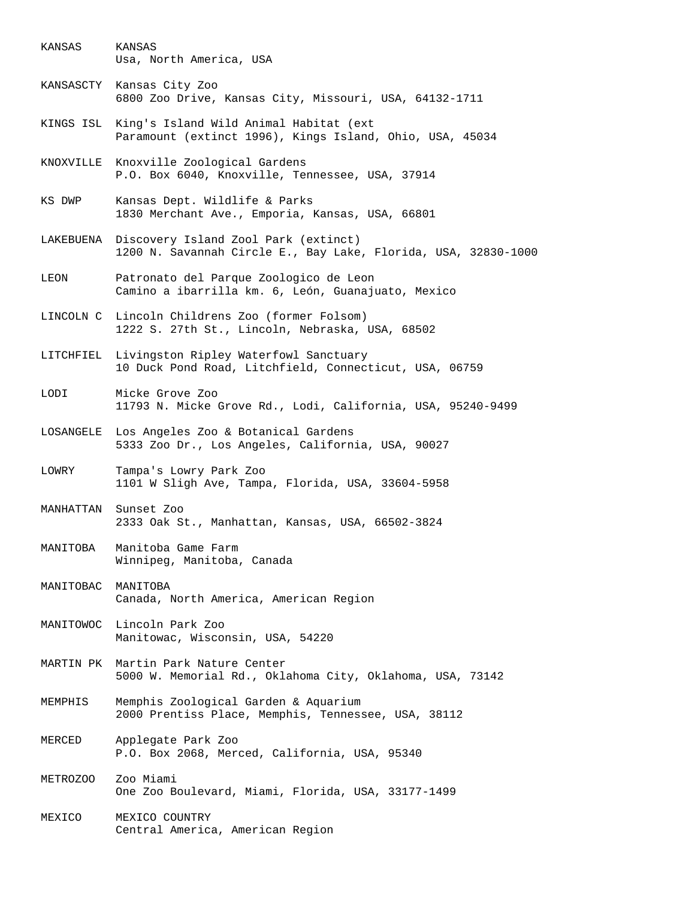| | | |
|---|---|---|
| KANSAS | KANSAS<br>Usa, North America, USA |
| KANSASCTY | Kansas City Zoo<br>6800 Zoo Drive, Kansas City, Missouri, USA, 64132-1711 |
| KINGS ISL | King's Island Wild Animal Habitat (ext<br>Paramount (extinct 1996), Kings Island, Ohio, USA, 45034 |
| KNOXVILLE | Knoxville Zoological Gardens<br>P.O. Box 6040, Knoxville, Tennessee, USA, 37914 |
| KS DWP | Kansas Dept. Wildlife & Parks<br>1830 Merchant Ave., Emporia, Kansas, USA, 66801 |
| LAKEBUENA | Discovery Island Zool Park (extinct)<br>1200 N. Savannah Circle E., Bay Lake, Florida, USA, 32830-1000 |
| LEON | Patronato del Parque Zoologico de Leon<br>Camino a ibarrilla km. 6, León, Guanajuato, Mexico |
| LINCOLN C | Lincoln Childrens Zoo (former Folsom)<br>1222 S. 27th St., Lincoln, Nebraska, USA, 68502 |
| LITCHFIEL | Livingston Ripley Waterfowl Sanctuary<br>10 Duck Pond Road, Litchfield, Connecticut, USA, 06759 |
| LODI | Micke Grove Zoo<br>11793 N. Micke Grove Rd., Lodi, California, USA, 95240-9499 |
| LOSANGELE | Los Angeles Zoo & Botanical Gardens<br>5333 Zoo Dr., Los Angeles, California, USA, 90027 |
| LOWRY | Tampa's Lowry Park Zoo<br>1101 W Sligh Ave, Tampa, Florida, USA, 33604-5958 |
| MANHATTAN | Sunset Zoo<br>2333 Oak St., Manhattan, Kansas, USA, 66502-3824 |
| MANITOBA | Manitoba Game Farm<br>Winnipeg, Manitoba, Canada |
| MANITOBAC | MANITOBA<br>Canada, North America, American Region |
| MANITOWOC | Lincoln Park Zoo<br>Manitowac, Wisconsin, USA, 54220 |
| MARTIN PK | Martin Park Nature Center<br>5000 W. Memorial Rd., Oklahoma City, Oklahoma, USA, 73142 |
| MEMPHIS | Memphis Zoological Garden & Aquarium<br>2000 Prentiss Place, Memphis, Tennessee, USA, 38112 |
| MERCED | Applegate Park Zoo<br>P.O. Box 2068, Merced, California, USA, 95340 |
| METROZOO | Zoo Miami<br>One Zoo Boulevard, Miami, Florida, USA, 33177-1499 |
| MEXICO | MEXICO COUNTRY<br>Central America, American Region |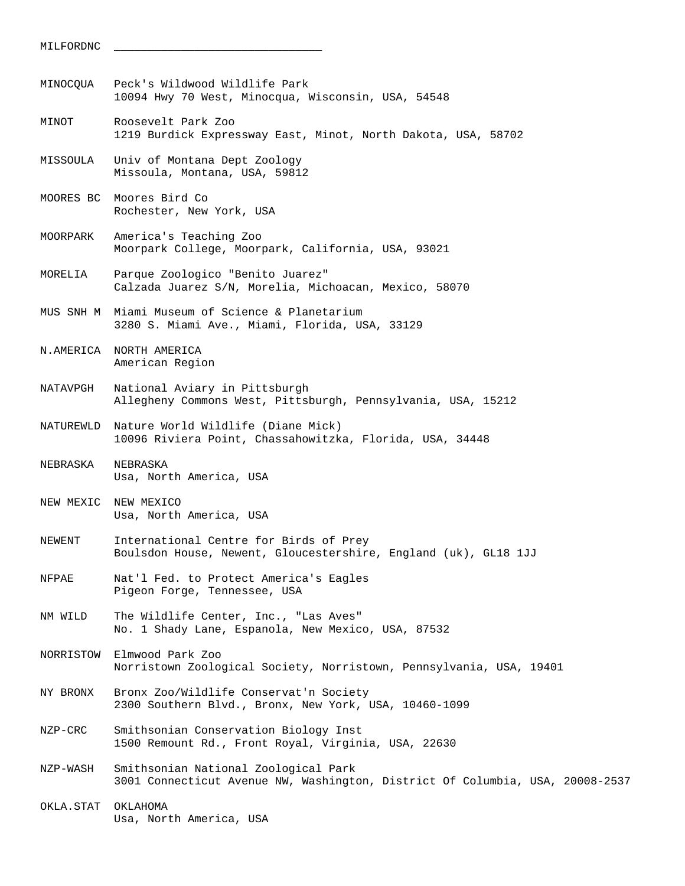| | |
|---|---|
| MILFORDNC | _______________________________ |
| MINOCQUA | Peck's Wildwood Wildlife Park<br>10094 Hwy 70 West, Minocqua, Wisconsin, USA, 54548 |
| MINOT | Roosevelt Park Zoo<br>1219 Burdick Expressway East, Minot, North Dakota, USA, 58702 |
| MISSOULA | Univ of Montana Dept Zoology<br>Missoula, Montana, USA, 59812 |
| MOORES BC | Moores Bird Co<br>Rochester, New York, USA |
| MOORPARK | America's Teaching Zoo<br>Moorpark College, Moorpark, California, USA, 93021 |
| MORELIA | Parque Zoologico "Benito Juarez"<br>Calzada Juarez S/N, Morelia, Michoacan, Mexico, 58070 |
| MUS SNH M | Miami Museum of Science & Planetarium<br>3280 S. Miami Ave., Miami, Florida, USA, 33129 |
| N.AMERICA | NORTH AMERICA<br>American Region |
| NATAVPGH | National Aviary in Pittsburgh<br>Allegheny Commons West, Pittsburgh, Pennsylvania, USA, 15212 |
| NATUREWLD | Nature World Wildlife (Diane Mick)<br>10096 Riviera Point, Chassahowitzka, Florida, USA, 34448 |
| NEBRASKA | NEBRASKA<br>Usa, North America, USA |
| NEW MEXIC | NEW MEXICO<br>Usa, North America, USA |
| NEWENT | International Centre for Birds of Prey<br>Boulsdon House, Newent, Gloucestershire, England (uk), GL18 1JJ |
| NFPAE | Nat'l Fed. to Protect America's Eagles<br>Pigeon Forge, Tennessee, USA |
| NM WILD | The Wildlife Center, Inc., "Las Aves"<br>No. 1 Shady Lane, Espanola, New Mexico, USA, 87532 |
| NORRISTOW | Elmwood Park Zoo<br>Norristown Zoological Society, Norristown, Pennsylvania, USA, 19401 |
| NY BRONX | Bronx Zoo/Wildlife Conservat'n Society<br>2300 Southern Blvd., Bronx, New York, USA, 10460-1099 |
| NZP-CRC | Smithsonian Conservation Biology Inst<br>1500 Remount Rd., Front Royal, Virginia, USA, 22630 |
| NZP-WASH | Smithsonian National Zoological Park<br>3001 Connecticut Avenue NW, Washington, District Of Columbia, USA, 20008-2537 |
| OKLA.STAT | OKLAHOMA<br>Usa, North America, USA |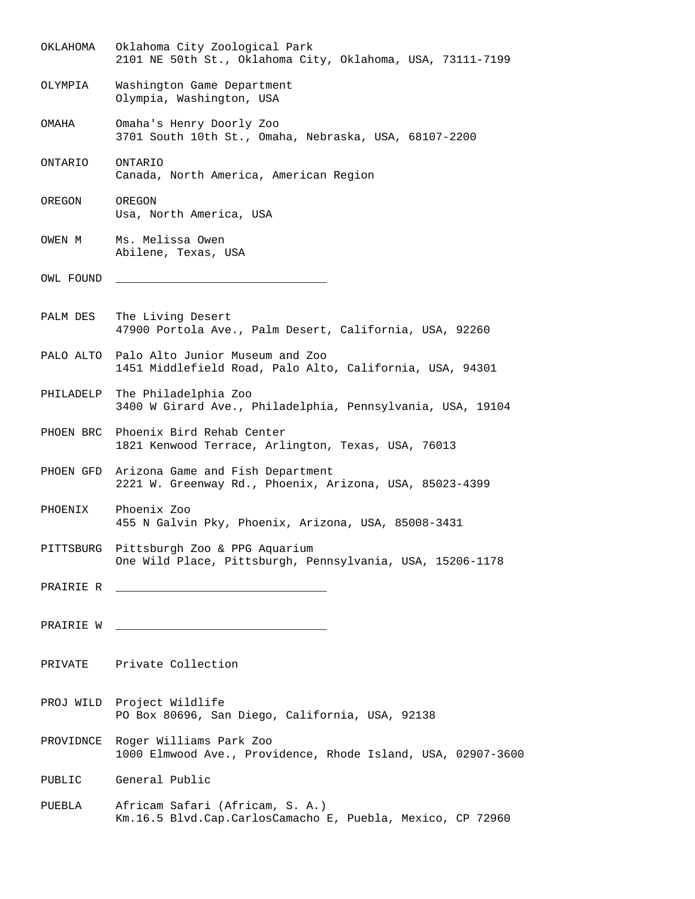| | |
|---|---|
| OKLAHOMA | Oklahoma City Zoological Park<br>2101 NE 50th St., Oklahoma City, Oklahoma, USA, 73111-7199 |
| OLYMPIA | Washington Game Department<br>Olympia, Washington, USA |
| OMAHA | Omaha's Henry Doorly Zoo<br>3701 South 10th St., Omaha, Nebraska, USA, 68107-2200 |
| ONTARIO | ONTARIO<br>Canada, North America, American Region |
| OREGON | OREGON<br>Usa, North America, USA |
| OWEN M | Ms. Melissa Owen<br>Abilene, Texas, USA |
| OWL FOUND | ______________________________ |
| PALM DES | The Living Desert<br>47900 Portola Ave., Palm Desert, California, USA, 92260 |
| PALO ALTO | Palo Alto Junior Museum and Zoo<br>1451 Middlefield Road, Palo Alto, California, USA, 94301 |
| PHILADELP | The Philadelphia Zoo<br>3400 W Girard Ave., Philadelphia, Pennsylvania, USA, 19104 |
| PHOEN BRC | Phoenix Bird Rehab Center<br>1821 Kenwood Terrace, Arlington, Texas, USA, 76013 |
| PHOEN GFD | Arizona Game and Fish Department<br>2221 W. Greenway Rd., Phoenix, Arizona, USA, 85023-4399 |
| PHOENIX | Phoenix Zoo<br>455 N Galvin Pky, Phoenix, Arizona, USA, 85008-3431 |
| PITTSBURG | Pittsburgh Zoo & PPG Aquarium<br>One Wild Place, Pittsburgh, Pennsylvania, USA, 15206-1178 |
| PRAIRIE R | ______________________________ |
| PRAIRIE W | ______________________________ |
| PRIVATE | Private Collection |
| PROJ WILD | Project Wildlife<br>PO Box 80696, San Diego, California, USA, 92138 |
| PROVIDNCE | Roger Williams Park Zoo<br>1000 Elmwood Ave., Providence, Rhode Island, USA, 02907-3600 |
| PUBLIC | General Public |
| PUEBLA | Africam Safari (Africam, S. A.)<br>Km.16.5 Blvd.Cap.CarlosCamacho E, Puebla, Mexico, CP 72960 |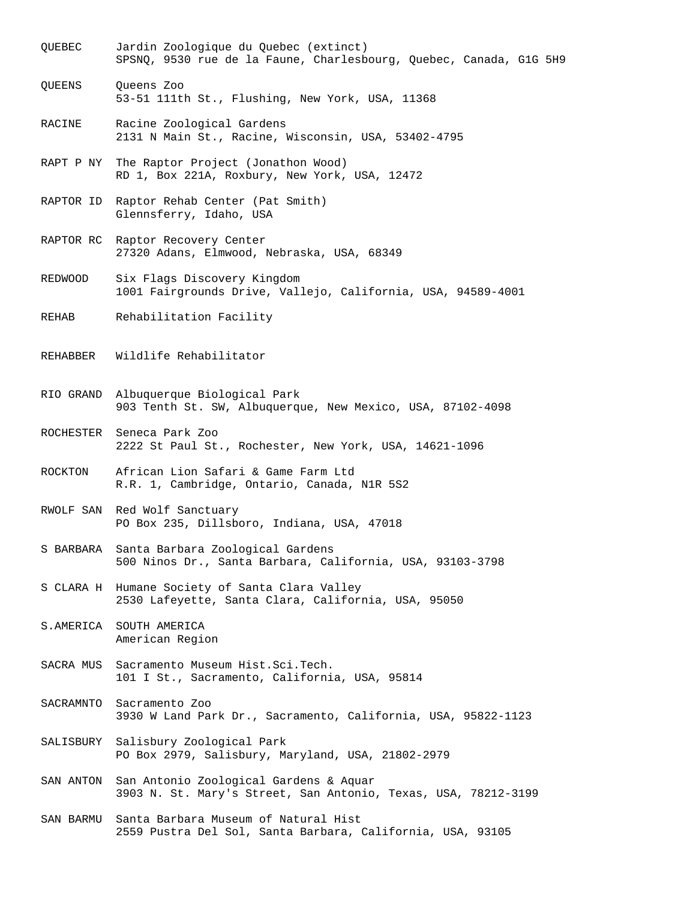| | |
|---|---|
| QUEBEC | Jardin Zoologique du Quebec (extinct)<br>SPSNQ, 9530 rue de la Faune, Charlesbourg, Quebec, Canada, G1G 5H9 |
| QUEENS | Queens Zoo<br>53-51 111th St., Flushing, New York, USA, 11368 |
| RACINE | Racine Zoological Gardens<br>2131 N Main St., Racine, Wisconsin, USA, 53402-4795 |
| RAPT P NY | The Raptor Project (Jonathon Wood)<br>RD 1, Box 221A, Roxbury, New York, USA, 12472 |
| RAPTOR ID | Raptor Rehab Center (Pat Smith)<br>Glennsferry, Idaho, USA |
| RAPTOR RC | Raptor Recovery Center<br>27320 Adans, Elmwood, Nebraska, USA, 68349 |
| REDWOOD | Six Flags Discovery Kingdom<br>1001 Fairgrounds Drive, Vallejo, California, USA, 94589-4001 |
| REHAB | Rehabilitation Facility |
| REHABBER | Wildlife Rehabilitator |
| RIO GRAND | Albuquerque Biological Park<br>903 Tenth St. SW, Albuquerque, New Mexico, USA, 87102-4098 |
| ROCHESTER | Seneca Park Zoo<br>2222 St Paul St., Rochester, New York, USA, 14621-1096 |
| ROCKTON | African Lion Safari & Game Farm Ltd<br>R.R. 1, Cambridge, Ontario, Canada, N1R 5S2 |
| RWOLF SAN | Red Wolf Sanctuary<br>PO Box 235, Dillsboro, Indiana, USA, 47018 |
| S BARBARA | Santa Barbara Zoological Gardens<br>500 Ninos Dr., Santa Barbara, California, USA, 93103-3798 |
| S CLARA H | Humane Society of Santa Clara Valley<br>2530 Lafeyette, Santa Clara, California, USA, 95050 |
| S.AMERICA | SOUTH AMERICA<br>American Region |
| SACRA MUS | Sacramento Museum Hist.Sci.Tech.<br>101 I St., Sacramento, California, USA, 95814 |
| SACRAMNTO | Sacramento Zoo<br>3930 W Land Park Dr., Sacramento, California, USA, 95822-1123 |
| SALISBURY | Salisbury Zoological Park<br>PO Box 2979, Salisbury, Maryland, USA, 21802-2979 |
| SAN ANTON | San Antonio Zoological Gardens & Aquar<br>3903 N. St. Mary's Street, San Antonio, Texas, USA, 78212-3199 |
| SAN BARMU | Santa Barbara Museum of Natural Hist<br>2559 Pustra Del Sol, Santa Barbara, California, USA, 93105 |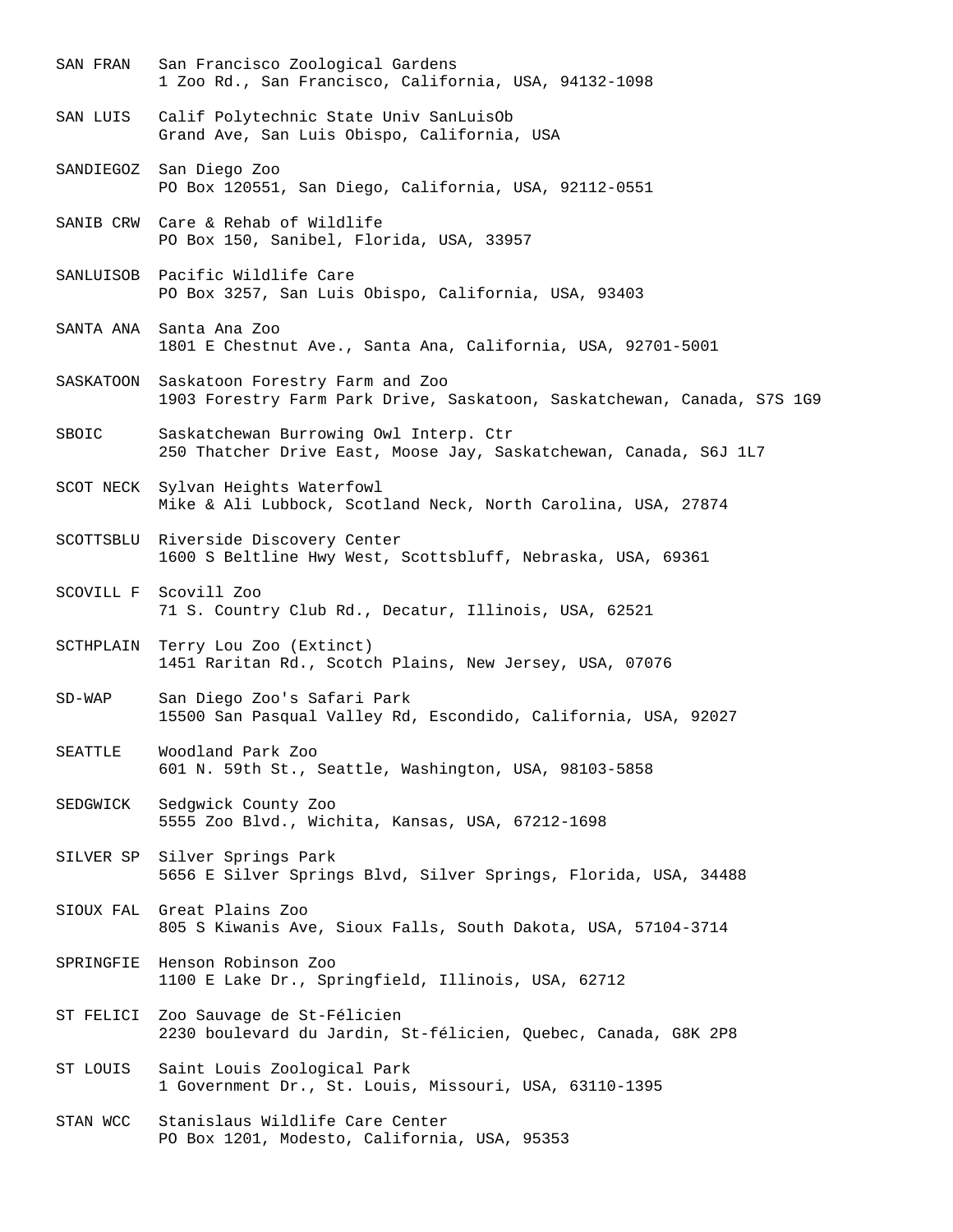SAN FRAN San Francisco Zoological Gardens
1 Zoo Rd., San Francisco, California, USA, 94132-1098

SAN LUIS Calif Polytechnic State Univ SanLuisOb
Grand Ave, San Luis Obispo, California, USA

SANDIEGOZ San Diego Zoo
PO Box 120551, San Diego, California, USA, 92112-0551

SANIB CRW Care & Rehab of Wildlife
PO Box 150, Sanibel, Florida, USA, 33957

SANLUISOB Pacific Wildlife Care
PO Box 3257, San Luis Obispo, California, USA, 93403

SANTA ANA Santa Ana Zoo
1801 E Chestnut Ave., Santa Ana, California, USA, 92701-5001

SASKATOON Saskatoon Forestry Farm and Zoo
1903 Forestry Farm Park Drive, Saskatoon, Saskatchewan, Canada, S7S 1G9

SBOIC Saskatchewan Burrowing Owl Interp. Ctr
250 Thatcher Drive East, Moose Jay, Saskatchewan, Canada, S6J 1L7

SCOT NECK Sylvan Heights Waterfowl
Mike & Ali Lubbock, Scotland Neck, North Carolina, USA, 27874

SCOTTSBLU Riverside Discovery Center
1600 S Beltline Hwy West, Scottsbluff, Nebraska, USA, 69361

SCOVILL F Scovill Zoo
71 S. Country Club Rd., Decatur, Illinois, USA, 62521

SCTHPLAIN Terry Lou Zoo (Extinct)
1451 Raritan Rd., Scotch Plains, New Jersey, USA, 07076

SD-WAP San Diego Zoo's Safari Park
15500 San Pasqual Valley Rd, Escondido, California, USA, 92027

SEATTLE Woodland Park Zoo
601 N. 59th St., Seattle, Washington, USA, 98103-5858

SEDGWICK Sedgwick County Zoo
5555 Zoo Blvd., Wichita, Kansas, USA, 67212-1698

SILVER SP Silver Springs Park
5656 E Silver Springs Blvd, Silver Springs, Florida, USA, 34488

SIOUX FAL Great Plains Zoo
805 S Kiwanis Ave, Sioux Falls, South Dakota, USA, 57104-3714

SPRINGFIE Henson Robinson Zoo
1100 E Lake Dr., Springfield, Illinois, USA, 62712

ST FELICI Zoo Sauvage de St-Félicien
2230 boulevard du Jardin, St-félicien, Quebec, Canada, G8K 2P8

ST LOUIS Saint Louis Zoological Park
1 Government Dr., St. Louis, Missouri, USA, 63110-1395

STAN WCC Stanislaus Wildlife Care Center
PO Box 1201, Modesto, California, USA, 95353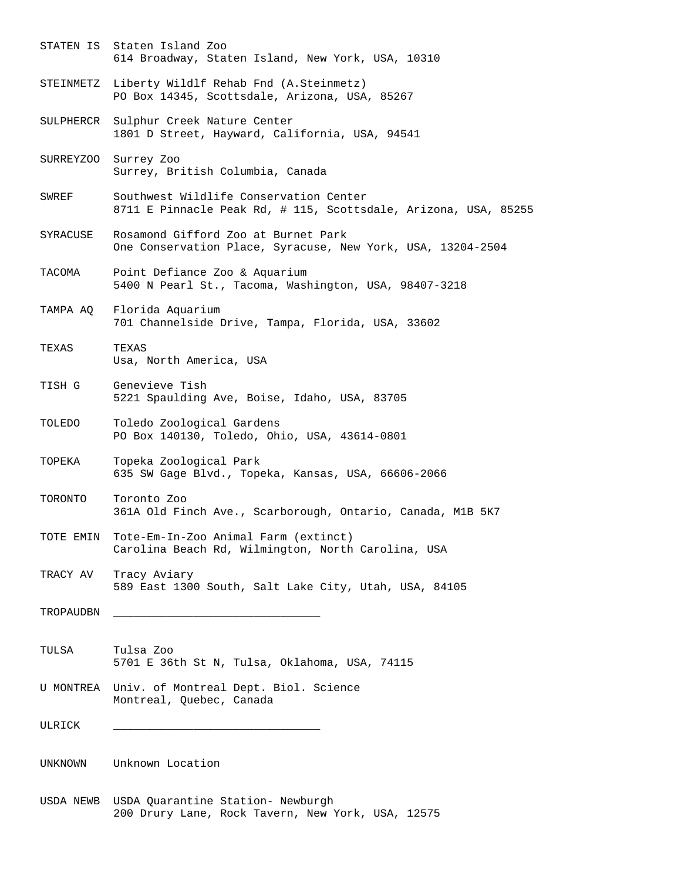| | |
|---|---|
| STATEN IS | Staten Island Zoo<br>614 Broadway, Staten Island, New York, USA, 10310 |
| STEINMETZ | Liberty Wildlf Rehab Fnd (A.Steinmetz)<br>PO Box 14345, Scottsdale, Arizona, USA, 85267 |
| SULPHERCR | Sulphur Creek Nature Center<br>1801 D Street, Hayward, California, USA, 94541 |
| SURREYZOO | Surrey Zoo<br>Surrey, British Columbia, Canada |
| SWREF | Southwest Wildlife Conservation Center<br>8711 E Pinnacle Peak Rd, # 115, Scottsdale, Arizona, USA, 85255 |
| SYRACUSE | Rosamond Gifford Zoo at Burnet Park<br>One Conservation Place, Syracuse, New York, USA, 13204-2504 |
| TACOMA | Point Defiance Zoo & Aquarium<br>5400 N Pearl St., Tacoma, Washington, USA, 98407-3218 |
| TAMPA AQ | Florida Aquarium<br>701 Channelside Drive, Tampa, Florida, USA, 33602 |
| TEXAS | TEXAS<br>Usa, North America, USA |
| TISH G | Genevieve Tish<br>5221 Spaulding Ave, Boise, Idaho, USA, 83705 |
| TOLEDO | Toledo Zoological Gardens<br>PO Box 140130, Toledo, Ohio, USA, 43614-0801 |
| TOPEKA | Topeka Zoological Park<br>635 SW Gage Blvd., Topeka, Kansas, USA, 66606-2066 |
| TORONTO | Toronto Zoo<br>361A Old Finch Ave., Scarborough, Ontario, Canada, M1B 5K7 |
| TOTE EMIN | Tote-Em-In-Zoo Animal Farm (extinct)<br>Carolina Beach Rd, Wilmington, North Carolina, USA |
| TRACY AV | Tracy Aviary<br>589 East 1300 South, Salt Lake City, Utah, USA, 84105 |
| TROPAUDBN | ______________________________ |
| TULSA | Tulsa Zoo<br>5701 E 36th St N, Tulsa, Oklahoma, USA, 74115 |
| U MONTREA | Univ. of Montreal Dept. Biol. Science<br>Montreal, Quebec, Canada |
| ULRICK | ______________________________ |
| UNKNOWN | Unknown Location |
| USDA NEWB | USDA Quarantine Station- Newburgh<br>200 Drury Lane, Rock Tavern, New York, USA, 12575 |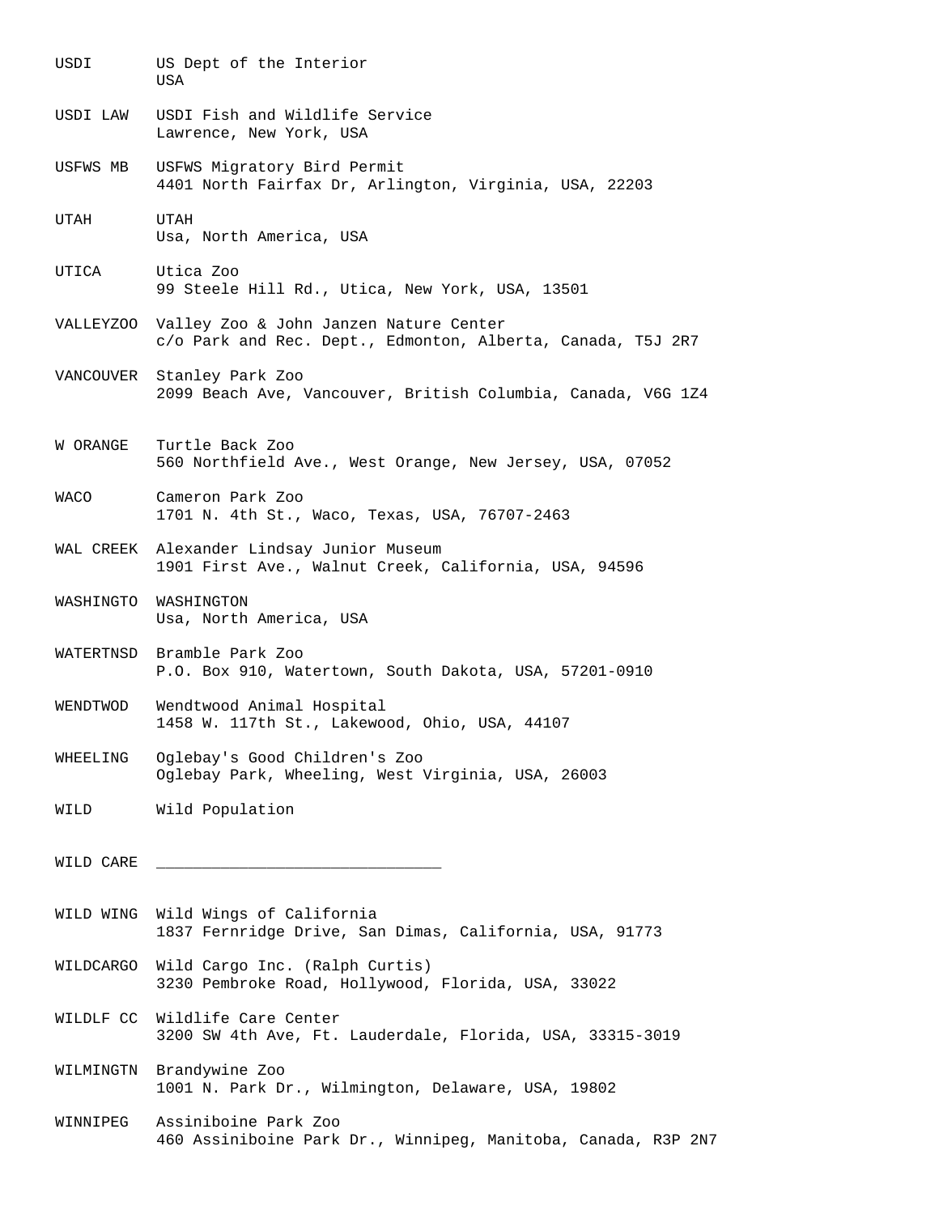| | |
|---|---|
| USDI | US Dept of the Interior<br>USA |
| USDI LAW | USDI Fish and Wildlife Service<br>Lawrence, New York, USA |
| USFWS MB | USFWS Migratory Bird Permit<br>4401 North Fairfax Dr, Arlington, Virginia, USA, 22203 |
| UTAH | UTAH<br>Usa, North America, USA |
| UTICA | Utica Zoo<br>99 Steele Hill Rd., Utica, New York, USA, 13501 |
| VALLEYZOO | Valley Zoo & John Janzen Nature Center<br>c/o Park and Rec. Dept., Edmonton, Alberta, Canada, T5J 2R7 |
| VANCOUVER | Stanley Park Zoo<br>2099 Beach Ave, Vancouver, British Columbia, Canada, V6G 1Z4 |
| W ORANGE | Turtle Back Zoo<br>560 Northfield Ave., West Orange, New Jersey, USA, 07052 |
| WACO | Cameron Park Zoo<br>1701 N. 4th St., Waco, Texas, USA, 76707-2463 |
| WAL CREEK | Alexander Lindsay Junior Museum<br>1901 First Ave., Walnut Creek, California, USA, 94596 |
| WASHINGTO | WASHINGTON<br>Usa, North America, USA |
| WATERTNSD | Bramble Park Zoo<br>P.O. Box 910, Watertown, South Dakota, USA, 57201-0910 |
| WENDTWOD | Wendtwood Animal Hospital<br>1458 W. 117th St., Lakewood, Ohio, USA, 44107 |
| WHEELING | Oglebay's Good Children's Zoo<br>Oglebay Park, Wheeling, West Virginia, USA, 26003 |
| WILD | Wild Population |
| WILD CARE | ______________________________ |
| WILD WING | Wild Wings of California<br>1837 Fernridge Drive, San Dimas, California, USA, 91773 |
| WILDCARGO | Wild Cargo Inc. (Ralph Curtis)<br>3230 Pembroke Road, Hollywood, Florida, USA, 33022 |
| WILDLF CC | Wildlife Care Center<br>3200 SW 4th Ave, Ft. Lauderdale, Florida, USA, 33315-3019 |
| WILMINGTN | Brandywine Zoo<br>1001 N. Park Dr., Wilmington, Delaware, USA, 19802 |
| WINNIPEG | Assiniboine Park Zoo<br>460 Assiniboine Park Dr., Winnipeg, Manitoba, Canada, R3P 2N7 |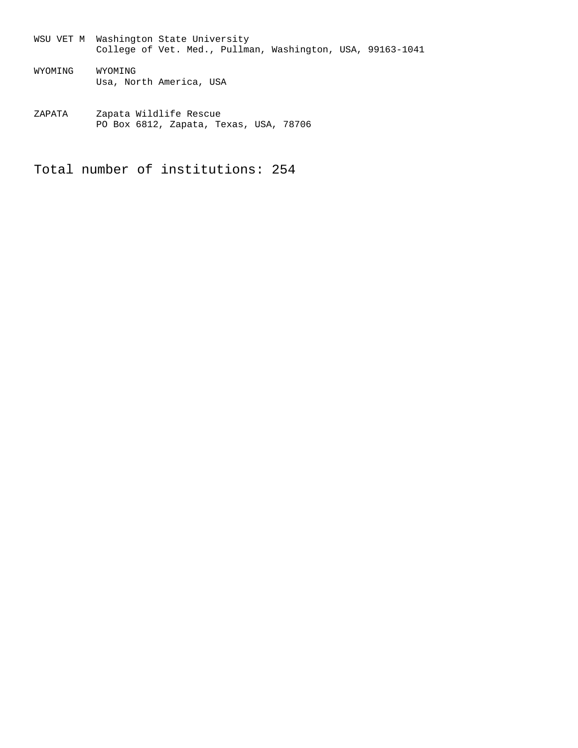| | |
|---|---|
| WSU VET M | Washington State University<br>College of Vet. Med., Pullman, Washington, USA, 99163-1041 |
| WYOMING | WYOMING<br>Usa, North America, USA |
| ZAPATA | Zapata Wildlife Rescue<br>PO Box 6812, Zapata, Texas, USA, 78706 |

Total number of institutions: 254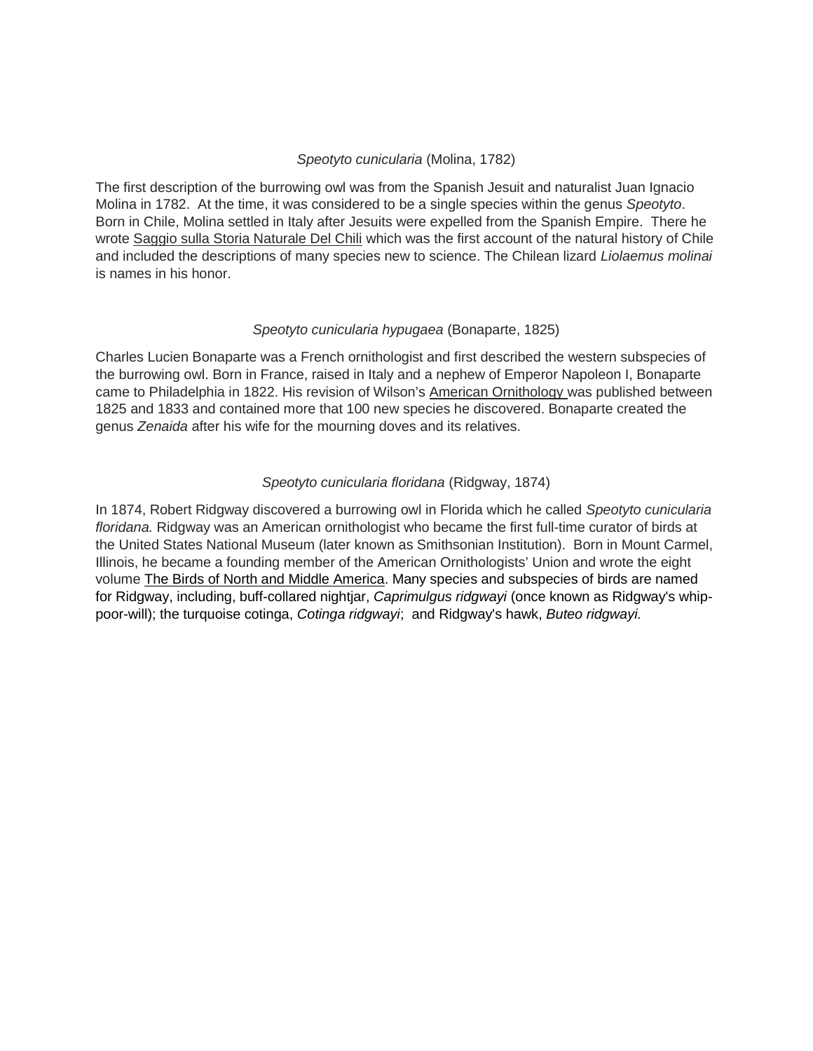*Speotyto cunicularia* (Molina, 1782)

The first description of the burrowing owl was from the Spanish Jesuit and naturalist Juan Ignacio Molina in 1782. At the time, it was considered to be a single species within the genus *Speotyto*. Born in Chile, Molina settled in Italy after Jesuits were expelled from the Spanish Empire. There he wrote Saggio sulla Storia Naturale Del Chili which was the first account of the natural history of Chile and included the descriptions of many species new to science. The Chilean lizard *Liolaemus molinai* is names in his honor.

*Speotyto cunicularia hypugaea* (Bonaparte, 1825)

Charles Lucien Bonaparte was a French ornithologist and first described the western subspecies of the burrowing owl. Born in France, raised in Italy and a nephew of Emperor Napoleon I, Bonaparte came to Philadelphia in 1822. His revision of Wilson's American Ornithology was published between 1825 and 1833 and contained more that 100 new species he discovered. Bonaparte created the genus *Zenaida* after his wife for the mourning doves and its relatives.

*Speotyto cunicularia floridana* (Ridgway, 1874)

In 1874, Robert Ridgway discovered a burrowing owl in Florida which he called *Speotyto cunicularia floridana.* Ridgway was an American ornithologist who became the first full-time curator of birds at the United States National Museum (later known as Smithsonian Institution). Born in Mount Carmel, Illinois, he became a founding member of the American Ornithologists' Union and wrote the eight volume The Birds of North and Middle America. Many species and subspecies of birds are named for Ridgway, including, buff-collared nightjar, *Caprimulgus ridgwayi* (once known as Ridgway's whip-poor-will); the turquoise cotinga, *Cotinga ridgwayi*; and Ridgway's hawk, *Buteo ridgwayi.*